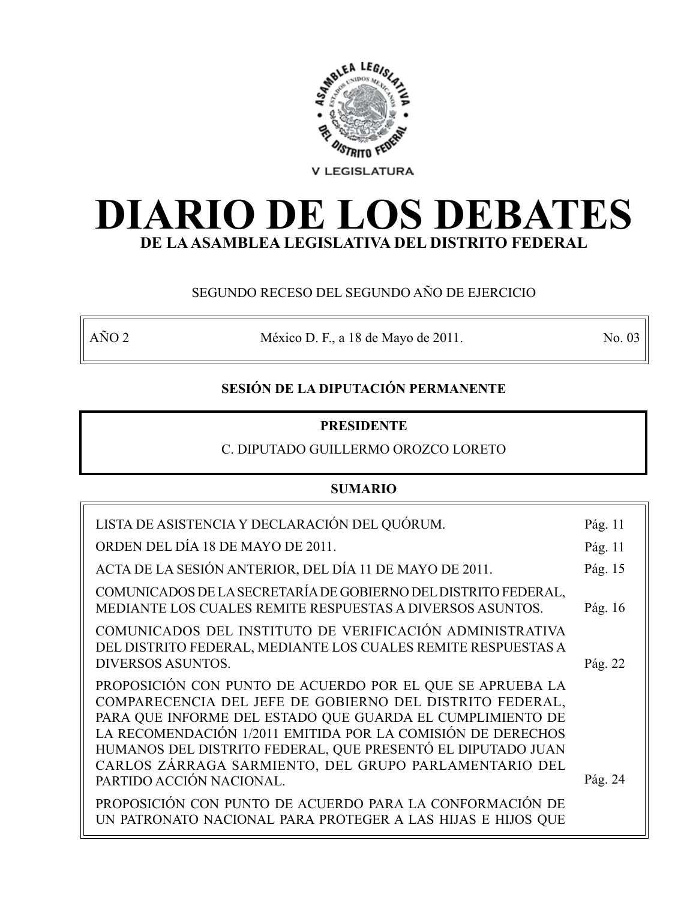V LEGISLATURA

# DIARIO DE LOS DEBATES

## DE LA ASAMBLEA LEGISLATIVA DEL DISTRITO FEDERAL

SEGUNDO RECESO DEL SEGUNDO AÑO DE EJERCICIO

| AÑO 2 | México D. F., a 18 de Mayo de 2011. | No. 03 |
|---|---|---|

**SESIÓN DE LA DIPUTACIÓN PERMANENTE**

**PRESIDENTE**

C. DIPUTADO GUILLERMO OROZCO LORETO

**SUMARIO**

| | |
|---|---|
| LISTA DE ASISTENCIA Y DECLARACIÓN DEL QUÓRUM. | Pág. 11 |
| ORDEN DEL DÍA 18 DE MAYO DE 2011. | Pág. 11 |
| ACTA DE LA SESIÓN ANTERIOR, DEL DÍA 11 DE MAYO DE 2011. | Pág. 15 |
| COMUNICADOS DE LA SECRETARÍA DE GOBIERNO DEL DISTRITO FEDERAL, MEDIANTE LOS CUALES REMITE RESPUESTAS A DIVERSOS ASUNTOS. | Pág. 16 |
| COMUNICADOS DEL INSTITUTO DE VERIFICACIÓN ADMINISTRATIVA DEL DISTRITO FEDERAL, MEDIANTE LOS CUALES REMITE RESPUESTAS A DIVERSOS ASUNTOS. | Pág. 22 |
| PROPOSICIÓN CON PUNTO DE ACUERDO POR EL QUE SE APRUEBA LA COMPARECENCIA DEL JEFE DE GOBIERNO DEL DISTRITO FEDERAL, PARA QUE INFORME DEL ESTADO QUE GUARDA EL CUMPLIMIENTO DE LA RECOMENDACIÓN 1/2011 EMITIDA POR LA COMISIÓN DE DERECHOS HUMANOS DEL DISTRITO FEDERAL, QUE PRESENTÓ EL DIPUTADO JUAN CARLOS ZÁRRAGA SARMIENTO, DEL GRUPO PARLAMENTARIO DEL PARTIDO ACCIÓN NACIONAL. | Pág. 24 |
| PROPOSICIÓN CON PUNTO DE ACUERDO PARA LA CONFORMACIÓN DE UN PATRONATO NACIONAL PARA PROTEGER A LAS HIJAS E HIJOS QUE | |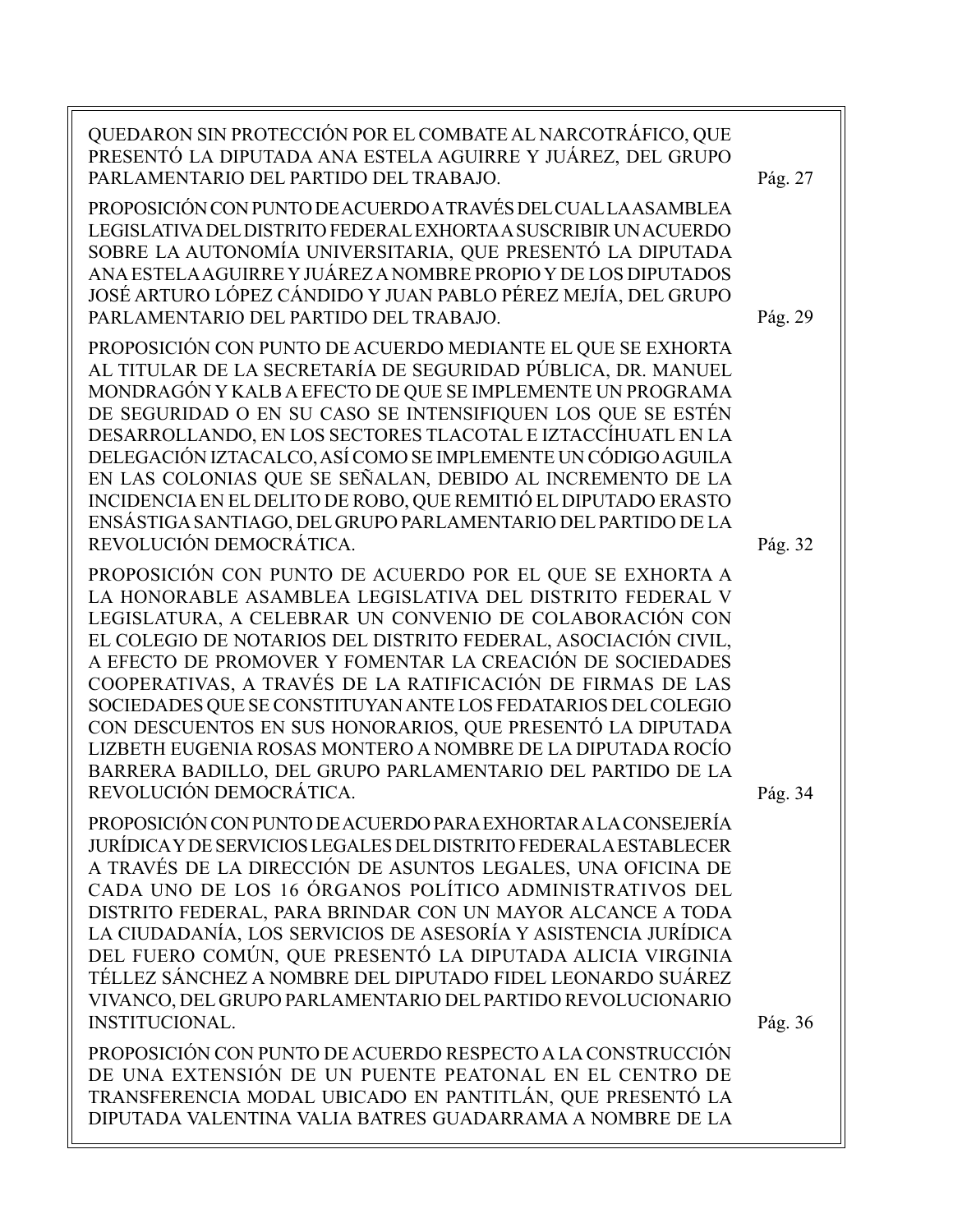QUEDARON SIN PROTECCIÓN POR EL COMBATE AL NARCOTRÁFICO, QUE PRESENTÓ LA DIPUTADA ANA ESTELA AGUIRRE Y JUÁREZ, DEL GRUPO PARLAMENTARIO DEL PARTIDO DEL TRABAJO. Pág. 27

PROPOSICIÓN CON PUNTO DE ACUERDO A TRAVÉS DEL CUAL LA ASAMBLEA LEGISLATIVA DEL DISTRITO FEDERAL EXHORTA A SUSCRIBIR UN ACUERDO SOBRE LA AUTONOMÍA UNIVERSITARIA, QUE PRESENTÓ LA DIPUTADA ANA ESTELA AGUIRRE Y JUÁREZ A NOMBRE PROPIO Y DE LOS DIPUTADOS JOSÉ ARTURO LÓPEZ CÁNDIDO Y JUAN PABLO PÉREZ MEJÍA, DEL GRUPO PARLAMENTARIO DEL PARTIDO DEL TRABAJO. Pág. 29

PROPOSICIÓN CON PUNTO DE ACUERDO MEDIANTE EL QUE SE EXHORTA AL TITULAR DE LA SECRETARÍA DE SEGURIDAD PÚBLICA, DR. MANUEL MONDRAGÓN Y KALB A EFECTO DE QUE SE IMPLEMENTE UN PROGRAMA DE SEGURIDAD O EN SU CASO SE INTENSIFIQUEN LOS QUE SE ESTÉN DESARROLLANDO, EN LOS SECTORES TLACOTAL E IZTACCÍHUATL EN LA DELEGACIÓN IZTACALCO, ASÍ COMO SE IMPLEMENTE UN CÓDIGO AGUILA EN LAS COLONIAS QUE SE SEÑALAN, DEBIDO AL INCREMENTO DE LA INCIDENCIA EN EL DELITO DE ROBO, QUE REMITIÓ EL DIPUTADO ERASTO ENSÁSTIGA SANTIAGO, DEL GRUPO PARLAMENTARIO DEL PARTIDO DE LA REVOLUCIÓN DEMOCRÁTICA. Pág. 32

PROPOSICIÓN CON PUNTO DE ACUERDO POR EL QUE SE EXHORTA A LA HONORABLE ASAMBLEA LEGISLATIVA DEL DISTRITO FEDERAL V LEGISLATURA, A CELEBRAR UN CONVENIO DE COLABORACIÓN CON EL COLEGIO DE NOTARIOS DEL DISTRITO FEDERAL, ASOCIACIÓN CIVIL, A EFECTO DE PROMOVER Y FOMENTAR LA CREACIÓN DE SOCIEDADES COOPERATIVAS, A TRAVÉS DE LA RATIFICACIÓN DE FIRMAS DE LAS SOCIEDADES QUE SE CONSTITUYAN ANTE LOS FEDATARIOS DEL COLEGIO CON DESCUENTOS EN SUS HONORARIOS, QUE PRESENTÓ LA DIPUTADA LIZBETH EUGENIA ROSAS MONTERO A NOMBRE DE LA DIPUTADA ROCÍO BARRERA BADILLO, DEL GRUPO PARLAMENTARIO DEL PARTIDO DE LA REVOLUCIÓN DEMOCRÁTICA. Pág. 34

PROPOSICIÓN CON PUNTO DE ACUERDO PARA EXHORTAR A LA CONSEJERÍA JURÍDICA Y DE SERVICIOS LEGALES DEL DISTRITO FEDERAL A ESTABLECER A TRAVÉS DE LA DIRECCIÓN DE ASUNTOS LEGALES, UNA OFICINA DE CADA UNO DE LOS 16 ÓRGANOS POLÍTICO ADMINISTRATIVOS DEL DISTRITO FEDERAL, PARA BRINDAR CON UN MAYOR ALCANCE A TODA LA CIUDADANÍA, LOS SERVICIOS DE ASESORÍA Y ASISTENCIA JURÍDICA DEL FUERO COMÚN, QUE PRESENTÓ LA DIPUTADA ALICIA VIRGINIA TÉLLEZ SÁNCHEZ A NOMBRE DEL DIPUTADO FIDEL LEONARDO SUÁREZ VIVANCO, DEL GRUPO PARLAMENTARIO DEL PARTIDO REVOLUCIONARIO INSTITUCIONAL. Pág. 36

PROPOSICIÓN CON PUNTO DE ACUERDO RESPECTO A LA CONSTRUCCIÓN DE UNA EXTENSIÓN DE UN PUENTE PEATONAL EN EL CENTRO DE TRANSFERENCIA MODAL UBICADO EN PANTITLÁN, QUE PRESENTÓ LA DIPUTADA VALENTINA VALIA BATRES GUADARRAMA A NOMBRE DE LA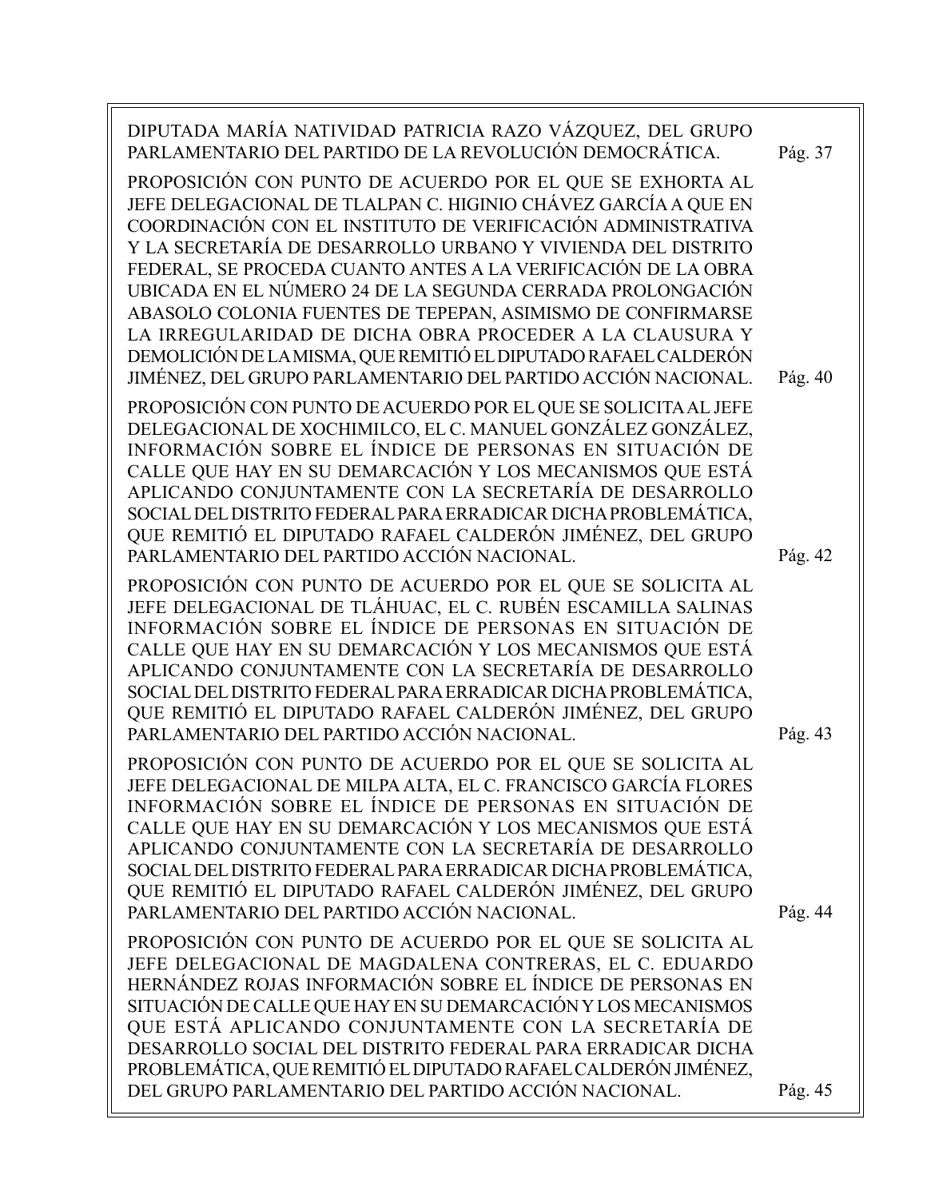DIPUTADA MARÍA NATIVIDAD PATRICIA RAZO VÁZQUEZ, DEL GRUPO PARLAMENTARIO DEL PARTIDO DE LA REVOLUCIÓN DEMOCRÁTICA. Pág. 37

PROPOSICIÓN CON PUNTO DE ACUERDO POR EL QUE SE EXHORTA AL JEFE DELEGACIONAL DE TLALPAN C. HIGINIO CHÁVEZ GARCÍA A QUE EN COORDINACIÓN CON EL INSTITUTO DE VERIFICACIÓN ADMINISTRATIVA Y LA SECRETARÍA DE DESARROLLO URBANO Y VIVIENDA DEL DISTRITO FEDERAL, SE PROCEDA CUANTO ANTES A LA VERIFICACIÓN DE LA OBRA UBICADA EN EL NÚMERO 24 DE LA SEGUNDA CERRADA PROLONGACIÓN ABASOLO COLONIA FUENTES DE TEPEPAN, ASIMISMO DE CONFIRMARSE LA IRREGULARIDAD DE DICHA OBRA PROCEDER A LA CLAUSURA Y DEMOLICIÓN DE LA MISMA, QUE REMITIÓ EL DIPUTADO RAFAEL CALDERÓN JIMÉNEZ, DEL GRUPO PARLAMENTARIO DEL PARTIDO ACCIÓN NACIONAL. Pág. 40

PROPOSICIÓN CON PUNTO DE ACUERDO POR EL QUE SE SOLICITA AL JEFE DELEGACIONAL DE XOCHIMILCO, EL C. MANUEL GONZÁLEZ GONZÁLEZ, INFORMACIÓN SOBRE EL ÍNDICE DE PERSONAS EN SITUACIÓN DE CALLE QUE HAY EN SU DEMARCACIÓN Y LOS MECANISMOS QUE ESTÁ APLICANDO CONJUNTAMENTE CON LA SECRETARÍA DE DESARROLLO SOCIAL DEL DISTRITO FEDERAL PARA ERRADICAR DICHA PROBLEMÁTICA, QUE REMITIÓ EL DIPUTADO RAFAEL CALDERÓN JIMÉNEZ, DEL GRUPO PARLAMENTARIO DEL PARTIDO ACCIÓN NACIONAL. Pág. 42

PROPOSICIÓN CON PUNTO DE ACUERDO POR EL QUE SE SOLICITA AL JEFE DELEGACIONAL DE TLÁHUAC, EL C. RUBÉN ESCAMILLA SALINAS INFORMACIÓN SOBRE EL ÍNDICE DE PERSONAS EN SITUACIÓN DE CALLE QUE HAY EN SU DEMARCACIÓN Y LOS MECANISMOS QUE ESTÁ APLICANDO CONJUNTAMENTE CON LA SECRETARÍA DE DESARROLLO SOCIAL DEL DISTRITO FEDERAL PARA ERRADICAR DICHA PROBLEMÁTICA, QUE REMITIÓ EL DIPUTADO RAFAEL CALDERÓN JIMÉNEZ, DEL GRUPO PARLAMENTARIO DEL PARTIDO ACCIÓN NACIONAL. Pág. 43

PROPOSICIÓN CON PUNTO DE ACUERDO POR EL QUE SE SOLICITA AL JEFE DELEGACIONAL DE MILPA ALTA, EL C. FRANCISCO GARCÍA FLORES INFORMACIÓN SOBRE EL ÍNDICE DE PERSONAS EN SITUACIÓN DE CALLE QUE HAY EN SU DEMARCACIÓN Y LOS MECANISMOS QUE ESTÁ APLICANDO CONJUNTAMENTE CON LA SECRETARÍA DE DESARROLLO SOCIAL DEL DISTRITO FEDERAL PARA ERRADICAR DICHA PROBLEMÁTICA, QUE REMITIÓ EL DIPUTADO RAFAEL CALDERÓN JIMÉNEZ, DEL GRUPO PARLAMENTARIO DEL PARTIDO ACCIÓN NACIONAL. Pág. 44

PROPOSICIÓN CON PUNTO DE ACUERDO POR EL QUE SE SOLICITA AL JEFE DELEGACIONAL DE MAGDALENA CONTRERAS, EL C. EDUARDO HERNÁNDEZ ROJAS INFORMACIÓN SOBRE EL ÍNDICE DE PERSONAS EN SITUACIÓN DE CALLE QUE HAY EN SU DEMARCACIÓN Y LOS MECANISMOS QUE ESTÁ APLICANDO CONJUNTAMENTE CON LA SECRETARÍA DE DESARROLLO SOCIAL DEL DISTRITO FEDERAL PARA ERRADICAR DICHA PROBLEMÁTICA, QUE REMITIÓ EL DIPUTADO RAFAEL CALDERÓN JIMÉNEZ, DEL GRUPO PARLAMENTARIO DEL PARTIDO ACCIÓN NACIONAL. Pág. 45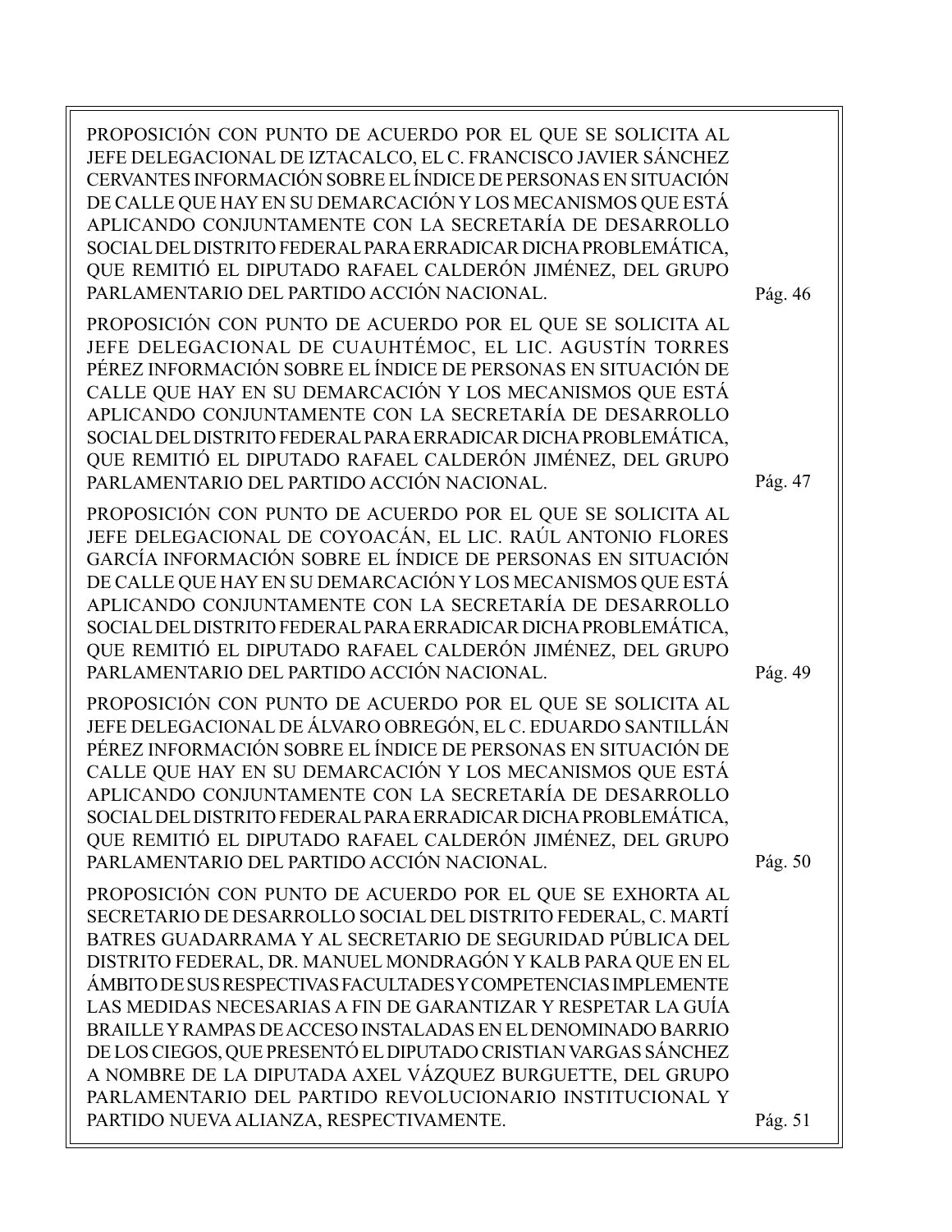PROPOSICIÓN CON PUNTO DE ACUERDO POR EL QUE SE SOLICITA AL JEFE DELEGACIONAL DE IZTACALCO, EL C. FRANCISCO JAVIER SÁNCHEZ CERVANTES INFORMACIÓN SOBRE EL ÍNDICE DE PERSONAS EN SITUACIÓN DE CALLE QUE HAY EN SU DEMARCACIÓN Y LOS MECANISMOS QUE ESTÁ APLICANDO CONJUNTAMENTE CON LA SECRETARÍA DE DESARROLLO SOCIAL DEL DISTRITO FEDERAL PARA ERRADICAR DICHA PROBLEMÁTICA, QUE REMITIÓ EL DIPUTADO RAFAEL CALDERÓN JIMÉNEZ, DEL GRUPO PARLAMENTARIO DEL PARTIDO ACCIÓN NACIONAL. Pág. 46

PROPOSICIÓN CON PUNTO DE ACUERDO POR EL QUE SE SOLICITA AL JEFE DELEGACIONAL DE CUAUHTÉMOC, EL LIC. AGUSTÍN TORRES PÉREZ INFORMACIÓN SOBRE EL ÍNDICE DE PERSONAS EN SITUACIÓN DE CALLE QUE HAY EN SU DEMARCACIÓN Y LOS MECANISMOS QUE ESTÁ APLICANDO CONJUNTAMENTE CON LA SECRETARÍA DE DESARROLLO SOCIAL DEL DISTRITO FEDERAL PARA ERRADICAR DICHA PROBLEMÁTICA, QUE REMITIÓ EL DIPUTADO RAFAEL CALDERÓN JIMÉNEZ, DEL GRUPO PARLAMENTARIO DEL PARTIDO ACCIÓN NACIONAL. Pág. 47

PROPOSICIÓN CON PUNTO DE ACUERDO POR EL QUE SE SOLICITA AL JEFE DELEGACIONAL DE COYOACÁN, EL LIC. RAÚL ANTONIO FLORES GARCÍA INFORMACIÓN SOBRE EL ÍNDICE DE PERSONAS EN SITUACIÓN DE CALLE QUE HAY EN SU DEMARCACIÓN Y LOS MECANISMOS QUE ESTÁ APLICANDO CONJUNTAMENTE CON LA SECRETARÍA DE DESARROLLO SOCIAL DEL DISTRITO FEDERAL PARA ERRADICAR DICHA PROBLEMÁTICA, QUE REMITIÓ EL DIPUTADO RAFAEL CALDERÓN JIMÉNEZ, DEL GRUPO PARLAMENTARIO DEL PARTIDO ACCIÓN NACIONAL. Pág. 49

PROPOSICIÓN CON PUNTO DE ACUERDO POR EL QUE SE SOLICITA AL JEFE DELEGACIONAL DE ÁLVARO OBREGÓN, EL C. EDUARDO SANTILLÁN PÉREZ INFORMACIÓN SOBRE EL ÍNDICE DE PERSONAS EN SITUACIÓN DE CALLE QUE HAY EN SU DEMARCACIÓN Y LOS MECANISMOS QUE ESTÁ APLICANDO CONJUNTAMENTE CON LA SECRETARÍA DE DESARROLLO SOCIAL DEL DISTRITO FEDERAL PARA ERRADICAR DICHA PROBLEMÁTICA, QUE REMITIÓ EL DIPUTADO RAFAEL CALDERÓN JIMÉNEZ, DEL GRUPO PARLAMENTARIO DEL PARTIDO ACCIÓN NACIONAL. Pág. 50

PROPOSICIÓN CON PUNTO DE ACUERDO POR EL QUE SE EXHORTA AL SECRETARIO DE DESARROLLO SOCIAL DEL DISTRITO FEDERAL, C. MARTÍ BATRES GUADARRAMA Y AL SECRETARIO DE SEGURIDAD PÚBLICA DEL DISTRITO FEDERAL, DR. MANUEL MONDRAGÓN Y KALB PARA QUE EN EL ÁMBITO DE SUS RESPECTIVAS FACULTADES Y COMPETENCIAS IMPLEMENTE LAS MEDIDAS NECESARIAS A FIN DE GARANTIZAR Y RESPETAR LA GUÍA BRAILLE Y RAMPAS DE ACCESO INSTALADAS EN EL DENOMINADO BARRIO DE LOS CIEGOS, QUE PRESENTÓ EL DIPUTADO CRISTIAN VARGAS SÁNCHEZ A NOMBRE DE LA DIPUTADA AXEL VÁZQUEZ BURGUETTE, DEL GRUPO PARLAMENTARIO DEL PARTIDO REVOLUCIONARIO INSTITUCIONAL Y PARTIDO NUEVA ALIANZA, RESPECTIVAMENTE. Pág. 51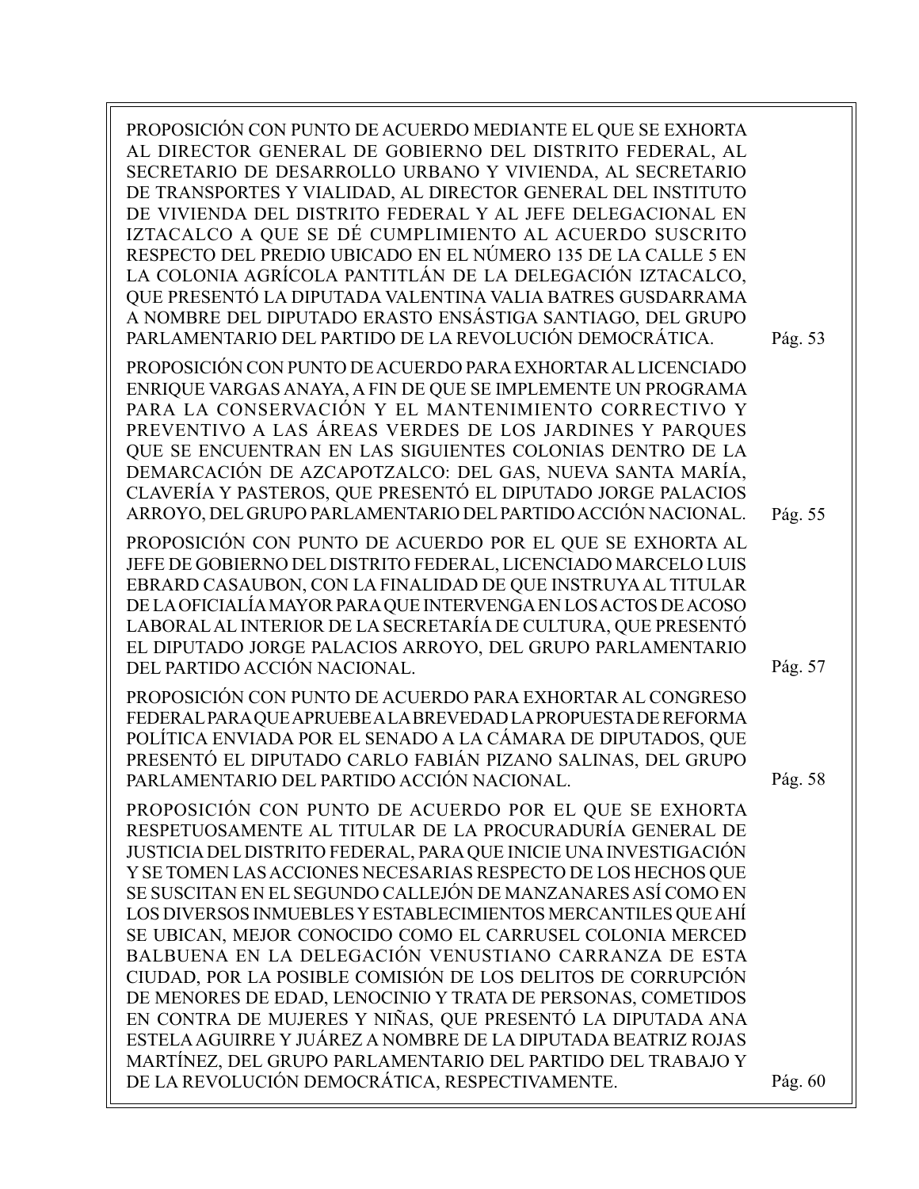PROPOSICIÓN CON PUNTO DE ACUERDO MEDIANTE EL QUE SE EXHORTA AL DIRECTOR GENERAL DE GOBIERNO DEL DISTRITO FEDERAL, AL SECRETARIO DE DESARROLLO URBANO Y VIVIENDA, AL SECRETARIO DE TRANSPORTES Y VIALIDAD, AL DIRECTOR GENERAL DEL INSTITUTO DE VIVIENDA DEL DISTRITO FEDERAL Y AL JEFE DELEGACIONAL EN IZTACALCO A QUE SE DÉ CUMPLIMIENTO AL ACUERDO SUSCRITO RESPECTO DEL PREDIO UBICADO EN EL NÚMERO 135 DE LA CALLE 5 EN LA COLONIA AGRÍCOLA PANTITLÁN DE LA DELEGACIÓN IZTACALCO, QUE PRESENTÓ LA DIPUTADA VALENTINA VALIA BATRES GUSDARRAMA A NOMBRE DEL DIPUTADO ERASTO ENSÁSTIGA SANTIAGO, DEL GRUPO PARLAMENTARIO DEL PARTIDO DE LA REVOLUCIÓN DEMOCRÁTICA. Pág. 53

PROPOSICIÓN CON PUNTO DE ACUERDO PARA EXHORTAR AL LICENCIADO ENRIQUE VARGAS ANAYA, A FIN DE QUE SE IMPLEMENTE UN PROGRAMA PARA LA CONSERVACIÓN Y EL MANTENIMIENTO CORRECTIVO Y PREVENTIVO A LAS ÁREAS VERDES DE LOS JARDINES Y PARQUES QUE SE ENCUENTRAN EN LAS SIGUIENTES COLONIAS DENTRO DE LA DEMARCACIÓN DE AZCAPOTZALCO: DEL GAS, NUEVA SANTA MARÍA, CLAVERÍA Y PASTEROS, QUE PRESENTÓ EL DIPUTADO JORGE PALACIOS ARROYO, DEL GRUPO PARLAMENTARIO DEL PARTIDO ACCIÓN NACIONAL. Pág. 55

PROPOSICIÓN CON PUNTO DE ACUERDO POR EL QUE SE EXHORTA AL JEFE DE GOBIERNO DEL DISTRITO FEDERAL, LICENCIADO MARCELO LUIS EBRARD CASAUBON, CON LA FINALIDAD DE QUE INSTRUYA AL TITULAR DE LA OFICIALÍA MAYOR PARA QUE INTERVENGA EN LOS ACTOS DE ACOSO LABORAL AL INTERIOR DE LA SECRETARÍA DE CULTURA, QUE PRESENTÓ EL DIPUTADO JORGE PALACIOS ARROYO, DEL GRUPO PARLAMENTARIO DEL PARTIDO ACCIÓN NACIONAL. Pág. 57

PROPOSICIÓN CON PUNTO DE ACUERDO PARA EXHORTAR AL CONGRESO FEDERAL PARA QUE APRUEBE A LA BREVEDAD LA PROPUESTA DE REFORMA POLÍTICA ENVIADA POR EL SENADO A LA CÁMARA DE DIPUTADOS, QUE PRESENTÓ EL DIPUTADO CARLO FABIÁN PIZANO SALINAS, DEL GRUPO PARLAMENTARIO DEL PARTIDO ACCIÓN NACIONAL. Pág. 58

PROPOSICIÓN CON PUNTO DE ACUERDO POR EL QUE SE EXHORTA RESPETUOSAMENTE AL TITULAR DE LA PROCURADURÍA GENERAL DE JUSTICIA DEL DISTRITO FEDERAL, PARA QUE INICIE UNA INVESTIGACIÓN Y SE TOMEN LAS ACCIONES NECESARIAS RESPECTO DE LOS HECHOS QUE SE SUSCITAN EN EL SEGUNDO CALLEJÓN DE MANZANARES ASÍ COMO EN LOS DIVERSOS INMUEBLES Y ESTABLECIMIENTOS MERCANTILES QUE AHÍ SE UBICAN, MEJOR CONOCIDO COMO EL CARRUSEL COLONIA MERCED BALBUENA EN LA DELEGACIÓN VENUSTIANO CARRANZA DE ESTA CIUDAD, POR LA POSIBLE COMISIÓN DE LOS DELITOS DE CORRUPCIÓN DE MENORES DE EDAD, LENOCINIO Y TRATA DE PERSONAS, COMETIDOS EN CONTRA DE MUJERES Y NIÑAS, QUE PRESENTÓ LA DIPUTADA ANA ESTELA AGUIRRE Y JUÁREZ A NOMBRE DE LA DIPUTADA BEATRIZ ROJAS MARTÍNEZ, DEL GRUPO PARLAMENTARIO DEL PARTIDO DEL TRABAJO Y DE LA REVOLUCIÓN DEMOCRÁTICA, RESPECTIVAMENTE. Pág. 60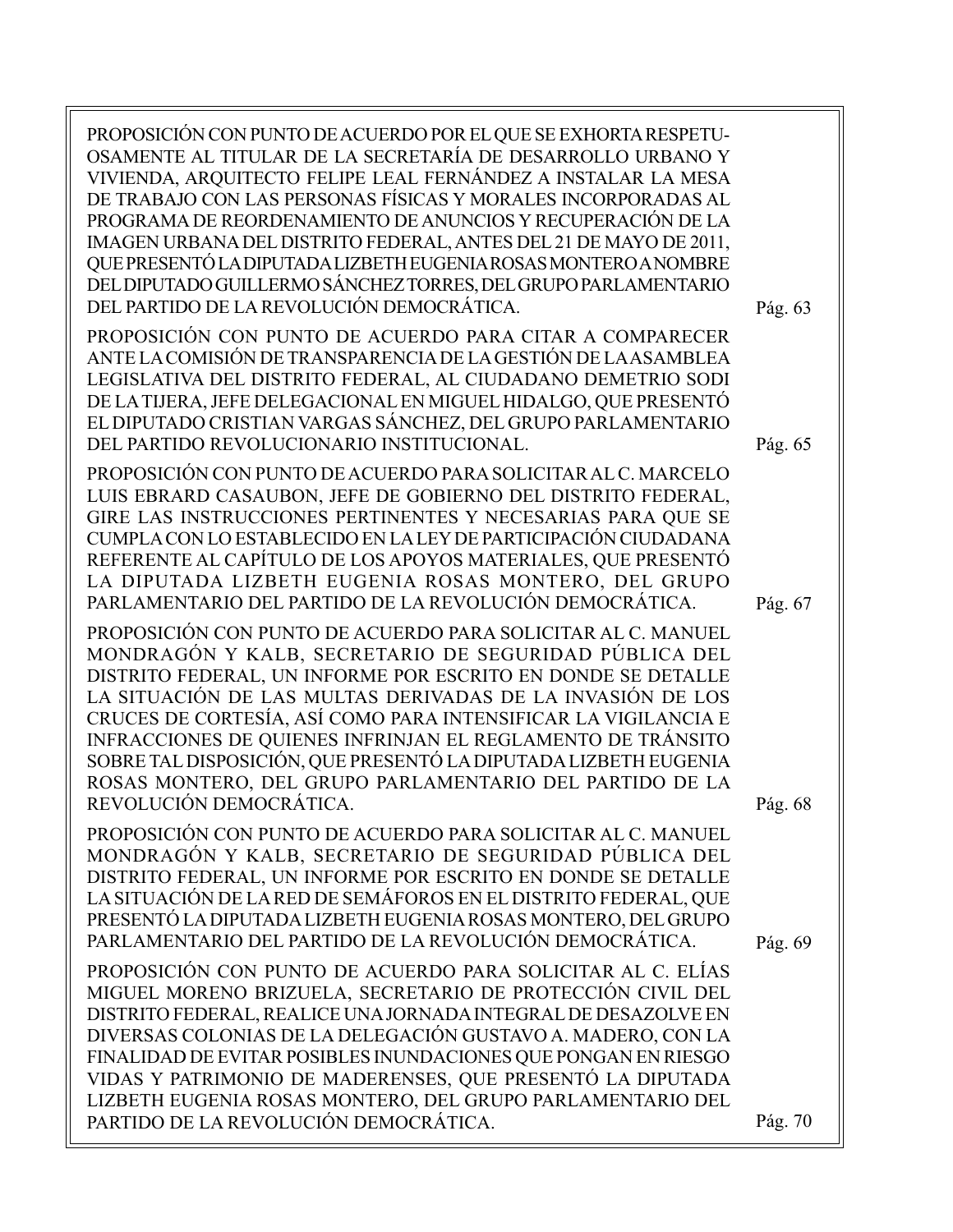PROPOSICIÓN CON PUNTO DE ACUERDO POR EL QUE SE EXHORTA RESPETUOSAMENTE AL TITULAR DE LA SECRETARÍA DE DESARROLLO URBANO Y VIVIENDA, ARQUITECTO FELIPE LEAL FERNÁNDEZ A INSTALAR LA MESA DE TRABAJO CON LAS PERSONAS FÍSICAS Y MORALES INCORPORADAS AL PROGRAMA DE REORDENAMIENTO DE ANUNCIOS Y RECUPERACIÓN DE LA IMAGEN URBANA DEL DISTRITO FEDERAL, ANTES DEL 21 DE MAYO DE 2011, QUE PRESENTÓ LA DIPUTADA LIZBETH EUGENIA ROSAS MONTERO A NOMBRE DEL DIPUTADO GUILLERMO SÁNCHEZ TORRES, DEL GRUPO PARLAMENTARIO DEL PARTIDO DE LA REVOLUCIÓN DEMOCRÁTICA. Pág. 63

PROPOSICIÓN CON PUNTO DE ACUERDO PARA CITAR A COMPARECER ANTE LA COMISIÓN DE TRANSPARENCIA DE LA GESTIÓN DE LA ASAMBLEA LEGISLATIVA DEL DISTRITO FEDERAL, AL CIUDADANO DEMETRIO SODI DE LA TIJERA, JEFE DELEGACIONAL EN MIGUEL HIDALGO, QUE PRESENTÓ EL DIPUTADO CRISTIAN VARGAS SÁNCHEZ, DEL GRUPO PARLAMENTARIO DEL PARTIDO REVOLUCIONARIO INSTITUCIONAL. Pág. 65

PROPOSICIÓN CON PUNTO DE ACUERDO PARA SOLICITAR AL C. MARCELO LUIS EBRARD CASAUBON, JEFE DE GOBIERNO DEL DISTRITO FEDERAL, GIRE LAS INSTRUCCIONES PERTINENTES Y NECESARIAS PARA QUE SE CUMPLA CON LO ESTABLECIDO EN LA LEY DE PARTICIPACIÓN CIUDADANA REFERENTE AL CAPÍTULO DE LOS APOYOS MATERIALES, QUE PRESENTÓ LA DIPUTADA LIZBETH EUGENIA ROSAS MONTERO, DEL GRUPO PARLAMENTARIO DEL PARTIDO DE LA REVOLUCIÓN DEMOCRÁTICA. Pág. 67

PROPOSICIÓN CON PUNTO DE ACUERDO PARA SOLICITAR AL C. MANUEL MONDRAGÓN Y KALB, SECRETARIO DE SEGURIDAD PÚBLICA DEL DISTRITO FEDERAL, UN INFORME POR ESCRITO EN DONDE SE DETALLE LA SITUACIÓN DE LAS MULTAS DERIVADAS DE LA INVASIÓN DE LOS CRUCES DE CORTESÍA, ASÍ COMO PARA INTENSIFICAR LA VIGILANCIA E INFRACCIONES DE QUIENES INFRINJAN EL REGLAMENTO DE TRÁNSITO SOBRE TAL DISPOSICIÓN, QUE PRESENTÓ LA DIPUTADA LIZBETH EUGENIA ROSAS MONTERO, DEL GRUPO PARLAMENTARIO DEL PARTIDO DE LA REVOLUCIÓN DEMOCRÁTICA. Pág. 68

PROPOSICIÓN CON PUNTO DE ACUERDO PARA SOLICITAR AL C. MANUEL MONDRAGÓN Y KALB, SECRETARIO DE SEGURIDAD PÚBLICA DEL DISTRITO FEDERAL, UN INFORME POR ESCRITO EN DONDE SE DETALLE LA SITUACIÓN DE LA RED DE SEMÁFOROS EN EL DISTRITO FEDERAL, QUE PRESENTÓ LA DIPUTADA LIZBETH EUGENIA ROSAS MONTERO, DEL GRUPO PARLAMENTARIO DEL PARTIDO DE LA REVOLUCIÓN DEMOCRÁTICA. Pág. 69

PROPOSICIÓN CON PUNTO DE ACUERDO PARA SOLICITAR AL C. ELÍAS MIGUEL MORENO BRIZUELA, SECRETARIO DE PROTECCIÓN CIVIL DEL DISTRITO FEDERAL, REALICE UNA JORNADA INTEGRAL DE DESAZOLVE EN DIVERSAS COLONIAS DE LA DELEGACIÓN GUSTAVO A. MADERO, CON LA FINALIDAD DE EVITAR POSIBLES INUNDACIONES QUE PONGAN EN RIESGO VIDAS Y PATRIMONIO DE MADERENSES, QUE PRESENTÓ LA DIPUTADA LIZBETH EUGENIA ROSAS MONTERO, DEL GRUPO PARLAMENTARIO DEL PARTIDO DE LA REVOLUCIÓN DEMOCRÁTICA. Pág. 70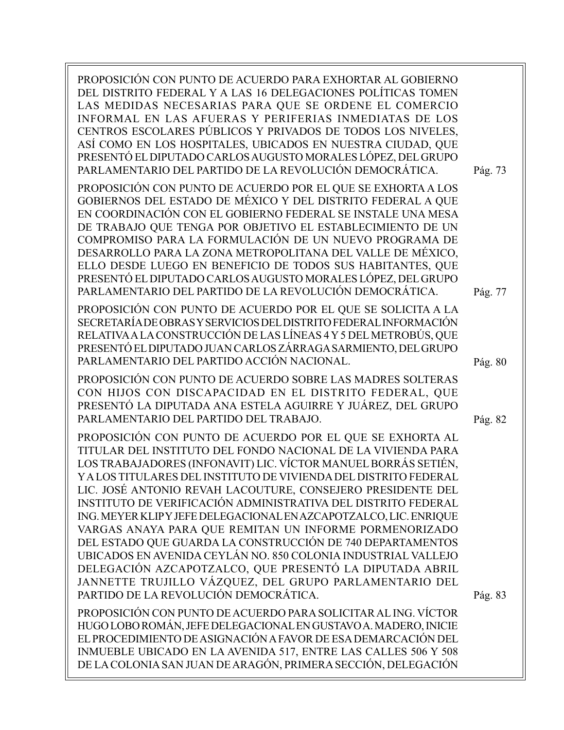PROPOSICIÓN CON PUNTO DE ACUERDO PARA EXHORTAR AL GOBIERNO DEL DISTRITO FEDERAL Y A LAS 16 DELEGACIONES POLÍTICAS TOMEN LAS MEDIDAS NECESARIAS PARA QUE SE ORDENE EL COMERCIO INFORMAL EN LAS AFUERAS Y PERIFERIAS INMEDIATAS DE LOS CENTROS ESCOLARES PÚBLICOS Y PRIVADOS DE TODOS LOS NIVELES, ASÍ COMO EN LOS HOSPITALES, UBICADOS EN NUESTRA CIUDAD, QUE PRESENTÓ EL DIPUTADO CARLOS AUGUSTO MORALES LÓPEZ, DEL GRUPO PARLAMENTARIO DEL PARTIDO DE LA REVOLUCIÓN DEMOCRÁTICA. Pág. 73

PROPOSICIÓN CON PUNTO DE ACUERDO POR EL QUE SE EXHORTA A LOS GOBIERNOS DEL ESTADO DE MÉXICO Y DEL DISTRITO FEDERAL A QUE EN COORDINACIÓN CON EL GOBIERNO FEDERAL SE INSTALE UNA MESA DE TRABAJO QUE TENGA POR OBJETIVO EL ESTABLECIMIENTO DE UN COMPROMISO PARA LA FORMULACIÓN DE UN NUEVO PROGRAMA DE DESARROLLO PARA LA ZONA METROPOLITANA DEL VALLE DE MÉXICO, ELLO DESDE LUEGO EN BENEFICIO DE TODOS SUS HABITANTES, QUE PRESENTÓ EL DIPUTADO CARLOS AUGUSTO MORALES LÓPEZ, DEL GRUPO PARLAMENTARIO DEL PARTIDO DE LA REVOLUCIÓN DEMOCRÁTICA. Pág. 77

PROPOSICIÓN CON PUNTO DE ACUERDO POR EL QUE SE SOLICITA A LA SECRETARÍA DE OBRAS Y SERVICIOS DEL DISTRITO FEDERAL INFORMACIÓN RELATIVA A LA CONSTRUCCIÓN DE LAS LÍNEAS 4 Y 5 DEL METROBÚS, QUE PRESENTÓ EL DIPUTADO JUAN CARLOS ZÁRRAGA SARMIENTO, DEL GRUPO PARLAMENTARIO DEL PARTIDO ACCIÓN NACIONAL. Pág. 80

PROPOSICIÓN CON PUNTO DE ACUERDO SOBRE LAS MADRES SOLTERAS CON HIJOS CON DISCAPACIDAD EN EL DISTRITO FEDERAL, QUE PRESENTÓ LA DIPUTADA ANA ESTELA AGUIRRE Y JUÁREZ, DEL GRUPO PARLAMENTARIO DEL PARTIDO DEL TRABAJO. Pág. 82

PROPOSICIÓN CON PUNTO DE ACUERDO POR EL QUE SE EXHORTA AL TITULAR DEL INSTITUTO DEL FONDO NACIONAL DE LA VIVIENDA PARA LOS TRABAJADORES (INFONAVIT) LIC. VÍCTOR MANUEL BORRÁS SETIÉN, Y A LOS TITULARES DEL INSTITUTO DE VIVIENDA DEL DISTRITO FEDERAL LIC. JOSÉ ANTONIO REVAH LACOUTURE, CONSEJERO PRESIDENTE DEL INSTITUTO DE VERIFICACIÓN ADMINISTRATIVA DEL DISTRITO FEDERAL ING. MEYER KLIP Y JEFE DELEGACIONAL EN AZCAPOTZALCO, LIC. ENRIQUE VARGAS ANAYA PARA QUE REMITAN UN INFORME PORMENORIZADO DEL ESTADO QUE GUARDA LA CONSTRUCCIÓN DE 740 DEPARTAMENTOS UBICADOS EN AVENIDA CEYLÁN NO. 850 COLONIA INDUSTRIAL VALLEJO DELEGACIÓN AZCAPOTZALCO, QUE PRESENTÓ LA DIPUTADA ABRIL JANNETTE TRUJILLO VÁZQUEZ, DEL GRUPO PARLAMENTARIO DEL PARTIDO DE LA REVOLUCIÓN DEMOCRÁTICA. Pág. 83

PROPOSICIÓN CON PUNTO DE ACUERDO PARA SOLICITAR AL ING. VÍCTOR HUGO LOBO ROMÁN, JEFE DELEGACIONAL EN GUSTAVO A. MADERO, INICIE EL PROCEDIMIENTO DE ASIGNACIÓN A FAVOR DE ESA DEMARCACIÓN DEL INMUEBLE UBICADO EN LA AVENIDA 517, ENTRE LAS CALLES 506 Y 508 DE LA COLONIA SAN JUAN DE ARAGÓN, PRIMERA SECCIÓN, DELEGACIÓN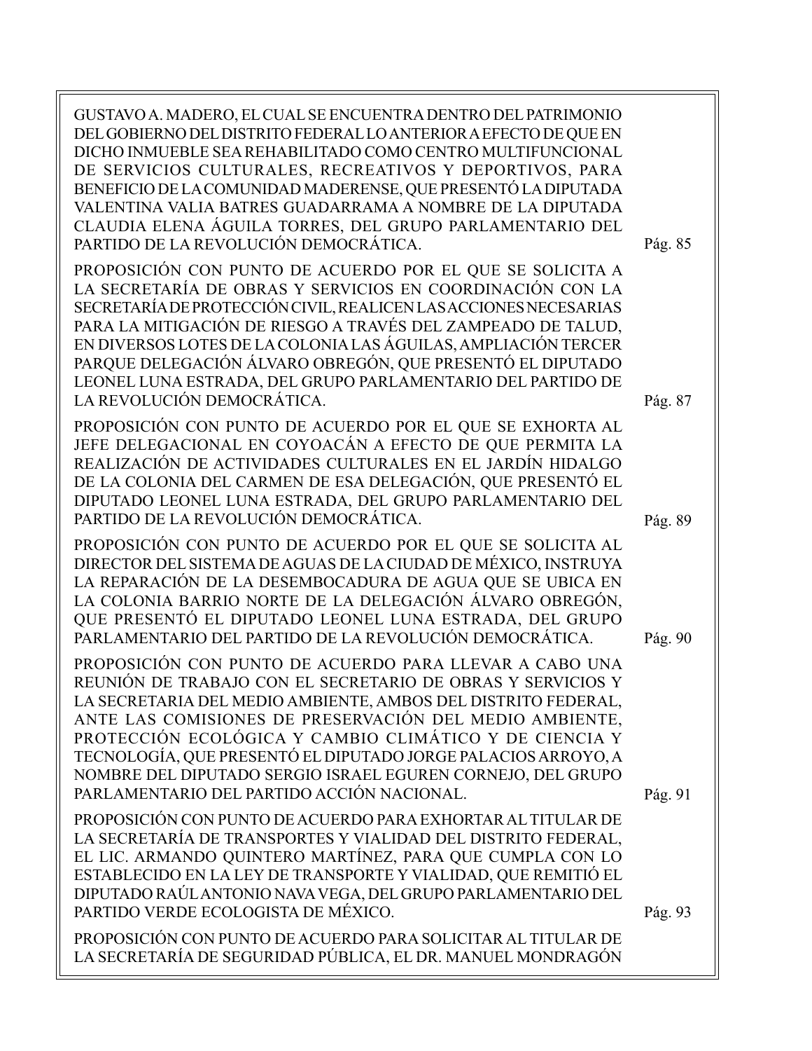GUSTAVO A. MADERO, EL CUAL SE ENCUENTRA DENTRO DEL PATRIMONIO DEL GOBIERNO DEL DISTRITO FEDERAL LO ANTERIOR A EFECTO DE QUE EN DICHO INMUEBLE SEA REHABILITADO COMO CENTRO MULTIFUNCIONAL DE SERVICIOS CULTURALES, RECREATIVOS Y DEPORTIVOS, PARA BENEFICIO DE LA COMUNIDAD MADERENSE, QUE PRESENTÓ LA DIPUTADA VALENTINA VALIA BATRES GUADARRAMA A NOMBRE DE LA DIPUTADA CLAUDIA ELENA ÁGUILA TORRES, DEL GRUPO PARLAMENTARIO DEL PARTIDO DE LA REVOLUCIÓN DEMOCRÁTICA. Pág. 85

PROPOSICIÓN CON PUNTO DE ACUERDO POR EL QUE SE SOLICITA A LA SECRETARÍA DE OBRAS Y SERVICIOS EN COORDINACIÓN CON LA SECRETARÍA DE PROTECCIÓN CIVIL, REALICEN LAS ACCIONES NECESARIAS PARA LA MITIGACIÓN DE RIESGO A TRAVÉS DEL ZAMPEADO DE TALUD, EN DIVERSOS LOTES DE LA COLONIA LAS ÁGUILAS, AMPLIACIÓN TERCER PARQUE DELEGACIÓN ÁLVARO OBREGÓN, QUE PRESENTÓ EL DIPUTADO LEONEL LUNA ESTRADA, DEL GRUPO PARLAMENTARIO DEL PARTIDO DE LA REVOLUCIÓN DEMOCRÁTICA. Pág. 87

PROPOSICIÓN CON PUNTO DE ACUERDO POR EL QUE SE EXHORTA AL JEFE DELEGACIONAL EN COYOACÁN A EFECTO DE QUE PERMITA LA REALIZACIÓN DE ACTIVIDADES CULTURALES EN EL JARDÍN HIDALGO DE LA COLONIA DEL CARMEN DE ESA DELEGACIÓN, QUE PRESENTÓ EL DIPUTADO LEONEL LUNA ESTRADA, DEL GRUPO PARLAMENTARIO DEL PARTIDO DE LA REVOLUCIÓN DEMOCRÁTICA. Pág. 89

PROPOSICIÓN CON PUNTO DE ACUERDO POR EL QUE SE SOLICITA AL DIRECTOR DEL SISTEMA DE AGUAS DE LA CIUDAD DE MÉXICO, INSTRUYA LA REPARACIÓN DE LA DESEMBOCADURA DE AGUA QUE SE UBICA EN LA COLONIA BARRIO NORTE DE LA DELEGACIÓN ÁLVARO OBREGÓN, QUE PRESENTÓ EL DIPUTADO LEONEL LUNA ESTRADA, DEL GRUPO PARLAMENTARIO DEL PARTIDO DE LA REVOLUCIÓN DEMOCRÁTICA. Pág. 90

PROPOSICIÓN CON PUNTO DE ACUERDO PARA LLEVAR A CABO UNA REUNIÓN DE TRABAJO CON EL SECRETARIO DE OBRAS Y SERVICIOS Y LA SECRETARIA DEL MEDIO AMBIENTE, AMBOS DEL DISTRITO FEDERAL, ANTE LAS COMISIONES DE PRESERVACIÓN DEL MEDIO AMBIENTE, PROTECCIÓN ECOLÓGICA Y CAMBIO CLIMÁTICO Y DE CIENCIA Y TECNOLOGÍA, QUE PRESENTÓ EL DIPUTADO JORGE PALACIOS ARROYO, A NOMBRE DEL DIPUTADO SERGIO ISRAEL EGUREN CORNEJO, DEL GRUPO PARLAMENTARIO DEL PARTIDO ACCIÓN NACIONAL. Pág. 91

PROPOSICIÓN CON PUNTO DE ACUERDO PARA EXHORTAR AL TITULAR DE LA SECRETARÍA DE TRANSPORTES Y VIALIDAD DEL DISTRITO FEDERAL, EL LIC. ARMANDO QUINTERO MARTÍNEZ, PARA QUE CUMPLA CON LO ESTABLECIDO EN LA LEY DE TRANSPORTE Y VIALIDAD, QUE REMITIÓ EL DIPUTADO RAÚL ANTONIO NAVA VEGA, DEL GRUPO PARLAMENTARIO DEL PARTIDO VERDE ECOLOGISTA DE MÉXICO. Pág. 93

PROPOSICIÓN CON PUNTO DE ACUERDO PARA SOLICITAR AL TITULAR DE LA SECRETARÍA DE SEGURIDAD PÚBLICA, EL DR. MANUEL MONDRAGÓN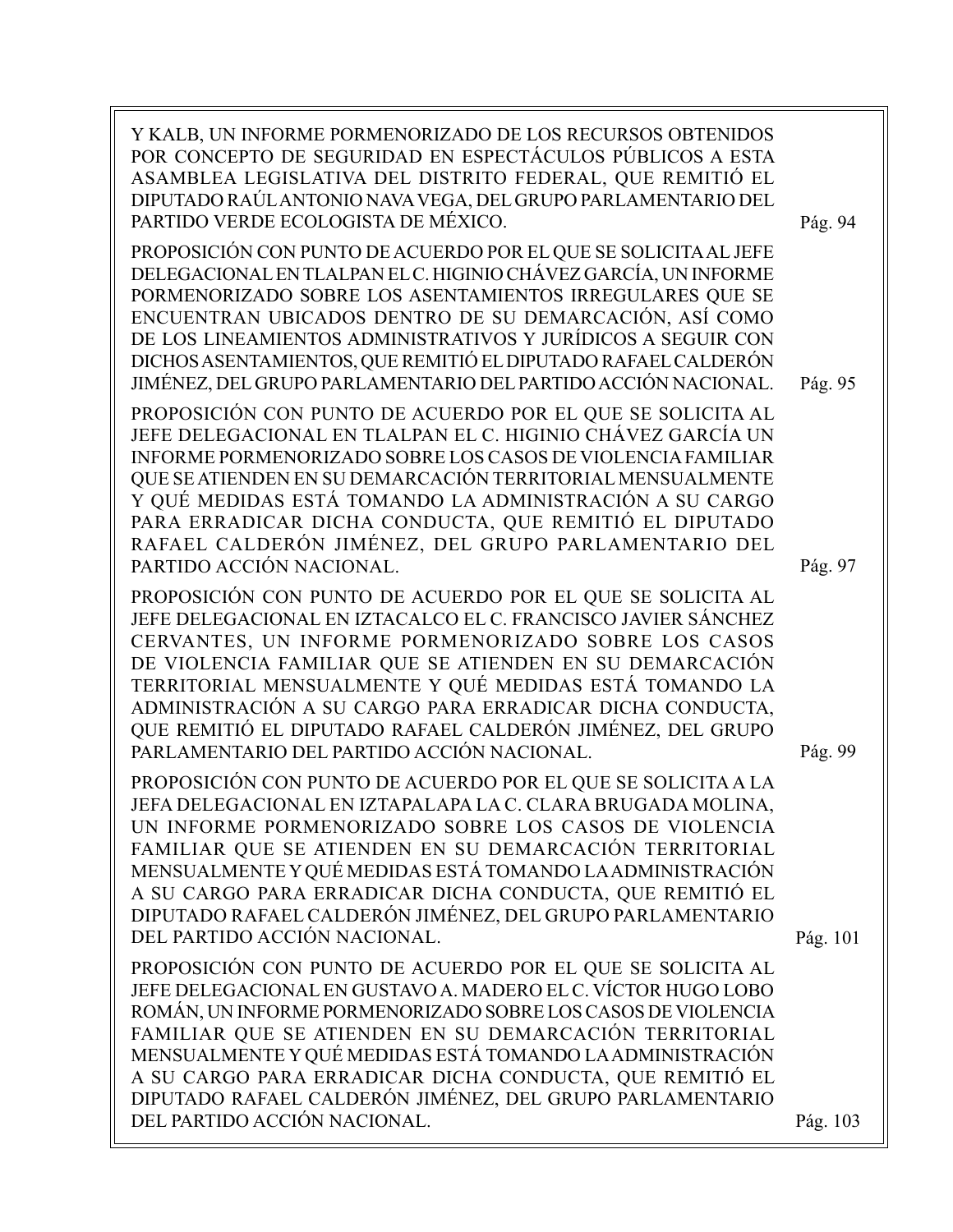Y KALB, UN INFORME PORMENORIZADO DE LOS RECURSOS OBTENIDOS POR CONCEPTO DE SEGURIDAD EN ESPECTÁCULOS PÚBLICOS A ESTA ASAMBLEA LEGISLATIVA DEL DISTRITO FEDERAL, QUE REMITIÓ EL DIPUTADO RAÚL ANTONIO NAVA VEGA, DEL GRUPO PARLAMENTARIO DEL PARTIDO VERDE ECOLOGISTA DE MÉXICO. Pág. 94

PROPOSICIÓN CON PUNTO DE ACUERDO POR EL QUE SE SOLICITA AL JEFE DELEGACIONAL EN TLALPAN EL C. HIGINIO CHÁVEZ GARCÍA, UN INFORME PORMENORIZADO SOBRE LOS ASENTAMIENTOS IRREGULARES QUE SE ENCUENTRAN UBICADOS DENTRO DE SU DEMARCACIÓN, ASÍ COMO DE LOS LINEAMIENTOS ADMINISTRATIVOS Y JURÍDICOS A SEGUIR CON DICHOS ASENTAMIENTOS, QUE REMITIÓ EL DIPUTADO RAFAEL CALDERÓN JIMÉNEZ, DEL GRUPO PARLAMENTARIO DEL PARTIDO ACCIÓN NACIONAL. Pág. 95

PROPOSICIÓN CON PUNTO DE ACUERDO POR EL QUE SE SOLICITA AL JEFE DELEGACIONAL EN TLALPAN EL C. HIGINIO CHÁVEZ GARCÍA UN INFORME PORMENORIZADO SOBRE LOS CASOS DE VIOLENCIA FAMILIAR QUE SE ATIENDEN EN SU DEMARCACIÓN TERRITORIAL MENSUALMENTE Y QUÉ MEDIDAS ESTÁ TOMANDO LA ADMINISTRACIÓN A SU CARGO PARA ERRADICAR DICHA CONDUCTA, QUE REMITIÓ EL DIPUTADO RAFAEL CALDERÓN JIMÉNEZ, DEL GRUPO PARLAMENTARIO DEL PARTIDO ACCIÓN NACIONAL. Pág. 97

PROPOSICIÓN CON PUNTO DE ACUERDO POR EL QUE SE SOLICITA AL JEFE DELEGACIONAL EN IZTACALCO EL C. FRANCISCO JAVIER SÁNCHEZ CERVANTES, UN INFORME PORMENORIZADO SOBRE LOS CASOS DE VIOLENCIA FAMILIAR QUE SE ATIENDEN EN SU DEMARCACIÓN TERRITORIAL MENSUALMENTE Y QUÉ MEDIDAS ESTÁ TOMANDO LA ADMINISTRACIÓN A SU CARGO PARA ERRADICAR DICHA CONDUCTA, QUE REMITIÓ EL DIPUTADO RAFAEL CALDERÓN JIMÉNEZ, DEL GRUPO PARLAMENTARIO DEL PARTIDO ACCIÓN NACIONAL. Pág. 99

PROPOSICIÓN CON PUNTO DE ACUERDO POR EL QUE SE SOLICITA A LA JEFA DELEGACIONAL EN IZTAPALAPA LA C. CLARA BRUGADA MOLINA, UN INFORME PORMENORIZADO SOBRE LOS CASOS DE VIOLENCIA FAMILIAR QUE SE ATIENDEN EN SU DEMARCACIÓN TERRITORIAL MENSUALMENTE Y QUÉ MEDIDAS ESTÁ TOMANDO LA ADMINISTRACIÓN A SU CARGO PARA ERRADICAR DICHA CONDUCTA, QUE REMITIÓ EL DIPUTADO RAFAEL CALDERÓN JIMÉNEZ, DEL GRUPO PARLAMENTARIO DEL PARTIDO ACCIÓN NACIONAL. Pág. 101

PROPOSICIÓN CON PUNTO DE ACUERDO POR EL QUE SE SOLICITA AL JEFE DELEGACIONAL EN GUSTAVO A. MADERO EL C. VÍCTOR HUGO LOBO ROMÁN, UN INFORME PORMENORIZADO SOBRE LOS CASOS DE VIOLENCIA FAMILIAR QUE SE ATIENDEN EN SU DEMARCACIÓN TERRITORIAL MENSUALMENTE Y QUÉ MEDIDAS ESTÁ TOMANDO LA ADMINISTRACIÓN A SU CARGO PARA ERRADICAR DICHA CONDUCTA, QUE REMITIÓ EL DIPUTADO RAFAEL CALDERÓN JIMÉNEZ, DEL GRUPO PARLAMENTARIO DEL PARTIDO ACCIÓN NACIONAL. Pág. 103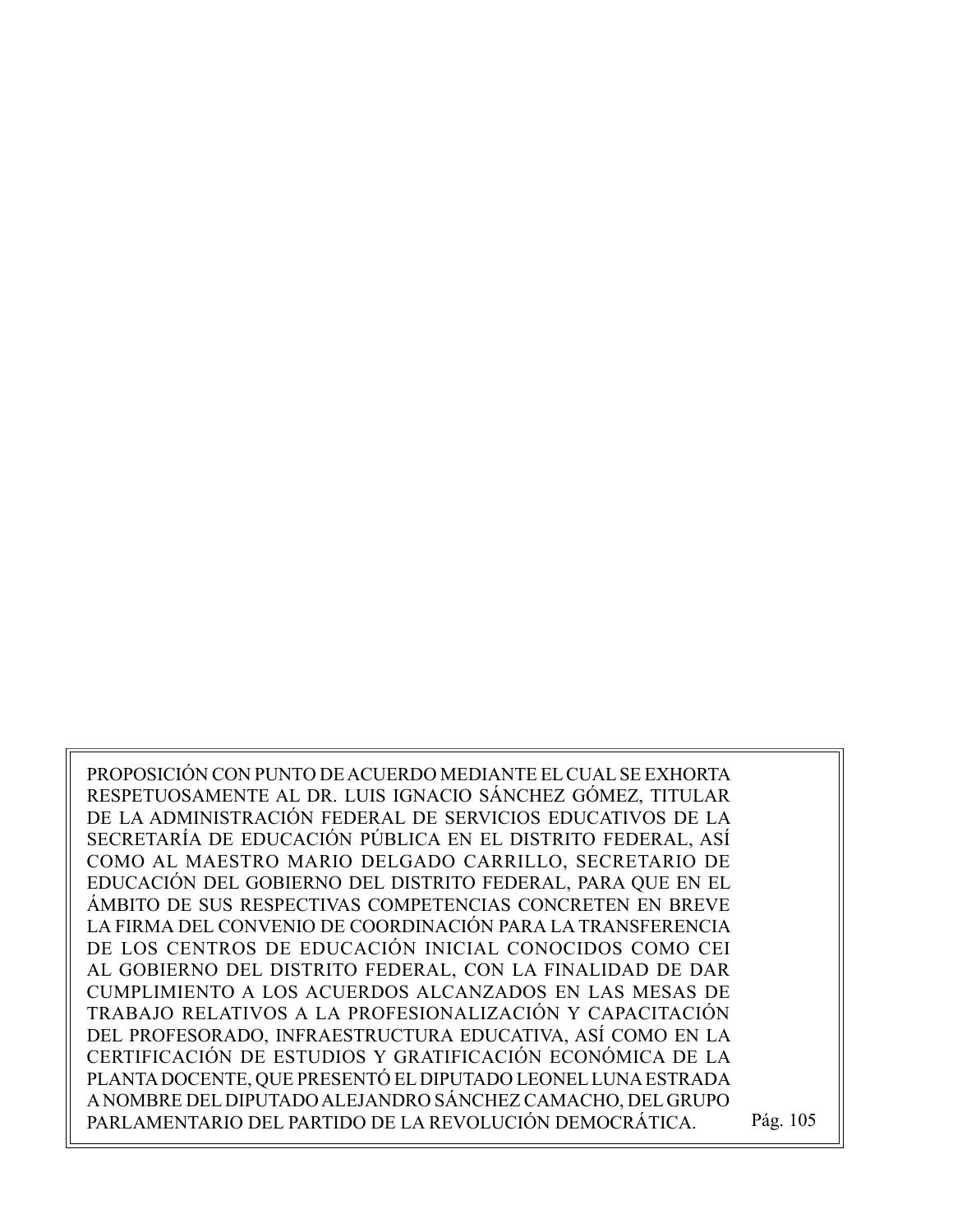PROPOSICIÓN CON PUNTO DE ACUERDO MEDIANTE EL CUAL SE EXHORTA RESPETUOSAMENTE AL DR. LUIS IGNACIO SÁNCHEZ GÓMEZ, TITULAR DE LA ADMINISTRACIÓN FEDERAL DE SERVICIOS EDUCATIVOS DE LA SECRETARÍA DE EDUCACIÓN PÚBLICA EN EL DISTRITO FEDERAL, ASÍ COMO AL MAESTRO MARIO DELGADO CARRILLO, SECRETARIO DE EDUCACIÓN DEL GOBIERNO DEL DISTRITO FEDERAL, PARA QUE EN EL ÁMBITO DE SUS RESPECTIVAS COMPETENCIAS CONCRETEN EN BREVE LA FIRMA DEL CONVENIO DE COORDINACIÓN PARA LA TRANSFERENCIA DE LOS CENTROS DE EDUCACIÓN INICIAL CONOCIDOS COMO CEI AL GOBIERNO DEL DISTRITO FEDERAL, CON LA FINALIDAD DE DAR CUMPLIMIENTO A LOS ACUERDOS ALCANZADOS EN LAS MESAS DE TRABAJO RELATIVOS A LA PROFESIONALIZACIÓN Y CAPACITACIÓN DEL PROFESORADO, INFRAESTRUCTURA EDUCATIVA, ASÍ COMO EN LA CERTIFICACIÓN DE ESTUDIOS Y GRATIFICACIÓN ECONÓMICA DE LA PLANTA DOCENTE, QUE PRESENTÓ EL DIPUTADO LEONEL LUNA ESTRADA A NOMBRE DEL DIPUTADO ALEJANDRO SÁNCHEZ CAMACHO, DEL GRUPO PARLAMENTARIO DEL PARTIDO DE LA REVOLUCIÓN DEMOCRÁTICA. Pág. 105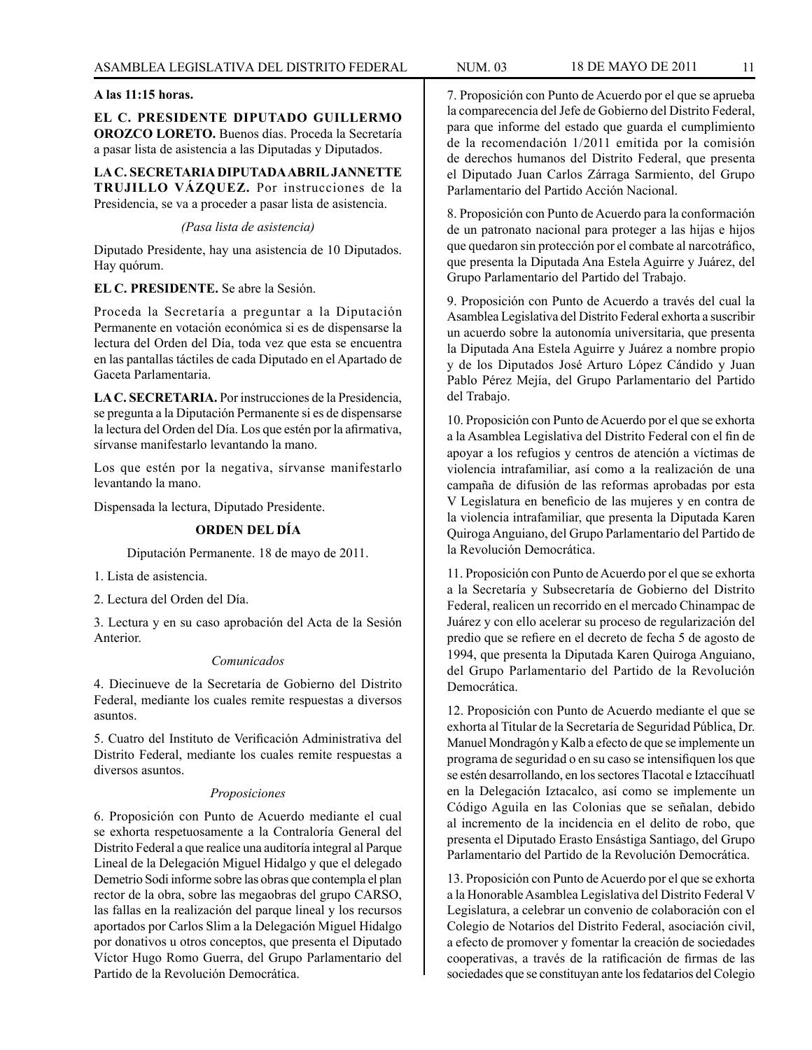**A las 11:15 horas.**

**EL C. PRESIDENTE DIPUTADO GUILLERMO OROZCO LORETO.** Buenos días. Proceda la Secretaría a pasar lista de asistencia a las Diputadas y Diputados.

**LA C. SECRETARIA DIPUTADA ABRIL JANNETTE TRUJILLO VÁZQUEZ.** Por instrucciones de la Presidencia, se va a proceder a pasar lista de asistencia.

*(Pasa lista de asistencia)*

Diputado Presidente, hay una asistencia de 10 Diputados. Hay quórum.

**EL C. PRESIDENTE.** Se abre la Sesión.

Proceda la Secretaría a preguntar a la Diputación Permanente en votación económica si es de dispensarse la lectura del Orden del Día, toda vez que esta se encuentra en las pantallas táctiles de cada Diputado en el Apartado de Gaceta Parlamentaria.

**LA C. SECRETARIA.** Por instrucciones de la Presidencia, se pregunta a la Diputación Permanente si es de dispensarse la lectura del Orden del Día. Los que estén por la afirmativa, sírvanse manifestarlo levantando la mano.

Los que estén por la negativa, sírvanse manifestarlo levantando la mano.

Dispensada la lectura, Diputado Presidente.

**ORDEN DEL DÍA**

Diputación Permanente. 18 de mayo de 2011.

1. Lista de asistencia.

2. Lectura del Orden del Día.

3. Lectura y en su caso aprobación del Acta de la Sesión Anterior.

*Comunicados*

4. Diecinueve de la Secretaría de Gobierno del Distrito Federal, mediante los cuales remite respuestas a diversos asuntos.

5. Cuatro del Instituto de Verificación Administrativa del Distrito Federal, mediante los cuales remite respuestas a diversos asuntos.

*Proposiciones*

6. Proposición con Punto de Acuerdo mediante el cual se exhorta respetuosamente a la Contraloría General del Distrito Federal a que realice una auditoría integral al Parque Lineal de la Delegación Miguel Hidalgo y que el delegado Demetrio Sodi informe sobre las obras que contempla el plan rector de la obra, sobre las megaobras del grupo CARSO, las fallas en la realización del parque lineal y los recursos aportados por Carlos Slim a la Delegación Miguel Hidalgo por donativos u otros conceptos, que presenta el Diputado Víctor Hugo Romo Guerra, del Grupo Parlamentario del Partido de la Revolución Democrática.

7. Proposición con Punto de Acuerdo por el que se aprueba la comparecencia del Jefe de Gobierno del Distrito Federal, para que informe del estado que guarda el cumplimiento de la recomendación 1/2011 emitida por la comisión de derechos humanos del Distrito Federal, que presenta el Diputado Juan Carlos Zárraga Sarmiento, del Grupo Parlamentario del Partido Acción Nacional.

8. Proposición con Punto de Acuerdo para la conformación de un patronato nacional para proteger a las hijas e hijos que quedaron sin protección por el combate al narcotráfico, que presenta la Diputada Ana Estela Aguirre y Juárez, del Grupo Parlamentario del Partido del Trabajo.

9. Proposición con Punto de Acuerdo a través del cual la Asamblea Legislativa del Distrito Federal exhorta a suscribir un acuerdo sobre la autonomía universitaria, que presenta la Diputada Ana Estela Aguirre y Juárez a nombre propio y de los Diputados José Arturo López Cándido y Juan Pablo Pérez Mejía, del Grupo Parlamentario del Partido del Trabajo.

10. Proposición con Punto de Acuerdo por el que se exhorta a la Asamblea Legislativa del Distrito Federal con el fin de apoyar a los refugios y centros de atención a víctimas de violencia intrafamiliar, así como a la realización de una campaña de difusión de las reformas aprobadas por esta V Legislatura en beneficio de las mujeres y en contra de la violencia intrafamiliar, que presenta la Diputada Karen Quiroga Anguiano, del Grupo Parlamentario del Partido de la Revolución Democrática.

11. Proposición con Punto de Acuerdo por el que se exhorta a la Secretaría y Subsecretaría de Gobierno del Distrito Federal, realicen un recorrido en el mercado Chinampac de Juárez y con ello acelerar su proceso de regularización del predio que se refiere en el decreto de fecha 5 de agosto de 1994, que presenta la Diputada Karen Quiroga Anguiano, del Grupo Parlamentario del Partido de la Revolución Democrática.

12. Proposición con Punto de Acuerdo mediante el que se exhorta al Titular de la Secretaría de Seguridad Pública, Dr. Manuel Mondragón y Kalb a efecto de que se implemente un programa de seguridad o en su caso se intensifiquen los que se estén desarrollando, en los sectores Tlacotal e Iztaccíhuatl en la Delegación Iztacalco, así como se implemente un Código Aguila en las Colonias que se señalan, debido al incremento de la incidencia en el delito de robo, que presenta el Diputado Erasto Ensástiga Santiago, del Grupo Parlamentario del Partido de la Revolución Democrática.

13. Proposición con Punto de Acuerdo por el que se exhorta a la Honorable Asamblea Legislativa del Distrito Federal V Legislatura, a celebrar un convenio de colaboración con el Colegio de Notarios del Distrito Federal, asociación civil, a efecto de promover y fomentar la creación de sociedades cooperativas, a través de la ratificación de firmas de las sociedades que se constituyan ante los fedatarios del Colegio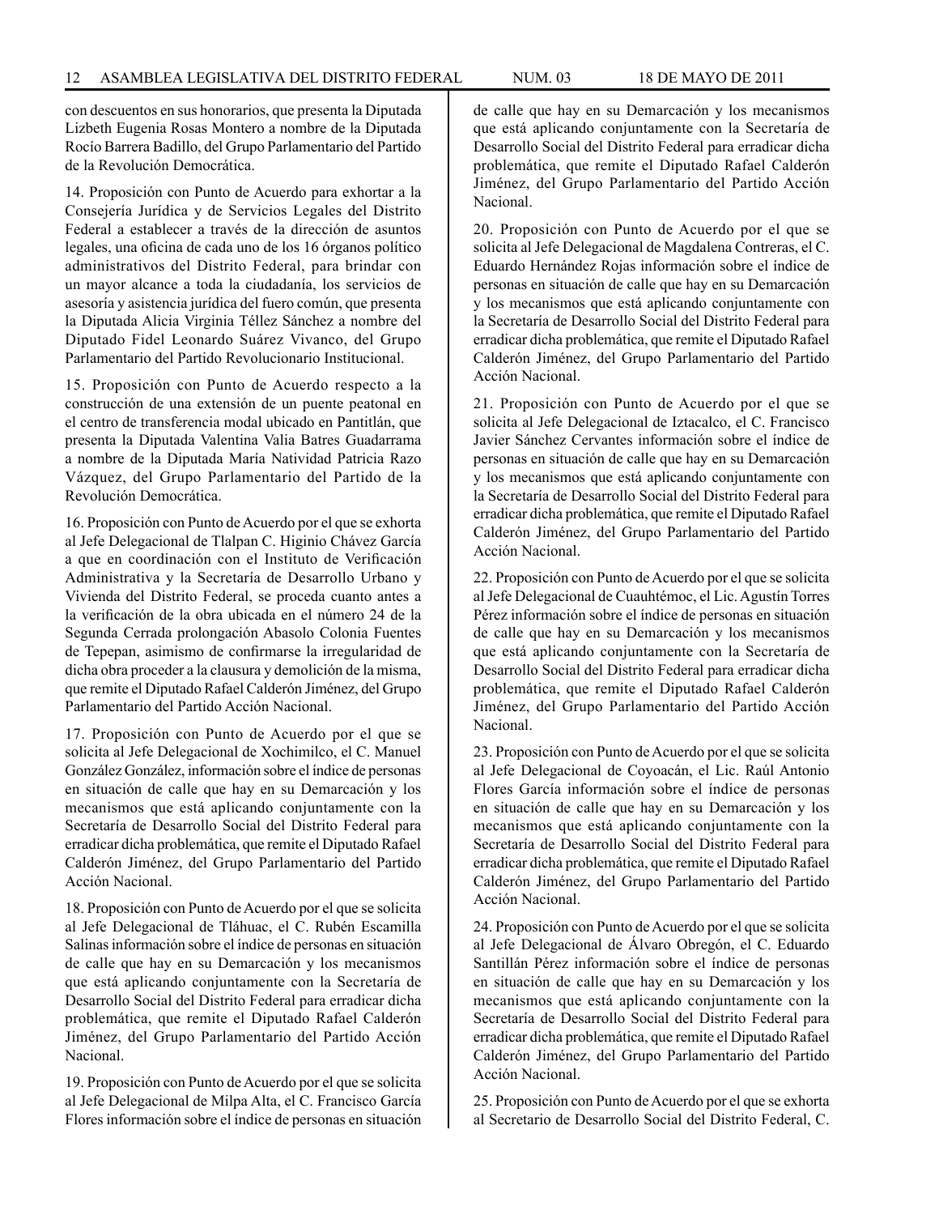con descuentos en sus honorarios, que presenta la Diputada Lizbeth Eugenia Rosas Montero a nombre de la Diputada Rocío Barrera Badillo, del Grupo Parlamentario del Partido de la Revolución Democrática.

14. Proposición con Punto de Acuerdo para exhortar a la Consejería Jurídica y de Servicios Legales del Distrito Federal a establecer a través de la dirección de asuntos legales, una oficina de cada uno de los 16 órganos político administrativos del Distrito Federal, para brindar con un mayor alcance a toda la ciudadanía, los servicios de asesoría y asistencia jurídica del fuero común, que presenta la Diputada Alicia Virginia Téllez Sánchez a nombre del Diputado Fidel Leonardo Suárez Vivanco, del Grupo Parlamentario del Partido Revolucionario Institucional.

15. Proposición con Punto de Acuerdo respecto a la construcción de una extensión de un puente peatonal en el centro de transferencia modal ubicado en Pantitlán, que presenta la Diputada Valentina Valia Batres Guadarrama a nombre de la Diputada María Natividad Patricia Razo Vázquez, del Grupo Parlamentario del Partido de la Revolución Democrática.

16. Proposición con Punto de Acuerdo por el que se exhorta al Jefe Delegacional de Tlalpan C. Higinio Chávez García a que en coordinación con el Instituto de Verificación Administrativa y la Secretaría de Desarrollo Urbano y Vivienda del Distrito Federal, se proceda cuanto antes a la verificación de la obra ubicada en el número 24 de la Segunda Cerrada prolongación Abasolo Colonia Fuentes de Tepepan, asimismo de confirmarse la irregularidad de dicha obra proceder a la clausura y demolición de la misma, que remite el Diputado Rafael Calderón Jiménez, del Grupo Parlamentario del Partido Acción Nacional.

17. Proposición con Punto de Acuerdo por el que se solicita al Jefe Delegacional de Xochimilco, el C. Manuel González González, información sobre el índice de personas en situación de calle que hay en su Demarcación y los mecanismos que está aplicando conjuntamente con la Secretaría de Desarrollo Social del Distrito Federal para erradicar dicha problemática, que remite el Diputado Rafael Calderón Jiménez, del Grupo Parlamentario del Partido Acción Nacional.

18. Proposición con Punto de Acuerdo por el que se solicita al Jefe Delegacional de Tláhuac, el C. Rubén Escamilla Salinas información sobre el índice de personas en situación de calle que hay en su Demarcación y los mecanismos que está aplicando conjuntamente con la Secretaría de Desarrollo Social del Distrito Federal para erradicar dicha problemática, que remite el Diputado Rafael Calderón Jiménez, del Grupo Parlamentario del Partido Acción Nacional.

19. Proposición con Punto de Acuerdo por el que se solicita al Jefe Delegacional de Milpa Alta, el C. Francisco García Flores información sobre el índice de personas en situación de calle que hay en su Demarcación y los mecanismos que está aplicando conjuntamente con la Secretaría de Desarrollo Social del Distrito Federal para erradicar dicha problemática, que remite el Diputado Rafael Calderón Jiménez, del Grupo Parlamentario del Partido Acción Nacional.

20. Proposición con Punto de Acuerdo por el que se solicita al Jefe Delegacional de Magdalena Contreras, el C. Eduardo Hernández Rojas información sobre el índice de personas en situación de calle que hay en su Demarcación y los mecanismos que está aplicando conjuntamente con la Secretaría de Desarrollo Social del Distrito Federal para erradicar dicha problemática, que remite el Diputado Rafael Calderón Jiménez, del Grupo Parlamentario del Partido Acción Nacional.

21. Proposición con Punto de Acuerdo por el que se solicita al Jefe Delegacional de Iztacalco, el C. Francisco Javier Sánchez Cervantes información sobre el índice de personas en situación de calle que hay en su Demarcación y los mecanismos que está aplicando conjuntamente con la Secretaría de Desarrollo Social del Distrito Federal para erradicar dicha problemática, que remite el Diputado Rafael Calderón Jiménez, del Grupo Parlamentario del Partido Acción Nacional.

22. Proposición con Punto de Acuerdo por el que se solicita al Jefe Delegacional de Cuauhtémoc, el Lic. Agustín Torres Pérez información sobre el índice de personas en situación de calle que hay en su Demarcación y los mecanismos que está aplicando conjuntamente con la Secretaría de Desarrollo Social del Distrito Federal para erradicar dicha problemática, que remite el Diputado Rafael Calderón Jiménez, del Grupo Parlamentario del Partido Acción Nacional.

23. Proposición con Punto de Acuerdo por el que se solicita al Jefe Delegacional de Coyoacán, el Lic. Raúl Antonio Flores García información sobre el índice de personas en situación de calle que hay en su Demarcación y los mecanismos que está aplicando conjuntamente con la Secretaría de Desarrollo Social del Distrito Federal para erradicar dicha problemática, que remite el Diputado Rafael Calderón Jiménez, del Grupo Parlamentario del Partido Acción Nacional.

24. Proposición con Punto de Acuerdo por el que se solicita al Jefe Delegacional de Álvaro Obregón, el C. Eduardo Santillán Pérez información sobre el índice de personas en situación de calle que hay en su Demarcación y los mecanismos que está aplicando conjuntamente con la Secretaría de Desarrollo Social del Distrito Federal para erradicar dicha problemática, que remite el Diputado Rafael Calderón Jiménez, del Grupo Parlamentario del Partido Acción Nacional.

25. Proposición con Punto de Acuerdo por el que se exhorta al Secretario de Desarrollo Social del Distrito Federal, C.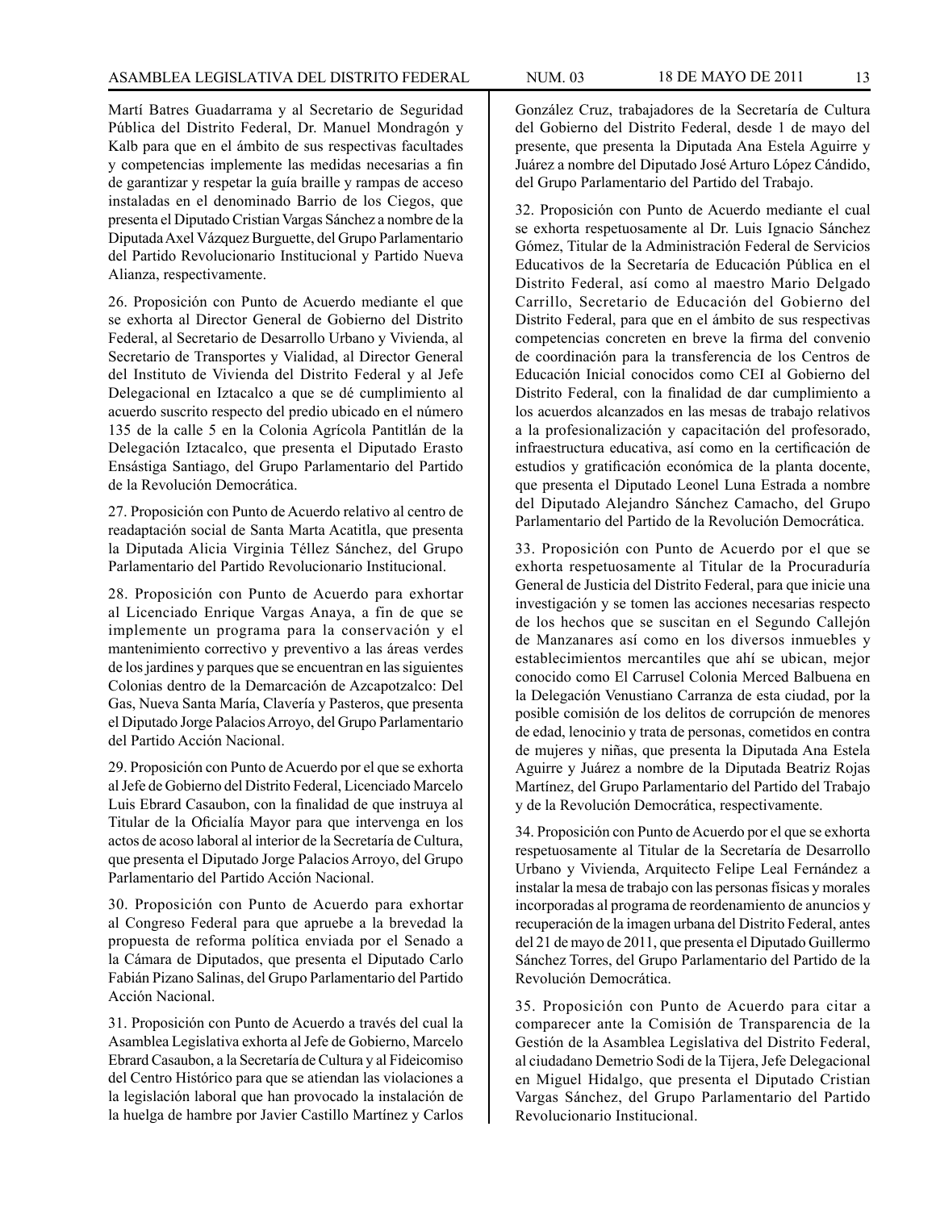Martí Batres Guadarrama y al Secretario de Seguridad Pública del Distrito Federal, Dr. Manuel Mondragón y Kalb para que en el ámbito de sus respectivas facultades y competencias implemente las medidas necesarias a fin de garantizar y respetar la guía braille y rampas de acceso instaladas en el denominado Barrio de los Ciegos, que presenta el Diputado Cristian Vargas Sánchez a nombre de la Diputada Axel Vázquez Burguette, del Grupo Parlamentario del Partido Revolucionario Institucional y Partido Nueva Alianza, respectivamente.

26. Proposición con Punto de Acuerdo mediante el que se exhorta al Director General de Gobierno del Distrito Federal, al Secretario de Desarrollo Urbano y Vivienda, al Secretario de Transportes y Vialidad, al Director General del Instituto de Vivienda del Distrito Federal y al Jefe Delegacional en Iztacalco a que se dé cumplimiento al acuerdo suscrito respecto del predio ubicado en el número 135 de la calle 5 en la Colonia Agrícola Pantitlán de la Delegación Iztacalco, que presenta el Diputado Erasto Ensástiga Santiago, del Grupo Parlamentario del Partido de la Revolución Democrática.

27. Proposición con Punto de Acuerdo relativo al centro de readaptación social de Santa Marta Acatitla, que presenta la Diputada Alicia Virginia Téllez Sánchez, del Grupo Parlamentario del Partido Revolucionario Institucional.

28. Proposición con Punto de Acuerdo para exhortar al Licenciado Enrique Vargas Anaya, a fin de que se implemente un programa para la conservación y el mantenimiento correctivo y preventivo a las áreas verdes de los jardines y parques que se encuentran en las siguientes Colonias dentro de la Demarcación de Azcapotzalco: Del Gas, Nueva Santa María, Clavería y Pasteros, que presenta el Diputado Jorge Palacios Arroyo, del Grupo Parlamentario del Partido Acción Nacional.

29. Proposición con Punto de Acuerdo por el que se exhorta al Jefe de Gobierno del Distrito Federal, Licenciado Marcelo Luis Ebrard Casaubon, con la finalidad de que instruya al Titular de la Oficialía Mayor para que intervenga en los actos de acoso laboral al interior de la Secretaría de Cultura, que presenta el Diputado Jorge Palacios Arroyo, del Grupo Parlamentario del Partido Acción Nacional.

30. Proposición con Punto de Acuerdo para exhortar al Congreso Federal para que apruebe a la brevedad la propuesta de reforma política enviada por el Senado a la Cámara de Diputados, que presenta el Diputado Carlo Fabián Pizano Salinas, del Grupo Parlamentario del Partido Acción Nacional.

31. Proposición con Punto de Acuerdo a través del cual la Asamblea Legislativa exhorta al Jefe de Gobierno, Marcelo Ebrard Casaubon, a la Secretaría de Cultura y al Fideicomiso del Centro Histórico para que se atiendan las violaciones a la legislación laboral que han provocado la instalación de la huelga de hambre por Javier Castillo Martínez y Carlos González Cruz, trabajadores de la Secretaría de Cultura del Gobierno del Distrito Federal, desde 1 de mayo del presente, que presenta la Diputada Ana Estela Aguirre y Juárez a nombre del Diputado José Arturo López Cándido, del Grupo Parlamentario del Partido del Trabajo.

32. Proposición con Punto de Acuerdo mediante el cual se exhorta respetuosamente al Dr. Luis Ignacio Sánchez Gómez, Titular de la Administración Federal de Servicios Educativos de la Secretaría de Educación Pública en el Distrito Federal, así como al maestro Mario Delgado Carrillo, Secretario de Educación del Gobierno del Distrito Federal, para que en el ámbito de sus respectivas competencias concreten en breve la firma del convenio de coordinación para la transferencia de los Centros de Educación Inicial conocidos como CEI al Gobierno del Distrito Federal, con la finalidad de dar cumplimiento a los acuerdos alcanzados en las mesas de trabajo relativos a la profesionalización y capacitación del profesorado, infraestructura educativa, así como en la certificación de estudios y gratificación económica de la planta docente, que presenta el Diputado Leonel Luna Estrada a nombre del Diputado Alejandro Sánchez Camacho, del Grupo Parlamentario del Partido de la Revolución Democrática.

33. Proposición con Punto de Acuerdo por el que se exhorta respetuosamente al Titular de la Procuraduría General de Justicia del Distrito Federal, para que inicie una investigación y se tomen las acciones necesarias respecto de los hechos que se suscitan en el Segundo Callejón de Manzanares así como en los diversos inmuebles y establecimientos mercantiles que ahí se ubican, mejor conocido como El Carrusel Colonia Merced Balbuena en la Delegación Venustiano Carranza de esta ciudad, por la posible comisión de los delitos de corrupción de menores de edad, lenocinio y trata de personas, cometidos en contra de mujeres y niñas, que presenta la Diputada Ana Estela Aguirre y Juárez a nombre de la Diputada Beatriz Rojas Martínez, del Grupo Parlamentario del Partido del Trabajo y de la Revolución Democrática, respectivamente.

34. Proposición con Punto de Acuerdo por el que se exhorta respetuosamente al Titular de la Secretaría de Desarrollo Urbano y Vivienda, Arquitecto Felipe Leal Fernández a instalar la mesa de trabajo con las personas físicas y morales incorporadas al programa de reordenamiento de anuncios y recuperación de la imagen urbana del Distrito Federal, antes del 21 de mayo de 2011, que presenta el Diputado Guillermo Sánchez Torres, del Grupo Parlamentario del Partido de la Revolución Democrática.

35. Proposición con Punto de Acuerdo para citar a comparecer ante la Comisión de Transparencia de la Gestión de la Asamblea Legislativa del Distrito Federal, al ciudadano Demetrio Sodi de la Tijera, Jefe Delegacional en Miguel Hidalgo, que presenta el Diputado Cristian Vargas Sánchez, del Grupo Parlamentario del Partido Revolucionario Institucional.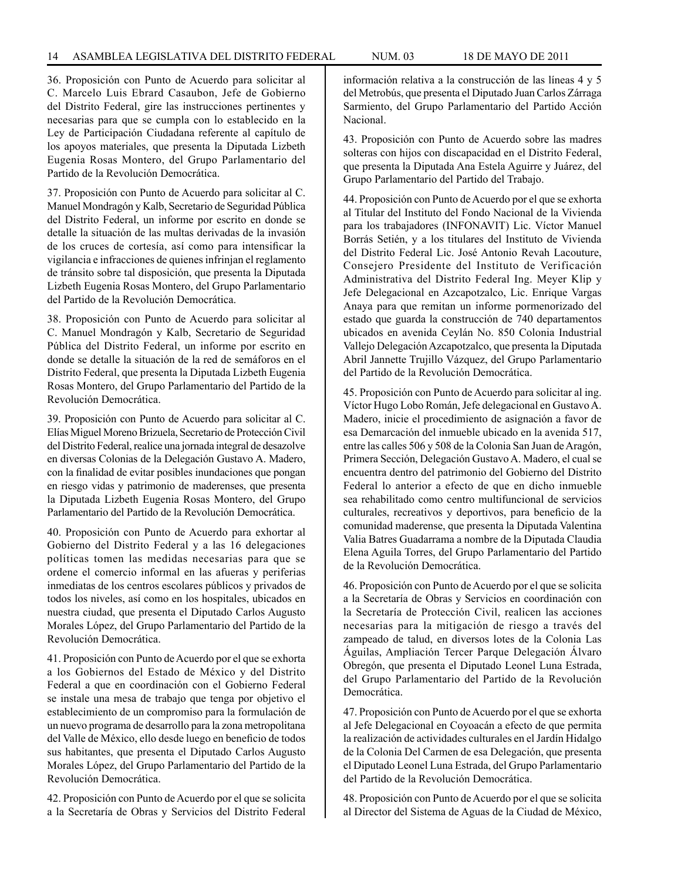36. Proposición con Punto de Acuerdo para solicitar al C. Marcelo Luis Ebrard Casaubon, Jefe de Gobierno del Distrito Federal, gire las instrucciones pertinentes y necesarias para que se cumpla con lo establecido en la Ley de Participación Ciudadana referente al capítulo de los apoyos materiales, que presenta la Diputada Lizbeth Eugenia Rosas Montero, del Grupo Parlamentario del Partido de la Revolución Democrática.

37. Proposición con Punto de Acuerdo para solicitar al C. Manuel Mondragón y Kalb, Secretario de Seguridad Pública del Distrito Federal, un informe por escrito en donde se detalle la situación de las multas derivadas de la invasión de los cruces de cortesía, así como para intensificar la vigilancia e infracciones de quienes infrinjan el reglamento de tránsito sobre tal disposición, que presenta la Diputada Lizbeth Eugenia Rosas Montero, del Grupo Parlamentario del Partido de la Revolución Democrática.

38. Proposición con Punto de Acuerdo para solicitar al C. Manuel Mondragón y Kalb, Secretario de Seguridad Pública del Distrito Federal, un informe por escrito en donde se detalle la situación de la red de semáforos en el Distrito Federal, que presenta la Diputada Lizbeth Eugenia Rosas Montero, del Grupo Parlamentario del Partido de la Revolución Democrática.

39. Proposición con Punto de Acuerdo para solicitar al C. Elías Miguel Moreno Brizuela, Secretario de Protección Civil del Distrito Federal, realice una jornada integral de desazolve en diversas Colonias de la Delegación Gustavo A. Madero, con la finalidad de evitar posibles inundaciones que pongan en riesgo vidas y patrimonio de maderenses, que presenta la Diputada Lizbeth Eugenia Rosas Montero, del Grupo Parlamentario del Partido de la Revolución Democrática.

40. Proposición con Punto de Acuerdo para exhortar al Gobierno del Distrito Federal y a las 16 delegaciones políticas tomen las medidas necesarias para que se ordene el comercio informal en las afueras y periferias inmediatas de los centros escolares públicos y privados de todos los niveles, así como en los hospitales, ubicados en nuestra ciudad, que presenta el Diputado Carlos Augusto Morales López, del Grupo Parlamentario del Partido de la Revolución Democrática.

41. Proposición con Punto de Acuerdo por el que se exhorta a los Gobiernos del Estado de México y del Distrito Federal a que en coordinación con el Gobierno Federal se instale una mesa de trabajo que tenga por objetivo el establecimiento de un compromiso para la formulación de un nuevo programa de desarrollo para la zona metropolitana del Valle de México, ello desde luego en beneficio de todos sus habitantes, que presenta el Diputado Carlos Augusto Morales López, del Grupo Parlamentario del Partido de la Revolución Democrática.

42. Proposición con Punto de Acuerdo por el que se solicita a la Secretaría de Obras y Servicios del Distrito Federal información relativa a la construcción de las líneas 4 y 5 del Metrobús, que presenta el Diputado Juan Carlos Zárraga Sarmiento, del Grupo Parlamentario del Partido Acción Nacional.

43. Proposición con Punto de Acuerdo sobre las madres solteras con hijos con discapacidad en el Distrito Federal, que presenta la Diputada Ana Estela Aguirre y Juárez, del Grupo Parlamentario del Partido del Trabajo.

44. Proposición con Punto de Acuerdo por el que se exhorta al Titular del Instituto del Fondo Nacional de la Vivienda para los trabajadores (INFONAVIT) Lic. Víctor Manuel Borrás Setién, y a los titulares del Instituto de Vivienda del Distrito Federal Lic. José Antonio Revah Lacouture, Consejero Presidente del Instituto de Verificación Administrativa del Distrito Federal Ing. Meyer Klip y Jefe Delegacional en Azcapotzalco, Lic. Enrique Vargas Anaya para que remitan un informe pormenorizado del estado que guarda la construcción de 740 departamentos ubicados en avenida Ceylán No. 850 Colonia Industrial Vallejo Delegación Azcapotzalco, que presenta la Diputada Abril Jannette Trujillo Vázquez, del Grupo Parlamentario del Partido de la Revolución Democrática.

45. Proposición con Punto de Acuerdo para solicitar al ing. Víctor Hugo Lobo Román, Jefe delegacional en Gustavo A. Madero, inicie el procedimiento de asignación a favor de esa Demarcación del inmueble ubicado en la avenida 517, entre las calles 506 y 508 de la Colonia San Juan de Aragón, Primera Sección, Delegación Gustavo A. Madero, el cual se encuentra dentro del patrimonio del Gobierno del Distrito Federal lo anterior a efecto de que en dicho inmueble sea rehabilitado como centro multifuncional de servicios culturales, recreativos y deportivos, para beneficio de la comunidad maderense, que presenta la Diputada Valentina Valia Batres Guadarrama a nombre de la Diputada Claudia Elena Aguila Torres, del Grupo Parlamentario del Partido de la Revolución Democrática.

46. Proposición con Punto de Acuerdo por el que se solicita a la Secretaría de Obras y Servicios en coordinación con la Secretaría de Protección Civil, realicen las acciones necesarias para la mitigación de riesgo a través del zampeado de talud, en diversos lotes de la Colonia Las Águilas, Ampliación Tercer Parque Delegación Álvaro Obregón, que presenta el Diputado Leonel Luna Estrada, del Grupo Parlamentario del Partido de la Revolución Democrática.

47. Proposición con Punto de Acuerdo por el que se exhorta al Jefe Delegacional en Coyoacán a efecto de que permita la realización de actividades culturales en el Jardín Hidalgo de la Colonia Del Carmen de esa Delegación, que presenta el Diputado Leonel Luna Estrada, del Grupo Parlamentario del Partido de la Revolución Democrática.

48. Proposición con Punto de Acuerdo por el que se solicita al Director del Sistema de Aguas de la Ciudad de México,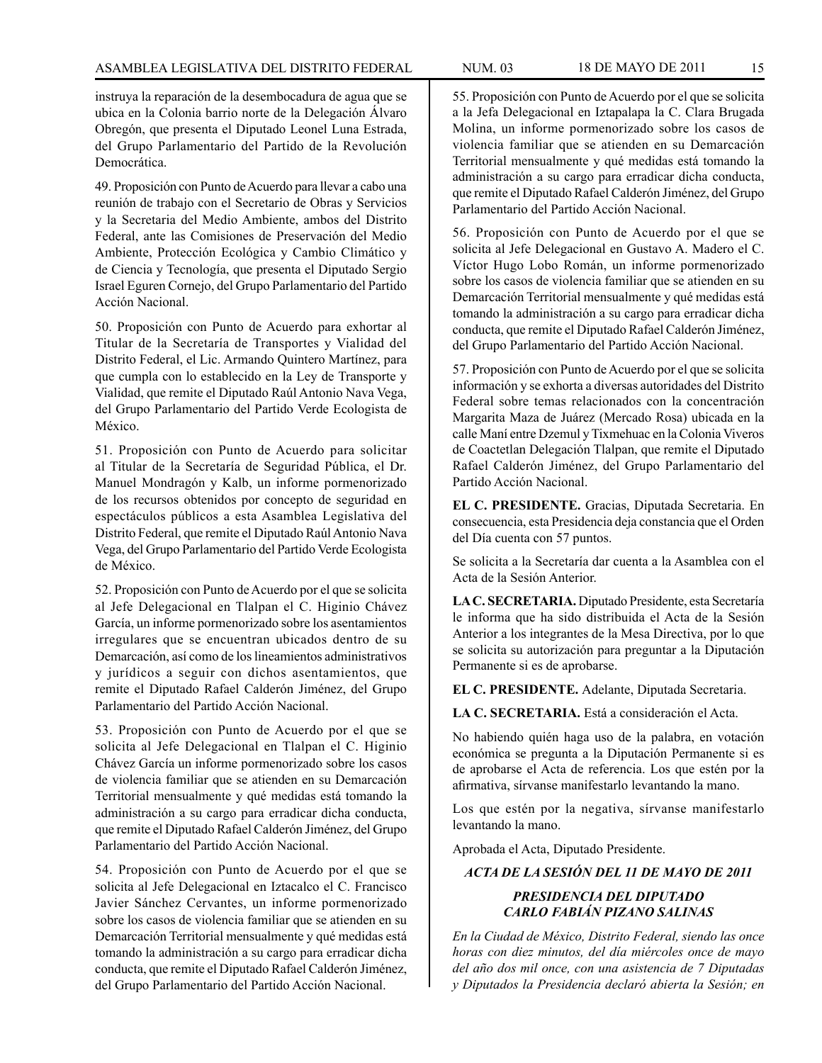instruya la reparación de la desembocadura de agua que se ubica en la Colonia barrio norte de la Delegación Álvaro Obregón, que presenta el Diputado Leonel Luna Estrada, del Grupo Parlamentario del Partido de la Revolución Democrática.

49. Proposición con Punto de Acuerdo para llevar a cabo una reunión de trabajo con el Secretario de Obras y Servicios y la Secretaria del Medio Ambiente, ambos del Distrito Federal, ante las Comisiones de Preservación del Medio Ambiente, Protección Ecológica y Cambio Climático y de Ciencia y Tecnología, que presenta el Diputado Sergio Israel Eguren Cornejo, del Grupo Parlamentario del Partido Acción Nacional.

50. Proposición con Punto de Acuerdo para exhortar al Titular de la Secretaría de Transportes y Vialidad del Distrito Federal, el Lic. Armando Quintero Martínez, para que cumpla con lo establecido en la Ley de Transporte y Vialidad, que remite el Diputado Raúl Antonio Nava Vega, del Grupo Parlamentario del Partido Verde Ecologista de México.

51. Proposición con Punto de Acuerdo para solicitar al Titular de la Secretaría de Seguridad Pública, el Dr. Manuel Mondragón y Kalb, un informe pormenorizado de los recursos obtenidos por concepto de seguridad en espectáculos públicos a esta Asamblea Legislativa del Distrito Federal, que remite el Diputado Raúl Antonio Nava Vega, del Grupo Parlamentario del Partido Verde Ecologista de México.

52. Proposición con Punto de Acuerdo por el que se solicita al Jefe Delegacional en Tlalpan el C. Higinio Chávez García, un informe pormenorizado sobre los asentamientos irregulares que se encuentran ubicados dentro de su Demarcación, así como de los lineamientos administrativos y jurídicos a seguir con dichos asentamientos, que remite el Diputado Rafael Calderón Jiménez, del Grupo Parlamentario del Partido Acción Nacional.

53. Proposición con Punto de Acuerdo por el que se solicita al Jefe Delegacional en Tlalpan el C. Higinio Chávez García un informe pormenorizado sobre los casos de violencia familiar que se atienden en su Demarcación Territorial mensualmente y qué medidas está tomando la administración a su cargo para erradicar dicha conducta, que remite el Diputado Rafael Calderón Jiménez, del Grupo Parlamentario del Partido Acción Nacional.

54. Proposición con Punto de Acuerdo por el que se solicita al Jefe Delegacional en Iztacalco el C. Francisco Javier Sánchez Cervantes, un informe pormenorizado sobre los casos de violencia familiar que se atienden en su Demarcación Territorial mensualmente y qué medidas está tomando la administración a su cargo para erradicar dicha conducta, que remite el Diputado Rafael Calderón Jiménez, del Grupo Parlamentario del Partido Acción Nacional.

55. Proposición con Punto de Acuerdo por el que se solicita a la Jefa Delegacional en Iztapalapa la C. Clara Brugada Molina, un informe pormenorizado sobre los casos de violencia familiar que se atienden en su Demarcación Territorial mensualmente y qué medidas está tomando la administración a su cargo para erradicar dicha conducta, que remite el Diputado Rafael Calderón Jiménez, del Grupo Parlamentario del Partido Acción Nacional.

56. Proposición con Punto de Acuerdo por el que se solicita al Jefe Delegacional en Gustavo A. Madero el C. Víctor Hugo Lobo Román, un informe pormenorizado sobre los casos de violencia familiar que se atienden en su Demarcación Territorial mensualmente y qué medidas está tomando la administración a su cargo para erradicar dicha conducta, que remite el Diputado Rafael Calderón Jiménez, del Grupo Parlamentario del Partido Acción Nacional.

57. Proposición con Punto de Acuerdo por el que se solicita información y se exhorta a diversas autoridades del Distrito Federal sobre temas relacionados con la concentración Margarita Maza de Juárez (Mercado Rosa) ubicada en la calle Maní entre Dzemul y Tixmehuac en la Colonia Viveros de Coactetlan Delegación Tlalpan, que remite el Diputado Rafael Calderón Jiménez, del Grupo Parlamentario del Partido Acción Nacional.

**EL C. PRESIDENTE.** Gracias, Diputada Secretaria. En consecuencia, esta Presidencia deja constancia que el Orden del Día cuenta con 57 puntos.

Se solicita a la Secretaría dar cuenta a la Asamblea con el Acta de la Sesión Anterior.

**LA C. SECRETARIA.** Diputado Presidente, esta Secretaría le informa que ha sido distribuida el Acta de la Sesión Anterior a los integrantes de la Mesa Directiva, por lo que se solicita su autorización para preguntar a la Diputación Permanente si es de aprobarse.

**EL C. PRESIDENTE.** Adelante, Diputada Secretaria.

**LA C. SECRETARIA.** Está a consideración el Acta.

No habiendo quién haga uso de la palabra, en votación económica se pregunta a la Diputación Permanente si es de aprobarse el Acta de referencia. Los que estén por la afirmativa, sírvanse manifestarlo levantando la mano.

Los que estén por la negativa, sírvanse manifestarlo levantando la mano.

Aprobada el Acta, Diputado Presidente.

***ACTA DE LA SESIÓN DEL 11 DE MAYO DE 2011***

***PRESIDENCIA DEL DIPUTADO CARLO FABIÁN PIZANO SALINAS***

*En la Ciudad de México, Distrito Federal, siendo las once horas con diez minutos, del día miércoles once de mayo del año dos mil once, con una asistencia de 7 Diputadas y Diputados la Presidencia declaró abierta la Sesión; en*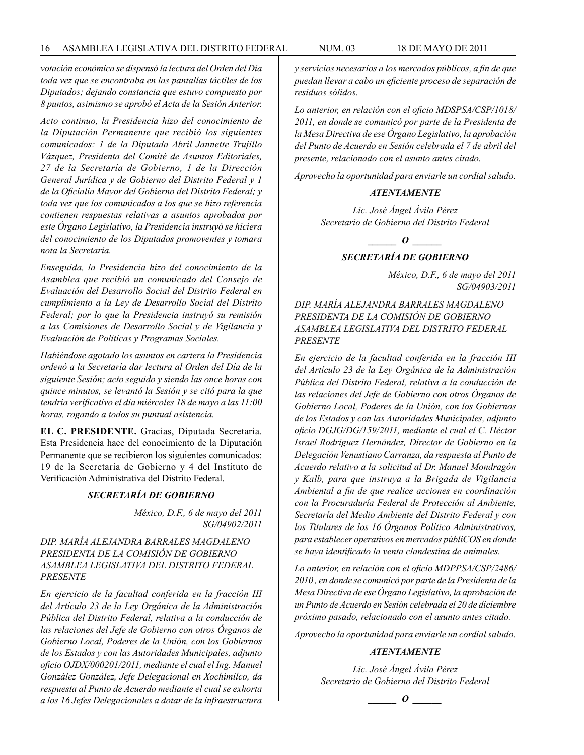*votación económica se dispensó la lectura del Orden del Día toda vez que se encontraba en las pantallas táctiles de los Diputados; dejando constancia que estuvo compuesto por 8 puntos, asimismo se aprobó el Acta de la Sesión Anterior.*

*Acto continuo, la Presidencia hizo del conocimiento de la Diputación Permanente que recibió los siguientes comunicados: 1 de la Diputada Abril Jannette Trujillo Vázquez, Presidenta del Comité de Asuntos Editoriales, 27 de la Secretaría de Gobierno, 1 de la Dirección General Jurídica y de Gobierno del Distrito Federal y 1 de la Oficialía Mayor del Gobierno del Distrito Federal; y toda vez que los comunicados a los que se hizo referencia contienen respuestas relativas a asuntos aprobados por este Órgano Legislativo, la Presidencia instruyó se hiciera del conocimiento de los Diputados promoventes y tomara nota la Secretaría.*

*Enseguida, la Presidencia hizo del conocimiento de la Asamblea que recibió un comunicado del Consejo de Evaluación del Desarrollo Social del Distrito Federal en cumplimiento a la Ley de Desarrollo Social del Distrito Federal; por lo que la Presidencia instruyó su remisión a las Comisiones de Desarrollo Social y de Vigilancia y Evaluación de Políticas y Programas Sociales.*

*Habiéndose agotado los asuntos en cartera la Presidencia ordenó a la Secretaría dar lectura al Orden del Día de la siguiente Sesión; acto seguido y siendo las once horas con quince minutos, se levantó la Sesión y se citó para la que tendría verificativo el día miércoles 18 de mayo a las 11:00 horas, rogando a todos su puntual asistencia.*

**EL C. PRESIDENTE.** Gracias, Diputada Secretaria. Esta Presidencia hace del conocimiento de la Diputación Permanente que se recibieron los siguientes comunicados: 19 de la Secretaría de Gobierno y 4 del Instituto de Verificación Administrativa del Distrito Federal.

### *SECRETARÍA DE GOBIERNO*

*México, D.F., 6 de mayo del 2011*
*SG/04902/2011*

*DIP. MARÍA ALEJANDRA BARRALES MAGDALENO*
*PRESIDENTA DE LA COMISIÓN DE GOBIERNO*
*ASAMBLEA LEGISLATIVA DEL DISTRITO FEDERAL*
*PRESENTE*

*En ejercicio de la facultad conferida en la fracción III del Artículo 23 de la Ley Orgánica de la Administración Pública del Distrito Federal, relativa a la conducción de las relaciones del Jefe de Gobierno con otros Órganos de Gobierno Local, Poderes de la Unión, con los Gobiernos de los Estados y con las Autoridades Municipales, adjunto oficio OJDX/000201/2011, mediante el cual el Ing. Manuel González González, Jefe Delegacional en Xochimilco, da respuesta al Punto de Acuerdo mediante el cual se exhorta a los 16 Jefes Delegacionales a dotar de la infraestructura y servicios necesarios a los mercados públicos, a fin de que puedan llevar a cabo un eficiente proceso de separación de residuos sólidos.*

*Lo anterior, en relación con el oficio MDSPSA/CSP/1018/2011, en donde se comunicó por parte de la Presidenta de la Mesa Directiva de ese Órgano Legislativo, la aprobación del Punto de Acuerdo en Sesión celebrada el 7 de abril del presente, relacionado con el asunto antes citado.*

*Aprovecho la oportunidad para enviarle un cordial saludo.*

***ATENTAMENTE***

*Lic. José Ángel Ávila Pérez*
*Secretario de Gobierno del Distrito Federal*

***\_\_\_\_\_ O \_\_\_\_\_***

### *SECRETARÍA DE GOBIERNO*

*México, D.F., 6 de mayo del 2011*
*SG/04903/2011*

*DIP. MARÍA ALEJANDRA BARRALES MAGDALENO*
*PRESIDENTA DE LA COMISIÓN DE GOBIERNO*
*ASAMBLEA LEGISLATIVA DEL DISTRITO FEDERAL*
*PRESENTE*

*En ejercicio de la facultad conferida en la fracción III del Artículo 23 de la Ley Orgánica de la Administración Pública del Distrito Federal, relativa a la conducción de las relaciones del Jefe de Gobierno con otros Órganos de Gobierno Local, Poderes de la Unión, con los Gobiernos de los Estados y con las Autoridades Municipales, adjunto oficio DGJG/DG/159/2011, mediante el cual el C. Héctor Israel Rodríguez Hernández, Director de Gobierno en la Delegación Venustiano Carranza, da respuesta al Punto de Acuerdo relativo a la solicitud al Dr. Manuel Mondragón y Kalb, para que instruya a la Brigada de Vigilancia Ambiental a fin de que realice acciones en coordinación con la Procuraduría Federal de Protección al Ambiente, Secretaría del Medio Ambiente del Distrito Federal y con los Titulares de los 16 Órganos Político Administrativos, para establecer operativos en mercados públiCOS en donde se haya identificado la venta clandestina de animales.*

*Lo anterior, en relación con el oficio MDPPSA/CSP/2486/2010 , en donde se comunicó por parte de la Presidenta de la Mesa Directiva de ese Órgano Legislativo, la aprobación de un Punto de Acuerdo en Sesión celebrada el 20 de diciembre próximo pasado, relacionado con el asunto antes citado.*

*Aprovecho la oportunidad para enviarle un cordial saludo.*

***ATENTAMENTE***

*Lic. José Ángel Ávila Pérez*
*Secretario de Gobierno del Distrito Federal*

***\_\_\_\_\_ O \_\_\_\_\_***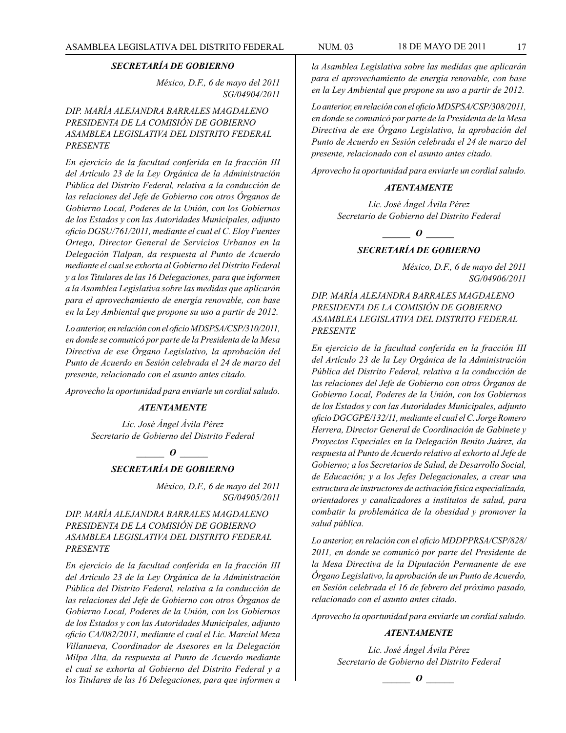### *SECRETARÍA DE GOBIERNO*

*México, D.F., 6 de mayo del 2011*
*SG/04904/2011*

*DIP. MARÍA ALEJANDRA BARRALES MAGDALENO*
*PRESIDENTA DE LA COMISIÓN DE GOBIERNO*
*ASAMBLEA LEGISLATIVA DEL DISTRITO FEDERAL*
*PRESENTE*

*En ejercicio de la facultad conferida en la fracción III del Artículo 23 de la Ley Orgánica de la Administración Pública del Distrito Federal, relativa a la conducción de las relaciones del Jefe de Gobierno con otros Órganos de Gobierno Local, Poderes de la Unión, con los Gobiernos de los Estados y con las Autoridades Municipales, adjunto oficio DGSU/761/2011, mediante el cual el C. Eloy Fuentes Ortega, Director General de Servicios Urbanos en la Delegación Tlalpan, da respuesta al Punto de Acuerdo mediante el cual se exhorta al Gobierno del Distrito Federal y a los Titulares de las 16 Delegaciones, para que informen a la Asamblea Legislativa sobre las medidas que aplicarán para el aprovechamiento de energía renovable, con base en la Ley Ambiental que propone su uso a partir de 2012.*

*Lo anterior, en relación con el oficio MDSPSA/CSP/310/2011, en donde se comunicó por parte de la Presidenta de la Mesa Directiva de ese Órgano Legislativo, la aprobación del Punto de Acuerdo en Sesión celebrada el 24 de marzo del presente, relacionado con el asunto antes citado.*

*Aprovecho la oportunidad para enviarle un cordial saludo.*

***ATENTAMENTE***

*Lic. José Ángel Ávila Pérez*
*Secretario de Gobierno del Distrito Federal*

**_____ O _____**

### *SECRETARÍA DE GOBIERNO*

*México, D.F., 6 de mayo del 2011*
*SG/04905/2011*

*DIP. MARÍA ALEJANDRA BARRALES MAGDALENO*
*PRESIDENTA DE LA COMISIÓN DE GOBIERNO*
*ASAMBLEA LEGISLATIVA DEL DISTRITO FEDERAL*
*PRESENTE*

*En ejercicio de la facultad conferida en la fracción III del Artículo 23 de la Ley Orgánica de la Administración Pública del Distrito Federal, relativa a la conducción de las relaciones del Jefe de Gobierno con otros Órganos de Gobierno Local, Poderes de la Unión, con los Gobiernos de los Estados y con las Autoridades Municipales, adjunto oficio CA/082/2011, mediante el cual el Lic. Marcial Meza Villanueva, Coordinador de Asesores en la Delegación Milpa Alta, da respuesta al Punto de Acuerdo mediante el cual se exhorta al Gobierno del Distrito Federal y a los Titulares de las 16 Delegaciones, para que informen a la Asamblea Legislativa sobre las medidas que aplicarán para el aprovechamiento de energía renovable, con base en la Ley Ambiental que propone su uso a partir de 2012.*

*Lo anterior, en relación con el oficio MDSPSA/CSP/308/2011, en donde se comunicó por parte de la Presidenta de la Mesa Directiva de ese Órgano Legislativo, la aprobación del Punto de Acuerdo en Sesión celebrada el 24 de marzo del presente, relacionado con el asunto antes citado.*

*Aprovecho la oportunidad para enviarle un cordial saludo.*

***ATENTAMENTE***

*Lic. José Ángel Ávila Pérez*
*Secretario de Gobierno del Distrito Federal*

**_____ O _____**

### *SECRETARÍA DE GOBIERNO*

*México, D.F., 6 de mayo del 2011*
*SG/04906/2011*

*DIP. MARÍA ALEJANDRA BARRALES MAGDALENO*
*PRESIDENTA DE LA COMISIÓN DE GOBIERNO*
*ASAMBLEA LEGISLATIVA DEL DISTRITO FEDERAL*
*PRESENTE*

*En ejercicio de la facultad conferida en la fracción III del Artículo 23 de la Ley Orgánica de la Administración Pública del Distrito Federal, relativa a la conducción de las relaciones del Jefe de Gobierno con otros Órganos de Gobierno Local, Poderes de la Unión, con los Gobiernos de los Estados y con las Autoridades Municipales, adjunto oficio DGCGPE/132/11, mediante el cual el C. Jorge Romero Herrera, Director General de Coordinación de Gabinete y Proyectos Especiales en la Delegación Benito Juárez, da respuesta al Punto de Acuerdo relativo al exhorto al Jefe de Gobierno; a los Secretarios de Salud, de Desarrollo Social, de Educación; y a los Jefes Delegacionales, a crear una estructura de instructores de activación física especializada, orientadores y canalizadores a institutos de salud, para combatir la problemática de la obesidad y promover la salud pública.*

*Lo anterior, en relación con el oficio MDDPPRSA/CSP/828/2011, en donde se comunicó por parte del Presidente de la Mesa Directiva de la Diputación Permanente de ese Órgano Legislativo, la aprobación de un Punto de Acuerdo, en Sesión celebrada el 16 de febrero del próximo pasado, relacionado con el asunto antes citado.*

*Aprovecho la oportunidad para enviarle un cordial saludo.*

***ATENTAMENTE***

*Lic. José Ángel Ávila Pérez*
*Secretario de Gobierno del Distrito Federal*

**_____ O _____**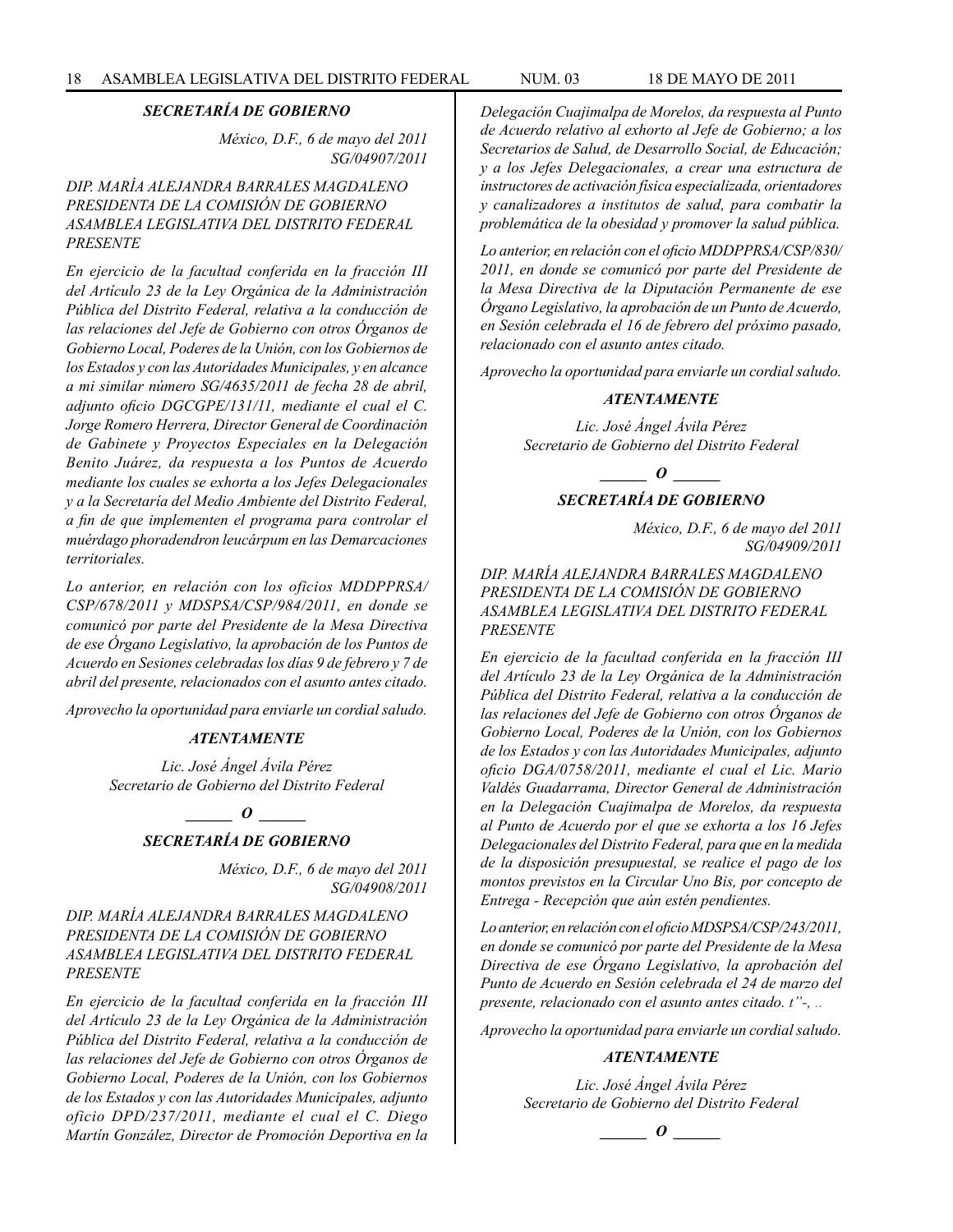### *SECRETARÍA DE GOBIERNO*

*México, D.F., 6 de mayo del 2011*
*SG/04907/2011*

*DIP. MARÍA ALEJANDRA BARRALES MAGDALENO*
*PRESIDENTA DE LA COMISIÓN DE GOBIERNO*
*ASAMBLEA LEGISLATIVA DEL DISTRITO FEDERAL*
*PRESENTE*

*En ejercicio de la facultad conferida en la fracción III del Artículo 23 de la Ley Orgánica de la Administración Pública del Distrito Federal, relativa a la conducción de las relaciones del Jefe de Gobierno con otros Órganos de Gobierno Local, Poderes de la Unión, con los Gobiernos de los Estados y con las Autoridades Municipales, y en alcance a mi similar número SG/4635/2011 de fecha 28 de abril, adjunto oficio DGCGPE/131/11, mediante el cual el C. Jorge Romero Herrera, Director General de Coordinación de Gabinete y Proyectos Especiales en la Delegación Benito Juárez, da respuesta a los Puntos de Acuerdo mediante los cuales se exhorta a los Jefes Delegacionales y a la Secretaría del Medio Ambiente del Distrito Federal, a fin de que implementen el programa para controlar el muérdago phoradendron leucárpum en las Demarcaciones territoriales.*

*Lo anterior, en relación con los oficios MDDPPRSA/CSP/678/2011 y MDSPSA/CSP/984/2011, en donde se comunicó por parte del Presidente de la Mesa Directiva de ese Órgano Legislativo, la aprobación de los Puntos de Acuerdo en Sesiones celebradas los días 9 de febrero y 7 de abril del presente, relacionados con el asunto antes citado.*

*Aprovecho la oportunidad para enviarle un cordial saludo.*

***ATENTAMENTE***

*Lic. José Ángel Ávila Pérez*
*Secretario de Gobierno del Distrito Federal*

***\_\_\_\_\_ O \_\_\_\_\_***

### *SECRETARÍA DE GOBIERNO*

*México, D.F., 6 de mayo del 2011*
*SG/04908/2011*

*DIP. MARÍA ALEJANDRA BARRALES MAGDALENO*
*PRESIDENTA DE LA COMISIÓN DE GOBIERNO*
*ASAMBLEA LEGISLATIVA DEL DISTRITO FEDERAL*
*PRESENTE*

*En ejercicio de la facultad conferida en la fracción III del Artículo 23 de la Ley Orgánica de la Administración Pública del Distrito Federal, relativa a la conducción de las relaciones del Jefe de Gobierno con otros Órganos de Gobierno Local, Poderes de la Unión, con los Gobiernos de los Estados y con las Autoridades Municipales, adjunto oficio DPD/237/2011, mediante el cual el C. Diego Martín González, Director de Promoción Deportiva en la Delegación Cuajimalpa de Morelos, da respuesta al Punto de Acuerdo relativo al exhorto al Jefe de Gobierno; a los Secretarios de Salud, de Desarrollo Social, de Educación; y a los Jefes Delegacionales, a crear una estructura de instructores de activación física especializada, orientadores y canalizadores a institutos de salud, para combatir la problemática de la obesidad y promover la salud pública.*

*Lo anterior, en relación con el oficio MDDPPRSA/CSP/830/2011, en donde se comunicó por parte del Presidente de la Mesa Directiva de la Diputación Permanente de ese Órgano Legislativo, la aprobación de un Punto de Acuerdo, en Sesión celebrada el 16 de febrero del próximo pasado, relacionado con el asunto antes citado.*

*Aprovecho la oportunidad para enviarle un cordial saludo.*

***ATENTAMENTE***

*Lic. José Ángel Ávila Pérez*
*Secretario de Gobierno del Distrito Federal*

***\_\_\_\_\_ O \_\_\_\_\_***

### *SECRETARÍA DE GOBIERNO*

*México, D.F., 6 de mayo del 2011*
*SG/04909/2011*

*DIP. MARÍA ALEJANDRA BARRALES MAGDALENO*
*PRESIDENTA DE LA COMISIÓN DE GOBIERNO*
*ASAMBLEA LEGISLATIVA DEL DISTRITO FEDERAL*
*PRESENTE*

*En ejercicio de la facultad conferida en la fracción III del Artículo 23 de la Ley Orgánica de la Administración Pública del Distrito Federal, relativa a la conducción de las relaciones del Jefe de Gobierno con otros Órganos de Gobierno Local, Poderes de la Unión, con los Gobiernos de los Estados y con las Autoridades Municipales, adjunto oficio DGA/0758/2011, mediante el cual el Lic. Mario Valdés Guadarrama, Director General de Administración en la Delegación Cuajimalpa de Morelos, da respuesta al Punto de Acuerdo por el que se exhorta a los 16 Jefes Delegacionales del Distrito Federal, para que en la medida de la disposición presupuestal, se realice el pago de los montos previstos en la Circular Uno Bis, por concepto de Entrega - Recepción que aún estén pendientes.*

*Lo anterior, en relación con el oficio MDSPSA/CSP/243/2011, en donde se comunicó por parte del Presidente de la Mesa Directiva de ese Órgano Legislativo, la aprobación del Punto de Acuerdo en Sesión celebrada el 24 de marzo del presente, relacionado con el asunto antes citado. t"-, ..*

*Aprovecho la oportunidad para enviarle un cordial saludo.*

***ATENTAMENTE***

*Lic. José Ángel Ávila Pérez*
*Secretario de Gobierno del Distrito Federal*

***\_\_\_\_\_ O \_\_\_\_\_***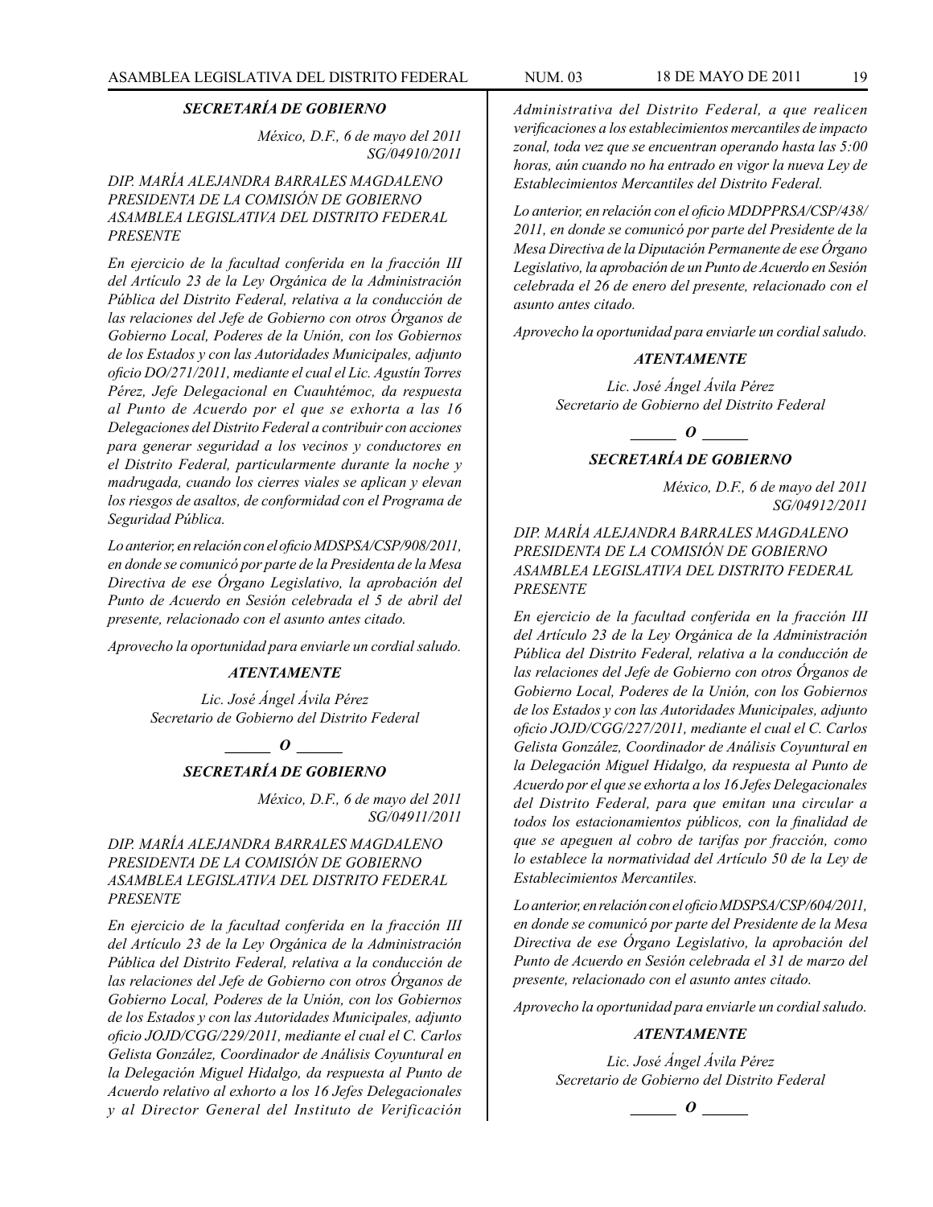### *SECRETARÍA DE GOBIERNO*

*México, D.F., 6 de mayo del 2011*
*SG/04910/2011*

*DIP. MARÍA ALEJANDRA BARRALES MAGDALENO*
*PRESIDENTA DE LA COMISIÓN DE GOBIERNO*
*ASAMBLEA LEGISLATIVA DEL DISTRITO FEDERAL*
*PRESENTE*

*En ejercicio de la facultad conferida en la fracción III del Artículo 23 de la Ley Orgánica de la Administración Pública del Distrito Federal, relativa a la conducción de las relaciones del Jefe de Gobierno con otros Órganos de Gobierno Local, Poderes de la Unión, con los Gobiernos de los Estados y con las Autoridades Municipales, adjunto oficio DO/271/2011, mediante el cual el Lic. Agustín Torres Pérez, Jefe Delegacional en Cuauhtémoc, da respuesta al Punto de Acuerdo por el que se exhorta a las 16 Delegaciones del Distrito Federal a contribuir con acciones para generar seguridad a los vecinos y conductores en el Distrito Federal, particularmente durante la noche y madrugada, cuando los cierres viales se aplican y elevan los riesgos de asaltos, de conformidad con el Programa de Seguridad Pública.*

*Lo anterior, en relación con el oficio MDSPSA/CSP/908/2011, en donde se comunicó por parte de la Presidenta de la Mesa Directiva de ese Órgano Legislativo, la aprobación del Punto de Acuerdo en Sesión celebrada el 5 de abril del presente, relacionado con el asunto antes citado.*

*Aprovecho la oportunidad para enviarle un cordial saludo.*

***ATENTAMENTE***

*Lic. José Ángel Ávila Pérez*
*Secretario de Gobierno del Distrito Federal*

***______ O ______***

### *SECRETARÍA DE GOBIERNO*

*México, D.F., 6 de mayo del 2011*
*SG/04911/2011*

*DIP. MARÍA ALEJANDRA BARRALES MAGDALENO*
*PRESIDENTA DE LA COMISIÓN DE GOBIERNO*
*ASAMBLEA LEGISLATIVA DEL DISTRITO FEDERAL*
*PRESENTE*

*En ejercicio de la facultad conferida en la fracción III del Artículo 23 de la Ley Orgánica de la Administración Pública del Distrito Federal, relativa a la conducción de las relaciones del Jefe de Gobierno con otros Órganos de Gobierno Local, Poderes de la Unión, con los Gobiernos de los Estados y con las Autoridades Municipales, adjunto oficio JOJD/CGG/229/2011, mediante el cual el C. Carlos Gelista González, Coordinador de Análisis Coyuntural en la Delegación Miguel Hidalgo, da respuesta al Punto de Acuerdo relativo al exhorto a los 16 Jefes Delegacionales y al Director General del Instituto de Verificación Administrativa del Distrito Federal, a que realicen verificaciones a los establecimientos mercantiles de impacto zonal, toda vez que se encuentran operando hasta las 5:00 horas, aún cuando no ha entrado en vigor la nueva Ley de Establecimientos Mercantiles del Distrito Federal.*

*Lo anterior, en relación con el oficio MDDPPRSA/CSP/438/2011, en donde se comunicó por parte del Presidente de la Mesa Directiva de la Diputación Permanente de ese Órgano Legislativo, la aprobación de un Punto de Acuerdo en Sesión celebrada el 26 de enero del presente, relacionado con el asunto antes citado.*

*Aprovecho la oportunidad para enviarle un cordial saludo.*

***ATENTAMENTE***

*Lic. José Ángel Ávila Pérez*
*Secretario de Gobierno del Distrito Federal*

***______ O ______***

### *SECRETARÍA DE GOBIERNO*

*México, D.F., 6 de mayo del 2011*
*SG/04912/2011*

*DIP. MARÍA ALEJANDRA BARRALES MAGDALENO*
*PRESIDENTA DE LA COMISIÓN DE GOBIERNO*
*ASAMBLEA LEGISLATIVA DEL DISTRITO FEDERAL*
*PRESENTE*

*En ejercicio de la facultad conferida en la fracción III del Artículo 23 de la Ley Orgánica de la Administración Pública del Distrito Federal, relativa a la conducción de las relaciones del Jefe de Gobierno con otros Órganos de Gobierno Local, Poderes de la Unión, con los Gobiernos de los Estados y con las Autoridades Municipales, adjunto oficio JOJD/CGG/227/2011, mediante el cual el C. Carlos Gelista González, Coordinador de Análisis Coyuntural en la Delegación Miguel Hidalgo, da respuesta al Punto de Acuerdo por el que se exhorta a los 16 Jefes Delegacionales del Distrito Federal, para que emitan una circular a todos los estacionamientos públicos, con la finalidad de que se apeguen al cobro de tarifas por fracción, como lo establece la normatividad del Artículo 50 de la Ley de Establecimientos Mercantiles.*

*Lo anterior, en relación con el oficio MDSPSA/CSP/604/2011, en donde se comunicó por parte del Presidente de la Mesa Directiva de ese Órgano Legislativo, la aprobación del Punto de Acuerdo en Sesión celebrada el 31 de marzo del presente, relacionado con el asunto antes citado.*

*Aprovecho la oportunidad para enviarle un cordial saludo.*

***ATENTAMENTE***

*Lic. José Ángel Ávila Pérez*
*Secretario de Gobierno del Distrito Federal*

***______ O ______***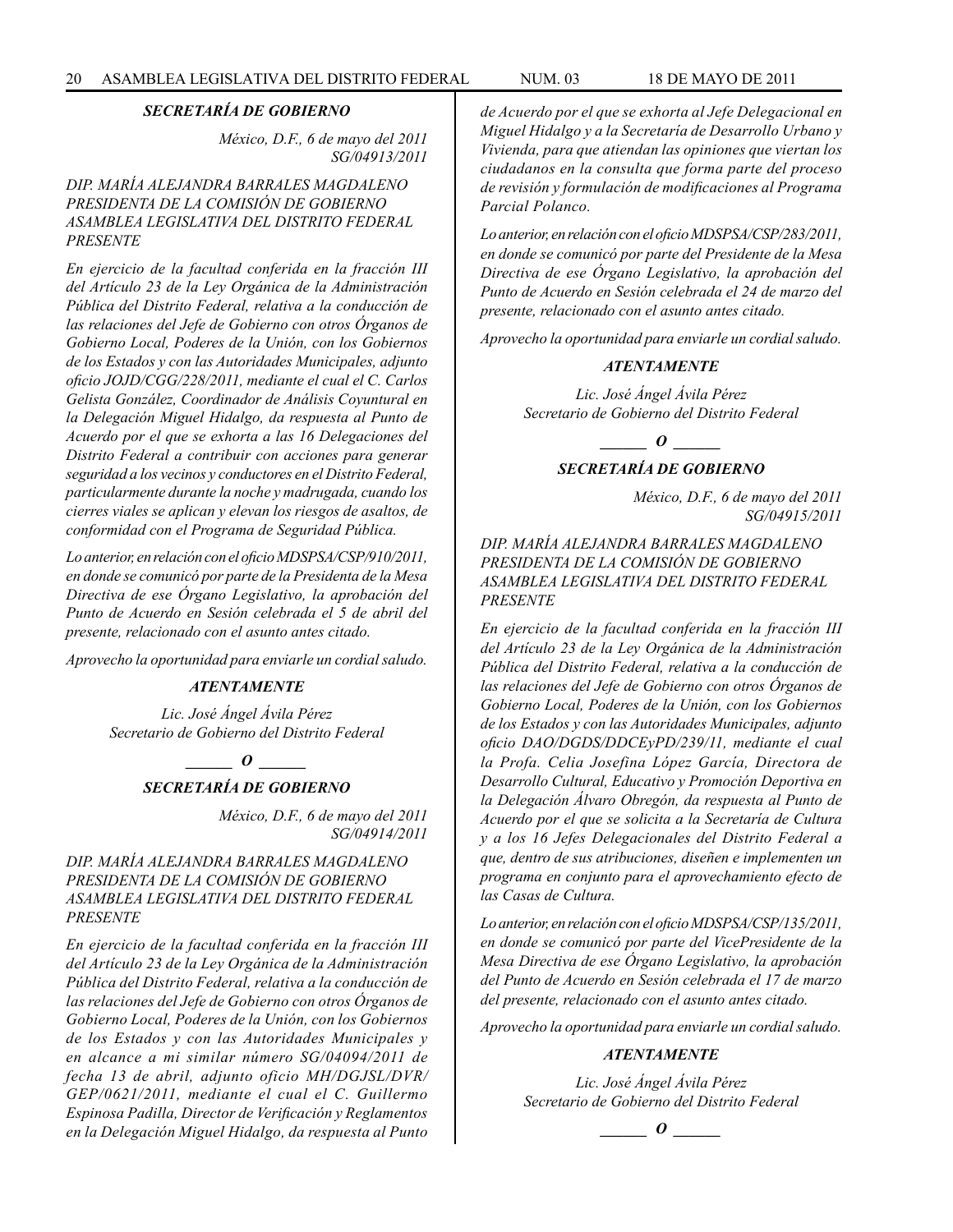### *SECRETARÍA DE GOBIERNO*

*México, D.F., 6 de mayo del 2011*
*SG/04913/2011*

*DIP. MARÍA ALEJANDRA BARRALES MAGDALENO*
*PRESIDENTA DE LA COMISIÓN DE GOBIERNO*
*ASAMBLEA LEGISLATIVA DEL DISTRITO FEDERAL*
*PRESENTE*

*En ejercicio de la facultad conferida en la fracción III del Artículo 23 de la Ley Orgánica de la Administración Pública del Distrito Federal, relativa a la conducción de las relaciones del Jefe de Gobierno con otros Órganos de Gobierno Local, Poderes de la Unión, con los Gobiernos de los Estados y con las Autoridades Municipales, adjunto oficio JOJD/CGG/228/2011, mediante el cual el C. Carlos Gelista González, Coordinador de Análisis Coyuntural en la Delegación Miguel Hidalgo, da respuesta al Punto de Acuerdo por el que se exhorta a las 16 Delegaciones del Distrito Federal a contribuir con acciones para generar seguridad a los vecinos y conductores en el Distrito Federal, particularmente durante la noche y madrugada, cuando los cierres viales se aplican y elevan los riesgos de asaltos, de conformidad con el Programa de Seguridad Pública.*

*Lo anterior, en relación con el oficio MDSPSA/CSP/910/2011, en donde se comunicó por parte de la Presidenta de la Mesa Directiva de ese Órgano Legislativo, la aprobación del Punto de Acuerdo en Sesión celebrada el 5 de abril del presente, relacionado con el asunto antes citado.*

*Aprovecho la oportunidad para enviarle un cordial saludo.*

***ATENTAMENTE***

*Lic. José Ángel Ávila Pérez*
*Secretario de Gobierno del Distrito Federal*

***\_\_\_\_\_\_ O \_\_\_\_\_\_***

### *SECRETARÍA DE GOBIERNO*

*México, D.F., 6 de mayo del 2011*
*SG/04914/2011*

*DIP. MARÍA ALEJANDRA BARRALES MAGDALENO*
*PRESIDENTA DE LA COMISIÓN DE GOBIERNO*
*ASAMBLEA LEGISLATIVA DEL DISTRITO FEDERAL*
*PRESENTE*

*En ejercicio de la facultad conferida en la fracción III del Artículo 23 de la Ley Orgánica de la Administración Pública del Distrito Federal, relativa a la conducción de las relaciones del Jefe de Gobierno con otros Órganos de Gobierno Local, Poderes de la Unión, con los Gobiernos de los Estados y con las Autoridades Municipales y en alcance a mi similar número SG/04094/2011 de fecha 13 de abril, adjunto oficio MH/DGJSL/DVR/GEP/0621/2011, mediante el cual el C. Guillermo Espinosa Padilla, Director de Verificación y Reglamentos en la Delegación Miguel Hidalgo, da respuesta al Punto de Acuerdo por el que se exhorta al Jefe Delegacional en Miguel Hidalgo y a la Secretaría de Desarrollo Urbano y Vivienda, para que atiendan las opiniones que viertan los ciudadanos en la consulta que forma parte del proceso de revisión y formulación de modificaciones al Programa Parcial Polanco.*

*Lo anterior, en relación con el oficio MDSPSA/CSP/283/2011, en donde se comunicó por parte del Presidente de la Mesa Directiva de ese Órgano Legislativo, la aprobación del Punto de Acuerdo en Sesión celebrada el 24 de marzo del presente, relacionado con el asunto antes citado.*

*Aprovecho la oportunidad para enviarle un cordial saludo.*

***ATENTAMENTE***

*Lic. José Ángel Ávila Pérez*
*Secretario de Gobierno del Distrito Federal*

***\_\_\_\_\_\_ O \_\_\_\_\_\_***

### *SECRETARÍA DE GOBIERNO*

*México, D.F., 6 de mayo del 2011*
*SG/04915/2011*

*DIP. MARÍA ALEJANDRA BARRALES MAGDALENO*
*PRESIDENTA DE LA COMISIÓN DE GOBIERNO*
*ASAMBLEA LEGISLATIVA DEL DISTRITO FEDERAL*
*PRESENTE*

*En ejercicio de la facultad conferida en la fracción III del Artículo 23 de la Ley Orgánica de la Administración Pública del Distrito Federal, relativa a la conducción de las relaciones del Jefe de Gobierno con otros Órganos de Gobierno Local, Poderes de la Unión, con los Gobiernos de los Estados y con las Autoridades Municipales, adjunto oficio DAO/DGDS/DDCEyPD/239/11, mediante el cual la Profa. Celia Josefina López García, Directora de Desarrollo Cultural, Educativo y Promoción Deportiva en la Delegación Álvaro Obregón, da respuesta al Punto de Acuerdo por el que se solicita a la Secretaría de Cultura y a los 16 Jefes Delegacionales del Distrito Federal a que, dentro de sus atribuciones, diseñen e implementen un programa en conjunto para el aprovechamiento efecto de las Casas de Cultura.*

*Lo anterior, en relación con el oficio MDSPSA/CSP/135/2011, en donde se comunicó por parte del VicePresidente de la Mesa Directiva de ese Órgano Legislativo, la aprobación del Punto de Acuerdo en Sesión celebrada el 17 de marzo del presente, relacionado con el asunto antes citado.*

*Aprovecho la oportunidad para enviarle un cordial saludo.*

***ATENTAMENTE***

*Lic. José Ángel Ávila Pérez*
*Secretario de Gobierno del Distrito Federal*

***\_\_\_\_\_\_ O \_\_\_\_\_\_***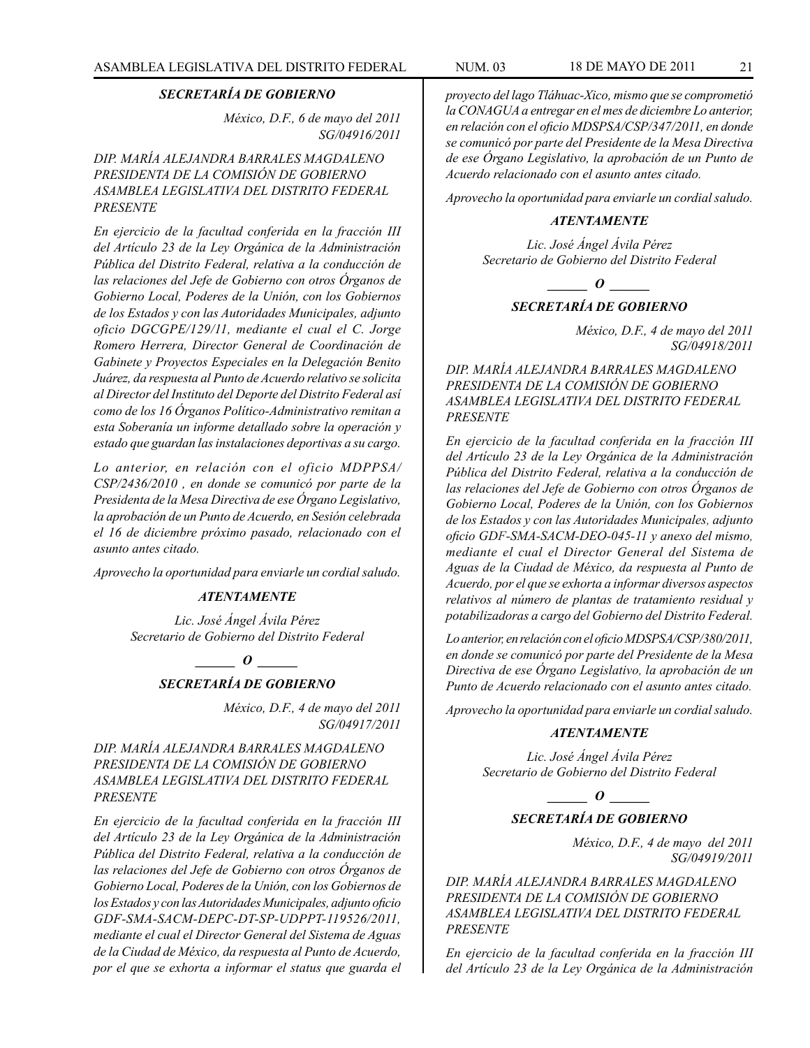***SECRETARÍA DE GOBIERNO***

*México, D.F., 6 de mayo del 2011*
*SG/04916/2011*

*DIP. MARÍA ALEJANDRA BARRALES MAGDALENO*
*PRESIDENTA DE LA COMISIÓN DE GOBIERNO*
*ASAMBLEA LEGISLATIVA DEL DISTRITO FEDERAL*
*PRESENTE*

*En ejercicio de la facultad conferida en la fracción III del Artículo 23 de la Ley Orgánica de la Administración Pública del Distrito Federal, relativa a la conducción de las relaciones del Jefe de Gobierno con otros Órganos de Gobierno Local, Poderes de la Unión, con los Gobiernos de los Estados y con las Autoridades Municipales, adjunto oficio DGCGPE/129/11, mediante el cual el C. Jorge Romero Herrera, Director General de Coordinación de Gabinete y Proyectos Especiales en la Delegación Benito Juárez, da respuesta al Punto de Acuerdo relativo se solicita al Director del Instituto del Deporte del Distrito Federal así como de los 16 Órganos Político-Administrativo remitan a esta Soberanía un informe detallado sobre la operación y estado que guardan las instalaciones deportivas a su cargo.*

*Lo anterior, en relación con el oficio MDPPSA/CSP/2436/2010 , en donde se comunicó por parte de la Presidenta de la Mesa Directiva de ese Órgano Legislativo, la aprobación de un Punto de Acuerdo, en Sesión celebrada el 16 de diciembre próximo pasado, relacionado con el asunto antes citado.*

*Aprovecho la oportunidad para enviarle un cordial saludo.*

***ATENTAMENTE***

*Lic. José Ángel Ávila Pérez*
*Secretario de Gobierno del Distrito Federal*

***\_\_\_\_\_\_ O \_\_\_\_\_\_***

***SECRETARÍA DE GOBIERNO***

*México, D.F., 4 de mayo del 2011*
*SG/04917/2011*

*DIP. MARÍA ALEJANDRA BARRALES MAGDALENO*
*PRESIDENTA DE LA COMISIÓN DE GOBIERNO*
*ASAMBLEA LEGISLATIVA DEL DISTRITO FEDERAL*
*PRESENTE*

*En ejercicio de la facultad conferida en la fracción III del Artículo 23 de la Ley Orgánica de la Administración Pública del Distrito Federal, relativa a la conducción de las relaciones del Jefe de Gobierno con otros Órganos de Gobierno Local, Poderes de la Unión, con los Gobiernos de los Estados y con las Autoridades Municipales, adjunto oficio GDF-SMA-SACM-DEPC-DT-SP-UDPPT-119526/2011, mediante el cual el Director General del Sistema de Aguas de la Ciudad de México, da respuesta al Punto de Acuerdo, por el que se exhorta a informar el status que guarda el proyecto del lago Tláhuac-Xico, mismo que se comprometió la CONAGUA a entregar en el mes de diciembre Lo anterior, en relación con el oficio MDSPSA/CSP/347/2011, en donde se comunicó por parte del Presidente de la Mesa Directiva de ese Órgano Legislativo, la aprobación de un Punto de Acuerdo relacionado con el asunto antes citado.*

*Aprovecho la oportunidad para enviarle un cordial saludo.*

***ATENTAMENTE***

*Lic. José Ángel Ávila Pérez*
*Secretario de Gobierno del Distrito Federal*

***\_\_\_\_\_\_ O \_\_\_\_\_\_***

***SECRETARÍA DE GOBIERNO***

*México, D.F., 4 de mayo del 2011*
*SG/04918/2011*

*DIP. MARÍA ALEJANDRA BARRALES MAGDALENO*
*PRESIDENTA DE LA COMISIÓN DE GOBIERNO*
*ASAMBLEA LEGISLATIVA DEL DISTRITO FEDERAL*
*PRESENTE*

*En ejercicio de la facultad conferida en la fracción III del Artículo 23 de la Ley Orgánica de la Administración Pública del Distrito Federal, relativa a la conducción de las relaciones del Jefe de Gobierno con otros Órganos de Gobierno Local, Poderes de la Unión, con los Gobiernos de los Estados y con las Autoridades Municipales, adjunto oficio GDF-SMA-SACM-DEO-045-11 y anexo del mismo, mediante el cual el Director General del Sistema de Aguas de la Ciudad de México, da respuesta al Punto de Acuerdo, por el que se exhorta a informar diversos aspectos relativos al número de plantas de tratamiento residual y potabilizadoras a cargo del Gobierno del Distrito Federal.*

*Lo anterior, en relación con el oficio MDSPSA/CSP/380/2011, en donde se comunicó por parte del Presidente de la Mesa Directiva de ese Órgano Legislativo, la aprobación de un Punto de Acuerdo relacionado con el asunto antes citado.*

*Aprovecho la oportunidad para enviarle un cordial saludo.*

***ATENTAMENTE***

*Lic. José Ángel Ávila Pérez*
*Secretario de Gobierno del Distrito Federal*

***\_\_\_\_\_\_ O \_\_\_\_\_\_***

***SECRETARÍA DE GOBIERNO***

*México, D.F., 4 de mayo del 2011*
*SG/04919/2011*

*DIP. MARÍA ALEJANDRA BARRALES MAGDALENO*
*PRESIDENTA DE LA COMISIÓN DE GOBIERNO*
*ASAMBLEA LEGISLATIVA DEL DISTRITO FEDERAL*
*PRESENTE*

*En ejercicio de la facultad conferida en la fracción III del Artículo 23 de la Ley Orgánica de la Administración*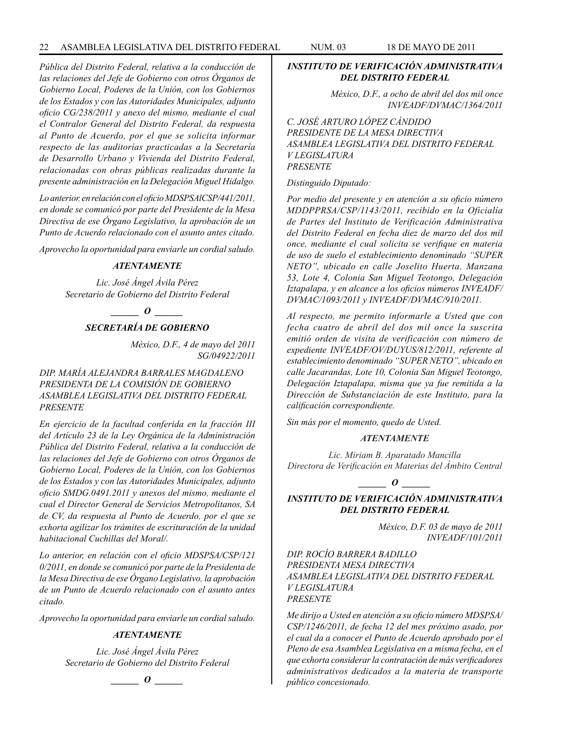*Pública del Distrito Federal, relativa a la conducción de las relaciones del Jefe de Gobierno con otros Órganos de Gobierno Local, Poderes de la Unión, con los Gobiernos de los Estados y con las Autoridades Municipales, adjunto oficio CG/238/2011 y anexo del mismo, mediante el cual el Contralor General del Distrito Federal, da respuesta al Punto de Acuerdo, por el que se solicita informar respecto de las auditorías practicadas a la Secretaría de Desarrollo Urbano y Vivienda del Distrito Federal, relacionadas con obras públicas realizadas durante la presente administración en la Delegación Miguel Hidalgo.*

*Lo anterior, en relación con el oficio MDSPSAlCSP/441/2011, en donde se comunicó por parte del Presidente de la Mesa Directiva de ese Órgano Legislativo, la aprobación de un Punto de Acuerdo relacionado con el asunto antes citado.*

*Aprovecho la oportunidad para enviarle un cordial saludo.*

***ATENTAMENTE***

*Lic. José Ángel Ávila Pérez*
*Secretario de Gobierno del Distrito Federal*

***\_\_\_\_\_\_ O \_\_\_\_\_\_***

## *SECRETARÍA DE GOBIERNO*

*México, D.F., 4 de mayo del 2011*
*SG/04922/2011*

*DIP. MARÍA ALEJANDRA BARRALES MAGDALENO*
*PRESIDENTA DE LA COMISIÓN DE GOBIERNO*
*ASAMBLEA LEGISLATIVA DEL DISTRITO FEDERAL*
*PRESENTE*

*En ejercicio de la facultad conferida en la fracción III del Artículo 23 de la Ley Orgánica de la Administración Pública del Distrito Federal, relativa a la conducción de las relaciones del Jefe de Gobierno con otros Órganos de Gobierno Local, Poderes de la Unión, con los Gobiernos de los Estados y con las Autoridades Municipales, adjunto oficio SMDG.0491.2011 y anexos del mismo, mediante el cual el Director General de Servicios Metropolitanos, SA de CV, da respuesta al Punto de Acuerdo, por el que se exhorta agilizar los trámites de escrituración de la unidad habitacional Cuchillas del Moral/.*

*Lo anterior, en relación con el oficio MDSPSA/CSP/121 0/2011, en donde se comunicó por parte de la Presidenta de la Mesa Directiva de ese Órgano Legislativo, la aprobación de un Punto de Acuerdo relacionado con el asunto antes citado.*

*Aprovecho la oportunidad para enviarle un cordial saludo.*

***ATENTAMENTE***

*Lic. José Ángel Ávila Pérez*
*Secretario de Gobierno del Distrito Federal*

***\_\_\_\_\_\_ O \_\_\_\_\_\_***

## *INSTITUTO DE VERIFICACIÓN ADMINISTRATIVA DEL DISTRITO FEDERAL*

*México, D.F., a ocho de abril del dos mil once*
*INVEADF/DVMAC/1364/2011*

*C. JOSÉ ARTURO LÓPEZ CÁNDIDO*
*PRESIDENTE DE LA MESA DIRECTIVA*
*ASAMBLEA LEGISLATIVA DEL DISTRITO FEDERAL*
*V LEGISLATURA*
*PRESENTE*

*Distinguido Diputado:*

*Por medio del presente y en atención a su oficio número MDDPPRSA/CSP/1143/2011, recibido en la Oficialía de Partes del Instituto de Verificación Administrativa del Distrito Federal en fecha diez de marzo del dos mil once, mediante el cual solicita se verifique en materia de uso de suelo el establecimiento denominado "SUPER NETO", ubicado en calle Joselito Huerta, Manzana 53, Lote 4, Colonia San Miguel Teotongo, Delegación Iztapalapa, y en alcance a los oficios números INVEADF/DVMAC/1093/2011 y INVEADF/DVMAC/910/2011.*

*Al respecto, me permito informarle a Usted que con fecha cuatro de abril del dos mil once la suscrita emitió orden de visita de verificación con número de expediente INVEADF/OV/DUYUS/812/2011, referente al establecimiento denominado "SUPER NETO", ubicado en calle Jacarandas, Lote 10, Colonia San Miguel Teotongo, Delegación Iztapalapa, misma que ya fue remitida a la Dirección de Substanciación de este Instituto, para la calificación correspondiente.*

*Sin más por el momento, quedo de Usted.*

***ATENTAMENTE***

*Lic. Miriam B. Aparatado Mancilla*
*Directora de Verificación en Materias del Ámbito Central*

***\_\_\_\_\_\_ O \_\_\_\_\_\_***

## *INSTITUTO DE VERIFICACIÓN ADMINISTRATIVA DEL DISTRITO FEDERAL*

*México, D.F. 03 de mayo de 2011*
*INVEADF/101/2011*

*DIP. ROCÍO BARRERA BADILLO*
*PRESIDENTA MESA DIRECTIVA*
*ASAMBLEA LEGISLATIVA DEL DISTRITO FEDERAL*
*V LEGISLATURA*
*PRESENTE*

*Me dirijo a Usted en atención a su oficio número MDSPSA/CSP/1246/2011, de fecha 12 del mes próximo asado, por el cual da a conocer el Punto de Acuerdo aprobado por el Pleno de esa Asamblea Legislativa en a misma fecha, en el que exhorta considerar la contratación de más verificadores administrativos dedicados a la materia de transporte público concesionado.*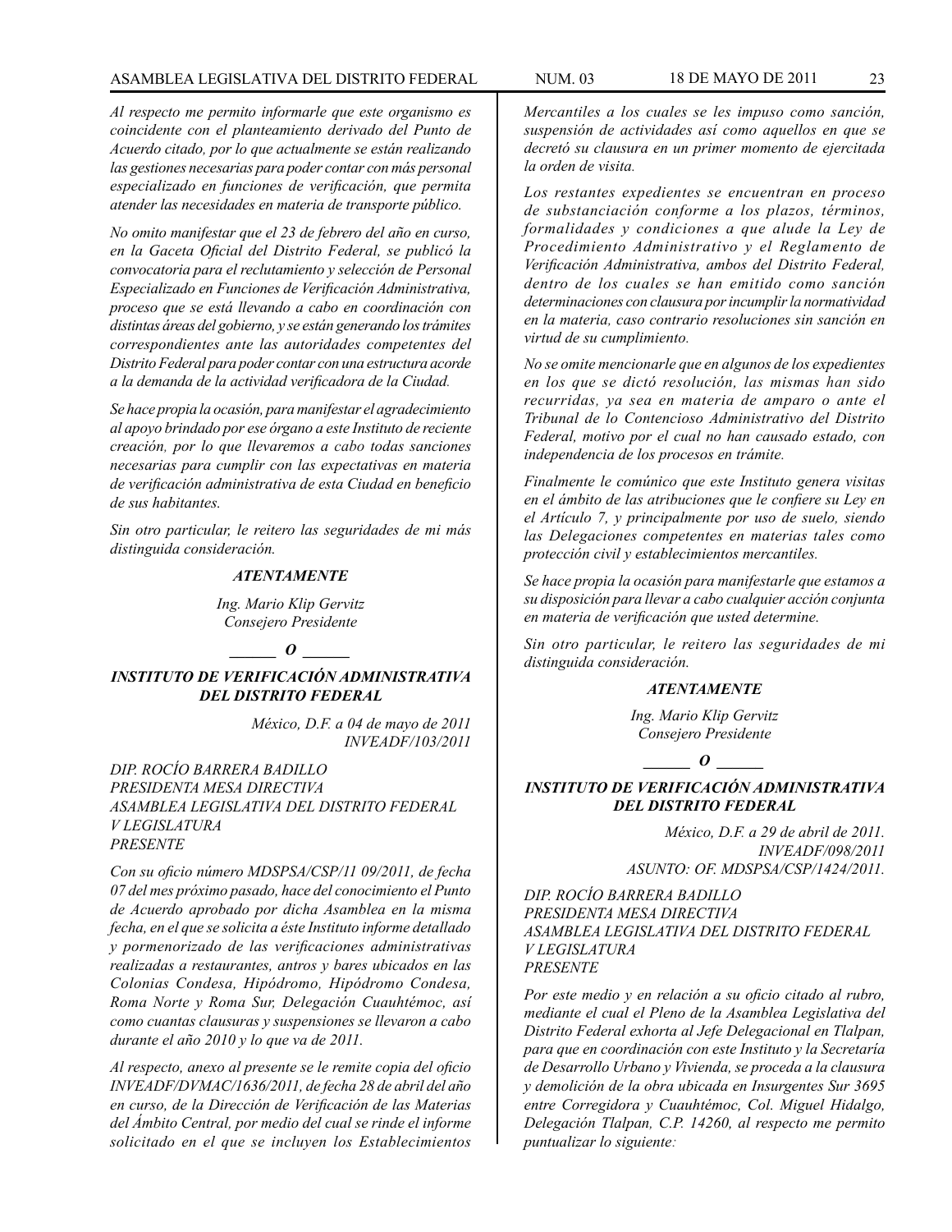*Al respecto me permito informarle que este organismo es coincidente con el planteamiento derivado del Punto de Acuerdo citado, por lo que actualmente se están realizando las gestiones necesarias para poder contar con más personal especializado en funciones de verificación, que permita atender las necesidades en materia de transporte público.*

*No omito manifestar que el 23 de febrero del año en curso, en la Gaceta Oficial del Distrito Federal, se publicó la convocatoria para el reclutamiento y selección de Personal Especializado en Funciones de Verificación Administrativa, proceso que se está llevando a cabo en coordinación con distintas áreas del gobierno, y se están generando los trámites correspondientes ante las autoridades competentes del Distrito Federal para poder contar con una estructura acorde a la demanda de la actividad verificadora de la Ciudad.*

*Se hace propia la ocasión, para manifestar el agradecimiento al apoyo brindado por ese órgano a este Instituto de reciente creación, por lo que llevaremos a cabo todas sanciones necesarias para cumplir con las expectativas en materia de verificación administrativa de esta Ciudad en beneficio de sus habitantes.*

*Sin otro particular, le reitero las seguridades de mi más distinguida consideración.*

***ATENTAMENTE***

*Ing. Mario Klip Gervitz*
*Consejero Presidente*

***______ O ______***

***INSTITUTO DE VERIFICACIÓN ADMINISTRATIVA DEL DISTRITO FEDERAL***

*México, D.F. a 04 de mayo de 2011*
*INVEADF/103/2011*

*DIP. ROCÍO BARRERA BADILLO*
*PRESIDENTA MESA DIRECTIVA*
*ASAMBLEA LEGISLATIVA DEL DISTRITO FEDERAL*
*V LEGISLATURA*
*PRESENTE*

*Con su oficio número MDSPSA/CSP/11 09/2011, de fecha 07 del mes próximo pasado, hace del conocimiento el Punto de Acuerdo aprobado por dicha Asamblea en la misma fecha, en el que se solicita a éste Instituto informe detallado y pormenorizado de las verificaciones administrativas realizadas a restaurantes, antros y bares ubicados en las Colonias Condesa, Hipódromo, Hipódromo Condesa, Roma Norte y Roma Sur, Delegación Cuauhtémoc, así como cuantas clausuras y suspensiones se llevaron a cabo durante el año 2010 y lo que va de 2011.*

*Al respecto, anexo al presente se le remite copia del oficio INVEADF/DVMAC/1636/2011, de fecha 28 de abril del año en curso, de la Dirección de Verificación de las Materias del Ámbito Central, por medio del cual se rinde el informe solicitado en el que se incluyen los Establecimientos Mercantiles a los cuales se les impuso como sanción, suspensión de actividades así como aquellos en que se decretó su clausura en un primer momento de ejercitada la orden de visita.*

*Los restantes expedientes se encuentran en proceso de substanciación conforme a los plazos, términos, formalidades y condiciones a que alude la Ley de Procedimiento Administrativo y el Reglamento de Verificación Administrativa, ambos del Distrito Federal, dentro de los cuales se han emitido como sanción determinaciones con clausura por incumplir la normatividad en la materia, caso contrario resoluciones sin sanción en virtud de su cumplimiento.*

*No se omite mencionarle que en algunos de los expedientes en los que se dictó resolución, las mismas han sido recurridas, ya sea en materia de amparo o ante el Tribunal de lo Contencioso Administrativo del Distrito Federal, motivo por el cual no han causado estado, con independencia de los procesos en trámite.*

*Finalmente le comúnico que este Instituto genera visitas en el ámbito de las atribuciones que le confiere su Ley en el Artículo 7, y principalmente por uso de suelo, siendo las Delegaciones competentes en materias tales como protección civil y establecimientos mercantiles.*

*Se hace propia la ocasión para manifestarle que estamos a su disposición para llevar a cabo cualquier acción conjunta en materia de verificación que usted determine.*

*Sin otro particular, le reitero las seguridades de mi distinguida consideración.*

***ATENTAMENTE***

*Ing. Mario Klip Gervitz*
*Consejero Presidente*

***______ O ______***

***INSTITUTO DE VERIFICACIÓN ADMINISTRATIVA DEL DISTRITO FEDERAL***

*México, D.F. a 29 de abril de 2011.*
*INVEADF/098/2011*
*ASUNTO: OF. MDSPSA/CSP/1424/2011.*

*DIP. ROCÍO BARRERA BADILLO*
*PRESIDENTA MESA DIRECTIVA*
*ASAMBLEA LEGISLATIVA DEL DISTRITO FEDERAL*
*V LEGISLATURA*
*PRESENTE*

*Por este medio y en relación a su oficio citado al rubro, mediante el cual el Pleno de la Asamblea Legislativa del Distrito Federal exhorta al Jefe Delegacional en Tlalpan, para que en coordinación con este Instituto y la Secretaría de Desarrollo Urbano y Vivienda, se proceda a la clausura y demolición de la obra ubicada en Insurgentes Sur 3695 entre Corregidora y Cuauhtémoc, Col. Miguel Hidalgo, Delegación Tlalpan, C.P. 14260, al respecto me permito puntualizar lo siguiente:*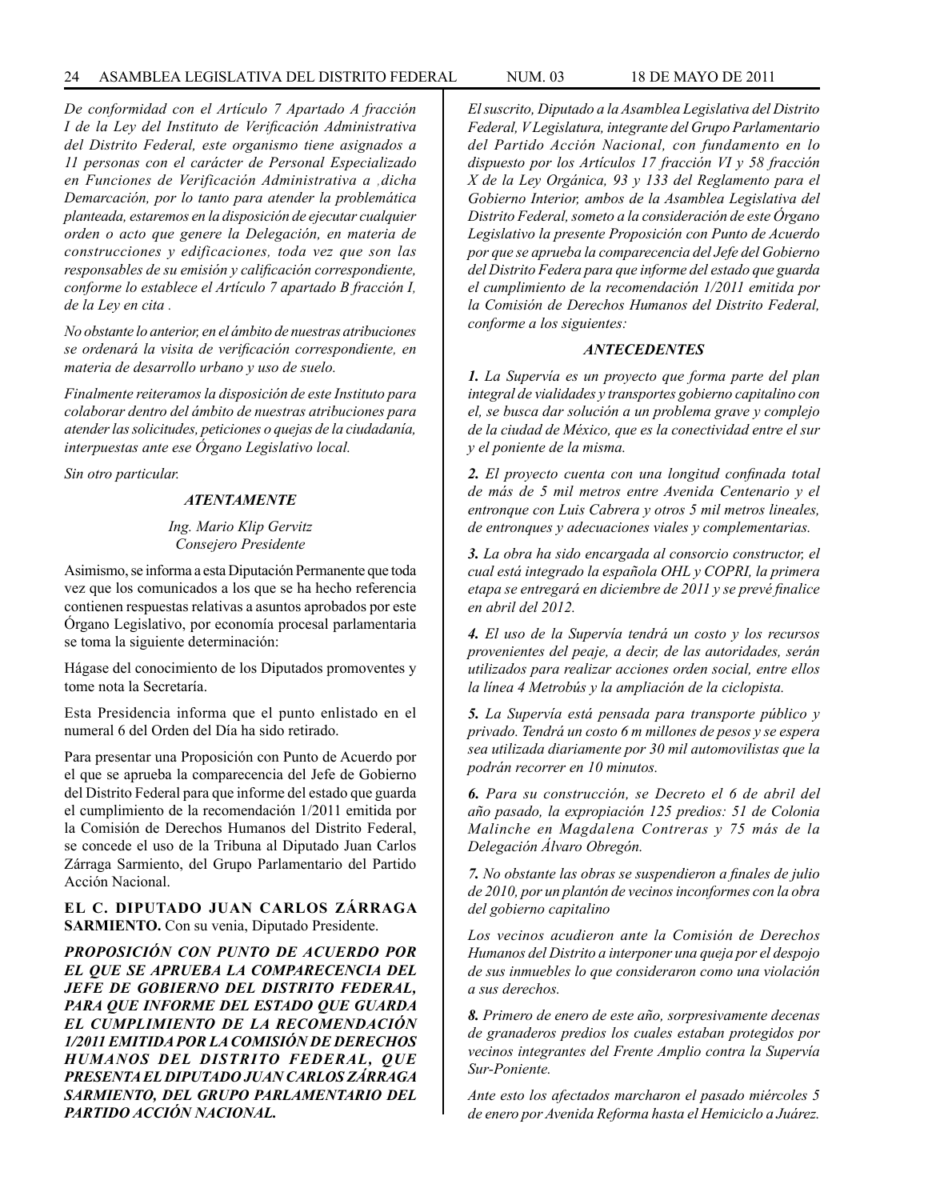*De conformidad con el Artículo 7 Apartado A fracción I de la Ley del Instituto de Verificación Administrativa del Distrito Federal, este organismo tiene asignados a 11 personas con el carácter de Personal Especializado en Funciones de Verificación Administrativa a ,dicha Demarcación, por lo tanto para atender la problemática planteada, estaremos en la disposición de ejecutar cualquier orden o acto que genere la Delegación, en materia de construcciones y edificaciones, toda vez que son las responsables de su emisión y calificación correspondiente, conforme lo establece el Artículo 7 apartado B fracción I, de la Ley en cita .*

*No obstante lo anterior, en el ámbito de nuestras atribuciones se ordenará la visita de verificación correspondiente, en materia de desarrollo urbano y uso de suelo.*

*Finalmente reiteramos la disposición de este Instituto para colaborar dentro del ámbito de nuestras atribuciones para atender las solicitudes, peticiones o quejas de la ciudadanía, interpuestas ante ese Órgano Legislativo local.*

*Sin otro particular.*

***ATENTAMENTE***

*Ing. Mario Klip Gervitz*
*Consejero Presidente*

Asimismo, se informa a esta Diputación Permanente que toda vez que los comunicados a los que se ha hecho referencia contienen respuestas relativas a asuntos aprobados por este Órgano Legislativo, por economía procesal parlamentaria se toma la siguiente determinación:

Hágase del conocimiento de los Diputados promoventes y tome nota la Secretaría.

Esta Presidencia informa que el punto enlistado en el numeral 6 del Orden del Día ha sido retirado.

Para presentar una Proposición con Punto de Acuerdo por el que se aprueba la comparecencia del Jefe de Gobierno del Distrito Federal para que informe del estado que guarda el cumplimiento de la recomendación 1/2011 emitida por la Comisión de Derechos Humanos del Distrito Federal, se concede el uso de la Tribuna al Diputado Juan Carlos Zárraga Sarmiento, del Grupo Parlamentario del Partido Acción Nacional.

**EL C. DIPUTADO JUAN CARLOS ZÁRRAGA SARMIENTO.** Con su venia, Diputado Presidente.

***PROPOSICIÓN CON PUNTO DE ACUERDO POR EL QUE SE APRUEBA LA COMPARECENCIA DEL JEFE DE GOBIERNO DEL DISTRITO FEDERAL, PARA QUE INFORME DEL ESTADO QUE GUARDA EL CUMPLIMIENTO DE LA RECOMENDACIÓN 1/2011 EMITIDA POR LA COMISIÓN DE DERECHOS HUMANOS DEL DISTRITO FEDERAL, QUE PRESENTA EL DIPUTADO JUAN CARLOS ZÁRRAGA SARMIENTO, DEL GRUPO PARLAMENTARIO DEL PARTIDO ACCIÓN NACIONAL.***

*El suscrito, Diputado a la Asamblea Legislativa del Distrito Federal, V Legislatura, integrante del Grupo Parlamentario del Partido Acción Nacional, con fundamento en lo dispuesto por los Artículos 17 fracción VI y 58 fracción X de la Ley Orgánica, 93 y 133 del Reglamento para el Gobierno Interior, ambos de la Asamblea Legislativa del Distrito Federal, someto a la consideración de este Órgano Legislativo la presente Proposición con Punto de Acuerdo por que se aprueba la comparecencia del Jefe del Gobierno del Distrito Federa para que informe del estado que guarda el cumplimiento de la recomendación 1/2011 emitida por la Comisión de Derechos Humanos del Distrito Federal, conforme a los siguientes:*

***ANTECEDENTES***

***1.*** *La Supervía es un proyecto que forma parte del plan integral de vialidades y transportes gobierno capitalino con el, se busca dar solución a un problema grave y complejo de la ciudad de México, que es la conectividad entre el sur y el poniente de la misma.*

***2.*** *El proyecto cuenta con una longitud confinada total de más de 5 mil metros entre Avenida Centenario y el entronque con Luis Cabrera y otros 5 mil metros lineales, de entronques y adecuaciones viales y complementarias.*

***3.*** *La obra ha sido encargada al consorcio constructor, el cual está integrado la española OHL y COPRI, la primera etapa se entregará en diciembre de 2011 y se prevé finalice en abril del 2012.*

***4.*** *El uso de la Supervía tendrá un costo y los recursos provenientes del peaje, a decir, de las autoridades, serán utilizados para realizar acciones orden social, entre ellos la línea 4 Metrobús y la ampliación de la ciclopista.*

***5.*** *La Supervía está pensada para transporte público y privado. Tendrá un costo 6 m millones de pesos y se espera sea utilizada diariamente por 30 mil automovilistas que la podrán recorrer en 10 minutos.*

***6.*** *Para su construcción, se Decreto el 6 de abril del año pasado, la expropiación 125 predios: 51 de Colonia Malinche en Magdalena Contreras y 75 más de la Delegación Álvaro Obregón.*

***7.*** *No obstante las obras se suspendieron a finales de julio de 2010, por un plantón de vecinos inconformes con la obra del gobierno capitalino*

*Los vecinos acudieron ante la Comisión de Derechos Humanos del Distrito a interponer una queja por el despojo de sus inmuebles lo que consideraron como una violación a sus derechos.*

***8.*** *Primero de enero de este año, sorpresivamente decenas de granaderos predios los cuales estaban protegidos por vecinos integrantes del Frente Amplio contra la Supervía Sur-Poniente.*

*Ante esto los afectados marcharon el pasado miércoles 5 de enero por Avenida Reforma hasta el Hemiciclo a Juárez.*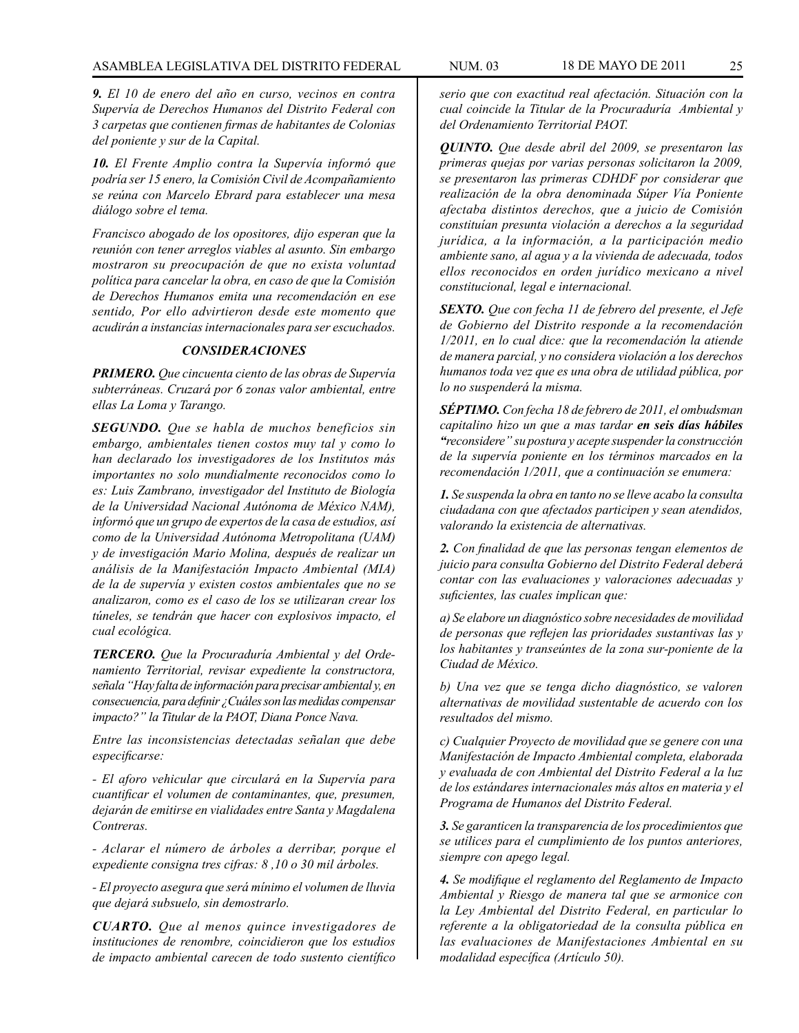***9.*** *El 10 de enero del año en curso, vecinos en contra Supervía de Derechos Humanos del Distrito Federal con 3 carpetas que contienen firmas de habitantes de Colonias del poniente y sur de la Capital.*

***10.*** *El Frente Amplio contra la Supervía informó que podría ser 15 enero, la Comisión Civil de Acompañamiento se reúna con Marcelo Ebrard para establecer una mesa diálogo sobre el tema.*

*Francisco abogado de los opositores, dijo esperan que la reunión con tener arreglos viables al asunto. Sin embargo mostraron su preocupación de que no exista voluntad política para cancelar la obra, en caso de que la Comisión de Derechos Humanos emita una recomendación en ese sentido, Por ello advirtieron desde este momento que acudirán a instancias internacionales para ser escuchados.*

### *CONSIDERACIONES*

***PRIMERO.*** *Que cincuenta ciento de las obras de Supervía subterráneas. Cruzará por 6 zonas valor ambiental, entre ellas La Loma y Tarango.*

***SEGUNDO.*** *Que se habla de muchos beneficios sin embargo, ambientales tienen costos muy tal y como lo han declarado los investigadores de los Institutos más importantes no solo mundialmente reconocidos como lo es: Luis Zambrano, investigador del Instituto de Biología de la Universidad Nacional Autónoma de México NAM), informó que un grupo de expertos de la casa de estudios, así como de la Universidad Autónoma Metropolitana (UAM) y de investigación Mario Molina, después de realizar un análisis de la Manifestación Impacto Ambiental (MIA) de la de supervía y existen costos ambientales que no se analizaron, como es el caso de los se utilizaran crear los túneles, se tendrán que hacer con explosivos impacto, el cual ecológica.*

***TERCERO.*** *Que la Procuraduría Ambiental y del Ordenamiento Territorial, revisar expediente la constructora, señala "Hay falta de información para precisar ambiental y, en consecuencia, para definir ¿Cuáles son las medidas compensar impacto?" la Titular de la PAOT, Diana Ponce Nava.*

*Entre las inconsistencias detectadas señalan que debe especificarse:*

*- El aforo vehicular que circulará en la Supervía para cuantificar el volumen de contaminantes, que, presumen, dejarán de emitirse en vialidades entre Santa y Magdalena Contreras.*

*- Aclarar el número de árboles a derribar, porque el expediente consigna tres cifras: 8 ,10 o 30 mil árboles.*

*- El proyecto asegura que será mínimo el volumen de lluvia que dejará subsuelo, sin demostrarlo.*

***CUARTO.*** *Que al menos quince investigadores de instituciones de renombre, coincidieron que los estudios de impacto ambiental carecen de todo sustento científico serio que con exactitud real afectación. Situación con la cual coincide la Titular de la Procuraduría Ambiental y del Ordenamiento Territorial PAOT.*

***QUINTO.*** *Que desde abril del 2009, se presentaron las primeras quejas por varias personas solicitaron la 2009, se presentaron las primeras CDHDF por considerar que realización de la obra denominada Súper Vía Poniente afectaba distintos derechos, que a juicio de Comisión constituían presunta violación a derechos a la seguridad jurídica, a la información, a la participación medio ambiente sano, al agua y a la vivienda de adecuada, todos ellos reconocidos en orden jurídico mexicano a nivel constitucional, legal e internacional.*

***SEXTO.*** *Que con fecha 11 de febrero del presente, el Jefe de Gobierno del Distrito responde a la recomendación 1/2011, en lo cual dice: que la recomendación la atiende de manera parcial, y no considera violación a los derechos humanos toda vez que es una obra de utilidad pública, por lo no suspenderá la misma.*

***SÉPTIMO.*** *Con fecha 18 de febrero de 2011, el ombudsman capitalino hizo un que a mas tardar* ***en seis días hábiles "****reconsidere" su postura y acepte suspender la construcción de la supervía poniente en los términos marcados en la recomendación 1/2011, que a continuación se enumera:*

***1.*** *Se suspenda la obra en tanto no se lleve acabo la consulta ciudadana con que afectados participen y sean atendidos, valorando la existencia de alternativas.*

***2.*** *Con finalidad de que las personas tengan elementos de juicio para consulta Gobierno del Distrito Federal deberá contar con las evaluaciones y valoraciones adecuadas y suficientes, las cuales implican que:*

*a) Se elabore un diagnóstico sobre necesidades de movilidad de personas que reflejen las prioridades sustantivas las y los habitantes y transeúntes de la zona sur-poniente de la Ciudad de México.*

*b) Una vez que se tenga dicho diagnóstico, se valoren alternativas de movilidad sustentable de acuerdo con los resultados del mismo.*

*c) Cualquier Proyecto de movilidad que se genere con una Manifestación de Impacto Ambiental completa, elaborada y evaluada de con Ambiental del Distrito Federal a la luz de los estándares internacionales más altos en materia y el Programa de Humanos del Distrito Federal.*

***3.*** *Se garanticen la transparencia de los procedimientos que se utilices para el cumplimiento de los puntos anteriores, siempre con apego legal.*

***4.*** *Se modifique el reglamento del Reglamento de Impacto Ambiental y Riesgo de manera tal que se armonice con la Ley Ambiental del Distrito Federal, en particular lo referente a la obligatoriedad de la consulta pública en las evaluaciones de Manifestaciones Ambiental en su modalidad específica (Artículo 50).*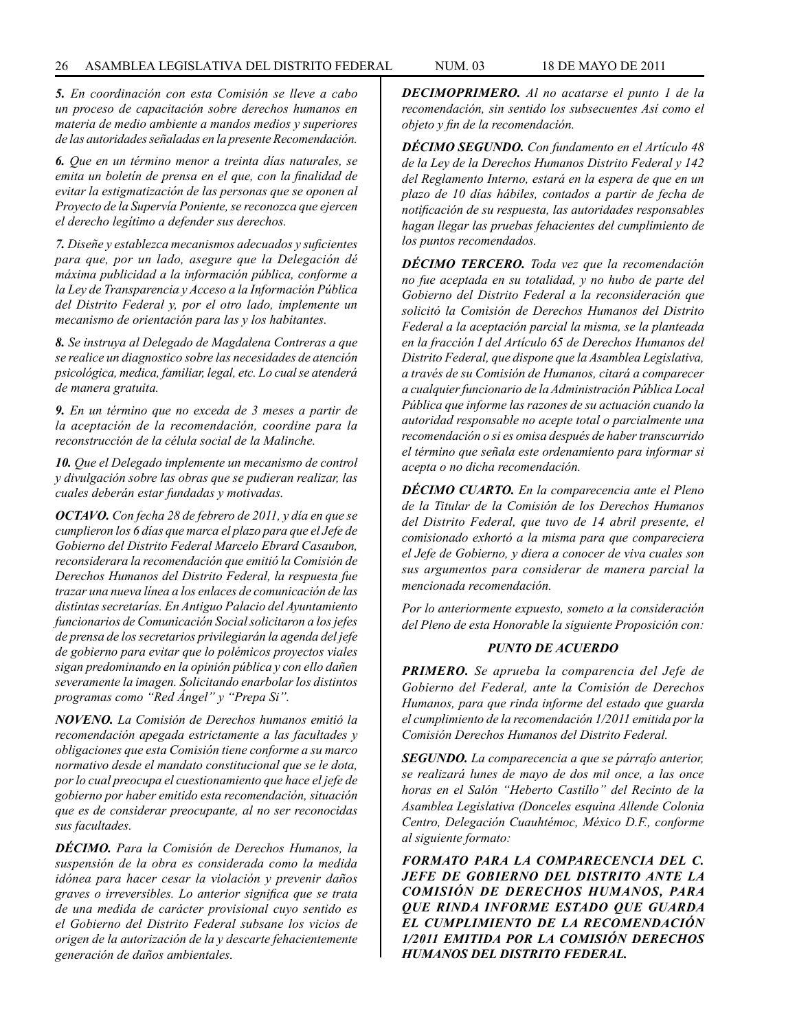***5.** En coordinación con esta Comisión se lleve a cabo un proceso de capacitación sobre derechos humanos en materia de medio ambiente a mandos medios y superiores de las autoridades señaladas en la presente Recomendación.*

***6.** Que en un término menor a treinta días naturales, se emita un boletín de prensa en el que, con la finalidad de evitar la estigmatización de las personas que se oponen al Proyecto de la Supervía Poniente, se reconozca que ejercen el derecho legítimo a defender sus derechos.*

***7.** Diseñe y establezca mecanismos adecuados y suficientes para que, por un lado, asegure que la Delegación dé máxima publicidad a la información pública, conforme a la Ley de Transparencia y Acceso a la Información Pública del Distrito Federal y, por el otro lado, implemente un mecanismo de orientación para las y los habitantes.*

***8.** Se instruya al Delegado de Magdalena Contreras a que se realice un diagnostico sobre las necesidades de atención psicológica, medica, familiar, legal, etc. Lo cual se atenderá de manera gratuita.*

***9.** En un término que no exceda de 3 meses a partir de la aceptación de la recomendación, coordine para la reconstrucción de la célula social de la Malinche.*

***10.** Que el Delegado implemente un mecanismo de control y divulgación sobre las obras que se pudieran realizar, las cuales deberán estar fundadas y motivadas.*

***OCTAVO.** Con fecha 28 de febrero de 2011, y día en que se cumplieron los 6 días que marca el plazo para que el Jefe de Gobierno del Distrito Federal Marcelo Ebrard Casaubon, reconsiderara la recomendación que emitió la Comisión de Derechos Humanos del Distrito Federal, la respuesta fue trazar una nueva línea a los enlaces de comunicación de las distintas secretarías. En Antiguo Palacio del Ayuntamiento funcionarios de Comunicación Social solicitaron a los jefes de prensa de los secretarios privilegiarán la agenda del jefe de gobierno para evitar que lo polémicos proyectos viales sigan predominando en la opinión pública y con ello dañen severamente la imagen. Solicitando enarbolar los distintos programas como "Red Ángel" y "Prepa Si".*

***NOVENO.** La Comisión de Derechos humanos emitió la recomendación apegada estrictamente a las facultades y obligaciones que esta Comisión tiene conforme a su marco normativo desde el mandato constitucional que se le dota, por lo cual preocupa el cuestionamiento que hace el jefe de gobierno por haber emitido esta recomendación, situación que es de considerar preocupante, al no ser reconocidas sus facultades.*

***DÉCIMO.** Para la Comisión de Derechos Humanos, la suspensión de la obra es considerada como la medida idónea para hacer cesar la violación y prevenir daños graves o irreversibles. Lo anterior significa que se trata de una medida de carácter provisional cuyo sentido es el Gobierno del Distrito Federal subsane los vicios de origen de la autorización de la y descarte fehacientemente generación de daños ambientales.*

***DECIMOPRIMERO.** Al no acatarse el punto 1 de la recomendación, sin sentido los subsecuentes Así como el objeto y fin de la recomendación.*

***DÉCIMO SEGUNDO.** Con fundamento en el Artículo 48 de la Ley de la Derechos Humanos Distrito Federal y 142 del Reglamento Interno, estará en la espera de que en un plazo de 10 días hábiles, contados a partir de fecha de notificación de su respuesta, las autoridades responsables hagan llegar las pruebas fehacientes del cumplimiento de los puntos recomendados.*

***DÉCIMO TERCERO.** Toda vez que la recomendación no fue aceptada en su totalidad, y no hubo de parte del Gobierno del Distrito Federal a la reconsideración que solicitó la Comisión de Derechos Humanos del Distrito Federal a la aceptación parcial la misma, se la planteada en la fracción I del Artículo 65 de Derechos Humanos del Distrito Federal, que dispone que la Asamblea Legislativa, a través de su Comisión de Humanos, citará a comparecer a cualquier funcionario de la Administración Pública Local Pública que informe las razones de su actuación cuando la autoridad responsable no acepte total o parcialmente una recomendación o si es omisa después de haber transcurrido el término que señala este ordenamiento para informar si acepta o no dicha recomendación.*

***DÉCIMO CUARTO.** En la comparecencia ante el Pleno de la Titular de la Comisión de los Derechos Humanos del Distrito Federal, que tuvo de 14 abril presente, el comisionado exhortó a la misma para que compareciera el Jefe de Gobierno, y diera a conocer de viva cuales son sus argumentos para considerar de manera parcial la mencionada recomendación.*

*Por lo anteriormente expuesto, someto a la consideración del Pleno de esta Honorable la siguiente Proposición con:*

***PUNTO DE ACUERDO***

***PRIMERO.** Se aprueba la comparecencia del Jefe de Gobierno del Federal, ante la Comisión de Derechos Humanos, para que rinda informe del estado que guarda el cumplimiento de la recomendación 1/2011 emitida por la Comisión Derechos Humanos del Distrito Federal.*

***SEGUNDO.** La comparecencia a que se párrafo anterior, se realizará lunes de mayo de dos mil once, a las once horas en el Salón "Heberto Castillo" del Recinto de la Asamblea Legislativa (Donceles esquina Allende Colonia Centro, Delegación Cuauhtémoc, México D.F., conforme al siguiente formato:*

***FORMATO PARA LA COMPARECENCIA DEL C. JEFE DE GOBIERNO DEL DISTRITO ANTE LA COMISIÓN DE DERECHOS HUMANOS, PARA QUE RINDA INFORME ESTADO QUE GUARDA EL CUMPLIMIENTO DE LA RECOMENDACIÓN 1/2011 EMITIDA POR LA COMISIÓN DERECHOS HUMANOS DEL DISTRITO FEDERAL.***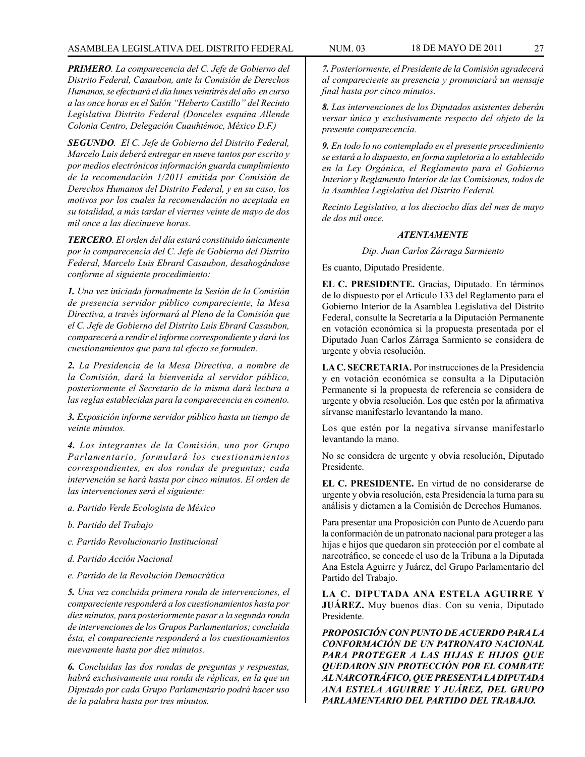***PRIMERO**. La comparecencia del C. Jefe de Gobierno del Distrito Federal, Casaubon, ante la Comisión de Derechos Humanos, se efectuará el día lunes veintitrés del año en curso a las once horas en el Salón "Heberto Castillo" del Recinto Legislativa Distrito Federal (Donceles esquina Allende Colonia Centro, Delegación Cuauhtémoc, México D.F.)*

***SEGUNDO**. El C. Jefe de Gobierno del Distrito Federal, Marcelo Luis deberá entregar en nueve tantos por escrito y por medios electrónicos información guarda cumplimiento de la recomendación 1/2011 emitida por Comisión de Derechos Humanos del Distrito Federal, y en su caso, los motivos por los cuales la recomendación no aceptada en su totalidad, a más tardar el viernes veinte de mayo de dos mil once a las diecinueve horas.*

***TERCERO**. El orden del día estará constituido únicamente por la comparecencia del C. Jefe de Gobierno del Distrito Federal, Marcelo Luis Ebrard Casaubon, desahogándose conforme al siguiente procedimiento:*

***1.** Una vez iniciada formalmente la Sesión de la Comisión de presencia servidor público compareciente, la Mesa Directiva, a través informará al Pleno de la Comisión que el C. Jefe de Gobierno del Distrito Luis Ebrard Casaubon, comparecerá a rendir el informe correspondiente y dará los cuestionamientos que para tal efecto se formulen.*

***2.** La Presidencia de la Mesa Directiva, a nombre de la Comisión, dará la bienvenida al servidor público, posteriormente el Secretario de la misma dará lectura a las reglas establecidas para la comparecencia en comento.*

***3.** Exposición informe servidor público hasta un tiempo de veinte minutos.*

***4.** Los integrantes de la Comisión, uno por Grupo Parlamentario, formulará los cuestionamientos correspondientes, en dos rondas de preguntas; cada intervención se hará hasta por cinco minutos. El orden de las intervenciones será el siguiente:*

*a. Partido Verde Ecologista de México*

*b. Partido del Trabajo*

*c. Partido Revolucionario Institucional*

*d. Partido Acción Nacional*

*e. Partido de la Revolución Democrática*

***5.** Una vez concluida primera ronda de intervenciones, el compareciente responderá a los cuestionamientos hasta por diez minutos, para posteriormente pasar a la segunda ronda de intervenciones de los Grupos Parlamentarios; concluida ésta, el compareciente responderá a los cuestionamientos nuevamente hasta por diez minutos.*

***6.** Concluidas las dos rondas de preguntas y respuestas, habrá exclusivamente una ronda de réplicas, en la que un Diputado por cada Grupo Parlamentario podrá hacer uso de la palabra hasta por tres minutos.*

***7.** Posteriormente, el Presidente de la Comisión agradecerá al compareciente su presencia y pronunciará un mensaje final hasta por cinco minutos.*

***8.** Las intervenciones de los Diputados asistentes deberán versar única y exclusivamente respecto del objeto de la presente comparecencia.*

***9.** En todo lo no contemplado en el presente procedimiento se estará a lo dispuesto, en forma supletoria a lo establecido en la Ley Orgánica, el Reglamento para el Gobierno Interior y Reglamento Interior de las Comisiones, todos de la Asamblea Legislativa del Distrito Federal.*

*Recinto Legislativo, a los dieciocho días del mes de mayo de dos mil once.*

***ATENTAMENTE***

*Dip. Juan Carlos Zárraga Sarmiento*

Es cuanto, Diputado Presidente.

**EL C. PRESIDENTE.** Gracias, Diputado. En términos de lo dispuesto por el Artículo 133 del Reglamento para el Gobierno Interior de la Asamblea Legislativa del Distrito Federal, consulte la Secretaría a la Diputación Permanente en votación económica si la propuesta presentada por el Diputado Juan Carlos Zárraga Sarmiento se considera de urgente y obvia resolución.

**LA C. SECRETARIA.** Por instrucciones de la Presidencia y en votación económica se consulta a la Diputación Permanente si la propuesta de referencia se considera de urgente y obvia resolución. Los que estén por la afirmativa sírvanse manifestarlo levantando la mano.

Los que estén por la negativa sírvanse manifestarlo levantando la mano.

No se considera de urgente y obvia resolución, Diputado Presidente.

**EL C. PRESIDENTE.** En virtud de no considerarse de urgente y obvia resolución, esta Presidencia la turna para su análisis y dictamen a la Comisión de Derechos Humanos.

Para presentar una Proposición con Punto de Acuerdo para la conformación de un patronato nacional para proteger a las hijas e hijos que quedaron sin protección por el combate al narcotráfico, se concede el uso de la Tribuna a la Diputada Ana Estela Aguirre y Juárez, del Grupo Parlamentario del Partido del Trabajo.

**LA C. DIPUTADA ANA ESTELA AGUIRRE Y JUÁREZ.** Muy buenos días. Con su venia, Diputado Presidente.

***PROPOSICIÓN CON PUNTO DE ACUERDO PARA LA CONFORMACIÓN DE UN PATRONATO NACIONAL PARA PROTEGER A LAS HIJAS E HIJOS QUE QUEDARON SIN PROTECCIÓN POR EL COMBATE AL NARCOTRÁFICO, QUE PRESENTA LA DIPUTADA ANA ESTELA AGUIRRE Y JUÁREZ, DEL GRUPO PARLAMENTARIO DEL PARTIDO DEL TRABAJO.***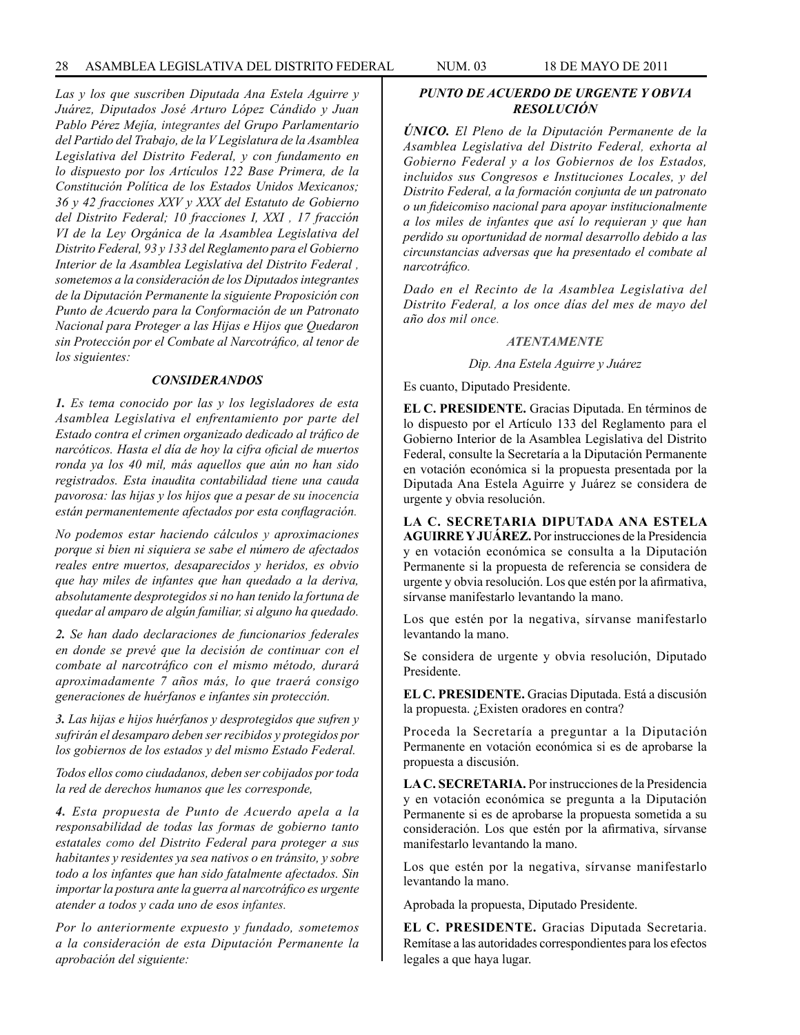*Las y los que suscriben Diputada Ana Estela Aguirre y Juárez, Diputados José Arturo López Cándido y Juan Pablo Pérez Mejía, integrantes del Grupo Parlamentario del Partido del Trabajo, de la V Legislatura de la Asamblea Legislativa del Distrito Federal, y con fundamento en lo dispuesto por los Artículos 122 Base Primera, de la Constitución Política de los Estados Unidos Mexicanos; 36 y 42 fracciones XXV y XXX del Estatuto de Gobierno del Distrito Federal; 10 fracciones I, XXI , 17 fracción VI de la Ley Orgánica de la Asamblea Legislativa del Distrito Federal, 93 y 133 del Reglamento para el Gobierno Interior de la Asamblea Legislativa del Distrito Federal , sometemos a la consideración de los Diputados integrantes de la Diputación Permanente la siguiente Proposición con Punto de Acuerdo para la Conformación de un Patronato Nacional para Proteger a las Hijas e Hijos que Quedaron sin Protección por el Combate al Narcotráfico, al tenor de los siguientes:*

### *CONSIDERANDOS*

***1.** Es tema conocido por las y los legisladores de esta Asamblea Legislativa el enfrentamiento por parte del Estado contra el crimen organizado dedicado al tráfico de narcóticos. Hasta el día de hoy la cifra oficial de muertos ronda ya los 40 mil, más aquellos que aún no han sido registrados. Esta inaudita contabilidad tiene una cauda pavorosa: las hijas y los hijos que a pesar de su inocencia están permanentemente afectados por esta conflagración.*

*No podemos estar haciendo cálculos y aproximaciones porque si bien ni siquiera se sabe el número de afectados reales entre muertos, desaparecidos y heridos, es obvio que hay miles de infantes que han quedado a la deriva, absolutamente desprotegidos si no han tenido la fortuna de quedar al amparo de algún familiar, si alguno ha quedado.*

***2.** Se han dado declaraciones de funcionarios federales en donde se prevé que la decisión de continuar con el combate al narcotráfico con el mismo método, durará aproximadamente 7 años más, lo que traerá consigo generaciones de huérfanos e infantes sin protección.*

***3.** Las hijas e hijos huérfanos y desprotegidos que sufren y sufrirán el desamparo deben ser recibidos y protegidos por los gobiernos de los estados y del mismo Estado Federal.*

*Todos ellos como ciudadanos, deben ser cobijados por toda la red de derechos humanos que les corresponde,*

***4.** Esta propuesta de Punto de Acuerdo apela a la responsabilidad de todas las formas de gobierno tanto estatales como del Distrito Federal para proteger a sus habitantes y residentes ya sea nativos o en tránsito, y sobre todo a los infantes que han sido fatalmente afectados. Sin importar la postura ante la guerra al narcotráfico es urgente atender a todos y cada uno de esos infantes.*

*Por lo anteriormente expuesto y fundado, sometemos a la consideración de esta Diputación Permanente la aprobación del siguiente:*

### *PUNTO DE ACUERDO DE URGENTE Y OBVIA RESOLUCIÓN*

***ÚNICO.** El Pleno de la Diputación Permanente de la Asamblea Legislativa del Distrito Federal, exhorta al Gobierno Federal y a los Gobiernos de los Estados, incluidos sus Congresos e Instituciones Locales, y del Distrito Federal, a la formación conjunta de un patronato o un fideicomiso nacional para apoyar institucionalmente a los miles de infantes que así lo requieran y que han perdido su oportunidad de normal desarrollo debido a las circunstancias adversas que ha presentado el combate al narcotráfico.*

*Dado en el Recinto de la Asamblea Legislativa del Distrito Federal, a los once días del mes de mayo del año dos mil once.*

*ATENTAMENTE*

*Dip. Ana Estela Aguirre y Juárez*

Es cuanto, Diputado Presidente.

**EL C. PRESIDENTE.** Gracias Diputada. En términos de lo dispuesto por el Artículo 133 del Reglamento para el Gobierno Interior de la Asamblea Legislativa del Distrito Federal, consulte la Secretaría a la Diputación Permanente en votación económica si la propuesta presentada por la Diputada Ana Estela Aguirre y Juárez se considera de urgente y obvia resolución.

**LA C. SECRETARIA DIPUTADA ANA ESTELA AGUIRRE Y JUÁREZ.** Por instrucciones de la Presidencia y en votación económica se consulta a la Diputación Permanente si la propuesta de referencia se considera de urgente y obvia resolución. Los que estén por la afirmativa, sírvanse manifestarlo levantando la mano.

Los que estén por la negativa, sírvanse manifestarlo levantando la mano.

Se considera de urgente y obvia resolución, Diputado Presidente.

**EL C. PRESIDENTE.** Gracias Diputada. Está a discusión la propuesta. ¿Existen oradores en contra?

Proceda la Secretaría a preguntar a la Diputación Permanente en votación económica si es de aprobarse la propuesta a discusión.

**LA C. SECRETARIA.** Por instrucciones de la Presidencia y en votación económica se pregunta a la Diputación Permanente si es de aprobarse la propuesta sometida a su consideración. Los que estén por la afirmativa, sírvanse manifestarlo levantando la mano.

Los que estén por la negativa, sírvanse manifestarlo levantando la mano.

Aprobada la propuesta, Diputado Presidente.

**EL C. PRESIDENTE.** Gracias Diputada Secretaria. Remítase a las autoridades correspondientes para los efectos legales a que haya lugar.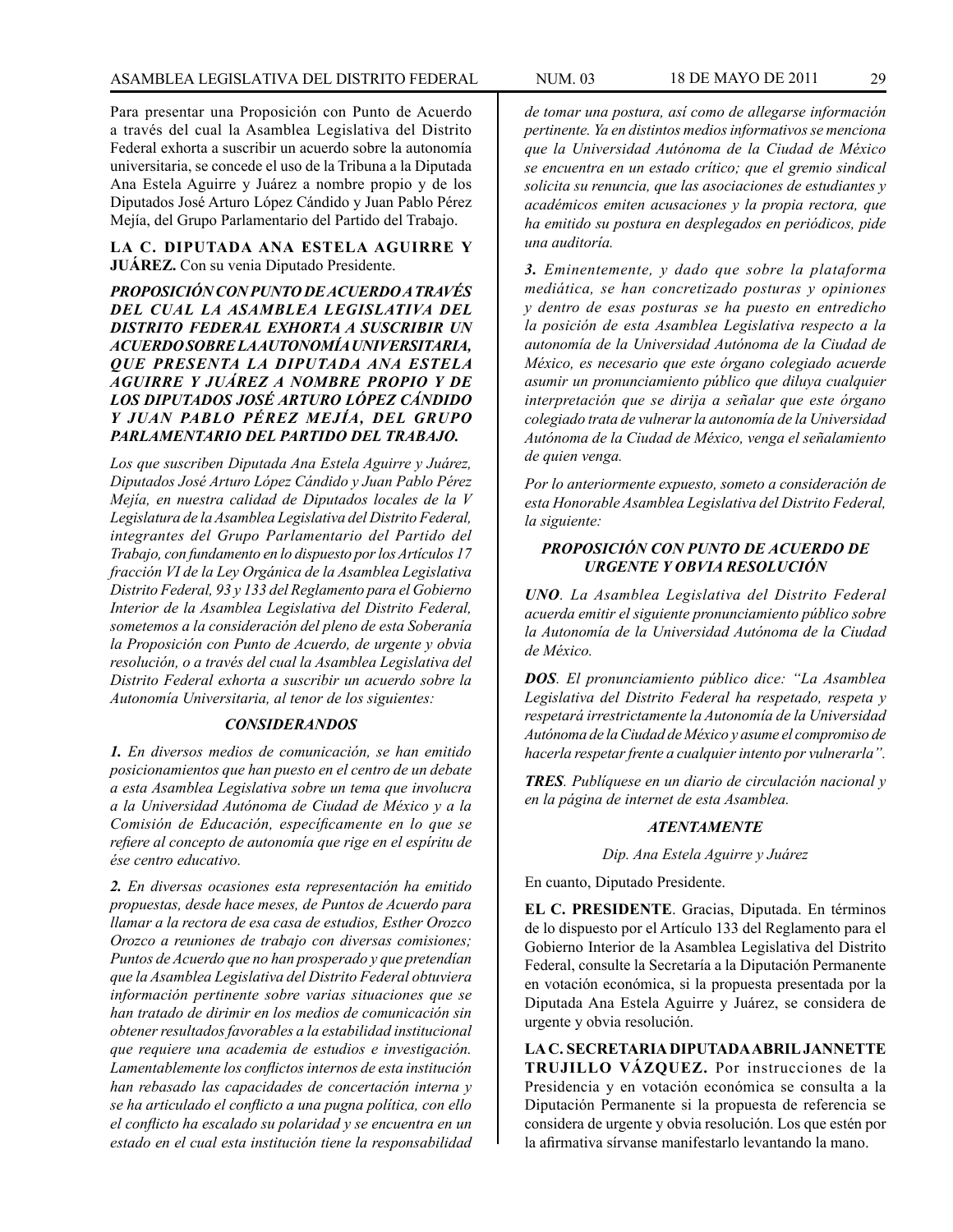Para presentar una Proposición con Punto de Acuerdo a través del cual la Asamblea Legislativa del Distrito Federal exhorta a suscribir un acuerdo sobre la autonomía universitaria, se concede el uso de la Tribuna a la Diputada Ana Estela Aguirre y Juárez a nombre propio y de los Diputados José Arturo López Cándido y Juan Pablo Pérez Mejía, del Grupo Parlamentario del Partido del Trabajo.

**LA C. DIPUTADA ANA ESTELA AGUIRRE Y JUÁREZ.** Con su venia Diputado Presidente.

***PROPOSICIÓN CON PUNTO DE ACUERDO A TRAVÉS DEL CUAL LA ASAMBLEA LEGISLATIVA DEL DISTRITO FEDERAL EXHORTA A SUSCRIBIR UN ACUERDO SOBRE LA AUTONOMÍA UNIVERSITARIA, QUE PRESENTA LA DIPUTADA ANA ESTELA AGUIRRE Y JUÁREZ A NOMBRE PROPIO Y DE LOS DIPUTADOS JOSÉ ARTURO LÓPEZ CÁNDIDO Y JUAN PABLO PÉREZ MEJÍA, DEL GRUPO PARLAMENTARIO DEL PARTIDO DEL TRABAJO.***

*Los que suscriben Diputada Ana Estela Aguirre y Juárez, Diputados José Arturo López Cándido y Juan Pablo Pérez Mejía, en nuestra calidad de Diputados locales de la V Legislatura de la Asamblea Legislativa del Distrito Federal, integrantes del Grupo Parlamentario del Partido del Trabajo, con fundamento en lo dispuesto por los Artículos 17 fracción VI de la Ley Orgánica de la Asamblea Legislativa Distrito Federal, 93 y 133 del Reglamento para el Gobierno Interior de la Asamblea Legislativa del Distrito Federal, sometemos a la consideración del pleno de esta Soberanía la Proposición con Punto de Acuerdo, de urgente y obvia resolución, o a través del cual la Asamblea Legislativa del Distrito Federal exhorta a suscribir un acuerdo sobre la Autonomía Universitaria, al tenor de los siguientes:*

***CONSIDERANDOS***

***1.** En diversos medios de comunicación, se han emitido posicionamientos que han puesto en el centro de un debate a esta Asamblea Legislativa sobre un tema que involucra a la Universidad Autónoma de Ciudad de México y a la Comisión de Educación, específicamente en lo que se refiere al concepto de autonomía que rige en el espíritu de ése centro educativo.*

***2.** En diversas ocasiones esta representación ha emitido propuestas, desde hace meses, de Puntos de Acuerdo para llamar a la rectora de esa casa de estudios, Esther Orozco Orozco a reuniones de trabajo con diversas comisiones; Puntos de Acuerdo que no han prosperado y que pretendían que la Asamblea Legislativa del Distrito Federal obtuviera información pertinente sobre varias situaciones que se han tratado de dirimir en los medios de comunicación sin obtener resultados favorables a la estabilidad institucional que requiere una academia de estudios e investigación. Lamentablemente los conflictos internos de esta institución han rebasado las capacidades de concertación interna y se ha articulado el conflicto a una pugna política, con ello el conflicto ha escalado su polaridad y se encuentra en un estado en el cual esta institución tiene la responsabilidad de tomar una postura, así como de allegarse información pertinente. Ya en distintos medios informativos se menciona que la Universidad Autónoma de la Ciudad de México se encuentra en un estado crítico; que el gremio sindical solicita su renuncia, que las asociaciones de estudiantes y académicos emiten acusaciones y la propia rectora, que ha emitido su postura en desplegados en periódicos, pide una auditoría.*

***3.** Eminentemente, y dado que sobre la plataforma mediática, se han concretizado posturas y opiniones y dentro de esas posturas se ha puesto en entredicho la posición de esta Asamblea Legislativa respecto a la autonomía de la Universidad Autónoma de la Ciudad de México, es necesario que este órgano colegiado acuerde asumir un pronunciamiento público que diluya cualquier interpretación que se dirija a señalar que este órgano colegiado trata de vulnerar la autonomía de la Universidad Autónoma de la Ciudad de México, venga el señalamiento de quien venga.*

*Por lo anteriormente expuesto, someto a consideración de esta Honorable Asamblea Legislativa del Distrito Federal, la siguiente:*

***PROPOSICIÓN CON PUNTO DE ACUERDO DE URGENTE Y OBVIA RESOLUCIÓN***

***UNO**. La Asamblea Legislativa del Distrito Federal acuerda emitir el siguiente pronunciamiento público sobre la Autonomía de la Universidad Autónoma de la Ciudad de México.*

***DOS**. El pronunciamiento público dice: "La Asamblea Legislativa del Distrito Federal ha respetado, respeta y respetará irrestrictamente la Autonomía de la Universidad Autónoma de la Ciudad de México y asume el compromiso de hacerla respetar frente a cualquier intento por vulnerarla".*

***TRES**. Publíquese en un diario de circulación nacional y en la página de internet de esta Asamblea.*

***ATENTAMENTE***

*Dip. Ana Estela Aguirre y Juárez*

En cuanto, Diputado Presidente.

**EL C. PRESIDENTE**. Gracias, Diputada. En términos de lo dispuesto por el Artículo 133 del Reglamento para el Gobierno Interior de la Asamblea Legislativa del Distrito Federal, consulte la Secretaría a la Diputación Permanente en votación económica, si la propuesta presentada por la Diputada Ana Estela Aguirre y Juárez, se considera de urgente y obvia resolución.

**LA C. SECRETARIA DIPUTADA ABRIL JANNETTE TRUJILLO VÁZQUEZ.** Por instrucciones de la Presidencia y en votación económica se consulta a la Diputación Permanente si la propuesta de referencia se considera de urgente y obvia resolución. Los que estén por la afirmativa sírvanse manifestarlo levantando la mano.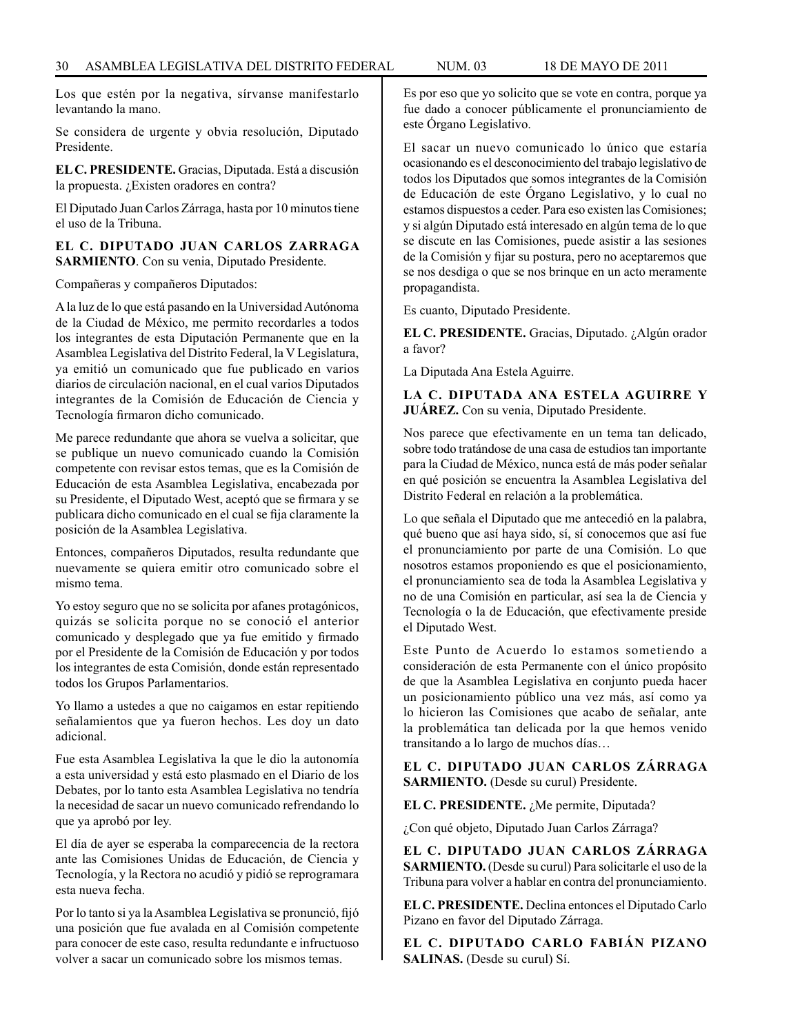Los que estén por la negativa, sírvanse manifestarlo levantando la mano.

Se considera de urgente y obvia resolución, Diputado Presidente.

**EL C. PRESIDENTE.** Gracias, Diputada. Está a discusión la propuesta. ¿Existen oradores en contra?

El Diputado Juan Carlos Zárraga, hasta por 10 minutos tiene el uso de la Tribuna.

**EL C. DIPUTADO JUAN CARLOS ZARRAGA SARMIENTO**. Con su venia, Diputado Presidente.

Compañeras y compañeros Diputados:

A la luz de lo que está pasando en la Universidad Autónoma de la Ciudad de México, me permito recordarles a todos los integrantes de esta Diputación Permanente que en la Asamblea Legislativa del Distrito Federal, la V Legislatura, ya emitió un comunicado que fue publicado en varios diarios de circulación nacional, en el cual varios Diputados integrantes de la Comisión de Educación de Ciencia y Tecnología firmaron dicho comunicado.

Me parece redundante que ahora se vuelva a solicitar, que se publique un nuevo comunicado cuando la Comisión competente con revisar estos temas, que es la Comisión de Educación de esta Asamblea Legislativa, encabezada por su Presidente, el Diputado West, aceptó que se firmara y se publicara dicho comunicado en el cual se fija claramente la posición de la Asamblea Legislativa.

Entonces, compañeros Diputados, resulta redundante que nuevamente se quiera emitir otro comunicado sobre el mismo tema.

Yo estoy seguro que no se solicita por afanes protagónicos, quizás se solicita porque no se conoció el anterior comunicado y desplegado que ya fue emitido y firmado por el Presidente de la Comisión de Educación y por todos los integrantes de esta Comisión, donde están representado todos los Grupos Parlamentarios.

Yo llamo a ustedes a que no caigamos en estar repitiendo señalamientos que ya fueron hechos. Les doy un dato adicional.

Fue esta Asamblea Legislativa la que le dio la autonomía a esta universidad y está esto plasmado en el Diario de los Debates, por lo tanto esta Asamblea Legislativa no tendría la necesidad de sacar un nuevo comunicado refrendando lo que ya aprobó por ley.

El día de ayer se esperaba la comparecencia de la rectora ante las Comisiones Unidas de Educación, de Ciencia y Tecnología, y la Rectora no acudió y pidió se reprogramara esta nueva fecha.

Por lo tanto si ya la Asamblea Legislativa se pronunció, fijó una posición que fue avalada en al Comisión competente para conocer de este caso, resulta redundante e infructuoso volver a sacar un comunicado sobre los mismos temas.

Es por eso que yo solicito que se vote en contra, porque ya fue dado a conocer públicamente el pronunciamiento de este Órgano Legislativo.

El sacar un nuevo comunicado lo único que estaría ocasionando es el desconocimiento del trabajo legislativo de todos los Diputados que somos integrantes de la Comisión de Educación de este Órgano Legislativo, y lo cual no estamos dispuestos a ceder. Para eso existen las Comisiones; y si algún Diputado está interesado en algún tema de lo que se discute en las Comisiones, puede asistir a las sesiones de la Comisión y fijar su postura, pero no aceptaremos que se nos desdiga o que se nos brinque en un acto meramente propagandista.

Es cuanto, Diputado Presidente.

**EL C. PRESIDENTE.** Gracias, Diputado. ¿Algún orador a favor?

La Diputada Ana Estela Aguirre.

**LA C. DIPUTADA ANA ESTELA AGUIRRE Y JUÁREZ.** Con su venia, Diputado Presidente.

Nos parece que efectivamente en un tema tan delicado, sobre todo tratándose de una casa de estudios tan importante para la Ciudad de México, nunca está de más poder señalar en qué posición se encuentra la Asamblea Legislativa del Distrito Federal en relación a la problemática.

Lo que señala el Diputado que me antecedió en la palabra, qué bueno que así haya sido, sí, sí conocemos que así fue el pronunciamiento por parte de una Comisión. Lo que nosotros estamos proponiendo es que el posicionamiento, el pronunciamiento sea de toda la Asamblea Legislativa y no de una Comisión en particular, así sea la de Ciencia y Tecnología o la de Educación, que efectivamente preside el Diputado West.

Este Punto de Acuerdo lo estamos sometiendo a consideración de esta Permanente con el único propósito de que la Asamblea Legislativa en conjunto pueda hacer un posicionamiento público una vez más, así como ya lo hicieron las Comisiones que acabo de señalar, ante la problemática tan delicada por la que hemos venido transitando a lo largo de muchos días…

**EL C. DIPUTADO JUAN CARLOS ZÁRRAGA SARMIENTO.** (Desde su curul) Presidente.

**EL C. PRESIDENTE.** ¿Me permite, Diputada?

¿Con qué objeto, Diputado Juan Carlos Zárraga?

**EL C. DIPUTADO JUAN CARLOS ZÁRRAGA SARMIENTO.** (Desde su curul) Para solicitarle el uso de la Tribuna para volver a hablar en contra del pronunciamiento.

**EL C. PRESIDENTE.** Declina entonces el Diputado Carlo Pizano en favor del Diputado Zárraga.

**EL C. DIPUTADO CARLO FABIÁN PIZANO SALINAS.** (Desde su curul) Sí.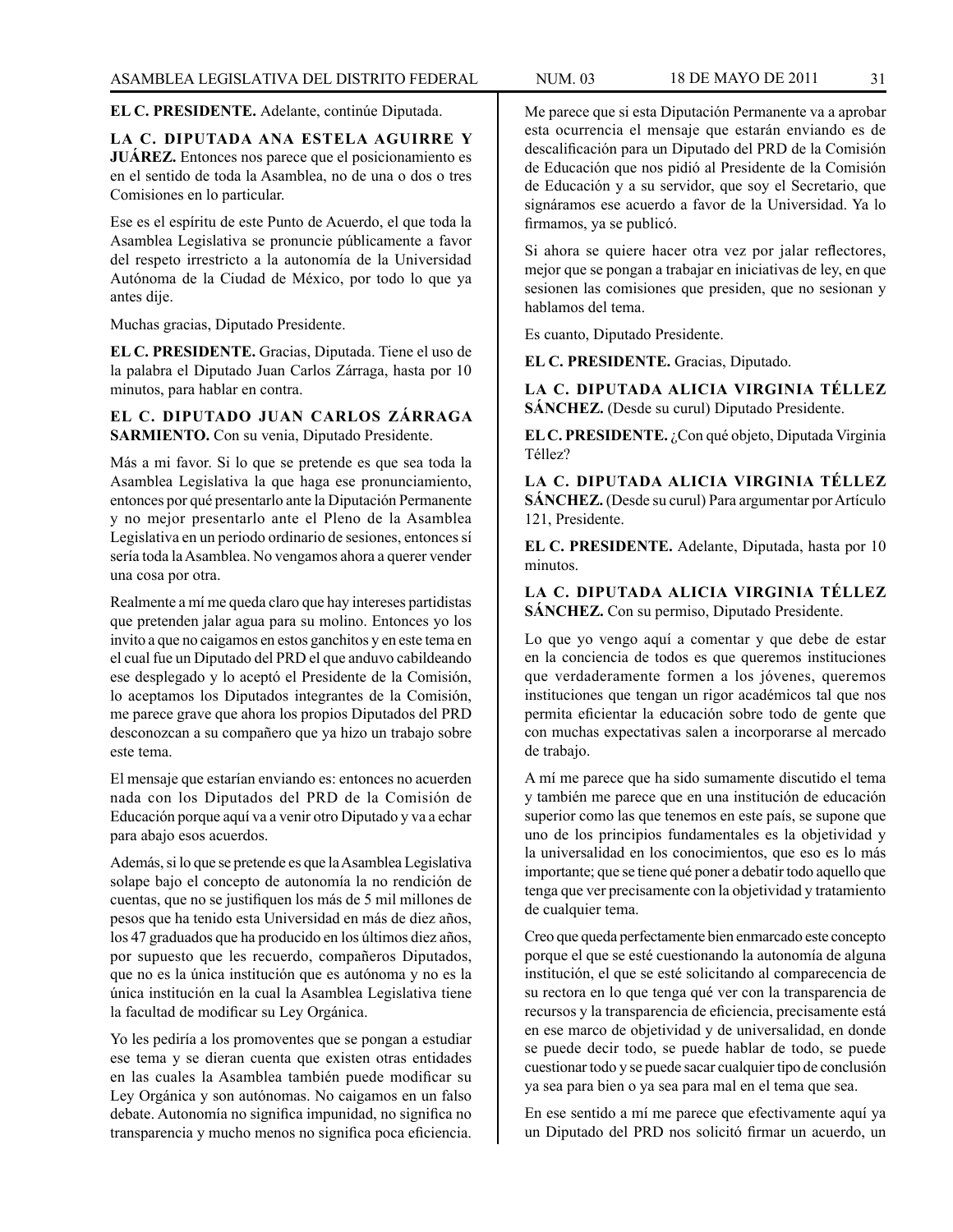**EL C. PRESIDENTE.** Adelante, continúe Diputada.

**LA C. DIPUTADA ANA ESTELA AGUIRRE Y JUÁREZ.** Entonces nos parece que el posicionamiento es en el sentido de toda la Asamblea, no de una o dos o tres Comisiones en lo particular.

Ese es el espíritu de este Punto de Acuerdo, el que toda la Asamblea Legislativa se pronuncie públicamente a favor del respeto irrestricto a la autonomía de la Universidad Autónoma de la Ciudad de México, por todo lo que ya antes dije.

Muchas gracias, Diputado Presidente.

**EL C. PRESIDENTE.** Gracias, Diputada. Tiene el uso de la palabra el Diputado Juan Carlos Zárraga, hasta por 10 minutos, para hablar en contra.

**EL C. DIPUTADO JUAN CARLOS ZÁRRAGA SARMIENTO.** Con su venia, Diputado Presidente.

Más a mi favor. Si lo que se pretende es que sea toda la Asamblea Legislativa la que haga ese pronunciamiento, entonces por qué presentarlo ante la Diputación Permanente y no mejor presentarlo ante el Pleno de la Asamblea Legislativa en un periodo ordinario de sesiones, entonces sí sería toda la Asamblea. No vengamos ahora a querer vender una cosa por otra.

Realmente a mí me queda claro que hay intereses partidistas que pretenden jalar agua para su molino. Entonces yo los invito a que no caigamos en estos ganchitos y en este tema en el cual fue un Diputado del PRD el que anduvo cabildeando ese desplegado y lo aceptó el Presidente de la Comisión, lo aceptamos los Diputados integrantes de la Comisión, me parece grave que ahora los propios Diputados del PRD desconozcan a su compañero que ya hizo un trabajo sobre este tema.

El mensaje que estarían enviando es: entonces no acuerden nada con los Diputados del PRD de la Comisión de Educación porque aquí va a venir otro Diputado y va a echar para abajo esos acuerdos.

Además, si lo que se pretende es que la Asamblea Legislativa solape bajo el concepto de autonomía la no rendición de cuentas, que no se justifiquen los más de 5 mil millones de pesos que ha tenido esta Universidad en más de diez años, los 47 graduados que ha producido en los últimos diez años, por supuesto que les recuerdo, compañeros Diputados, que no es la única institución que es autónoma y no es la única institución en la cual la Asamblea Legislativa tiene la facultad de modificar su Ley Orgánica.

Yo les pediría a los promoventes que se pongan a estudiar ese tema y se dieran cuenta que existen otras entidades en las cuales la Asamblea también puede modificar su Ley Orgánica y son autónomas. No caigamos en un falso debate. Autonomía no significa impunidad, no significa no transparencia y mucho menos no significa poca eficiencia.

Me parece que si esta Diputación Permanente va a aprobar esta ocurrencia el mensaje que estarán enviando es de descalificación para un Diputado del PRD de la Comisión de Educación que nos pidió al Presidente de la Comisión de Educación y a su servidor, que soy el Secretario, que signáramos ese acuerdo a favor de la Universidad. Ya lo firmamos, ya se publicó.

Si ahora se quiere hacer otra vez por jalar reflectores, mejor que se pongan a trabajar en iniciativas de ley, en que sesionen las comisiones que presiden, que no sesionan y hablamos del tema.

Es cuanto, Diputado Presidente.

**EL C. PRESIDENTE.** Gracias, Diputado.

**LA C. DIPUTADA ALICIA VIRGINIA TÉLLEZ SÁNCHEZ.** (Desde su curul) Diputado Presidente.

**EL C. PRESIDENTE.** ¿Con qué objeto, Diputada Virginia Téllez?

**LA C. DIPUTADA ALICIA VIRGINIA TÉLLEZ SÁNCHEZ.** (Desde su curul) Para argumentar por Artículo 121, Presidente.

**EL C. PRESIDENTE.** Adelante, Diputada, hasta por 10 minutos.

**LA C. DIPUTADA ALICIA VIRGINIA TÉLLEZ SÁNCHEZ.** Con su permiso, Diputado Presidente.

Lo que yo vengo aquí a comentar y que debe de estar en la conciencia de todos es que queremos instituciones que verdaderamente formen a los jóvenes, queremos instituciones que tengan un rigor académicos tal que nos permita eficientar la educación sobre todo de gente que con muchas expectativas salen a incorporarse al mercado de trabajo.

A mí me parece que ha sido sumamente discutido el tema y también me parece que en una institución de educación superior como las que tenemos en este país, se supone que uno de los principios fundamentales es la objetividad y la universalidad en los conocimientos, que eso es lo más importante; que se tiene qué poner a debatir todo aquello que tenga que ver precisamente con la objetividad y tratamiento de cualquier tema.

Creo que queda perfectamente bien enmarcado este concepto porque el que se esté cuestionando la autonomía de alguna institución, el que se esté solicitando al comparecencia de su rectora en lo que tenga qué ver con la transparencia de recursos y la transparencia de eficiencia, precisamente está en ese marco de objetividad y de universalidad, en donde se puede decir todo, se puede hablar de todo, se puede cuestionar todo y se puede sacar cualquier tipo de conclusión ya sea para bien o ya sea para mal en el tema que sea.

En ese sentido a mí me parece que efectivamente aquí ya un Diputado del PRD nos solicitó firmar un acuerdo, un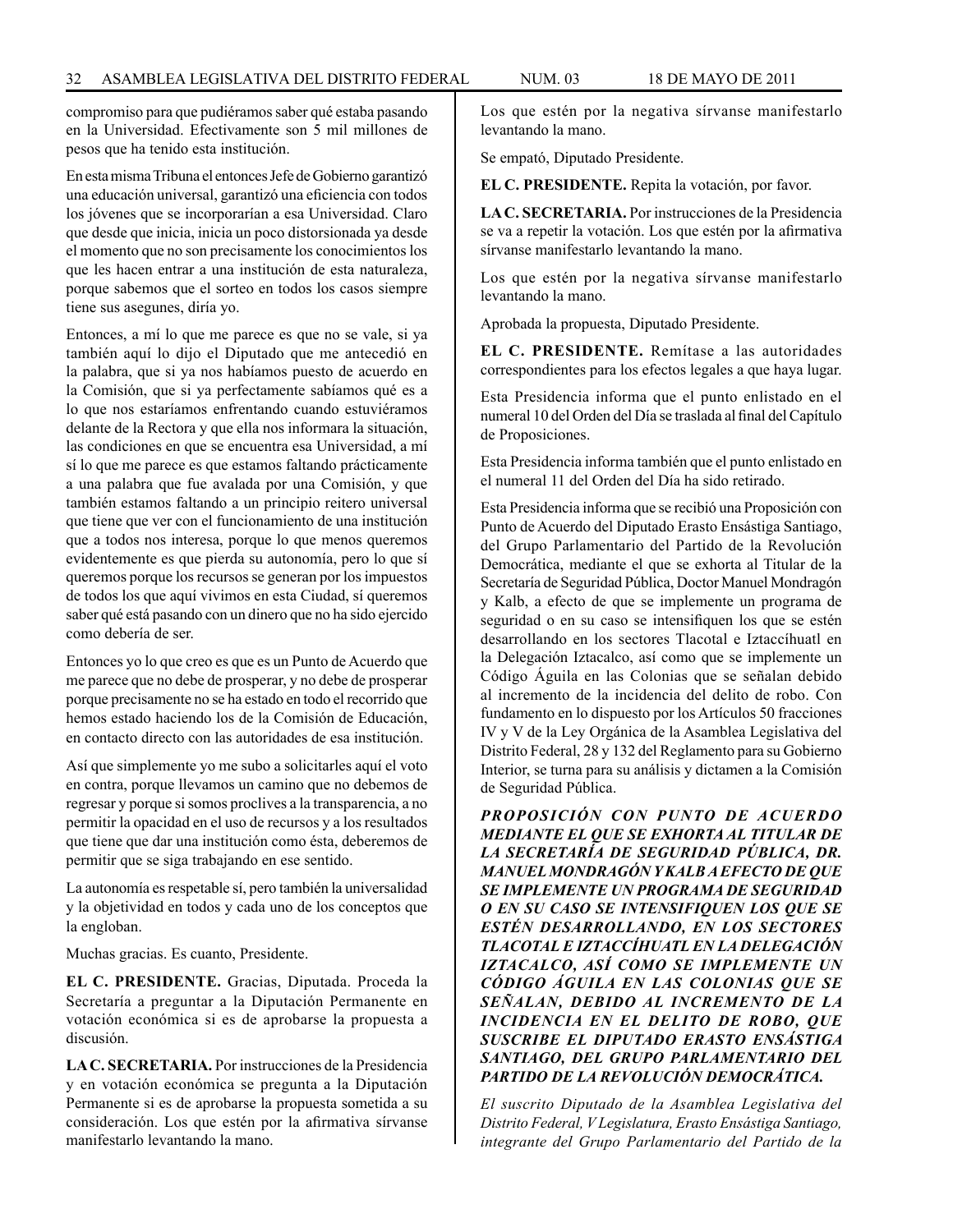compromiso para que pudiéramos saber qué estaba pasando en la Universidad. Efectivamente son 5 mil millones de pesos que ha tenido esta institución.

En esta misma Tribuna el entonces Jefe de Gobierno garantizó una educación universal, garantizó una eficiencia con todos los jóvenes que se incorporarían a esa Universidad. Claro que desde que inicia, inicia un poco distorsionada ya desde el momento que no son precisamente los conocimientos los que les hacen entrar a una institución de esta naturaleza, porque sabemos que el sorteo en todos los casos siempre tiene sus asegunes, diría yo.

Entonces, a mí lo que me parece es que no se vale, si ya también aquí lo dijo el Diputado que me antecedió en la palabra, que si ya nos habíamos puesto de acuerdo en la Comisión, que si ya perfectamente sabíamos qué es a lo que nos estaríamos enfrentando cuando estuviéramos delante de la Rectora y que ella nos informara la situación, las condiciones en que se encuentra esa Universidad, a mí sí lo que me parece es que estamos faltando prácticamente a una palabra que fue avalada por una Comisión, y que también estamos faltando a un principio reitero universal que tiene que ver con el funcionamiento de una institución que a todos nos interesa, porque lo que menos queremos evidentemente es que pierda su autonomía, pero lo que sí queremos porque los recursos se generan por los impuestos de todos los que aquí vivimos en esta Ciudad, sí queremos saber qué está pasando con un dinero que no ha sido ejercido como debería de ser.

Entonces yo lo que creo es que es un Punto de Acuerdo que me parece que no debe de prosperar, y no debe de prosperar porque precisamente no se ha estado en todo el recorrido que hemos estado haciendo los de la Comisión de Educación, en contacto directo con las autoridades de esa institución.

Así que simplemente yo me subo a solicitarles aquí el voto en contra, porque llevamos un camino que no debemos de regresar y porque si somos proclives a la transparencia, a no permitir la opacidad en el uso de recursos y a los resultados que tiene que dar una institución como ésta, deberemos de permitir que se siga trabajando en ese sentido.

La autonomía es respetable sí, pero también la universalidad y la objetividad en todos y cada uno de los conceptos que la engloban.

Muchas gracias. Es cuanto, Presidente.

**EL C. PRESIDENTE.** Gracias, Diputada. Proceda la Secretaría a preguntar a la Diputación Permanente en votación económica si es de aprobarse la propuesta a discusión.

**LA C. SECRETARIA.** Por instrucciones de la Presidencia y en votación económica se pregunta a la Diputación Permanente si es de aprobarse la propuesta sometida a su consideración. Los que estén por la afirmativa sírvanse manifestarlo levantando la mano.

Los que estén por la negativa sírvanse manifestarlo levantando la mano.

Se empató, Diputado Presidente.

**EL C. PRESIDENTE.** Repita la votación, por favor.

**LA C. SECRETARIA.** Por instrucciones de la Presidencia se va a repetir la votación. Los que estén por la afirmativa sírvanse manifestarlo levantando la mano.

Los que estén por la negativa sírvanse manifestarlo levantando la mano.

Aprobada la propuesta, Diputado Presidente.

**EL C. PRESIDENTE.** Remítase a las autoridades correspondientes para los efectos legales a que haya lugar.

Esta Presidencia informa que el punto enlistado en el numeral 10 del Orden del Día se traslada al final del Capítulo de Proposiciones.

Esta Presidencia informa también que el punto enlistado en el numeral 11 del Orden del Día ha sido retirado.

Esta Presidencia informa que se recibió una Proposición con Punto de Acuerdo del Diputado Erasto Ensástiga Santiago, del Grupo Parlamentario del Partido de la Revolución Democrática, mediante el que se exhorta al Titular de la Secretaría de Seguridad Pública, Doctor Manuel Mondragón y Kalb, a efecto de que se implemente un programa de seguridad o en su caso se intensifiquen los que se estén desarrollando en los sectores Tlacotal e Iztaccíhuatl en la Delegación Iztacalco, así como que se implemente un Código Águila en las Colonias que se señalan debido al incremento de la incidencia del delito de robo. Con fundamento en lo dispuesto por los Artículos 50 fracciones IV y V de la Ley Orgánica de la Asamblea Legislativa del Distrito Federal, 28 y 132 del Reglamento para su Gobierno Interior, se turna para su análisis y dictamen a la Comisión de Seguridad Pública.

***PROPOSICIÓN CON PUNTO DE ACUERDO MEDIANTE EL QUE SE EXHORTA AL TITULAR DE LA SECRETARÍA DE SEGURIDAD PÚBLICA, DR. MANUEL MONDRAGÓN Y KALB A EFECTO DE QUE SE IMPLEMENTE UN PROGRAMA DE SEGURIDAD O EN SU CASO SE INTENSIFIQUEN LOS QUE SE ESTÉN DESARROLLANDO, EN LOS SECTORES TLACOTAL E IZTACCÍHUATL EN LA DELEGACIÓN IZTACALCO, ASÍ COMO SE IMPLEMENTE UN CÓDIGO ÁGUILA EN LAS COLONIAS QUE SE SEÑALAN, DEBIDO AL INCREMENTO DE LA INCIDENCIA EN EL DELITO DE ROBO, QUE SUSCRIBE EL DIPUTADO ERASTO ENSÁSTIGA SANTIAGO, DEL GRUPO PARLAMENTARIO DEL PARTIDO DE LA REVOLUCIÓN DEMOCRÁTICA.***

*El suscrito Diputado de la Asamblea Legislativa del Distrito Federal, V Legislatura, Erasto Ensástiga Santiago, integrante del Grupo Parlamentario del Partido de la*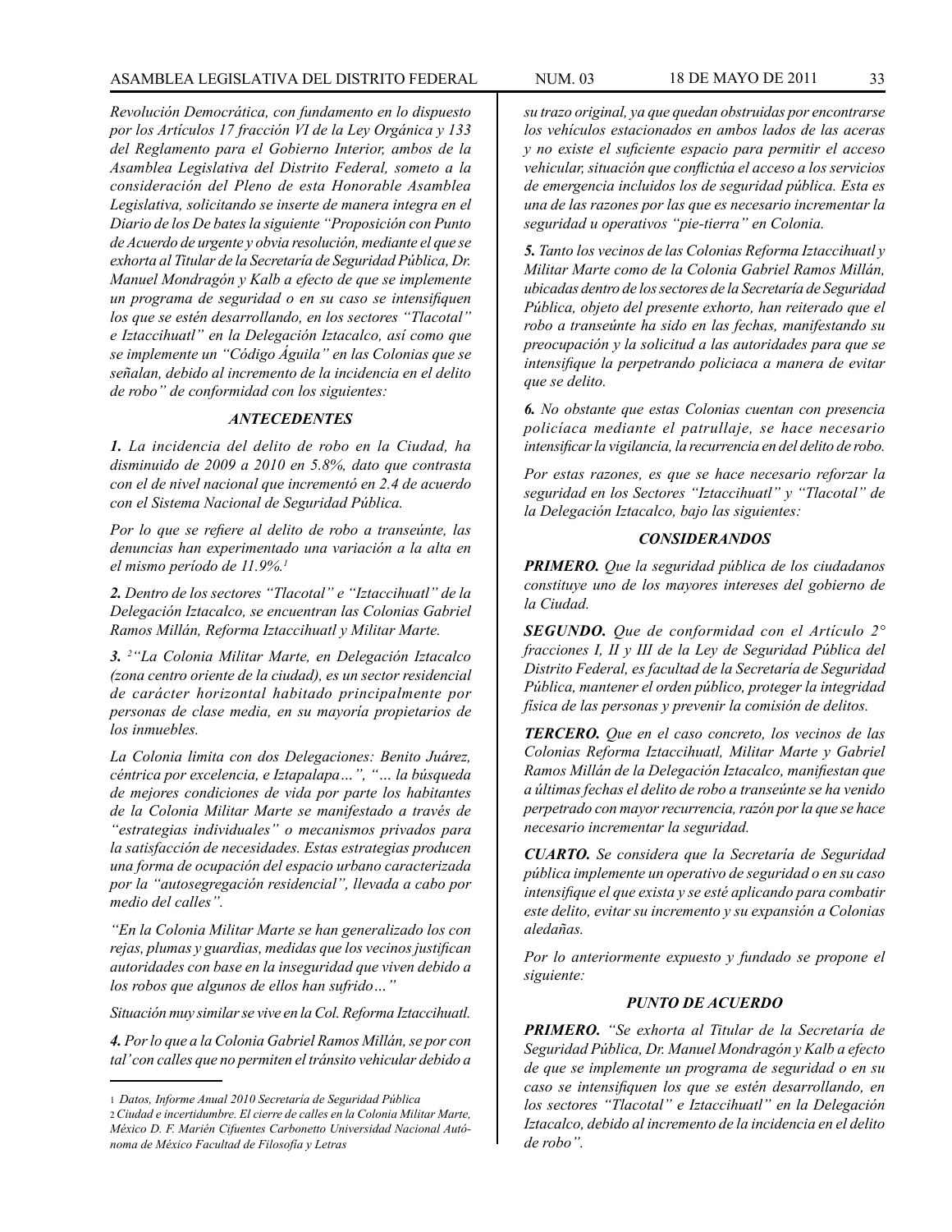*Revolución Democrática, con fundamento en lo dispuesto por los Artículos 17 fracción VI de la Ley Orgánica y 133 del Reglamento para el Gobierno Interior, ambos de la Asamblea Legislativa del Distrito Federal, someto a la consideración del Pleno de esta Honorable Asamblea Legislativa, solicitando se inserte de manera integra en el Diario de los De bates la siguiente "Proposición con Punto de Acuerdo de urgente y obvia resolución, mediante el que se exhorta al Titular de la Secretaría de Seguridad Pública, Dr. Manuel Mondragón y Kalb a efecto de que se implemente un programa de seguridad o en su caso se intensifiquen los que se estén desarrollando, en los sectores "Tlacotal" e Iztaccihuatl" en la Delegación Iztacalco, así como que se implemente un "Código Águila" en las Colonias que se señalan, debido al incremento de la incidencia en el delito de robo" de conformidad con los siguientes:*

### *ANTECEDENTES*

***1.*** *La incidencia del delito de robo en la Ciudad, ha disminuido de 2009 a 2010 en 5.8%, dato que contrasta con el de nivel nacional que incrementó en 2.4 de acuerdo con el Sistema Nacional de Seguridad Pública.*

*Por lo que se refiere al delito de robo a transeúnte, las denuncias han experimentado una variación a la alta en el mismo período de 11.9%.*[1]

***2.*** *Dentro de los sectores "Tlacotal" e "Iztaccihuatl" de la Delegación Iztacalco, se encuentran las Colonias Gabriel Ramos Millán, Reforma Iztaccihuatl y Militar Marte.*

***3.*** [2]*"La Colonia Militar Marte, en Delegación Iztacalco (zona centro oriente de la ciudad), es un sector residencial de carácter horizontal habitado principalmente por personas de clase media, en su mayoría propietarios de los inmuebles.*

*La Colonia limita con dos Delegaciones: Benito Juárez, céntrica por excelencia, e Iztapalapa…", "… la búsqueda de mejores condiciones de vida por parte los habitantes de la Colonia Militar Marte se manifestado a través de "estrategias individuales" o mecanismos privados para la satisfacción de necesidades. Estas estrategias producen una forma de ocupación del espacio urbano caracterizada por la "autosegregación residencial", llevada a cabo por medio del calles".*

*"En la Colonia Militar Marte se han generalizado los con rejas, plumas y guardias, medidas que los vecinos justifican autoridades con base en la inseguridad que viven debido a los robos que algunos de ellos han sufrido…"*

*Situación muy similar se vive en la Col. Reforma Iztaccihuatl.*

***4.*** *Por lo que a la Colonia Gabriel Ramos Millán, se por con tal' con calles que no permiten el tránsito vehicular debido a su trazo original, ya que quedan obstruidas por encontrarse los vehículos estacionados en ambos lados de las aceras y no existe el suficiente espacio para permitir el acceso vehicular, situación que conflictúa el acceso a los servicios de emergencia incluidos los de seguridad pública. Esta es una de las razones por las que es necesario incrementar la seguridad u operativos "pie-tierra" en Colonia.*

***5.*** *Tanto los vecinos de las Colonias Reforma Iztaccihuatl y Militar Marte como de la Colonia Gabriel Ramos Millán, ubicadas dentro de los sectores de la Secretaría de Seguridad Pública, objeto del presente exhorto, han reiterado que el robo a transeúnte ha sido en las fechas, manifestando su preocupación y la solicitud a las autoridades para que se intensifique la perpetrando policiaca a manera de evitar que se delito.*

***6.*** *No obstante que estas Colonias cuentan con presencia policíaca mediante el patrullaje, se hace necesario intensificar la vigilancia, la recurrencia en del delito de robo.*

*Por estas razones, es que se hace necesario reforzar la seguridad en los Sectores "Iztaccihuatl" y "Tlacotal" de la Delegación Iztacalco, bajo las siguientes:*

### *CONSIDERANDOS*

***PRIMERO.*** *Que la seguridad pública de los ciudadanos constituye uno de los mayores intereses del gobierno de la Ciudad.*

***SEGUNDO.*** *Que de conformidad con el Artículo 2° fracciones I, II y III de la Ley de Seguridad Pública del Distrito Federal, es facultad de la Secretaría de Seguridad Pública, mantener el orden público, proteger la integridad física de las personas y prevenir la comisión de delitos.*

***TERCERO.*** *Que en el caso concreto, los vecinos de las Colonias Reforma Iztaccihuatl, Militar Marte y Gabriel Ramos Millán de la Delegación Iztacalco, manifiestan que a últimas fechas el delito de robo a transeúnte se ha venido perpetrado con mayor recurrencia, razón por la que se hace necesario incrementar la seguridad.*

***CUARTO.*** *Se considera que la Secretaría de Seguridad pública implemente un operativo de seguridad o en su caso intensifique el que exista y se esté aplicando para combatir este delito, evitar su incremento y su expansión a Colonias aledañas.*

*Por lo anteriormente expuesto y fundado se propone el siguiente:*

### *PUNTO DE ACUERDO*

***PRIMERO.*** *"Se exhorta al Titular de la Secretaría de Seguridad Pública, Dr. Manuel Mondragón y Kalb a efecto de que se implemente un programa de seguridad o en su caso se intensifiquen los que se estén desarrollando, en los sectores "Tlacotal" e Iztaccihuatl" en la Delegación Iztacalco, debido al incremento de la incidencia en el delito de robo".*

---

[1] *Datos, Informe Anual 2010 Secretaría de Seguridad Pública*

[2] *Ciudad e incertidumbre. El cierre de calles en la Colonia Militar Marte, México D. F. Marién Cifuentes Carbonetto Universidad Nacional Autónoma de México Facultad de Filosofía y Letras*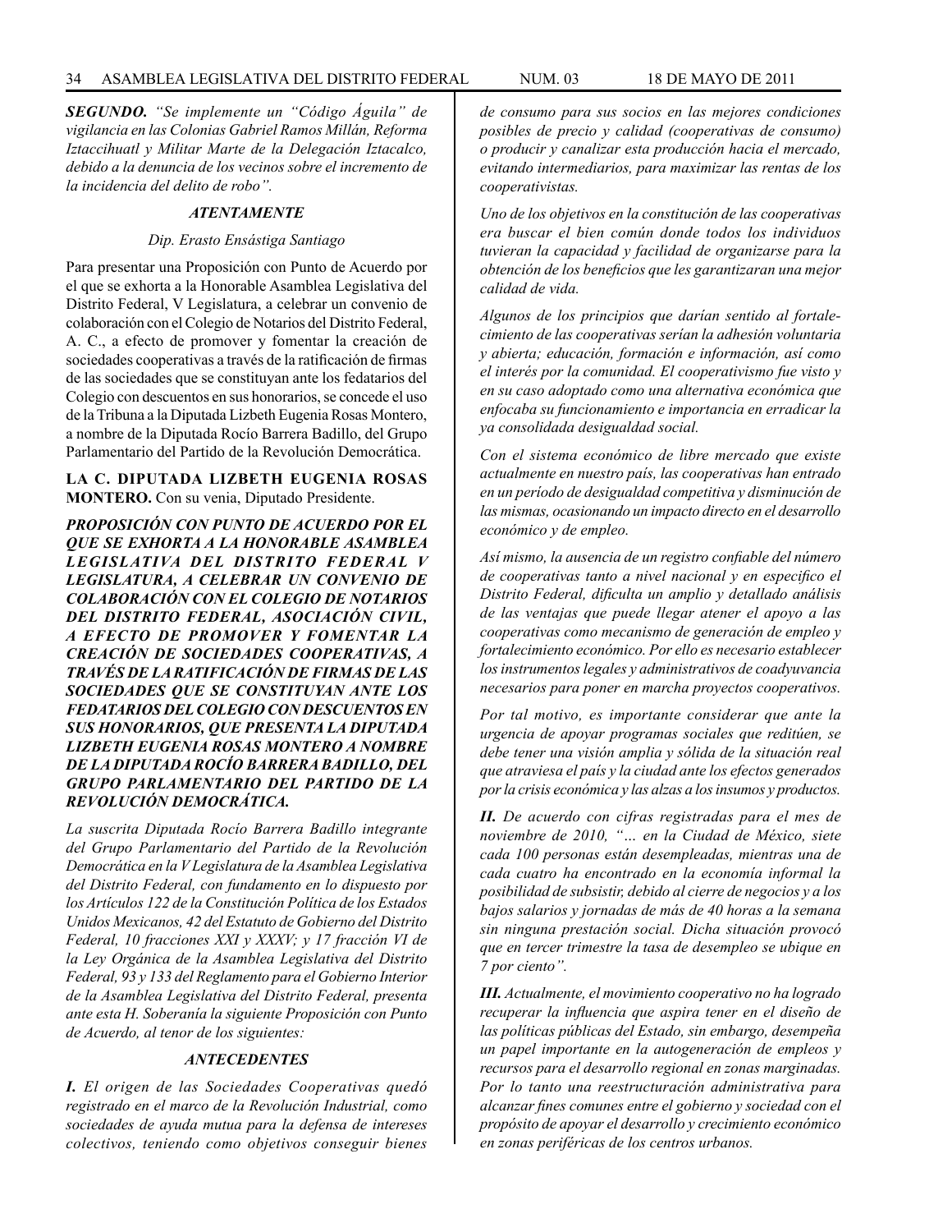***SEGUNDO.*** *"Se implemente un "Código Águila" de vigilancia en las Colonias Gabriel Ramos Millán, Reforma Iztaccihuatl y Militar Marte de la Delegación Iztacalco, debido a la denuncia de los vecinos sobre el incremento de la incidencia del delito de robo".*

***ATENTAMENTE***

*Dip. Erasto Ensástiga Santiago*

Para presentar una Proposición con Punto de Acuerdo por el que se exhorta a la Honorable Asamblea Legislativa del Distrito Federal, V Legislatura, a celebrar un convenio de colaboración con el Colegio de Notarios del Distrito Federal, A. C., a efecto de promover y fomentar la creación de sociedades cooperativas a través de la ratificación de firmas de las sociedades que se constituyan ante los fedatarios del Colegio con descuentos en sus honorarios, se concede el uso de la Tribuna a la Diputada Lizbeth Eugenia Rosas Montero, a nombre de la Diputada Rocío Barrera Badillo, del Grupo Parlamentario del Partido de la Revolución Democrática.

**LA C. DIPUTADA LIZBETH EUGENIA ROSAS MONTERO.** Con su venia, Diputado Presidente.

***PROPOSICIÓN CON PUNTO DE ACUERDO POR EL QUE SE EXHORTA A LA HONORABLE ASAMBLEA LEGISLATIVA DEL DISTRITO FEDERAL V LEGISLATURA, A CELEBRAR UN CONVENIO DE COLABORACIÓN CON EL COLEGIO DE NOTARIOS DEL DISTRITO FEDERAL, ASOCIACIÓN CIVIL, A EFECTO DE PROMOVER Y FOMENTAR LA CREACIÓN DE SOCIEDADES COOPERATIVAS, A TRAVÉS DE LA RATIFICACIÓN DE FIRMAS DE LAS SOCIEDADES QUE SE CONSTITUYAN ANTE LOS FEDATARIOS DEL COLEGIO CON DESCUENTOS EN SUS HONORARIOS, QUE PRESENTA LA DIPUTADA LIZBETH EUGENIA ROSAS MONTERO A NOMBRE DE LA DIPUTADA ROCÍO BARRERA BADILLO, DEL GRUPO PARLAMENTARIO DEL PARTIDO DE LA REVOLUCIÓN DEMOCRÁTICA.***

*La suscrita Diputada Rocío Barrera Badillo integrante del Grupo Parlamentario del Partido de la Revolución Democrática en la V Legislatura de la Asamblea Legislativa del Distrito Federal, con fundamento en lo dispuesto por los Artículos 122 de la Constitución Política de los Estados Unidos Mexicanos, 42 del Estatuto de Gobierno del Distrito Federal, 10 fracciones XXI y XXXV; y 17 fracción VI de la Ley Orgánica de la Asamblea Legislativa del Distrito Federal, 93 y 133 del Reglamento para el Gobierno Interior de la Asamblea Legislativa del Distrito Federal, presenta ante esta H. Soberanía la siguiente Proposición con Punto de Acuerdo, al tenor de los siguientes:*

***ANTECEDENTES***

***I.*** *El origen de las Sociedades Cooperativas quedó registrado en el marco de la Revolución Industrial, como sociedades de ayuda mutua para la defensa de intereses colectivos, teniendo como objetivos conseguir bienes de consumo para sus socios en las mejores condiciones posibles de precio y calidad (cooperativas de consumo) o producir y canalizar esta producción hacia el mercado, evitando intermediarios, para maximizar las rentas de los cooperativistas.*

*Uno de los objetivos en la constitución de las cooperativas era buscar el bien común donde todos los individuos tuvieran la capacidad y facilidad de organizarse para la obtención de los beneficios que les garantizaran una mejor calidad de vida.*

*Algunos de los principios que darían sentido al fortalecimiento de las cooperativas serían la adhesión voluntaria y abierta; educación, formación e información, así como el interés por la comunidad. El cooperativismo fue visto y en su caso adoptado como una alternativa económica que enfocaba su funcionamiento e importancia en erradicar la ya consolidada desigualdad social.*

*Con el sistema económico de libre mercado que existe actualmente en nuestro país, las cooperativas han entrado en un período de desigualdad competitiva y disminución de las mismas, ocasionando un impacto directo en el desarrollo económico y de empleo.*

*Así mismo, la ausencia de un registro confiable del número de cooperativas tanto a nivel nacional y en especifico el Distrito Federal, dificulta un amplio y detallado análisis de las ventajas que puede llegar atener el apoyo a las cooperativas como mecanismo de generación de empleo y fortalecimiento económico. Por ello es necesario establecer los instrumentos legales y administrativos de coadyuvancia necesarios para poner en marcha proyectos cooperativos.*

*Por tal motivo, es importante considerar que ante la urgencia de apoyar programas sociales que reditúen, se debe tener una visión amplia y sólida de la situación real que atraviesa el país y la ciudad ante los efectos generados por la crisis económica y las alzas a los insumos y productos.*

***II.*** *De acuerdo con cifras registradas para el mes de noviembre de 2010, "… en la Ciudad de México, siete cada 100 personas están desempleadas, mientras una de cada cuatro ha encontrado en la economía informal la posibilidad de subsistir, debido al cierre de negocios y a los bajos salarios y jornadas de más de 40 horas a la semana sin ninguna prestación social. Dicha situación provocó que en tercer trimestre la tasa de desempleo se ubique en 7 por ciento".*

***III.*** *Actualmente, el movimiento cooperativo no ha logrado recuperar la influencia que aspira tener en el diseño de las políticas públicas del Estado, sin embargo, desempeña un papel importante en la autogeneración de empleos y recursos para el desarrollo regional en zonas marginadas. Por lo tanto una reestructuración administrativa para alcanzar fines comunes entre el gobierno y sociedad con el propósito de apoyar el desarrollo y crecimiento económico en zonas periféricas de los centros urbanos.*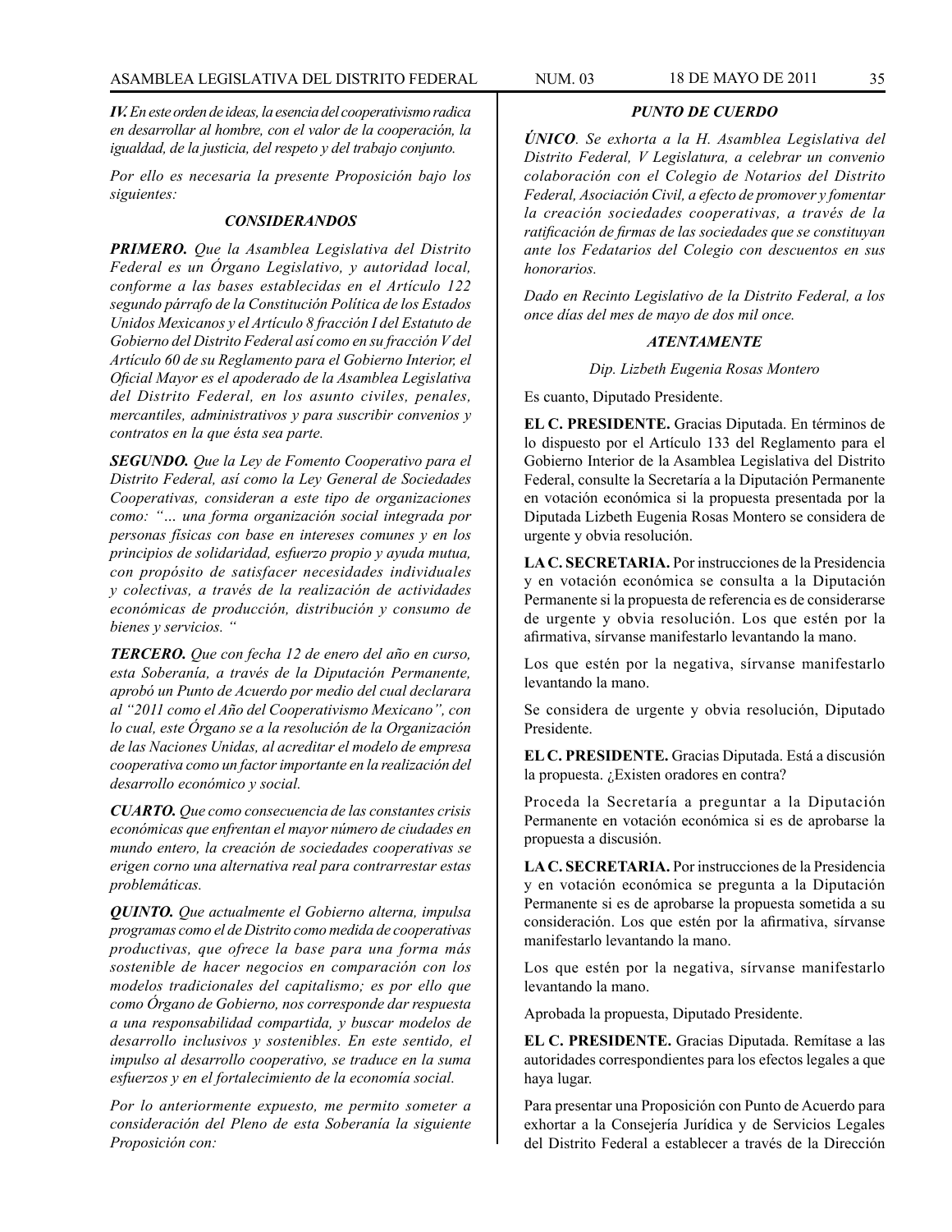*IV. En este orden de ideas, la esencia del cooperativismo radica en desarrollar al hombre, con el valor de la cooperación, la igualdad, de la justicia, del respeto y del trabajo conjunto.*

*Por ello es necesaria la presente Proposición bajo los siguientes:*

***CONSIDERANDOS***

***PRIMERO.*** *Que la Asamblea Legislativa del Distrito Federal es un Órgano Legislativo, y autoridad local, conforme a las bases establecidas en el Artículo 122 segundo párrafo de la Constitución Política de los Estados Unidos Mexicanos y el Artículo 8 fracción I del Estatuto de Gobierno del Distrito Federal así como en su fracción V del Artículo 60 de su Reglamento para el Gobierno Interior, el Oficial Mayor es el apoderado de la Asamblea Legislativa del Distrito Federal, en los asunto civiles, penales, mercantiles, administrativos y para suscribir convenios y contratos en la que ésta sea parte.*

***SEGUNDO.*** *Que la Ley de Fomento Cooperativo para el Distrito Federal, así como la Ley General de Sociedades Cooperativas, consideran a este tipo de organizaciones como: "… una forma organización social integrada por personas físicas con base en intereses comunes y en los principios de solidaridad, esfuerzo propio y ayuda mutua, con propósito de satisfacer necesidades individuales y colectivas, a través de la realización de actividades económicas de producción, distribución y consumo de bienes y servicios. "*

***TERCERO.*** *Que con fecha 12 de enero del año en curso, esta Soberanía, a través de la Diputación Permanente, aprobó un Punto de Acuerdo por medio del cual declarara al "2011 como el Año del Cooperativismo Mexicano", con lo cual, este Órgano se a la resolución de la Organización de las Naciones Unidas, al acreditar el modelo de empresa cooperativa como un factor importante en la realización del desarrollo económico y social.*

***CUARTO.*** *Que como consecuencia de las constantes crisis económicas que enfrentan el mayor número de ciudades en mundo entero, la creación de sociedades cooperativas se erigen corno una alternativa real para contrarrestar estas problemáticas.*

***QUINTO.*** *Que actualmente el Gobierno alterna, impulsa programas como el de Distrito como medida de cooperativas productivas, que ofrece la base para una forma más sostenible de hacer negocios en comparación con los modelos tradicionales del capitalismo; es por ello que como Órgano de Gobierno, nos corresponde dar respuesta a una responsabilidad compartida, y buscar modelos de desarrollo inclusivos y sostenibles. En este sentido, el impulso al desarrollo cooperativo, se traduce en la suma esfuerzos y en el fortalecimiento de la economía social.*

*Por lo anteriormente expuesto, me permito someter a consideración del Pleno de esta Soberanía la siguiente Proposición con:*

***PUNTO DE CUERDO***

***ÚNICO.*** *Se exhorta a la H. Asamblea Legislativa del Distrito Federal, V Legislatura, a celebrar un convenio colaboración con el Colegio de Notarios del Distrito Federal, Asociación Civil, a efecto de promover y fomentar la creación sociedades cooperativas, a través de la ratificación de firmas de las sociedades que se constituyan ante los Fedatarios del Colegio con descuentos en sus honorarios.*

*Dado en Recinto Legislativo de la Distrito Federal, a los once días del mes de mayo de dos mil once.*

***ATENTAMENTE***

*Dip. Lizbeth Eugenia Rosas Montero*

Es cuanto, Diputado Presidente.

**EL C. PRESIDENTE.** Gracias Diputada. En términos de lo dispuesto por el Artículo 133 del Reglamento para el Gobierno Interior de la Asamblea Legislativa del Distrito Federal, consulte la Secretaría a la Diputación Permanente en votación económica si la propuesta presentada por la Diputada Lizbeth Eugenia Rosas Montero se considera de urgente y obvia resolución.

**LA C. SECRETARIA.** Por instrucciones de la Presidencia y en votación económica se consulta a la Diputación Permanente si la propuesta de referencia es de considerarse de urgente y obvia resolución. Los que estén por la afirmativa, sírvanse manifestarlo levantando la mano.

Los que estén por la negativa, sírvanse manifestarlo levantando la mano.

Se considera de urgente y obvia resolución, Diputado Presidente.

**EL C. PRESIDENTE.** Gracias Diputada. Está a discusión la propuesta. ¿Existen oradores en contra?

Proceda la Secretaría a preguntar a la Diputación Permanente en votación económica si es de aprobarse la propuesta a discusión.

**LA C. SECRETARIA.** Por instrucciones de la Presidencia y en votación económica se pregunta a la Diputación Permanente si es de aprobarse la propuesta sometida a su consideración. Los que estén por la afirmativa, sírvanse manifestarlo levantando la mano.

Los que estén por la negativa, sírvanse manifestarlo levantando la mano.

Aprobada la propuesta, Diputado Presidente.

**EL C. PRESIDENTE.** Gracias Diputada. Remítase a las autoridades correspondientes para los efectos legales a que haya lugar.

Para presentar una Proposición con Punto de Acuerdo para exhortar a la Consejería Jurídica y de Servicios Legales del Distrito Federal a establecer a través de la Dirección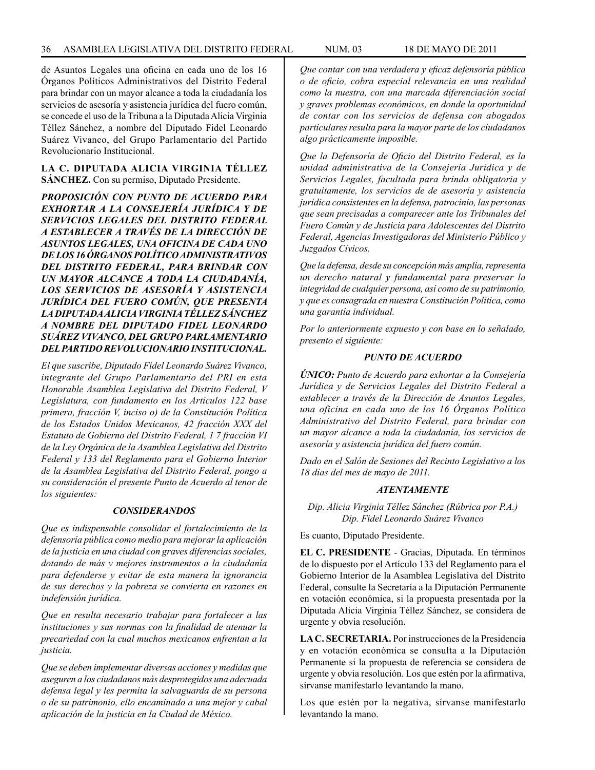de Asuntos Legales una oficina en cada uno de los 16 Órganos Políticos Administrativos del Distrito Federal para brindar con un mayor alcance a toda la ciudadanía los servicios de asesoría y asistencia jurídica del fuero común, se concede el uso de la Tribuna a la Diputada Alicia Virginia Téllez Sánchez, a nombre del Diputado Fidel Leonardo Suárez Vivanco, del Grupo Parlamentario del Partido Revolucionario Institucional.

**LA C. DIPUTADA ALICIA VIRGINIA TÉLLEZ SÁNCHEZ.** Con su permiso, Diputado Presidente.

***PROPOSICIÓN CON PUNTO DE ACUERDO PARA EXHORTAR A LA CONSEJERÍA JURÍDICA Y DE SERVICIOS LEGALES DEL DISTRITO FEDERAL A ESTABLECER A TRAVÉS DE LA DIRECCIÓN DE ASUNTOS LEGALES, UNA OFICINA DE CADA UNO DE LOS 16 ÓRGANOS POLÍTICO ADMINISTRATIVOS DEL DISTRITO FEDERAL, PARA BRINDAR CON UN MAYOR ALCANCE A TODA LA CIUDADANÍA, LOS SERVICIOS DE ASESORÍA Y ASISTENCIA JURÍDICA DEL FUERO COMÚN, QUE PRESENTA LA DIPUTADA ALICIA VIRGINIA TÉLLEZ SÁNCHEZ A NOMBRE DEL DIPUTADO FIDEL LEONARDO SUÁREZ VIVANCO, DEL GRUPO PARLAMENTARIO DEL PARTIDO REVOLUCIONARIO INSTITUCIONAL.***

*El que suscribe, Diputado Fidel Leonardo Suárez Vivanco, integrante del Grupo Parlamentario del PRI en esta Honorable Asamblea Legislativa del Distrito Federal, V Legislatura, con fundamento en los Artículos 122 base primera, fracción V, inciso o) de la Constitución Política de los Estados Unidos Mexicanos, 42 fracción XXX del Estatuto de Gobierno del Distrito Federal, 1 7 fracción VI de la Ley Orgánica de la Asamblea Legislativa del Distrito Federal y 133 del Reglamento para el Gobierno Interior de la Asamblea Legislativa del Distrito Federal, pongo a su consideración el presente Punto de Acuerdo al tenor de los siguientes:*

***CONSIDERANDOS***

*Que es indispensable consolidar el fortalecimiento de la defensoría pública como medio para mejorar la aplicación de la justicia en una ciudad con graves diferencias sociales, dotando de más y mejores instrumentos a la ciudadanía para defenderse y evitar de esta manera la ignorancia de sus derechos y la pobreza se convierta en razones en indefensión jurídica.*

*Que en resulta necesario trabajar para fortalecer a las instituciones y sus normas con la finalidad de atenuar la precariedad con la cual muchos mexicanos enfrentan a la justicia.*

*Que se deben implementar diversas acciones y medidas que aseguren a los ciudadanos más desprotegidos una adecuada defensa legal y les permita la salvaguarda de su persona o de su patrimonio, ello encaminado a una mejor y cabal aplicación de la justicia en la Ciudad de México.*

*Que contar con una verdadera y eficaz defensoría pública o de oficio, cobra especial relevancia en una realidad como la nuestra, con una marcada diferenciación social y graves problemas económicos, en donde la oportunidad de contar con los servicios de defensa con abogados particulares resulta para la mayor parte de los ciudadanos algo prácticamente imposible.*

*Que la Defensoría de Oficio del Distrito Federal, es la unidad administrativa de la Consejería Jurídica y de Servicios Legales, facultada para brinda obligatoria y gratuitamente, los servicios de de asesoría y asistencia jurídica consistentes en la defensa, patrocinio, las personas que sean precisadas a comparecer ante los Tribunales del Fuero Común y de Justicia para Adolescentes del Distrito Federal, Agencias Investigadoras del Ministerio Público y Juzgados Cívicos.*

*Que la defensa, desde su concepción más amplia, representa un derecho natural y fundamental para preservar la integridad de cualquier persona, así como de su patrimonio, y que es consagrada en nuestra Constitución Política, como una garantía individual.*

*Por lo anteriormente expuesto y con base en lo señalado, presento el siguiente:*

***PUNTO DE ACUERDO***

***ÚNICO:** Punto de Acuerdo para exhortar a la Consejería Jurídica y de Servicios Legales del Distrito Federal a establecer a través de la Dirección de Asuntos Legales, una oficina en cada uno de los 16 Órganos Político Administrativo del Distrito Federal, para brindar con un mayor alcance a toda la ciudadanía, los servicios de asesoría y asistencia jurídica del fuero común.*

*Dado en el Salón de Sesiones del Recinto Legislativo a los 18 días del mes de mayo de 2011.*

***ATENTAMENTE***

*Dip. Alicia Virginia Téllez Sánchez (Rúbrica por P.A.)*
*Dip. Fidel Leonardo Suárez Vivanco*

Es cuanto, Diputado Presidente.

**EL C. PRESIDENTE** - Gracias, Diputada. En términos de lo dispuesto por el Artículo 133 del Reglamento para el Gobierno Interior de la Asamblea Legislativa del Distrito Federal, consulte la Secretaría a la Diputación Permanente en votación económica, si la propuesta presentada por la Diputada Alicia Virginia Téllez Sánchez, se considera de urgente y obvia resolución.

**LA C. SECRETARIA.** Por instrucciones de la Presidencia y en votación económica se consulta a la Diputación Permanente si la propuesta de referencia se considera de urgente y obvia resolución. Los que estén por la afirmativa, sírvanse manifestarlo levantando la mano.

Los que estén por la negativa, sírvanse manifestarlo levantando la mano.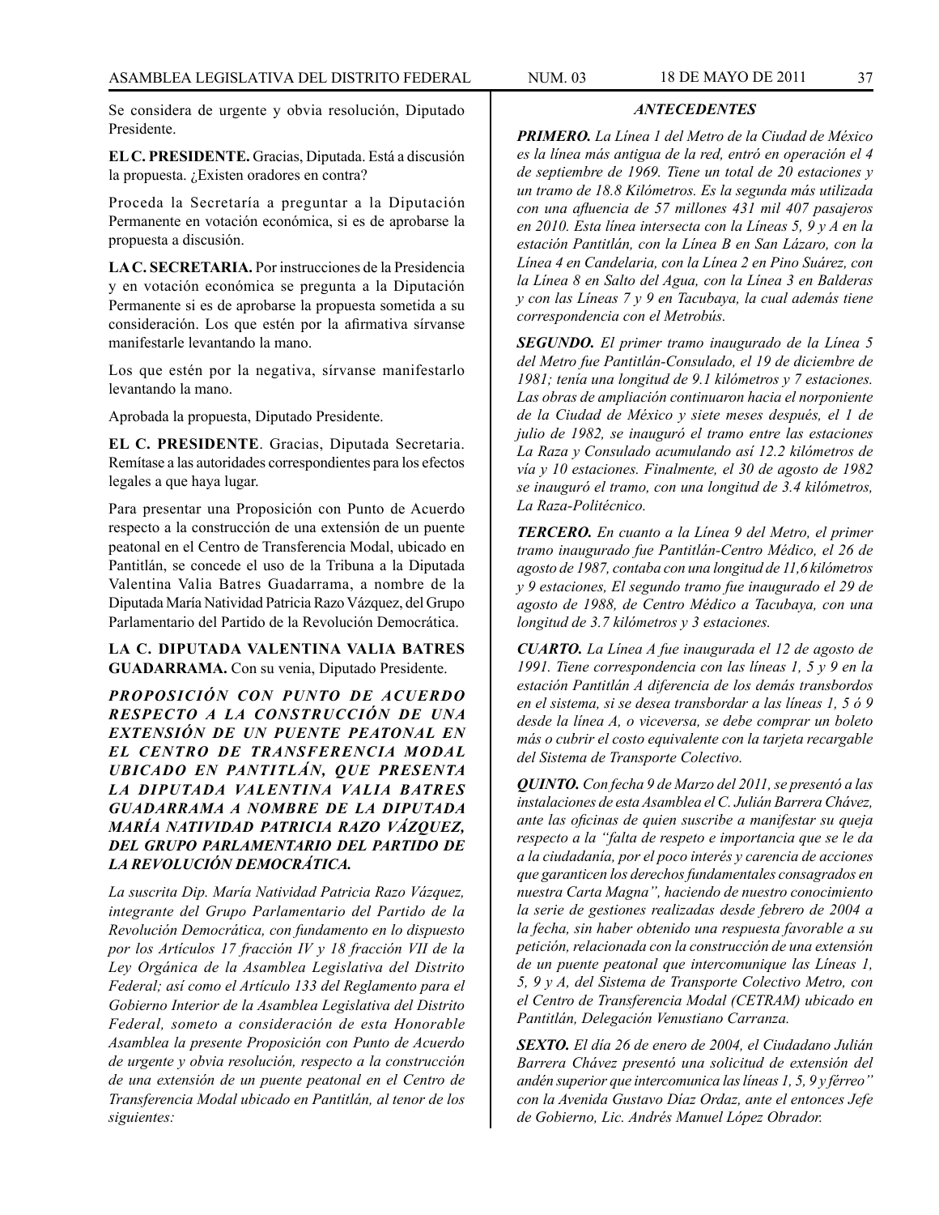Se considera de urgente y obvia resolución, Diputado Presidente.

**EL C. PRESIDENTE.** Gracias, Diputada. Está a discusión la propuesta. ¿Existen oradores en contra?

Proceda la Secretaría a preguntar a la Diputación Permanente en votación económica, si es de aprobarse la propuesta a discusión.

**LA C. SECRETARIA.** Por instrucciones de la Presidencia y en votación económica se pregunta a la Diputación Permanente si es de aprobarse la propuesta sometida a su consideración. Los que estén por la afirmativa sírvanse manifestarle levantando la mano.

Los que estén por la negativa, sírvanse manifestarlo levantando la mano.

Aprobada la propuesta, Diputado Presidente.

**EL C. PRESIDENTE**. Gracias, Diputada Secretaria. Remítase a las autoridades correspondientes para los efectos legales a que haya lugar.

Para presentar una Proposición con Punto de Acuerdo respecto a la construcción de una extensión de un puente peatonal en el Centro de Transferencia Modal, ubicado en Pantitlán, se concede el uso de la Tribuna a la Diputada Valentina Valia Batres Guadarrama, a nombre de la Diputada María Natividad Patricia Razo Vázquez, del Grupo Parlamentario del Partido de la Revolución Democrática.

**LA C. DIPUTADA VALENTINA VALIA BATRES GUADARRAMA.** Con su venia, Diputado Presidente.

***PROPOSICIÓN CON PUNTO DE ACUERDO RESPECTO A LA CONSTRUCCIÓN DE UNA EXTENSIÓN DE UN PUENTE PEATONAL EN EL CENTRO DE TRANSFERENCIA MODAL UBICADO EN PANTITLÁN, QUE PRESENTA LA DIPUTADA VALENTINA VALIA BATRES GUADARRAMA A NOMBRE DE LA DIPUTADA MARÍA NATIVIDAD PATRICIA RAZO VÁZQUEZ, DEL GRUPO PARLAMENTARIO DEL PARTIDO DE LA REVOLUCIÓN DEMOCRÁTICA.***

*La suscrita Dip. María Natividad Patricia Razo Vázquez, integrante del Grupo Parlamentario del Partido de la Revolución Democrática, con fundamento en lo dispuesto por los Artículos 17 fracción IV y 18 fracción VII de la Ley Orgánica de la Asamblea Legislativa del Distrito Federal; así como el Artículo 133 del Reglamento para el Gobierno Interior de la Asamblea Legislativa del Distrito Federal, someto a consideración de esta Honorable Asamblea la presente Proposición con Punto de Acuerdo de urgente y obvia resolución, respecto a la construcción de una extensión de un puente peatonal en el Centro de Transferencia Modal ubicado en Pantitlán, al tenor de los siguientes:*

***ANTECEDENTES***

***PRIMERO.*** *La Línea 1 del Metro de la Ciudad de México es la línea más antigua de la red, entró en operación el 4 de septiembre de 1969. Tiene un total de 20 estaciones y un tramo de 18.8 Kilómetros. Es la segunda más utilizada con una afluencia de 57 millones 431 mil 407 pasajeros en 2010. Esta línea intersecta con la Líneas 5, 9 y A en la estación Pantitlán, con la Línea B en San Lázaro, con la Línea 4 en Candelaria, con la Línea 2 en Pino Suárez, con la Línea 8 en Salto del Agua, con la Línea 3 en Balderas y con las Líneas 7 y 9 en Tacubaya, la cual además tiene correspondencia con el Metrobús.*

***SEGUNDO.*** *El primer tramo inaugurado de la Línea 5 del Metro fue Pantitlán-Consulado, el 19 de diciembre de 1981; tenía una longitud de 9.1 kilómetros y 7 estaciones. Las obras de ampliación continuaron hacia el norponiente de la Ciudad de México y siete meses después, el 1 de julio de 1982, se inauguró el tramo entre las estaciones La Raza y Consulado acumulando así 12.2 kilómetros de vía y 10 estaciones. Finalmente, el 30 de agosto de 1982 se inauguró el tramo, con una longitud de 3.4 kilómetros, La Raza-Politécnico.*

***TERCERO.*** *En cuanto a la Línea 9 del Metro, el primer tramo inaugurado fue Pantitlán-Centro Médico, el 26 de agosto de 1987, contaba con una longitud de 11,6 kilómetros y 9 estaciones, El segundo tramo fue inaugurado el 29 de agosto de 1988, de Centro Médico a Tacubaya, con una longitud de 3.7 kilómetros y 3 estaciones.*

***CUARTO.*** *La Línea A fue inaugurada el 12 de agosto de 1991. Tiene correspondencia con las líneas 1, 5 y 9 en la estación Pantitlán A diferencia de los demás transbordos en el sistema, si se desea transbordar a las líneas 1, 5 ó 9 desde la línea A, o viceversa, se debe comprar un boleto más o cubrir el costo equivalente con la tarjeta recargable del Sistema de Transporte Colectivo.*

***QUINTO.*** *Con fecha 9 de Marzo del 2011, se presentó a las instalaciones de esta Asamblea el C. Julián Barrera Chávez, ante las oficinas de quien suscribe a manifestar su queja respecto a la "falta de respeto e importancia que se le da a la ciudadanía, por el poco interés y carencia de acciones que garanticen los derechos fundamentales consagrados en nuestra Carta Magna", haciendo de nuestro conocimiento la serie de gestiones realizadas desde febrero de 2004 a la fecha, sin haber obtenido una respuesta favorable a su petición, relacionada con la construcción de una extensión de un puente peatonal que intercomunique las Líneas 1, 5, 9 y A, del Sistema de Transporte Colectivo Metro, con el Centro de Transferencia Modal (CETRAM) ubicado en Pantitlán, Delegación Venustiano Carranza.*

***SEXTO.*** *El día 26 de enero de 2004, el Ciudadano Julián Barrera Chávez presentó una solicitud de extensión del andén superior que intercomunica las líneas 1, 5, 9 y férreo" con la Avenida Gustavo Díaz Ordaz, ante el entonces Jefe de Gobierno, Lic. Andrés Manuel López Obrador.*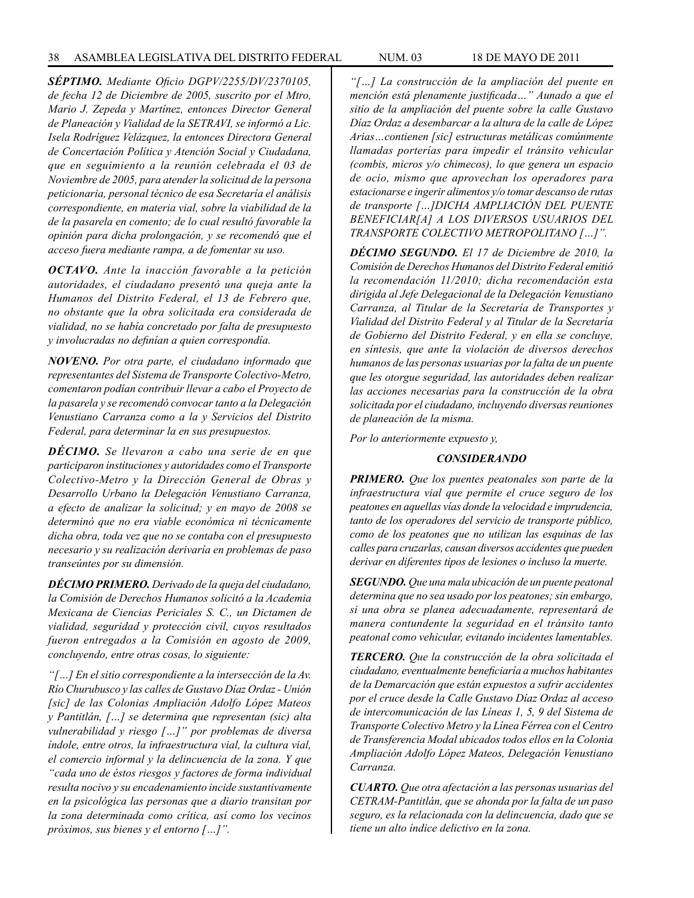***SÉPTIMO.*** *Mediante Oficio DGPV/2255/DV/2370105, de fecha 12 de Diciembre de 2005, suscrito por el Mtro, Mario J. Zepeda y Martínez, entonces Director General de Planeación y Vialidad de la SETRAVI, se informó a Lic. Isela Rodríguez Velázquez, la entonces Directora General de Concertación Política y Atención Social y Ciudadana, que en seguimiento a la reunión celebrada el 03 de Noviembre de 2005, para atender la solicitud de la persona peticionaria, personal técnico de esa Secretaría el análisis correspondiente, en materia vial, sobre la viabilidad de la de la pasarela en comento; de lo cual resultó favorable la opinión para dicha prolongación, y se recomendó que el acceso fuera mediante rampa, a de fomentar su uso.*

***OCTAVO.*** *Ante la inacción favorable a la petición autoridades, el ciudadano presentó una queja ante la Humanos del Distrito Federal, el 13 de Febrero que, no obstante que la obra solicitada era considerada de vialidad, no se había concretado por falta de presupuesto y involucradas no definían a quien correspondía.*

***NOVENO.*** *Por otra parte, el ciudadano informado que representantes del Sistema de Transporte Colectivo-Metro, comentaron podían contribuir llevar a cabo el Proyecto de la pasarela y se recomendó convocar tanto a la Delegación Venustiano Carranza como a la y Servicios del Distrito Federal, para determinar la en sus presupuestos.*

***DÉCIMO.*** *Se llevaron a cabo una serie de en que participaron instituciones y autoridades como el Transporte Colectivo-Metro y la Dirección General de Obras y Desarrollo Urbano la Delegación Venustiano Carranza, a efecto de analizar la solicitud; y en mayo de 2008 se determinó que no era viable económica ni técnicamente dicha obra, toda vez que no se contaba con el presupuesto necesario y su realización derivaría en problemas de paso transeúntes por su dimensión.*

***DÉCIMO PRIMERO.*** *Derivado de la queja del ciudadano, la Comisión de Derechos Humanos solicitó a la Academia Mexicana de Ciencias Periciales S. C., un Dictamen de vialidad, seguridad y protección civil, cuyos resultados fueron entregados a la Comisión en agosto de 2009, concluyendo, entre otras cosas, lo siguiente:*

*"[…] En el sitio correspondiente a la intersección de la Av. Río Churubusco y las calles de Gustavo Díaz Ordaz - Unión [sic] de las Colonias Ampliación Adolfo López Mateos y Pantitlán, […] se determina que representan (sic) alta vulnerabilidad y riesgo […]" por problemas de diversa índole, entre otros, la infraestructura vial, la cultura vial, el comercio informal y la delincuencia de la zona. Y que "cada uno de éstos riesgos y factores de forma individual resulta nocivo y su encadenamiento incide sustantivamente en la psicológica las personas que a diario transitan por la zona determinada como crítica, así como los vecinos próximos, sus bienes y el entorno […]".*

*"[…] La construcción de la ampliación del puente en mención está plenamente justificada…" Aunado a que el sitio de la ampliación del puente sobre la calle Gustavo Díaz Ordaz a desembarcar a la altura de la calle de López Arias…contienen [sic] estructuras metálicas comúnmente llamadas porterías para impedir el tránsito vehicular (combis, micros y/o chimecos), lo que genera un espacio de ocio, mismo que aprovechan los operadores para estacionarse e ingerir alimentos y/o tomar descanso de rutas de transporte […]DICHA AMPLIACIÓN DEL PUENTE BENEFICIAR[A] A LOS DIVERSOS USUARIOS DEL TRANSPORTE COLECTIVO METROPOLITANO […]".*

***DÉCIMO SEGUNDO.*** *El 17 de Diciembre de 2010, la Comisión de Derechos Humanos del Distrito Federal emitió la recomendación 11/2010; dicha recomendación esta dirigida al Jefe Delegacional de la Delegación Venustiano Carranza, al Titular de la Secretaría de Transportes y Vialidad del Distrito Federal y al Titular de la Secretaría de Gobierno del Distrito Federal, y en ella se concluye, en síntesis, que ante la violación de diversos derechos humanos de las personas usuarias por la falta de un puente que les otorgue seguridad, las autoridades deben realizar las acciones necesarias para la construcción de la obra solicitada por el ciudadano, incluyendo diversas reuniones de planeación de la misma.*

*Por lo anteriormente expuesto y,*

***CONSIDERANDO***

***PRIMERO.*** *Que los puentes peatonales son parte de la infraestructura vial que permite el cruce seguro de los peatones en aquellas vías donde la velocidad e imprudencia, tanto de los operadores del servicio de transporte público, como de los peatones que no utilizan las esquinas de las calles para cruzarlas, causan diversos accidentes que pueden derivar en diferentes tipos de lesiones o incluso la muerte.*

***SEGUNDO.*** *Que una mala ubicación de un puente peatonal determina que no sea usado por los peatones; sin embargo, si una obra se planea adecuadamente, representará de manera contundente la seguridad en el tránsito tanto peatonal como vehicular, evitando incidentes lamentables.*

***TERCERO.*** *Que la construcción de la obra solicitada el ciudadano, eventualmente beneficiaría a muchos habitantes de la Demarcación que están expuestos a sufrir accidentes por el cruce desde la Calle Gustavo Díaz Ordaz al acceso de intercomunicación de las Líneas 1, 5, 9 del Sistema de Transporte Colectivo Metro y la Línea Férrea con el Centro de Transferencia Modal ubicados todos ellos en la Colonia Ampliación Adolfo López Mateos, Delegación Venustiano Carranza.*

***CUARTO.*** *Que otra afectación a las personas usuarias del CETRAM-Pantitlán, que se ahonda por la falta de un paso seguro, es la relacionada con la delincuencia, dado que se tiene un alto índice delictivo en la zona.*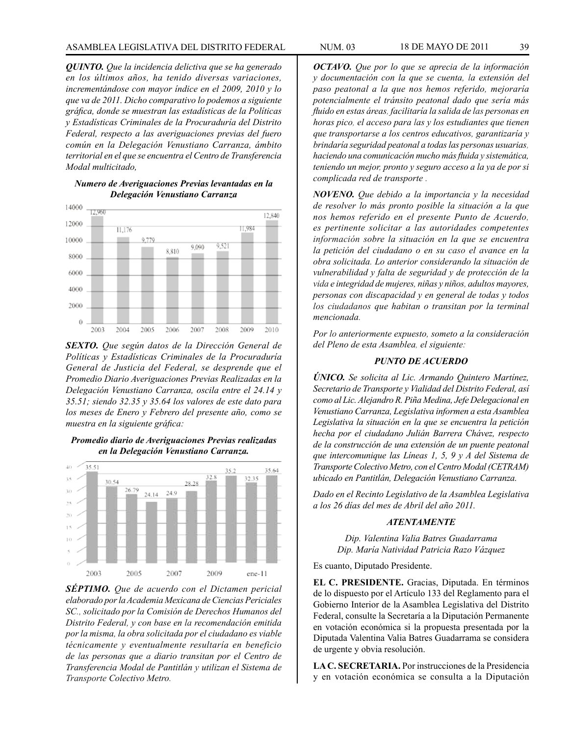***QUINTO.*** *Que la incidencia delictiva que se ha generado en los últimos años, ha tenido diversas variaciones, incrementándose con mayor índice en el 2009, 2010 y lo que va de 2011. Dicho comparativo lo podemos a siguiente gráfica, donde se muestran las estadísticas de la Políticas y Estadísticas Criminales de la Procuraduría del Distrito Federal, respecto a las averiguaciones previas del fuero común en la Delegación Venustiano Carranza, ámbito territorial en el que se encuentra el Centro de Transferencia Modal multicitado,*

***Numero de Averiguaciones Previas levantadas en la Delegación Venustiano Carranza***

| Año | Número |
|---|---|
| 2003 | 12,960 |
| 2004 | 11,176 |
| 2005 | 9,779 |
| 2006 | 8,810 |
| 2007 | 9,090 |
| 2008 | 9,521 |
| 2009 | 11,984 |
| 2010 | 12,840 |

***SEXTO.*** *Que según datos de la Dirección General de Políticas y Estadísticas Criminales de la Procuraduría General de Justicia del Federal, se desprende que el Promedio Diario Averiguaciones Previas Realizadas en la Delegación Venustiano Carranza, oscila entre el 24.14 y 35.51; siendo 32.35 y 35.64 los valores de este dato para los meses de Enero y Febrero del presente año, como se muestra en la siguiente gráfica:*

***Promedio diario de Averiguaciones Previas realizadas en la Delegación Venustiano Carranza.***

| Periodo | Promedio diario |
|---|---|
| 2003 | 35.51 |
| | 30.54 |
| 2005 | 26.79 |
| | 24.14 |
| 2007 | 24.9 |
| | 28.28 |
| 2009 | 32.8 |
| | 35.2 |
| | 32.35 |
| ene-11 | 35.64 |

***SÉPTIMO.*** *Que de acuerdo con el Dictamen pericial elaborado por la Academia Mexicana de Ciencias Periciales SC., solicitado por la Comisión de Derechos Humanos del Distrito Federal, y con base en la recomendación emitida por la misma, la obra solicitada por el ciudadano es viable técnicamente y eventualmente resultaría en beneficio de las personas que a diario transitan por el Centro de Transferencia Modal de Pantitlán y utilizan el Sistema de Transporte Colectivo Metro.*

***OCTAVO.*** *Que por lo que se aprecia de la información y documentación con la que se cuenta, la extensión del paso peatonal a la que nos hemos referido, mejoraría potencialmente el tránsito peatonal dado que sería más fluido en estas áreas, facilitaría la salida de las personas en horas pico, el acceso para las y los estudiantes que tienen que transportarse a los centros educativos, garantizaría y brindaría seguridad peatonal a todas las personas usuarias, haciendo una comunicación mucho más fluida y sistemática, teniendo un mejor, pronto y seguro acceso a la ya de por si complicada red de transporte .*

***NOVENO.*** *Que debido a la importancia y la necesidad de resolver lo más pronto posible la situación a la que nos hemos referido en el presente Punto de Acuerdo, es pertinente solicitar a las autoridades competentes información sobre la situación en la que se encuentra la petición del ciudadano o en su caso el avance en la obra solicitada. Lo anterior considerando la situación de vulnerabilidad y falta de seguridad y de protección de la vida e integridad de mujeres, niñas y niños, adultos mayores, personas con discapacidad y en general de todas y todos los ciudadanos que habitan o transitan por la terminal mencionada.*

*Por lo anteriormente expuesto, someto a la consideración del Pleno de esta Asamblea, el siguiente:*

***PUNTO DE ACUERDO***

***ÚNICO.*** *Se solicita al Lic. Armando Quintero Martínez, Secretario de Transporte y Vialidad del Distrito Federal, así como al Lic. Alejandro R. Piña Medina, Jefe Delegacional en Venustiano Carranza, Legislativa informen a esta Asamblea Legislativa la situación en la que se encuentra la petición hecha por el ciudadano Julián Barrera Chávez, respecto de la construcción de una extensión de un puente peatonal que intercomunique las Líneas 1, 5, 9 y A del Sistema de Transporte Colectivo Metro, con el Centro Modal (CETRAM) ubicado en Pantitlán, Delegación Venustiano Carranza.*

*Dado en el Recinto Legislativo de la Asamblea Legislativa a los 26 días del mes de Abril del año 2011.*

***ATENTAMENTE***

*Dip. Valentina Valia Batres Guadarrama*
*Dip. María Natividad Patricia Razo Vázquez*

Es cuanto, Diputado Presidente.

**EL C. PRESIDENTE.** Gracias, Diputada. En términos de lo dispuesto por el Artículo 133 del Reglamento para el Gobierno Interior de la Asamblea Legislativa del Distrito Federal, consulte la Secretaría a la Diputación Permanente en votación económica si la propuesta presentada por la Diputada Valentina Valia Batres Guadarrama se considera de urgente y obvia resolución.

**LA C. SECRETARIA.** Por instrucciones de la Presidencia y en votación económica se consulta a la Diputación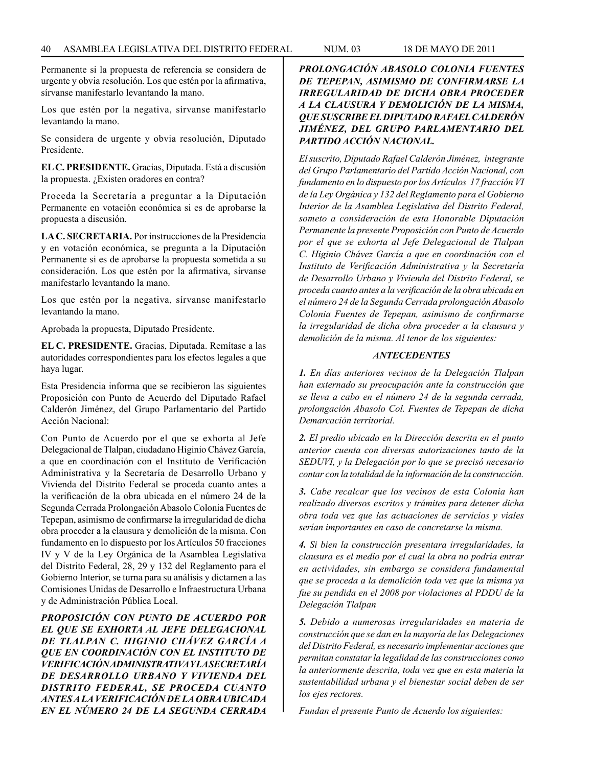Permanente si la propuesta de referencia se considera de urgente y obvia resolución. Los que estén por la afirmativa, sírvanse manifestarlo levantando la mano.

Los que estén por la negativa, sírvanse manifestarlo levantando la mano.

Se considera de urgente y obvia resolución, Diputado Presidente.

**EL C. PRESIDENTE.** Gracias, Diputada. Está a discusión la propuesta. ¿Existen oradores en contra?

Proceda la Secretaría a preguntar a la Diputación Permanente en votación económica si es de aprobarse la propuesta a discusión.

**LA C. SECRETARIA.** Por instrucciones de la Presidencia y en votación económica, se pregunta a la Diputación Permanente si es de aprobarse la propuesta sometida a su consideración. Los que estén por la afirmativa, sírvanse manifestarlo levantando la mano.

Los que estén por la negativa, sírvanse manifestarlo levantando la mano.

Aprobada la propuesta, Diputado Presidente.

**EL C. PRESIDENTE.** Gracias, Diputada. Remítase a las autoridades correspondientes para los efectos legales a que haya lugar.

Esta Presidencia informa que se recibieron las siguientes Proposición con Punto de Acuerdo del Diputado Rafael Calderón Jiménez, del Grupo Parlamentario del Partido Acción Nacional:

Con Punto de Acuerdo por el que se exhorta al Jefe Delegacional de Tlalpan, ciudadano Higinio Chávez García, a que en coordinación con el Instituto de Verificación Administrativa y la Secretaría de Desarrollo Urbano y Vivienda del Distrito Federal se proceda cuanto antes a la verificación de la obra ubicada en el número 24 de la Segunda Cerrada Prolongación Abasolo Colonia Fuentes de Tepepan, asimismo de confirmarse la irregularidad de dicha obra proceder a la clausura y demolición de la misma. Con fundamento en lo dispuesto por los Artículos 50 fracciones IV y V de la Ley Orgánica de la Asamblea Legislativa del Distrito Federal, 28, 29 y 132 del Reglamento para el Gobierno Interior, se turna para su análisis y dictamen a las Comisiones Unidas de Desarrollo e Infraestructura Urbana y de Administración Pública Local.

***PROPOSICIÓN CON PUNTO DE ACUERDO POR EL QUE SE EXHORTA AL JEFE DELEGACIONAL DE TLALPAN C. HIGINIO CHÁVEZ GARCÍA A QUE EN COORDINACIÓN CON EL INSTITUTO DE VERIFICACIÓN ADMINISTRATIVA Y LA SECRETARÍA DE DESARROLLO URBANO Y VIVIENDA DEL DISTRITO FEDERAL, SE PROCEDA CUANTO ANTES A LA VERIFICACIÓN DE LA OBRA UBICADA EN EL NÚMERO 24 DE LA SEGUNDA CERRADA PROLONGACIÓN ABASOLO COLONIA FUENTES DE TEPEPAN, ASIMISMO DE CONFIRMARSE LA IRREGULARIDAD DE DICHA OBRA PROCEDER A LA CLAUSURA Y DEMOLICIÓN DE LA MISMA, QUE SUSCRIBE EL DIPUTADO RAFAEL CALDERÓN JIMÉNEZ, DEL GRUPO PARLAMENTARIO DEL PARTIDO ACCIÓN NACIONAL.***

*El suscrito, Diputado Rafael Calderón Jiménez, integrante del Grupo Parlamentario del Partido Acción Nacional, con fundamento en lo dispuesto por los Artículos 17 fracción VI de la Ley Orgánica y 132 del Reglamento para el Gobierno Interior de la Asamblea Legislativa del Distrito Federal, someto a consideración de esta Honorable Diputación Permanente la presente Proposición con Punto de Acuerdo por el que se exhorta al Jefe Delegacional de Tlalpan C. Higinio Chávez García a que en coordinación con el Instituto de Verificación Administrativa y la Secretaría de Desarrollo Urbano y Vivienda del Distrito Federal, se proceda cuanto antes a la verificación de la obra ubicada en el número 24 de la Segunda Cerrada prolongación Abasolo Colonia Fuentes de Tepepan, asimismo de confirmarse la irregularidad de dicha obra proceder a la clausura y demolición de la misma. Al tenor de los siguientes:*

***ANTECEDENTES***

***1.*** *En días anteriores vecinos de la Delegación Tlalpan han externado su preocupación ante la construcción que se lleva a cabo en el número 24 de la segunda cerrada, prolongación Abasolo Col. Fuentes de Tepepan de dicha Demarcación territorial.*

***2.*** *El predio ubicado en la Dirección descrita en el punto anterior cuenta con diversas autorizaciones tanto de la SEDUVI, y la Delegación por lo que se precisó necesario contar con la totalidad de la información de la construcción.*

***3.*** *Cabe recalcar que los vecinos de esta Colonia han realizado diversos escritos y trámites para detener dicha obra toda vez que las actuaciones de servicios y viales serían importantes en caso de concretarse la misma.*

***4.*** *Si bien la construcción presentara irregularidades, la clausura es el medio por el cual la obra no podría entrar en actividades, sin embargo se considera fundamental que se proceda a la demolición toda vez que la misma ya fue su pendida en el 2008 por violaciones al PDDU de la Delegación Tlalpan*

***5.*** *Debido a numerosas irregularidades en materia de construcción que se dan en la mayoría de las Delegaciones del Distrito Federal, es necesario implementar acciones que permitan constatar la legalidad de las construcciones como la anteriormente descrita, toda vez que en esta materia la sustentabilidad urbana y el bienestar social deben de ser los ejes rectores.*

*Fundan el presente Punto de Acuerdo los siguientes:*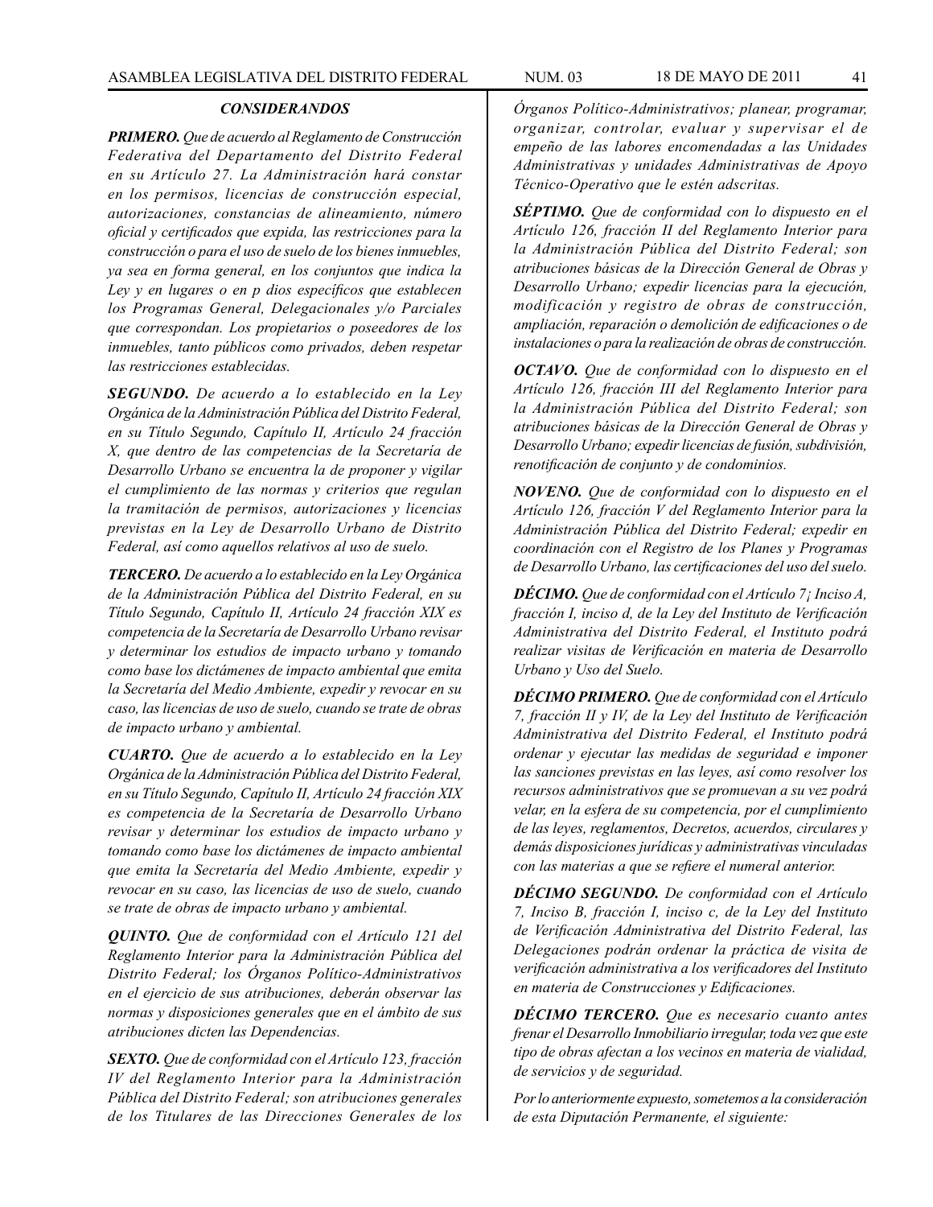### *CONSIDERANDOS*

***PRIMERO.*** *Que de acuerdo al Reglamento de Construcción Federativa del Departamento del Distrito Federal en su Artículo 27. La Administración hará constar en los permisos, licencias de construcción especial, autorizaciones, constancias de alineamiento, número oficial y certificados que expida, las restricciones para la construcción o para el uso de suelo de los bienes inmuebles, ya sea en forma general, en los conjuntos que indica la Ley y en lugares o en p dios específicos que establecen los Programas General, Delegacionales y/o Parciales que correspondan. Los propietarios o poseedores de los inmuebles, tanto públicos como privados, deben respetar las restricciones establecidas.*

***SEGUNDO.*** *De acuerdo a lo establecido en la Ley Orgánica de la Administración Pública del Distrito Federal, en su Título Segundo, Capítulo II, Artículo 24 fracción X, que dentro de las competencias de la Secretaría de Desarrollo Urbano se encuentra la de proponer y vigilar el cumplimiento de las normas y criterios que regulan la tramitación de permisos, autorizaciones y licencias previstas en la Ley de Desarrollo Urbano de Distrito Federal, así como aquellos relativos al uso de suelo.*

***TERCERO.*** *De acuerdo a lo establecido en la Ley Orgánica de la Administración Pública del Distrito Federal, en su Título Segundo, Capítulo II, Artículo 24 fracción XIX es competencia de la Secretaría de Desarrollo Urbano revisar y determinar los estudios de impacto urbano y tomando como base los dictámenes de impacto ambiental que emita la Secretaría del Medio Ambiente, expedir y revocar en su caso, las licencias de uso de suelo, cuando se trate de obras de impacto urbano y ambiental.*

***CUARTO.*** *Que de acuerdo a lo establecido en la Ley Orgánica de la Administración Pública del Distrito Federal, en su Título Segundo, Capítulo II, Artículo 24 fracción XIX es competencia de la Secretaría de Desarrollo Urbano revisar y determinar los estudios de impacto urbano y tomando como base los dictámenes de impacto ambiental que emita la Secretaría del Medio Ambiente, expedir y revocar en su caso, las licencias de uso de suelo, cuando se trate de obras de impacto urbano y ambiental.*

***QUINTO.*** *Que de conformidad con el Artículo 121 del Reglamento Interior para la Administración Pública del Distrito Federal; los Órganos Político-Administrativos en el ejercicio de sus atribuciones, deberán observar las normas y disposiciones generales que en el ámbito de sus atribuciones dicten las Dependencias.*

***SEXTO.*** *Que de conformidad con el Artículo 123, fracción IV del Reglamento Interior para la Administración Pública del Distrito Federal; son atribuciones generales de los Titulares de las Direcciones Generales de los Órganos Político-Administrativos; planear, programar, organizar, controlar, evaluar y supervisar el de empeño de las labores encomendadas a las Unidades Administrativas y unidades Administrativas de Apoyo Técnico-Operativo que le estén adscritas.*

***SÉPTIMO.*** *Que de conformidad con lo dispuesto en el Artículo 126, fracción II del Reglamento Interior para la Administración Pública del Distrito Federal; son atribuciones básicas de la Dirección General de Obras y Desarrollo Urbano; expedir licencias para la ejecución, modificación y registro de obras de construcción, ampliación, reparación o demolición de edificaciones o de instalaciones o para la realización de obras de construcción.*

***OCTAVO.*** *Que de conformidad con lo dispuesto en el Artículo 126, fracción III del Reglamento Interior para la Administración Pública del Distrito Federal; son atribuciones básicas de la Dirección General de Obras y Desarrollo Urbano; expedir licencias de fusión, subdivisión, renotificación de conjunto y de condominios.*

***NOVENO.*** *Que de conformidad con lo dispuesto en el Artículo 126, fracción V del Reglamento Interior para la Administración Pública del Distrito Federal; expedir en coordinación con el Registro de los Planes y Programas de Desarrollo Urbano, las certificaciones del uso del suelo.*

***DÉCIMO.*** *Que de conformidad con el Artículo 7¡ Inciso A, fracción I, inciso d, de la Ley del Instituto de Verificación Administrativa del Distrito Federal, el Instituto podrá realizar visitas de Verificación en materia de Desarrollo Urbano y Uso del Suelo.*

***DÉCIMO PRIMERO.*** *Que de conformidad con el Artículo 7, fracción II y IV, de la Ley del Instituto de Verificación Administrativa del Distrito Federal, el Instituto podrá ordenar y ejecutar las medidas de seguridad e imponer las sanciones previstas en las leyes, así como resolver los recursos administrativos que se promuevan a su vez podrá velar, en la esfera de su competencia, por el cumplimiento de las leyes, reglamentos, Decretos, acuerdos, circulares y demás disposiciones jurídicas y administrativas vinculadas con las materias a que se refiere el numeral anterior.*

***DÉCIMO SEGUNDO.*** *De conformidad con el Artículo 7, Inciso B, fracción I, inciso c, de la Ley del Instituto de Verificación Administrativa del Distrito Federal, las Delegaciones podrán ordenar la práctica de visita de verificación administrativa a los verificadores del Instituto en materia de Construcciones y Edificaciones.*

***DÉCIMO TERCERO.*** *Que es necesario cuanto antes frenar el Desarrollo Inmobiliario irregular, toda vez que este tipo de obras afectan a los vecinos en materia de vialidad, de servicios y de seguridad.*

*Por lo anteriormente expuesto, sometemos a la consideración de esta Diputación Permanente, el siguiente:*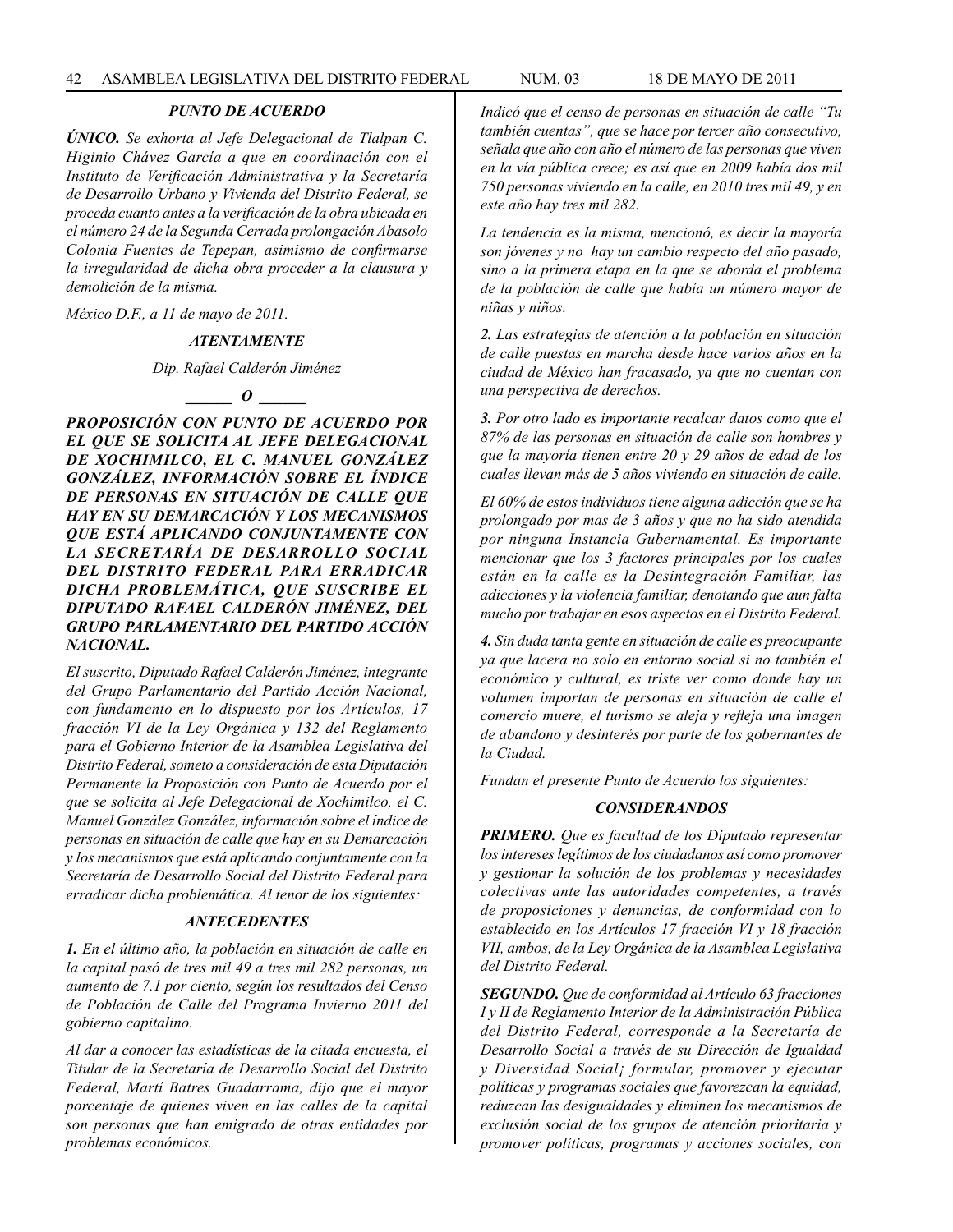### *PUNTO DE ACUERDO*

***ÚNICO.*** *Se exhorta al Jefe Delegacional de Tlalpan C. Higinio Chávez García a que en coordinación con el Instituto de Verificación Administrativa y la Secretaría de Desarrollo Urbano y Vivienda del Distrito Federal, se proceda cuanto antes a la verificación de la obra ubicada en el número 24 de la Segunda Cerrada prolongación Abasolo Colonia Fuentes de Tepepan, asimismo de confirmarse la irregularidad de dicha obra proceder a la clausura y demolición de la misma.*

*México D.F., a 11 de mayo de 2011.*

***ATENTAMENTE***

*Dip. Rafael Calderón Jiménez*

***\_\_\_\_\_\_ O \_\_\_\_\_\_***

***PROPOSICIÓN CON PUNTO DE ACUERDO POR EL QUE SE SOLICITA AL JEFE DELEGACIONAL DE XOCHIMILCO, EL C. MANUEL GONZÁLEZ GONZÁLEZ, INFORMACIÓN SOBRE EL ÍNDICE DE PERSONAS EN SITUACIÓN DE CALLE QUE HAY EN SU DEMARCACIÓN Y LOS MECANISMOS QUE ESTÁ APLICANDO CONJUNTAMENTE CON LA SECRETARÍA DE DESARROLLO SOCIAL DEL DISTRITO FEDERAL PARA ERRADICAR DICHA PROBLEMÁTICA, QUE SUSCRIBE EL DIPUTADO RAFAEL CALDERÓN JIMÉNEZ, DEL GRUPO PARLAMENTARIO DEL PARTIDO ACCIÓN NACIONAL.***

*El suscrito, Diputado Rafael Calderón Jiménez, integrante del Grupo Parlamentario del Partido Acción Nacional, con fundamento en lo dispuesto por los Artículos, 17 fracción VI de la Ley Orgánica y 132 del Reglamento para el Gobierno Interior de la Asamblea Legislativa del Distrito Federal, someto a consideración de esta Diputación Permanente la Proposición con Punto de Acuerdo por el que se solicita al Jefe Delegacional de Xochimilco, el C. Manuel González González, información sobre el índice de personas en situación de calle que hay en su Demarcación y los mecanismos que está aplicando conjuntamente con la Secretaría de Desarrollo Social del Distrito Federal para erradicar dicha problemática. Al tenor de los siguientes:*

### *ANTECEDENTES*

***1.*** *En el último año, la población en situación de calle en la capital pasó de tres mil 49 a tres mil 282 personas, un aumento de 7.1 por ciento, según los resultados del Censo de Población de Calle del Programa Invierno 2011 del gobierno capitalino.*

*Al dar a conocer las estadísticas de la citada encuesta, el Titular de la Secretaría de Desarrollo Social del Distrito Federal, Martí Batres Guadarrama, dijo que el mayor porcentaje de quienes viven en las calles de la capital son personas que han emigrado de otras entidades por problemas económicos.*

*Indicó que el censo de personas en situación de calle "Tu también cuentas", que se hace por tercer año consecutivo, señala que año con año el número de las personas que viven en la vía pública crece; es así que en 2009 había dos mil 750 personas viviendo en la calle, en 2010 tres mil 49, y en este año hay tres mil 282.*

*La tendencia es la misma, mencionó, es decir la mayoría son jóvenes y no hay un cambio respecto del año pasado, sino a la primera etapa en la que se aborda el problema de la población de calle que había un número mayor de niñas y niños.*

***2.*** *Las estrategias de atención a la población en situación de calle puestas en marcha desde hace varios años en la ciudad de México han fracasado, ya que no cuentan con una perspectiva de derechos.*

***3.*** *Por otro lado es importante recalcar datos como que el 87% de las personas en situación de calle son hombres y que la mayoría tienen entre 20 y 29 años de edad de los cuales llevan más de 5 años viviendo en situación de calle.*

*El 60% de estos individuos tiene alguna adicción que se ha prolongado por mas de 3 años y que no ha sido atendida por ninguna Instancia Gubernamental. Es importante mencionar que los 3 factores principales por los cuales están en la calle es la Desintegración Familiar, las adicciones y la violencia familiar, denotando que aun falta mucho por trabajar en esos aspectos en el Distrito Federal.*

***4.*** *Sin duda tanta gente en situación de calle es preocupante ya que lacera no solo en entorno social si no también el económico y cultural, es triste ver como donde hay un volumen importan de personas en situación de calle el comercio muere, el turismo se aleja y refleja una imagen de abandono y desinterés por parte de los gobernantes de la Ciudad.*

*Fundan el presente Punto de Acuerdo los siguientes:*

### *CONSIDERANDOS*

***PRIMERO.*** *Que es facultad de los Diputado representar los intereses legítimos de los ciudadanos así como promover y gestionar la solución de los problemas y necesidades colectivas ante las autoridades competentes, a través de proposiciones y denuncias, de conformidad con lo establecido en los Artículos 17 fracción VI y 18 fracción VII, ambos, de la Ley Orgánica de la Asamblea Legislativa del Distrito Federal.*

***SEGUNDO.*** *Que de conformidad al Artículo 63 fracciones I y II de Reglamento Interior de la Administración Pública del Distrito Federal, corresponde a la Secretaría de Desarrollo Social a través de su Dirección de Igualdad y Diversidad Social¡ formular, promover y ejecutar políticas y programas sociales que favorezcan la equidad, reduzcan las desigualdades y eliminen los mecanismos de exclusión social de los grupos de atención prioritaria y promover políticas, programas y acciones sociales, con*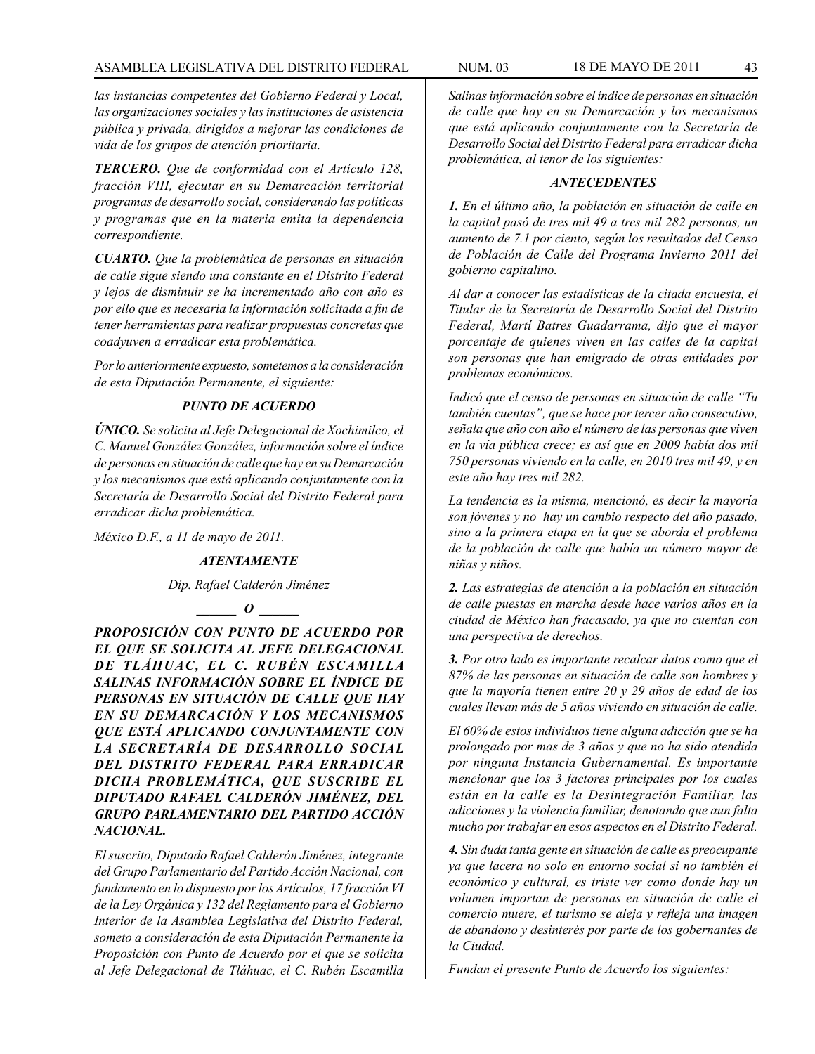*las instancias competentes del Gobierno Federal y Local, las organizaciones sociales y las instituciones de asistencia pública y privada, dirigidos a mejorar las condiciones de vida de los grupos de atención prioritaria.*

***TERCERO.*** *Que de conformidad con el Artículo 128, fracción VIII, ejecutar en su Demarcación territorial programas de desarrollo social, considerando las políticas y programas que en la materia emita la dependencia correspondiente.*

***CUARTO.*** *Que la problemática de personas en situación de calle sigue siendo una constante en el Distrito Federal y lejos de disminuir se ha incrementado año con año es por ello que es necesaria la información solicitada a fin de tener herramientas para realizar propuestas concretas que coadyuven a erradicar esta problemática.*

*Por lo anteriormente expuesto, sometemos a la consideración de esta Diputación Permanente, el siguiente:*

***PUNTO DE ACUERDO***

***ÚNICO.*** *Se solicita al Jefe Delegacional de Xochimilco, el C. Manuel González González, información sobre el índice de personas en situación de calle que hay en su Demarcación y los mecanismos que está aplicando conjuntamente con la Secretaría de Desarrollo Social del Distrito Federal para erradicar dicha problemática.*

*México D.F., a 11 de mayo de 2011.*

***ATENTAMENTE***

*Dip. Rafael Calderón Jiménez*

***\_\_\_\_\_ O \_\_\_\_\_***

***PROPOSICIÓN CON PUNTO DE ACUERDO POR EL QUE SE SOLICITA AL JEFE DELEGACIONAL DE TLÁHUAC, EL C. RUBÉN ESCAMILLA SALINAS INFORMACIÓN SOBRE EL ÍNDICE DE PERSONAS EN SITUACIÓN DE CALLE QUE HAY EN SU DEMARCACIÓN Y LOS MECANISMOS QUE ESTÁ APLICANDO CONJUNTAMENTE CON LA SECRETARÍA DE DESARROLLO SOCIAL DEL DISTRITO FEDERAL PARA ERRADICAR DICHA PROBLEMÁTICA, QUE SUSCRIBE EL DIPUTADO RAFAEL CALDERÓN JIMÉNEZ, DEL GRUPO PARLAMENTARIO DEL PARTIDO ACCIÓN NACIONAL.***

*El suscrito, Diputado Rafael Calderón Jiménez, integrante del Grupo Parlamentario del Partido Acción Nacional, con fundamento en lo dispuesto por los Artículos, 17 fracción VI de la Ley Orgánica y 132 del Reglamento para el Gobierno Interior de la Asamblea Legislativa del Distrito Federal, someto a consideración de esta Diputación Permanente la Proposición con Punto de Acuerdo por el que se solicita al Jefe Delegacional de Tláhuac, el C. Rubén Escamilla Salinas información sobre el índice de personas en situación de calle que hay en su Demarcación y los mecanismos que está aplicando conjuntamente con la Secretaría de Desarrollo Social del Distrito Federal para erradicar dicha problemática, al tenor de los siguientes:*

***ANTECEDENTES***

***1.*** *En el último año, la población en situación de calle en la capital pasó de tres mil 49 a tres mil 282 personas, un aumento de 7.1 por ciento, según los resultados del Censo de Población de Calle del Programa Invierno 2011 del gobierno capitalino.*

*Al dar a conocer las estadísticas de la citada encuesta, el Titular de la Secretaría de Desarrollo Social del Distrito Federal, Martí Batres Guadarrama, dijo que el mayor porcentaje de quienes viven en las calles de la capital son personas que han emigrado de otras entidades por problemas económicos.*

*Indicó que el censo de personas en situación de calle "Tu también cuentas", que se hace por tercer año consecutivo, señala que año con año el número de las personas que viven en la vía pública crece; es así que en 2009 había dos mil 750 personas viviendo en la calle, en 2010 tres mil 49, y en este año hay tres mil 282.*

*La tendencia es la misma, mencionó, es decir la mayoría son jóvenes y no hay un cambio respecto del año pasado, sino a la primera etapa en la que se aborda el problema de la población de calle que había un número mayor de niñas y niños.*

***2.*** *Las estrategias de atención a la población en situación de calle puestas en marcha desde hace varios años en la ciudad de México han fracasado, ya que no cuentan con una perspectiva de derechos.*

***3.*** *Por otro lado es importante recalcar datos como que el 87% de las personas en situación de calle son hombres y que la mayoría tienen entre 20 y 29 años de edad de los cuales llevan más de 5 años viviendo en situación de calle.*

*El 60% de estos individuos tiene alguna adicción que se ha prolongado por mas de 3 años y que no ha sido atendida por ninguna Instancia Gubernamental. Es importante mencionar que los 3 factores principales por los cuales están en la calle es la Desintegración Familiar, las adicciones y la violencia familiar, denotando que aun falta mucho por trabajar en esos aspectos en el Distrito Federal.*

***4.*** *Sin duda tanta gente en situación de calle es preocupante ya que lacera no solo en entorno social si no también el económico y cultural, es triste ver como donde hay un volumen importan de personas en situación de calle el comercio muere, el turismo se aleja y refleja una imagen de abandono y desinterés por parte de los gobernantes de la Ciudad.*

*Fundan el presente Punto de Acuerdo los siguientes:*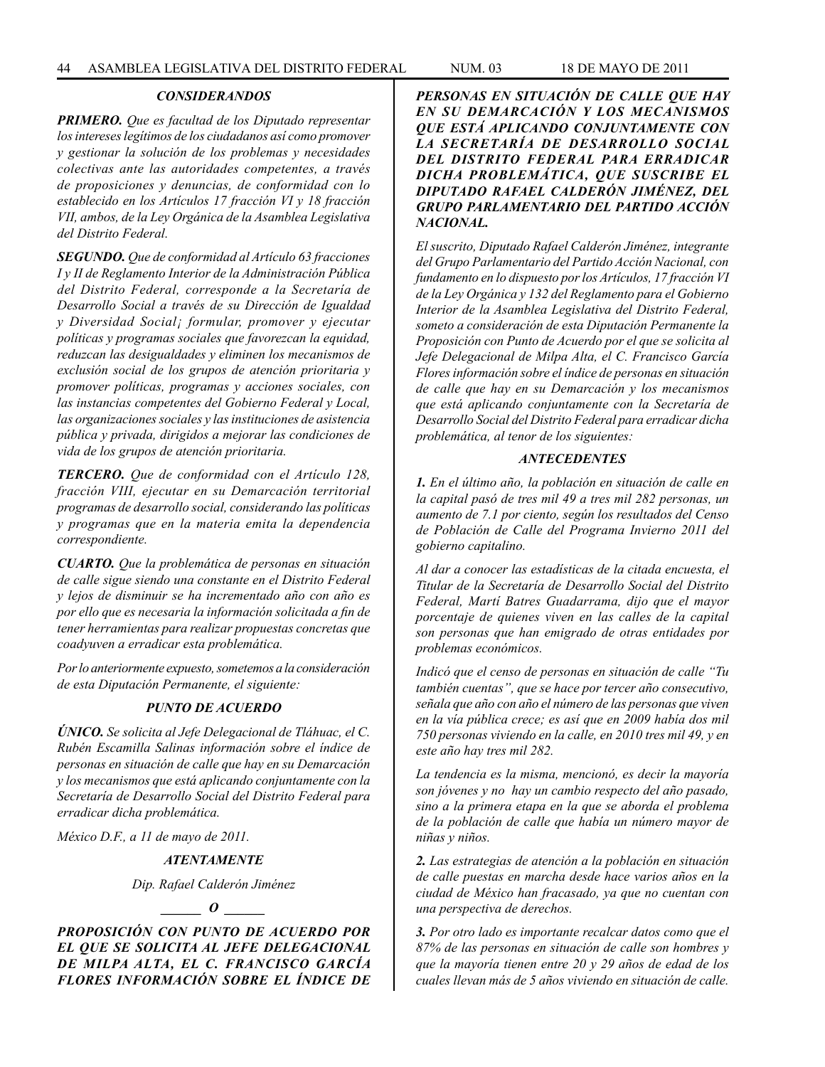### *CONSIDERANDOS*

***PRIMERO.*** *Que es facultad de los Diputado representar los intereses legítimos de los ciudadanos así como promover y gestionar la solución de los problemas y necesidades colectivas ante las autoridades competentes, a través de proposiciones y denuncias, de conformidad con lo establecido en los Artículos 17 fracción VI y 18 fracción VII, ambos, de la Ley Orgánica de la Asamblea Legislativa del Distrito Federal.*

***SEGUNDO.*** *Que de conformidad al Artículo 63 fracciones I y II de Reglamento Interior de la Administración Pública del Distrito Federal, corresponde a la Secretaría de Desarrollo Social a través de su Dirección de Igualdad y Diversidad Social¡ formular, promover y ejecutar políticas y programas sociales que favorezcan la equidad, reduzcan las desigualdades y eliminen los mecanismos de exclusión social de los grupos de atención prioritaria y promover políticas, programas y acciones sociales, con las instancias competentes del Gobierno Federal y Local, las organizaciones sociales y las instituciones de asistencia pública y privada, dirigidos a mejorar las condiciones de vida de los grupos de atención prioritaria.*

***TERCERO.*** *Que de conformidad con el Artículo 128, fracción VIII, ejecutar en su Demarcación territorial programas de desarrollo social, considerando las políticas y programas que en la materia emita la dependencia correspondiente.*

***CUARTO.*** *Que la problemática de personas en situación de calle sigue siendo una constante en el Distrito Federal y lejos de disminuir se ha incrementado año con año es por ello que es necesaria la información solicitada a fin de tener herramientas para realizar propuestas concretas que coadyuven a erradicar esta problemática.*

*Por lo anteriormente expuesto, sometemos a la consideración de esta Diputación Permanente, el siguiente:*

### *PUNTO DE ACUERDO*

***ÚNICO.*** *Se solicita al Jefe Delegacional de Tláhuac, el C. Rubén Escamilla Salinas información sobre el índice de personas en situación de calle que hay en su Demarcación y los mecanismos que está aplicando conjuntamente con la Secretaría de Desarrollo Social del Distrito Federal para erradicar dicha problemática.*

*México D.F., a 11 de mayo de 2011.*

*ATENTAMENTE*

*Dip. Rafael Calderón Jiménez*

*______ O ______*

***PROPOSICIÓN CON PUNTO DE ACUERDO POR EL QUE SE SOLICITA AL JEFE DELEGACIONAL DE MILPA ALTA, EL C. FRANCISCO GARCÍA FLORES INFORMACIÓN SOBRE EL ÍNDICE DE PERSONAS EN SITUACIÓN DE CALLE QUE HAY EN SU DEMARCACIÓN Y LOS MECANISMOS QUE ESTÁ APLICANDO CONJUNTAMENTE CON LA SECRETARÍA DE DESARROLLO SOCIAL DEL DISTRITO FEDERAL PARA ERRADICAR DICHA PROBLEMÁTICA, QUE SUSCRIBE EL DIPUTADO RAFAEL CALDERÓN JIMÉNEZ, DEL GRUPO PARLAMENTARIO DEL PARTIDO ACCIÓN NACIONAL.***

*El suscrito, Diputado Rafael Calderón Jiménez, integrante del Grupo Parlamentario del Partido Acción Nacional, con fundamento en lo dispuesto por los Artículos, 17 fracción VI de la Ley Orgánica y 132 del Reglamento para el Gobierno Interior de la Asamblea Legislativa del Distrito Federal, someto a consideración de esta Diputación Permanente la Proposición con Punto de Acuerdo por el que se solicita al Jefe Delegacional de Milpa Alta, el C. Francisco García Flores información sobre el índice de personas en situación de calle que hay en su Demarcación y los mecanismos que está aplicando conjuntamente con la Secretaría de Desarrollo Social del Distrito Federal para erradicar dicha problemática, al tenor de los siguientes:*

### *ANTECEDENTES*

***1.*** *En el último año, la población en situación de calle en la capital pasó de tres mil 49 a tres mil 282 personas, un aumento de 7.1 por ciento, según los resultados del Censo de Población de Calle del Programa Invierno 2011 del gobierno capitalino.*

*Al dar a conocer las estadísticas de la citada encuesta, el Titular de la Secretaría de Desarrollo Social del Distrito Federal, Martí Batres Guadarrama, dijo que el mayor porcentaje de quienes viven en las calles de la capital son personas que han emigrado de otras entidades por problemas económicos.*

*Indicó que el censo de personas en situación de calle "Tu también cuentas", que se hace por tercer año consecutivo, señala que año con año el número de las personas que viven en la vía pública crece; es así que en 2009 había dos mil 750 personas viviendo en la calle, en 2010 tres mil 49, y en este año hay tres mil 282.*

*La tendencia es la misma, mencionó, es decir la mayoría son jóvenes y no hay un cambio respecto del año pasado, sino a la primera etapa en la que se aborda el problema de la población de calle que había un número mayor de niñas y niños.*

***2.*** *Las estrategias de atención a la población en situación de calle puestas en marcha desde hace varios años en la ciudad de México han fracasado, ya que no cuentan con una perspectiva de derechos.*

***3.*** *Por otro lado es importante recalcar datos como que el 87% de las personas en situación de calle son hombres y que la mayoría tienen entre 20 y 29 años de edad de los cuales llevan más de 5 años viviendo en situación de calle.*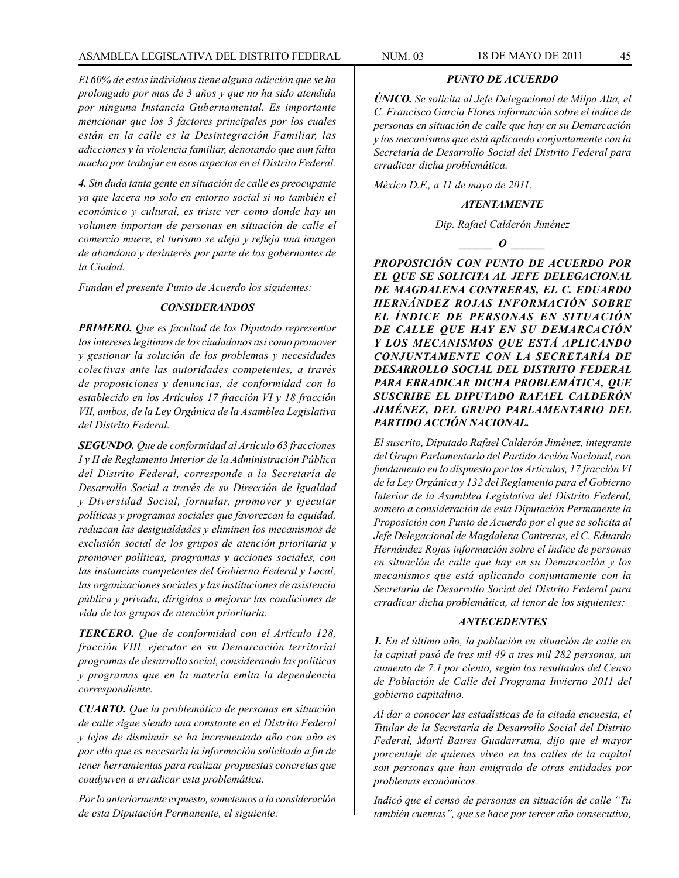*El 60% de estos individuos tiene alguna adicción que se ha prolongado por mas de 3 años y que no ha sido atendida por ninguna Instancia Gubernamental. Es importante mencionar que los 3 factores principales por los cuales están en la calle es la Desintegración Familiar, las adicciones y la violencia familiar, denotando que aun falta mucho por trabajar en esos aspectos en el Distrito Federal.*

***4.*** *Sin duda tanta gente en situación de calle es preocupante ya que lacera no solo en entorno social si no también el económico y cultural, es triste ver como donde hay un volumen importan de personas en situación de calle el comercio muere, el turismo se aleja y refleja una imagen de abandono y desinterés por parte de los gobernantes de la Ciudad.*

*Fundan el presente Punto de Acuerdo los siguientes:*

***CONSIDERANDOS***

***PRIMERO.*** *Que es facultad de los Diputado representar los intereses legítimos de los ciudadanos así como promover y gestionar la solución de los problemas y necesidades colectivas ante las autoridades competentes, a través de proposiciones y denuncias, de conformidad con lo establecido en los Artículos 17 fracción VI y 18 fracción VII, ambos, de la Ley Orgánica de la Asamblea Legislativa del Distrito Federal.*

***SEGUNDO.*** *Que de conformidad al Artículo 63 fracciones I y II de Reglamento Interior de la Administración Pública del Distrito Federal, corresponde a la Secretaría de Desarrollo Social a través de su Dirección de Igualdad y Diversidad Social, formular, promover y ejecutar políticas y programas sociales que favorezcan la equidad, reduzcan las desigualdades y eliminen los mecanismos de exclusión social de los grupos de atención prioritaria y promover políticas, programas y acciones sociales, con las instancias competentes del Gobierno Federal y Local, las organizaciones sociales y las instituciones de asistencia pública y privada, dirigidos a mejorar las condiciones de vida de los grupos de atención prioritaria.*

***TERCERO.*** *Que de conformidad con el Artículo 128, fracción VIII, ejecutar en su Demarcación territorial programas de desarrollo social, considerando las políticas y programas que en la materia emita la dependencia correspondiente.*

***CUARTO.*** *Que la problemática de personas en situación de calle sigue siendo una constante en el Distrito Federal y lejos de disminuir se ha incrementado año con año es por ello que es necesaria la información solicitada a fin de tener herramientas para realizar propuestas concretas que coadyuven a erradicar esta problemática.*

*Por lo anteriormente expuesto, sometemos a la consideración de esta Diputación Permanente, el siguiente:*

***PUNTO DE ACUERDO***

***ÚNICO.*** *Se solicita al Jefe Delegacional de Milpa Alta, el C. Francisco García Flores información sobre el índice de personas en situación de calle que hay en su Demarcación y los mecanismos que está aplicando conjuntamente con la Secretaría de Desarrollo Social del Distrito Federal para erradicar dicha problemática.*

*México D.F., a 11 de mayo de 2011.*

***ATENTAMENTE***

*Dip. Rafael Calderón Jiménez*

***\_\_\_\_\_\_ O \_\_\_\_\_\_***

***PROPOSICIÓN CON PUNTO DE ACUERDO POR EL QUE SE SOLICITA AL JEFE DELEGACIONAL DE MAGDALENA CONTRERAS, EL C. EDUARDO HERNÁNDEZ ROJAS INFORMACIÓN SOBRE EL ÍNDICE DE PERSONAS EN SITUACIÓN DE CALLE QUE HAY EN SU DEMARCACIÓN Y LOS MECANISMOS QUE ESTÁ APLICANDO CONJUNTAMENTE CON LA SECRETARÍA DE DESARROLLO SOCIAL DEL DISTRITO FEDERAL PARA ERRADICAR DICHA PROBLEMÁTICA, QUE SUSCRIBE EL DIPUTADO RAFAEL CALDERÓN JIMÉNEZ, DEL GRUPO PARLAMENTARIO DEL PARTIDO ACCIÓN NACIONAL.***

*El suscrito, Diputado Rafael Calderón Jiménez, integrante del Grupo Parlamentario del Partido Acción Nacional, con fundamento en lo dispuesto por los Artículos, 17 fracción VI de la Ley Orgánica y 132 del Reglamento para el Gobierno Interior de la Asamblea Legislativa del Distrito Federal, someto a consideración de esta Diputación Permanente la Proposición con Punto de Acuerdo por el que se solicita al Jefe Delegacional de Magdalena Contreras, el C. Eduardo Hernández Rojas información sobre el índice de personas en situación de calle que hay en su Demarcación y los mecanismos que está aplicando conjuntamente con la Secretaría de Desarrollo Social del Distrito Federal para erradicar dicha problemática, al tenor de los siguientes:*

***ANTECEDENTES***

***1.*** *En el último año, la población en situación de calle en la capital pasó de tres mil 49 a tres mil 282 personas, un aumento de 7.1 por ciento, según los resultados del Censo de Población de Calle del Programa Invierno 2011 del gobierno capitalino.*

*Al dar a conocer las estadísticas de la citada encuesta, el Titular de la Secretaría de Desarrollo Social del Distrito Federal, Martí Batres Guadarrama, dijo que el mayor porcentaje de quienes viven en las calles de la capital son personas que han emigrado de otras entidades por problemas económicos.*

*Indicó que el censo de personas en situación de calle "Tu también cuentas", que se hace por tercer año consecutivo,*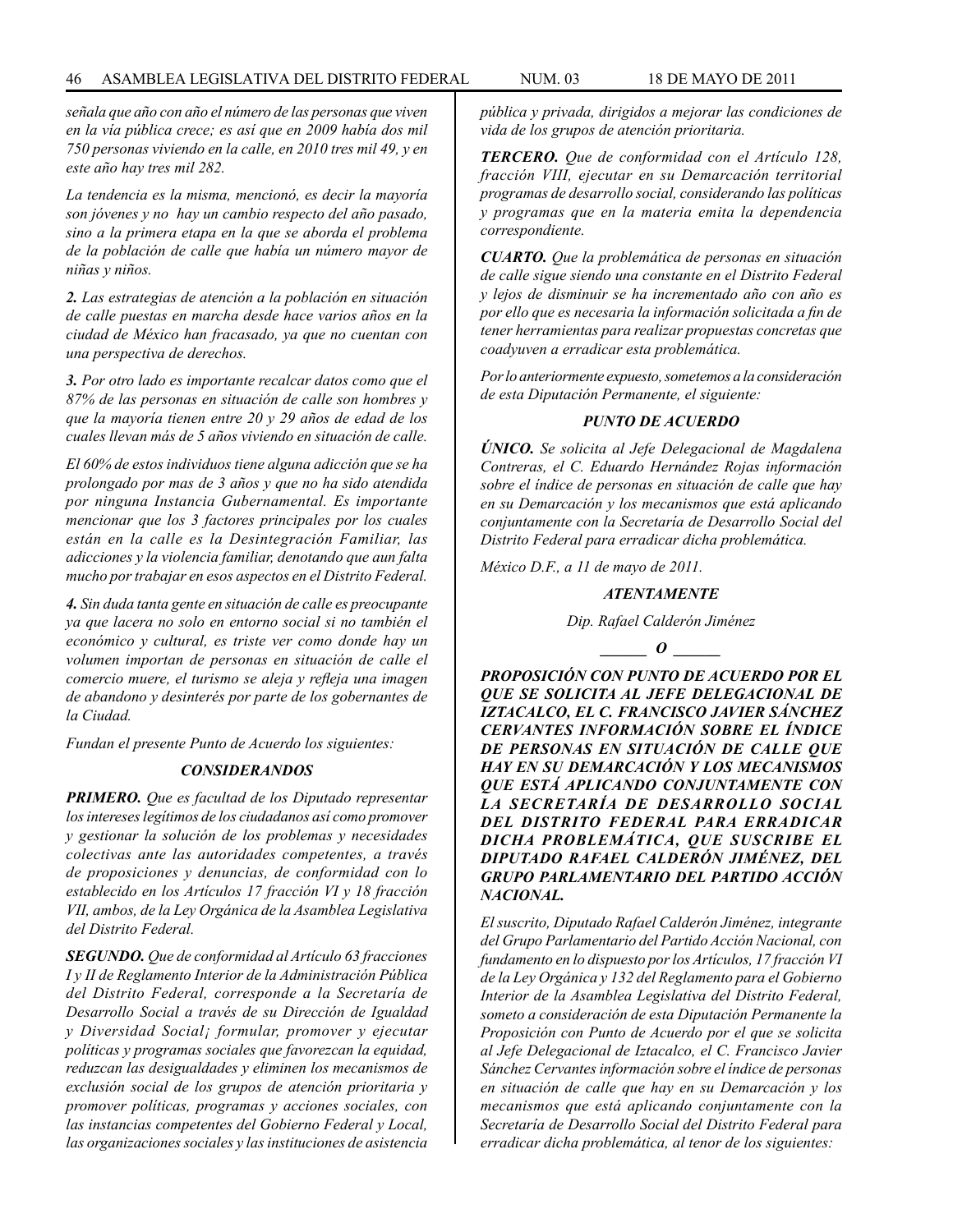*señala que año con año el número de las personas que viven en la vía pública crece; es así que en 2009 había dos mil 750 personas viviendo en la calle, en 2010 tres mil 49, y en este año hay tres mil 282.*

*La tendencia es la misma, mencionó, es decir la mayoría son jóvenes y no hay un cambio respecto del año pasado, sino a la primera etapa en la que se aborda el problema de la población de calle que había un número mayor de niñas y niños.*

***2.** Las estrategias de atención a la población en situación de calle puestas en marcha desde hace varios años en la ciudad de México han fracasado, ya que no cuentan con una perspectiva de derechos.*

***3.** Por otro lado es importante recalcar datos como que el 87% de las personas en situación de calle son hombres y que la mayoría tienen entre 20 y 29 años de edad de los cuales llevan más de 5 años viviendo en situación de calle.*

*El 60% de estos individuos tiene alguna adicción que se ha prolongado por mas de 3 años y que no ha sido atendida por ninguna Instancia Gubernamental. Es importante mencionar que los 3 factores principales por los cuales están en la calle es la Desintegración Familiar, las adicciones y la violencia familiar, denotando que aun falta mucho por trabajar en esos aspectos en el Distrito Federal.*

***4.** Sin duda tanta gente en situación de calle es preocupante ya que lacera no solo en entorno social si no también el económico y cultural, es triste ver como donde hay un volumen importan de personas en situación de calle el comercio muere, el turismo se aleja y refleja una imagen de abandono y desinterés por parte de los gobernantes de la Ciudad.*

*Fundan el presente Punto de Acuerdo los siguientes:*

***CONSIDERANDOS***

***PRIMERO.** Que es facultad de los Diputado representar los intereses legítimos de los ciudadanos así como promover y gestionar la solución de los problemas y necesidades colectivas ante las autoridades competentes, a través de proposiciones y denuncias, de conformidad con lo establecido en los Artículos 17 fracción VI y 18 fracción VII, ambos, de la Ley Orgánica de la Asamblea Legislativa del Distrito Federal.*

***SEGUNDO.** Que de conformidad al Artículo 63 fracciones I y II de Reglamento Interior de la Administración Pública del Distrito Federal, corresponde a la Secretaría de Desarrollo Social a través de su Dirección de Igualdad y Diversidad Social¡ formular, promover y ejecutar políticas y programas sociales que favorezcan la equidad, reduzcan las desigualdades y eliminen los mecanismos de exclusión social de los grupos de atención prioritaria y promover políticas, programas y acciones sociales, con las instancias competentes del Gobierno Federal y Local, las organizaciones sociales y las instituciones de asistencia pública y privada, dirigidos a mejorar las condiciones de vida de los grupos de atención prioritaria.*

***TERCERO.** Que de conformidad con el Artículo 128, fracción VIII, ejecutar en su Demarcación territorial programas de desarrollo social, considerando las políticas y programas que en la materia emita la dependencia correspondiente.*

***CUARTO.** Que la problemática de personas en situación de calle sigue siendo una constante en el Distrito Federal y lejos de disminuir se ha incrementado año con año es por ello que es necesaria la información solicitada a fin de tener herramientas para realizar propuestas concretas que coadyuven a erradicar esta problemática.*

*Por lo anteriormente expuesto, sometemos a la consideración de esta Diputación Permanente, el siguiente:*

***PUNTO DE ACUERDO***

***ÚNICO.** Se solicita al Jefe Delegacional de Magdalena Contreras, el C. Eduardo Hernández Rojas información sobre el índice de personas en situación de calle que hay en su Demarcación y los mecanismos que está aplicando conjuntamente con la Secretaría de Desarrollo Social del Distrito Federal para erradicar dicha problemática.*

*México D.F., a 11 de mayo de 2011.*

***ATENTAMENTE***

*Dip. Rafael Calderón Jiménez*

***\_\_\_\_\_\_ O \_\_\_\_\_\_***

***PROPOSICIÓN CON PUNTO DE ACUERDO POR EL QUE SE SOLICITA AL JEFE DELEGACIONAL DE IZTACALCO, EL C. FRANCISCO JAVIER SÁNCHEZ CERVANTES INFORMACIÓN SOBRE EL ÍNDICE DE PERSONAS EN SITUACIÓN DE CALLE QUE HAY EN SU DEMARCACIÓN Y LOS MECANISMOS QUE ESTÁ APLICANDO CONJUNTAMENTE CON LA SECRETARÍA DE DESARROLLO SOCIAL DEL DISTRITO FEDERAL PARA ERRADICAR DICHA PROBLEMÁTICA, QUE SUSCRIBE EL DIPUTADO RAFAEL CALDERÓN JIMÉNEZ, DEL GRUPO PARLAMENTARIO DEL PARTIDO ACCIÓN NACIONAL.***

*El suscrito, Diputado Rafael Calderón Jiménez, integrante del Grupo Parlamentario del Partido Acción Nacional, con fundamento en lo dispuesto por los Artículos, 17 fracción VI de la Ley Orgánica y 132 del Reglamento para el Gobierno Interior de la Asamblea Legislativa del Distrito Federal, someto a consideración de esta Diputación Permanente la Proposición con Punto de Acuerdo por el que se solicita al Jefe Delegacional de Iztacalco, el C. Francisco Javier Sánchez Cervantes información sobre el índice de personas en situación de calle que hay en su Demarcación y los mecanismos que está aplicando conjuntamente con la Secretaría de Desarrollo Social del Distrito Federal para erradicar dicha problemática, al tenor de los siguientes:*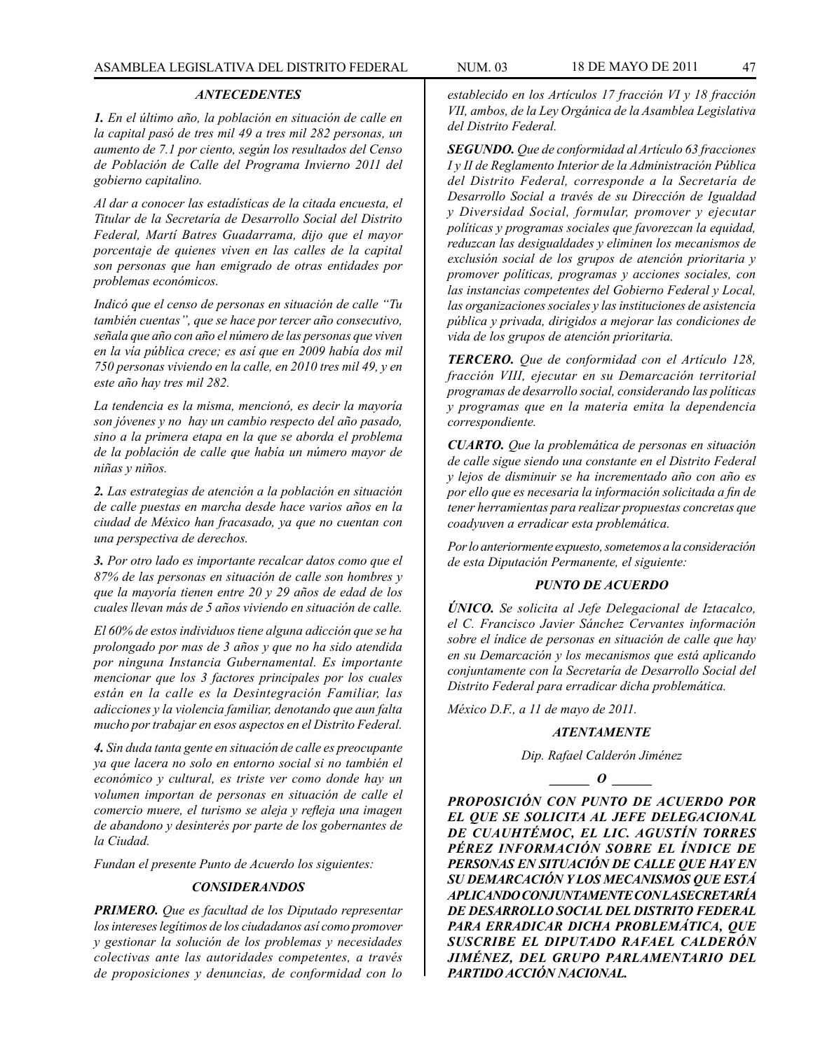### *ANTECEDENTES*

***1.*** *En el último año, la población en situación de calle en la capital pasó de tres mil 49 a tres mil 282 personas, un aumento de 7.1 por ciento, según los resultados del Censo de Población de Calle del Programa Invierno 2011 del gobierno capitalino.*

*Al dar a conocer las estadísticas de la citada encuesta, el Titular de la Secretaría de Desarrollo Social del Distrito Federal, Martí Batres Guadarrama, dijo que el mayor porcentaje de quienes viven en las calles de la capital son personas que han emigrado de otras entidades por problemas económicos.*

*Indicó que el censo de personas en situación de calle "Tu también cuentas", que se hace por tercer año consecutivo, señala que año con año el número de las personas que viven en la vía pública crece; es así que en 2009 había dos mil 750 personas viviendo en la calle, en 2010 tres mil 49, y en este año hay tres mil 282.*

*La tendencia es la misma, mencionó, es decir la mayoría son jóvenes y no hay un cambio respecto del año pasado, sino a la primera etapa en la que se aborda el problema de la población de calle que había un número mayor de niñas y niños.*

***2.*** *Las estrategias de atención a la población en situación de calle puestas en marcha desde hace varios años en la ciudad de México han fracasado, ya que no cuentan con una perspectiva de derechos.*

***3.*** *Por otro lado es importante recalcar datos como que el 87% de las personas en situación de calle son hombres y que la mayoría tienen entre 20 y 29 años de edad de los cuales llevan más de 5 años viviendo en situación de calle.*

*El 60% de estos individuos tiene alguna adicción que se ha prolongado por mas de 3 años y que no ha sido atendida por ninguna Instancia Gubernamental. Es importante mencionar que los 3 factores principales por los cuales están en la calle es la Desintegración Familiar, las adicciones y la violencia familiar, denotando que aun falta mucho por trabajar en esos aspectos en el Distrito Federal.*

***4.*** *Sin duda tanta gente en situación de calle es preocupante ya que lacera no solo en entorno social si no también el económico y cultural, es triste ver como donde hay un volumen importan de personas en situación de calle el comercio muere, el turismo se aleja y refleja una imagen de abandono y desinterés por parte de los gobernantes de la Ciudad.*

*Fundan el presente Punto de Acuerdo los siguientes:*

### *CONSIDERANDOS*

***PRIMERO.*** *Que es facultad de los Diputado representar los intereses legítimos de los ciudadanos así como promover y gestionar la solución de los problemas y necesidades colectivas ante las autoridades competentes, a través de proposiciones y denuncias, de conformidad con lo establecido en los Artículos 17 fracción VI y 18 fracción VII, ambos, de la Ley Orgánica de la Asamblea Legislativa del Distrito Federal.*

***SEGUNDO.*** *Que de conformidad al Artículo 63 fracciones I y II de Reglamento Interior de la Administración Pública del Distrito Federal, corresponde a la Secretaría de Desarrollo Social a través de su Dirección de Igualdad y Diversidad Social, formular, promover y ejecutar políticas y programas sociales que favorezcan la equidad, reduzcan las desigualdades y eliminen los mecanismos de exclusión social de los grupos de atención prioritaria y promover políticas, programas y acciones sociales, con las instancias competentes del Gobierno Federal y Local, las organizaciones sociales y las instituciones de asistencia pública y privada, dirigidos a mejorar las condiciones de vida de los grupos de atención prioritaria.*

***TERCERO.*** *Que de conformidad con el Artículo 128, fracción VIII, ejecutar en su Demarcación territorial programas de desarrollo social, considerando las políticas y programas que en la materia emita la dependencia correspondiente.*

***CUARTO.*** *Que la problemática de personas en situación de calle sigue siendo una constante en el Distrito Federal y lejos de disminuir se ha incrementado año con año es por ello que es necesaria la información solicitada a fin de tener herramientas para realizar propuestas concretas que coadyuven a erradicar esta problemática.*

*Por lo anteriormente expuesto, sometemos a la consideración de esta Diputación Permanente, el siguiente:*

### *PUNTO DE ACUERDO*

***ÚNICO.*** *Se solicita al Jefe Delegacional de Iztacalco, el C. Francisco Javier Sánchez Cervantes información sobre el índice de personas en situación de calle que hay en su Demarcación y los mecanismos que está aplicando conjuntamente con la Secretaría de Desarrollo Social del Distrito Federal para erradicar dicha problemática.*

*México D.F., a 11 de mayo de 2011.*

***ATENTAMENTE***

*Dip. Rafael Calderón Jiménez*

***\_\_\_\_\_\_ O \_\_\_\_\_\_***

***PROPOSICIÓN CON PUNTO DE ACUERDO POR EL QUE SE SOLICITA AL JEFE DELEGACIONAL DE CUAUHTÉMOC, EL LIC. AGUSTÍN TORRES PÉREZ INFORMACIÓN SOBRE EL ÍNDICE DE PERSONAS EN SITUACIÓN DE CALLE QUE HAY EN SU DEMARCACIÓN Y LOS MECANISMOS QUE ESTÁ APLICANDO CONJUNTAMENTE CON LA SECRETARÍA DE DESARROLLO SOCIAL DEL DISTRITO FEDERAL PARA ERRADICAR DICHA PROBLEMÁTICA, QUE SUSCRIBE EL DIPUTADO RAFAEL CALDERÓN JIMÉNEZ, DEL GRUPO PARLAMENTARIO DEL PARTIDO ACCIÓN NACIONAL.***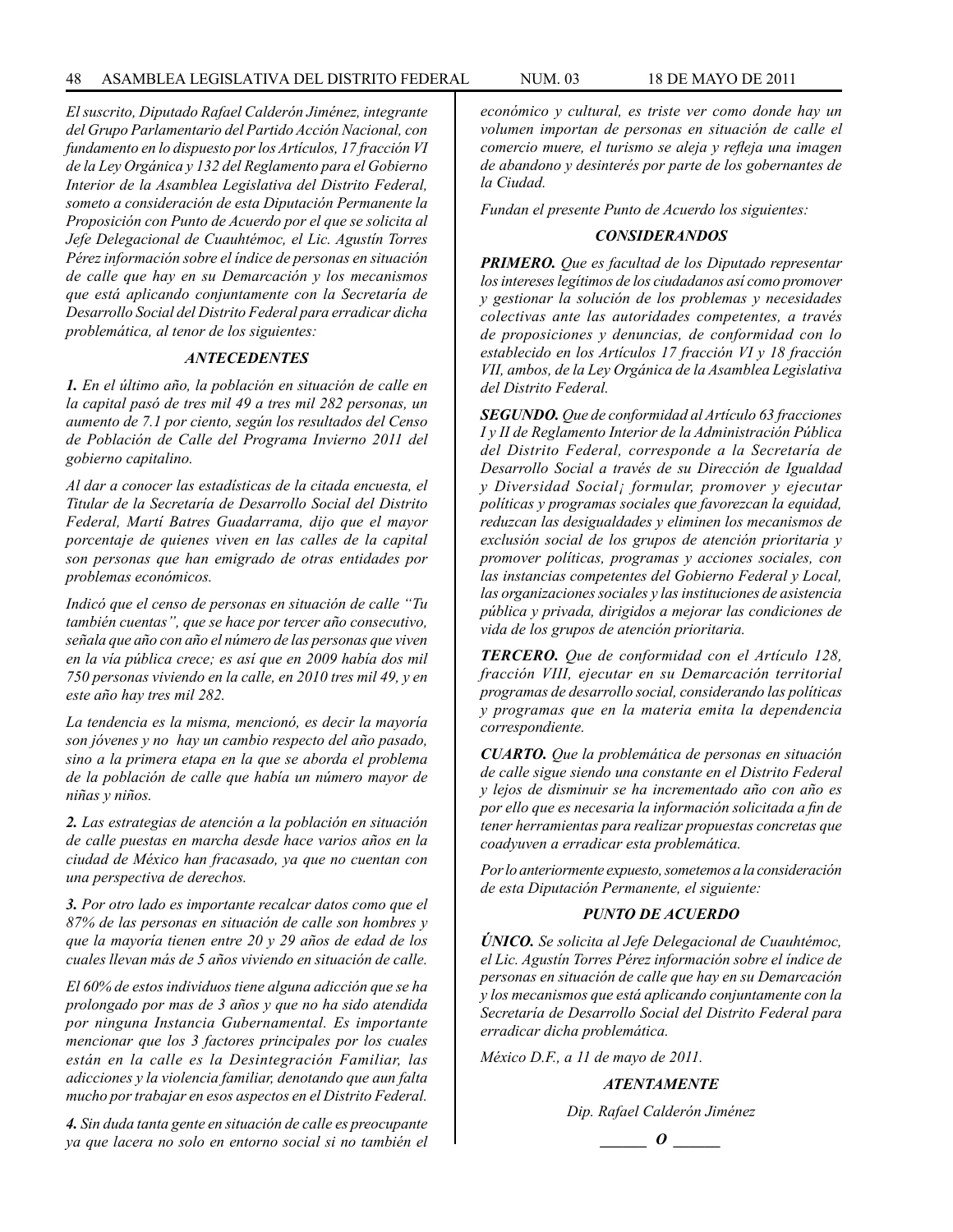*El suscrito, Diputado Rafael Calderón Jiménez, integrante del Grupo Parlamentario del Partido Acción Nacional, con fundamento en lo dispuesto por los Artículos, 17 fracción VI de la Ley Orgánica y 132 del Reglamento para el Gobierno Interior de la Asamblea Legislativa del Distrito Federal, someto a consideración de esta Diputación Permanente la Proposición con Punto de Acuerdo por el que se solicita al Jefe Delegacional de Cuauhtémoc, el Lic. Agustín Torres Pérez información sobre el índice de personas en situación de calle que hay en su Demarcación y los mecanismos que está aplicando conjuntamente con la Secretaría de Desarrollo Social del Distrito Federal para erradicar dicha problemática, al tenor de los siguientes:*

### *ANTECEDENTES*

***1.*** *En el último año, la población en situación de calle en la capital pasó de tres mil 49 a tres mil 282 personas, un aumento de 7.1 por ciento, según los resultados del Censo de Población de Calle del Programa Invierno 2011 del gobierno capitalino.*

*Al dar a conocer las estadísticas de la citada encuesta, el Titular de la Secretaría de Desarrollo Social del Distrito Federal, Martí Batres Guadarrama, dijo que el mayor porcentaje de quienes viven en las calles de la capital son personas que han emigrado de otras entidades por problemas económicos.*

*Indicó que el censo de personas en situación de calle "Tu también cuentas", que se hace por tercer año consecutivo, señala que año con año el número de las personas que viven en la vía pública crece; es así que en 2009 había dos mil 750 personas viviendo en la calle, en 2010 tres mil 49, y en este año hay tres mil 282.*

*La tendencia es la misma, mencionó, es decir la mayoría son jóvenes y no hay un cambio respecto del año pasado, sino a la primera etapa en la que se aborda el problema de la población de calle que había un número mayor de niñas y niños.*

***2.*** *Las estrategias de atención a la población en situación de calle puestas en marcha desde hace varios años en la ciudad de México han fracasado, ya que no cuentan con una perspectiva de derechos.*

***3.*** *Por otro lado es importante recalcar datos como que el 87% de las personas en situación de calle son hombres y que la mayoría tienen entre 20 y 29 años de edad de los cuales llevan más de 5 años viviendo en situación de calle.*

*El 60% de estos individuos tiene alguna adicción que se ha prolongado por mas de 3 años y que no ha sido atendida por ninguna Instancia Gubernamental. Es importante mencionar que los 3 factores principales por los cuales están en la calle es la Desintegración Familiar, las adicciones y la violencia familiar, denotando que aun falta mucho por trabajar en esos aspectos en el Distrito Federal.*

***4.*** *Sin duda tanta gente en situación de calle es preocupante ya que lacera no solo en entorno social si no también el económico y cultural, es triste ver como donde hay un volumen importan de personas en situación de calle el comercio muere, el turismo se aleja y refleja una imagen de abandono y desinterés por parte de los gobernantes de la Ciudad.*

*Fundan el presente Punto de Acuerdo los siguientes:*

### *CONSIDERANDOS*

***PRIMERO.*** *Que es facultad de los Diputado representar los intereses legítimos de los ciudadanos así como promover y gestionar la solución de los problemas y necesidades colectivas ante las autoridades competentes, a través de proposiciones y denuncias, de conformidad con lo establecido en los Artículos 17 fracción VI y 18 fracción VII, ambos, de la Ley Orgánica de la Asamblea Legislativa del Distrito Federal.*

***SEGUNDO.*** *Que de conformidad al Artículo 63 fracciones I y II de Reglamento Interior de la Administración Pública del Distrito Federal, corresponde a la Secretaría de Desarrollo Social a través de su Dirección de Igualdad y Diversidad Social¡ formular, promover y ejecutar políticas y programas sociales que favorezcan la equidad, reduzcan las desigualdades y eliminen los mecanismos de exclusión social de los grupos de atención prioritaria y promover políticas, programas y acciones sociales, con las instancias competentes del Gobierno Federal y Local, las organizaciones sociales y las instituciones de asistencia pública y privada, dirigidos a mejorar las condiciones de vida de los grupos de atención prioritaria.*

***TERCERO.*** *Que de conformidad con el Artículo 128, fracción VIII, ejecutar en su Demarcación territorial programas de desarrollo social, considerando las políticas y programas que en la materia emita la dependencia correspondiente.*

***CUARTO.*** *Que la problemática de personas en situación de calle sigue siendo una constante en el Distrito Federal y lejos de disminuir se ha incrementado año con año es por ello que es necesaria la información solicitada a fin de tener herramientas para realizar propuestas concretas que coadyuven a erradicar esta problemática.*

*Por lo anteriormente expuesto, sometemos a la consideración de esta Diputación Permanente, el siguiente:*

### *PUNTO DE ACUERDO*

***ÚNICO.*** *Se solicita al Jefe Delegacional de Cuauhtémoc, el Lic. Agustín Torres Pérez información sobre el índice de personas en situación de calle que hay en su Demarcación y los mecanismos que está aplicando conjuntamente con la Secretaría de Desarrollo Social del Distrito Federal para erradicar dicha problemática.*

*México D.F., a 11 de mayo de 2011.*

***ATENTAMENTE***

*Dip. Rafael Calderón Jiménez*

***______ O ______***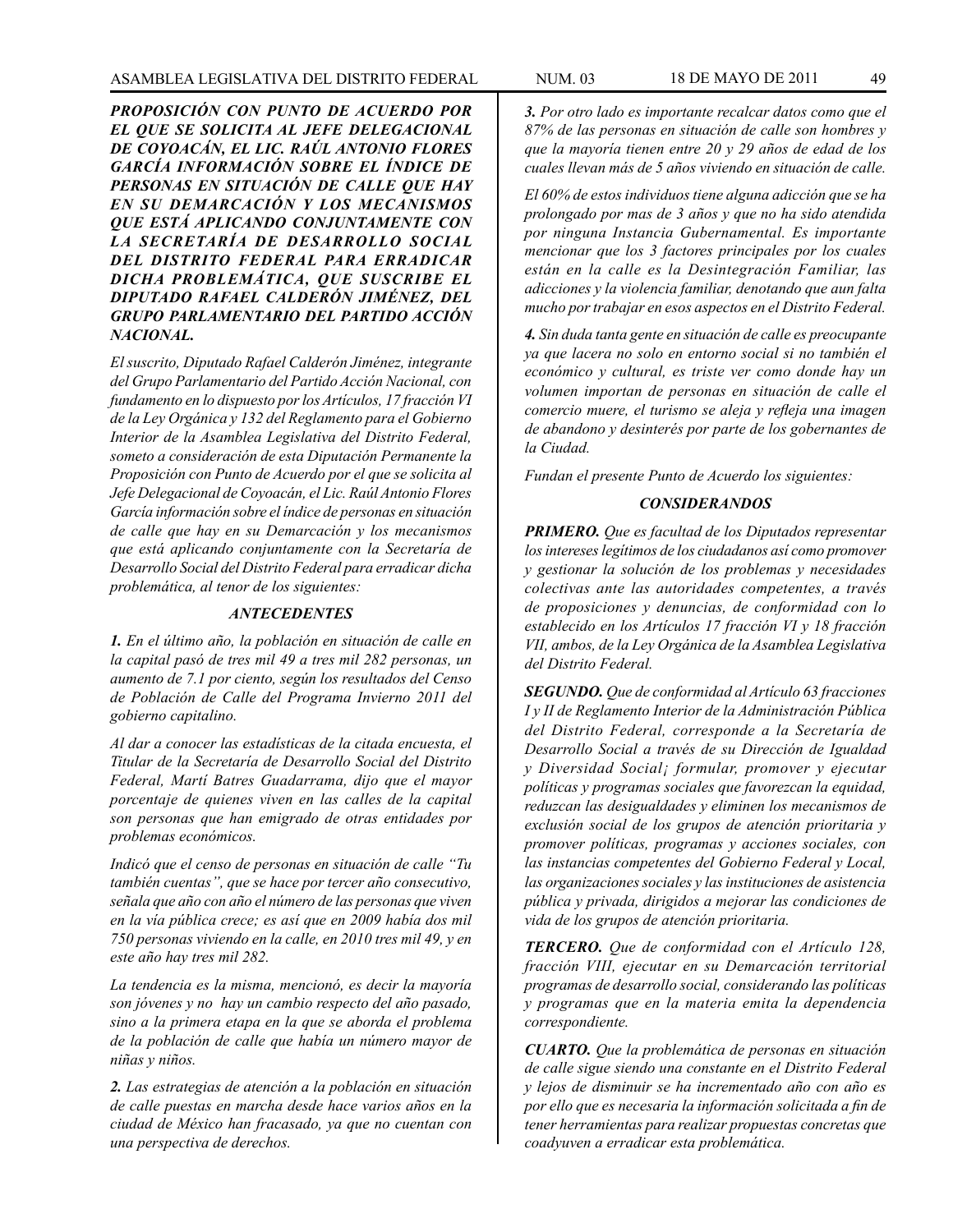***PROPOSICIÓN CON PUNTO DE ACUERDO POR EL QUE SE SOLICITA AL JEFE DELEGACIONAL DE COYOACÁN, EL LIC. RAÚL ANTONIO FLORES GARCÍA INFORMACIÓN SOBRE EL ÍNDICE DE PERSONAS EN SITUACIÓN DE CALLE QUE HAY EN SU DEMARCACIÓN Y LOS MECANISMOS QUE ESTÁ APLICANDO CONJUNTAMENTE CON LA SECRETARÍA DE DESARROLLO SOCIAL DEL DISTRITO FEDERAL PARA ERRADICAR DICHA PROBLEMÁTICA, QUE SUSCRIBE EL DIPUTADO RAFAEL CALDERÓN JIMÉNEZ, DEL GRUPO PARLAMENTARIO DEL PARTIDO ACCIÓN NACIONAL.***

*El suscrito, Diputado Rafael Calderón Jiménez, integrante del Grupo Parlamentario del Partido Acción Nacional, con fundamento en lo dispuesto por los Artículos, 17 fracción VI de la Ley Orgánica y 132 del Reglamento para el Gobierno Interior de la Asamblea Legislativa del Distrito Federal, someto a consideración de esta Diputación Permanente la Proposición con Punto de Acuerdo por el que se solicita al Jefe Delegacional de Coyoacán, el Lic. Raúl Antonio Flores García información sobre el índice de personas en situación de calle que hay en su Demarcación y los mecanismos que está aplicando conjuntamente con la Secretaría de Desarrollo Social del Distrito Federal para erradicar dicha problemática, al tenor de los siguientes:*

***ANTECEDENTES***

***1.*** *En el último año, la población en situación de calle en la capital pasó de tres mil 49 a tres mil 282 personas, un aumento de 7.1 por ciento, según los resultados del Censo de Población de Calle del Programa Invierno 2011 del gobierno capitalino.*

*Al dar a conocer las estadísticas de la citada encuesta, el Titular de la Secretaría de Desarrollo Social del Distrito Federal, Martí Batres Guadarrama, dijo que el mayor porcentaje de quienes viven en las calles de la capital son personas que han emigrado de otras entidades por problemas económicos.*

*Indicó que el censo de personas en situación de calle "Tu también cuentas", que se hace por tercer año consecutivo, señala que año con año el número de las personas que viven en la vía pública crece; es así que en 2009 había dos mil 750 personas viviendo en la calle, en 2010 tres mil 49, y en este año hay tres mil 282.*

*La tendencia es la misma, mencionó, es decir la mayoría son jóvenes y no hay un cambio respecto del año pasado, sino a la primera etapa en la que se aborda el problema de la población de calle que había un número mayor de niñas y niños.*

***2.*** *Las estrategias de atención a la población en situación de calle puestas en marcha desde hace varios años en la ciudad de México han fracasado, ya que no cuentan con una perspectiva de derechos.*

***3.*** *Por otro lado es importante recalcar datos como que el 87% de las personas en situación de calle son hombres y que la mayoría tienen entre 20 y 29 años de edad de los cuales llevan más de 5 años viviendo en situación de calle.*

*El 60% de estos individuos tiene alguna adicción que se ha prolongado por mas de 3 años y que no ha sido atendida por ninguna Instancia Gubernamental. Es importante mencionar que los 3 factores principales por los cuales están en la calle es la Desintegración Familiar, las adicciones y la violencia familiar, denotando que aun falta mucho por trabajar en esos aspectos en el Distrito Federal.*

***4.*** *Sin duda tanta gente en situación de calle es preocupante ya que lacera no solo en entorno social si no también el económico y cultural, es triste ver como donde hay un volumen importan de personas en situación de calle el comercio muere, el turismo se aleja y refleja una imagen de abandono y desinterés por parte de los gobernantes de la Ciudad.*

*Fundan el presente Punto de Acuerdo los siguientes:*

***CONSIDERANDOS***

***PRIMERO.*** *Que es facultad de los Diputados representar los intereses legítimos de los ciudadanos así como promover y gestionar la solución de los problemas y necesidades colectivas ante las autoridades competentes, a través de proposiciones y denuncias, de conformidad con lo establecido en los Artículos 17 fracción VI y 18 fracción VII, ambos, de la Ley Orgánica de la Asamblea Legislativa del Distrito Federal.*

***SEGUNDO.*** *Que de conformidad al Artículo 63 fracciones I y II de Reglamento Interior de la Administración Pública del Distrito Federal, corresponde a la Secretaría de Desarrollo Social a través de su Dirección de Igualdad y Diversidad Social¡ formular, promover y ejecutar políticas y programas sociales que favorezcan la equidad, reduzcan las desigualdades y eliminen los mecanismos de exclusión social de los grupos de atención prioritaria y promover políticas, programas y acciones sociales, con las instancias competentes del Gobierno Federal y Local, las organizaciones sociales y las instituciones de asistencia pública y privada, dirigidos a mejorar las condiciones de vida de los grupos de atención prioritaria.*

***TERCERO.*** *Que de conformidad con el Artículo 128, fracción VIII, ejecutar en su Demarcación territorial programas de desarrollo social, considerando las políticas y programas que en la materia emita la dependencia correspondiente.*

***CUARTO.*** *Que la problemática de personas en situación de calle sigue siendo una constante en el Distrito Federal y lejos de disminuir se ha incrementado año con año es por ello que es necesaria la información solicitada a fin de tener herramientas para realizar propuestas concretas que coadyuven a erradicar esta problemática.*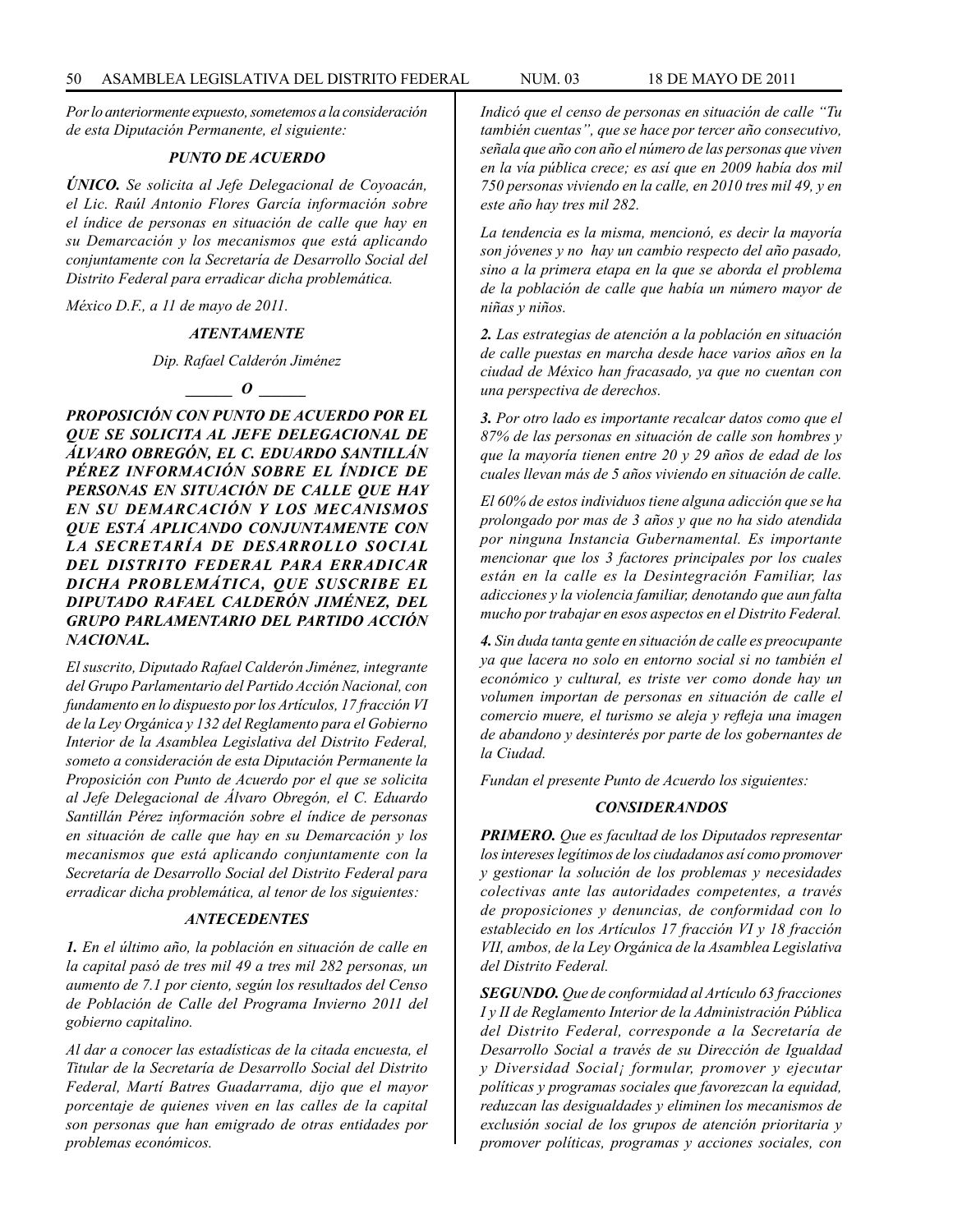*Por lo anteriormente expuesto, sometemos a la consideración de esta Diputación Permanente, el siguiente:*

### *PUNTO DE ACUERDO*

***ÚNICO.*** *Se solicita al Jefe Delegacional de Coyoacán, el Lic. Raúl Antonio Flores García información sobre el índice de personas en situación de calle que hay en su Demarcación y los mecanismos que está aplicando conjuntamente con la Secretaría de Desarrollo Social del Distrito Federal para erradicar dicha problemática.*

*México D.F., a 11 de mayo de 2011.*

***ATENTAMENTE***

*Dip. Rafael Calderón Jiménez*

***\_\_\_\_\_\_ O \_\_\_\_\_\_***

***PROPOSICIÓN CON PUNTO DE ACUERDO POR EL QUE SE SOLICITA AL JEFE DELEGACIONAL DE ÁLVARO OBREGÓN, EL C. EDUARDO SANTILLÁN PÉREZ INFORMACIÓN SOBRE EL ÍNDICE DE PERSONAS EN SITUACIÓN DE CALLE QUE HAY EN SU DEMARCACIÓN Y LOS MECANISMOS QUE ESTÁ APLICANDO CONJUNTAMENTE CON LA SECRETARÍA DE DESARROLLO SOCIAL DEL DISTRITO FEDERAL PARA ERRADICAR DICHA PROBLEMÁTICA, QUE SUSCRIBE EL DIPUTADO RAFAEL CALDERÓN JIMÉNEZ, DEL GRUPO PARLAMENTARIO DEL PARTIDO ACCIÓN NACIONAL.***

*El suscrito, Diputado Rafael Calderón Jiménez, integrante del Grupo Parlamentario del Partido Acción Nacional, con fundamento en lo dispuesto por los Artículos, 17 fracción VI de la Ley Orgánica y 132 del Reglamento para el Gobierno Interior de la Asamblea Legislativa del Distrito Federal, someto a consideración de esta Diputación Permanente la Proposición con Punto de Acuerdo por el que se solicita al Jefe Delegacional de Álvaro Obregón, el C. Eduardo Santillán Pérez información sobre el índice de personas en situación de calle que hay en su Demarcación y los mecanismos que está aplicando conjuntamente con la Secretaría de Desarrollo Social del Distrito Federal para erradicar dicha problemática, al tenor de los siguientes:*

### *ANTECEDENTES*

***1.*** *En el último año, la población en situación de calle en la capital pasó de tres mil 49 a tres mil 282 personas, un aumento de 7.1 por ciento, según los resultados del Censo de Población de Calle del Programa Invierno 2011 del gobierno capitalino.*

*Al dar a conocer las estadísticas de la citada encuesta, el Titular de la Secretaría de Desarrollo Social del Distrito Federal, Martí Batres Guadarrama, dijo que el mayor porcentaje de quienes viven en las calles de la capital son personas que han emigrado de otras entidades por problemas económicos.*

*Indicó que el censo de personas en situación de calle "Tu también cuentas", que se hace por tercer año consecutivo, señala que año con año el número de las personas que viven en la vía pública crece; es así que en 2009 había dos mil 750 personas viviendo en la calle, en 2010 tres mil 49, y en este año hay tres mil 282.*

*La tendencia es la misma, mencionó, es decir la mayoría son jóvenes y no hay un cambio respecto del año pasado, sino a la primera etapa en la que se aborda el problema de la población de calle que había un número mayor de niñas y niños.*

***2.*** *Las estrategias de atención a la población en situación de calle puestas en marcha desde hace varios años en la ciudad de México han fracasado, ya que no cuentan con una perspectiva de derechos.*

***3.*** *Por otro lado es importante recalcar datos como que el 87% de las personas en situación de calle son hombres y que la mayoría tienen entre 20 y 29 años de edad de los cuales llevan más de 5 años viviendo en situación de calle.*

*El 60% de estos individuos tiene alguna adicción que se ha prolongado por mas de 3 años y que no ha sido atendida por ninguna Instancia Gubernamental. Es importante mencionar que los 3 factores principales por los cuales están en la calle es la Desintegración Familiar, las adicciones y la violencia familiar, denotando que aun falta mucho por trabajar en esos aspectos en el Distrito Federal.*

***4.*** *Sin duda tanta gente en situación de calle es preocupante ya que lacera no solo en entorno social si no también el económico y cultural, es triste ver como donde hay un volumen importan de personas en situación de calle el comercio muere, el turismo se aleja y refleja una imagen de abandono y desinterés por parte de los gobernantes de la Ciudad.*

*Fundan el presente Punto de Acuerdo los siguientes:*

### *CONSIDERANDOS*

***PRIMERO.*** *Que es facultad de los Diputados representar los intereses legítimos de los ciudadanos así como promover y gestionar la solución de los problemas y necesidades colectivas ante las autoridades competentes, a través de proposiciones y denuncias, de conformidad con lo establecido en los Artículos 17 fracción VI y 18 fracción VII, ambos, de la Ley Orgánica de la Asamblea Legislativa del Distrito Federal.*

***SEGUNDO.*** *Que de conformidad al Artículo 63 fracciones I y II de Reglamento Interior de la Administración Pública del Distrito Federal, corresponde a la Secretaría de Desarrollo Social a través de su Dirección de Igualdad y Diversidad Social¡ formular, promover y ejecutar políticas y programas sociales que favorezcan la equidad, reduzcan las desigualdades y eliminen los mecanismos de exclusión social de los grupos de atención prioritaria y promover políticas, programas y acciones sociales, con*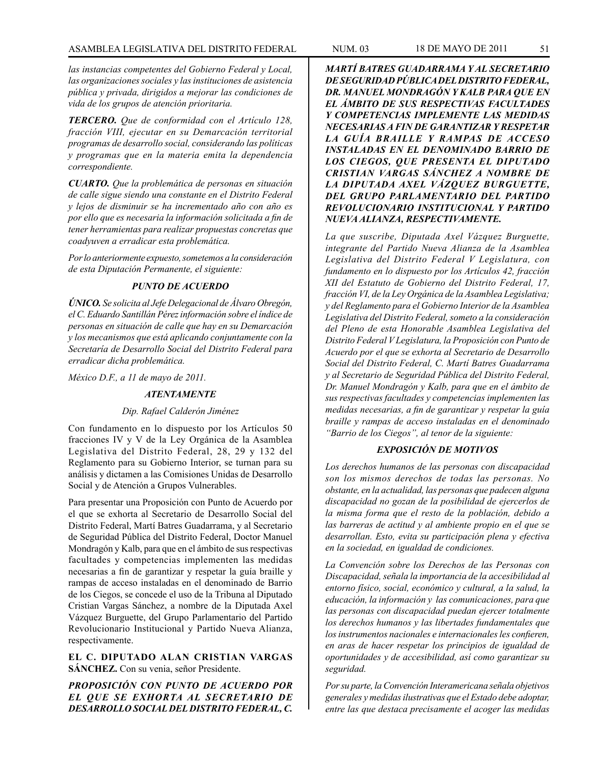*las instancias competentes del Gobierno Federal y Local, las organizaciones sociales y las instituciones de asistencia pública y privada, dirigidos a mejorar las condiciones de vida de los grupos de atención prioritaria.*

***TERCERO.*** *Que de conformidad con el Artículo 128, fracción VIII, ejecutar en su Demarcación territorial programas de desarrollo social, considerando las políticas y programas que en la materia emita la dependencia correspondiente.*

***CUARTO.*** *Que la problemática de personas en situación de calle sigue siendo una constante en el Distrito Federal y lejos de disminuir se ha incrementado año con año es por ello que es necesaria la información solicitada a fin de tener herramientas para realizar propuestas concretas que coadyuven a erradicar esta problemática.*

*Por lo anteriormente expuesto, sometemos a la consideración de esta Diputación Permanente, el siguiente:*

***PUNTO DE ACUERDO***

***ÚNICO.*** *Se solicita al Jefe Delegacional de Álvaro Obregón, el C. Eduardo Santillán Pérez información sobre el índice de personas en situación de calle que hay en su Demarcación y los mecanismos que está aplicando conjuntamente con la Secretaría de Desarrollo Social del Distrito Federal para erradicar dicha problemática.*

*México D.F., a 11 de mayo de 2011.*

***ATENTAMENTE***

*Dip. Rafael Calderón Jiménez*

Con fundamento en lo dispuesto por los Artículos 50 fracciones IV y V de la Ley Orgánica de la Asamblea Legislativa del Distrito Federal, 28, 29 y 132 del Reglamento para su Gobierno Interior, se turnan para su análisis y dictamen a las Comisiones Unidas de Desarrollo Social y de Atención a Grupos Vulnerables.

Para presentar una Proposición con Punto de Acuerdo por el que se exhorta al Secretario de Desarrollo Social del Distrito Federal, Martí Batres Guadarrama, y al Secretario de Seguridad Pública del Distrito Federal, Doctor Manuel Mondragón y Kalb, para que en el ámbito de sus respectivas facultades y competencias implementen las medidas necesarias a fin de garantizar y respetar la guía braille y rampas de acceso instaladas en el denominado de Barrio de los Ciegos, se concede el uso de la Tribuna al Diputado Cristian Vargas Sánchez, a nombre de la Diputada Axel Vázquez Burguette, del Grupo Parlamentario del Partido Revolucionario Institucional y Partido Nueva Alianza, respectivamente.

**EL C. DIPUTADO ALAN CRISTIAN VARGAS SÁNCHEZ.** Con su venia, señor Presidente.

***PROPOSICIÓN CON PUNTO DE ACUERDO POR EL QUE SE EXHORTA AL SECRETARIO DE DESARROLLO SOCIAL DEL DISTRITO FEDERAL, C. MARTÍ BATRES GUADARRAMA Y AL SECRETARIO DE SEGURIDAD PÚBLICA DEL DISTRITO FEDERAL, DR. MANUEL MONDRAGÓN Y KALB PARA QUE EN EL ÁMBITO DE SUS RESPECTIVAS FACULTADES Y COMPETENCIAS IMPLEMENTE LAS MEDIDAS NECESARIAS A FIN DE GARANTIZAR Y RESPETAR LA GUÍA BRAILLE Y RAMPAS DE ACCESO INSTALADAS EN EL DENOMINADO BARRIO DE LOS CIEGOS, QUE PRESENTA EL DIPUTADO CRISTIAN VARGAS SÁNCHEZ A NOMBRE DE LA DIPUTADA AXEL VÁZQUEZ BURGUETTE, DEL GRUPO PARLAMENTARIO DEL PARTIDO REVOLUCIONARIO INSTITUCIONAL Y PARTIDO NUEVA ALIANZA, RESPECTIVAMENTE.***

*La que suscribe, Diputada Axel Vázquez Burguette, integrante del Partido Nueva Alianza de la Asamblea Legislativa del Distrito Federal V Legislatura, con fundamento en lo dispuesto por los Artículos 42, fracción XII del Estatuto de Gobierno del Distrito Federal, 17, fracción VI, de la Ley Orgánica de la Asamblea Legislativa; y del Reglamento para el Gobierno Interior de la Asamblea Legislativa del Distrito Federal, someto a la consideración del Pleno de esta Honorable Asamblea Legislativa del Distrito Federal V Legislatura, la Proposición con Punto de Acuerdo por el que se exhorta al Secretario de Desarrollo Social del Distrito Federal, C. Martí Batres Guadarrama y al Secretario de Seguridad Pública del Distrito Federal, Dr. Manuel Mondragón y Kalb, para que en el ámbito de sus respectivas facultades y competencias implementen las medidas necesarias, a fin de garantizar y respetar la guía braille y rampas de acceso instaladas en el denominado "Barrio de los Ciegos", al tenor de la siguiente:*

***EXPOSICIÓN DE MOTIVOS***

*Los derechos humanos de las personas con discapacidad son los mismos derechos de todas las personas. No obstante, en la actualidad, las personas que padecen alguna discapacidad no gozan de la posibilidad de ejercerlos de la misma forma que el resto de la población, debido a las barreras de actitud y al ambiente propio en el que se desarrollan. Esto, evita su participación plena y efectiva en la sociedad, en igualdad de condiciones.*

*La Convención sobre los Derechos de las Personas con Discapacidad, señala la importancia de la accesibilidad al entorno físico, social, económico y cultural, a la salud, la educación, la información y las comunicaciones, para que las personas con discapacidad puedan ejercer totalmente los derechos humanos y las libertades fundamentales que los instrumentos nacionales e internacionales les confieren, en aras de hacer respetar los principios de igualdad de oportunidades y de accesibilidad, así como garantizar su seguridad.*

*Por su parte, la Convención Interamericana señala objetivos generales y medidas ilustrativas que el Estado debe adoptar, entre las que destaca precisamente el acoger las medidas*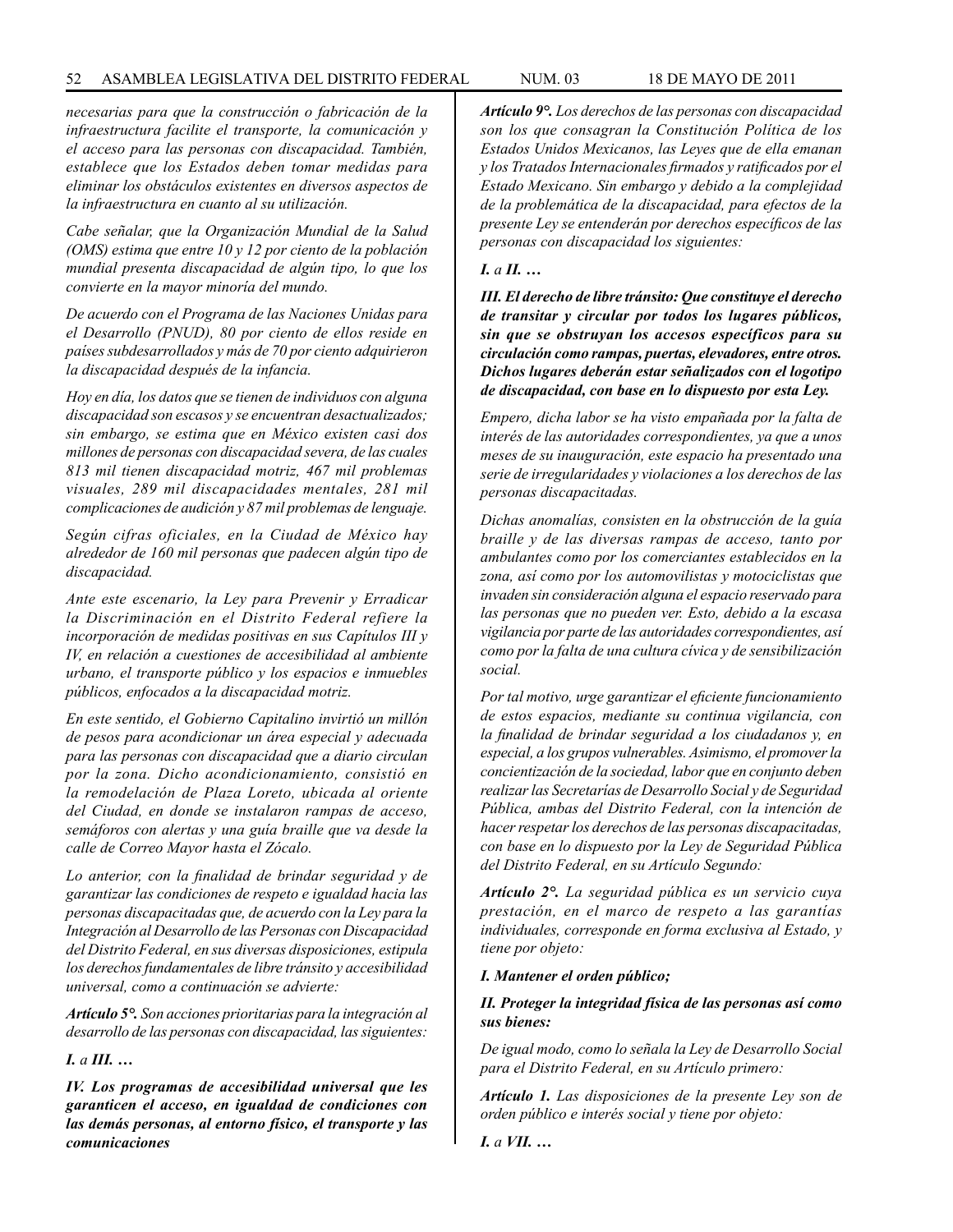*necesarias para que la construcción o fabricación de la infraestructura facilite el transporte, la comunicación y el acceso para las personas con discapacidad. También, establece que los Estados deben tomar medidas para eliminar los obstáculos existentes en diversos aspectos de la infraestructura en cuanto al su utilización.*

*Cabe señalar, que la Organización Mundial de la Salud (OMS) estima que entre 10 y 12 por ciento de la población mundial presenta discapacidad de algún tipo, lo que los convierte en la mayor minoría del mundo.*

*De acuerdo con el Programa de las Naciones Unidas para el Desarrollo (PNUD), 80 por ciento de ellos reside en países subdesarrollados y más de 70 por ciento adquirieron la discapacidad después de la infancia.*

*Hoy en día, los datos que se tienen de individuos con alguna discapacidad son escasos y se encuentran desactualizados; sin embargo, se estima que en México existen casi dos millones de personas con discapacidad severa, de las cuales 813 mil tienen discapacidad motriz, 467 mil problemas visuales, 289 mil discapacidades mentales, 281 mil complicaciones de audición y 87 mil problemas de lenguaje.*

*Según cifras oficiales, en la Ciudad de México hay alrededor de 160 mil personas que padecen algún tipo de discapacidad.*

*Ante este escenario, la Ley para Prevenir y Erradicar la Discriminación en el Distrito Federal refiere la incorporación de medidas positivas en sus Capítulos III y IV, en relación a cuestiones de accesibilidad al ambiente urbano, el transporte público y los espacios e inmuebles públicos, enfocados a la discapacidad motriz.*

*En este sentido, el Gobierno Capitalino invirtió un millón de pesos para acondicionar un área especial y adecuada para las personas con discapacidad que a diario circulan por la zona. Dicho acondicionamiento, consistió en la remodelación de Plaza Loreto, ubicada al oriente del Ciudad, en donde se instalaron rampas de acceso, semáforos con alertas y una guía braille que va desde la calle de Correo Mayor hasta el Zócalo.*

*Lo anterior, con la finalidad de brindar seguridad y de garantizar las condiciones de respeto e igualdad hacia las personas discapacitadas que, de acuerdo con la Ley para la Integración al Desarrollo de las Personas con Discapacidad del Distrito Federal, en sus diversas disposiciones, estipula los derechos fundamentales de libre tránsito y accesibilidad universal, como a continuación se advierte:*

***Artículo 5°.*** *Son acciones prioritarias para la integración al desarrollo de las personas con discapacidad, las siguientes:*

***I.*** *a* ***III. …***

***IV. Los programas de accesibilidad universal que les garanticen el acceso, en igualdad de condiciones con las demás personas, al entorno físico, el transporte y las comunicaciones***

***Artículo 9°.*** *Los derechos de las personas con discapacidad son los que consagran la Constitución Política de los Estados Unidos Mexicanos, las Leyes que de ella emanan y los Tratados Internacionales firmados y ratificados por el Estado Mexicano. Sin embargo y debido a la complejidad de la problemática de la discapacidad, para efectos de la presente Ley se entenderán por derechos específicos de las personas con discapacidad los siguientes:*

***I.*** *a* ***II. …***

***III. El derecho de libre tránsito: Que constituye el derecho de transitar y circular por todos los lugares públicos, sin que se obstruyan los accesos específicos para su circulación como rampas, puertas, elevadores, entre otros. Dichos lugares deberán estar señalizados con el logotipo de discapacidad, con base en lo dispuesto por esta Ley.***

*Empero, dicha labor se ha visto empañada por la falta de interés de las autoridades correspondientes, ya que a unos meses de su inauguración, este espacio ha presentado una serie de irregularidades y violaciones a los derechos de las personas discapacitadas.*

*Dichas anomalías, consisten en la obstrucción de la guía braille y de las diversas rampas de acceso, tanto por ambulantes como por los comerciantes establecidos en la zona, así como por los automovilistas y motociclistas que invaden sin consideración alguna el espacio reservado para las personas que no pueden ver. Esto, debido a la escasa vigilancia por parte de las autoridades correspondientes, así como por la falta de una cultura cívica y de sensibilización social.*

*Por tal motivo, urge garantizar el eficiente funcionamiento de estos espacios, mediante su continua vigilancia, con la finalidad de brindar seguridad a los ciudadanos y, en especial, a los grupos vulnerables. Asimismo, el promover la concientización de la sociedad, labor que en conjunto deben realizar las Secretarías de Desarrollo Social y de Seguridad Pública, ambas del Distrito Federal, con la intención de hacer respetar los derechos de las personas discapacitadas, con base en lo dispuesto por la Ley de Seguridad Pública del Distrito Federal, en su Artículo Segundo:*

***Artículo 2°.*** *La seguridad pública es un servicio cuya prestación, en el marco de respeto a las garantías individuales, corresponde en forma exclusiva al Estado, y tiene por objeto:*

***I. Mantener el orden público;***

***II. Proteger la integridad física de las personas así como sus bienes:***

*De igual modo, como lo señala la Ley de Desarrollo Social para el Distrito Federal, en su Artículo primero:*

***Artículo 1.*** *Las disposiciones de la presente Ley son de orden público e interés social y tiene por objeto:*

***I.*** *a* ***VII. …***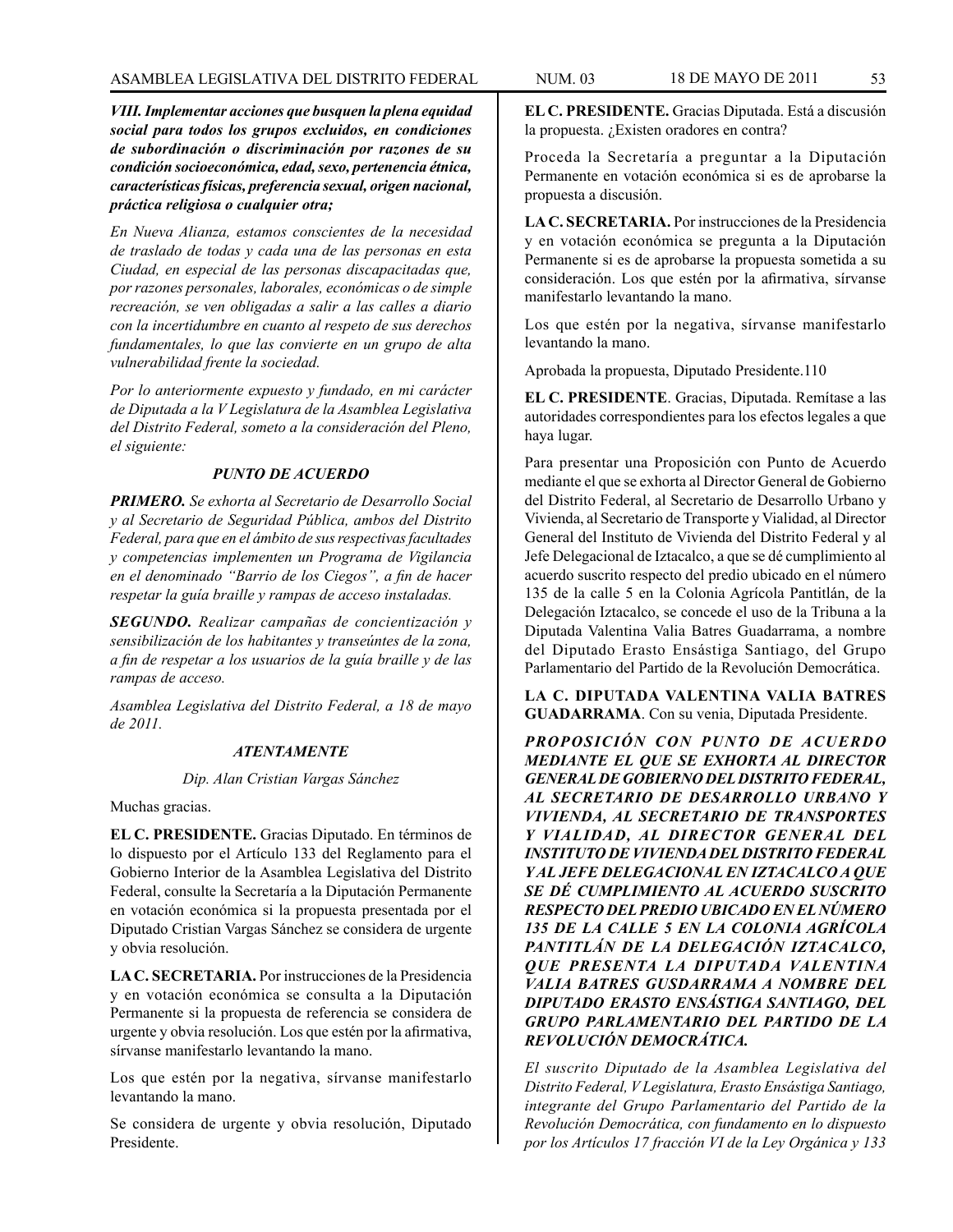***VIII. Implementar acciones que busquen la plena equidad social para todos los grupos excluidos, en condiciones de subordinación o discriminación por razones de su condición socioeconómica, edad, sexo, pertenencia étnica, características físicas, preferencia sexual, origen nacional, práctica religiosa o cualquier otra;***

*En Nueva Alianza, estamos conscientes de la necesidad de traslado de todas y cada una de las personas en esta Ciudad, en especial de las personas discapacitadas que, por razones personales, laborales, económicas o de simple recreación, se ven obligadas a salir a las calles a diario con la incertidumbre en cuanto al respeto de sus derechos fundamentales, lo que las convierte en un grupo de alta vulnerabilidad frente la sociedad.*

*Por lo anteriormente expuesto y fundado, en mi carácter de Diputada a la V Legislatura de la Asamblea Legislativa del Distrito Federal, someto a la consideración del Pleno, el siguiente:*

***PUNTO DE ACUERDO***

***PRIMERO.*** *Se exhorta al Secretario de Desarrollo Social y al Secretario de Seguridad Pública, ambos del Distrito Federal, para que en el ámbito de sus respectivas facultades y competencias implementen un Programa de Vigilancia en el denominado "Barrio de los Ciegos", a fin de hacer respetar la guía braille y rampas de acceso instaladas.*

***SEGUNDO.*** *Realizar campañas de concientización y sensibilización de los habitantes y transeúntes de la zona, a fin de respetar a los usuarios de la guía braille y de las rampas de acceso.*

*Asamblea Legislativa del Distrito Federal, a 18 de mayo de 2011.*

***ATENTAMENTE***

*Dip. Alan Cristian Vargas Sánchez*

Muchas gracias.

**EL C. PRESIDENTE.** Gracias Diputado. En términos de lo dispuesto por el Artículo 133 del Reglamento para el Gobierno Interior de la Asamblea Legislativa del Distrito Federal, consulte la Secretaría a la Diputación Permanente en votación económica si la propuesta presentada por el Diputado Cristian Vargas Sánchez se considera de urgente y obvia resolución.

**LA C. SECRETARIA.** Por instrucciones de la Presidencia y en votación económica se consulta a la Diputación Permanente si la propuesta de referencia se considera de urgente y obvia resolución. Los que estén por la afirmativa, sírvanse manifestarlo levantando la mano.

Los que estén por la negativa, sírvanse manifestarlo levantando la mano.

Se considera de urgente y obvia resolución, Diputado Presidente.

**EL C. PRESIDENTE.** Gracias Diputada. Está a discusión la propuesta. ¿Existen oradores en contra?

Proceda la Secretaría a preguntar a la Diputación Permanente en votación económica si es de aprobarse la propuesta a discusión.

**LA C. SECRETARIA.** Por instrucciones de la Presidencia y en votación económica se pregunta a la Diputación Permanente si es de aprobarse la propuesta sometida a su consideración. Los que estén por la afirmativa, sírvanse manifestarlo levantando la mano.

Los que estén por la negativa, sírvanse manifestarlo levantando la mano.

Aprobada la propuesta, Diputado Presidente.110

**EL C. PRESIDENTE**. Gracias, Diputada. Remítase a las autoridades correspondientes para los efectos legales a que haya lugar.

Para presentar una Proposición con Punto de Acuerdo mediante el que se exhorta al Director General de Gobierno del Distrito Federal, al Secretario de Desarrollo Urbano y Vivienda, al Secretario de Transporte y Vialidad, al Director General del Instituto de Vivienda del Distrito Federal y al Jefe Delegacional de Iztacalco, a que se dé cumplimiento al acuerdo suscrito respecto del predio ubicado en el número 135 de la calle 5 en la Colonia Agrícola Pantitlán, de la Delegación Iztacalco, se concede el uso de la Tribuna a la Diputada Valentina Valia Batres Guadarrama, a nombre del Diputado Erasto Ensástiga Santiago, del Grupo Parlamentario del Partido de la Revolución Democrática.

**LA C. DIPUTADA VALENTINA VALIA BATRES GUADARRAMA**. Con su venia, Diputada Presidente.

***PROPOSICIÓN CON PUNTO DE ACUERDO MEDIANTE EL QUE SE EXHORTA AL DIRECTOR GENERAL DE GOBIERNO DEL DISTRITO FEDERAL, AL SECRETARIO DE DESARROLLO URBANO Y VIVIENDA, AL SECRETARIO DE TRANSPORTES Y VIALIDAD, AL DIRECTOR GENERAL DEL INSTITUTO DE VIVIENDA DEL DISTRITO FEDERAL Y AL JEFE DELEGACIONAL EN IZTACALCO A QUE SE DÉ CUMPLIMIENTO AL ACUERDO SUSCRITO RESPECTO DEL PREDIO UBICADO EN EL NÚMERO 135 DE LA CALLE 5 EN LA COLONIA AGRÍCOLA PANTITLÁN DE LA DELEGACIÓN IZTACALCO, QUE PRESENTA LA DIPUTADA VALENTINA VALIA BATRES GUSDARRAMA A NOMBRE DEL DIPUTADO ERASTO ENSÁSTIGA SANTIAGO, DEL GRUPO PARLAMENTARIO DEL PARTIDO DE LA REVOLUCIÓN DEMOCRÁTICA.***

*El suscrito Diputado de la Asamblea Legislativa del Distrito Federal, V Legislatura, Erasto Ensástiga Santiago, integrante del Grupo Parlamentario del Partido de la Revolución Democrática, con fundamento en lo dispuesto por los Artículos 17 fracción VI de la Ley Orgánica y 133*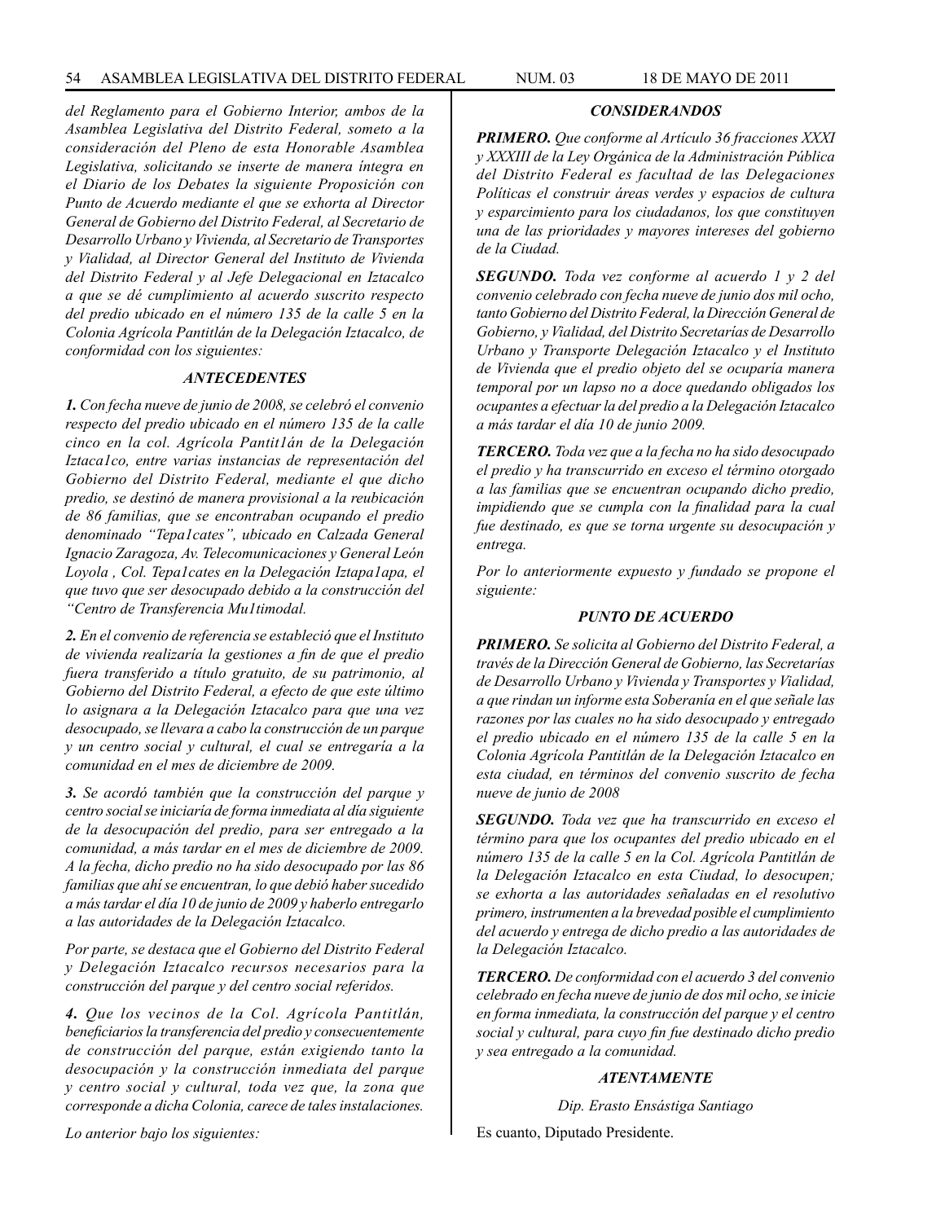*del Reglamento para el Gobierno Interior, ambos de la Asamblea Legislativa del Distrito Federal, someto a la consideración del Pleno de esta Honorable Asamblea Legislativa, solicitando se inserte de manera íntegra en el Diario de los Debates la siguiente Proposición con Punto de Acuerdo mediante el que se exhorta al Director General de Gobierno del Distrito Federal, al Secretario de Desarrollo Urbano y Vivienda, al Secretario de Transportes y Vialidad, al Director General del Instituto de Vivienda del Distrito Federal y al Jefe Delegacional en Iztacalco a que se dé cumplimiento al acuerdo suscrito respecto del predio ubicado en el número 135 de la calle 5 en la Colonia Agrícola Pantitlán de la Delegación Iztacalco, de conformidad con los siguientes:*

### *ANTECEDENTES*

***1.** Con fecha nueve de junio de 2008, se celebró el convenio respecto del predio ubicado en el número 135 de la calle cinco en la col. Agrícola Pantit1án de la Delegación Iztaca1co, entre varias instancias de representación del Gobierno del Distrito Federal, mediante el que dicho predio, se destinó de manera provisional a la reubicación de 86 familias, que se encontraban ocupando el predio denominado "Tepa1cates", ubicado en Calzada General Ignacio Zaragoza, Av. Telecomunicaciones y General León Loyola , Col. Tepa1cates en la Delegación Iztapa1apa, el que tuvo que ser desocupado debido a la construcción del "Centro de Transferencia Mu1timodal.*

***2.** En el convenio de referencia se estableció que el Instituto de vivienda realizaría la gestiones a fin de que el predio fuera transferido a título gratuito, de su patrimonio, al Gobierno del Distrito Federal, a efecto de que este último lo asignara a la Delegación Iztacalco para que una vez desocupado, se llevara a cabo la construcción de un parque y un centro social y cultural, el cual se entregaría a la comunidad en el mes de diciembre de 2009.*

***3.** Se acordó también que la construcción del parque y centro social se iniciaría de forma inmediata al día siguiente de la desocupación del predio, para ser entregado a la comunidad, a más tardar en el mes de diciembre de 2009. A la fecha, dicho predio no ha sido desocupado por las 86 familias que ahí se encuentran, lo que debió haber sucedido a más tardar el día 10 de junio de 2009 y haberlo entregarlo a las autoridades de la Delegación Iztacalco.*

*Por parte, se destaca que el Gobierno del Distrito Federal y Delegación Iztacalco recursos necesarios para la construcción del parque y del centro social referidos.*

***4.** Que los vecinos de la Col. Agrícola Pantitlán, beneficiarios la transferencia del predio y consecuentemente de construcción del parque, están exigiendo tanto la desocupación y la construcción inmediata del parque y centro social y cultural, toda vez que, la zona que corresponde a dicha Colonia, carece de tales instalaciones.*

*Lo anterior bajo los siguientes:*

### *CONSIDERANDOS*

***PRIMERO.** Que conforme al Artículo 36 fracciones XXXI y XXXIII de la Ley Orgánica de la Administración Pública del Distrito Federal es facultad de las Delegaciones Políticas el construir áreas verdes y espacios de cultura y esparcimiento para los ciudadanos, los que constituyen una de las prioridades y mayores intereses del gobierno de la Ciudad.*

***SEGUNDO.** Toda vez conforme al acuerdo 1 y 2 del convenio celebrado con fecha nueve de junio dos mil ocho, tanto Gobierno del Distrito Federal, la Dirección General de Gobierno, y Vialidad, del Distrito Secretarías de Desarrollo Urbano y Transporte Delegación Iztacalco y el Instituto de Vivienda que el predio objeto del se ocuparía manera temporal por un lapso no a doce quedando obligados los ocupantes a efectuar la del predio a la Delegación Iztacalco a más tardar el día 10 de junio 2009.*

***TERCERO.** Toda vez que a la fecha no ha sido desocupado el predio y ha transcurrido en exceso el término otorgado a las familias que se encuentran ocupando dicho predio, impidiendo que se cumpla con la finalidad para la cual fue destinado, es que se torna urgente su desocupación y entrega.*

*Por lo anteriormente expuesto y fundado se propone el siguiente:*

### *PUNTO DE ACUERDO*

***PRIMERO.** Se solicita al Gobierno del Distrito Federal, a través de la Dirección General de Gobierno, las Secretarías de Desarrollo Urbano y Vivienda y Transportes y Vialidad, a que rindan un informe esta Soberanía en el que señale las razones por las cuales no ha sido desocupado y entregado el predio ubicado en el número 135 de la calle 5 en la Colonia Agrícola Pantitlán de la Delegación Iztacalco en esta ciudad, en términos del convenio suscrito de fecha nueve de junio de 2008*

***SEGUNDO.** Toda vez que ha transcurrido en exceso el término para que los ocupantes del predio ubicado en el número 135 de la calle 5 en la Col. Agrícola Pantitlán de la Delegación Iztacalco en esta Ciudad, lo desocupen; se exhorta a las autoridades señaladas en el resolutivo primero, instrumenten a la brevedad posible el cumplimiento del acuerdo y entrega de dicho predio a las autoridades de la Delegación Iztacalco.*

***TERCERO.** De conformidad con el acuerdo 3 del convenio celebrado en fecha nueve de junio de dos mil ocho, se inicie en forma inmediata, la construcción del parque y el centro social y cultural, para cuyo fin fue destinado dicho predio y sea entregado a la comunidad.*

***ATENTAMENTE***

*Dip. Erasto Ensástiga Santiago*

Es cuanto, Diputado Presidente.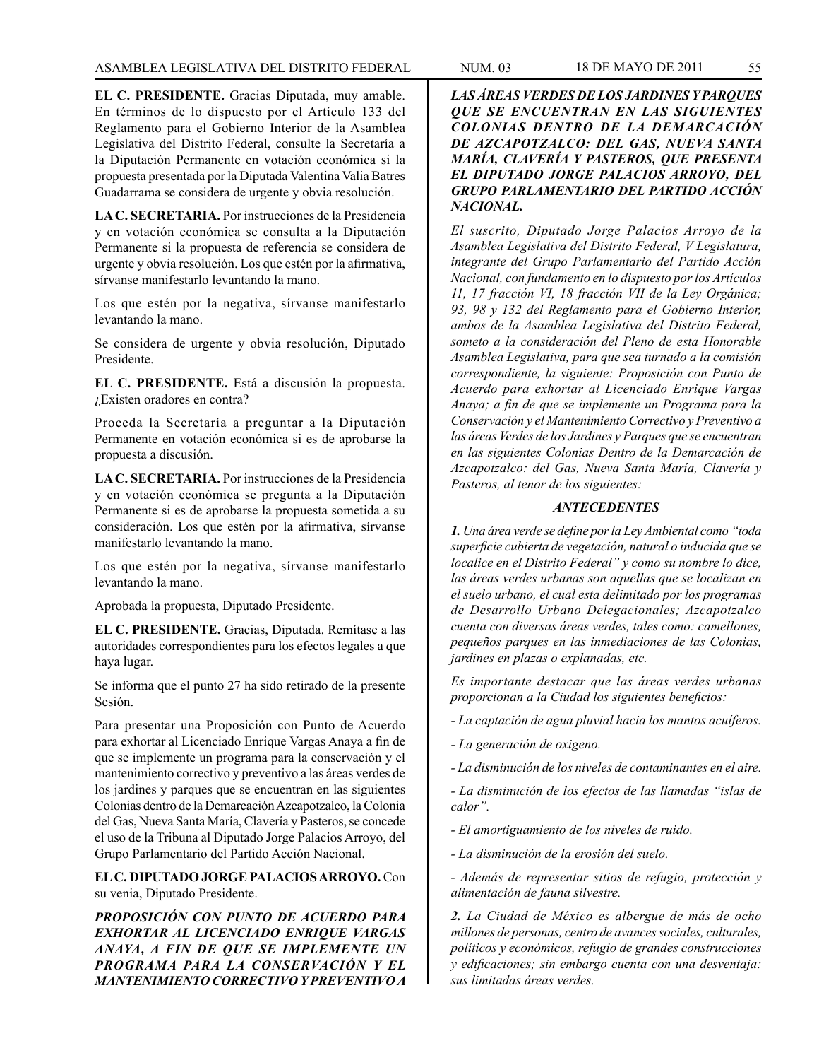**EL C. PRESIDENTE.** Gracias Diputada, muy amable. En términos de lo dispuesto por el Artículo 133 del Reglamento para el Gobierno Interior de la Asamblea Legislativa del Distrito Federal, consulte la Secretaría a la Diputación Permanente en votación económica si la propuesta presentada por la Diputada Valentina Valia Batres Guadarrama se considera de urgente y obvia resolución.

**LA C. SECRETARIA.** Por instrucciones de la Presidencia y en votación económica se consulta a la Diputación Permanente si la propuesta de referencia se considera de urgente y obvia resolución. Los que estén por la afirmativa, sírvanse manifestarlo levantando la mano.

Los que estén por la negativa, sírvanse manifestarlo levantando la mano.

Se considera de urgente y obvia resolución, Diputado Presidente.

**EL C. PRESIDENTE.** Está a discusión la propuesta. ¿Existen oradores en contra?

Proceda la Secretaría a preguntar a la Diputación Permanente en votación económica si es de aprobarse la propuesta a discusión.

**LA C. SECRETARIA.** Por instrucciones de la Presidencia y en votación económica se pregunta a la Diputación Permanente si es de aprobarse la propuesta sometida a su consideración. Los que estén por la afirmativa, sírvanse manifestarlo levantando la mano.

Los que estén por la negativa, sírvanse manifestarlo levantando la mano.

Aprobada la propuesta, Diputado Presidente.

**EL C. PRESIDENTE.** Gracias, Diputada. Remítase a las autoridades correspondientes para los efectos legales a que haya lugar.

Se informa que el punto 27 ha sido retirado de la presente Sesión.

Para presentar una Proposición con Punto de Acuerdo para exhortar al Licenciado Enrique Vargas Anaya a fin de que se implemente un programa para la conservación y el mantenimiento correctivo y preventivo a las áreas verdes de los jardines y parques que se encuentran en las siguientes Colonias dentro de la Demarcación Azcapotzalco, la Colonia del Gas, Nueva Santa María, Clavería y Pasteros, se concede el uso de la Tribuna al Diputado Jorge Palacios Arroyo, del Grupo Parlamentario del Partido Acción Nacional.

**EL C. DIPUTADO JORGE PALACIOS ARROYO.** Con su venia, Diputado Presidente.

***PROPOSICIÓN CON PUNTO DE ACUERDO PARA EXHORTAR AL LICENCIADO ENRIQUE VARGAS ANAYA, A FIN DE QUE SE IMPLEMENTE UN PROGRAMA PARA LA CONSERVACIÓN Y EL MANTENIMIENTO CORRECTIVO Y PREVENTIVO A LAS ÁREAS VERDES DE LOS JARDINES Y PARQUES QUE SE ENCUENTRAN EN LAS SIGUIENTES COLONIAS DENTRO DE LA DEMARCACIÓN DE AZCAPOTZALCO: DEL GAS, NUEVA SANTA MARÍA, CLAVERÍA Y PASTEROS, QUE PRESENTA EL DIPUTADO JORGE PALACIOS ARROYO, DEL GRUPO PARLAMENTARIO DEL PARTIDO ACCIÓN NACIONAL.***

*El suscrito, Diputado Jorge Palacios Arroyo de la Asamblea Legislativa del Distrito Federal, V Legislatura, integrante del Grupo Parlamentario del Partido Acción Nacional, con fundamento en lo dispuesto por los Artículos 11, 17 fracción VI, 18 fracción VII de la Ley Orgánica; 93, 98 y 132 del Reglamento para el Gobierno Interior, ambos de la Asamblea Legislativa del Distrito Federal, someto a la consideración del Pleno de esta Honorable Asamblea Legislativa, para que sea turnado a la comisión correspondiente, la siguiente: Proposición con Punto de Acuerdo para exhortar al Licenciado Enrique Vargas Anaya; a fin de que se implemente un Programa para la Conservación y el Mantenimiento Correctivo y Preventivo a las áreas Verdes de los Jardines y Parques que se encuentran en las siguientes Colonias Dentro de la Demarcación de Azcapotzalco: del Gas, Nueva Santa María, Clavería y Pasteros, al tenor de los siguientes:*

***ANTECEDENTES***

***1.*** *Una área verde se define por la Ley Ambiental como "toda superficie cubierta de vegetación, natural o inducida que se localice en el Distrito Federal" y como su nombre lo dice, las áreas verdes urbanas son aquellas que se localizan en el suelo urbano, el cual esta delimitado por los programas de Desarrollo Urbano Delegacionales; Azcapotzalco cuenta con diversas áreas verdes, tales como: camellones, pequeños parques en las inmediaciones de las Colonias, jardines en plazas o explanadas, etc.*

*Es importante destacar que las áreas verdes urbanas proporcionan a la Ciudad los siguientes beneficios:*

*- La captación de agua pluvial hacia los mantos acuíferos.*

*- La generación de oxigeno.*

*- La disminución de los niveles de contaminantes en el aire.*

*- La disminución de los efectos de las llamadas "islas de calor".*

*- El amortiguamiento de los niveles de ruido.*

*- La disminución de la erosión del suelo.*

*- Además de representar sitios de refugio, protección y alimentación de fauna silvestre.*

***2.*** *La Ciudad de México es albergue de más de ocho millones de personas, centro de avances sociales, culturales, políticos y económicos, refugio de grandes construcciones y edificaciones; sin embargo cuenta con una desventaja: sus limitadas áreas verdes.*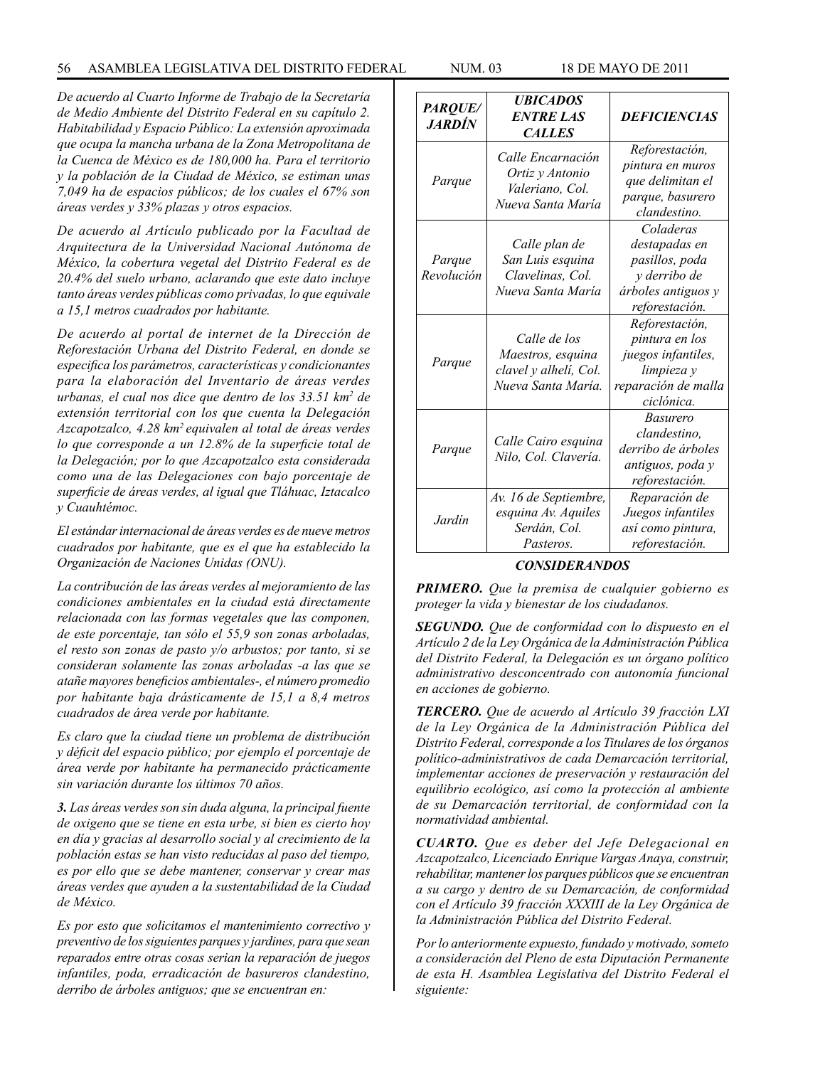*De acuerdo al Cuarto Informe de Trabajo de la Secretaría de Medio Ambiente del Distrito Federal en su capítulo 2. Habitabilidad y Espacio Público: La extensión aproximada que ocupa la mancha urbana de la Zona Metropolitana de la Cuenca de México es de 180,000 ha. Para el territorio y la población de la Ciudad de México, se estiman unas 7,049 ha de espacios públicos; de los cuales el 67% son áreas verdes y 33% plazas y otros espacios.*

*De acuerdo al Artículo publicado por la Facultad de Arquitectura de la Universidad Nacional Autónoma de México, la cobertura vegetal del Distrito Federal es de 20.4% del suelo urbano, aclarando que este dato incluye tanto áreas verdes públicas como privadas, lo que equivale a 15,1 metros cuadrados por habitante.*

*De acuerdo al portal de internet de la Dirección de Reforestación Urbana del Distrito Federal, en donde se especifica los parámetros, características y condicionantes para la elaboración del Inventario de áreas verdes urbanas, el cual nos dice que dentro de los 33.51 km² de extensión territorial con los que cuenta la Delegación Azcapotzalco, 4.28 km² equivalen al total de áreas verdes lo que corresponde a un 12.8% de la superficie total de la Delegación; por lo que Azcapotzalco esta considerada como una de las Delegaciones con bajo porcentaje de superficie de áreas verdes, al igual que Tláhuac, Iztacalco y Cuauhtémoc.*

*El estándar internacional de áreas verdes es de nueve metros cuadrados por habitante, que es el que ha establecido la Organización de Naciones Unidas (ONU).*

*La contribución de las áreas verdes al mejoramiento de las condiciones ambientales en la ciudad está directamente relacionada con las formas vegetales que las componen, de este porcentaje, tan sólo el 55,9 son zonas arboladas, el resto son zonas de pasto y/o arbustos; por tanto, si se consideran solamente las zonas arboladas -a las que se atañe mayores beneficios ambientales-, el número promedio por habitante baja drásticamente de 15,1 a 8,4 metros cuadrados de área verde por habitante.*

*Es claro que la ciudad tiene un problema de distribución y déficit del espacio público; por ejemplo el porcentaje de área verde por habitante ha permanecido prácticamente sin variación durante los últimos 70 años.*

***3.** Las áreas verdes son sin duda alguna, la principal fuente de oxigeno que se tiene en esta urbe, si bien es cierto hoy en día y gracias al desarrollo social y al crecimiento de la población estas se han visto reducidas al paso del tiempo, es por ello que se debe mantener, conservar y crear mas áreas verdes que ayuden a la sustentabilidad de la Ciudad de México.*

*Es por esto que solicitamos el mantenimiento correctivo y preventivo de los siguientes parques y jardines, para que sean reparados entre otras cosas serian la reparación de juegos infantiles, poda, erradicación de basureros clandestino, derribo de árboles antiguos; que se encuentran en:*

| ***PARQUE/ JARDÍN*** | ***UBICADOS ENTRE LAS CALLES*** | ***DEFICIENCIAS*** |
|---|---|---|
| *Parque* | *Calle Encarnación Ortiz y Antonio Valeriano, Col. Nueva Santa María* | *Reforestación, pintura en muros que delimitan el parque, basurero clandestino.* |
| *Parque Revolución* | *Calle plan de San Luis esquina Clavelinas, Col. Nueva Santa María* | *Coladeras destapadas en pasillos, poda y derribo de árboles antiguos y reforestación.* |
| *Parque* | *Calle de los Maestros, esquina clavel y alhelí, Col. Nueva Santa María.* | *Reforestación, pintura en los juegos infantiles, limpieza y reparación de malla ciclónica.* |
| *Parque* | *Calle Cairo esquina Nilo, Col. Clavería.* | *Basurero clandestino, derribo de árboles antiguos, poda y reforestación.* |
| *Jardín* | *Av. 16 de Septiembre, esquina Av. Aquiles Serdán, Col. Pasteros.* | *Reparación de Juegos infantiles así como pintura, reforestación.* |

### *CONSIDERANDOS*

***PRIMERO.** Que la premisa de cualquier gobierno es proteger la vida y bienestar de los ciudadanos.*

***SEGUNDO.** Que de conformidad con lo dispuesto en el Artículo 2 de la Ley Orgánica de la Administración Pública del Distrito Federal, la Delegación es un órgano político administrativo desconcentrado con autonomía funcional en acciones de gobierno.*

***TERCERO.** Que de acuerdo al Artículo 39 fracción LXI de la Ley Orgánica de la Administración Pública del Distrito Federal, corresponde a los Titulares de los órganos político-administrativos de cada Demarcación territorial, implementar acciones de preservación y restauración del equilibrio ecológico, así como la protección al ambiente de su Demarcación territorial, de conformidad con la normatividad ambiental.*

***CUARTO.** Que es deber del Jefe Delegacional en Azcapotzalco, Licenciado Enrique Vargas Anaya, construir, rehabilitar, mantener los parques públicos que se encuentran a su cargo y dentro de su Demarcación, de conformidad con el Artículo 39 fracción XXXIII de la Ley Orgánica de la Administración Pública del Distrito Federal.*

*Por lo anteriormente expuesto, fundado y motivado, someto a consideración del Pleno de esta Diputación Permanente de esta H. Asamblea Legislativa del Distrito Federal el siguiente:*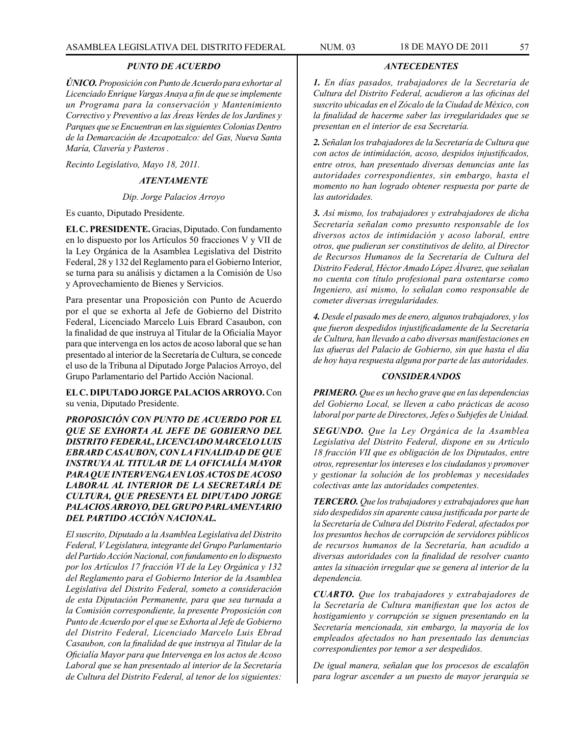### *PUNTO DE ACUERDO*

***ÚNICO.*** *Proposición con Punto de Acuerdo para exhortar al Licenciado Enrique Vargas Anaya a fin de que se implemente un Programa para la conservación y Mantenimiento Correctivo y Preventivo a las Áreas Verdes de los Jardines y Parques que se Encuentran en las siguientes Colonias Dentro de la Demarcación de Azcapotzalco: del Gas, Nueva Santa María, Clavería y Pasteros .*

*Recinto Legislativo, Mayo 18, 2011.*

*ATENTAMENTE*

*Dip. Jorge Palacios Arroyo*

Es cuanto, Diputado Presidente.

**EL C. PRESIDENTE.** Gracias, Diputado. Con fundamento en lo dispuesto por los Artículos 50 fracciones V y VII de la Ley Orgánica de la Asamblea Legislativa del Distrito Federal, 28 y 132 del Reglamento para el Gobierno Interior, se turna para su análisis y dictamen a la Comisión de Uso y Aprovechamiento de Bienes y Servicios.

Para presentar una Proposición con Punto de Acuerdo por el que se exhorta al Jefe de Gobierno del Distrito Federal, Licenciado Marcelo Luis Ebrard Casaubon, con la finalidad de que instruya al Titular de la Oficialía Mayor para que intervenga en los actos de acoso laboral que se han presentado al interior de la Secretaría de Cultura, se concede el uso de la Tribuna al Diputado Jorge Palacios Arroyo, del Grupo Parlamentario del Partido Acción Nacional.

**EL C. DIPUTADO JORGE PALACIOS ARROYO.** Con su venia, Diputado Presidente.

***PROPOSICIÓN CON PUNTO DE ACUERDO POR EL QUE SE EXHORTA AL JEFE DE GOBIERNO DEL DISTRITO FEDERAL, LICENCIADO MARCELO LUIS EBRARD CASAUBON, CON LA FINALIDAD DE QUE INSTRUYA AL TITULAR DE LA OFICIALÍA MAYOR PARA QUE INTERVENGA EN LOS ACTOS DE ACOSO LABORAL AL INTERIOR DE LA SECRETARÍA DE CULTURA, QUE PRESENTA EL DIPUTADO JORGE PALACIOS ARROYO, DEL GRUPO PARLAMENTARIO DEL PARTIDO ACCIÓN NACIONAL.***

*El suscrito, Diputado a la Asamblea Legislativa del Distrito Federal, V Legislatura, integrante del Grupo Parlamentario del Partido Acción Nacional, con fundamento en lo dispuesto por los Artículos 17 fracción VI de la Ley Orgánica y 132 del Reglamento para el Gobierno Interior de la Asamblea Legislativa del Distrito Federal, someto a consideración de esta Diputación Permanente, para que sea turnada a la Comisión correspondiente, la presente Proposición con Punto de Acuerdo por el que se Exhorta al Jefe de Gobierno del Distrito Federal, Licenciado Marcelo Luis Ebrad Casaubon, con la finalidad de que instruya al Titular de la Oficialía Mayor para que Intervenga en los actos de Acoso Laboral que se han presentado al interior de la Secretaría de Cultura del Distrito Federal, al tenor de los siguientes:*

### *ANTECEDENTES*

***1.*** *En días pasados, trabajadores de la Secretaría de Cultura del Distrito Federal, acudieron a las oficinas del suscrito ubicadas en el Zócalo de la Ciudad de México, con la finalidad de hacerme saber las irregularidades que se presentan en el interior de esa Secretaría.*

***2.*** *Señalan los trabajadores de la Secretaría de Cultura que con actos de intimidación, acoso, despidos injustificados, entre otros, han presentado diversas denuncias ante las autoridades correspondientes, sin embargo, hasta el momento no han logrado obtener respuesta por parte de las autoridades.*

***3.*** *Así mismo, los trabajadores y extrabajadores de dicha Secretaría señalan como presunto responsable de los diversos actos de intimidación y acoso laboral, entre otros, que pudieran ser constitutivos de delito, al Director de Recursos Humanos de la Secretaría de Cultura del Distrito Federal, Héctor Amado López Álvarez, que señalan no cuenta con título profesional para ostentarse como Ingeniero, así mismo, lo señalan como responsable de cometer diversas irregularidades.*

***4.*** *Desde el pasado mes de enero, algunos trabajadores, y los que fueron despedidos injustificadamente de la Secretaría de Cultura, han llevado a cabo diversas manifestaciones en las afueras del Palacio de Gobierno, sin que hasta el día de hoy haya respuesta alguna por parte de las autoridades.*

### *CONSIDERANDOS*

***PRIMERO.*** *Que es un hecho grave que en las dependencias del Gobierno Local, se lleven a cabo prácticas de acoso laboral por parte de Directores, Jefes o Subjefes de Unidad.*

***SEGUNDO.*** *Que la Ley Orgánica de la Asamblea Legislativa del Distrito Federal, dispone en su Artículo 18 fracción VII que es obligación de los Diputados, entre otros, representar los intereses e los ciudadanos y promover y gestionar la solución de los problemas y necesidades colectivas ante las autoridades competentes.*

***TERCERO.*** *Que los trabajadores y extrabajadores que han sido despedidos sin aparente causa justificada por parte de la Secretaría de Cultura del Distrito Federal, afectados por los presuntos hechos de corrupción de servidores públicos de recursos humanos de la Secretaría, han acudido a diversas autoridades con la finalidad de resolver cuanto antes la situación irregular que se genera al interior de la dependencia.*

***CUARTO.*** *Que los trabajadores y extrabajadores de la Secretaría de Cultura manifiestan que los actos de hostigamiento y corrupción se siguen presentando en la Secretaría mencionada, sin embargo, la mayoría de los empleados afectados no han presentado las denuncias correspondientes por temor a ser despedidos.*

*De igual manera, señalan que los procesos de escalafón para lograr ascender a un puesto de mayor jerarquía se*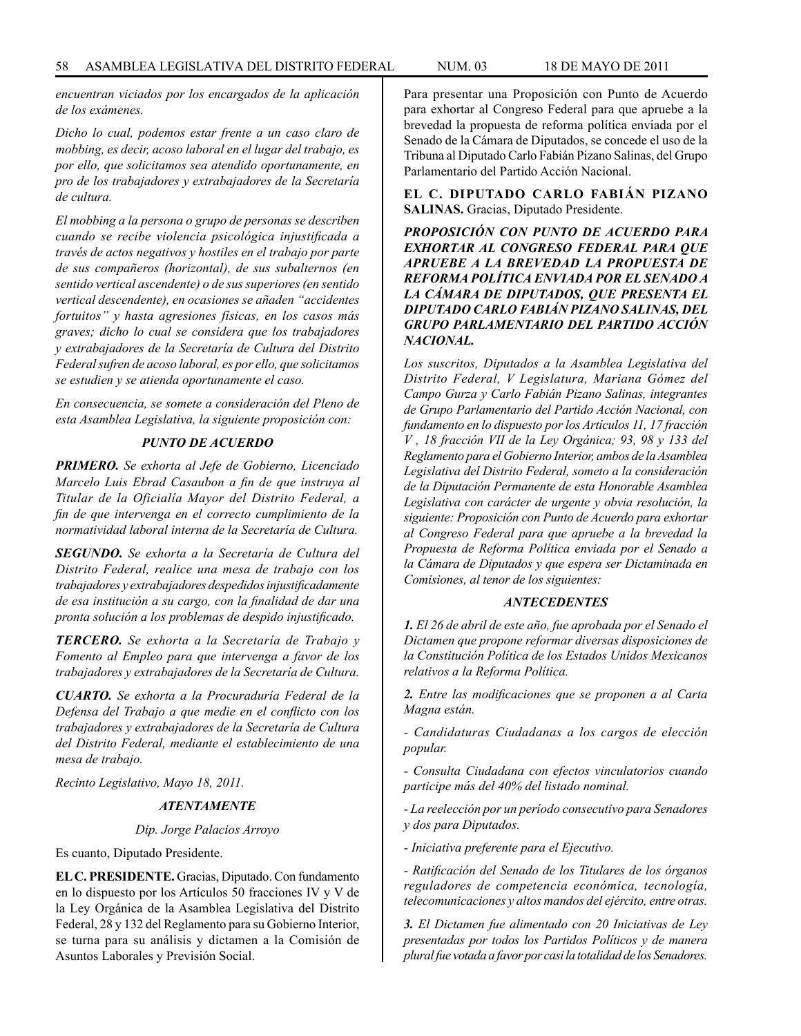*encuentran viciados por los encargados de la aplicación de los exámenes.*

*Dicho lo cual, podemos estar frente a un caso claro de mobbing, es decir, acoso laboral en el lugar del trabajo, es por ello, que solicitamos sea atendido oportunamente, en pro de los trabajadores y extrabajadores de la Secretaría de cultura.*

*El mobbing a la persona o grupo de personas se describen cuando se recibe violencia psicológica injustificada a través de actos negativos y hostiles en el trabajo por parte de sus compañeros (horizontal), de sus subalternos (en sentido vertical ascendente) o de sus superiores (en sentido vertical descendente), en ocasiones se añaden "accidentes fortuitos" y hasta agresiones físicas, en los casos más graves; dicho lo cual se considera que los trabajadores y extrabajadores de la Secretaría de Cultura del Distrito Federal sufren de acoso laboral, es por ello, que solicitamos se estudien y se atienda oportunamente el caso.*

*En consecuencia, se somete a consideración del Pleno de esta Asamblea Legislativa, la siguiente proposición con:*

***PUNTO DE ACUERDO***

***PRIMERO.** Se exhorta al Jefe de Gobierno, Licenciado Marcelo Luis Ebrad Casaubon a fin de que instruya al Titular de la Oficialía Mayor del Distrito Federal, a fin de que intervenga en el correcto cumplimiento de la normatividad laboral interna de la Secretaría de Cultura.*

***SEGUNDO.** Se exhorta a la Secretaría de Cultura del Distrito Federal, realice una mesa de trabajo con los trabajadores y extrabajadores despedidos injustificadamente de esa institución a su cargo, con la finalidad de dar una pronta solución a los problemas de despido injustificado.*

***TERCERO.** Se exhorta a la Secretaría de Trabajo y Fomento al Empleo para que intervenga a favor de los trabajadores y extrabajadores de la Secretaría de Cultura.*

***CUARTO.** Se exhorta a la Procuraduría Federal de la Defensa del Trabajo a que medie en el conflicto con los trabajadores y extrabajadores de la Secretaría de Cultura del Distrito Federal, mediante el establecimiento de una mesa de trabajo.*

*Recinto Legislativo, Mayo 18, 2011.*

***ATENTAMENTE***

*Dip. Jorge Palacios Arroyo*

Es cuanto, Diputado Presidente.

**EL C. PRESIDENTE.** Gracias, Diputado. Con fundamento en lo dispuesto por los Artículos 50 fracciones IV y V de la Ley Orgánica de la Asamblea Legislativa del Distrito Federal, 28 y 132 del Reglamento para su Gobierno Interior, se turna para su análisis y dictamen a la Comisión de Asuntos Laborales y Previsión Social.

Para presentar una Proposición con Punto de Acuerdo para exhortar al Congreso Federal para que apruebe a la brevedad la propuesta de reforma política enviada por el Senado de la Cámara de Diputados, se concede el uso de la Tribuna al Diputado Carlo Fabián Pizano Salinas, del Grupo Parlamentario del Partido Acción Nacional.

**EL C. DIPUTADO CARLO FABIÁN PIZANO SALINAS.** Gracias, Diputado Presidente.

***PROPOSICIÓN CON PUNTO DE ACUERDO PARA EXHORTAR AL CONGRESO FEDERAL PARA QUE APRUEBE A LA BREVEDAD LA PROPUESTA DE REFORMA POLÍTICA ENVIADA POR EL SENADO A LA CÁMARA DE DIPUTADOS, QUE PRESENTA EL DIPUTADO CARLO FABIÁN PIZANO SALINAS, DEL GRUPO PARLAMENTARIO DEL PARTIDO ACCIÓN NACIONAL.***

*Los suscritos, Diputados a la Asamblea Legislativa del Distrito Federal, V Legislatura, Mariana Gómez del Campo Gurza y Carlo Fabián Pizano Salinas, integrantes de Grupo Parlamentario del Partido Acción Nacional, con fundamento en lo dispuesto por los Artículos 11, 17 fracción V , 18 fracción VII de la Ley Orgánica; 93, 98 y 133 del Reglamento para el Gobierno Interior, ambos de la Asamblea Legislativa del Distrito Federal, someto a la consideración de la Diputación Permanente de esta Honorable Asamblea Legislativa con carácter de urgente y obvia resolución, la siguiente: Proposición con Punto de Acuerdo para exhortar al Congreso Federal para que apruebe a la brevedad la Propuesta de Reforma Política enviada por el Senado a la Cámara de Diputados y que espera ser Dictaminada en Comisiones, al tenor de los siguientes:*

***ANTECEDENTES***

***1.** El 26 de abril de este año, fue aprobada por el Senado el Dictamen que propone reformar diversas disposiciones de la Constitución Política de los Estados Unidos Mexicanos relativos a la Reforma Política.*

***2.** Entre las modificaciones que se proponen a al Carta Magna están.*

*- Candidaturas Ciudadanas a los cargos de elección popular.*

*- Consulta Ciudadana con efectos vinculatorios cuando participe más del 40% del listado nominal.*

*- La reelección por un período consecutivo para Senadores y dos para Diputados.*

*- Iniciativa preferente para el Ejecutivo.*

*- Ratificación del Senado de los Titulares de los órganos reguladores de competencia económica, tecnología, telecomunicaciones y altos mandos del ejército, entre otras.*

***3.** El Dictamen fue alimentado con 20 Iniciativas de Ley presentadas por todos los Partidos Políticos y de manera plural fue votada a favor por casi la totalidad de los Senadores.*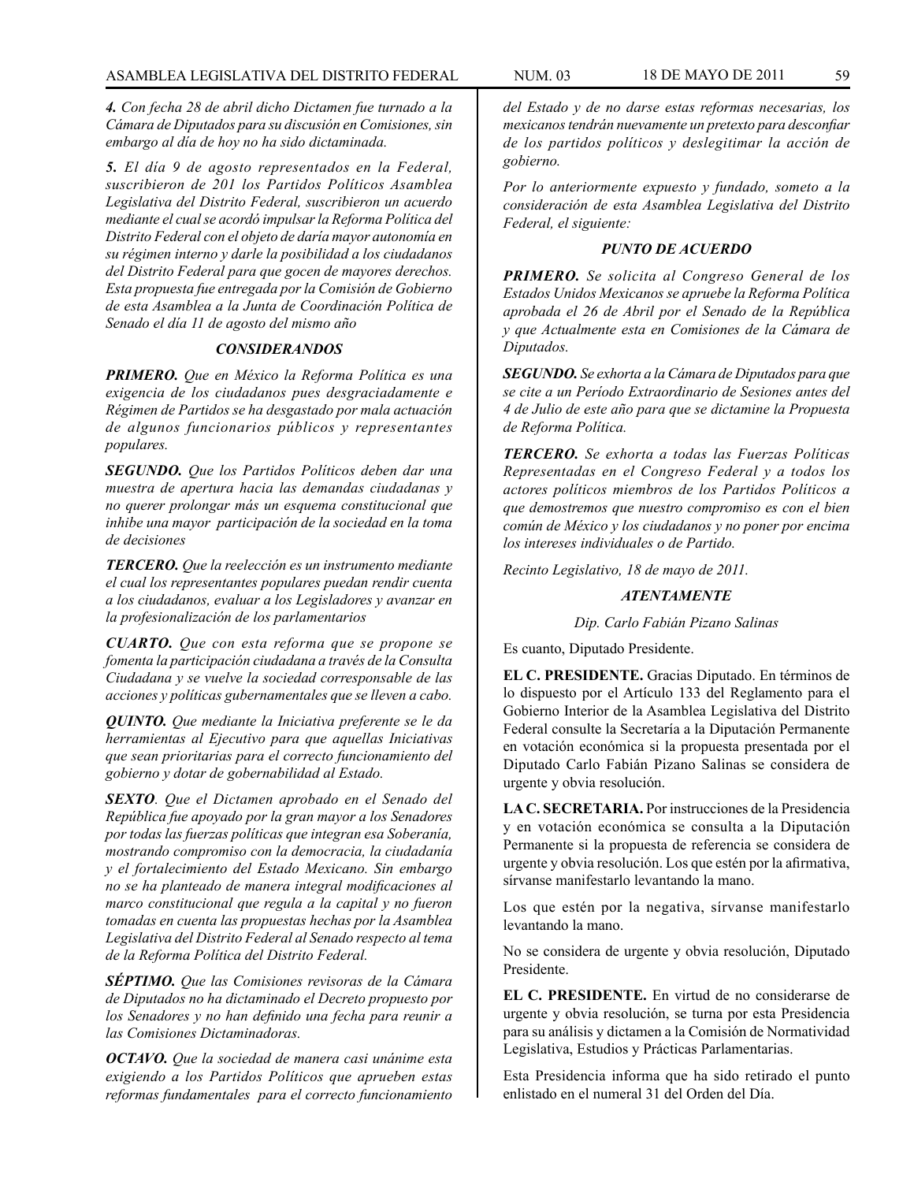***4.*** *Con fecha 28 de abril dicho Dictamen fue turnado a la Cámara de Diputados para su discusión en Comisiones, sin embargo al día de hoy no ha sido dictaminada.*

***5.*** *El día 9 de agosto representados en la Federal, suscribieron de 201 los Partidos Políticos Asamblea Legislativa del Distrito Federal, suscribieron un acuerdo mediante el cual se acordó impulsar la Reforma Política del Distrito Federal con el objeto de daría mayor autonomía en su régimen interno y darle la posibilidad a los ciudadanos del Distrito Federal para que gocen de mayores derechos. Esta propuesta fue entregada por la Comisión de Gobierno de esta Asamblea a la Junta de Coordinación Política de Senado el día 11 de agosto del mismo año*

***CONSIDERANDOS***

***PRIMERO.*** *Que en México la Reforma Política es una exigencia de los ciudadanos pues desgraciadamente e Régimen de Partidos se ha desgastado por mala actuación de algunos funcionarios públicos y representantes populares.*

***SEGUNDO.*** *Que los Partidos Políticos deben dar una muestra de apertura hacia las demandas ciudadanas y no querer prolongar más un esquema constitucional que inhibe una mayor participación de la sociedad en la toma de decisiones*

***TERCERO.*** *Que la reelección es un instrumento mediante el cual los representantes populares puedan rendir cuenta a los ciudadanos, evaluar a los Legisladores y avanzar en la profesionalización de los parlamentarios*

***CUARTO.*** *Que con esta reforma que se propone se fomenta la participación ciudadana a través de la Consulta Ciudadana y se vuelve la sociedad corresponsable de las acciones y políticas gubernamentales que se lleven a cabo.*

***QUINTO.*** *Que mediante la Iniciativa preferente se le da herramientas al Ejecutivo para que aquellas Iniciativas que sean prioritarias para el correcto funcionamiento del gobierno y dotar de gobernabilidad al Estado.*

***SEXTO****. Que el Dictamen aprobado en el Senado del República fue apoyado por la gran mayor a los Senadores por todas las fuerzas políticas que integran esa Soberanía, mostrando compromiso con la democracia, la ciudadanía y el fortalecimiento del Estado Mexicano. Sin embargo no se ha planteado de manera integral modificaciones al marco constitucional que regula a la capital y no fueron tomadas en cuenta las propuestas hechas por la Asamblea Legislativa del Distrito Federal al Senado respecto al tema de la Reforma Política del Distrito Federal.*

***SÉPTIMO.*** *Que las Comisiones revisoras de la Cámara de Diputados no ha dictaminado el Decreto propuesto por los Senadores y no han definido una fecha para reunir a las Comisiones Dictaminadoras.*

***OCTAVO.*** *Que la sociedad de manera casi unánime esta exigiendo a los Partidos Políticos que aprueben estas reformas fundamentales para el correcto funcionamiento del Estado y de no darse estas reformas necesarias, los mexicanos tendrán nuevamente un pretexto para desconfiar de los partidos políticos y deslegitimar la acción de gobierno.*

*Por lo anteriormente expuesto y fundado, someto a la consideración de esta Asamblea Legislativa del Distrito Federal, el siguiente:*

***PUNTO DE ACUERDO***

***PRIMERO.*** *Se solicita al Congreso General de los Estados Unidos Mexicanos se apruebe la Reforma Política aprobada el 26 de Abril por el Senado de la República y que Actualmente esta en Comisiones de la Cámara de Diputados.*

***SEGUNDO.*** *Se exhorta a la Cámara de Diputados para que se cite a un Período Extraordinario de Sesiones antes del 4 de Julio de este año para que se dictamine la Propuesta de Reforma Política.*

***TERCERO.*** *Se exhorta a todas las Fuerzas Políticas Representadas en el Congreso Federal y a todos los actores políticos miembros de los Partidos Políticos a que demostremos que nuestro compromiso es con el bien común de México y los ciudadanos y no poner por encima los intereses individuales o de Partido.*

*Recinto Legislativo, 18 de mayo de 2011.*

***ATENTAMENTE***

*Dip. Carlo Fabián Pizano Salinas*

Es cuanto, Diputado Presidente.

**EL C. PRESIDENTE.** Gracias Diputado. En términos de lo dispuesto por el Artículo 133 del Reglamento para el Gobierno Interior de la Asamblea Legislativa del Distrito Federal consulte la Secretaría a la Diputación Permanente en votación económica si la propuesta presentada por el Diputado Carlo Fabián Pizano Salinas se considera de urgente y obvia resolución.

**LA C. SECRETARIA.** Por instrucciones de la Presidencia y en votación económica se consulta a la Diputación Permanente si la propuesta de referencia se considera de urgente y obvia resolución. Los que estén por la afirmativa, sírvanse manifestarlo levantando la mano.

Los que estén por la negativa, sírvanse manifestarlo levantando la mano.

No se considera de urgente y obvia resolución, Diputado Presidente.

**EL C. PRESIDENTE.** En virtud de no considerarse de urgente y obvia resolución, se turna por esta Presidencia para su análisis y dictamen a la Comisión de Normatividad Legislativa, Estudios y Prácticas Parlamentarias.

Esta Presidencia informa que ha sido retirado el punto enlistado en el numeral 31 del Orden del Día.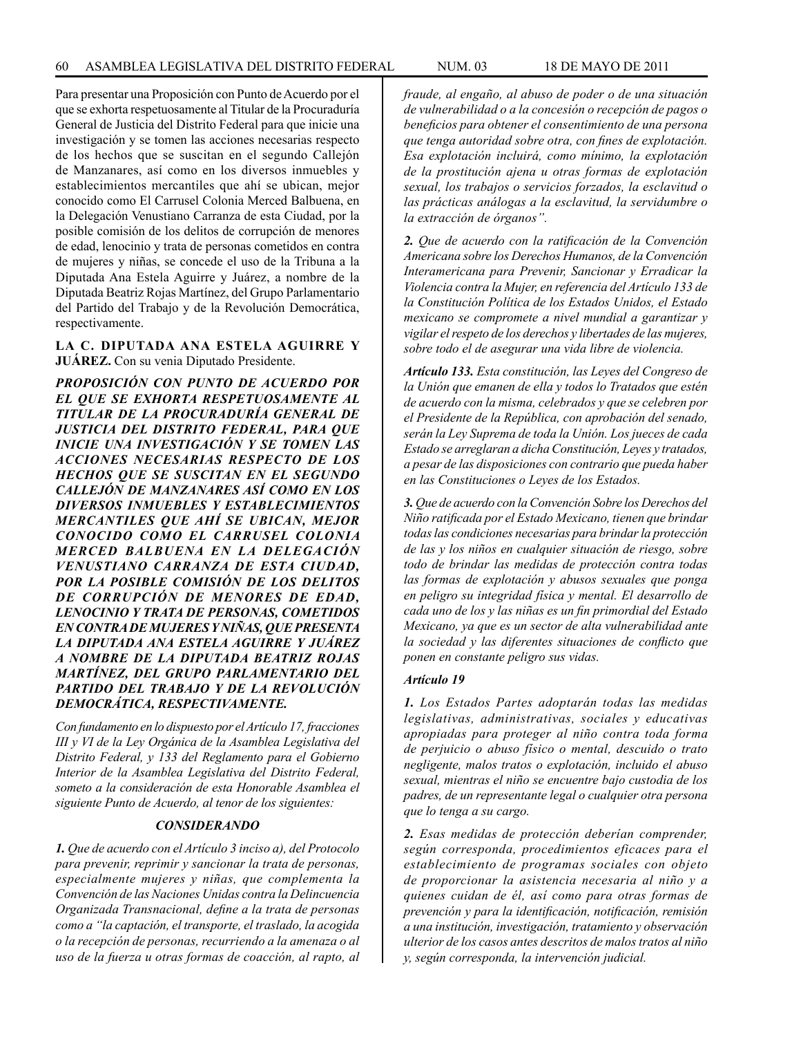Para presentar una Proposición con Punto de Acuerdo por el que se exhorta respetuosamente al Titular de la Procuraduría General de Justicia del Distrito Federal para que inicie una investigación y se tomen las acciones necesarias respecto de los hechos que se suscitan en el segundo Callejón de Manzanares, así como en los diversos inmuebles y establecimientos mercantiles que ahí se ubican, mejor conocido como El Carrusel Colonia Merced Balbuena, en la Delegación Venustiano Carranza de esta Ciudad, por la posible comisión de los delitos de corrupción de menores de edad, lenocinio y trata de personas cometidos en contra de mujeres y niñas, se concede el uso de la Tribuna a la Diputada Ana Estela Aguirre y Juárez, a nombre de la Diputada Beatriz Rojas Martínez, del Grupo Parlamentario del Partido del Trabajo y de la Revolución Democrática, respectivamente.

**LA C. DIPUTADA ANA ESTELA AGUIRRE Y JUÁREZ.** Con su venia Diputado Presidente.

***PROPOSICIÓN CON PUNTO DE ACUERDO POR EL QUE SE EXHORTA RESPETUOSAMENTE AL TITULAR DE LA PROCURADURÍA GENERAL DE JUSTICIA DEL DISTRITO FEDERAL, PARA QUE INICIE UNA INVESTIGACIÓN Y SE TOMEN LAS ACCIONES NECESARIAS RESPECTO DE LOS HECHOS QUE SE SUSCITAN EN EL SEGUNDO CALLEJÓN DE MANZANARES ASÍ COMO EN LOS DIVERSOS INMUEBLES Y ESTABLECIMIENTOS MERCANTILES QUE AHÍ SE UBICAN, MEJOR CONOCIDO COMO EL CARRUSEL COLONIA MERCED BALBUENA EN LA DELEGACIÓN VENUSTIANO CARRANZA DE ESTA CIUDAD, POR LA POSIBLE COMISIÓN DE LOS DELITOS DE CORRUPCIÓN DE MENORES DE EDAD, LENOCINIO Y TRATA DE PERSONAS, COMETIDOS EN CONTRA DE MUJERES Y NIÑAS, QUE PRESENTA LA DIPUTADA ANA ESTELA AGUIRRE Y JUÁREZ A NOMBRE DE LA DIPUTADA BEATRIZ ROJAS MARTÍNEZ, DEL GRUPO PARLAMENTARIO DEL PARTIDO DEL TRABAJO Y DE LA REVOLUCIÓN DEMOCRÁTICA, RESPECTIVAMENTE.***

*Con fundamento en lo dispuesto por el Artículo 17, fracciones III y VI de la Ley Orgánica de la Asamblea Legislativa del Distrito Federal, y 133 del Reglamento para el Gobierno Interior de la Asamblea Legislativa del Distrito Federal, someto a la consideración de esta Honorable Asamblea el siguiente Punto de Acuerdo, al tenor de los siguientes:*

***CONSIDERANDO***

***1.*** *Que de acuerdo con el Artículo 3 inciso a), del Protocolo para prevenir, reprimir y sancionar la trata de personas, especialmente mujeres y niñas, que complementa la Convención de las Naciones Unidas contra la Delincuencia Organizada Transnacional, define a la trata de personas como a "la captación, el transporte, el traslado, la acogida o la recepción de personas, recurriendo a la amenaza o al uso de la fuerza u otras formas de coacción, al rapto, al fraude, al engaño, al abuso de poder o de una situación de vulnerabilidad o a la concesión o recepción de pagos o beneficios para obtener el consentimiento de una persona que tenga autoridad sobre otra, con fines de explotación. Esa explotación incluirá, como mínimo, la explotación de la prostitución ajena u otras formas de explotación sexual, los trabajos o servicios forzados, la esclavitud o las prácticas análogas a la esclavitud, la servidumbre o la extracción de órganos".*

***2.*** *Que de acuerdo con la ratificación de la Convención Americana sobre los Derechos Humanos, de la Convención Interamericana para Prevenir, Sancionar y Erradicar la Violencia contra la Mujer, en referencia del Artículo 133 de la Constitución Política de los Estados Unidos, el Estado mexicano se compromete a nivel mundial a garantizar y vigilar el respeto de los derechos y libertades de las mujeres, sobre todo el de asegurar una vida libre de violencia.*

***Artículo 133.*** *Esta constitución, las Leyes del Congreso de la Unión que emanen de ella y todos lo Tratados que estén de acuerdo con la misma, celebrados y que se celebren por el Presidente de la República, con aprobación del senado, serán la Ley Suprema de toda la Unión. Los jueces de cada Estado se arreglaran a dicha Constitución, Leyes y tratados, a pesar de las disposiciones con contrario que pueda haber en las Constituciones o Leyes de los Estados.*

***3.*** *Que de acuerdo con la Convención Sobre los Derechos del Niño ratificada por el Estado Mexicano, tienen que brindar todas las condiciones necesarias para brindar la protección de las y los niños en cualquier situación de riesgo, sobre todo de brindar las medidas de protección contra todas las formas de explotación y abusos sexuales que ponga en peligro su integridad física y mental. El desarrollo de cada uno de los y las niñas es un fin primordial del Estado Mexicano, ya que es un sector de alta vulnerabilidad ante la sociedad y las diferentes situaciones de conflicto que ponen en constante peligro sus vidas.*

***Artículo 19***

***1.*** *Los Estados Partes adoptarán todas las medidas legislativas, administrativas, sociales y educativas apropiadas para proteger al niño contra toda forma de perjuicio o abuso físico o mental, descuido o trato negligente, malos tratos o explotación, incluido el abuso sexual, mientras el niño se encuentre bajo custodia de los padres, de un representante legal o cualquier otra persona que lo tenga a su cargo.*

***2.*** *Esas medidas de protección deberían comprender, según corresponda, procedimientos eficaces para el establecimiento de programas sociales con objeto de proporcionar la asistencia necesaria al niño y a quienes cuidan de él, así como para otras formas de prevención y para la identificación, notificación, remisión a una institución, investigación, tratamiento y observación ulterior de los casos antes descritos de malos tratos al niño y, según corresponda, la intervención judicial.*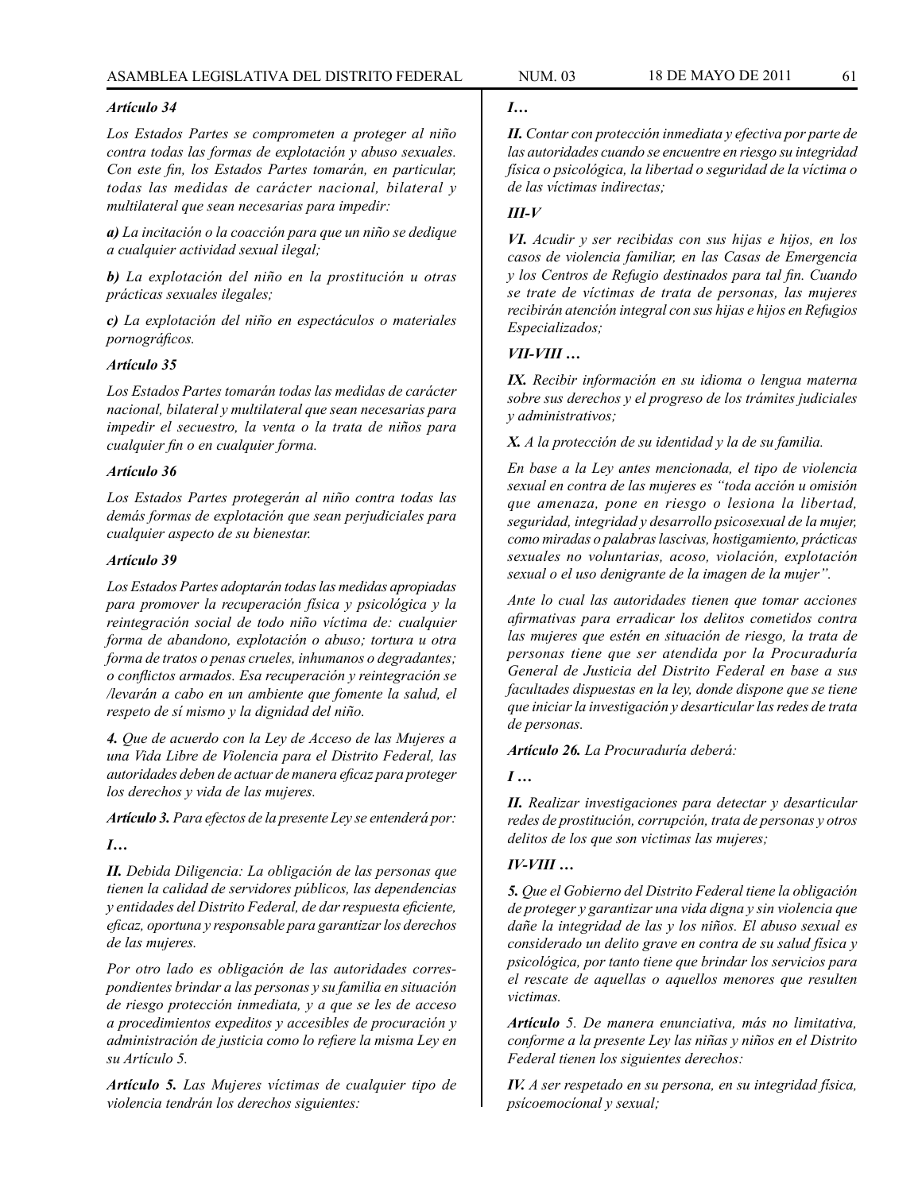*Artículo 34*

*Los Estados Partes se comprometen a proteger al niño contra todas las formas de explotación y abuso sexuales. Con este fin, los Estados Partes tomarán, en particular, todas las medidas de carácter nacional, bilateral y multilateral que sean necesarias para impedir:*

***a)*** *La incitación o la coacción para que un niño se dedique a cualquier actividad sexual ilegal;*

***b)*** *La explotación del niño en la prostitución u otras prácticas sexuales ilegales;*

***c)*** *La explotación del niño en espectáculos o materiales pornográficos.*

*Artículo 35*

*Los Estados Partes tomarán todas las medidas de carácter nacional, bilateral y multilateral que sean necesarias para impedir el secuestro, la venta o la trata de niños para cualquier fin o en cualquier forma.*

*Artículo 36*

*Los Estados Partes protegerán al niño contra todas las demás formas de explotación que sean perjudiciales para cualquier aspecto de su bienestar.*

*Artículo 39*

*Los Estados Partes adoptarán todas las medidas apropiadas para promover la recuperación física y psicológica y la reintegración social de todo niño víctima de: cualquier forma de abandono, explotación o abuso; tortura u otra forma de tratos o penas crueles, inhumanos o degradantes; o conflictos armados. Esa recuperación y reintegración se /levarán a cabo en un ambiente que fomente la salud, el respeto de sí mismo y la dignidad del niño.*

***4.*** *Que de acuerdo con la Ley de Acceso de las Mujeres a una Vida Libre de Violencia para el Distrito Federal, las autoridades deben de actuar de manera eficaz para proteger los derechos y vida de las mujeres.*

***Artículo 3.*** *Para efectos de la presente Ley se entenderá por:*

***I…***

***II.*** *Debida Diligencia: La obligación de las personas que tienen la calidad de servidores públicos, las dependencias y entidades del Distrito Federal, de dar respuesta eficiente, eficaz, oportuna y responsable para garantizar los derechos de las mujeres.*

*Por otro lado es obligación de las autoridades correspondientes brindar a las personas y su familia en situación de riesgo protección inmediata, y a que se les de acceso a procedimientos expeditos y accesibles de procuración y administración de justicia como lo refiere la misma Ley en su Artículo 5.*

***Artículo 5.*** *Las Mujeres víctimas de cualquier tipo de violencia tendrán los derechos siguientes:*

***I…***

***II.*** *Contar con protección inmediata y efectiva por parte de las autoridades cuando se encuentre en riesgo su integridad física o psicológica, la libertad o seguridad de la víctima o de las víctimas indirectas;*

***III-V***

***VI.*** *Acudir y ser recibidas con sus hijas e hijos, en los casos de violencia familiar, en las Casas de Emergencia y los Centros de Refugio destinados para tal fin. Cuando se trate de víctimas de trata de personas, las mujeres recibirán atención integral con sus hijas e hijos en Refugios Especializados;*

***VII-VIII …***

***IX.*** *Recibir información en su idioma o lengua materna sobre sus derechos y el progreso de los trámites judiciales y administrativos;*

***X.*** *A la protección de su identidad y la de su familia.*

*En base a la Ley antes mencionada, el tipo de violencia sexual en contra de las mujeres es "toda acción u omisión que amenaza, pone en riesgo o lesiona la libertad, seguridad, integridad y desarrollo psicosexual de la mujer, como miradas o palabras lascivas, hostigamiento, prácticas sexuales no voluntarias, acoso, violación, explotación sexual o el uso denigrante de la imagen de la mujer".*

*Ante lo cual las autoridades tienen que tomar acciones afirmativas para erradicar los delitos cometidos contra las mujeres que estén en situación de riesgo, la trata de personas tiene que ser atendida por la Procuraduría General de Justicia del Distrito Federal en base a sus facultades dispuestas en la ley, donde dispone que se tiene que iniciar la investigación y desarticular las redes de trata de personas.*

***Artículo 26.*** *La Procuraduría deberá:*

***I …***

***II.*** *Realizar investigaciones para detectar y desarticular redes de prostitución, corrupción, trata de personas y otros delitos de los que son victimas las mujeres;*

***IV-VIII …***

***5.*** *Que el Gobierno del Distrito Federal tiene la obligación de proteger y garantizar una vida digna y sin violencia que dañe la integridad de las y los niños. El abuso sexual es considerado un delito grave en contra de su salud física y psicológica, por tanto tiene que brindar los servicios para el rescate de aquellas o aquellos menores que resulten victimas.*

***Artículo*** *5. De manera enunciativa, más no limitativa, conforme a la presente Ley las niñas y niños en el Distrito Federal tienen los siguientes derechos:*

***IV.*** *A ser respetado en su persona, en su integridad física, psícoemocíonal y sexual;*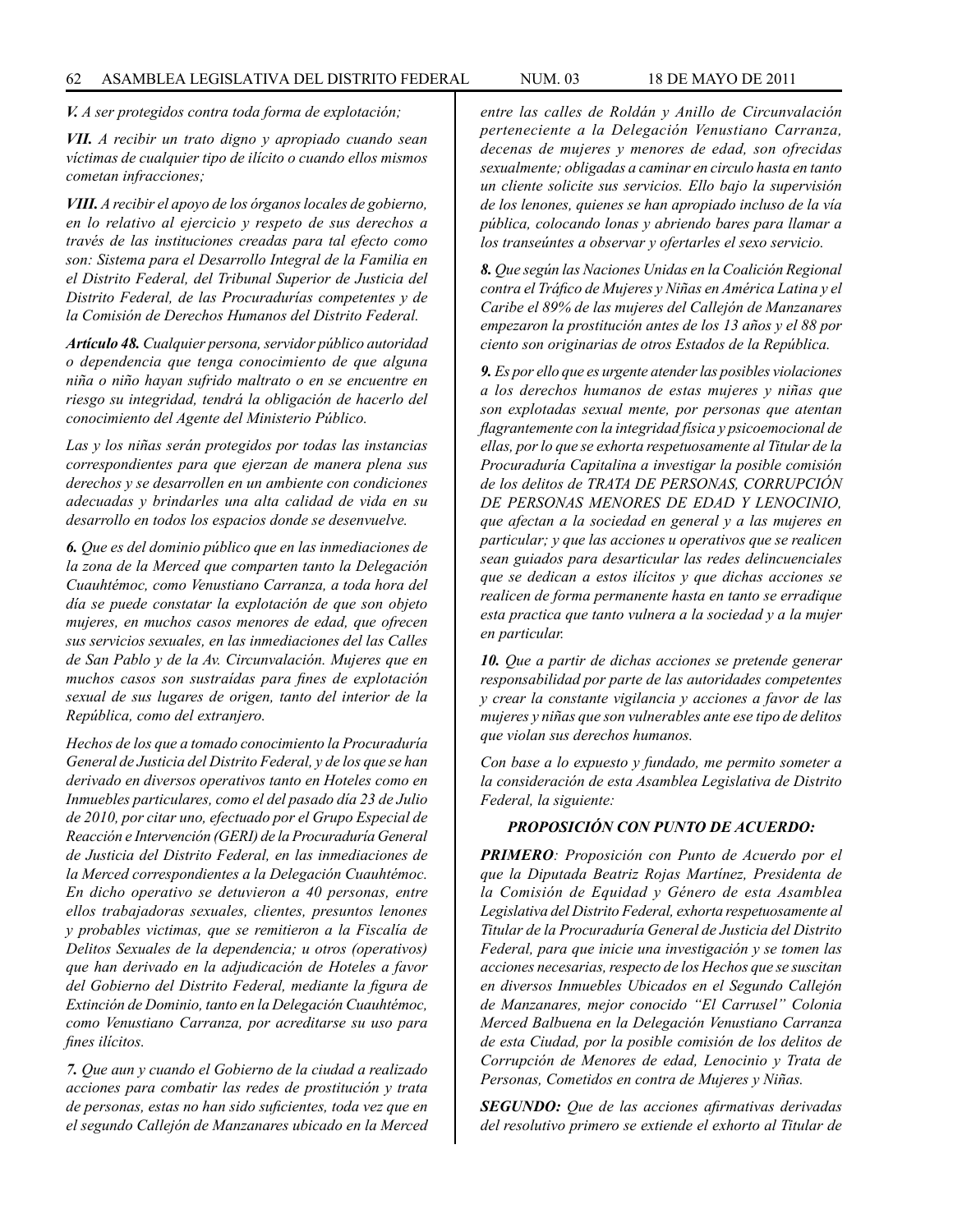*V. A ser protegidos contra toda forma de explotación;*

***VII.*** *A recibir un trato digno y apropiado cuando sean víctimas de cualquier tipo de ilícito o cuando ellos mismos cometan infracciones;*

***VIII.*** *A recibir el apoyo de los órganos locales de gobierno, en lo relativo al ejercicio y respeto de sus derechos a través de las instituciones creadas para tal efecto como son: Sistema para el Desarrollo Integral de la Familia en el Distrito Federal, del Tribunal Superior de Justicia del Distrito Federal, de las Procuradurías competentes y de la Comisión de Derechos Humanos del Distrito Federal.*

***Artículo 48.*** *Cualquier persona, servidor público autoridad o dependencia que tenga conocimiento de que alguna niña o niño hayan sufrido maltrato o en se encuentre en riesgo su integridad, tendrá la obligación de hacerlo del conocimiento del Agente del Ministerio Público.*

*Las y los niñas serán protegidos por todas las instancias correspondientes para que ejerzan de manera plena sus derechos y se desarrollen en un ambiente con condiciones adecuadas y brindarles una alta calidad de vida en su desarrollo en todos los espacios donde se desenvuelve.*

***6.*** *Que es del dominio público que en las inmediaciones de la zona de la Merced que comparten tanto la Delegación Cuauhtémoc, como Venustiano Carranza, a toda hora del día se puede constatar la explotación de que son objeto mujeres, en muchos casos menores de edad, que ofrecen sus servicios sexuales, en las inmediaciones del las Calles de San Pablo y de la Av. Circunvalación. Mujeres que en muchos casos son sustraídas para fines de explotación sexual de sus lugares de origen, tanto del interior de la República, como del extranjero.*

*Hechos de los que a tomado conocimiento la Procuraduría General de Justicia del Distrito Federal, y de los que se han derivado en diversos operativos tanto en Hoteles como en Inmuebles particulares, como el del pasado día 23 de Julio de 2010, por citar uno, efectuado por el Grupo Especial de Reacción e Intervención (GERI) de la Procuraduría General de Justicia del Distrito Federal, en las inmediaciones de la Merced correspondientes a la Delegación Cuauhtémoc. En dicho operativo se detuvieron a 40 personas, entre ellos trabajadoras sexuales, clientes, presuntos lenones y probables victimas, que se remitieron a la Fiscalía de Delitos Sexuales de la dependencia; u otros (operativos) que han derivado en la adjudicación de Hoteles a favor del Gobierno del Distrito Federal, mediante la figura de Extinción de Dominio, tanto en la Delegación Cuauhtémoc, como Venustiano Carranza, por acreditarse su uso para fines ilícitos.*

***7.*** *Que aun y cuando el Gobierno de la ciudad a realizado acciones para combatir las redes de prostitución y trata de personas, estas no han sido suficientes, toda vez que en el segundo Callejón de Manzanares ubicado en la Merced entre las calles de Roldán y Anillo de Circunvalación perteneciente a la Delegación Venustiano Carranza, decenas de mujeres y menores de edad, son ofrecidas sexualmente; obligadas a caminar en circulo hasta en tanto un cliente solicite sus servicios. Ello bajo la supervisión de los lenones, quienes se han apropiado incluso de la vía pública, colocando lonas y abriendo bares para llamar a los transeúntes a observar y ofertarles el sexo servicio.*

***8.*** *Que según las Naciones Unidas en la Coalición Regional contra el Tráfico de Mujeres y Niñas en América Latina y el Caribe el 89% de las mujeres del Callejón de Manzanares empezaron la prostitución antes de los 13 años y el 88 por ciento son originarias de otros Estados de la República.*

***9.*** *Es por ello que es urgente atender las posibles violaciones a los derechos humanos de estas mujeres y niñas que son explotadas sexual mente, por personas que atentan flagrantemente con la integridad física y psicoemocional de ellas, por lo que se exhorta respetuosamente al Titular de la Procuraduría Capitalina a investigar la posible comisión de los delitos de TRATA DE PERSONAS, CORRUPCIÓN DE PERSONAS MENORES DE EDAD Y LENOCINIO, que afectan a la sociedad en general y a las mujeres en particular; y que las acciones u operativos que se realicen sean guiados para desarticular las redes delincuenciales que se dedican a estos ilícitos y que dichas acciones se realicen de forma permanente hasta en tanto se erradique esta practica que tanto vulnera a la sociedad y a la mujer en particular.*

***10.*** *Que a partir de dichas acciones se pretende generar responsabilidad por parte de las autoridades competentes y crear la constante vigilancia y acciones a favor de las mujeres y niñas que son vulnerables ante ese tipo de delitos que violan sus derechos humanos.*

*Con base a lo expuesto y fundado, me permito someter a la consideración de esta Asamblea Legislativa de Distrito Federal, la siguiente:*

***PROPOSICIÓN CON PUNTO DE ACUERDO:***

***PRIMERO****: Proposición con Punto de Acuerdo por el que la Diputada Beatriz Rojas Martínez, Presidenta de la Comisión de Equidad y Género de esta Asamblea Legislativa del Distrito Federal, exhorta respetuosamente al Titular de la Procuraduría General de Justicia del Distrito Federal, para que inicie una investigación y se tomen las acciones necesarias, respecto de los Hechos que se suscitan en diversos Inmuebles Ubicados en el Segundo Callejón de Manzanares, mejor conocido "El Carrusel" Colonia Merced Balbuena en la Delegación Venustiano Carranza de esta Ciudad, por la posible comisión de los delitos de Corrupción de Menores de edad, Lenocinio y Trata de Personas, Cometidos en contra de Mujeres y Niñas.*

***SEGUNDO:*** *Que de las acciones afirmativas derivadas del resolutivo primero se extiende el exhorto al Titular de*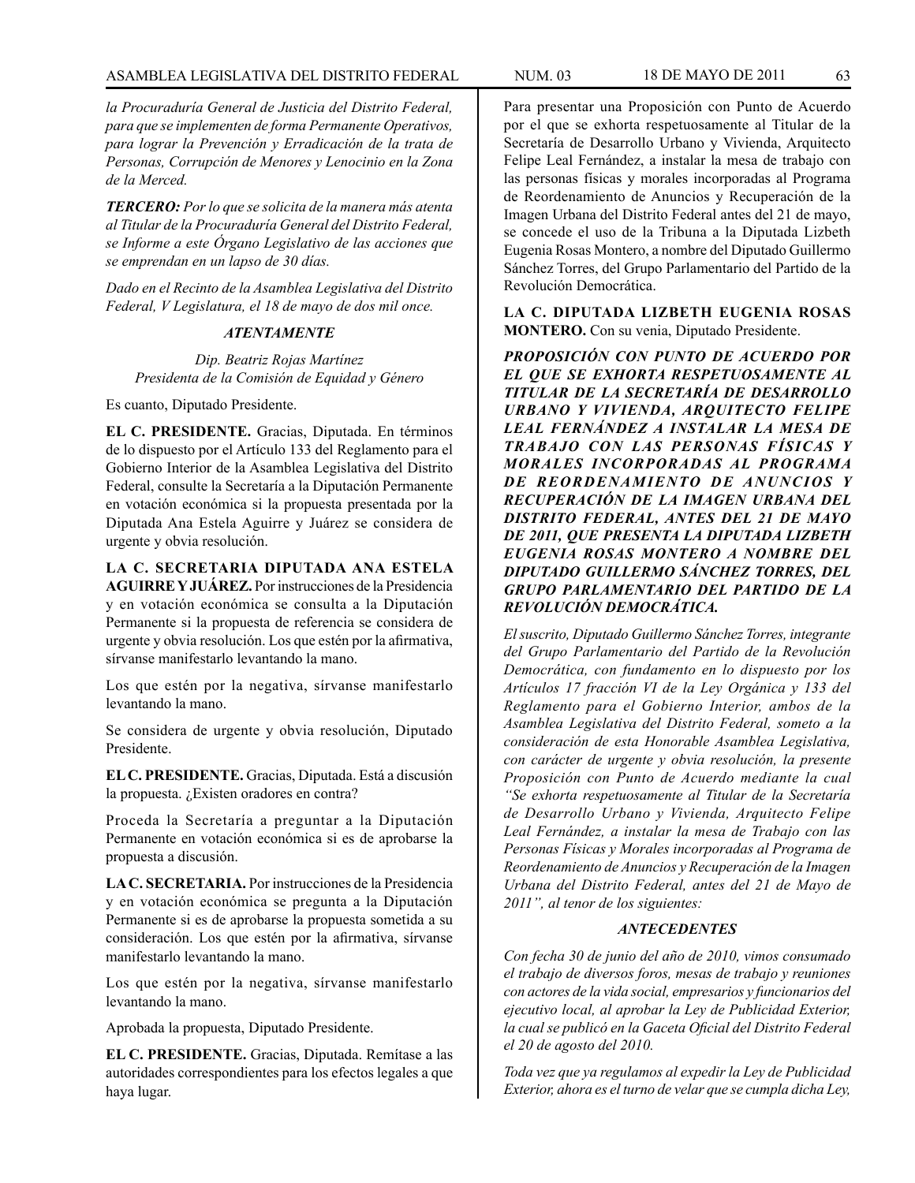*la Procuraduría General de Justicia del Distrito Federal, para que se implementen de forma Permanente Operativos, para lograr la Prevención y Erradicación de la trata de Personas, Corrupción de Menores y Lenocinio en la Zona de la Merced.*

***TERCERO:*** *Por lo que se solicita de la manera más atenta al Titular de la Procuraduría General del Distrito Federal, se Informe a este Órgano Legislativo de las acciones que se emprendan en un lapso de 30 días.*

*Dado en el Recinto de la Asamblea Legislativa del Distrito Federal, V Legislatura, el 18 de mayo de dos mil once.*

***ATENTAMENTE***

*Dip. Beatriz Rojas Martínez*
*Presidenta de la Comisión de Equidad y Género*

Es cuanto, Diputado Presidente.

**EL C. PRESIDENTE.** Gracias, Diputada. En términos de lo dispuesto por el Artículo 133 del Reglamento para el Gobierno Interior de la Asamblea Legislativa del Distrito Federal, consulte la Secretaría a la Diputación Permanente en votación económica si la propuesta presentada por la Diputada Ana Estela Aguirre y Juárez se considera de urgente y obvia resolución.

**LA C. SECRETARIA DIPUTADA ANA ESTELA AGUIRRE Y JUÁREZ.** Por instrucciones de la Presidencia y en votación económica se consulta a la Diputación Permanente si la propuesta de referencia se considera de urgente y obvia resolución. Los que estén por la afirmativa, sírvanse manifestarlo levantando la mano.

Los que estén por la negativa, sírvanse manifestarlo levantando la mano.

Se considera de urgente y obvia resolución, Diputado Presidente.

**EL C. PRESIDENTE.** Gracias, Diputada. Está a discusión la propuesta. ¿Existen oradores en contra?

Proceda la Secretaría a preguntar a la Diputación Permanente en votación económica si es de aprobarse la propuesta a discusión.

**LA C. SECRETARIA.** Por instrucciones de la Presidencia y en votación económica se pregunta a la Diputación Permanente si es de aprobarse la propuesta sometida a su consideración. Los que estén por la afirmativa, sírvanse manifestarlo levantando la mano.

Los que estén por la negativa, sírvanse manifestarlo levantando la mano.

Aprobada la propuesta, Diputado Presidente.

**EL C. PRESIDENTE.** Gracias, Diputada. Remítase a las autoridades correspondientes para los efectos legales a que haya lugar.

Para presentar una Proposición con Punto de Acuerdo por el que se exhorta respetuosamente al Titular de la Secretaría de Desarrollo Urbano y Vivienda, Arquitecto Felipe Leal Fernández, a instalar la mesa de trabajo con las personas físicas y morales incorporadas al Programa de Reordenamiento de Anuncios y Recuperación de la Imagen Urbana del Distrito Federal antes del 21 de mayo, se concede el uso de la Tribuna a la Diputada Lizbeth Eugenia Rosas Montero, a nombre del Diputado Guillermo Sánchez Torres, del Grupo Parlamentario del Partido de la Revolución Democrática.

**LA C. DIPUTADA LIZBETH EUGENIA ROSAS MONTERO.** Con su venia, Diputado Presidente.

***PROPOSICIÓN CON PUNTO DE ACUERDO POR EL QUE SE EXHORTA RESPETUOSAMENTE AL TITULAR DE LA SECRETARÍA DE DESARROLLO URBANO Y VIVIENDA, ARQUITECTO FELIPE LEAL FERNÁNDEZ A INSTALAR LA MESA DE TRABAJO CON LAS PERSONAS FÍSICAS Y MORALES INCORPORADAS AL PROGRAMA DE REORDENAMIENTO DE ANUNCIOS Y RECUPERACIÓN DE LA IMAGEN URBANA DEL DISTRITO FEDERAL, ANTES DEL 21 DE MAYO DE 2011, QUE PRESENTA LA DIPUTADA LIZBETH EUGENIA ROSAS MONTERO A NOMBRE DEL DIPUTADO GUILLERMO SÁNCHEZ TORRES, DEL GRUPO PARLAMENTARIO DEL PARTIDO DE LA REVOLUCIÓN DEMOCRÁTICA.***

*El suscrito, Diputado Guillermo Sánchez Torres, integrante del Grupo Parlamentario del Partido de la Revolución Democrática, con fundamento en lo dispuesto por los Artículos 17 fracción VI de la Ley Orgánica y 133 del Reglamento para el Gobierno Interior, ambos de la Asamblea Legislativa del Distrito Federal, someto a la consideración de esta Honorable Asamblea Legislativa, con carácter de urgente y obvia resolución, la presente Proposición con Punto de Acuerdo mediante la cual "Se exhorta respetuosamente al Titular de la Secretaría de Desarrollo Urbano y Vivienda, Arquitecto Felipe Leal Fernández, a instalar la mesa de Trabajo con las Personas Físicas y Morales incorporadas al Programa de Reordenamiento de Anuncios y Recuperación de la Imagen Urbana del Distrito Federal, antes del 21 de Mayo de 2011", al tenor de los siguientes:*

***ANTECEDENTES***

*Con fecha 30 de junio del año de 2010, vimos consumado el trabajo de diversos foros, mesas de trabajo y reuniones con actores de la vida social, empresarios y funcionarios del ejecutivo local, al aprobar la Ley de Publicidad Exterior, la cual se publicó en la Gaceta Oficial del Distrito Federal el 20 de agosto del 2010.*

*Toda vez que ya regulamos al expedir la Ley de Publicidad Exterior, ahora es el turno de velar que se cumpla dicha Ley,*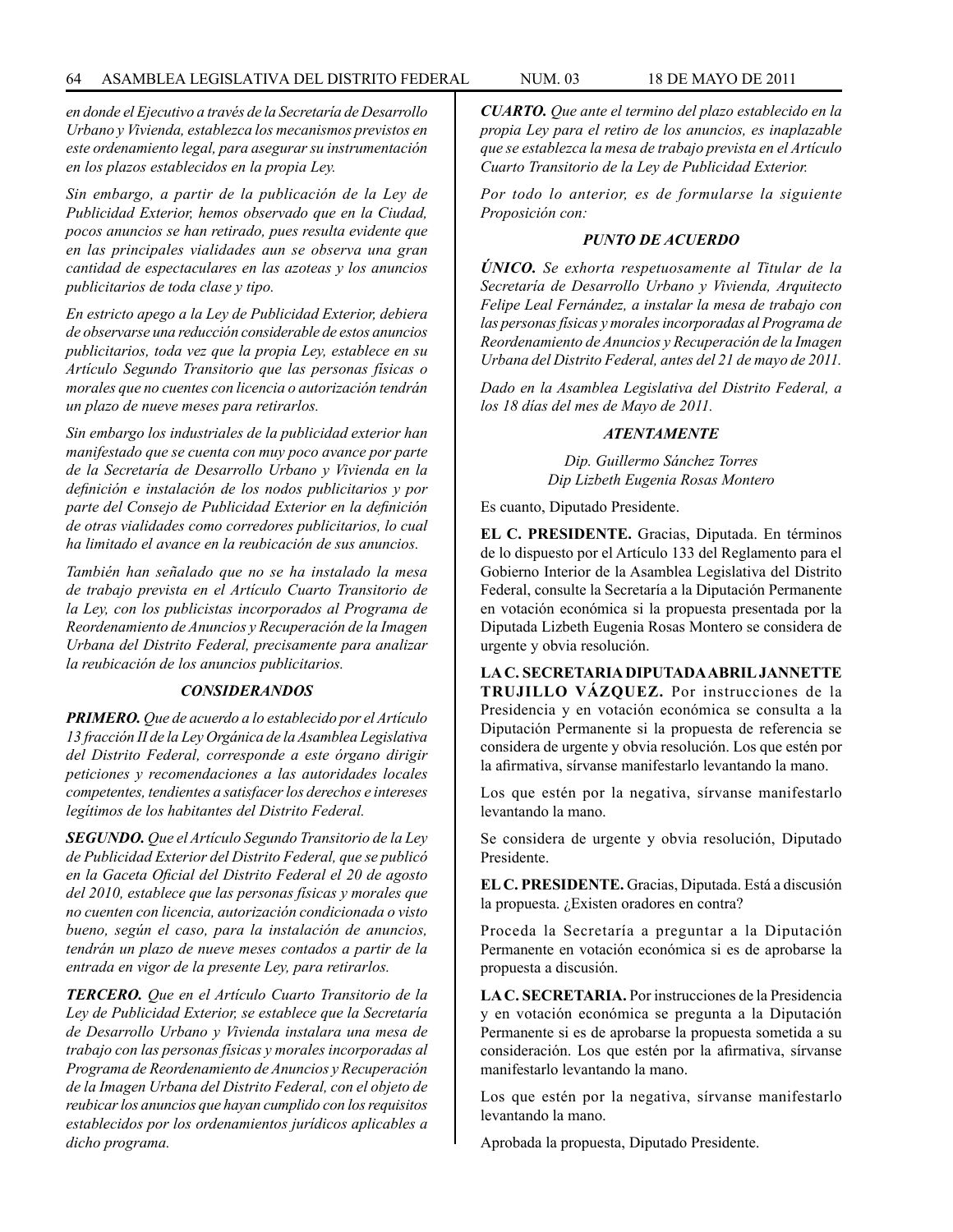*en donde el Ejecutivo a través de la Secretaría de Desarrollo Urbano y Vivienda, establezca los mecanismos previstos en este ordenamiento legal, para asegurar su instrumentación en los plazos establecidos en la propia Ley.*

*Sin embargo, a partir de la publicación de la Ley de Publicidad Exterior, hemos observado que en la Ciudad, pocos anuncios se han retirado, pues resulta evidente que en las principales vialidades aun se observa una gran cantidad de espectaculares en las azoteas y los anuncios publicitarios de toda clase y tipo.*

*En estricto apego a la Ley de Publicidad Exterior, debiera de observarse una reducción considerable de estos anuncios publicitarios, toda vez que la propia Ley, establece en su Artículo Segundo Transitorio que las personas físicas o morales que no cuentes con licencia o autorización tendrán un plazo de nueve meses para retirarlos.*

*Sin embargo los industriales de la publicidad exterior han manifestado que se cuenta con muy poco avance por parte de la Secretaría de Desarrollo Urbano y Vivienda en la definición e instalación de los nodos publicitarios y por parte del Consejo de Publicidad Exterior en la definición de otras vialidades como corredores publicitarios, lo cual ha limitado el avance en la reubicación de sus anuncios.*

*También han señalado que no se ha instalado la mesa de trabajo prevista en el Artículo Cuarto Transitorio de la Ley, con los publicistas incorporados al Programa de Reordenamiento de Anuncios y Recuperación de la Imagen Urbana del Distrito Federal, precisamente para analizar la reubicación de los anuncios publicitarios.*

### *CONSIDERANDOS*

***PRIMERO.*** *Que de acuerdo a lo establecido por el Artículo 13 fracción II de la Ley Orgánica de la Asamblea Legislativa del Distrito Federal, corresponde a este órgano dirigir peticiones y recomendaciones a las autoridades locales competentes, tendientes a satisfacer los derechos e intereses legítimos de los habitantes del Distrito Federal.*

***SEGUNDO.*** *Que el Artículo Segundo Transitorio de la Ley de Publicidad Exterior del Distrito Federal, que se publicó en la Gaceta Oficial del Distrito Federal el 20 de agosto del 2010, establece que las personas físicas y morales que no cuenten con licencia, autorización condicionada o visto bueno, según el caso, para la instalación de anuncios, tendrán un plazo de nueve meses contados a partir de la entrada en vigor de la presente Ley, para retirarlos.*

***TERCERO.*** *Que en el Artículo Cuarto Transitorio de la Ley de Publicidad Exterior, se establece que la Secretaría de Desarrollo Urbano y Vivienda instalara una mesa de trabajo con las personas físicas y morales incorporadas al Programa de Reordenamiento de Anuncios y Recuperación de la Imagen Urbana del Distrito Federal, con el objeto de reubicar los anuncios que hayan cumplido con los requisitos establecidos por los ordenamientos jurídicos aplicables a dicho programa.*

***CUARTO.*** *Que ante el termino del plazo establecido en la propia Ley para el retiro de los anuncios, es inaplazable que se establezca la mesa de trabajo prevista en el Artículo Cuarto Transitorio de la Ley de Publicidad Exterior.*

*Por todo lo anterior, es de formularse la siguiente Proposición con:*

### *PUNTO DE ACUERDO*

***ÚNICO.*** *Se exhorta respetuosamente al Titular de la Secretaría de Desarrollo Urbano y Vivienda, Arquitecto Felipe Leal Fernández, a instalar la mesa de trabajo con las personas físicas y morales incorporadas al Programa de Reordenamiento de Anuncios y Recuperación de la Imagen Urbana del Distrito Federal, antes del 21 de mayo de 2011.*

*Dado en la Asamblea Legislativa del Distrito Federal, a los 18 días del mes de Mayo de 2011.*

***ATENTAMENTE***

*Dip. Guillermo Sánchez Torres*
*Dip Lizbeth Eugenia Rosas Montero*

Es cuanto, Diputado Presidente.

**EL C. PRESIDENTE.** Gracias, Diputada. En términos de lo dispuesto por el Artículo 133 del Reglamento para el Gobierno Interior de la Asamblea Legislativa del Distrito Federal, consulte la Secretaría a la Diputación Permanente en votación económica si la propuesta presentada por la Diputada Lizbeth Eugenia Rosas Montero se considera de urgente y obvia resolución.

**LA C. SECRETARIA DIPUTADA ABRIL JANNETTE TRUJILLO VÁZQUEZ.** Por instrucciones de la Presidencia y en votación económica se consulta a la Diputación Permanente si la propuesta de referencia se considera de urgente y obvia resolución. Los que estén por la afirmativa, sírvanse manifestarlo levantando la mano.

Los que estén por la negativa, sírvanse manifestarlo levantando la mano.

Se considera de urgente y obvia resolución, Diputado Presidente.

**EL C. PRESIDENTE.** Gracias, Diputada. Está a discusión la propuesta. ¿Existen oradores en contra?

Proceda la Secretaría a preguntar a la Diputación Permanente en votación económica si es de aprobarse la propuesta a discusión.

**LA C. SECRETARIA.** Por instrucciones de la Presidencia y en votación económica se pregunta a la Diputación Permanente si es de aprobarse la propuesta sometida a su consideración. Los que estén por la afirmativa, sírvanse manifestarlo levantando la mano.

Los que estén por la negativa, sírvanse manifestarlo levantando la mano.

Aprobada la propuesta, Diputado Presidente.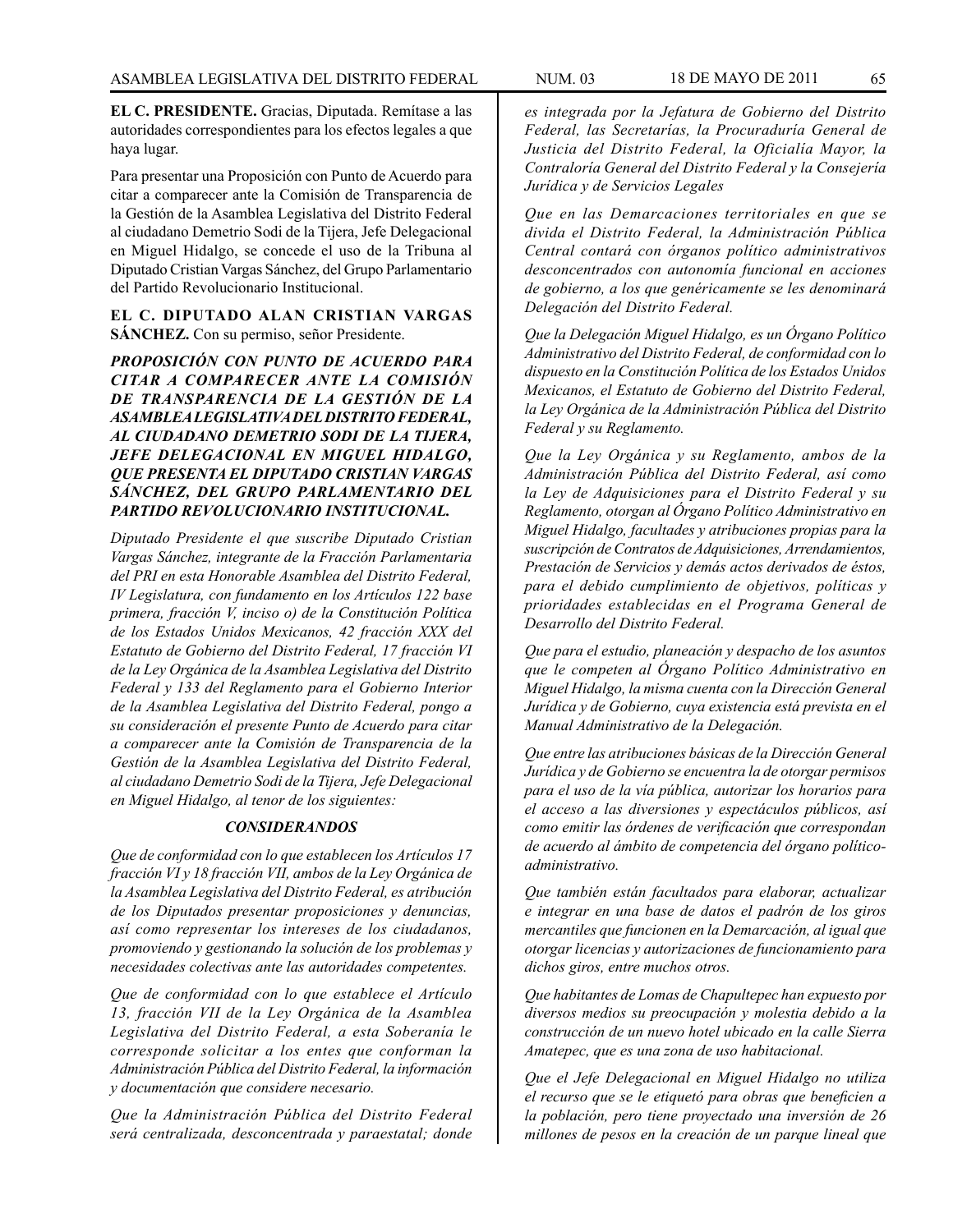**EL C. PRESIDENTE.** Gracias, Diputada. Remítase a las autoridades correspondientes para los efectos legales a que haya lugar.

Para presentar una Proposición con Punto de Acuerdo para citar a comparecer ante la Comisión de Transparencia de la Gestión de la Asamblea Legislativa del Distrito Federal al ciudadano Demetrio Sodi de la Tijera, Jefe Delegacional en Miguel Hidalgo, se concede el uso de la Tribuna al Diputado Cristian Vargas Sánchez, del Grupo Parlamentario del Partido Revolucionario Institucional.

**EL C. DIPUTADO ALAN CRISTIAN VARGAS SÁNCHEZ.** Con su permiso, señor Presidente.

***PROPOSICIÓN CON PUNTO DE ACUERDO PARA CITAR A COMPARECER ANTE LA COMISIÓN DE TRANSPARENCIA DE LA GESTIÓN DE LA ASAMBLEA LEGISLATIVA DEL DISTRITO FEDERAL, AL CIUDADANO DEMETRIO SODI DE LA TIJERA, JEFE DELEGACIONAL EN MIGUEL HIDALGO, QUE PRESENTA EL DIPUTADO CRISTIAN VARGAS SÁNCHEZ, DEL GRUPO PARLAMENTARIO DEL PARTIDO REVOLUCIONARIO INSTITUCIONAL.***

*Diputado Presidente el que suscribe Diputado Cristian Vargas Sánchez, integrante de la Fracción Parlamentaria del PRI en esta Honorable Asamblea del Distrito Federal, IV Legislatura, con fundamento en los Artículos 122 base primera, fracción V, inciso o) de la Constitución Política de los Estados Unidos Mexicanos, 42 fracción XXX del Estatuto de Gobierno del Distrito Federal, 17 fracción VI de la Ley Orgánica de la Asamblea Legislativa del Distrito Federal y 133 del Reglamento para el Gobierno Interior de la Asamblea Legislativa del Distrito Federal, pongo a su consideración el presente Punto de Acuerdo para citar a comparecer ante la Comisión de Transparencia de la Gestión de la Asamblea Legislativa del Distrito Federal, al ciudadano Demetrio Sodi de la Tijera, Jefe Delegacional en Miguel Hidalgo, al tenor de los siguientes:*

***CONSIDERANDOS***

*Que de conformidad con lo que establecen los Artículos 17 fracción VI y 18 fracción VII, ambos de la Ley Orgánica de la Asamblea Legislativa del Distrito Federal, es atribución de los Diputados presentar proposiciones y denuncias, así como representar los intereses de los ciudadanos, promoviendo y gestionando la solución de los problemas y necesidades colectivas ante las autoridades competentes.*

*Que de conformidad con lo que establece el Artículo 13, fracción VII de la Ley Orgánica de la Asamblea Legislativa del Distrito Federal, a esta Soberanía le corresponde solicitar a los entes que conforman la Administración Pública del Distrito Federal, la información y documentación que considere necesario.*

*Que la Administración Pública del Distrito Federal será centralizada, desconcentrada y paraestatal; donde es integrada por la Jefatura de Gobierno del Distrito Federal, las Secretarías, la Procuraduría General de Justicia del Distrito Federal, la Oficialía Mayor, la Contraloría General del Distrito Federal y la Consejería Jurídica y de Servicios Legales*

*Que en las Demarcaciones territoriales en que se divida el Distrito Federal, la Administración Pública Central contará con órganos político administrativos desconcentrados con autonomía funcional en acciones de gobierno, a los que genéricamente se les denominará Delegación del Distrito Federal.*

*Que la Delegación Miguel Hidalgo, es un Órgano Político Administrativo del Distrito Federal, de conformidad con lo dispuesto en la Constitución Política de los Estados Unidos Mexicanos, el Estatuto de Gobierno del Distrito Federal, la Ley Orgánica de la Administración Pública del Distrito Federal y su Reglamento.*

*Que la Ley Orgánica y su Reglamento, ambos de la Administración Pública del Distrito Federal, así como la Ley de Adquisiciones para el Distrito Federal y su Reglamento, otorgan al Órgano Político Administrativo en Miguel Hidalgo, facultades y atribuciones propias para la suscripción de Contratos de Adquisiciones, Arrendamientos, Prestación de Servicios y demás actos derivados de éstos, para el debido cumplimiento de objetivos, políticas y prioridades establecidas en el Programa General de Desarrollo del Distrito Federal.*

*Que para el estudio, planeación y despacho de los asuntos que le competen al Órgano Político Administrativo en Miguel Hidalgo, la misma cuenta con la Dirección General Jurídica y de Gobierno, cuya existencia está prevista en el Manual Administrativo de la Delegación.*

*Que entre las atribuciones básicas de la Dirección General Jurídica y de Gobierno se encuentra la de otorgar permisos para el uso de la vía pública, autorizar los horarios para el acceso a las diversiones y espectáculos públicos, así como emitir las órdenes de verificación que correspondan de acuerdo al ámbito de competencia del órgano político-administrativo.*

*Que también están facultados para elaborar, actualizar e integrar en una base de datos el padrón de los giros mercantiles que funcionen en la Demarcación, al igual que otorgar licencias y autorizaciones de funcionamiento para dichos giros, entre muchos otros.*

*Que habitantes de Lomas de Chapultepec han expuesto por diversos medios su preocupación y molestia debido a la construcción de un nuevo hotel ubicado en la calle Sierra Amatepec, que es una zona de uso habitacional.*

*Que el Jefe Delegacional en Miguel Hidalgo no utiliza el recurso que se le etiquetó para obras que beneficien a la población, pero tiene proyectado una inversión de 26 millones de pesos en la creación de un parque lineal que*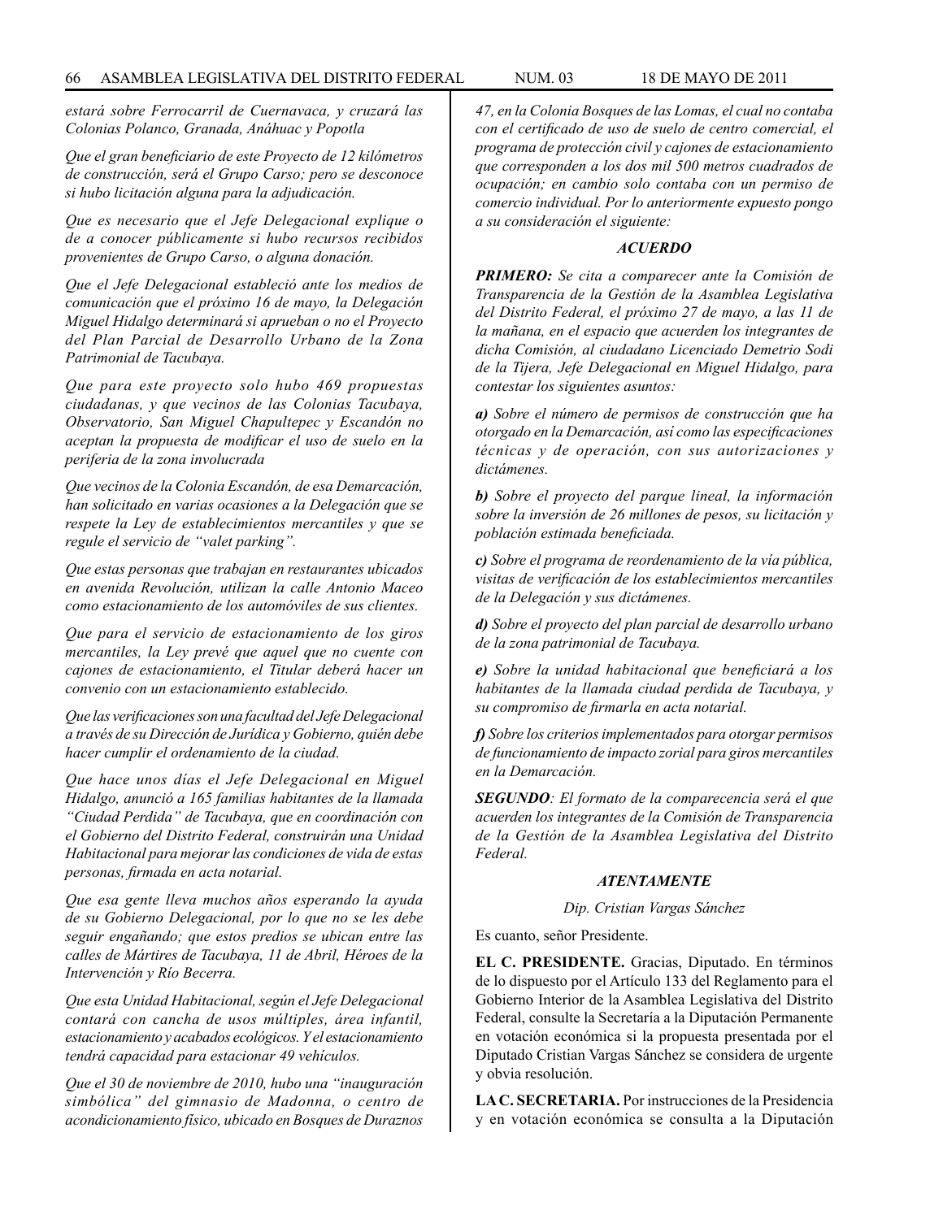*estará sobre Ferrocarril de Cuernavaca, y cruzará las Colonias Polanco, Granada, Anáhuac y Popotla*

*Que el gran beneficiario de este Proyecto de 12 kilómetros de construcción, será el Grupo Carso; pero se desconoce si hubo licitación alguna para la adjudicación.*

*Que es necesario que el Jefe Delegacional explique o de a conocer públicamente si hubo recursos recibidos provenientes de Grupo Carso, o alguna donación.*

*Que el Jefe Delegacional estableció ante los medios de comunicación que el próximo 16 de mayo, la Delegación Miguel Hidalgo determinará si aprueban o no el Proyecto del Plan Parcial de Desarrollo Urbano de la Zona Patrimonial de Tacubaya.*

*Que para este proyecto solo hubo 469 propuestas ciudadanas, y que vecinos de las Colonias Tacubaya, Observatorio, San Miguel Chapultepec y Escandón no aceptan la propuesta de modificar el uso de suelo en la periferia de la zona involucrada*

*Que vecinos de la Colonia Escandón, de esa Demarcación, han solicitado en varias ocasiones a la Delegación que se respete la Ley de establecimientos mercantiles y que se regule el servicio de "valet parking".*

*Que estas personas que trabajan en restaurantes ubicados en avenida Revolución, utilizan la calle Antonio Maceo como estacionamiento de los automóviles de sus clientes.*

*Que para el servicio de estacionamiento de los giros mercantiles, la Ley prevé que aquel que no cuente con cajones de estacionamiento, el Titular deberá hacer un convenio con un estacionamiento establecido.*

*Que las verificaciones son una facultad del Jefe Delegacional a través de su Dirección de Jurídica y Gobierno, quién debe hacer cumplir el ordenamiento de la ciudad.*

*Que hace unos días el Jefe Delegacional en Miguel Hidalgo, anunció a 165 familias habitantes de la llamada "Ciudad Perdida" de Tacubaya, que en coordinación con el Gobierno del Distrito Federal, construirán una Unidad Habitacional para mejorar las condiciones de vida de estas personas, firmada en acta notarial.*

*Que esa gente lleva muchos años esperando la ayuda de su Gobierno Delegacional, por lo que no se les debe seguir engañando; que estos predios se ubican entre las calles de Mártires de Tacubaya, 11 de Abril, Héroes de la Intervención y Río Becerra.*

*Que esta Unidad Habitacional, según el Jefe Delegacional contará con cancha de usos múltiples, área infantil, estacionamiento y acabados ecológicos. Y el estacionamiento tendrá capacidad para estacionar 49 vehículos.*

*Que el 30 de noviembre de 2010, hubo una "inauguración simbólica" del gimnasio de Madonna, o centro de acondicionamiento físico, ubicado en Bosques de Duraznos 47, en la Colonia Bosques de las Lomas, el cual no contaba con el certificado de uso de suelo de centro comercial, el programa de protección civil y cajones de estacionamiento que corresponden a los dos mil 500 metros cuadrados de ocupación; en cambio solo contaba con un permiso de comercio individual. Por lo anteriormente expuesto pongo a su consideración el siguiente:*

***ACUERDO***

***PRIMERO:*** *Se cita a comparecer ante la Comisión de Transparencia de la Gestión de la Asamblea Legislativa del Distrito Federal, el próximo 27 de mayo, a las 11 de la mañana, en el espacio que acuerden los integrantes de dicha Comisión, al ciudadano Licenciado Demetrio Sodi de la Tijera, Jefe Delegacional en Miguel Hidalgo, para contestar los siguientes asuntos:*

***a)*** *Sobre el número de permisos de construcción que ha otorgado en la Demarcación, así como las especificaciones técnicas y de operación, con sus autorizaciones y dictámenes.*

***b)*** *Sobre el proyecto del parque lineal, la información sobre la inversión de 26 millones de pesos, su licitación y población estimada beneficiada.*

***c)*** *Sobre el programa de reordenamiento de la vía pública, visitas de verificación de los establecimientos mercantiles de la Delegación y sus dictámenes.*

***d)*** *Sobre el proyecto del plan parcial de desarrollo urbano de la zona patrimonial de Tacubaya.*

***e)*** *Sobre la unidad habitacional que beneficiará a los habitantes de la llamada ciudad perdida de Tacubaya, y su compromiso de firmarla en acta notarial.*

***f)*** *Sobre los criterios implementados para otorgar permisos de funcionamiento de impacto zorial para giros mercantiles en la Demarcación.*

***SEGUNDO****: El formato de la comparecencia será el que acuerden los integrantes de la Comisión de Transparencia de la Gestión de la Asamblea Legislativa del Distrito Federal.*

***ATENTAMENTE***

*Dip. Cristian Vargas Sánchez*

Es cuanto, señor Presidente.

**EL C. PRESIDENTE.** Gracias, Diputado. En términos de lo dispuesto por el Artículo 133 del Reglamento para el Gobierno Interior de la Asamblea Legislativa del Distrito Federal, consulte la Secretaría a la Diputación Permanente en votación económica si la propuesta presentada por el Diputado Cristian Vargas Sánchez se considera de urgente y obvia resolución.

**LA C. SECRETARIA.** Por instrucciones de la Presidencia y en votación económica se consulta a la Diputación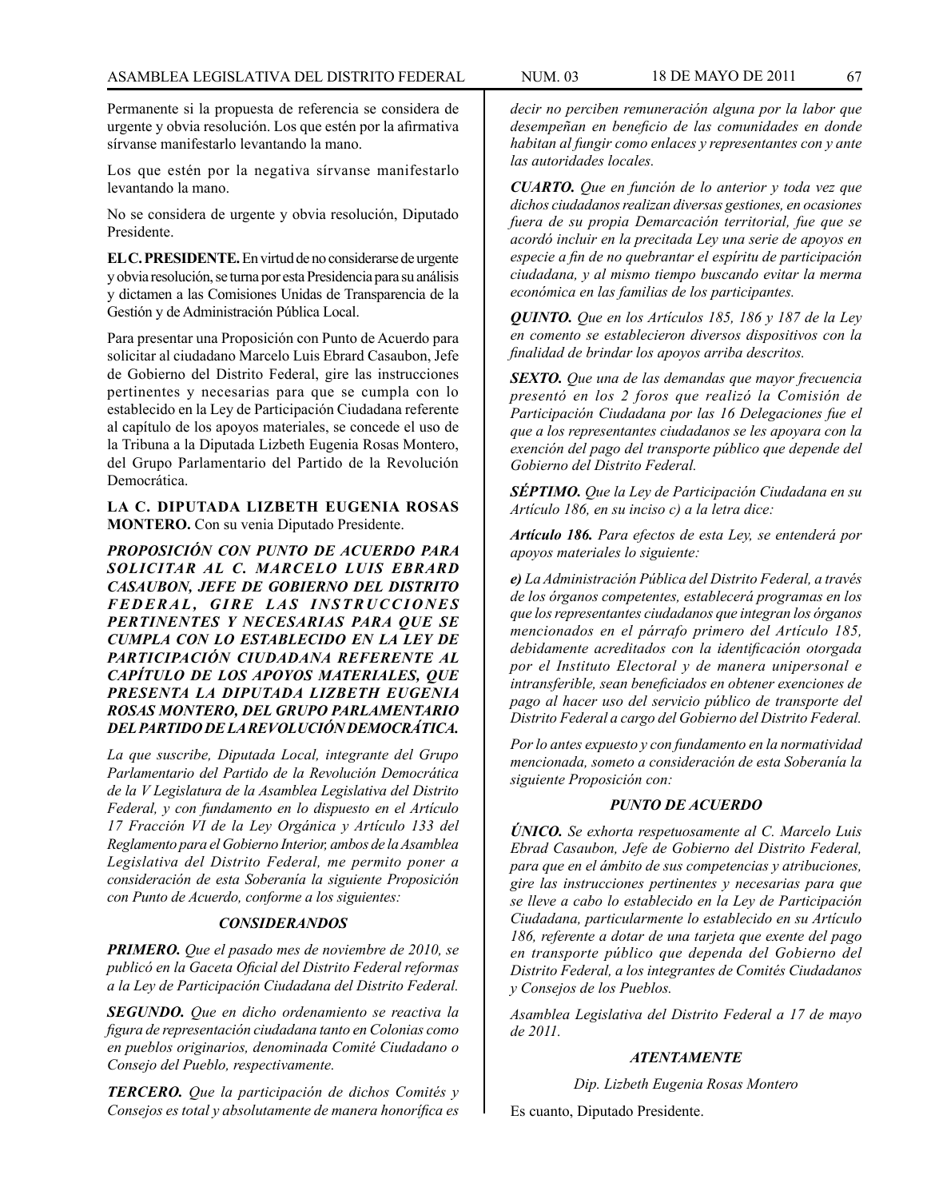Permanente si la propuesta de referencia se considera de urgente y obvia resolución. Los que estén por la afirmativa sírvanse manifestarlo levantando la mano.

Los que estén por la negativa sírvanse manifestarlo levantando la mano.

No se considera de urgente y obvia resolución, Diputado Presidente.

**EL C. PRESIDENTE.** En virtud de no considerarse de urgente y obvia resolución, se turna por esta Presidencia para su análisis y dictamen a las Comisiones Unidas de Transparencia de la Gestión y de Administración Pública Local.

Para presentar una Proposición con Punto de Acuerdo para solicitar al ciudadano Marcelo Luis Ebrard Casaubon, Jefe de Gobierno del Distrito Federal, gire las instrucciones pertinentes y necesarias para que se cumpla con lo establecido en la Ley de Participación Ciudadana referente al capítulo de los apoyos materiales, se concede el uso de la Tribuna a la Diputada Lizbeth Eugenia Rosas Montero, del Grupo Parlamentario del Partido de la Revolución Democrática.

**LA C. DIPUTADA LIZBETH EUGENIA ROSAS MONTERO.** Con su venia Diputado Presidente.

***PROPOSICIÓN CON PUNTO DE ACUERDO PARA SOLICITAR AL C. MARCELO LUIS EBRARD CASAUBON, JEFE DE GOBIERNO DEL DISTRITO FEDERAL, GIRE LAS INSTRUCCIONES PERTINENTES Y NECESARIAS PARA QUE SE CUMPLA CON LO ESTABLECIDO EN LA LEY DE PARTICIPACIÓN CIUDADANA REFERENTE AL CAPÍTULO DE LOS APOYOS MATERIALES, QUE PRESENTA LA DIPUTADA LIZBETH EUGENIA ROSAS MONTERO, DEL GRUPO PARLAMENTARIO DEL PARTIDO DE LA REVOLUCIÓN DEMOCRÁTICA.***

*La que suscribe, Diputada Local, integrante del Grupo Parlamentario del Partido de la Revolución Democrática de la V Legislatura de la Asamblea Legislativa del Distrito Federal, y con fundamento en lo dispuesto en el Artículo 17 Fracción VI de la Ley Orgánica y Artículo 133 del Reglamento para el Gobierno Interior, ambos de la Asamblea Legislativa del Distrito Federal, me permito poner a consideración de esta Soberanía la siguiente Proposición con Punto de Acuerdo, conforme a los siguientes:*

***CONSIDERANDOS***

***PRIMERO.*** *Que el pasado mes de noviembre de 2010, se publicó en la Gaceta Oficial del Distrito Federal reformas a la Ley de Participación Ciudadana del Distrito Federal.*

***SEGUNDO.*** *Que en dicho ordenamiento se reactiva la figura de representación ciudadana tanto en Colonias como en pueblos originarios, denominada Comité Ciudadano o Consejo del Pueblo, respectivamente.*

***TERCERO.*** *Que la participación de dichos Comités y Consejos es total y absolutamente de manera honorífica es decir no perciben remuneración alguna por la labor que desempeñan en beneficio de las comunidades en donde habitan al fungir como enlaces y representantes con y ante las autoridades locales.*

***CUARTO.*** *Que en función de lo anterior y toda vez que dichos ciudadanos realizan diversas gestiones, en ocasiones fuera de su propia Demarcación territorial, fue que se acordó incluir en la precitada Ley una serie de apoyos en especie a fin de no quebrantar el espíritu de participación ciudadana, y al mismo tiempo buscando evitar la merma económica en las familias de los participantes.*

***QUINTO.*** *Que en los Artículos 185, 186 y 187 de la Ley en comento se establecieron diversos dispositivos con la finalidad de brindar los apoyos arriba descritos.*

***SEXTO.*** *Que una de las demandas que mayor frecuencia presentó en los 2 foros que realizó la Comisión de Participación Ciudadana por las 16 Delegaciones fue el que a los representantes ciudadanos se les apoyara con la exención del pago del transporte público que depende del Gobierno del Distrito Federal.*

***SÉPTIMO.*** *Que la Ley de Participación Ciudadana en su Artículo 186, en su inciso c) a la letra dice:*

***Artículo 186.*** *Para efectos de esta Ley, se entenderá por apoyos materiales lo siguiente:*

***e)*** *La Administración Pública del Distrito Federal, a través de los órganos competentes, establecerá programas en los que los representantes ciudadanos que integran los órganos mencionados en el párrafo primero del Artículo 185, debidamente acreditados con la identificación otorgada por el Instituto Electoral y de manera unipersonal e intransferible, sean beneficiados en obtener exenciones de pago al hacer uso del servicio público de transporte del Distrito Federal a cargo del Gobierno del Distrito Federal.*

*Por lo antes expuesto y con fundamento en la normatividad mencionada, someto a consideración de esta Soberanía la siguiente Proposición con:*

***PUNTO DE ACUERDO***

***ÚNICO.*** *Se exhorta respetuosamente al C. Marcelo Luis Ebrad Casaubon, Jefe de Gobierno del Distrito Federal, para que en el ámbito de sus competencias y atribuciones, gire las instrucciones pertinentes y necesarias para que se lleve a cabo lo establecido en la Ley de Participación Ciudadana, particularmente lo establecido en su Artículo 186, referente a dotar de una tarjeta que exente del pago en transporte público que dependa del Gobierno del Distrito Federal, a los integrantes de Comités Ciudadanos y Consejos de los Pueblos.*

*Asamblea Legislativa del Distrito Federal a 17 de mayo de 2011.*

***ATENTAMENTE***

*Dip. Lizbeth Eugenia Rosas Montero*

Es cuanto, Diputado Presidente.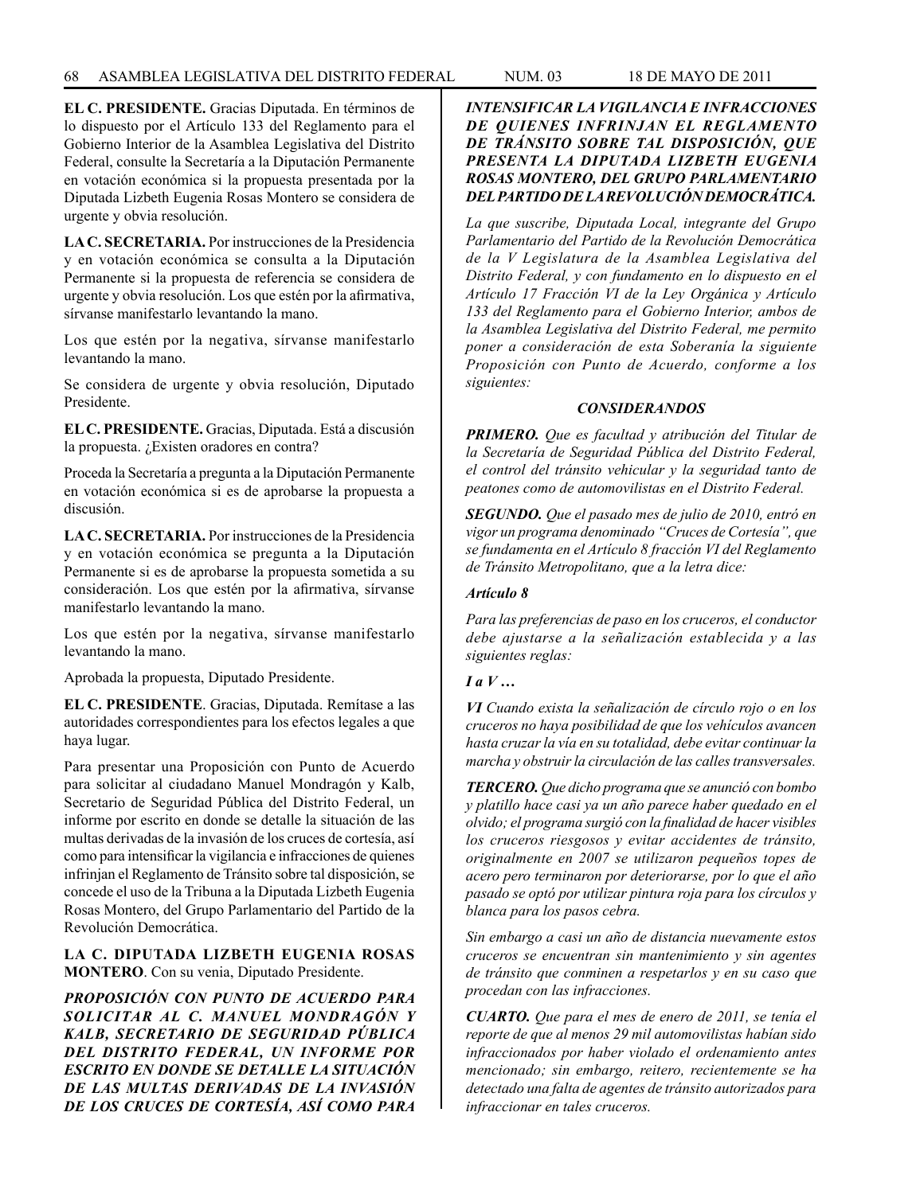**EL C. PRESIDENTE.** Gracias Diputada. En términos de lo dispuesto por el Artículo 133 del Reglamento para el Gobierno Interior de la Asamblea Legislativa del Distrito Federal, consulte la Secretaría a la Diputación Permanente en votación económica si la propuesta presentada por la Diputada Lizbeth Eugenia Rosas Montero se considera de urgente y obvia resolución.

**LA C. SECRETARIA.** Por instrucciones de la Presidencia y en votación económica se consulta a la Diputación Permanente si la propuesta de referencia se considera de urgente y obvia resolución. Los que estén por la afirmativa, sírvanse manifestarlo levantando la mano.

Los que estén por la negativa, sírvanse manifestarlo levantando la mano.

Se considera de urgente y obvia resolución, Diputado Presidente.

**EL C. PRESIDENTE.** Gracias, Diputada. Está a discusión la propuesta. ¿Existen oradores en contra?

Proceda la Secretaría a pregunta a la Diputación Permanente en votación económica si es de aprobarse la propuesta a discusión.

**LA C. SECRETARIA.** Por instrucciones de la Presidencia y en votación económica se pregunta a la Diputación Permanente si es de aprobarse la propuesta sometida a su consideración. Los que estén por la afirmativa, sírvanse manifestarlo levantando la mano.

Los que estén por la negativa, sírvanse manifestarlo levantando la mano.

Aprobada la propuesta, Diputado Presidente.

**EL C. PRESIDENTE**. Gracias, Diputada. Remítase a las autoridades correspondientes para los efectos legales a que haya lugar.

Para presentar una Proposición con Punto de Acuerdo para solicitar al ciudadano Manuel Mondragón y Kalb, Secretario de Seguridad Pública del Distrito Federal, un informe por escrito en donde se detalle la situación de las multas derivadas de la invasión de los cruces de cortesía, así como para intensificar la vigilancia e infracciones de quienes infrinjan el Reglamento de Tránsito sobre tal disposición, se concede el uso de la Tribuna a la Diputada Lizbeth Eugenia Rosas Montero, del Grupo Parlamentario del Partido de la Revolución Democrática.

**LA C. DIPUTADA LIZBETH EUGENIA ROSAS MONTERO**. Con su venia, Diputado Presidente.

***PROPOSICIÓN CON PUNTO DE ACUERDO PARA SOLICITAR AL C. MANUEL MONDRAGÓN Y KALB, SECRETARIO DE SEGURIDAD PÚBLICA DEL DISTRITO FEDERAL, UN INFORME POR ESCRITO EN DONDE SE DETALLE LA SITUACIÓN DE LAS MULTAS DERIVADAS DE LA INVASIÓN DE LOS CRUCES DE CORTESÍA, ASÍ COMO PARA INTENSIFICAR LA VIGILANCIA E INFRACCIONES DE QUIENES INFRINJAN EL REGLAMENTO DE TRÁNSITO SOBRE TAL DISPOSICIÓN, QUE PRESENTA LA DIPUTADA LIZBETH EUGENIA ROSAS MONTERO, DEL GRUPO PARLAMENTARIO DEL PARTIDO DE LA REVOLUCIÓN DEMOCRÁTICA.***

*La que suscribe, Diputada Local, integrante del Grupo Parlamentario del Partido de la Revolución Democrática de la V Legislatura de la Asamblea Legislativa del Distrito Federal, y con fundamento en lo dispuesto en el Artículo 17 Fracción VI de la Ley Orgánica y Artículo 133 del Reglamento para el Gobierno Interior, ambos de la Asamblea Legislativa del Distrito Federal, me permito poner a consideración de esta Soberanía la siguiente Proposición con Punto de Acuerdo, conforme a los siguientes:*

***CONSIDERANDOS***

***PRIMERO.*** *Que es facultad y atribución del Titular de la Secretaría de Seguridad Pública del Distrito Federal, el control del tránsito vehicular y la seguridad tanto de peatones como de automovilistas en el Distrito Federal.*

***SEGUNDO.*** *Que el pasado mes de julio de 2010, entró en vigor un programa denominado "Cruces de Cortesía", que se fundamenta en el Artículo 8 fracción VI del Reglamento de Tránsito Metropolitano, que a la letra dice:*

***Artículo 8***

*Para las preferencias de paso en los cruceros, el conductor debe ajustarse a la señalización establecida y a las siguientes reglas:*

***I a V …***

***VI*** *Cuando exista la señalización de círculo rojo o en los cruceros no haya posibilidad de que los vehículos avancen hasta cruzar la vía en su totalidad, debe evitar continuar la marcha y obstruir la circulación de las calles transversales.*

***TERCERO.*** *Que dicho programa que se anunció con bombo y platillo hace casi ya un año parece haber quedado en el olvido; el programa surgió con la finalidad de hacer visibles los cruceros riesgosos y evitar accidentes de tránsito, originalmente en 2007 se utilizaron pequeños topes de acero pero terminaron por deteriorarse, por lo que el año pasado se optó por utilizar pintura roja para los círculos y blanca para los pasos cebra.*

*Sin embargo a casi un año de distancia nuevamente estos cruceros se encuentran sin mantenimiento y sin agentes de tránsito que conminen a respetarlos y en su caso que procedan con las infracciones.*

***CUARTO.*** *Que para el mes de enero de 2011, se tenía el reporte de que al menos 29 mil automovilistas habían sido infraccionados por haber violado el ordenamiento antes mencionado; sin embargo, reitero, recientemente se ha detectado una falta de agentes de tránsito autorizados para infraccionar en tales cruceros.*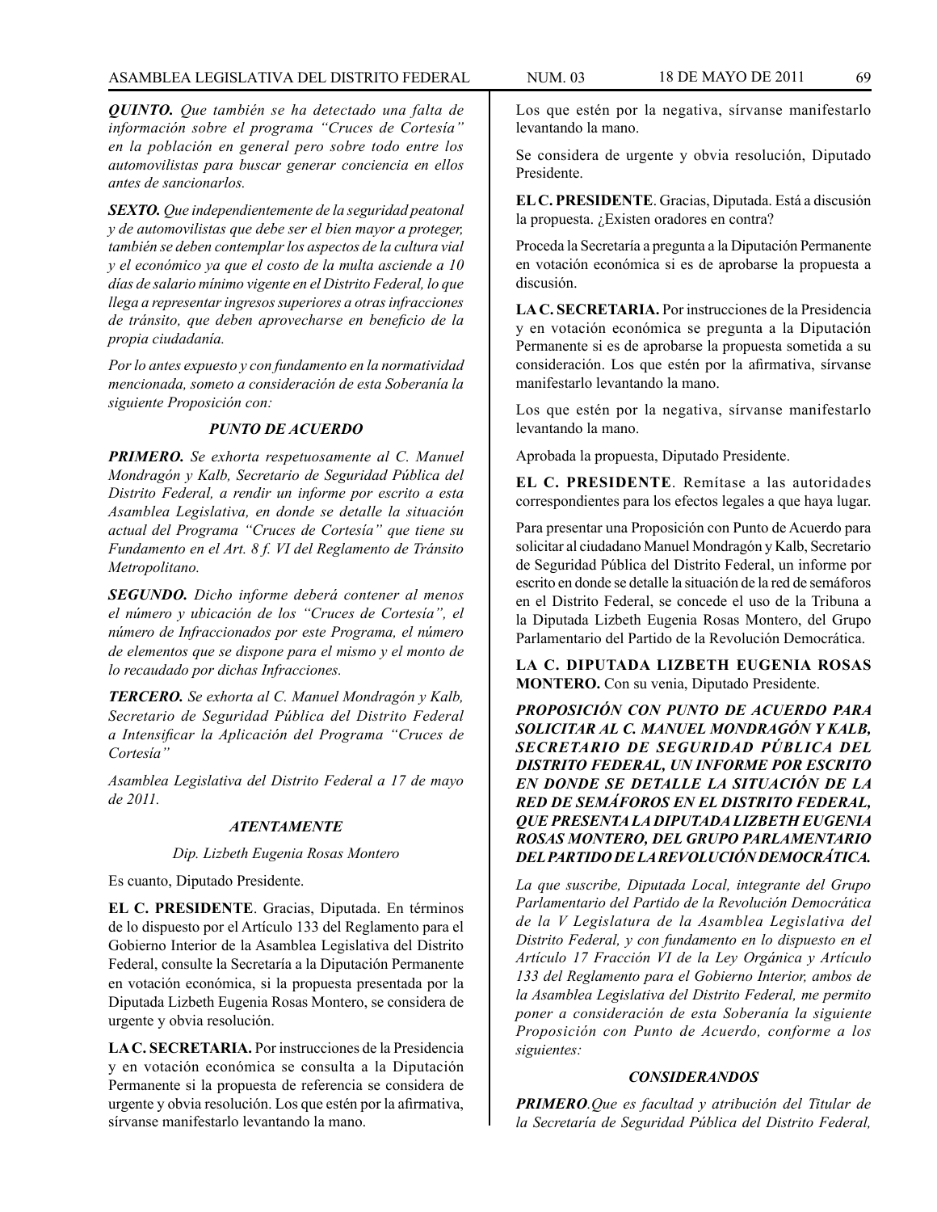***QUINTO.*** *Que también se ha detectado una falta de información sobre el programa "Cruces de Cortesía" en la población en general pero sobre todo entre los automovilistas para buscar generar conciencia en ellos antes de sancionarlos.*

***SEXTO.*** *Que independientemente de la seguridad peatonal y de automovilistas que debe ser el bien mayor a proteger, también se deben contemplar los aspectos de la cultura vial y el económico ya que el costo de la multa asciende a 10 días de salario mínimo vigente en el Distrito Federal, lo que llega a representar ingresos superiores a otras infracciones de tránsito, que deben aprovecharse en beneficio de la propia ciudadanía.*

*Por lo antes expuesto y con fundamento en la normatividad mencionada, someto a consideración de esta Soberanía la siguiente Proposición con:*

***PUNTO DE ACUERDO***

***PRIMERO.*** *Se exhorta respetuosamente al C. Manuel Mondragón y Kalb, Secretario de Seguridad Pública del Distrito Federal, a rendir un informe por escrito a esta Asamblea Legislativa, en donde se detalle la situación actual del Programa "Cruces de Cortesía" que tiene su Fundamento en el Art. 8 f. VI del Reglamento de Tránsito Metropolitano.*

***SEGUNDO.*** *Dicho informe deberá contener al menos el número y ubicación de los "Cruces de Cortesía", el número de Infraccionados por este Programa, el número de elementos que se dispone para el mismo y el monto de lo recaudado por dichas Infracciones.*

***TERCERO.*** *Se exhorta al C. Manuel Mondragón y Kalb, Secretario de Seguridad Pública del Distrito Federal a Intensificar la Aplicación del Programa "Cruces de Cortesía"*

*Asamblea Legislativa del Distrito Federal a 17 de mayo de 2011.*

***ATENTAMENTE***

*Dip. Lizbeth Eugenia Rosas Montero*

Es cuanto, Diputado Presidente.

**EL C. PRESIDENTE**. Gracias, Diputada. En términos de lo dispuesto por el Artículo 133 del Reglamento para el Gobierno Interior de la Asamblea Legislativa del Distrito Federal, consulte la Secretaría a la Diputación Permanente en votación económica, si la propuesta presentada por la Diputada Lizbeth Eugenia Rosas Montero, se considera de urgente y obvia resolución.

**LA C. SECRETARIA.** Por instrucciones de la Presidencia y en votación económica se consulta a la Diputación Permanente si la propuesta de referencia se considera de urgente y obvia resolución. Los que estén por la afirmativa, sírvanse manifestarlo levantando la mano.

Los que estén por la negativa, sírvanse manifestarlo levantando la mano.

Se considera de urgente y obvia resolución, Diputado Presidente.

**EL C. PRESIDENTE**. Gracias, Diputada. Está a discusión la propuesta. ¿Existen oradores en contra?

Proceda la Secretaría a pregunta a la Diputación Permanente en votación económica si es de aprobarse la propuesta a discusión.

**LA C. SECRETARIA.** Por instrucciones de la Presidencia y en votación económica se pregunta a la Diputación Permanente si es de aprobarse la propuesta sometida a su consideración. Los que estén por la afirmativa, sírvanse manifestarlo levantando la mano.

Los que estén por la negativa, sírvanse manifestarlo levantando la mano.

Aprobada la propuesta, Diputado Presidente.

**EL C. PRESIDENTE**. Remítase a las autoridades correspondientes para los efectos legales a que haya lugar.

Para presentar una Proposición con Punto de Acuerdo para solicitar al ciudadano Manuel Mondragón y Kalb, Secretario de Seguridad Pública del Distrito Federal, un informe por escrito en donde se detalle la situación de la red de semáforos en el Distrito Federal, se concede el uso de la Tribuna a la Diputada Lizbeth Eugenia Rosas Montero, del Grupo Parlamentario del Partido de la Revolución Democrática.

**LA C. DIPUTADA LIZBETH EUGENIA ROSAS MONTERO.** Con su venia, Diputado Presidente.

***PROPOSICIÓN CON PUNTO DE ACUERDO PARA SOLICITAR AL C. MANUEL MONDRAGÓN Y KALB, SECRETARIO DE SEGURIDAD PÚBLICA DEL DISTRITO FEDERAL, UN INFORME POR ESCRITO EN DONDE SE DETALLE LA SITUACIÓN DE LA RED DE SEMÁFOROS EN EL DISTRITO FEDERAL, QUE PRESENTA LA DIPUTADA LIZBETH EUGENIA ROSAS MONTERO, DEL GRUPO PARLAMENTARIO DEL PARTIDO DE LA REVOLUCIÓN DEMOCRÁTICA.***

*La que suscribe, Diputada Local, integrante del Grupo Parlamentario del Partido de la Revolución Democrática de la V Legislatura de la Asamblea Legislativa del Distrito Federal, y con fundamento en lo dispuesto en el Artículo 17 Fracción VI de la Ley Orgánica y Artículo 133 del Reglamento para el Gobierno Interior, ambos de la Asamblea Legislativa del Distrito Federal, me permito poner a consideración de esta Soberanía la siguiente Proposición con Punto de Acuerdo, conforme a los siguientes:*

***CONSIDERANDOS***

***PRIMERO.****Que es facultad y atribución del Titular de la Secretaría de Seguridad Pública del Distrito Federal,*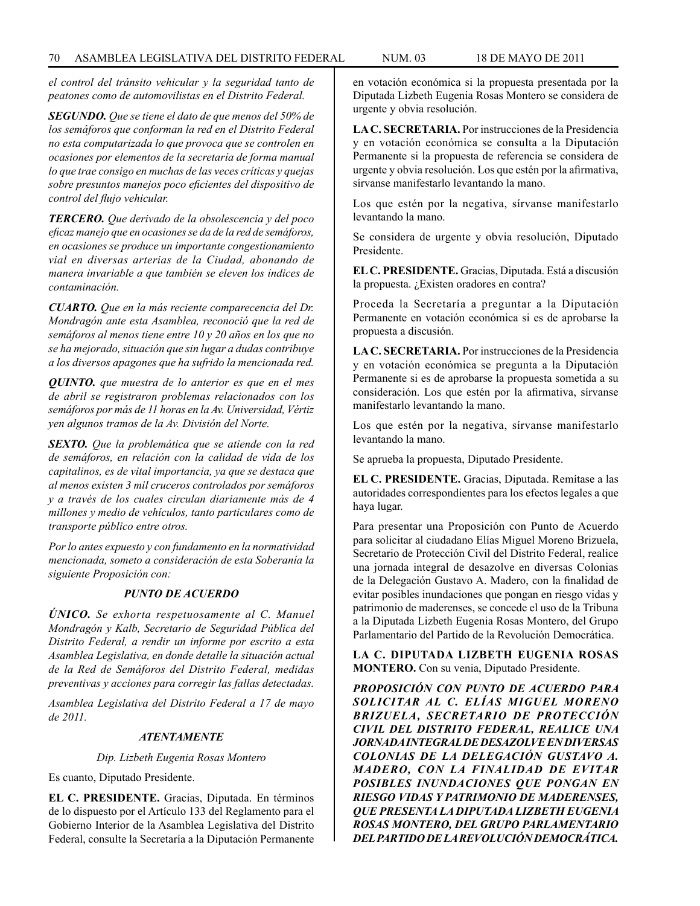*el control del tránsito vehicular y la seguridad tanto de peatones como de automovilistas en el Distrito Federal.*

***SEGUNDO.*** *Que se tiene el dato de que menos del 50% de los semáforos que conforman la red en el Distrito Federal no esta computarizada lo que provoca que se controlen en ocasiones por elementos de la secretaría de forma manual lo que trae consigo en muchas de las veces críticas y quejas sobre presuntos manejos poco eficientes del dispositivo de control del flujo vehicular.*

***TERCERO.*** *Que derivado de la obsolescencia y del poco eficaz manejo que en ocasiones se da de la red de semáforos, en ocasiones se produce un importante congestionamiento vial en diversas arterias de la Ciudad, abonando de manera invariable a que también se eleven los índices de contaminación.*

***CUARTO.*** *Que en la más reciente comparecencia del Dr. Mondragón ante esta Asamblea, reconoció que la red de semáforos al menos tiene entre 10 y 20 años en los que no se ha mejorado, situación que sin lugar a dudas contribuye a los diversos apagones que ha sufrido la mencionada red.*

***QUINTO.*** *que muestra de lo anterior es que en el mes de abril se registraron problemas relacionados con los semáforos por más de 11 horas en la Av. Universidad, Vértiz yen algunos tramos de la Av. División del Norte.*

***SEXTO.*** *Que la problemática que se atiende con la red de semáforos, en relación con la calidad de vida de los capitalinos, es de vital importancia, ya que se destaca que al menos existen 3 mil cruceros controlados por semáforos y a través de los cuales circulan diariamente más de 4 millones y medio de vehículos, tanto particulares como de transporte público entre otros.*

*Por lo antes expuesto y con fundamento en la normatividad mencionada, someto a consideración de esta Soberanía la siguiente Proposición con:*

***PUNTO DE ACUERDO***

***ÚNICO.*** *Se exhorta respetuosamente al C. Manuel Mondragón y Kalb, Secretario de Seguridad Pública del Distrito Federal, a rendir un informe por escrito a esta Asamblea Legislativa, en donde detalle la situación actual de la Red de Semáforos del Distrito Federal, medidas preventivas y acciones para corregir las fallas detectadas.*

*Asamblea Legislativa del Distrito Federal a 17 de mayo de 2011.*

***ATENTAMENTE***

*Dip. Lizbeth Eugenia Rosas Montero*

Es cuanto, Diputado Presidente.

**EL C. PRESIDENTE.** Gracias, Diputada. En términos de lo dispuesto por el Artículo 133 del Reglamento para el Gobierno Interior de la Asamblea Legislativa del Distrito Federal, consulte la Secretaría a la Diputación Permanente en votación económica si la propuesta presentada por la Diputada Lizbeth Eugenia Rosas Montero se considera de urgente y obvia resolución.

**LA C. SECRETARIA.** Por instrucciones de la Presidencia y en votación económica se consulta a la Diputación Permanente si la propuesta de referencia se considera de urgente y obvia resolución. Los que estén por la afirmativa, sírvanse manifestarlo levantando la mano.

Los que estén por la negativa, sírvanse manifestarlo levantando la mano.

Se considera de urgente y obvia resolución, Diputado Presidente.

**EL C. PRESIDENTE.** Gracias, Diputada. Está a discusión la propuesta. ¿Existen oradores en contra?

Proceda la Secretaría a preguntar a la Diputación Permanente en votación económica si es de aprobarse la propuesta a discusión.

**LA C. SECRETARIA.** Por instrucciones de la Presidencia y en votación económica se pregunta a la Diputación Permanente si es de aprobarse la propuesta sometida a su consideración. Los que estén por la afirmativa, sírvanse manifestarlo levantando la mano.

Los que estén por la negativa, sírvanse manifestarlo levantando la mano.

Se aprueba la propuesta, Diputado Presidente.

**EL C. PRESIDENTE.** Gracias, Diputada. Remítase a las autoridades correspondientes para los efectos legales a que haya lugar.

Para presentar una Proposición con Punto de Acuerdo para solicitar al ciudadano Elías Miguel Moreno Brizuela, Secretario de Protección Civil del Distrito Federal, realice una jornada integral de desazolve en diversas Colonias de la Delegación Gustavo A. Madero, con la finalidad de evitar posibles inundaciones que pongan en riesgo vidas y patrimonio de maderenses, se concede el uso de la Tribuna a la Diputada Lizbeth Eugenia Rosas Montero, del Grupo Parlamentario del Partido de la Revolución Democrática.

**LA C. DIPUTADA LIZBETH EUGENIA ROSAS MONTERO.** Con su venia, Diputado Presidente.

***PROPOSICIÓN CON PUNTO DE ACUERDO PARA SOLICITAR AL C. ELÍAS MIGUEL MORENO BRIZUELA, SECRETARIO DE PROTECCIÓN CIVIL DEL DISTRITO FEDERAL, REALICE UNA JORNADA INTEGRAL DE DESAZOLVE EN DIVERSAS COLONIAS DE LA DELEGACIÓN GUSTAVO A. MADERO, CON LA FINALIDAD DE EVITAR POSIBLES INUNDACIONES QUE PONGAN EN RIESGO VIDAS Y PATRIMONIO DE MADERENSES, QUE PRESENTA LA DIPUTADA LIZBETH EUGENIA ROSAS MONTERO, DEL GRUPO PARLAMENTARIO DEL PARTIDO DE LA REVOLUCIÓN DEMOCRÁTICA.***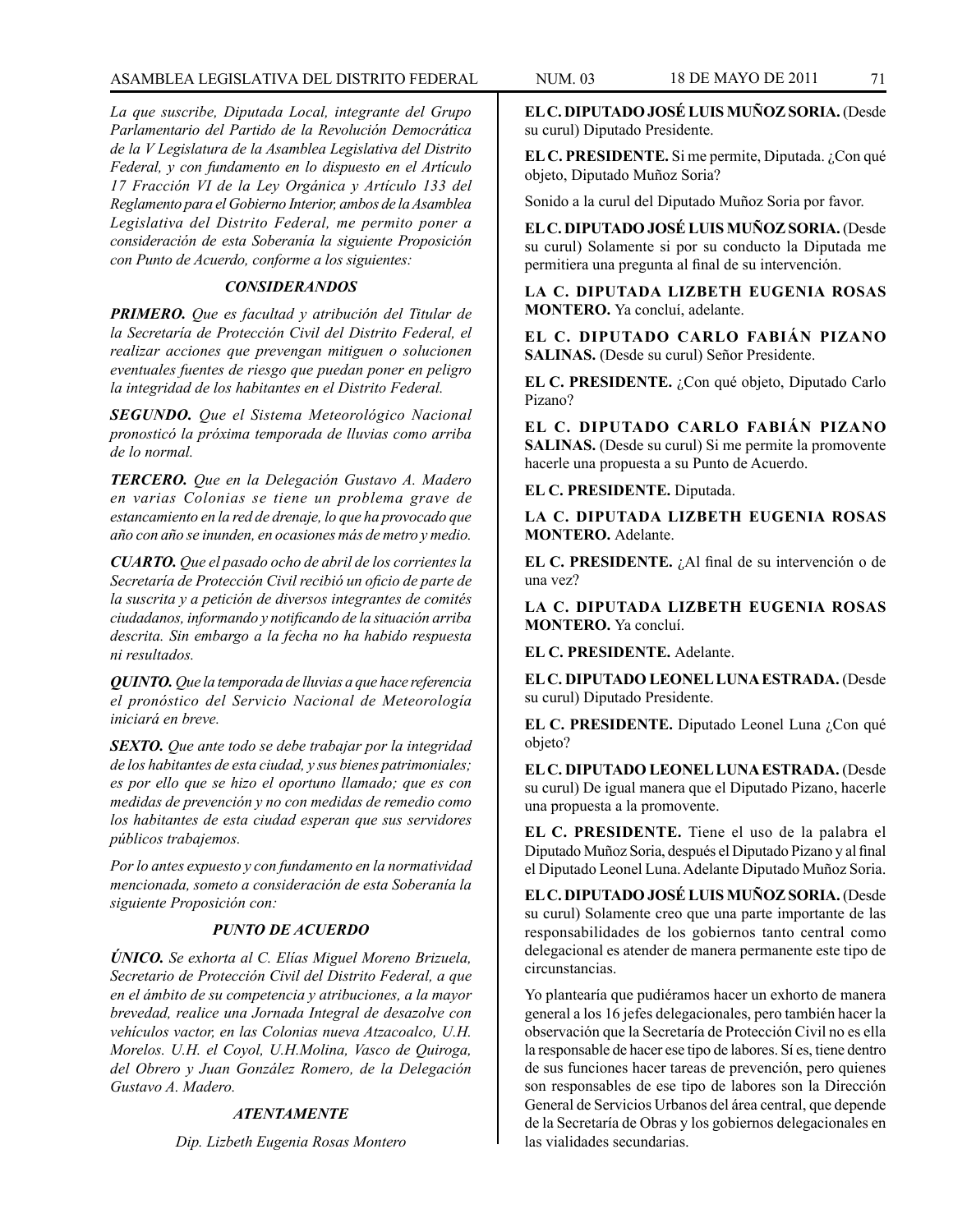*La que suscribe, Diputada Local, integrante del Grupo Parlamentario del Partido de la Revolución Democrática de la V Legislatura de la Asamblea Legislativa del Distrito Federal, y con fundamento en lo dispuesto en el Artículo 17 Fracción VI de la Ley Orgánica y Artículo 133 del Reglamento para el Gobierno Interior, ambos de la Asamblea Legislativa del Distrito Federal, me permito poner a consideración de esta Soberanía la siguiente Proposición con Punto de Acuerdo, conforme a los siguientes:*

### *CONSIDERANDOS*

***PRIMERO.*** *Que es facultad y atribución del Titular de la Secretaría de Protección Civil del Distrito Federal, el realizar acciones que prevengan mitiguen o solucionen eventuales fuentes de riesgo que puedan poner en peligro la integridad de los habitantes en el Distrito Federal.*

***SEGUNDO.*** *Que el Sistema Meteorológico Nacional pronosticó la próxima temporada de lluvias como arriba de lo normal.*

***TERCERO.*** *Que en la Delegación Gustavo A. Madero en varias Colonias se tiene un problema grave de estancamiento en la red de drenaje, lo que ha provocado que año con año se inunden, en ocasiones más de metro y medio.*

***CUARTO.*** *Que el pasado ocho de abril de los corrientes la Secretaría de Protección Civil recibió un oficio de parte de la suscrita y a petición de diversos integrantes de comités ciudadanos, informando y notificando de la situación arriba descrita. Sin embargo a la fecha no ha habido respuesta ni resultados.*

***QUINTO.*** *Que la temporada de lluvias a que hace referencia el pronóstico del Servicio Nacional de Meteorología iniciará en breve.*

***SEXTO.*** *Que ante todo se debe trabajar por la integridad de los habitantes de esta ciudad, y sus bienes patrimoniales; es por ello que se hizo el oportuno llamado; que es con medidas de prevención y no con medidas de remedio como los habitantes de esta ciudad esperan que sus servidores públicos trabajemos.*

*Por lo antes expuesto y con fundamento en la normatividad mencionada, someto a consideración de esta Soberanía la siguiente Proposición con:*

### *PUNTO DE ACUERDO*

***ÚNICO.*** *Se exhorta al C. Elías Miguel Moreno Brizuela, Secretario de Protección Civil del Distrito Federal, a que en el ámbito de su competencia y atribuciones, a la mayor brevedad, realice una Jornada Integral de desazolve con vehículos vactor, en las Colonias nueva Atzacoalco, U.H. Morelos. U.H. el Coyol, U.H.Molina, Vasco de Quiroga, del Obrero y Juan González Romero, de la Delegación Gustavo A. Madero.*

*ATENTAMENTE*

*Dip. Lizbeth Eugenia Rosas Montero*

**EL C. DIPUTADO JOSÉ LUIS MUÑOZ SORIA.** (Desde su curul) Diputado Presidente.

**EL C. PRESIDENTE.** Si me permite, Diputada. ¿Con qué objeto, Diputado Muñoz Soria?

Sonido a la curul del Diputado Muñoz Soria por favor.

**EL C. DIPUTADO JOSÉ LUIS MUÑOZ SORIA.** (Desde su curul) Solamente si por su conducto la Diputada me permitiera una pregunta al final de su intervención.

**LA C. DIPUTADA LIZBETH EUGENIA ROSAS MONTERO.** Ya concluí, adelante.

**EL C. DIPUTADO CARLO FABIÁN PIZANO SALINAS.** (Desde su curul) Señor Presidente.

**EL C. PRESIDENTE.** ¿Con qué objeto, Diputado Carlo Pizano?

**EL C. DIPUTADO CARLO FABIÁN PIZANO SALINAS.** (Desde su curul) Si me permite la promovente hacerle una propuesta a su Punto de Acuerdo.

**EL C. PRESIDENTE.** Diputada.

**LA C. DIPUTADA LIZBETH EUGENIA ROSAS MONTERO.** Adelante.

**EL C. PRESIDENTE.** ¿Al final de su intervención o de una vez?

**LA C. DIPUTADA LIZBETH EUGENIA ROSAS MONTERO.** Ya concluí.

**EL C. PRESIDENTE.** Adelante.

**EL C. DIPUTADO LEONEL LUNA ESTRADA.** (Desde su curul) Diputado Presidente.

**EL C. PRESIDENTE.** Diputado Leonel Luna ¿Con qué objeto?

**EL C. DIPUTADO LEONEL LUNA ESTRADA.** (Desde su curul) De igual manera que el Diputado Pizano, hacerle una propuesta a la promovente.

**EL C. PRESIDENTE.** Tiene el uso de la palabra el Diputado Muñoz Soria, después el Diputado Pizano y al final el Diputado Leonel Luna. Adelante Diputado Muñoz Soria.

**EL C. DIPUTADO JOSÉ LUIS MUÑOZ SORIA.** (Desde su curul) Solamente creo que una parte importante de las responsabilidades de los gobiernos tanto central como delegacional es atender de manera permanente este tipo de circunstancias.

Yo plantearía que pudiéramos hacer un exhorto de manera general a los 16 jefes delegacionales, pero también hacer la observación que la Secretaría de Protección Civil no es ella la responsable de hacer ese tipo de labores. Sí es, tiene dentro de sus funciones hacer tareas de prevención, pero quienes son responsables de ese tipo de labores son la Dirección General de Servicios Urbanos del área central, que depende de la Secretaría de Obras y los gobiernos delegacionales en las vialidades secundarias.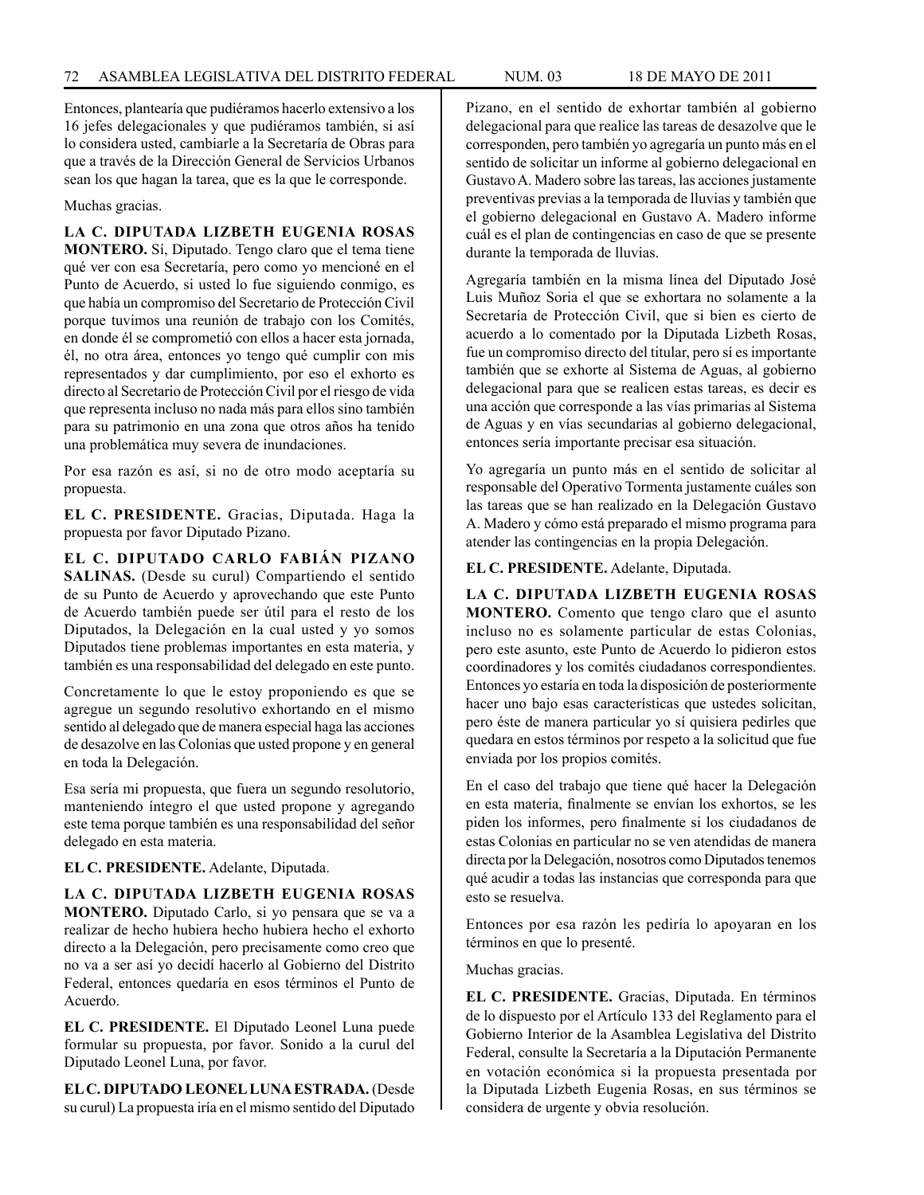Entonces, plantearía que pudiéramos hacerlo extensivo a los 16 jefes delegacionales y que pudiéramos también, si así lo considera usted, cambiarle a la Secretaría de Obras para que a través de la Dirección General de Servicios Urbanos sean los que hagan la tarea, que es la que le corresponde.

Muchas gracias.

**LA C. DIPUTADA LIZBETH EUGENIA ROSAS MONTERO.** Sí, Diputado. Tengo claro que el tema tiene qué ver con esa Secretaría, pero como yo mencioné en el Punto de Acuerdo, si usted lo fue siguiendo conmigo, es que había un compromiso del Secretario de Protección Civil porque tuvimos una reunión de trabajo con los Comités, en donde él se comprometió con ellos a hacer esta jornada, él, no otra área, entonces yo tengo qué cumplir con mis representados y dar cumplimiento, por eso el exhorto es directo al Secretario de Protección Civil por el riesgo de vida que representa incluso no nada más para ellos sino también para su patrimonio en una zona que otros años ha tenido una problemática muy severa de inundaciones.

Por esa razón es así, si no de otro modo aceptaría su propuesta.

**EL C. PRESIDENTE.** Gracias, Diputada. Haga la propuesta por favor Diputado Pizano.

**EL C. DIPUTADO CARLO FABIÁN PIZANO SALINAS.** (Desde su curul) Compartiendo el sentido de su Punto de Acuerdo y aprovechando que este Punto de Acuerdo también puede ser útil para el resto de los Diputados, la Delegación en la cual usted y yo somos Diputados tiene problemas importantes en esta materia, y también es una responsabilidad del delegado en este punto.

Concretamente lo que le estoy proponiendo es que se agregue un segundo resolutivo exhortando en el mismo sentido al delegado que de manera especial haga las acciones de desazolve en las Colonias que usted propone y en general en toda la Delegación.

Esa sería mi propuesta, que fuera un segundo resolutorio, manteniendo íntegro el que usted propone y agregando este tema porque también es una responsabilidad del señor delegado en esta materia.

**EL C. PRESIDENTE.** Adelante, Diputada.

**LA C. DIPUTADA LIZBETH EUGENIA ROSAS MONTERO.** Diputado Carlo, si yo pensara que se va a realizar de hecho hubiera hecho hubiera hecho el exhorto directo a la Delegación, pero precisamente como creo que no va a ser así yo decidí hacerlo al Gobierno del Distrito Federal, entonces quedaría en esos términos el Punto de Acuerdo.

**EL C. PRESIDENTE.** El Diputado Leonel Luna puede formular su propuesta, por favor. Sonido a la curul del Diputado Leonel Luna, por favor.

**EL C. DIPUTADO LEONEL LUNA ESTRADA.** (Desde su curul) La propuesta iría en el mismo sentido del Diputado Pizano, en el sentido de exhortar también al gobierno delegacional para que realice las tareas de desazolve que le corresponden, pero también yo agregaría un punto más en el sentido de solicitar un informe al gobierno delegacional en Gustavo A. Madero sobre las tareas, las acciones justamente preventivas previas a la temporada de lluvias y también que el gobierno delegacional en Gustavo A. Madero informe cuál es el plan de contingencias en caso de que se presente durante la temporada de lluvias.

Agregaría también en la misma línea del Diputado José Luis Muñoz Soria el que se exhortara no solamente a la Secretaría de Protección Civil, que si bien es cierto de acuerdo a lo comentado por la Diputada Lizbeth Rosas, fue un compromiso directo del titular, pero sí es importante también que se exhorte al Sistema de Aguas, al gobierno delegacional para que se realicen estas tareas, es decir es una acción que corresponde a las vías primarias al Sistema de Aguas y en vías secundarias al gobierno delegacional, entonces sería importante precisar esa situación.

Yo agregaría un punto más en el sentido de solicitar al responsable del Operativo Tormenta justamente cuáles son las tareas que se han realizado en la Delegación Gustavo A. Madero y cómo está preparado el mismo programa para atender las contingencias en la propia Delegación.

**EL C. PRESIDENTE.** Adelante, Diputada.

**LA C. DIPUTADA LIZBETH EUGENIA ROSAS MONTERO.** Comento que tengo claro que el asunto incluso no es solamente particular de estas Colonias, pero este asunto, este Punto de Acuerdo lo pidieron estos coordinadores y los comités ciudadanos correspondientes. Entonces yo estaría en toda la disposición de posteriormente hacer uno bajo esas características que ustedes solicitan, pero éste de manera particular yo sí quisiera pedirles que quedara en estos términos por respeto a la solicitud que fue enviada por los propios comités.

En el caso del trabajo que tiene qué hacer la Delegación en esta materia, finalmente se envían los exhortos, se les piden los informes, pero finalmente si los ciudadanos de estas Colonias en particular no se ven atendidas de manera directa por la Delegación, nosotros como Diputados tenemos qué acudir a todas las instancias que corresponda para que esto se resuelva.

Entonces por esa razón les pediría lo apoyaran en los términos en que lo presenté.

Muchas gracias.

**EL C. PRESIDENTE.** Gracias, Diputada. En términos de lo dispuesto por el Artículo 133 del Reglamento para el Gobierno Interior de la Asamblea Legislativa del Distrito Federal, consulte la Secretaría a la Diputación Permanente en votación económica si la propuesta presentada por la Diputada Lizbeth Eugenia Rosas, en sus términos se considera de urgente y obvia resolución.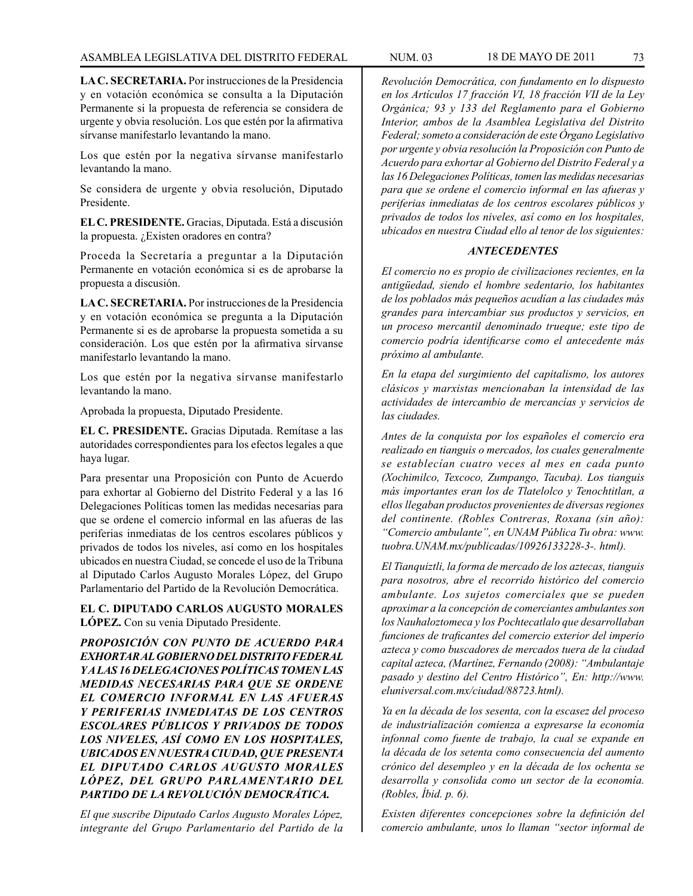**LA C. SECRETARIA.** Por instrucciones de la Presidencia y en votación económica se consulta a la Diputación Permanente si la propuesta de referencia se considera de urgente y obvia resolución. Los que estén por la afirmativa sírvanse manifestarlo levantando la mano.

Los que estén por la negativa sírvanse manifestarlo levantando la mano.

Se considera de urgente y obvia resolución, Diputado Presidente.

**EL C. PRESIDENTE.** Gracias, Diputada. Está a discusión la propuesta. ¿Existen oradores en contra?

Proceda la Secretaría a preguntar a la Diputación Permanente en votación económica si es de aprobarse la propuesta a discusión.

**LA C. SECRETARIA.** Por instrucciones de la Presidencia y en votación económica se pregunta a la Diputación Permanente si es de aprobarse la propuesta sometida a su consideración. Los que estén por la afirmativa sírvanse manifestarlo levantando la mano.

Los que estén por la negativa sírvanse manifestarlo levantando la mano.

Aprobada la propuesta, Diputado Presidente.

**EL C. PRESIDENTE.** Gracias Diputada. Remítase a las autoridades correspondientes para los efectos legales a que haya lugar.

Para presentar una Proposición con Punto de Acuerdo para exhortar al Gobierno del Distrito Federal y a las 16 Delegaciones Políticas tomen las medidas necesarias para que se ordene el comercio informal en las afueras de las periferias inmediatas de los centros escolares públicos y privados de todos los niveles, así como en los hospitales ubicados en nuestra Ciudad, se concede el uso de la Tribuna al Diputado Carlos Augusto Morales López, del Grupo Parlamentario del Partido de la Revolución Democrática.

**EL C. DIPUTADO CARLOS AUGUSTO MORALES LÓPEZ.** Con su venia Diputado Presidente.

***PROPOSICIÓN CON PUNTO DE ACUERDO PARA EXHORTAR AL GOBIERNO DEL DISTRITO FEDERAL Y A LAS 16 DELEGACIONES POLÍTICAS TOMEN LAS MEDIDAS NECESARIAS PARA QUE SE ORDENE EL COMERCIO INFORMAL EN LAS AFUERAS Y PERIFERIAS INMEDIATAS DE LOS CENTROS ESCOLARES PÚBLICOS Y PRIVADOS DE TODOS LOS NIVELES, ASÍ COMO EN LOS HOSPITALES, UBICADOS EN NUESTRA CIUDAD, QUE PRESENTA EL DIPUTADO CARLOS AUGUSTO MORALES LÓPEZ, DEL GRUPO PARLAMENTARIO DEL PARTIDO DE LA REVOLUCIÓN DEMOCRÁTICA.***

*El que suscribe Diputado Carlos Augusto Morales López, integrante del Grupo Parlamentario del Partido de la Revolución Democrática, con fundamento en lo dispuesto en los Artículos 17 fracción VI, 18 fracción VII de la Ley Orgánica; 93 y 133 del Reglamento para el Gobierno Interior, ambos de la Asamblea Legislativa del Distrito Federal; someto a consideración de este Órgano Legislativo por urgente y obvia resolución la Proposición con Punto de Acuerdo para exhortar al Gobierno del Distrito Federal y a las 16 Delegaciones Políticas, tomen las medidas necesarias para que se ordene el comercio informal en las afueras y periferias inmediatas de los centros escolares públicos y privados de todos los niveles, así como en los hospitales, ubicados en nuestra Ciudad ello al tenor de los siguientes:*

***ANTECEDENTES***

*El comercio no es propio de civilizaciones recientes, en la antigüedad, siendo el hombre sedentario, los habitantes de los poblados más pequeños acudían a las ciudades más grandes para intercambiar sus productos y servicios, en un proceso mercantil denominado trueque; este tipo de comercio podría identificarse como el antecedente más próximo al ambulante.*

*En la etapa del surgimiento del capitalismo, los autores clásicos y marxistas mencionaban la intensidad de las actividades de intercambio de mercancías y servicios de las ciudades.*

*Antes de la conquista por los españoles el comercio era realizado en tianguis o mercados, los cuales generalmente se establecían cuatro veces al mes en cada punto (Xochimilco, Texcoco, Zumpango, Tacuba). Los tianguis más importantes eran los de Tlatelolco y Tenochtitlan, a ellos llegaban productos provenientes de diversas regiones del continente. (Robles Contreras, Roxana (sin año): "Comercio ambulante", en UNAM Pública Tu obra: www.tuobra.UNAM.mx/publicadas/10926133228-3-. html).*

*El Tianquiztli, la forma de mercado de los aztecas, tianguis para nosotros, abre el recorrido histórico del comercio ambulante. Los sujetos comerciales que se pueden aproximar a la concepción de comerciantes ambulantes son los Nauhaloztomeca y los Pochtecatlalo que desarrollaban funciones de traficantes del comercio exterior del imperio azteca y como buscadores de mercados tuera de la ciudad capital azteca, (Martínez, Fernando (2008): "Ambulantaje pasado y destino del Centro Histórico", En: http://www.eluniversal.com.mx/ciudad/88723.html).*

*Ya en la década de los sesenta, con la escasez del proceso de industrialización comienza a expresarse la economía infonnal como fuente de trabajo, la cual se expande en la década de los setenta como consecuencia del aumento crónico del desempleo y en la década de los ochenta se desarrolla y consolida como un sector de la economía. (Robles, Íbid. p. 6).*

*Existen diferentes concepciones sobre la definición del comercio ambulante, unos lo llaman "sector informal de*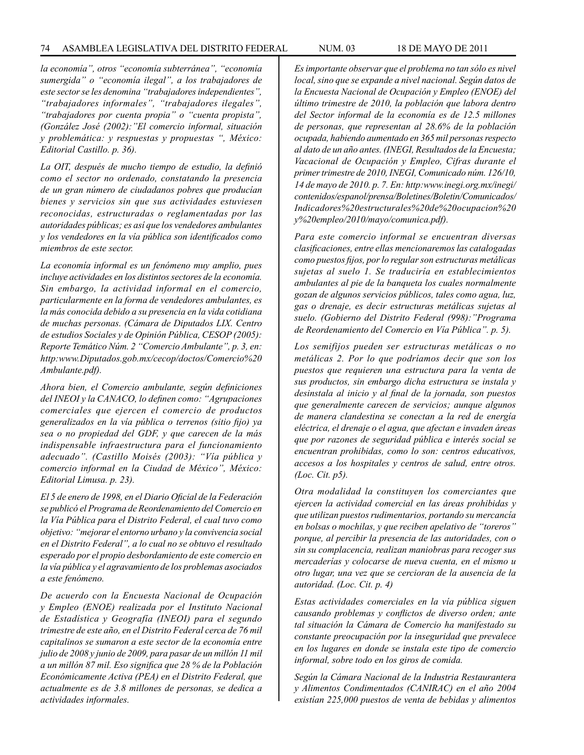*la economía", otros "economía subterránea", "economía sumergida" o "economía ilegal", a los trabajadores de este sector se les denomina "trabajadores independientes", "trabajadores informales", "trabajadores ilegales", "trabajadores por cuenta propia" o "cuenta propista", (González José (2002):"El comercio informal, situación y problemática: y respuestas y propuestas ", México: Editorial Castillo. p. 36).*

*La OIT, después de mucho tiempo de estudio, la definió como el sector no ordenado, constatando la presencia de un gran número de ciudadanos pobres que producían bienes y servicios sin que sus actividades estuviesen reconocidas, estructuradas o reglamentadas por las autoridades públicas; es así que los vendedores ambulantes y los vendedores en la vía pública son identificados como miembros de este sector.*

*La economía informal es un fenómeno muy amplio, pues incluye actividades en los distintos sectores de la economía. Sin embargo, la actividad informal en el comercio, particularmente en la forma de vendedores ambulantes, es la más conocida debido a su presencia en la vida cotidiana de muchas personas. (Cámara de Diputados LIX. Centro de estudios Sociales y de Opinión Pública, CESOP (2005): Reporte Temático Núm. 2 "Comercio Ambulante", p. 3, en: http:www.Diputados.gob.mx/cecop/doctos/Comercio%20 Ambulante.pdf).*

*Ahora bien, el Comercio ambulante, según definiciones del INEOI y la CANACO, lo definen como: "Agrupaciones comerciales que ejercen el comercio de productos generalizados en la vía pública o terrenos (sitio fijo) ya sea o no propiedad del GDF, y que carecen de la más indispensable infraestructura para el funcionamiento adecuado". (Castillo Moisés (2003): "Vía pública y comercio informal en la Ciudad de México", México: Editorial Limusa. p. 23).*

*El 5 de enero de 1998, en el Diario Oficial de la Federación se publicó el Programa de Reordenamiento del Comercio en la Vía Pública para el Distrito Federal, el cual tuvo como objetivo: "mejorar el entorno urbano y la convivencia social en el Distrito Federal", a lo cual no se obtuvo el resultado esperado por el propio desbordamiento de este comercio en la vía pública y el agravamiento de los problemas asociados a este fenómeno.*

*De acuerdo con la Encuesta Nacional de Ocupación y Empleo (ENOE) realizada por el Instituto Nacional de Estadística y Geografía (INEOI) para el segundo trimestre de este año, en el Distrito Federal cerca de 76 mil capitalinos se sumaron a este sector de la economía entre julio de 2008 y junio de 2009, para pasar de un millón 11 mil a un millón 87 mil. Eso significa que 28 % de la Población Económicamente Activa (PEA) en el Distrito Federal, que actualmente es de 3.8 millones de personas, se dedica a actividades informales.*

*Es importante observar que el problema no tan sólo es nivel local, sino que se expande a nivel nacional. Según datos de la Encuesta Nacional de Ocupación y Empleo (ENOE) del último trimestre de 2010, la población que labora dentro del Sector informal de la economía es de 12.5 millones de personas, que representan al 28.6% de la población ocupada, habiendo aumentado en 365 mil personas respecto al dato de un año antes. (INEGI, Resultados de la Encuesta; Vacacional de Ocupación y Empleo, Cifras durante el primer trimestre de 2010, INEGI, Comunicado núm. 126/10, 14 de mayo de 2010. p. 7. En: http:www.inegi.org.mx/inegi/contenidos/espanol/prensa/Boletines/Boletin/Comunicados/Indicadores%20estructurales%20de%20ocupacion%20y%20empleo/2010/mayo/comunica.pdf).*

*Para este comercio informal se encuentran diversas clasificaciones, entre ellas mencionaremos las catalogadas como puestos fijos, por lo regular son estructuras metálicas sujetas al suelo 1. Se traduciría en establecimientos ambulantes al pie de la banqueta los cuales normalmente gozan de algunos servicios públicos, tales como agua, luz, gas o drenaje, es decir estructuras metálicas sujetas al suelo. (Gobierno del Distrito Federal (998):"Programa de Reordenamiento del Comercio en Vía Pública". p. 5).*

*Los semifijos pueden ser estructuras metálicas o no metálicas 2. Por lo que podríamos decir que son los puestos que requieren una estructura para la venta de sus productos, sin embargo dicha estructura se instala y desinstala al inicio y al final de la jornada, son puestos que generalmente carecen de servicios; aunque algunos de manera clandestina se conectan a la red de energía eléctrica, el drenaje o el agua, que afectan e invaden áreas que por razones de seguridad pública e interés social se encuentran prohibidas, como lo son: centros educativos, accesos a los hospitales y centros de salud, entre otros. (Loc. Cit. p5).*

*Otra modalidad la constituyen los comerciantes que ejercen la actividad comercial en las áreas prohibidas y que utilizan puestos rudimentarios, portando su mercancía en bolsas o mochilas, y que reciben apelativo de "toreros" porque, al percibir la presencia de las autoridades, con o sin su complacencia, realizan maniobras para recoger sus mercaderías y colocarse de nueva cuenta, en el mismo u otro lugar, una vez que se cercioran de la ausencia de la autoridad. (Loc. Cit. p. 4)*

*Estas actividades comerciales en la vía pública siguen causando problemas y conflictos de diverso orden; ante tal situación la Cámara de Comercio ha manifestado su constante preocupación por la inseguridad que prevalece en los lugares en donde se instala este tipo de comercio informal, sobre todo en los giros de comida.*

*Según la Cámara Nacional de la Industria Restaurantera y Alimentos Condimentados (CANIRAC) en el año 2004 existían 225,000 puestos de venta de bebidas y alimentos*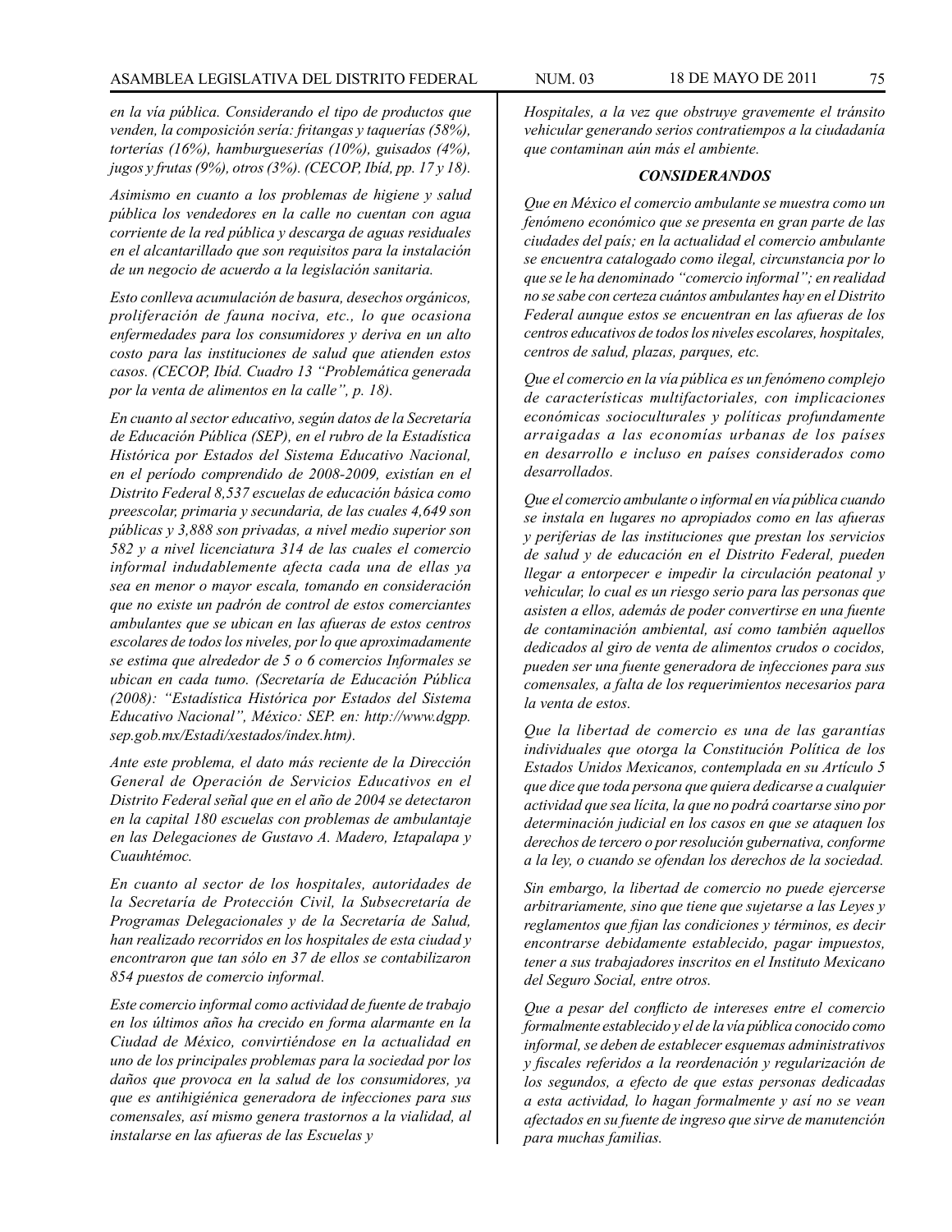*en la vía pública. Considerando el tipo de productos que venden, la composición sería: fritangas y taquerías (58%), torterías (16%), hamburgueserías (10%), guisados (4%), jugos y frutas (9%), otros (3%). (CECOP, Ibíd, pp. 17 y 18).*

*Asimismo en cuanto a los problemas de higiene y salud pública los vendedores en la calle no cuentan con agua corriente de la red pública y descarga de aguas residuales en el alcantarillado que son requisitos para la instalación de un negocio de acuerdo a la legislación sanitaria.*

*Esto conlleva acumulación de basura, desechos orgánicos, proliferación de fauna nociva, etc., lo que ocasiona enfermedades para los consumidores y deriva en un alto costo para las instituciones de salud que atienden estos casos. (CECOP, Ibíd. Cuadro 13 "Problemática generada por la venta de alimentos en la calle", p. 18).*

*En cuanto al sector educativo, según datos de la Secretaría de Educación Pública (SEP), en el rubro de la Estadística Histórica por Estados del Sistema Educativo Nacional, en el período comprendido de 2008-2009, existían en el Distrito Federal 8,537 escuelas de educación básica como preescolar, primaria y secundaria, de las cuales 4,649 son públicas y 3,888 son privadas, a nivel medio superior son 582 y a nivel licenciatura 314 de las cuales el comercio informal indudablemente afecta cada una de ellas ya sea en menor o mayor escala, tomando en consideración que no existe un padrón de control de estos comerciantes ambulantes que se ubican en las afueras de estos centros escolares de todos los niveles, por lo que aproximadamente se estima que alrededor de 5 o 6 comercios Informales se ubican en cada tumo. (Secretaría de Educación Pública (2008): "Estadística Histórica por Estados del Sistema Educativo Nacional", México: SEP. en: http://www.dgpp.sep.gob.mx/Estadi/xestados/index.htm).*

*Ante este problema, el dato más reciente de la Dirección General de Operación de Servicios Educativos en el Distrito Federal señal que en el año de 2004 se detectaron en la capital 180 escuelas con problemas de ambulantaje en las Delegaciones de Gustavo A. Madero, Iztapalapa y Cuauhtémoc.*

*En cuanto al sector de los hospitales, autoridades de la Secretaría de Protección Civil, la Subsecretaría de Programas Delegacionales y de la Secretaría de Salud, han realizado recorridos en los hospitales de esta ciudad y encontraron que tan sólo en 37 de ellos se contabilizaron 854 puestos de comercio informal.*

*Este comercio informal como actividad de fuente de trabajo en los últimos años ha crecido en forma alarmante en la Ciudad de México, convirtiéndose en la actualidad en uno de los principales problemas para la sociedad por los daños que provoca en la salud de los consumidores, ya que es antihigiénica generadora de infecciones para sus comensales, así mismo genera trastornos a la vialidad, al instalarse en las afueras de las Escuelas y Hospitales, a la vez que obstruye gravemente el tránsito vehicular generando serios contratiempos a la ciudadanía que contaminan aún más el ambiente.*

### *CONSIDERANDOS*

*Que en México el comercio ambulante se muestra como un fenómeno económico que se presenta en gran parte de las ciudades del país; en la actualidad el comercio ambulante se encuentra catalogado como ilegal, circunstancia por lo que se le ha denominado "comercio informal"; en realidad no se sabe con certeza cuántos ambulantes hay en el Distrito Federal aunque estos se encuentran en las afueras de los centros educativos de todos los niveles escolares, hospitales, centros de salud, plazas, parques, etc.*

*Que el comercio en la vía pública es un fenómeno complejo de características multifactoriales, con implicaciones económicas socioculturales y políticas profundamente arraigadas a las economías urbanas de los países en desarrollo e incluso en países considerados como desarrollados.*

*Que el comercio ambulante o informal en vía pública cuando se instala en lugares no apropiados como en las afueras y periferias de las instituciones que prestan los servicios de salud y de educación en el Distrito Federal, pueden llegar a entorpecer e impedir la circulación peatonal y vehicular, lo cual es un riesgo serio para las personas que asisten a ellos, además de poder convertirse en una fuente de contaminación ambiental, así como también aquellos dedicados al giro de venta de alimentos crudos o cocidos, pueden ser una fuente generadora de infecciones para sus comensales, a falta de los requerimientos necesarios para la venta de estos.*

*Que la libertad de comercio es una de las garantías individuales que otorga la Constitución Política de los Estados Unidos Mexicanos, contemplada en su Artículo 5 que dice que toda persona que quiera dedicarse a cualquier actividad que sea lícita, la que no podrá coartarse sino por determinación judicial en los casos en que se ataquen los derechos de tercero o por resolución gubernativa, conforme a la ley, o cuando se ofendan los derechos de la sociedad.*

*Sin embargo, la libertad de comercio no puede ejercerse arbitrariamente, sino que tiene que sujetarse a las Leyes y reglamentos que fijan las condiciones y términos, es decir encontrarse debidamente establecido, pagar impuestos, tener a sus trabajadores inscritos en el Instituto Mexicano del Seguro Social, entre otros.*

*Que a pesar del conflicto de intereses entre el comercio formalmente establecido y el de la vía pública conocido como informal, se deben de establecer esquemas administrativos y fiscales referidos a la reordenación y regularización de los segundos, a efecto de que estas personas dedicadas a esta actividad, lo hagan formalmente y así no se vean afectados en su fuente de ingreso que sirve de manutención para muchas familias.*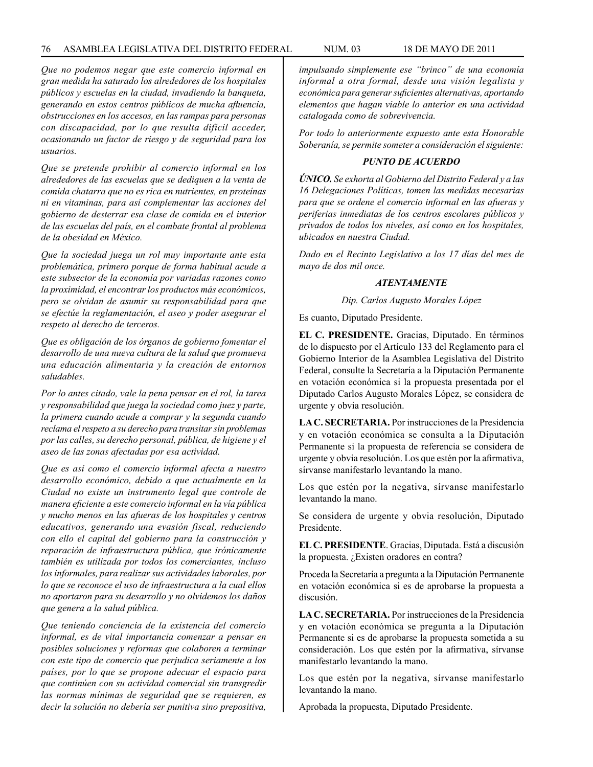*Que no podemos negar que este comercio informal en gran medida ha saturado los alrededores de los hospitales públicos y escuelas en la ciudad, invadiendo la banqueta, generando en estos centros públicos de mucha afluencia, obstrucciones en los accesos, en las rampas para personas con discapacidad, por lo que resulta difícil acceder, ocasionando un factor de riesgo y de seguridad para los usuarios.*

*Que se pretende prohibir al comercio informal en los alrededores de las escuelas que se dediquen a la venta de comida chatarra que no es rica en nutrientes, en proteínas ni en vitaminas, para así complementar las acciones del gobierno de desterrar esa clase de comida en el interior de las escuelas del país, en el combate frontal al problema de la obesidad en México.*

*Que la sociedad juega un rol muy importante ante esta problemática, primero porque de forma habitual acude a este subsector de la economía por variadas razones como la proximidad, el encontrar los productos más económicos, pero se olvidan de asumir su responsabilidad para que se efectúe la reglamentación, el aseo y poder asegurar el respeto al derecho de terceros.*

*Que es obligación de los órganos de gobierno fomentar el desarrollo de una nueva cultura de la salud que promueva una educación alimentaria y la creación de entornos saludables.*

*Por lo antes citado, vale la pena pensar en el rol, la tarea y responsabilidad que juega la sociedad como juez y parte, la primera cuando acude a comprar y la segunda cuando reclama el respeto a su derecho para transitar sin problemas por las calles, su derecho personal, pública, de higiene y el aseo de las zonas afectadas por esa actividad.*

*Que es así como el comercio informal afecta a nuestro desarrollo económico, debido a que actualmente en la Ciudad no existe un instrumento legal que controle de manera eficiente a este comercio informal en la vía pública y mucho menos en las afueras de los hospitales y centros educativos, generando una evasión fiscal, reduciendo con ello el capital del gobierno para la construcción y reparación de infraestructura pública, que irónicamente también es utilizada por todos los comerciantes, incluso los informales, para realizar sus actividades laborales, por lo que se reconoce el uso de infraestructura a la cual ellos no aportaron para su desarrollo y no olvidemos los daños que genera a la salud pública.*

*Que teniendo conciencia de la existencia del comercio informal, es de vital importancia comenzar a pensar en posibles soluciones y reformas que colaboren a terminar con este tipo de comercio que perjudica seriamente a los países, por lo que se propone adecuar el espacio para que continúen con su actividad comercial sin transgredir las normas mínimas de seguridad que se requieren, es decir la solución no debería ser punitiva sino prepositiva, impulsando simplemente ese "brinco" de una economía informal a otra formal, desde una visión legalista y económica para generar suficientes alternativas, aportando elementos que hagan viable lo anterior en una actividad catalogada como de sobrevivencia.*

*Por todo lo anteriormente expuesto ante esta Honorable Soberanía, se permite someter a consideración el siguiente:*

***PUNTO DE ACUERDO***

***ÚNICO.*** *Se exhorta al Gobierno del Distrito Federal y a las 16 Delegaciones Políticas, tomen las medidas necesarias para que se ordene el comercio informal en las afueras y periferias inmediatas de los centros escolares públicos y privados de todos los niveles, así como en los hospitales, ubicados en nuestra Ciudad.*

*Dado en el Recinto Legislativo a los 17 días del mes de mayo de dos mil once.*

***ATENTAMENTE***

*Dip. Carlos Augusto Morales López*

Es cuanto, Diputado Presidente.

**EL C. PRESIDENTE.** Gracias, Diputado. En términos de lo dispuesto por el Artículo 133 del Reglamento para el Gobierno Interior de la Asamblea Legislativa del Distrito Federal, consulte la Secretaría a la Diputación Permanente en votación económica si la propuesta presentada por el Diputado Carlos Augusto Morales López, se considera de urgente y obvia resolución.

**LA C. SECRETARIA.** Por instrucciones de la Presidencia y en votación económica se consulta a la Diputación Permanente si la propuesta de referencia se considera de urgente y obvia resolución. Los que estén por la afirmativa, sírvanse manifestarlo levantando la mano.

Los que estén por la negativa, sírvanse manifestarlo levantando la mano.

Se considera de urgente y obvia resolución, Diputado Presidente.

**EL C. PRESIDENTE**. Gracias, Diputada. Está a discusión la propuesta. ¿Existen oradores en contra?

Proceda la Secretaría a pregunta a la Diputación Permanente en votación económica si es de aprobarse la propuesta a discusión.

**LA C. SECRETARIA.** Por instrucciones de la Presidencia y en votación económica se pregunta a la Diputación Permanente si es de aprobarse la propuesta sometida a su consideración. Los que estén por la afirmativa, sírvanse manifestarlo levantando la mano.

Los que estén por la negativa, sírvanse manifestarlo levantando la mano.

Aprobada la propuesta, Diputado Presidente.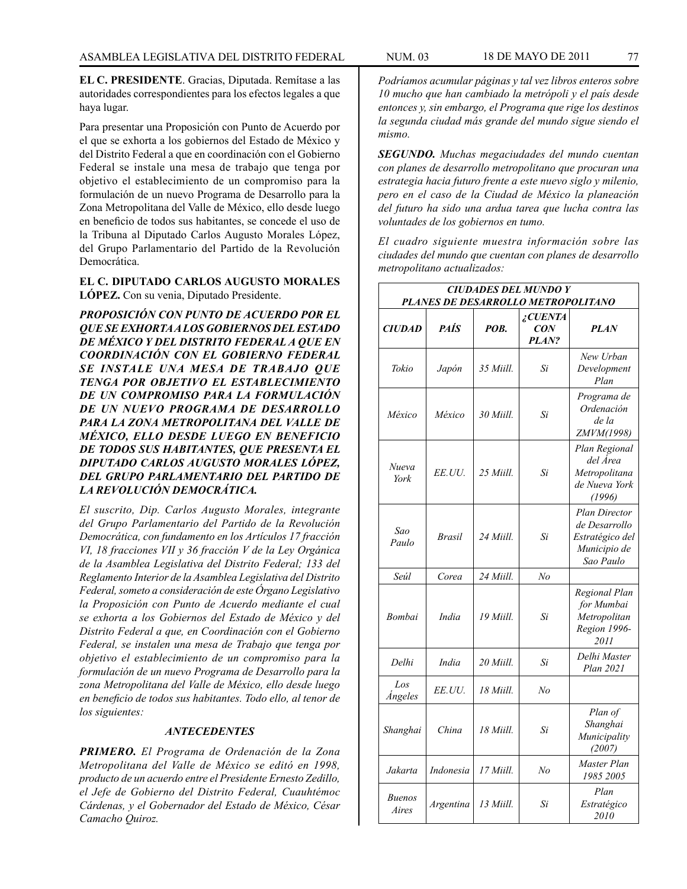**EL C. PRESIDENTE**. Gracias, Diputada. Remítase a las autoridades correspondientes para los efectos legales a que haya lugar.

Para presentar una Proposición con Punto de Acuerdo por el que se exhorta a los gobiernos del Estado de México y del Distrito Federal a que en coordinación con el Gobierno Federal se instale una mesa de trabajo que tenga por objetivo el establecimiento de un compromiso para la formulación de un nuevo Programa de Desarrollo para la Zona Metropolitana del Valle de México, ello desde luego en beneficio de todos sus habitantes, se concede el uso de la Tribuna al Diputado Carlos Augusto Morales López, del Grupo Parlamentario del Partido de la Revolución Democrática.

**EL C. DIPUTADO CARLOS AUGUSTO MORALES LÓPEZ.** Con su venia, Diputado Presidente.

***PROPOSICIÓN CON PUNTO DE ACUERDO POR EL QUE SE EXHORTA A LOS GOBIERNOS DEL ESTADO DE MÉXICO Y DEL DISTRITO FEDERAL A QUE EN COORDINACIÓN CON EL GOBIERNO FEDERAL SE INSTALE UNA MESA DE TRABAJO QUE TENGA POR OBJETIVO EL ESTABLECIMIENTO DE UN COMPROMISO PARA LA FORMULACIÓN DE UN NUEVO PROGRAMA DE DESARROLLO PARA LA ZONA METROPOLITANA DEL VALLE DE MÉXICO, ELLO DESDE LUEGO EN BENEFICIO DE TODOS SUS HABITANTES, QUE PRESENTA EL DIPUTADO CARLOS AUGUSTO MORALES LÓPEZ, DEL GRUPO PARLAMENTARIO DEL PARTIDO DE LA REVOLUCIÓN DEMOCRÁTICA.***

*El suscrito, Dip. Carlos Augusto Morales, integrante del Grupo Parlamentario del Partido de la Revolución Democrática, con fundamento en los Artículos 17 fracción VI, 18 fracciones VII y 36 fracción V de la Ley Orgánica de la Asamblea Legislativa del Distrito Federal; 133 del Reglamento Interior de la Asamblea Legislativa del Distrito Federal, someto a consideración de este Órgano Legislativo la Proposición con Punto de Acuerdo mediante el cual se exhorta a los Gobiernos del Estado de México y del Distrito Federal a que, en Coordinación con el Gobierno Federal, se instalen una mesa de Trabajo que tenga por objetivo el establecimiento de un compromiso para la formulación de un nuevo Programa de Desarrollo para la zona Metropolitana del Valle de México, ello desde luego en beneficio de todos sus habitantes. Todo ello, al tenor de los siguientes:*

### *ANTECEDENTES*

***PRIMERO.*** *El Programa de Ordenación de la Zona Metropolitana del Valle de México se editó en 1998, producto de un acuerdo entre el Presidente Ernesto Zedillo, el Jefe de Gobierno del Distrito Federal, Cuauhtémoc Cárdenas, y el Gobernador del Estado de México, César Camacho Quiroz.*

*Podríamos acumular páginas y tal vez libros enteros sobre 10 mucho que han cambiado la metrópoli y el país desde entonces y, sin embargo, el Programa que rige los destinos la segunda ciudad más grande del mundo sigue siendo el mismo.*

***SEGUNDO.*** *Muchas megaciudades del mundo cuentan con planes de desarrollo metropolitano que procuran una estrategia hacia futuro frente a este nuevo siglo y milenio, pero en el caso de la Ciudad de México la planeación del futuro ha sido una ardua tarea que lucha contra las voluntades de los gobiernos en tumo.*

*El cuadro siguiente muestra información sobre las ciudades del mundo que cuentan con planes de desarrollo metropolitano actualizados:*

| ***CIUDADES DEL MUNDO Y PLANES DE DESARROLLO METROPOLITANO*** | | | | |
|---|---|---|---|---|
| ***CIUDAD*** | ***PAÍS*** | ***POB.*** | ***¿CUENTA CON PLAN?*** | ***PLAN*** |
| *Tokio* | *Japón* | *35 Miill.* | *Si* | *New Urban Development Plan* |
| *México* | *México* | *30 Miill.* | *Si* | *Programa de Ordenación de la ZMVM(1998)* |
| *Nueva York* | *EE.UU.* | *25 Miill.* | *Si* | *Plan Regional del Área Metropolitana de Nueva York (1996)* |
| *Sao Paulo* | *Brasil* | *24 Miill.* | *Si* | *Plan Director de Desarrollo Estratégico del Municipio de Sao Paulo* |
| *Seúl* | *Corea* | *24 Miill.* | *No* | |
| *Bombai* | *India* | *19 Miill.* | *Si* | *Regional Plan for Mumbai Metropolitan Region 1996-2011* |
| *Delhi* | *India* | *20 Miill.* | *Si* | *Delhi Master Plan 2021* |
| *Los Ángeles* | *EE.UU.* | *18 Miill.* | *No* | |
| *Shanghai* | *China* | *18 Miill.* | *Si* | *Plan of Shanghai Municipality (2007)* |
| *Jakarta* | *Indonesia* | *17 Miill.* | *No* | *Master Plan 1985 2005* |
| *Buenos Aires* | *Argentina* | *13 Miill.* | *Si* | *Plan Estratégico 2010* |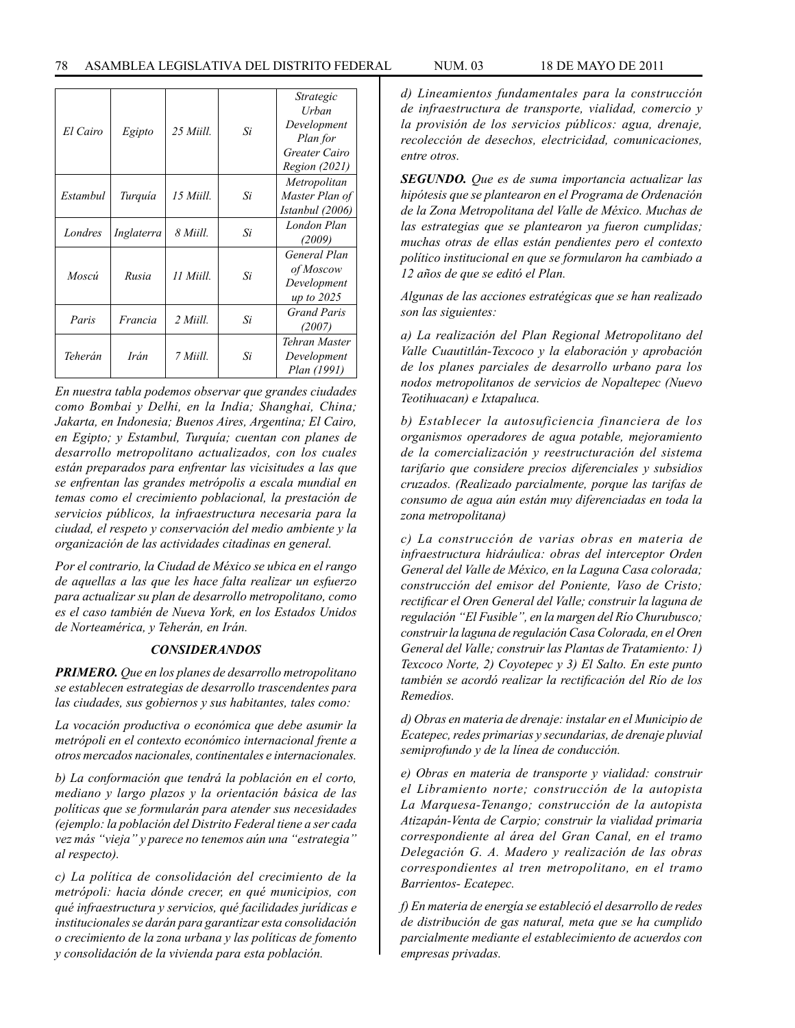| | | | | |
|---|---|---|---|---|
| *El Cairo* | *Egipto* | *25 Miill.* | *Si* | *Strategic Urban Development Plan for Greater Cairo Region (2021)* |
| *Estambul* | *Turquía* | *15 Miill.* | *Si* | *Metropolitan Master Plan of Istanbul (2006)* |
| *Londres* | *Inglaterra* | *8 Miill.* | *Si* | *London Plan (2009)* |
| *Moscú* | *Rusia* | *11 Miill.* | *Si* | *General Plan of Moscow Development up to 2025* |
| *Paris* | *Francia* | *2 Miill.* | *Si* | *Grand Paris (2007)* |
| *Teherán* | *Irán* | *7 Miill.* | *Si* | *Tehran Master Development Plan (1991)* |

*En nuestra tabla podemos observar que grandes ciudades como Bombai y Delhi, en la India; Shanghai, China; Jakarta, en Indonesia; Buenos Aires, Argentina; El Cairo, en Egipto; y Estambul, Turquía; cuentan con planes de desarrollo metropolitano actualizados, con los cuales están preparados para enfrentar las vicisitudes a las que se enfrentan las grandes metrópolis a escala mundial en temas como el crecimiento poblacional, la prestación de servicios públicos, la infraestructura necesaria para la ciudad, el respeto y conservación del medio ambiente y la organización de las actividades citadinas en general.*

*Por el contrario, la Ciudad de México se ubica en el rango de aquellas a las que les hace falta realizar un esfuerzo para actualizar su plan de desarrollo metropolitano, como es el caso también de Nueva York, en los Estados Unidos de Norteamérica, y Teherán, en Irán.*

### *CONSIDERANDOS*

***PRIMERO.*** *Que en los planes de desarrollo metropolitano se establecen estrategias de desarrollo trascendentes para las ciudades, sus gobiernos y sus habitantes, tales como:*

*La vocación productiva o económica que debe asumir la metrópoli en el contexto económico internacional frente a otros mercados nacionales, continentales e internacionales.*

*b) La conformación que tendrá la población en el corto, mediano y largo plazos y la orientación básica de las políticas que se formularán para atender sus necesidades (ejemplo: la población del Distrito Federal tiene a ser cada vez más "vieja" y parece no tenemos aún una "estrategia" al respecto).*

*c) La política de consolidación del crecimiento de la metrópoli: hacia dónde crecer, en qué municipios, con qué infraestructura y servicios, qué facilidades jurídicas e institucionales se darán para garantizar esta consolidación o crecimiento de la zona urbana y las políticas de fomento y consolidación de la vivienda para esta población.*

*d) Lineamientos fundamentales para la construcción de infraestructura de transporte, vialidad, comercio y la provisión de los servicios públicos: agua, drenaje, recolección de desechos, electricidad, comunicaciones, entre otros.*

***SEGUNDO.*** *Que es de suma importancia actualizar las hipótesis que se plantearon en el Programa de Ordenación de la Zona Metropolitana del Valle de México. Muchas de las estrategias que se plantearon ya fueron cumplidas; muchas otras de ellas están pendientes pero el contexto político institucional en que se formularon ha cambiado a 12 años de que se editó el Plan.*

*Algunas de las acciones estratégicas que se han realizado son las siguientes:*

*a) La realización del Plan Regional Metropolitano del Valle Cuautitlán-Texcoco y la elaboración y aprobación de los planes parciales de desarrollo urbano para los nodos metropolitanos de servicios de Nopaltepec (Nuevo Teotihuacan) e Ixtapaluca.*

*b) Establecer la autosuficiencia financiera de los organismos operadores de agua potable, mejoramiento de la comercialización y reestructuración del sistema tarifario que considere precios diferenciales y subsidios cruzados. (Realizado parcialmente, porque las tarifas de consumo de agua aún están muy diferenciadas en toda la zona metropolitana)*

*c) La construcción de varias obras en materia de infraestructura hidráulica: obras del interceptor Orden General del Valle de México, en la Laguna Casa colorada; construcción del emisor del Poniente, Vaso de Cristo; rectificar el Oren General del Valle; construir la laguna de regulación "El Fusible", en la margen del Río Churubusco; construir la laguna de regulación Casa Colorada, en el Oren General del Valle; construir las Plantas de Tratamiento: 1) Texcoco Norte, 2) Coyotepec y 3) El Salto. En este punto también se acordó realizar la rectificación del Río de los Remedios.*

*d) Obras en materia de drenaje: instalar en el Municipio de Ecatepec, redes primarias y secundarias, de drenaje pluvial semiprofundo y de la línea de conducción.*

*e) Obras en materia de transporte y vialidad: construir el Libramiento norte; construcción de la autopista La Marquesa-Tenango; construcción de la autopista Atizapán-Venta de Carpio; construir la vialidad primaria correspondiente al área del Gran Canal, en el tramo Delegación G. A. Madero y realización de las obras correspondientes al tren metropolitano, en el tramo Barrientos- Ecatepec.*

*f) En materia de energía se estableció el desarrollo de redes de distribución de gas natural, meta que se ha cumplido parcialmente mediante el establecimiento de acuerdos con empresas privadas.*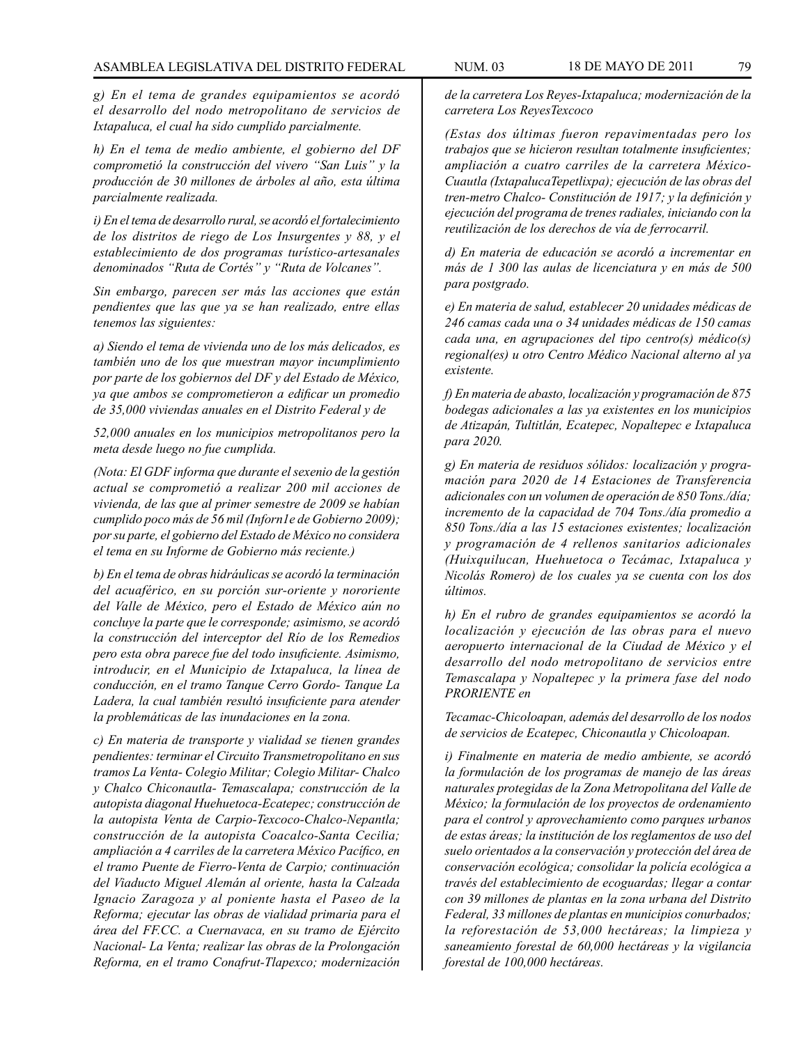*g) En el tema de grandes equipamientos se acordó el desarrollo del nodo metropolitano de servicios de Ixtapaluca, el cual ha sido cumplido parcialmente.*

*h) En el tema de medio ambiente, el gobierno del DF comprometió la construcción del vivero "San Luis" y la producción de 30 millones de árboles al año, esta última parcialmente realizada.*

*i) En el tema de desarrollo rural, se acordó el fortalecimiento de los distritos de riego de Los Insurgentes y 88, y el establecimiento de dos programas turístico-artesanales denominados "Ruta de Cortés" y "Ruta de Volcanes".*

*Sin embargo, parecen ser más las acciones que están pendientes que las que ya se han realizado, entre ellas tenemos las siguientes:*

*a) Siendo el tema de vivienda uno de los más delicados, es también uno de los que muestran mayor incumplimiento por parte de los gobiernos del DF y del Estado de México, ya que ambos se comprometieron a edificar un promedio de 35,000 viviendas anuales en el Distrito Federal y de*

*52,000 anuales en los municipios metropolitanos pero la meta desde luego no fue cumplida.*

*(Nota: El GDF informa que durante el sexenio de la gestión actual se comprometió a realizar 200 mil acciones de vivienda, de las que al primer semestre de 2009 se habían cumplido poco más de 56 mil (Infon1e de Gobierno 2009); por su parte, el gobierno del Estado de México no considera el tema en su Informe de Gobierno más reciente.)*

*b) En el tema de obras hidráulicas se acordó la terminación del acuaférico, en su porción sur-oriente y nororiente del Valle de México, pero el Estado de México aún no concluye la parte que le corresponde; asimismo, se acordó la construcción del interceptor del Río de los Remedios pero esta obra parece fue del todo insuficiente. Asimismo, introducir, en el Municipio de Ixtapaluca, la línea de conducción, en el tramo Tanque Cerro Gordo- Tanque La Ladera, la cual también resultó insuficiente para atender la problemáticas de las inundaciones en la zona.*

*c) En materia de transporte y vialidad se tienen grandes pendientes: terminar el Circuito Transmetropolitano en sus tramos La Venta- Colegio Militar; Colegio Militar- Chalco y Chalco Chiconautla- Temascalapa; construcción de la autopista diagonal Huehuetoca-Ecatepec; construcción de la autopista Venta de Carpio-Texcoco-Chalco-Nepantla; construcción de la autopista Coacalco-Santa Cecilia; ampliación a 4 carriles de la carretera México Pacífico, en el tramo Puente de Fierro-Venta de Carpio; continuación del Viaducto Miguel Alemán al oriente, hasta la Calzada Ignacio Zaragoza y al poniente hasta el Paseo de la Reforma; ejecutar las obras de vialidad primaria para el área del FF.CC. a Cuernavaca, en su tramo de Ejército Nacional- La Venta; realizar las obras de la Prolongación Reforma, en el tramo Conafrut-Tlapexco; modernización de la carretera Los Reyes-Ixtapaluca; modernización de la carretera Los ReyesTexcoco*

*(Estas dos últimas fueron repavimentadas pero los trabajos que se hicieron resultan totalmente insuficientes; ampliación a cuatro carriles de la carretera México-Cuautla (IxtapalucaTepetlixpa); ejecución de las obras del tren-metro Chalco- Constitución de 1917; y la definición y ejecución del programa de trenes radiales, iniciando con la reutilización de los derechos de vía de ferrocarril.*

*d) En materia de educación se acordó a incrementar en más de 1 300 las aulas de licenciatura y en más de 500 para postgrado.*

*e) En materia de salud, establecer 20 unidades médicas de 246 camas cada una o 34 unidades médicas de 150 camas cada una, en agrupaciones del tipo centro(s) médico(s) regional(es) u otro Centro Médico Nacional alterno al ya existente.*

*f) En materia de abasto, localización y programación de 875 bodegas adicionales a las ya existentes en los municipios de Atizapán, Tultitlán, Ecatepec, Nopaltepec e Ixtapaluca para 2020.*

*g) En materia de residuos sólidos: localización y programación para 2020 de 14 Estaciones de Transferencia adicionales con un volumen de operación de 850 Tons./día; incremento de la capacidad de 704 Tons./día promedio a 850 Tons./día a las 15 estaciones existentes; localización y programación de 4 rellenos sanitarios adicionales (Huixquilucan, Huehuetoca o Tecámac, Ixtapaluca y Nicolás Romero) de los cuales ya se cuenta con los dos últimos.*

*h) En el rubro de grandes equipamientos se acordó la localización y ejecución de las obras para el nuevo aeropuerto internacional de la Ciudad de México y el desarrollo del nodo metropolitano de servicios entre Temascalapa y Nopaltepec y la primera fase del nodo PRORIENTE en*

*Tecamac-Chicoloapan, además del desarrollo de los nodos de servicios de Ecatepec, Chiconautla y Chicoloapan.*

*i) Finalmente en materia de medio ambiente, se acordó la formulación de los programas de manejo de las áreas naturales protegidas de la Zona Metropolitana del Valle de México; la formulación de los proyectos de ordenamiento para el control y aprovechamiento como parques urbanos de estas áreas; la institución de los reglamentos de uso del suelo orientados a la conservación y protección del área de conservación ecológica; consolidar la policía ecológica a través del establecimiento de ecoguardas; llegar a contar con 39 millones de plantas en la zona urbana del Distrito Federal, 33 millones de plantas en municipios conurbados; la reforestación de 53,000 hectáreas; la limpieza y saneamiento forestal de 60,000 hectáreas y la vigilancia forestal de 100,000 hectáreas.*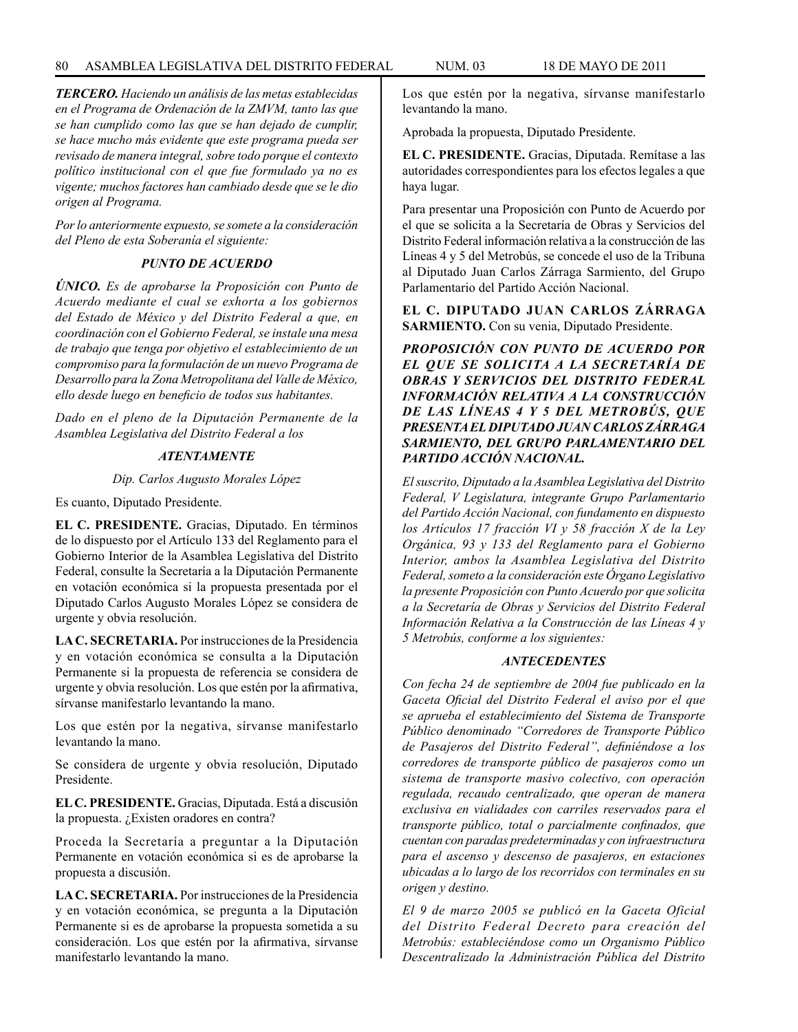***TERCERO.*** *Haciendo un análisis de las metas establecidas en el Programa de Ordenación de la ZMVM, tanto las que se han cumplido como las que se han dejado de cumplir, se hace mucho más evidente que este programa pueda ser revisado de manera integral, sobre todo porque el contexto político institucional con el que fue formulado ya no es vigente; muchos factores han cambiado desde que se le dio origen al Programa.*

*Por lo anteriormente expuesto, se somete a la consideración del Pleno de esta Soberanía el siguiente:*

***PUNTO DE ACUERDO***

***ÚNICO.*** *Es de aprobarse la Proposición con Punto de Acuerdo mediante el cual se exhorta a los gobiernos del Estado de México y del Distrito Federal a que, en coordinación con el Gobierno Federal, se instale una mesa de trabajo que tenga por objetivo el establecimiento de un compromiso para la formulación de un nuevo Programa de Desarrollo para la Zona Metropolitana del Valle de México, ello desde luego en beneficio de todos sus habitantes.*

*Dado en el pleno de la Diputación Permanente de la Asamblea Legislativa del Distrito Federal a los*

***ATENTAMENTE***

*Dip. Carlos Augusto Morales López*

Es cuanto, Diputado Presidente.

**EL C. PRESIDENTE.** Gracias, Diputado. En términos de lo dispuesto por el Artículo 133 del Reglamento para el Gobierno Interior de la Asamblea Legislativa del Distrito Federal, consulte la Secretaría a la Diputación Permanente en votación económica si la propuesta presentada por el Diputado Carlos Augusto Morales López se considera de urgente y obvia resolución.

**LA C. SECRETARIA.** Por instrucciones de la Presidencia y en votación económica se consulta a la Diputación Permanente si la propuesta de referencia se considera de urgente y obvia resolución. Los que estén por la afirmativa, sírvanse manifestarlo levantando la mano.

Los que estén por la negativa, sírvanse manifestarlo levantando la mano.

Se considera de urgente y obvia resolución, Diputado Presidente.

**EL C. PRESIDENTE.** Gracias, Diputada. Está a discusión la propuesta. ¿Existen oradores en contra?

Proceda la Secretaría a preguntar a la Diputación Permanente en votación económica si es de aprobarse la propuesta a discusión.

**LA C. SECRETARIA.** Por instrucciones de la Presidencia y en votación económica, se pregunta a la Diputación Permanente si es de aprobarse la propuesta sometida a su consideración. Los que estén por la afirmativa, sírvanse manifestarlo levantando la mano.

Los que estén por la negativa, sírvanse manifestarlo levantando la mano.

Aprobada la propuesta, Diputado Presidente.

**EL C. PRESIDENTE.** Gracias, Diputada. Remítase a las autoridades correspondientes para los efectos legales a que haya lugar.

Para presentar una Proposición con Punto de Acuerdo por el que se solicita a la Secretaría de Obras y Servicios del Distrito Federal información relativa a la construcción de las Líneas 4 y 5 del Metrobús, se concede el uso de la Tribuna al Diputado Juan Carlos Zárraga Sarmiento, del Grupo Parlamentario del Partido Acción Nacional.

**EL C. DIPUTADO JUAN CARLOS ZÁRRAGA SARMIENTO.** Con su venia, Diputado Presidente.

***PROPOSICIÓN CON PUNTO DE ACUERDO POR EL QUE SE SOLICITA A LA SECRETARÍA DE OBRAS Y SERVICIOS DEL DISTRITO FEDERAL INFORMACIÓN RELATIVA A LA CONSTRUCCIÓN DE LAS LÍNEAS 4 Y 5 DEL METROBÚS, QUE PRESENTA EL DIPUTADO JUAN CARLOS ZÁRRAGA SARMIENTO, DEL GRUPO PARLAMENTARIO DEL PARTIDO ACCIÓN NACIONAL.***

*El suscrito, Diputado a la Asamblea Legislativa del Distrito Federal, V Legislatura, integrante Grupo Parlamentario del Partido Acción Nacional, con fundamento en dispuesto los Artículos 17 fracción VI y 58 fracción X de la Ley Orgánica, 93 y 133 del Reglamento para el Gobierno Interior, ambos la Asamblea Legislativa del Distrito Federal, someto a la consideración este Órgano Legislativo la presente Proposición con Punto Acuerdo por que solicita a la Secretaría de Obras y Servicios del Distrito Federal Información Relativa a la Construcción de las Líneas 4 y 5 Metrobús, conforme a los siguientes:*

***ANTECEDENTES***

*Con fecha 24 de septiembre de 2004 fue publicado en la Gaceta Oficial del Distrito Federal el aviso por el que se aprueba el establecimiento del Sistema de Transporte Público denominado "Corredores de Transporte Público de Pasajeros del Distrito Federal", definiéndose a los corredores de transporte público de pasajeros como un sistema de transporte masivo colectivo, con operación regulada, recaudo centralizado, que operan de manera exclusiva en vialidades con carriles reservados para el transporte público, total o parcialmente confinados, que cuentan con paradas predeterminadas y con infraestructura para el ascenso y descenso de pasajeros, en estaciones ubicadas a lo largo de los recorridos con terminales en su origen y destino.*

*El 9 de marzo 2005 se publicó en la Gaceta Oficial del Distrito Federal Decreto para creación del Metrobús: estableciéndose como un Organismo Público Descentralizado la Administración Pública del Distrito*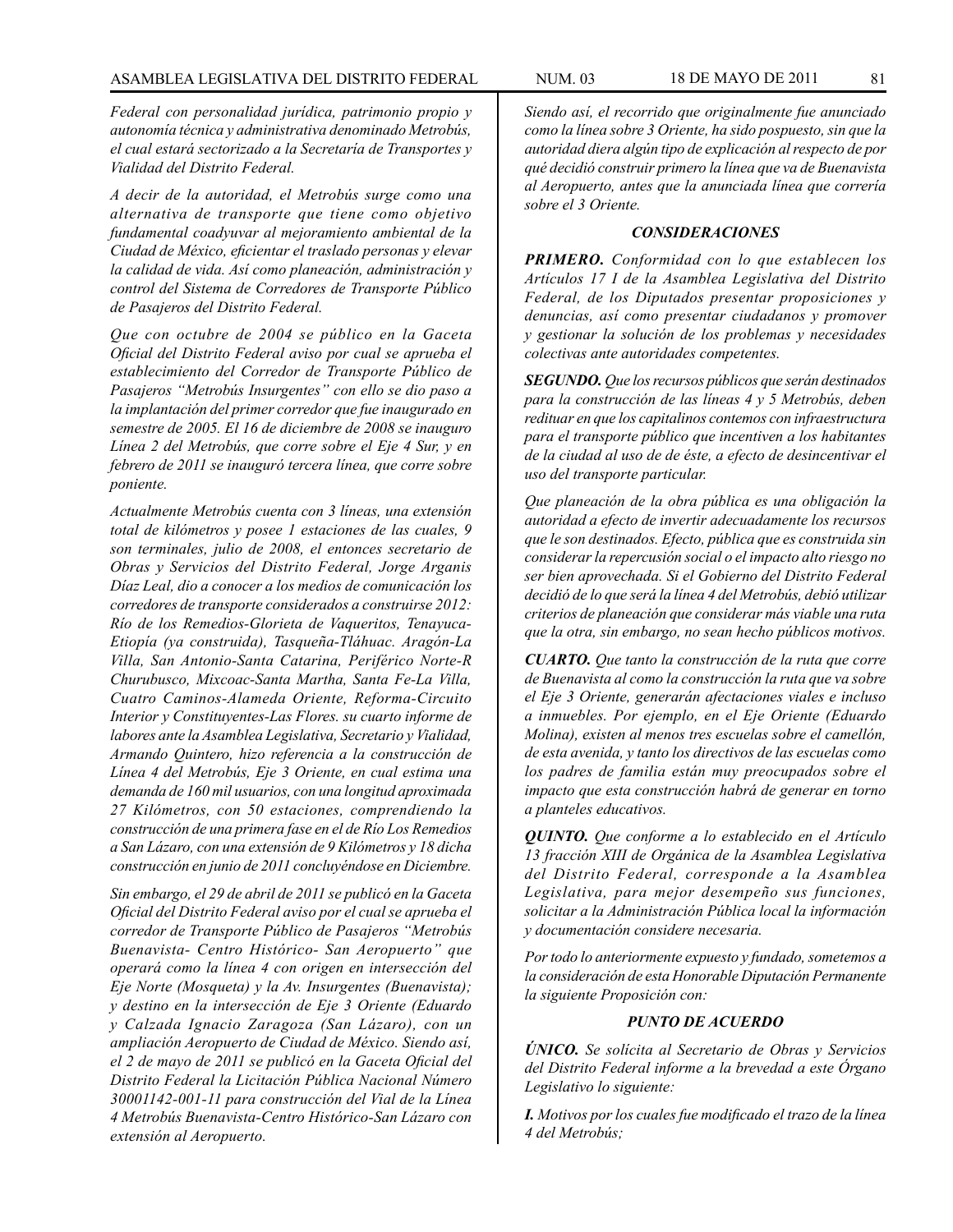*Federal con personalidad jurídica, patrimonio propio y autonomía técnica y administrativa denominado Metrobús, el cual estará sectorizado a la Secretaría de Transportes y Vialidad del Distrito Federal.*

*A decir de la autoridad, el Metrobús surge como una alternativa de transporte que tiene como objetivo fundamental coadyuvar al mejoramiento ambiental de la Ciudad de México, eficientar el traslado personas y elevar la calidad de vida. Así como planeación, administración y control del Sistema de Corredores de Transporte Público de Pasajeros del Distrito Federal.*

*Que con octubre de 2004 se público en la Gaceta Oficial del Distrito Federal aviso por cual se aprueba el establecimiento del Corredor de Transporte Público de Pasajeros "Metrobús Insurgentes" con ello se dio paso a la implantación del primer corredor que fue inaugurado en semestre de 2005. El 16 de diciembre de 2008 se inauguro Línea 2 del Metrobús, que corre sobre el Eje 4 Sur, y en febrero de 2011 se inauguró tercera línea, que corre sobre poniente.*

*Actualmente Metrobús cuenta con 3 líneas, una extensión total de kilómetros y posee 1 estaciones de las cuales, 9 son terminales, julio de 2008, el entonces secretario de Obras y Servicios del Distrito Federal, Jorge Arganis Díaz Leal, dio a conocer a los medios de comunicación los corredores de transporte considerados a construirse 2012: Río de los Remedios-Glorieta de Vaqueritos, Tenayuca-Etiopía (ya construida), Tasqueña-Tláhuac. Aragón-La Villa, San Antonio-Santa Catarina, Periférico Norte-R Churubusco, Mixcoac-Santa Martha, Santa Fe-La Villa, Cuatro Caminos-Alameda Oriente, Reforma-Circuito Interior y Constituyentes-Las Flores. su cuarto informe de labores ante la Asamblea Legislativa, Secretario y Vialidad, Armando Quintero, hizo referencia a la construcción de Línea 4 del Metrobús, Eje 3 Oriente, en cual estima una demanda de 160 mil usuarios, con una longitud aproximada 27 Kilómetros, con 50 estaciones, comprendiendo la construcción de una primera fase en el de Río Los Remedios a San Lázaro, con una extensión de 9 Kilómetros y 18 dicha construcción en junio de 2011 concluyéndose en Diciembre.*

*Sin embargo, el 29 de abril de 2011 se publicó en la Gaceta Oficial del Distrito Federal aviso por el cual se aprueba el corredor de Transporte Público de Pasajeros "Metrobús Buenavista- Centro Histórico- San Aeropuerto" que operará como la línea 4 con origen en intersección del Eje Norte (Mosqueta) y la Av. Insurgentes (Buenavista); y destino en la intersección de Eje 3 Oriente (Eduardo y Calzada Ignacio Zaragoza (San Lázaro), con un ampliación Aeropuerto de Ciudad de México. Siendo así, el 2 de mayo de 2011 se publicó en la Gaceta Oficial del Distrito Federal la Licitación Pública Nacional Número 30001142-001-11 para construcción del Vial de la Línea 4 Metrobús Buenavista-Centro Histórico-San Lázaro con extensión al Aeropuerto.*

*Siendo así, el recorrido que originalmente fue anunciado como la línea sobre 3 Oriente, ha sido pospuesto, sin que la autoridad diera algún tipo de explicación al respecto de por qué decidió construir primero la línea que va de Buenavista al Aeropuerto, antes que la anunciada línea que correría sobre el 3 Oriente.*

### *CONSIDERACIONES*

***PRIMERO.*** *Conformidad con lo que establecen los Artículos 17 I de la Asamblea Legislativa del Distrito Federal, de los Diputados presentar proposiciones y denuncias, así como presentar ciudadanos y promover y gestionar la solución de los problemas y necesidades colectivas ante autoridades competentes.*

***SEGUNDO.*** *Que los recursos públicos que serán destinados para la construcción de las líneas 4 y 5 Metrobús, deben redituar en que los capitalinos contemos con infraestructura para el transporte público que incentiven a los habitantes de la ciudad al uso de de éste, a efecto de desincentivar el uso del transporte particular.*

*Que planeación de la obra pública es una obligación la autoridad a efecto de invertir adecuadamente los recursos que le son destinados. Efecto, pública que es construida sin considerar la repercusión social o el impacto alto riesgo no ser bien aprovechada. Si el Gobierno del Distrito Federal decidió de lo que será la línea 4 del Metrobús, debió utilizar criterios de planeación que considerar más viable una ruta que la otra, sin embargo, no sean hecho públicos motivos.*

***CUARTO.*** *Que tanto la construcción de la ruta que corre de Buenavista al como la construcción la ruta que va sobre el Eje 3 Oriente, generarán afectaciones viales e incluso a inmuebles. Por ejemplo, en el Eje Oriente (Eduardo Molina), existen al menos tres escuelas sobre el camellón, de esta avenida, y tanto los directivos de las escuelas como los padres de familia están muy preocupados sobre el impacto que esta construcción habrá de generar en torno a planteles educativos.*

***QUINTO.*** *Que conforme a lo establecido en el Artículo 13 fracción XIII de Orgánica de la Asamblea Legislativa del Distrito Federal, corresponde a la Asamblea Legislativa, para mejor desempeño sus funciones, solicitar a la Administración Pública local la información y documentación considere necesaria.*

*Por todo lo anteriormente expuesto y fundado, sometemos a la consideración de esta Honorable Diputación Permanente la siguiente Proposición con:*

### *PUNTO DE ACUERDO*

***ÚNICO.*** *Se solícita al Secretario de Obras y Servicios del Distrito Federal informe a la brevedad a este Órgano Legislativo lo siguiente:*

***I.*** *Motivos por los cuales fue modificado el trazo de la línea 4 del Metrobús;*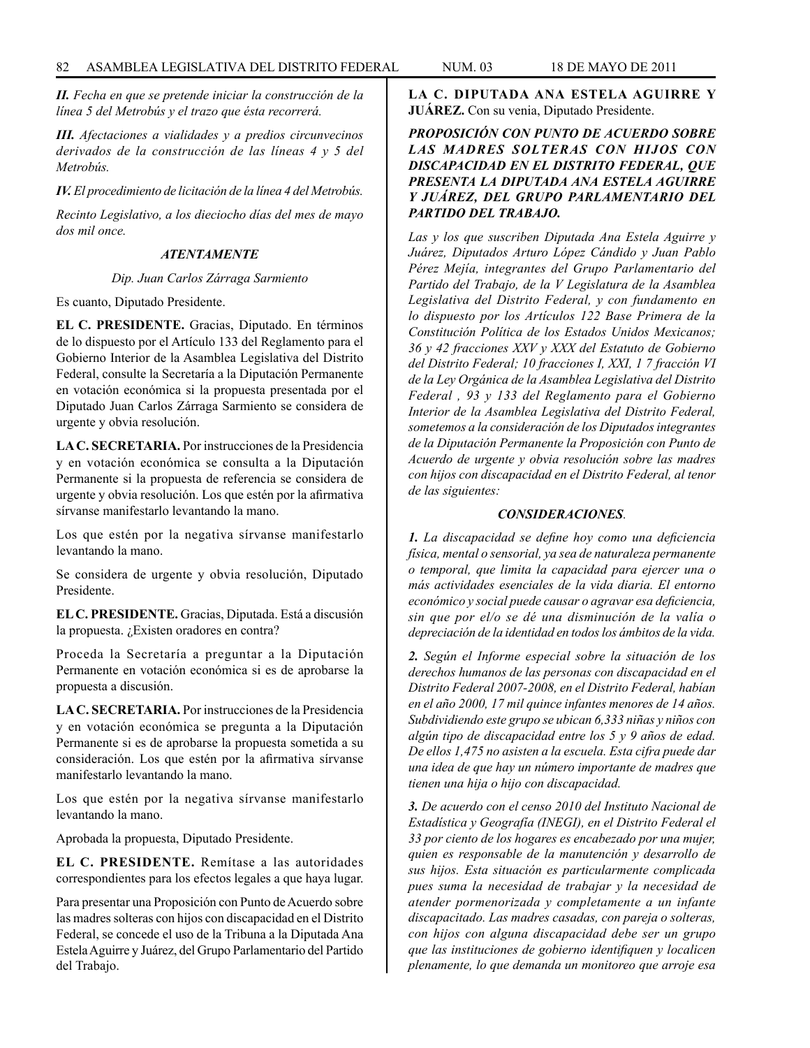***II.*** *Fecha en que se pretende iniciar la construcción de la línea 5 del Metrobús y el trazo que ésta recorrerá.*

***III.*** *Afectaciones a vialidades y a predios circunvecinos derivados de la construcción de las líneas 4 y 5 del Metrobús.*

***IV.*** *El procedimiento de licitación de la línea 4 del Metrobús.*

*Recinto Legislativo, a los dieciocho días del mes de mayo dos mil once.*

***ATENTAMENTE***

*Dip. Juan Carlos Zárraga Sarmiento*

Es cuanto, Diputado Presidente.

**EL C. PRESIDENTE.** Gracias, Diputado. En términos de lo dispuesto por el Artículo 133 del Reglamento para el Gobierno Interior de la Asamblea Legislativa del Distrito Federal, consulte la Secretaría a la Diputación Permanente en votación económica si la propuesta presentada por el Diputado Juan Carlos Zárraga Sarmiento se considera de urgente y obvia resolución.

**LA C. SECRETARIA.** Por instrucciones de la Presidencia y en votación económica se consulta a la Diputación Permanente si la propuesta de referencia se considera de urgente y obvia resolución. Los que estén por la afirmativa sírvanse manifestarlo levantando la mano.

Los que estén por la negativa sírvanse manifestarlo levantando la mano.

Se considera de urgente y obvia resolución, Diputado Presidente.

**EL C. PRESIDENTE.** Gracias, Diputada. Está a discusión la propuesta. ¿Existen oradores en contra?

Proceda la Secretaría a preguntar a la Diputación Permanente en votación económica si es de aprobarse la propuesta a discusión.

**LA C. SECRETARIA.** Por instrucciones de la Presidencia y en votación económica se pregunta a la Diputación Permanente si es de aprobarse la propuesta sometida a su consideración. Los que estén por la afirmativa sírvanse manifestarlo levantando la mano.

Los que estén por la negativa sírvanse manifestarlo levantando la mano.

Aprobada la propuesta, Diputado Presidente.

**EL C. PRESIDENTE.** Remítase a las autoridades correspondientes para los efectos legales a que haya lugar.

Para presentar una Proposición con Punto de Acuerdo sobre las madres solteras con hijos con discapacidad en el Distrito Federal, se concede el uso de la Tribuna a la Diputada Ana Estela Aguirre y Juárez, del Grupo Parlamentario del Partido del Trabajo.

**LA C. DIPUTADA ANA ESTELA AGUIRRE Y JUÁREZ.** Con su venia, Diputado Presidente.

***PROPOSICIÓN CON PUNTO DE ACUERDO SOBRE LAS MADRES SOLTERAS CON HIJOS CON DISCAPACIDAD EN EL DISTRITO FEDERAL, QUE PRESENTA LA DIPUTADA ANA ESTELA AGUIRRE Y JUÁREZ, DEL GRUPO PARLAMENTARIO DEL PARTIDO DEL TRABAJO.***

*Las y los que suscriben Diputada Ana Estela Aguirre y Juárez, Diputados Arturo López Cándido y Juan Pablo Pérez Mejía, integrantes del Grupo Parlamentario del Partido del Trabajo, de la V Legislatura de la Asamblea Legislativa del Distrito Federal, y con fundamento en lo dispuesto por los Artículos 122 Base Primera de la Constitución Política de los Estados Unidos Mexicanos; 36 y 42 fracciones XXV y XXX del Estatuto de Gobierno del Distrito Federal; 10 fracciones I, XXI, 1 7 fracción VI de la Ley Orgánica de la Asamblea Legislativa del Distrito Federal , 93 y 133 del Reglamento para el Gobierno Interior de la Asamblea Legislativa del Distrito Federal, sometemos a la consideración de los Diputados integrantes de la Diputación Permanente la Proposición con Punto de Acuerdo de urgente y obvia resolución sobre las madres con hijos con discapacidad en el Distrito Federal, al tenor de las siguientes:*

***CONSIDERACIONES.***

***1.*** *La discapacidad se define hoy como una deficiencia física, mental o sensorial, ya sea de naturaleza permanente o temporal, que limita la capacidad para ejercer una o más actividades esenciales de la vida diaria. El entorno económico y social puede causar o agravar esa deficiencia, sin que por el/o se dé una disminución de la valía o depreciación de la identidad en todos los ámbitos de la vida.*

***2.*** *Según el Informe especial sobre la situación de los derechos humanos de las personas con discapacidad en el Distrito Federal 2007-2008, en el Distrito Federal, habían en el año 2000, 17 mil quince infantes menores de 14 años. Subdividiendo este grupo se ubican 6,333 niñas y niños con algún tipo de discapacidad entre los 5 y 9 años de edad. De ellos 1,475 no asisten a la escuela. Esta cifra puede dar una idea de que hay un número importante de madres que tienen una hija o hijo con discapacidad.*

***3.*** *De acuerdo con el censo 2010 del Instituto Nacional de Estadística y Geografía (INEGI), en el Distrito Federal el 33 por ciento de los hogares es encabezado por una mujer, quien es responsable de la manutención y desarrollo de sus hijos. Esta situación es particularmente complicada pues suma la necesidad de trabajar y la necesidad de atender pormenorizada y completamente a un infante discapacitado. Las madres casadas, con pareja o solteras, con hijos con alguna discapacidad debe ser un grupo que las instituciones de gobierno identifiquen y localicen plenamente, lo que demanda un monitoreo que arroje esa*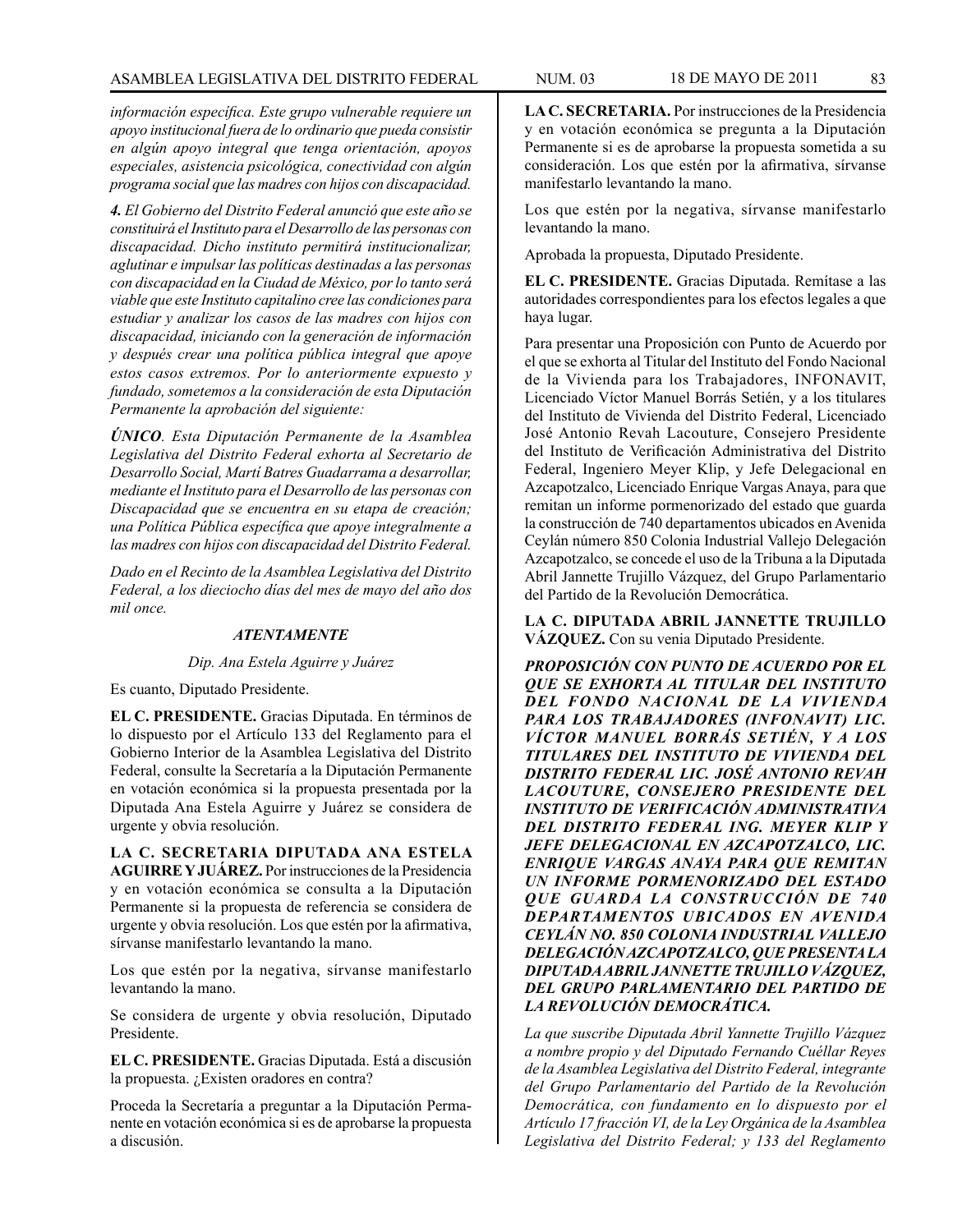*información específica. Este grupo vulnerable requiere un apoyo institucional fuera de lo ordinario que pueda consistir en algún apoyo integral que tenga orientación, apoyos especiales, asistencia psicológica, conectividad con algún programa social que las madres con hijos con discapacidad.*

***4.** El Gobierno del Distrito Federal anunció que este año se constituirá el Instituto para el Desarrollo de las personas con discapacidad. Dicho instituto permitirá institucionalizar, aglutinar e impulsar las políticas destinadas a las personas con discapacidad en la Ciudad de México, por lo tanto será viable que este Instituto capitalino cree las condiciones para estudiar y analizar los casos de las madres con hijos con discapacidad, iniciando con la generación de información y después crear una política pública integral que apoye estos casos extremos. Por lo anteriormente expuesto y fundado, sometemos a la consideración de esta Diputación Permanente la aprobación del siguiente:*

***ÚNICO**. Esta Diputación Permanente de la Asamblea Legislativa del Distrito Federal exhorta al Secretario de Desarrollo Social, Martí Batres Guadarrama a desarrollar, mediante el Instituto para el Desarrollo de las personas con Discapacidad que se encuentra en su etapa de creación; una Política Pública específica que apoye integralmente a las madres con hijos con discapacidad del Distrito Federal.*

*Dado en el Recinto de la Asamblea Legislativa del Distrito Federal, a los dieciocho días del mes de mayo del año dos mil once.*

***ATENTAMENTE***

*Dip. Ana Estela Aguirre y Juárez*

Es cuanto, Diputado Presidente.

**EL C. PRESIDENTE.** Gracias Diputada. En términos de lo dispuesto por el Artículo 133 del Reglamento para el Gobierno Interior de la Asamblea Legislativa del Distrito Federal, consulte la Secretaría a la Diputación Permanente en votación económica si la propuesta presentada por la Diputada Ana Estela Aguirre y Juárez se considera de urgente y obvia resolución.

**LA C. SECRETARIA DIPUTADA ANA ESTELA AGUIRRE Y JUÁREZ.** Por instrucciones de la Presidencia y en votación económica se consulta a la Diputación Permanente si la propuesta de referencia se considera de urgente y obvia resolución. Los que estén por la afirmativa, sírvanse manifestarlo levantando la mano.

Los que estén por la negativa, sírvanse manifestarlo levantando la mano.

Se considera de urgente y obvia resolución, Diputado Presidente.

**EL C. PRESIDENTE.** Gracias Diputada. Está a discusión la propuesta. ¿Existen oradores en contra?

Proceda la Secretaría a preguntar a la Diputación Permanente en votación económica si es de aprobarse la propuesta a discusión.

**LA C. SECRETARIA.** Por instrucciones de la Presidencia y en votación económica se pregunta a la Diputación Permanente si es de aprobarse la propuesta sometida a su consideración. Los que estén por la afirmativa, sírvanse manifestarlo levantando la mano.

Los que estén por la negativa, sírvanse manifestarlo levantando la mano.

Aprobada la propuesta, Diputado Presidente.

**EL C. PRESIDENTE.** Gracias Diputada. Remítase a las autoridades correspondientes para los efectos legales a que haya lugar.

Para presentar una Proposición con Punto de Acuerdo por el que se exhorta al Titular del Instituto del Fondo Nacional de la Vivienda para los Trabajadores, INFONAVIT, Licenciado Víctor Manuel Borrás Setién, y a los titulares del Instituto de Vivienda del Distrito Federal, Licenciado José Antonio Revah Lacouture, Consejero Presidente del Instituto de Verificación Administrativa del Distrito Federal, Ingeniero Meyer Klip, y Jefe Delegacional en Azcapotzalco, Licenciado Enrique Vargas Anaya, para que remitan un informe pormenorizado del estado que guarda la construcción de 740 departamentos ubicados en Avenida Ceylán número 850 Colonia Industrial Vallejo Delegación Azcapotzalco, se concede el uso de la Tribuna a la Diputada Abril Jannette Trujillo Vázquez, del Grupo Parlamentario del Partido de la Revolución Democrática.

**LA C. DIPUTADA ABRIL JANNETTE TRUJILLO VÁZQUEZ.** Con su venia Diputado Presidente.

***PROPOSICIÓN CON PUNTO DE ACUERDO POR EL QUE SE EXHORTA AL TITULAR DEL INSTITUTO DEL FONDO NACIONAL DE LA VIVIENDA PARA LOS TRABAJADORES (INFONAVIT) LIC. VÍCTOR MANUEL BORRÁS SETIÉN, Y A LOS TITULARES DEL INSTITUTO DE VIVIENDA DEL DISTRITO FEDERAL LIC. JOSÉ ANTONIO REVAH LACOUTURE, CONSEJERO PRESIDENTE DEL INSTITUTO DE VERIFICACIÓN ADMINISTRATIVA DEL DISTRITO FEDERAL ING. MEYER KLIP Y JEFE DELEGACIONAL EN AZCAPOTZALCO, LIC. ENRIQUE VARGAS ANAYA PARA QUE REMITAN UN INFORME PORMENORIZADO DEL ESTADO QUE GUARDA LA CONSTRUCCIÓN DE 740 DEPARTAMENTOS UBICADOS EN AVENIDA CEYLÁN NO. 850 COLONIA INDUSTRIAL VALLEJO DELEGACIÓN AZCAPOTZALCO, QUE PRESENTA LA DIPUTADA ABRIL JANNETTE TRUJILLO VÁZQUEZ, DEL GRUPO PARLAMENTARIO DEL PARTIDO DE LA REVOLUCIÓN DEMOCRÁTICA.***

*La que suscribe Diputada Abril Yannette Trujillo Vázquez a nombre propio y del Diputado Fernando Cuéllar Reyes de la Asamblea Legislativa del Distrito Federal, integrante del Grupo Parlamentario del Partido de la Revolución Democrática, con fundamento en lo dispuesto por el Artículo 17 fracción VI, de la Ley Orgánica de la Asamblea Legislativa del Distrito Federal; y 133 del Reglamento*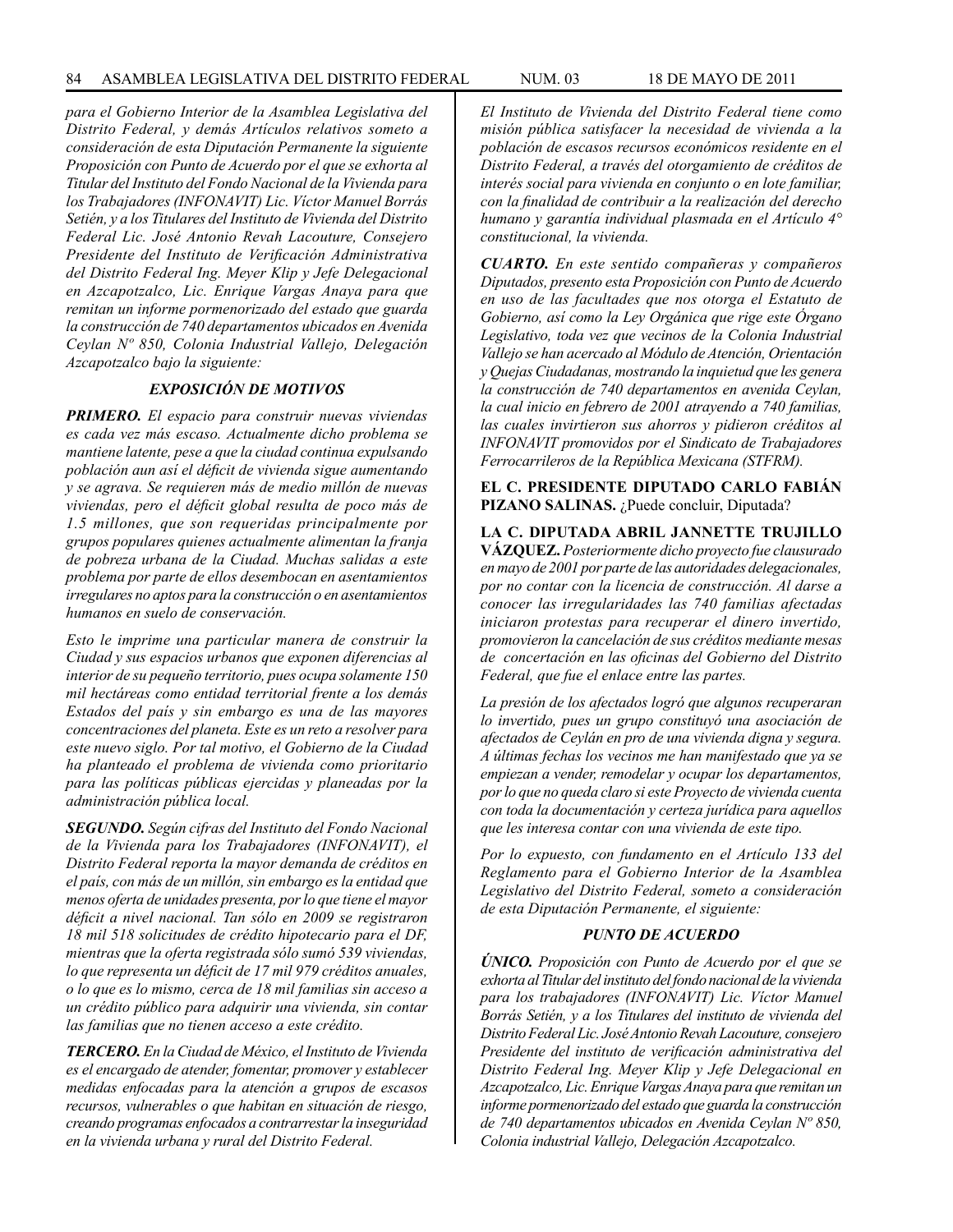*para el Gobierno Interior de la Asamblea Legislativa del Distrito Federal, y demás Artículos relativos someto a consideración de esta Diputación Permanente la siguiente Proposición con Punto de Acuerdo por el que se exhorta al Titular del Instituto del Fondo Nacional de la Vivienda para los Trabajadores (INFONAVIT) Lic. Víctor Manuel Borrás Setién, y a los Titulares del Instituto de Vivienda del Distrito Federal Lic. José Antonio Revah Lacouture, Consejero Presidente del Instituto de Verificación Administrativa del Distrito Federal Ing. Meyer Klip y Jefe Delegacional en Azcapotzalco, Lic. Enrique Vargas Anaya para que remitan un informe pormenorizado del estado que guarda la construcción de 740 departamentos ubicados en Avenida Ceylan Nº 850, Colonia Industrial Vallejo, Delegación Azcapotzalco bajo la siguiente:*

### *EXPOSICIÓN DE MOTIVOS*

***PRIMERO.*** *El espacio para construir nuevas viviendas es cada vez más escaso. Actualmente dicho problema se mantiene latente, pese a que la ciudad continua expulsando población aun así el déficit de vivienda sigue aumentando y se agrava. Se requieren más de medio millón de nuevas viviendas, pero el déficit global resulta de poco más de 1.5 millones, que son requeridas principalmente por grupos populares quienes actualmente alimentan la franja de pobreza urbana de la Ciudad. Muchas salidas a este problema por parte de ellos desembocan en asentamientos irregulares no aptos para la construcción o en asentamientos humanos en suelo de conservación.*

*Esto le imprime una particular manera de construir la Ciudad y sus espacios urbanos que exponen diferencias al interior de su pequeño territorio, pues ocupa solamente 150 mil hectáreas como entidad territorial frente a los demás Estados del país y sin embargo es una de las mayores concentraciones del planeta. Este es un reto a resolver para este nuevo siglo. Por tal motivo, el Gobierno de la Ciudad ha planteado el problema de vivienda como prioritario para las políticas públicas ejercidas y planeadas por la administración pública local.*

***SEGUNDO.*** *Según cifras del Instituto del Fondo Nacional de la Vivienda para los Trabajadores (INFONAVIT), el Distrito Federal reporta la mayor demanda de créditos en el país, con más de un millón, sin embargo es la entidad que menos oferta de unidades presenta, por lo que tiene el mayor déficit a nivel nacional. Tan sólo en 2009 se registraron 18 mil 518 solicitudes de crédito hipotecario para el DF, mientras que la oferta registrada sólo sumó 539 viviendas, lo que representa un déficit de 17 mil 979 créditos anuales, o lo que es lo mismo, cerca de 18 mil familias sin acceso a un crédito público para adquirir una vivienda, sin contar las familias que no tienen acceso a este crédito.*

***TERCERO.*** *En la Ciudad de México, el Instituto de Vivienda es el encargado de atender, fomentar, promover y establecer medidas enfocadas para la atención a grupos de escasos recursos, vulnerables o que habitan en situación de riesgo, creando programas enfocados a contrarrestar la inseguridad en la vivienda urbana y rural del Distrito Federal.*

*El Instituto de Vivienda del Distrito Federal tiene como misión pública satisfacer la necesidad de vivienda a la población de escasos recursos económicos residente en el Distrito Federal, a través del otorgamiento de créditos de interés social para vivienda en conjunto o en lote familiar, con la finalidad de contribuir a la realización del derecho humano y garantía individual plasmada en el Artículo 4° constitucional, la vivienda.*

***CUARTO.*** *En este sentido compañeras y compañeros Diputados, presento esta Proposición con Punto de Acuerdo en uso de las facultades que nos otorga el Estatuto de Gobierno, así como la Ley Orgánica que rige este Órgano Legislativo, toda vez que vecinos de la Colonia Industrial Vallejo se han acercado al Módulo de Atención, Orientación y Quejas Ciudadanas, mostrando la inquietud que les genera la construcción de 740 departamentos en avenida Ceylan, la cual inicio en febrero de 2001 atrayendo a 740 familias, las cuales invirtieron sus ahorros y pidieron créditos al INFONAVIT promovidos por el Sindicato de Trabajadores Ferrocarrileros de la República Mexicana (STFRM).*

**EL C. PRESIDENTE DIPUTADO CARLO FABIÁN PIZANO SALINAS.** ¿Puede concluir, Diputada?

**LA C. DIPUTADA ABRIL JANNETTE TRUJILLO VÁZQUEZ.** *Posteriormente dicho proyecto fue clausurado en mayo de 2001 por parte de las autoridades delegacionales, por no contar con la licencia de construcción. Al darse a conocer las irregularidades las 740 familias afectadas iniciaron protestas para recuperar el dinero invertido, promovieron la cancelación de sus créditos mediante mesas de concertación en las oficinas del Gobierno del Distrito Federal, que fue el enlace entre las partes.*

*La presión de los afectados logró que algunos recuperaran lo invertido, pues un grupo constituyó una asociación de afectados de Ceylán en pro de una vivienda digna y segura. A últimas fechas los vecinos me han manifestado que ya se empiezan a vender, remodelar y ocupar los departamentos, por lo que no queda claro si este Proyecto de vivienda cuenta con toda la documentación y certeza jurídica para aquellos que les interesa contar con una vivienda de este tipo.*

*Por lo expuesto, con fundamento en el Artículo 133 del Reglamento para el Gobierno Interior de la Asamblea Legislativo del Distrito Federal, someto a consideración de esta Diputación Permanente, el siguiente:*

### *PUNTO DE ACUERDO*

***ÚNICO.*** *Proposición con Punto de Acuerdo por el que se exhorta al Titular del instituto del fondo nacional de la vivienda para los trabajadores (INFONAVIT) Lic. Víctor Manuel Borrás Setién, y a los Titulares del instituto de vivienda del Distrito Federal Lic. José Antonio Revah Lacouture, consejero Presidente del instituto de verificación administrativa del Distrito Federal Ing. Meyer Klip y Jefe Delegacional en Azcapotzalco, Lic. Enrique Vargas Anaya para que remitan un informe pormenorizado del estado que guarda la construcción de 740 departamentos ubicados en Avenida Ceylan Nº 850, Colonia industrial Vallejo, Delegación Azcapotzalco.*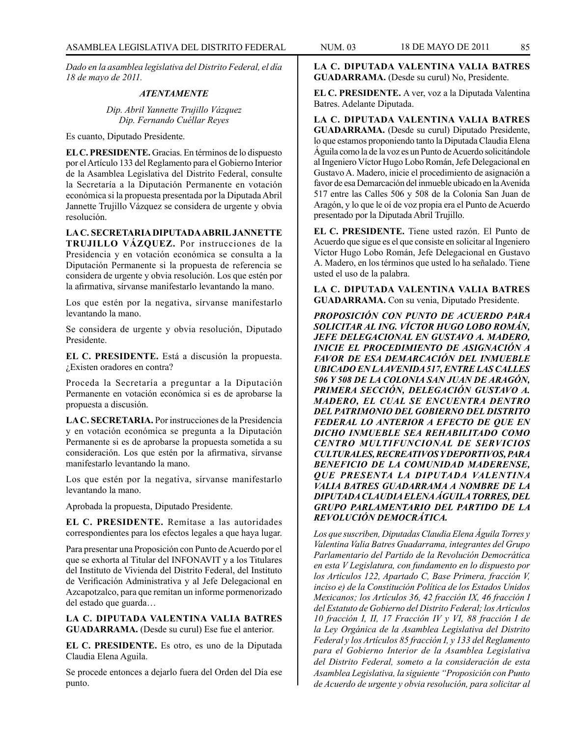*Dado en la asamblea legislativa del Distrito Federal, el día 18 de mayo de 2011.*

***ATENTAMENTE***

*Dip. Abril Yannette Trujillo Vázquez*
*Dip. Fernando Cuéllar Reyes*

Es cuanto, Diputado Presidente.

**EL C. PRESIDENTE.** Gracias. En términos de lo dispuesto por el Artículo 133 del Reglamento para el Gobierno Interior de la Asamblea Legislativa del Distrito Federal, consulte la Secretaría a la Diputación Permanente en votación económica si la propuesta presentada por la Diputada Abril Jannette Trujillo Vázquez se considera de urgente y obvia resolución.

**LA C. SECRETARIA DIPUTADA ABRIL JANNETTE TRUJILLO VÁZQUEZ.** Por instrucciones de la Presidencia y en votación económica se consulta a la Diputación Permanente si la propuesta de referencia se considera de urgente y obvia resolución. Los que estén por la afirmativa, sírvanse manifestarlo levantando la mano.

Los que estén por la negativa, sírvanse manifestarlo levantando la mano.

Se considera de urgente y obvia resolución, Diputado Presidente.

**EL C. PRESIDENTE.** Está a discusión la propuesta. ¿Existen oradores en contra?

Proceda la Secretaría a preguntar a la Diputación Permanente en votación económica si es de aprobarse la propuesta a discusión.

**LA C. SECRETARIA.** Por instrucciones de la Presidencia y en votación económica se pregunta a la Diputación Permanente si es de aprobarse la propuesta sometida a su consideración. Los que estén por la afirmativa, sírvanse manifestarlo levantando la mano.

Los que estén por la negativa, sírvanse manifestarlo levantando la mano.

Aprobada la propuesta, Diputado Presidente.

**EL C. PRESIDENTE.** Remítase a las autoridades correspondientes para los efectos legales a que haya lugar.

Para presentar una Proposición con Punto de Acuerdo por el que se exhorta al Titular del INFONAVIT y a los Titulares del Instituto de Vivienda del Distrito Federal, del Instituto de Verificación Administrativa y al Jefe Delegacional en Azcapotzalco, para que remitan un informe pormenorizado del estado que guarda…

**LA C. DIPUTADA VALENTINA VALIA BATRES GUADARRAMA.** (Desde su curul) Ese fue el anterior.

**EL C. PRESIDENTE.** Es otro, es uno de la Diputada Claudia Elena Aguila.

Se procede entonces a dejarlo fuera del Orden del Día ese punto.

**LA C. DIPUTADA VALENTINA VALIA BATRES GUADARRAMA.** (Desde su curul) No, Presidente.

**EL C. PRESIDENTE.** A ver, voz a la Diputada Valentina Batres. Adelante Diputada.

**LA C. DIPUTADA VALENTINA VALIA BATRES GUADARRAMA.** (Desde su curul) Diputado Presidente, lo que estamos proponiendo tanto la Diputada Claudia Elena Águila como la de la voz es un Punto de Acuerdo solicitándole al Ingeniero Víctor Hugo Lobo Román, Jefe Delegacional en Gustavo A. Madero, inicie el procedimiento de asignación a favor de esa Demarcación del inmueble ubicado en la Avenida 517 entre las Calles 506 y 508 de la Colonia San Juan de Aragón, y lo que le oí de voz propia era el Punto de Acuerdo presentado por la Diputada Abril Trujillo.

**EL C. PRESIDENTE.** Tiene usted razón. El Punto de Acuerdo que sigue es el que consiste en solicitar al Ingeniero Víctor Hugo Lobo Román, Jefe Delegacional en Gustavo A. Madero, en los términos que usted lo ha señalado. Tiene usted el uso de la palabra.

**LA C. DIPUTADA VALENTINA VALIA BATRES GUADARRAMA.** Con su venia, Diputado Presidente.

***PROPOSICIÓN CON PUNTO DE ACUERDO PARA SOLICITAR AL ING. VÍCTOR HUGO LOBO ROMÁN, JEFE DELEGACIONAL EN GUSTAVO A. MADERO, INICIE EL PROCEDIMIENTO DE ASIGNACIÓN A FAVOR DE ESA DEMARCACIÓN DEL INMUEBLE UBICADO EN LA AVENIDA 517, ENTRE LAS CALLES 506 Y 508 DE LA COLONIA SAN JUAN DE ARAGÓN, PRIMERA SECCIÓN, DELEGACIÓN GUSTAVO A. MADERO, EL CUAL SE ENCUENTRA DENTRO DEL PATRIMONIO DEL GOBIERNO DEL DISTRITO FEDERAL LO ANTERIOR A EFECTO DE QUE EN DICHO INMUEBLE SEA REHABILITADO COMO CENTRO MULTIFUNCIONAL DE SERVICIOS CULTURALES, RECREATIVOS Y DEPORTIVOS, PARA BENEFICIO DE LA COMUNIDAD MADERENSE, QUE PRESENTA LA DIPUTADA VALENTINA VALIA BATRES GUADARRAMA A NOMBRE DE LA DIPUTADA CLAUDIA ELENA ÁGUILA TORRES, DEL GRUPO PARLAMENTARIO DEL PARTIDO DE LA REVOLUCIÓN DEMOCRÁTICA.***

*Los que suscriben, Diputadas Claudia Elena Águila Torres y Valentina Valia Batres Guadarrama, integrantes del Grupo Parlamentario del Partido de la Revolución Democrática en esta V Legislatura, con fundamento en lo dispuesto por los Artículos 122, Apartado C, Base Primera, fracción V, inciso e) de la Constitución Política de los Estados Unidos Mexicanos; los Artículos 36, 42 fracción IX, 46 fracción I del Estatuto de Gobierno del Distrito Federal; los Artículos 10 fracción I, II, 17 Fracción IV y VI, 88 fracción I de la Ley Orgánica de la Asamblea Legislativa del Distrito Federal y los Artículos 85 fracción I, y 133 del Reglamento para el Gobierno Interior de la Asamblea Legislativa del Distrito Federal, someto a la consideración de esta Asamblea Legislativa, la siguiente "Proposición con Punto de Acuerdo de urgente y obvia resolución, para solicitar al*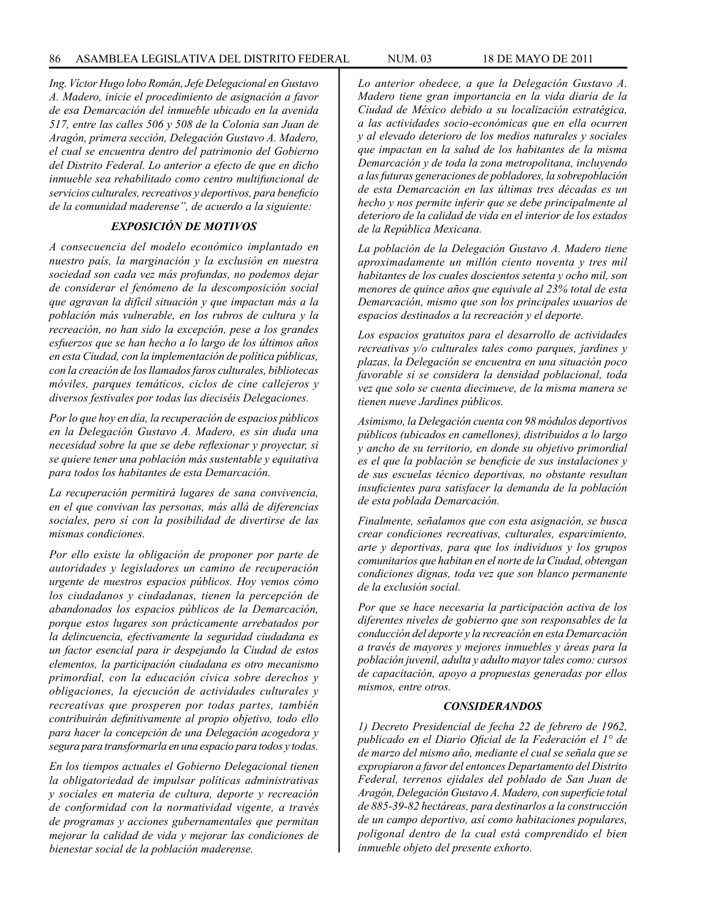*Ing. Víctor Hugo lobo Román, Jefe Delegacional en Gustavo A. Madero, inicie el procedimiento de asignación a favor de esa Demarcación del inmueble ubicado en la avenida 517, entre las calles 506 y 508 de la Colonia san Juan de Aragón, primera sección, Delegación Gustavo A. Madero, el cual se encuentra dentro del patrimonio del Gobierno del Distrito Federal. Lo anterior a efecto de que en dicho inmueble sea rehabilitado como centro multifuncional de servicios culturales, recreativos y deportivos, para beneficio de la comunidad maderense", de acuerdo a la siguiente:*

### *EXPOSICIÓN DE MOTIVOS*

*A consecuencia del modelo económico implantado en nuestro país, la marginación y la exclusión en nuestra sociedad son cada vez más profundas, no podemos dejar de considerar el fenómeno de la descomposición social que agravan la difícil situación y que impactan más a la población más vulnerable, en los rubros de cultura y la recreación, no han sido la excepción, pese a los grandes esfuerzos que se han hecho a lo largo de los últimos años en esta Ciudad, con la implementación de política públicas, con la creación de los llamados faros culturales, bibliotecas móviles, parques temáticos, ciclos de cine callejeros y diversos festivales por todas las dieciséis Delegaciones.*

*Por lo que hoy en día, la recuperación de espacios públicos en la Delegación Gustavo A. Madero, es sin duda una necesidad sobre la que se debe reflexionar y proyectar, si se quiere tener una población más sustentable y equitativa para todos los habitantes de esta Demarcación.*

*La recuperación permitirá lugares de sana convivencia, en el que convivan las personas, más allá de diferencias sociales, pero sí con la posibilidad de divertirse de las mismas condiciones.*

*Por ello existe la obligación de proponer por parte de autoridades y legisladores un camino de recuperación urgente de nuestros espacios públicos. Hoy vemos cómo los ciudadanos y ciudadanas, tienen la percepción de abandonados los espacios públicos de la Demarcación, porque estos lugares son prácticamente arrebatados por la delincuencia, efectivamente la seguridad ciudadana es un factor esencial para ir despejando la Ciudad de estos elementos, la participación ciudadana es otro mecanismo primordial, con la educación cívica sobre derechos y obligaciones, la ejecución de actividades culturales y recreativas que prosperen por todas partes, también contribuirán definitivamente al propio objetivo, todo ello para hacer la concepción de una Delegación acogedora y segura para transformarla en una espacio para todos y todas.*

*En los tiempos actuales el Gobierno Delegacional tienen la obligatoriedad de impulsar políticas administrativas y sociales en materia de cultura, deporte y recreación de conformidad con la normatividad vigente, a través de programas y acciones gubernamentales que permitan mejorar la calidad de vida y mejorar las condiciones de bienestar social de la población maderense.*

*Lo anterior obedece, a que la Delegación Gustavo A. Madero tiene gran importancia en la vida diaria de la Ciudad de México debido a su localización estratégica, a las actividades socio-económicas que en ella ocurren y al elevado deterioro de los medios naturales y sociales que impactan en la salud de los habitantes de la misma Demarcación y de toda la zona metropolitana, incluyendo a las futuras generaciones de pobladores, la sobrepoblación de esta Demarcación en las últimas tres décadas es un hecho y nos permite inferir que se debe principalmente al deterioro de la calidad de vida en el interior de los estados de la República Mexicana.*

*La población de la Delegación Gustavo A. Madero tiene aproximadamente un millón ciento noventa y tres mil habitantes de los cuales doscientos setenta y ocho mil, son menores de quince años que equivale al 23% total de esta Demarcación, mismo que son los principales usuarios de espacios destinados a la recreación y el deporte.*

*Los espacios gratuitos para el desarrollo de actividades recreativas y/o culturales tales como parques, jardines y plazas, la Delegación se encuentra en una situación poco favorable si se considera la densidad poblacional, toda vez que solo se cuenta diecinueve, de la misma manera se tienen nueve Jardines públicos.*

*Asimismo, la Delegación cuenta con 98 módulos deportivos públicos (ubicados en camellones), distribuidos a lo largo y ancho de su territorio, en donde su objetivo primordial es el que la población se beneficie de sus instalaciones y de sus escuelas técnico deportivas, no obstante resultan insuficientes para satisfacer la demanda de la población de esta poblada Demarcación.*

*Finalmente, señalamos que con esta asignación, se busca crear condiciones recreativas, culturales, esparcimiento, arte y deportivas, para que los individuos y los grupos comunitarios que habitan en el norte de la Ciudad, obtengan condiciones dignas, toda vez que son blanco permanente de la exclusión social.*

*Por que se hace necesaria la participación activa de los diferentes niveles de gobierno que son responsables de la conducción del deporte y la recreación en esta Demarcación a través de mayores y mejores inmuebles y áreas para la población juvenil, adulta y adulto mayor tales como: cursos de capacitación, apoyo a propuestas generadas por ellos mismos, entre otros.*

### *CONSIDERANDOS*

*1) Decreto Presidencial de fecha 22 de febrero de 1962, publicado en el Diario Oficial de la Federación el 1° de de marzo del mismo año, mediante el cual se señala que se expropiaron a favor del entonces Departamento del Distrito Federal, terrenos ejidales del poblado de San Juan de Aragón, Delegación Gustavo A. Madero, con superficie total de 885-39-82 hectáreas, para destinarlos a la construcción de un campo deportivo, así como habitaciones populares, poligonal dentro de la cual está comprendido el bien inmueble objeto del presente exhorto.*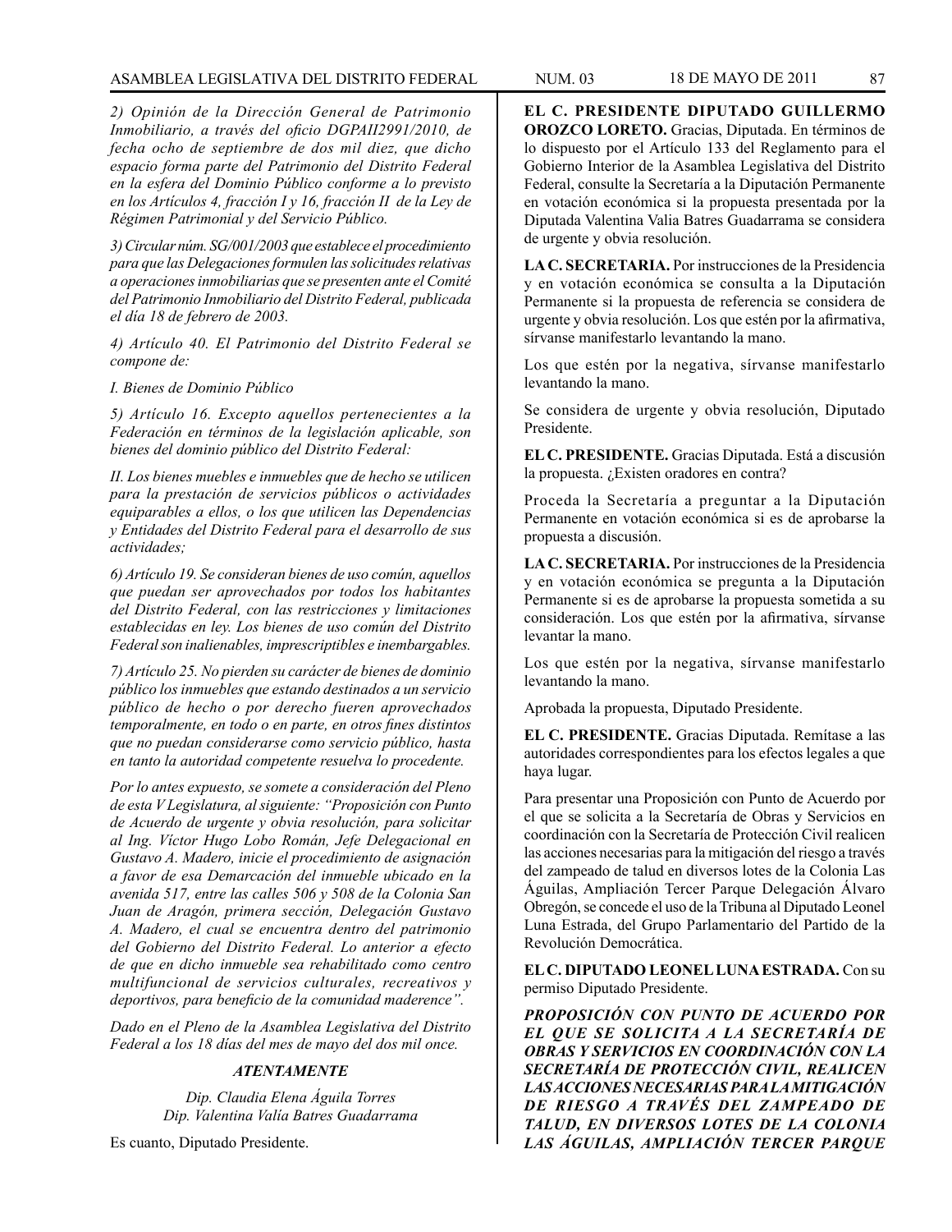*2) Opinión de la Dirección General de Patrimonio Inmobiliario, a través del oficio DGPAII2991/2010, de fecha ocho de septiembre de dos mil diez, que dicho espacio forma parte del Patrimonio del Distrito Federal en la esfera del Dominio Público conforme a lo previsto en los Artículos 4, fracción I y 16, fracción II de la Ley de Régimen Patrimonial y del Servicio Público.*

*3) Circular núm. SG/001/2003 que establece el procedimiento para que las Delegaciones formulen las solicitudes relativas a operaciones inmobiliarias que se presenten ante el Comité del Patrimonio Inmobiliario del Distrito Federal, publicada el día 18 de febrero de 2003.*

*4) Artículo 40. El Patrimonio del Distrito Federal se compone de:*

*I. Bienes de Dominio Público*

*5) Artículo 16. Excepto aquellos pertenecientes a la Federación en términos de la legislación aplicable, son bienes del dominio público del Distrito Federal:*

*II. Los bienes muebles e inmuebles que de hecho se utilicen para la prestación de servicios públicos o actividades equiparables a ellos, o los que utilicen las Dependencias y Entidades del Distrito Federal para el desarrollo de sus actividades;*

*6) Artículo 19. Se consideran bienes de uso común, aquellos que puedan ser aprovechados por todos los habitantes del Distrito Federal, con las restricciones y limitaciones establecidas en ley. Los bienes de uso común del Distrito Federal son inalienables, imprescriptibles e inembargables.*

*7) Artículo 25. No pierden su carácter de bienes de dominio público los inmuebles que estando destinados a un servicio público de hecho o por derecho fueren aprovechados temporalmente, en todo o en parte, en otros fines distintos que no puedan considerarse como servicio público, hasta en tanto la autoridad competente resuelva lo procedente.*

*Por lo antes expuesto, se somete a consideración del Pleno de esta V Legislatura, al siguiente: "Proposición con Punto de Acuerdo de urgente y obvia resolución, para solicitar al Ing. Víctor Hugo Lobo Román, Jefe Delegacional en Gustavo A. Madero, inicie el procedimiento de asignación a favor de esa Demarcación del inmueble ubicado en la avenida 517, entre las calles 506 y 508 de la Colonia San Juan de Aragón, primera sección, Delegación Gustavo A. Madero, el cual se encuentra dentro del patrimonio del Gobierno del Distrito Federal. Lo anterior a efecto de que en dicho inmueble sea rehabilitado como centro multifuncional de servicios culturales, recreativos y deportivos, para beneficio de la comunidad maderence".*

*Dado en el Pleno de la Asamblea Legislativa del Distrito Federal a los 18 días del mes de mayo del dos mil once.*

***ATENTAMENTE***

*Dip. Claudia Elena Águila Torres*
*Dip. Valentina Valía Batres Guadarrama*

Es cuanto, Diputado Presidente.

**EL C. PRESIDENTE DIPUTADO GUILLERMO OROZCO LORETO.** Gracias, Diputada. En términos de lo dispuesto por el Artículo 133 del Reglamento para el Gobierno Interior de la Asamblea Legislativa del Distrito Federal, consulte la Secretaría a la Diputación Permanente en votación económica si la propuesta presentada por la Diputada Valentina Valia Batres Guadarrama se considera de urgente y obvia resolución.

**LA C. SECRETARIA.** Por instrucciones de la Presidencia y en votación económica se consulta a la Diputación Permanente si la propuesta de referencia se considera de urgente y obvia resolución. Los que estén por la afirmativa, sírvanse manifestarlo levantando la mano.

Los que estén por la negativa, sírvanse manifestarlo levantando la mano.

Se considera de urgente y obvia resolución, Diputado Presidente.

**EL C. PRESIDENTE.** Gracias Diputada. Está a discusión la propuesta. ¿Existen oradores en contra?

Proceda la Secretaría a preguntar a la Diputación Permanente en votación económica si es de aprobarse la propuesta a discusión.

**LA C. SECRETARIA.** Por instrucciones de la Presidencia y en votación económica se pregunta a la Diputación Permanente si es de aprobarse la propuesta sometida a su consideración. Los que estén por la afirmativa, sírvanse levantar la mano.

Los que estén por la negativa, sírvanse manifestarlo levantando la mano.

Aprobada la propuesta, Diputado Presidente.

**EL C. PRESIDENTE.** Gracias Diputada. Remítase a las autoridades correspondientes para los efectos legales a que haya lugar.

Para presentar una Proposición con Punto de Acuerdo por el que se solicita a la Secretaría de Obras y Servicios en coordinación con la Secretaría de Protección Civil realicen las acciones necesarias para la mitigación del riesgo a través del zampeado de talud en diversos lotes de la Colonia Las Águilas, Ampliación Tercer Parque Delegación Álvaro Obregón, se concede el uso de la Tribuna al Diputado Leonel Luna Estrada, del Grupo Parlamentario del Partido de la Revolución Democrática.

**EL C. DIPUTADO LEONEL LUNA ESTRADA.** Con su permiso Diputado Presidente.

***PROPOSICIÓN CON PUNTO DE ACUERDO POR EL QUE SE SOLICITA A LA SECRETARÍA DE OBRAS Y SERVICIOS EN COORDINACIÓN CON LA SECRETARÍA DE PROTECCIÓN CIVIL, REALICEN LAS ACCIONES NECESARIAS PARA LA MITIGACIÓN DE RIESGO A TRAVÉS DEL ZAMPEADO DE TALUD, EN DIVERSOS LOTES DE LA COLONIA LAS ÁGUILAS, AMPLIACIÓN TERCER PARQUE***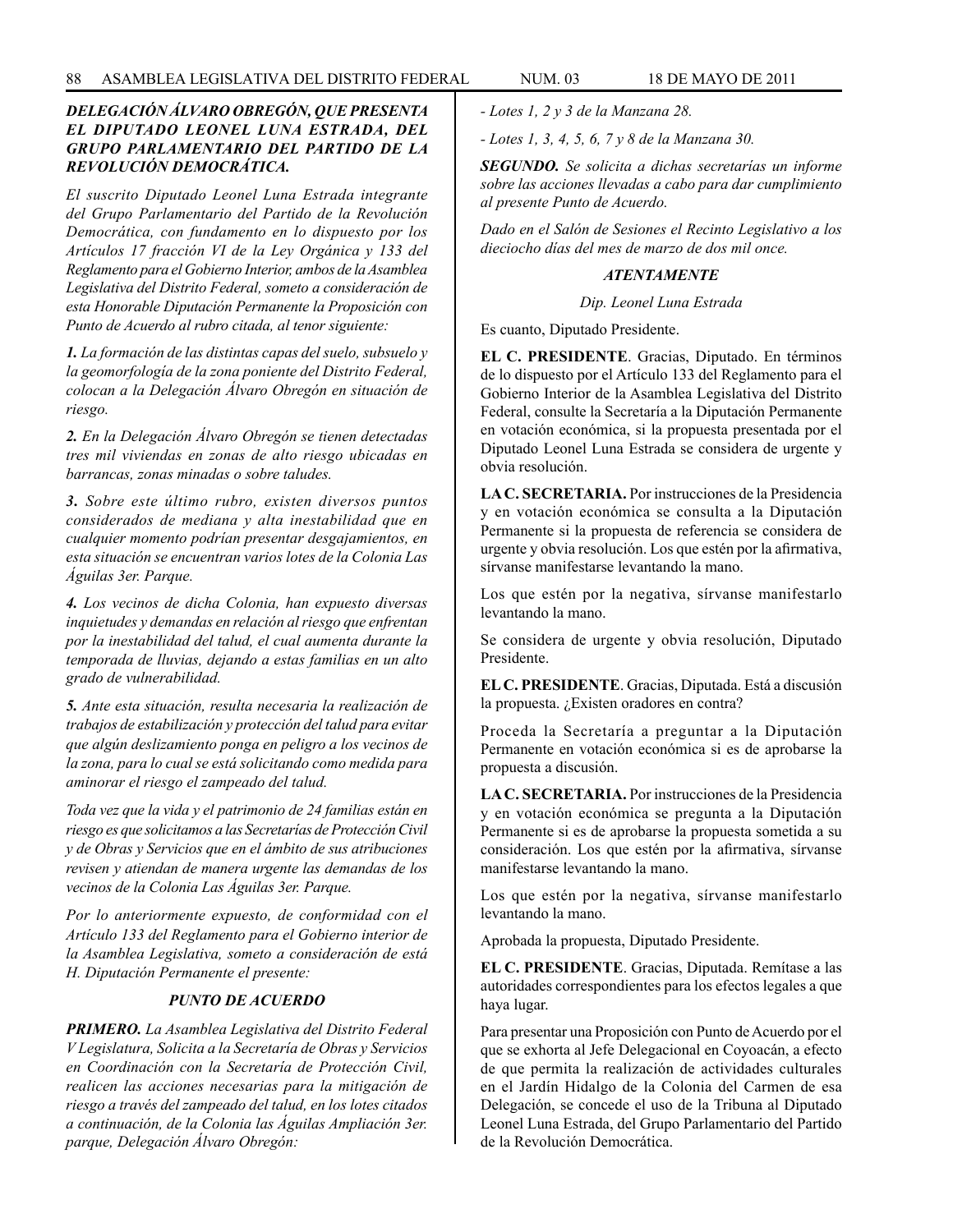***DELEGACIÓN ÁLVARO OBREGÓN, QUE PRESENTA EL DIPUTADO LEONEL LUNA ESTRADA, DEL GRUPO PARLAMENTARIO DEL PARTIDO DE LA REVOLUCIÓN DEMOCRÁTICA.***

*El suscrito Diputado Leonel Luna Estrada integrante del Grupo Parlamentario del Partido de la Revolución Democrática, con fundamento en lo dispuesto por los Artículos 17 fracción VI de la Ley Orgánica y 133 del Reglamento para el Gobierno Interior, ambos de la Asamblea Legislativa del Distrito Federal, someto a consideración de esta Honorable Diputación Permanente la Proposición con Punto de Acuerdo al rubro citada, al tenor siguiente:*

***1.** La formación de las distintas capas del suelo, subsuelo y la geomorfología de la zona poniente del Distrito Federal, colocan a la Delegación Álvaro Obregón en situación de riesgo.*

***2.** En la Delegación Álvaro Obregón se tienen detectadas tres mil viviendas en zonas de alto riesgo ubicadas en barrancas, zonas minadas o sobre taludes.*

***3.** Sobre este último rubro, existen diversos puntos considerados de mediana y alta inestabilidad que en cualquier momento podrían presentar desgajamientos, en esta situación se encuentran varios lotes de la Colonia Las Águilas 3er. Parque.*

***4.** Los vecinos de dicha Colonia, han expuesto diversas inquietudes y demandas en relación al riesgo que enfrentan por la inestabilidad del talud, el cual aumenta durante la temporada de lluvias, dejando a estas familias en un alto grado de vulnerabilidad.*

***5.** Ante esta situación, resulta necesaria la realización de trabajos de estabilización y protección del talud para evitar que algún deslizamiento ponga en peligro a los vecinos de la zona, para lo cual se está solicitando como medida para aminorar el riesgo el zampeado del talud.*

*Toda vez que la vida y el patrimonio de 24 familias están en riesgo es que solicitamos a las Secretarías de Protección Civil y de Obras y Servicios que en el ámbito de sus atribuciones revisen y atiendan de manera urgente las demandas de los vecinos de la Colonia Las Águilas 3er. Parque.*

*Por lo anteriormente expuesto, de conformidad con el Artículo 133 del Reglamento para el Gobierno interior de la Asamblea Legislativa, someto a consideración de está H. Diputación Permanente el presente:*

***PUNTO DE ACUERDO***

***PRIMERO.** La Asamblea Legislativa del Distrito Federal V Legislatura, Solicita a la Secretaría de Obras y Servicios en Coordinación con la Secretaría de Protección Civil, realicen las acciones necesarias para la mitigación de riesgo a través del zampeado del talud, en los lotes citados a continuación, de la Colonia las Águilas Ampliación 3er. parque, Delegación Álvaro Obregón:*

*- Lotes 1, 2 y 3 de la Manzana 28.*

*- Lotes 1, 3, 4, 5, 6, 7 y 8 de la Manzana 30.*

***SEGUNDO.** Se solicita a dichas secretarías un informe sobre las acciones llevadas a cabo para dar cumplimiento al presente Punto de Acuerdo.*

*Dado en el Salón de Sesiones el Recinto Legislativo a los dieciocho días del mes de marzo de dos mil once.*

***ATENTAMENTE***

*Dip. Leonel Luna Estrada*

Es cuanto, Diputado Presidente.

**EL C. PRESIDENTE**. Gracias, Diputado. En términos de lo dispuesto por el Artículo 133 del Reglamento para el Gobierno Interior de la Asamblea Legislativa del Distrito Federal, consulte la Secretaría a la Diputación Permanente en votación económica, si la propuesta presentada por el Diputado Leonel Luna Estrada se considera de urgente y obvia resolución.

**LA C. SECRETARIA.** Por instrucciones de la Presidencia y en votación económica se consulta a la Diputación Permanente si la propuesta de referencia se considera de urgente y obvia resolución. Los que estén por la afirmativa, sírvanse manifestarse levantando la mano.

Los que estén por la negativa, sírvanse manifestarlo levantando la mano.

Se considera de urgente y obvia resolución, Diputado Presidente.

**EL C. PRESIDENTE**. Gracias, Diputada. Está a discusión la propuesta. ¿Existen oradores en contra?

Proceda la Secretaría a preguntar a la Diputación Permanente en votación económica si es de aprobarse la propuesta a discusión.

**LA C. SECRETARIA.** Por instrucciones de la Presidencia y en votación económica se pregunta a la Diputación Permanente si es de aprobarse la propuesta sometida a su consideración. Los que estén por la afirmativa, sírvanse manifestarse levantando la mano.

Los que estén por la negativa, sírvanse manifestarlo levantando la mano.

Aprobada la propuesta, Diputado Presidente.

**EL C. PRESIDENTE**. Gracias, Diputada. Remítase a las autoridades correspondientes para los efectos legales a que haya lugar.

Para presentar una Proposición con Punto de Acuerdo por el que se exhorta al Jefe Delegacional en Coyoacán, a efecto de que permita la realización de actividades culturales en el Jardín Hidalgo de la Colonia del Carmen de esa Delegación, se concede el uso de la Tribuna al Diputado Leonel Luna Estrada, del Grupo Parlamentario del Partido de la Revolución Democrática.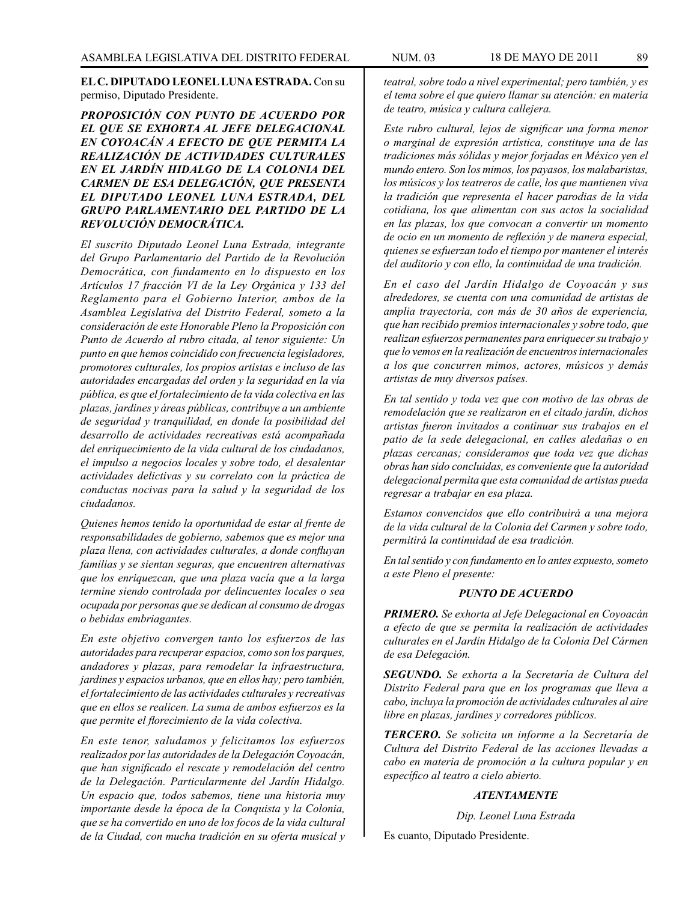**EL C. DIPUTADO LEONEL LUNA ESTRADA.** Con su permiso, Diputado Presidente.

***PROPOSICIÓN CON PUNTO DE ACUERDO POR EL QUE SE EXHORTA AL JEFE DELEGACIONAL EN COYOACÁN A EFECTO DE QUE PERMITA LA REALIZACIÓN DE ACTIVIDADES CULTURALES EN EL JARDÍN HIDALGO DE LA COLONIA DEL CARMEN DE ESA DELEGACIÓN, QUE PRESENTA EL DIPUTADO LEONEL LUNA ESTRADA, DEL GRUPO PARLAMENTARIO DEL PARTIDO DE LA REVOLUCIÓN DEMOCRÁTICA.***

*El suscrito Diputado Leonel Luna Estrada, integrante del Grupo Parlamentario del Partido de la Revolución Democrática, con fundamento en lo dispuesto en los Artículos 17 fracción VI de la Ley Orgánica y 133 del Reglamento para el Gobierno Interior, ambos de la Asamblea Legislativa del Distrito Federal, someto a la consideración de este Honorable Pleno la Proposición con Punto de Acuerdo al rubro citada, al tenor siguiente: Un punto en que hemos coincidido con frecuencia legisladores, promotores culturales, los propios artistas e incluso de las autoridades encargadas del orden y la seguridad en la vía pública, es que el fortalecimiento de la vida colectiva en las plazas, jardines y áreas públicas, contribuye a un ambiente de seguridad y tranquilidad, en donde la posibilidad del desarrollo de actividades recreativas está acompañada del enriquecimiento de la vida cultural de los ciudadanos, el impulso a negocios locales y sobre todo, el desalentar actividades delictivas y su correlato con la práctica de conductas nocivas para la salud y la seguridad de los ciudadanos.*

*Quienes hemos tenido la oportunidad de estar al frente de responsabilidades de gobierno, sabemos que es mejor una plaza llena, con actividades culturales, a donde confluyan familias y se sientan seguras, que encuentren alternativas que los enriquezcan, que una plaza vacía que a la larga termine siendo controlada por delincuentes locales o sea ocupada por personas que se dedican al consumo de drogas o bebidas embriagantes.*

*En este objetivo convergen tanto los esfuerzos de las autoridades para recuperar espacios, como son los parques, andadores y plazas, para remodelar la infraestructura, jardines y espacios urbanos, que en ellos hay; pero también, el fortalecimiento de las actividades culturales y recreativas que en ellos se realicen. La suma de ambos esfuerzos es la que permite el florecimiento de la vida colectiva.*

*En este tenor, saludamos y felicitamos los esfuerzos realizados por las autoridades de la Delegación Coyoacán, que han significado el rescate y remodelación del centro de la Delegación. Particularmente del Jardín Hidalgo. Un espacio que, todos sabemos, tiene una historia muy importante desde la época de la Conquista y la Colonia, que se ha convertido en uno de los focos de la vida cultural de la Ciudad, con mucha tradición en su oferta musical y teatral, sobre todo a nivel experimental; pero también, y es el tema sobre el que quiero llamar su atención: en materia de teatro, música y cultura callejera.*

*Este rubro cultural, lejos de significar una forma menor o marginal de expresión artística, constituye una de las tradiciones más sólidas y mejor forjadas en México yen el mundo entero. Son los mimos, los payasos, los malabaristas, los músicos y los teatreros de calle, los que mantienen viva la tradición que representa el hacer parodias de la vida cotidiana, los que alimentan con sus actos la socialidad en las plazas, los que convocan a convertir un momento de ocio en un momento de reflexión y de manera especial, quienes se esfuerzan todo el tiempo por mantener el interés del auditorio y con ello, la continuidad de una tradición.*

*En el caso del Jardín Hidalgo de Coyoacán y sus alrededores, se cuenta con una comunidad de artistas de amplia trayectoria, con más de 30 años de experiencia, que han recibido premios internacionales y sobre todo, que realizan esfuerzos permanentes para enriquecer su trabajo y que lo vemos en la realización de encuentros internacionales a los que concurren mimos, actores, músicos y demás artistas de muy diversos países.*

*En tal sentido y toda vez que con motivo de las obras de remodelación que se realizaron en el citado jardín, dichos artistas fueron invitados a continuar sus trabajos en el patio de la sede delegacional, en calles aledañas o en plazas cercanas; consideramos que toda vez que dichas obras han sido concluidas, es conveniente que la autoridad delegacional permita que esta comunidad de artistas pueda regresar a trabajar en esa plaza.*

*Estamos convencidos que ello contribuirá a una mejora de la vida cultural de la Colonia del Carmen y sobre todo, permitirá la continuidad de esa tradición.*

*En tal sentido y con fundamento en lo antes expuesto, someto a este Pleno el presente:*

***PUNTO DE ACUERDO***

***PRIMERO.*** *Se exhorta al Jefe Delegacional en Coyoacán a efecto de que se permita la realización de actividades culturales en el Jardín Hidalgo de la Colonia Del Cármen de esa Delegación.*

***SEGUNDO.*** *Se exhorta a la Secretaría de Cultura del Distrito Federal para que en los programas que lleva a cabo, incluya la promoción de actividades culturales al aire libre en plazas, jardines y corredores públicos.*

***TERCERO.*** *Se solicita un informe a la Secretaría de Cultura del Distrito Federal de las acciones llevadas a cabo en materia de promoción a la cultura popular y en específico al teatro a cielo abierto.*

***ATENTAMENTE***

*Dip. Leonel Luna Estrada*

Es cuanto, Diputado Presidente.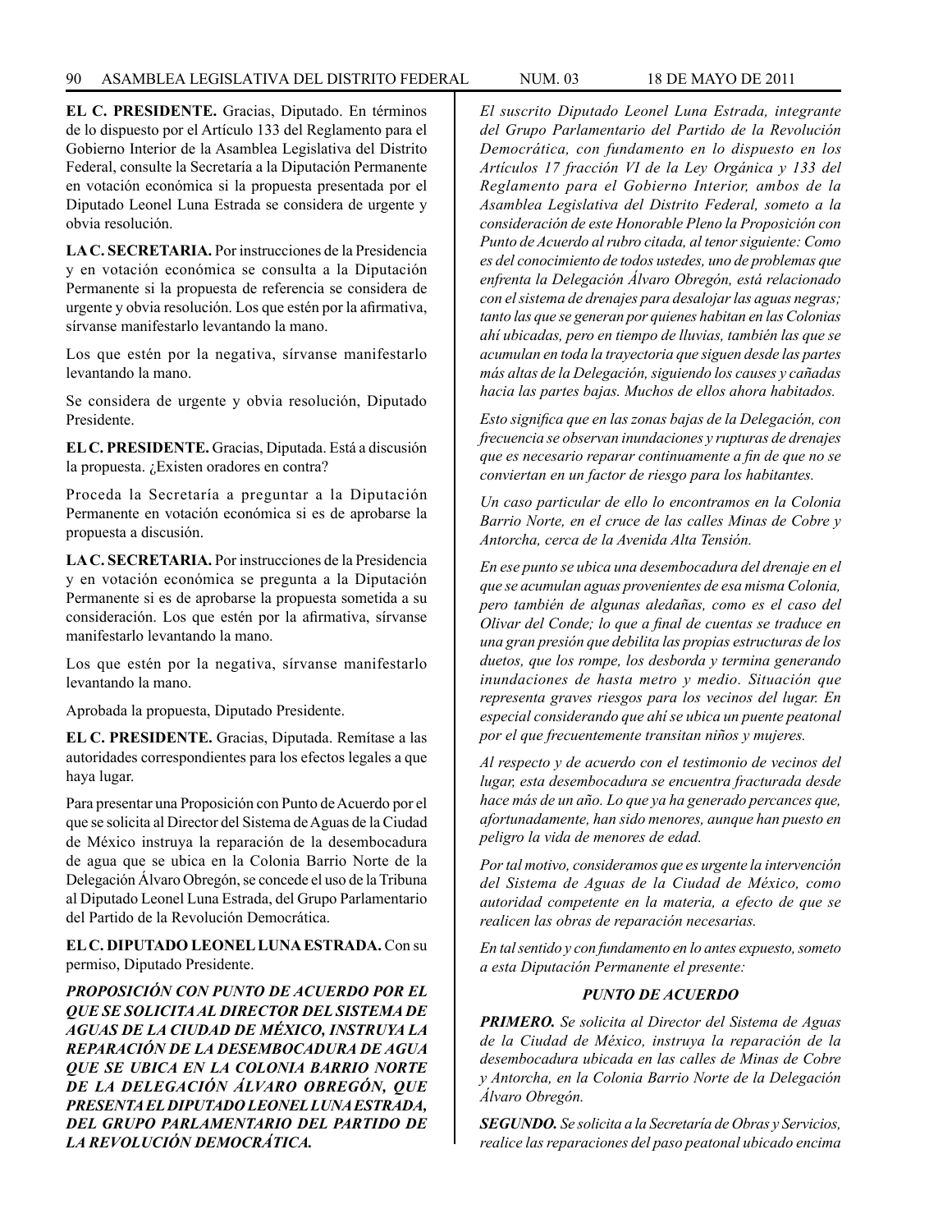**EL C. PRESIDENTE.** Gracias, Diputado. En términos de lo dispuesto por el Artículo 133 del Reglamento para el Gobierno Interior de la Asamblea Legislativa del Distrito Federal, consulte la Secretaría a la Diputación Permanente en votación económica si la propuesta presentada por el Diputado Leonel Luna Estrada se considera de urgente y obvia resolución.

**LA C. SECRETARIA.** Por instrucciones de la Presidencia y en votación económica se consulta a la Diputación Permanente si la propuesta de referencia se considera de urgente y obvia resolución. Los que estén por la afirmativa, sírvanse manifestarlo levantando la mano.

Los que estén por la negativa, sírvanse manifestarlo levantando la mano.

Se considera de urgente y obvia resolución, Diputado Presidente.

**EL C. PRESIDENTE.** Gracias, Diputada. Está a discusión la propuesta. ¿Existen oradores en contra?

Proceda la Secretaría a preguntar a la Diputación Permanente en votación económica si es de aprobarse la propuesta a discusión.

**LA C. SECRETARIA.** Por instrucciones de la Presidencia y en votación económica se pregunta a la Diputación Permanente si es de aprobarse la propuesta sometida a su consideración. Los que estén por la afirmativa, sírvanse manifestarlo levantando la mano.

Los que estén por la negativa, sírvanse manifestarlo levantando la mano.

Aprobada la propuesta, Diputado Presidente.

**EL C. PRESIDENTE.** Gracias, Diputada. Remítase a las autoridades correspondientes para los efectos legales a que haya lugar.

Para presentar una Proposición con Punto de Acuerdo por el que se solicita al Director del Sistema de Aguas de la Ciudad de México instruya la reparación de la desembocadura de agua que se ubica en la Colonia Barrio Norte de la Delegación Álvaro Obregón, se concede el uso de la Tribuna al Diputado Leonel Luna Estrada, del Grupo Parlamentario del Partido de la Revolución Democrática.

**EL C. DIPUTADO LEONEL LUNA ESTRADA.** Con su permiso, Diputado Presidente.

***PROPOSICIÓN CON PUNTO DE ACUERDO POR EL QUE SE SOLICITA AL DIRECTOR DEL SISTEMA DE AGUAS DE LA CIUDAD DE MÉXICO, INSTRUYA LA REPARACIÓN DE LA DESEMBOCADURA DE AGUA QUE SE UBICA EN LA COLONIA BARRIO NORTE DE LA DELEGACIÓN ÁLVARO OBREGÓN, QUE PRESENTA EL DIPUTADO LEONEL LUNA ESTRADA, DEL GRUPO PARLAMENTARIO DEL PARTIDO DE LA REVOLUCIÓN DEMOCRÁTICA.***

*El suscrito Diputado Leonel Luna Estrada, integrante del Grupo Parlamentario del Partido de la Revolución Democrática, con fundamento en lo dispuesto en los Artículos 17 fracción VI de la Ley Orgánica y 133 del Reglamento para el Gobierno Interior, ambos de la Asamblea Legislativa del Distrito Federal, someto a la consideración de este Honorable Pleno la Proposición con Punto de Acuerdo al rubro citada, al tenor siguiente: Como es del conocimiento de todos ustedes, uno de problemas que enfrenta la Delegación Álvaro Obregón, está relacionado con el sistema de drenajes para desalojar las aguas negras; tanto las que se generan por quienes habitan en las Colonias ahí ubicadas, pero en tiempo de lluvias, también las que se acumulan en toda la trayectoria que siguen desde las partes más altas de la Delegación, siguiendo los causes y cañadas hacia las partes bajas. Muchos de ellos ahora habitados.*

*Esto significa que en las zonas bajas de la Delegación, con frecuencia se observan inundaciones y rupturas de drenajes que es necesario reparar continuamente a fin de que no se conviertan en un factor de riesgo para los habitantes.*

*Un caso particular de ello lo encontramos en la Colonia Barrio Norte, en el cruce de las calles Minas de Cobre y Antorcha, cerca de la Avenida Alta Tensión.*

*En ese punto se ubica una desembocadura del drenaje en el que se acumulan aguas provenientes de esa misma Colonia, pero también de algunas aledañas, como es el caso del Olivar del Conde; lo que a final de cuentas se traduce en una gran presión que debilita las propias estructuras de los duetos, que los rompe, los desborda y termina generando inundaciones de hasta metro y medio. Situación que representa graves riesgos para los vecinos del lugar. En especial considerando que ahí se ubica un puente peatonal por el que frecuentemente transitan niños y mujeres.*

*Al respecto y de acuerdo con el testimonio de vecinos del lugar, esta desembocadura se encuentra fracturada desde hace más de un año. Lo que ya ha generado percances que, afortunadamente, han sido menores, aunque han puesto en peligro la vida de menores de edad.*

*Por tal motivo, consideramos que es urgente la intervención del Sistema de Aguas de la Ciudad de México, como autoridad competente en la materia, a efecto de que se realicen las obras de reparación necesarias.*

*En tal sentido y con fundamento en lo antes expuesto, someto a esta Diputación Permanente el presente:*

***PUNTO DE ACUERDO***

***PRIMERO.*** *Se solicita al Director del Sistema de Aguas de la Ciudad de México, instruya la reparación de la desembocadura ubicada en las calles de Minas de Cobre y Antorcha, en la Colonia Barrio Norte de la Delegación Álvaro Obregón.*

***SEGUNDO.*** *Se solicita a la Secretaría de Obras y Servicios, realice las reparaciones del paso peatonal ubicado encima*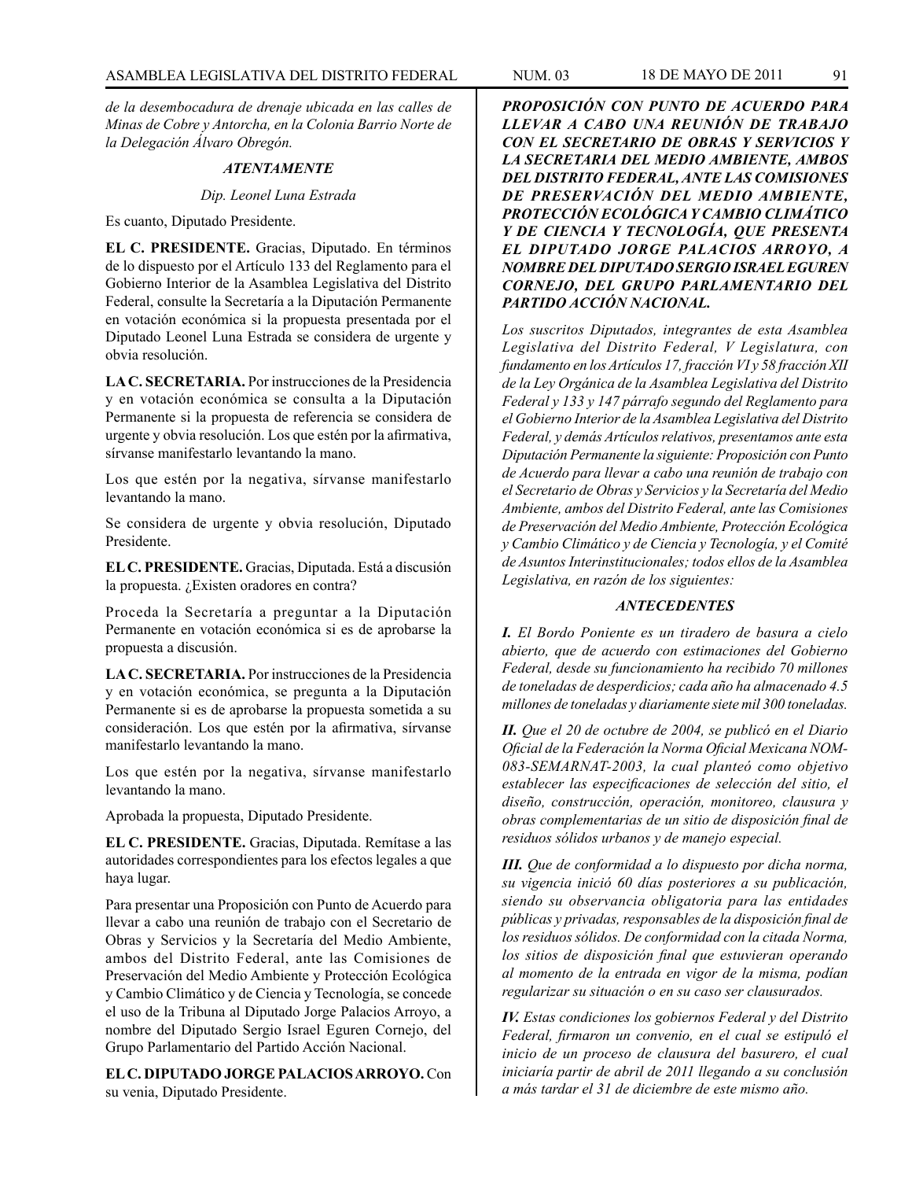*de la desembocadura de drenaje ubicada en las calles de Minas de Cobre y Antorcha, en la Colonia Barrio Norte de la Delegación Álvaro Obregón.*

***ATENTAMENTE***

*Dip. Leonel Luna Estrada*

Es cuanto, Diputado Presidente.

**EL C. PRESIDENTE.** Gracias, Diputado. En términos de lo dispuesto por el Artículo 133 del Reglamento para el Gobierno Interior de la Asamblea Legislativa del Distrito Federal, consulte la Secretaría a la Diputación Permanente en votación económica si la propuesta presentada por el Diputado Leonel Luna Estrada se considera de urgente y obvia resolución.

**LA C. SECRETARIA.** Por instrucciones de la Presidencia y en votación económica se consulta a la Diputación Permanente si la propuesta de referencia se considera de urgente y obvia resolución. Los que estén por la afirmativa, sírvanse manifestarlo levantando la mano.

Los que estén por la negativa, sírvanse manifestarlo levantando la mano.

Se considera de urgente y obvia resolución, Diputado Presidente.

**EL C. PRESIDENTE.** Gracias, Diputada. Está a discusión la propuesta. ¿Existen oradores en contra?

Proceda la Secretaría a preguntar a la Diputación Permanente en votación económica si es de aprobarse la propuesta a discusión.

**LA C. SECRETARIA.** Por instrucciones de la Presidencia y en votación económica, se pregunta a la Diputación Permanente si es de aprobarse la propuesta sometida a su consideración. Los que estén por la afirmativa, sírvanse manifestarlo levantando la mano.

Los que estén por la negativa, sírvanse manifestarlo levantando la mano.

Aprobada la propuesta, Diputado Presidente.

**EL C. PRESIDENTE.** Gracias, Diputada. Remítase a las autoridades correspondientes para los efectos legales a que haya lugar.

Para presentar una Proposición con Punto de Acuerdo para llevar a cabo una reunión de trabajo con el Secretario de Obras y Servicios y la Secretaría del Medio Ambiente, ambos del Distrito Federal, ante las Comisiones de Preservación del Medio Ambiente y Protección Ecológica y Cambio Climático y de Ciencia y Tecnología, se concede el uso de la Tribuna al Diputado Jorge Palacios Arroyo, a nombre del Diputado Sergio Israel Eguren Cornejo, del Grupo Parlamentario del Partido Acción Nacional.

**EL C. DIPUTADO JORGE PALACIOS ARROYO.** Con su venia, Diputado Presidente.

***PROPOSICIÓN CON PUNTO DE ACUERDO PARA LLEVAR A CABO UNA REUNIÓN DE TRABAJO CON EL SECRETARIO DE OBRAS Y SERVICIOS Y LA SECRETARIA DEL MEDIO AMBIENTE, AMBOS DEL DISTRITO FEDERAL, ANTE LAS COMISIONES DE PRESERVACIÓN DEL MEDIO AMBIENTE, PROTECCIÓN ECOLÓGICA Y CAMBIO CLIMÁTICO Y DE CIENCIA Y TECNOLOGÍA, QUE PRESENTA EL DIPUTADO JORGE PALACIOS ARROYO, A NOMBRE DEL DIPUTADO SERGIO ISRAEL EGUREN CORNEJO, DEL GRUPO PARLAMENTARIO DEL PARTIDO ACCIÓN NACIONAL.***

*Los suscritos Diputados, integrantes de esta Asamblea Legislativa del Distrito Federal, V Legislatura, con fundamento en los Artículos 17, fracción VI y 58 fracción XII de la Ley Orgánica de la Asamblea Legislativa del Distrito Federal y 133 y 147 párrafo segundo del Reglamento para el Gobierno Interior de la Asamblea Legislativa del Distrito Federal, y demás Artículos relativos, presentamos ante esta Diputación Permanente la siguiente: Proposición con Punto de Acuerdo para llevar a cabo una reunión de trabajo con el Secretario de Obras y Servicios y la Secretaría del Medio Ambiente, ambos del Distrito Federal, ante las Comisiones de Preservación del Medio Ambiente, Protección Ecológica y Cambio Climático y de Ciencia y Tecnología, y el Comité de Asuntos Interinstitucionales; todos ellos de la Asamblea Legislativa, en razón de los siguientes:*

***ANTECEDENTES***

***I.*** *El Bordo Poniente es un tiradero de basura a cielo abierto, que de acuerdo con estimaciones del Gobierno Federal, desde su funcionamiento ha recibido 70 millones de toneladas de desperdicios; cada año ha almacenado 4.5 millones de toneladas y diariamente siete mil 300 toneladas.*

***II.*** *Que el 20 de octubre de 2004, se publicó en el Diario Oficial de la Federación la Norma Oficial Mexicana NOM-083-SEMARNAT-2003, la cual planteó como objetivo establecer las especificaciones de selección del sitio, el diseño, construcción, operación, monitoreo, clausura y obras complementarias de un sitio de disposición final de residuos sólidos urbanos y de manejo especial.*

***III.*** *Que de conformidad a lo dispuesto por dicha norma, su vigencia inició 60 días posteriores a su publicación, siendo su observancia obligatoria para las entidades públicas y privadas, responsables de la disposición final de los residuos sólidos. De conformidad con la citada Norma, los sitios de disposición final que estuvieran operando al momento de la entrada en vigor de la misma, podían regularizar su situación o en su caso ser clausurados.*

***IV.*** *Estas condiciones los gobiernos Federal y del Distrito Federal, firmaron un convenio, en el cual se estipuló el inicio de un proceso de clausura del basurero, el cual iniciaría partir de abril de 2011 llegando a su conclusión a más tardar el 31 de diciembre de este mismo año.*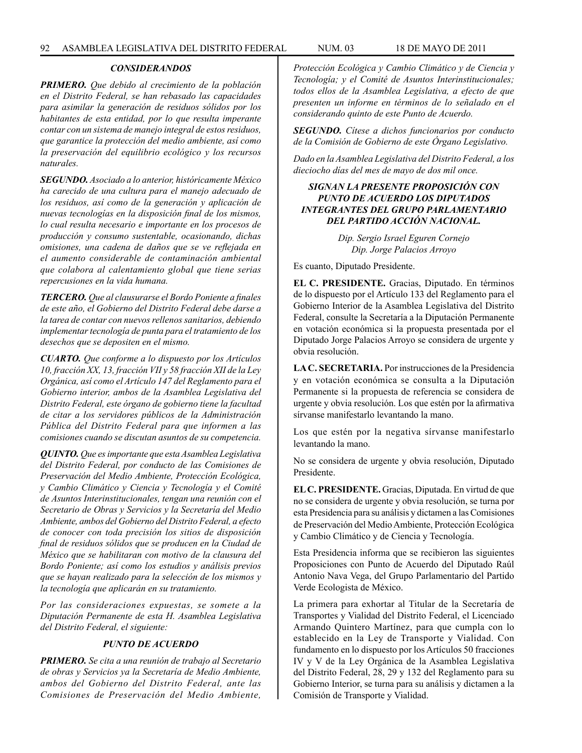### *CONSIDERANDOS*

***PRIMERO.*** *Que debido al crecimiento de la población en el Distrito Federal, se han rebasado las capacidades para asimilar la generación de residuos sólidos por los habitantes de esta entidad, por lo que resulta imperante contar con un sistema de manejo integral de estos residuos, que garantice la protección del medio ambiente, así como la preservación del equilibrio ecológico y los recursos naturales.*

***SEGUNDO.*** *Asociado a lo anterior, históricamente México ha carecido de una cultura para el manejo adecuado de los residuos, así como de la generación y aplicación de nuevas tecnologías en la disposición final de los mismos, lo cual resulta necesario e importante en los procesos de producción y consumo sustentable, ocasionando, dichas omisiones, una cadena de daños que se ve reflejada en el aumento considerable de contaminación ambiental que colabora al calentamiento global que tiene serias repercusiones en la vida humana.*

***TERCERO.*** *Que al clausurarse el Bordo Poniente a finales de este año, el Gobierno del Distrito Federal debe darse a la tarea de contar con nuevos rellenos sanitarios, debiendo implementar tecnología de punta para el tratamiento de los desechos que se depositen en el mismo.*

***CUARTO.*** *Que conforme a lo dispuesto por los Artículos 10, fracción XX, 13, fracción VII y 58 fracción XII de la Ley Orgánica, así como el Artículo 147 del Reglamento para el Gobierno interior, ambos de la Asamblea Legislativa del Distrito Federal, este órgano de gobierno tiene la facultad de citar a los servidores públicos de la Administración Pública del Distrito Federal para que informen a las comisiones cuando se discutan asuntos de su competencia.*

***QUINTO.*** *Que es importante que esta Asamblea Legislativa del Distrito Federal, por conducto de las Comisiones de Preservación del Medio Ambiente, Protección Ecológica, y Cambio Climático y Ciencia y Tecnología y el Comité de Asuntos Interinstitucionales, tengan una reunión con el Secretario de Obras y Servicios y la Secretaría del Medio Ambiente, ambos del Gobierno del Distrito Federal, a efecto de conocer con toda precisión los sitios de disposición final de residuos sólidos que se producen en la Ciudad de México que se habilitaran con motivo de la clausura del Bordo Poniente; así como los estudios y análisis previos que se hayan realizado para la selección de los mismos y la tecnología que aplicarán en su tratamiento.*

*Por las consideraciones expuestas, se somete a la Diputación Permanente de esta H. Asamblea Legislativa del Distrito Federal, el siguiente:*

### *PUNTO DE ACUERDO*

***PRIMERO.*** *Se cita a una reunión de trabajo al Secretario de obras y Servicios ya la Secretaría de Medio Ambiente, ambos del Gobierno del Distrito Federal, ante las Comisiones de Preservación del Medio Ambiente, Protección Ecológica y Cambio Climático y de Ciencia y Tecnología; y el Comité de Asuntos Interinstitucionales; todos ellos de la Asamblea Legislativa, a efecto de que presenten un informe en términos de lo señalado en el considerando quinto de este Punto de Acuerdo.*

***SEGUNDO.*** *Cítese a dichos funcionarios por conducto de la Comisión de Gobierno de este Órgano Legislativo.*

*Dado en la Asamblea Legislativa del Distrito Federal, a los dieciocho días del mes de mayo de dos mil once.*

***SIGNAN LA PRESENTE PROPOSICIÓN CON PUNTO DE ACUERDO LOS DIPUTADOS INTEGRANTES DEL GRUPO PARLAMENTARIO DEL PARTIDO ACCIÓN NACIONAL.***

*Dip. Sergio Israel Eguren Cornejo*
*Dip. Jorge Palacios Arroyo*

Es cuanto, Diputado Presidente.

**EL C. PRESIDENTE.** Gracias, Diputado. En términos de lo dispuesto por el Artículo 133 del Reglamento para el Gobierno Interior de la Asamblea Legislativa del Distrito Federal, consulte la Secretaría a la Diputación Permanente en votación económica si la propuesta presentada por el Diputado Jorge Palacios Arroyo se considera de urgente y obvia resolución.

**LA C. SECRETARIA.** Por instrucciones de la Presidencia y en votación económica se consulta a la Diputación Permanente si la propuesta de referencia se considera de urgente y obvia resolución. Los que estén por la afirmativa sírvanse manifestarlo levantando la mano.

Los que estén por la negativa sírvanse manifestarlo levantando la mano.

No se considera de urgente y obvia resolución, Diputado Presidente.

**EL C. PRESIDENTE.** Gracias, Diputada. En virtud de que no se considera de urgente y obvia resolución, se turna por esta Presidencia para su análisis y dictamen a las Comisiones de Preservación del Medio Ambiente, Protección Ecológica y Cambio Climático y de Ciencia y Tecnología.

Esta Presidencia informa que se recibieron las siguientes Proposiciones con Punto de Acuerdo del Diputado Raúl Antonio Nava Vega, del Grupo Parlamentario del Partido Verde Ecologista de México.

La primera para exhortar al Titular de la Secretaría de Transportes y Vialidad del Distrito Federal, el Licenciado Armando Quintero Martínez, para que cumpla con lo establecido en la Ley de Transporte y Vialidad. Con fundamento en lo dispuesto por los Artículos 50 fracciones IV y V de la Ley Orgánica de la Asamblea Legislativa del Distrito Federal, 28, 29 y 132 del Reglamento para su Gobierno Interior, se turna para su análisis y dictamen a la Comisión de Transporte y Vialidad.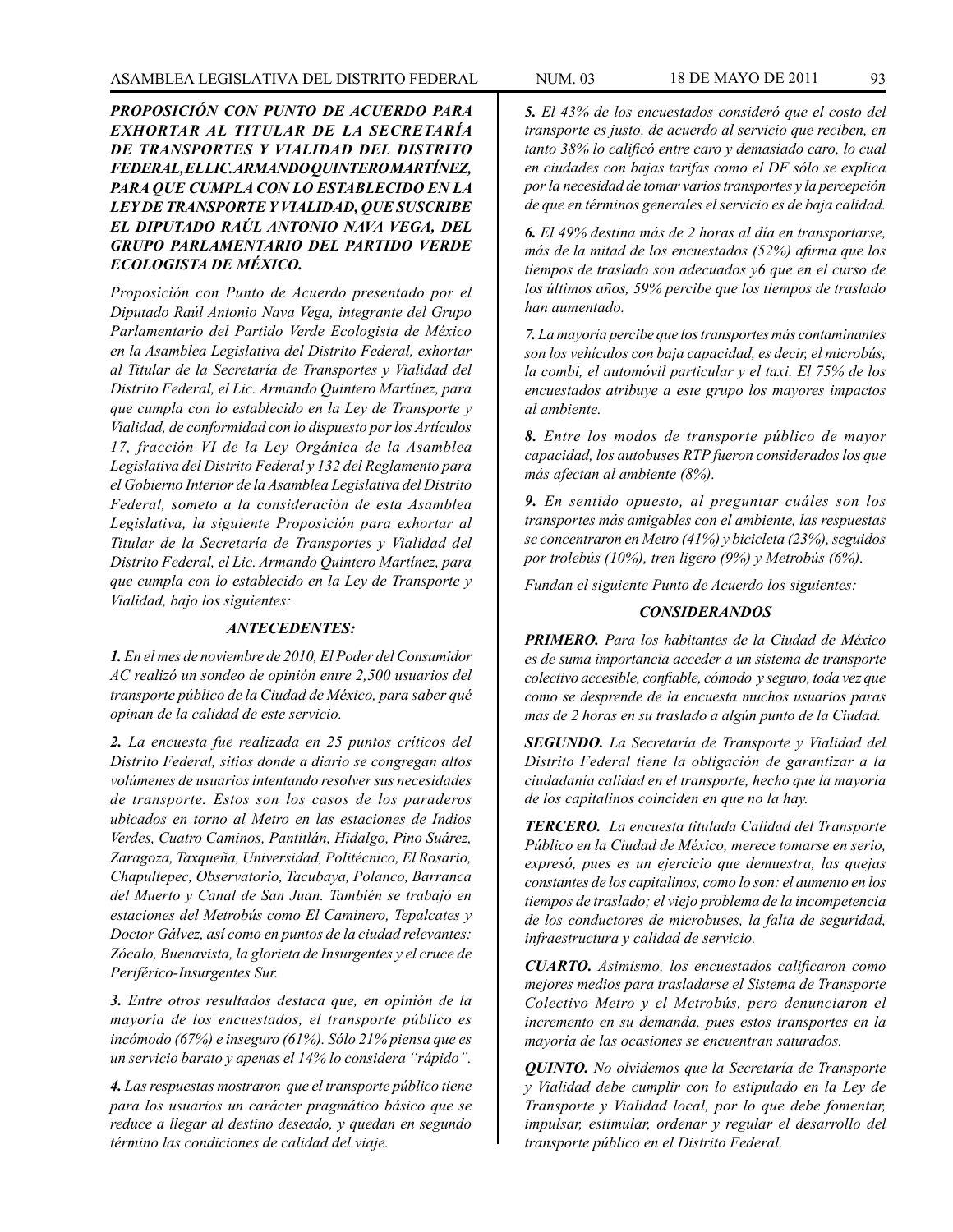***PROPOSICIÓN CON PUNTO DE ACUERDO PARA EXHORTAR AL TITULAR DE LA SECRETARÍA DE TRANSPORTES Y VIALIDAD DEL DISTRITO FEDERAL, EL LIC. ARMANDO QUINTERO MARTÍNEZ, PARA QUE CUMPLA CON LO ESTABLECIDO EN LA LEY DE TRANSPORTE Y VIALIDAD, QUE SUSCRIBE EL DIPUTADO RAÚL ANTONIO NAVA VEGA, DEL GRUPO PARLAMENTARIO DEL PARTIDO VERDE ECOLOGISTA DE MÉXICO.***

*Proposición con Punto de Acuerdo presentado por el Diputado Raúl Antonio Nava Vega, integrante del Grupo Parlamentario del Partido Verde Ecologista de México en la Asamblea Legislativa del Distrito Federal, exhortar al Titular de la Secretaría de Transportes y Vialidad del Distrito Federal, el Lic. Armando Quintero Martínez, para que cumpla con lo establecido en la Ley de Transporte y Vialidad, de conformidad con lo dispuesto por los Artículos 17, fracción VI de la Ley Orgánica de la Asamblea Legislativa del Distrito Federal y 132 del Reglamento para el Gobierno Interior de la Asamblea Legislativa del Distrito Federal, someto a la consideración de esta Asamblea Legislativa, la siguiente Proposición para exhortar al Titular de la Secretaría de Transportes y Vialidad del Distrito Federal, el Lic. Armando Quintero Martínez, para que cumpla con lo establecido en la Ley de Transporte y Vialidad, bajo los siguientes:*

***ANTECEDENTES:***

***1.*** *En el mes de noviembre de 2010, El Poder del Consumidor AC realizó un sondeo de opinión entre 2,500 usuarios del transporte público de la Ciudad de México, para saber qué opinan de la calidad de este servicio.*

***2.*** *La encuesta fue realizada en 25 puntos críticos del Distrito Federal, sitios donde a diario se congregan altos volúmenes de usuarios intentando resolver sus necesidades de transporte. Estos son los casos de los paraderos ubicados en torno al Metro en las estaciones de Indios Verdes, Cuatro Caminos, Pantitlán, Hidalgo, Pino Suárez, Zaragoza, Taxqueña, Universidad, Politécnico, El Rosario, Chapultepec, Observatorio, Tacubaya, Polanco, Barranca del Muerto y Canal de San Juan. También se trabajó en estaciones del Metrobús como El Caminero, Tepalcates y Doctor Gálvez, así como en puntos de la ciudad relevantes: Zócalo, Buenavista, la glorieta de Insurgentes y el cruce de Periférico-Insurgentes Sur.*

***3.*** *Entre otros resultados destaca que, en opinión de la mayoría de los encuestados, el transporte público es incómodo (67%) e inseguro (61%). Sólo 21% piensa que es un servicio barato y apenas el 14% lo considera "rápido".*

***4.*** *Las respuestas mostraron que el transporte público tiene para los usuarios un carácter pragmático básico que se reduce a llegar al destino deseado, y quedan en segundo término las condiciones de calidad del viaje.*

***5.*** *El 43% de los encuestados consideró que el costo del transporte es justo, de acuerdo al servicio que reciben, en tanto 38% lo calificó entre caro y demasiado caro, lo cual en ciudades con bajas tarifas como el DF sólo se explica por la necesidad de tomar varios transportes y la percepción de que en términos generales el servicio es de baja calidad.*

***6.*** *El 49% destina más de 2 horas al día en transportarse, más de la mitad de los encuestados (52%) afirma que los tiempos de traslado son adecuados y6 que en el curso de los últimos años, 59% percibe que los tiempos de traslado han aumentado.*

***7.*** *La mayoría percibe que los transportes más contaminantes son los vehículos con baja capacidad, es decir, el microbús, la combi, el automóvil particular y el taxi. El 75% de los encuestados atribuye a este grupo los mayores impactos al ambiente.*

***8.*** *Entre los modos de transporte público de mayor capacidad, los autobuses RTP fueron considerados los que más afectan al ambiente (8%).*

***9.*** *En sentido opuesto, al preguntar cuáles son los transportes más amigables con el ambiente, las respuestas se concentraron en Metro (41%) y bicicleta (23%), seguidos por trolebús (10%), tren ligero (9%) y Metrobús (6%).*

*Fundan el siguiente Punto de Acuerdo los siguientes:*

***CONSIDERANDOS***

***PRIMERO.*** *Para los habitantes de la Ciudad de México es de suma importancia acceder a un sistema de transporte colectivo accesible, confiable, cómodo y seguro, toda vez que como se desprende de la encuesta muchos usuarios paras mas de 2 horas en su traslado a algún punto de la Ciudad.*

***SEGUNDO.*** *La Secretaría de Transporte y Vialidad del Distrito Federal tiene la obligación de garantizar a la ciudadanía calidad en el transporte, hecho que la mayoría de los capitalinos coinciden en que no la hay.*

***TERCERO.*** *La encuesta titulada Calidad del Transporte Público en la Ciudad de México, merece tomarse en serio, expresó, pues es un ejercicio que demuestra, las quejas constantes de los capitalinos, como lo son: el aumento en los tiempos de traslado; el viejo problema de la incompetencia de los conductores de microbuses, la falta de seguridad, infraestructura y calidad de servicio.*

***CUARTO.*** *Asimismo, los encuestados calificaron como mejores medios para trasladarse el Sistema de Transporte Colectivo Metro y el Metrobús, pero denunciaron el incremento en su demanda, pues estos transportes en la mayoría de las ocasiones se encuentran saturados.*

***QUINTO.*** *No olvidemos que la Secretaría de Transporte y Vialidad debe cumplir con lo estipulado en la Ley de Transporte y Vialidad local, por lo que debe fomentar, impulsar, estimular, ordenar y regular el desarrollo del transporte público en el Distrito Federal.*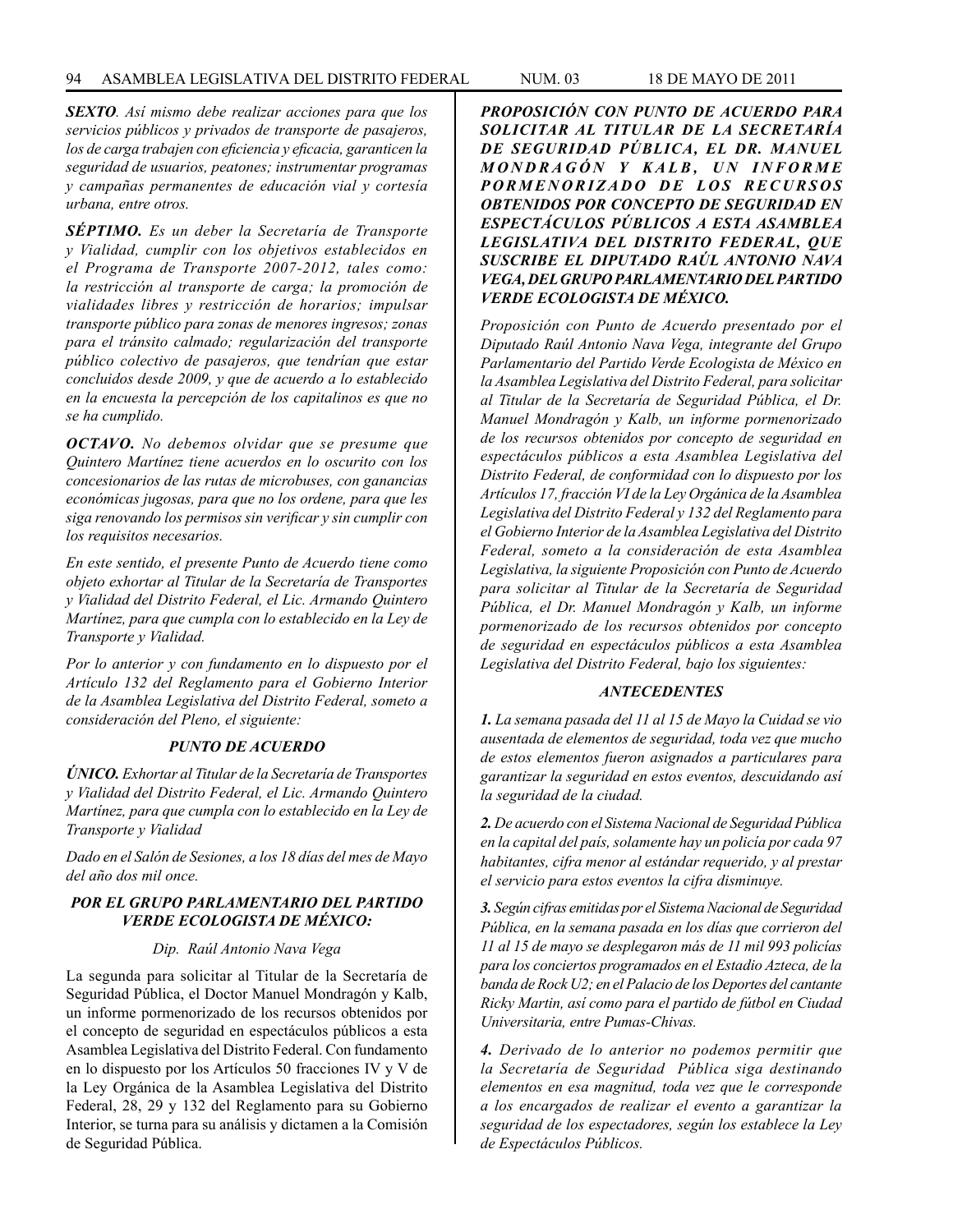*SEXTO*. *Así mismo debe realizar acciones para que los servicios públicos y privados de transporte de pasajeros, los de carga trabajen con eficiencia y eficacia, garanticen la seguridad de usuarios, peatones; instrumentar programas y campañas permanentes de educación vial y cortesía urbana, entre otros.*

***SÉPTIMO.*** *Es un deber la Secretaría de Transporte y Vialidad, cumplir con los objetivos establecidos en el Programa de Transporte 2007-2012, tales como: la restricción al transporte de carga; la promoción de vialidades libres y restricción de horarios; impulsar transporte público para zonas de menores ingresos; zonas para el tránsito calmado; regularización del transporte público colectivo de pasajeros, que tendrían que estar concluidos desde 2009, y que de acuerdo a lo establecido en la encuesta la percepción de los capitalinos es que no se ha cumplido.*

***OCTAVO.*** *No debemos olvidar que se presume que Quintero Martínez tiene acuerdos en lo oscurito con los concesionarios de las rutas de microbuses, con ganancias económicas jugosas, para que no los ordene, para que les siga renovando los permisos sin verificar y sin cumplir con los requisitos necesarios.*

*En este sentido, el presente Punto de Acuerdo tiene como objeto exhortar al Titular de la Secretaría de Transportes y Vialidad del Distrito Federal, el Lic. Armando Quintero Martínez, para que cumpla con lo establecido en la Ley de Transporte y Vialidad.*

*Por lo anterior y con fundamento en lo dispuesto por el Artículo 132 del Reglamento para el Gobierno Interior de la Asamblea Legislativa del Distrito Federal, someto a consideración del Pleno, el siguiente:*

***PUNTO DE ACUERDO***

***ÚNICO.*** *Exhortar al Titular de la Secretaría de Transportes y Vialidad del Distrito Federal, el Lic. Armando Quintero Martínez, para que cumpla con lo establecido en la Ley de Transporte y Vialidad*

*Dado en el Salón de Sesiones, a los 18 días del mes de Mayo del año dos mil once.*

***POR EL GRUPO PARLAMENTARIO DEL PARTIDO VERDE ECOLOGISTA DE MÉXICO:***

*Dip. Raúl Antonio Nava Vega*

La segunda para solicitar al Titular de la Secretaría de Seguridad Pública, el Doctor Manuel Mondragón y Kalb, un informe pormenorizado de los recursos obtenidos por el concepto de seguridad en espectáculos públicos a esta Asamblea Legislativa del Distrito Federal. Con fundamento en lo dispuesto por los Artículos 50 fracciones IV y V de la Ley Orgánica de la Asamblea Legislativa del Distrito Federal, 28, 29 y 132 del Reglamento para su Gobierno Interior, se turna para su análisis y dictamen a la Comisión de Seguridad Pública.

***PROPOSICIÓN CON PUNTO DE ACUERDO PARA SOLICITAR AL TITULAR DE LA SECRETARÍA DE SEGURIDAD PÚBLICA, EL DR. MANUEL MONDRAGÓN Y KALB, UN INFORME PORMENORIZADO DE LOS RECURSOS OBTENIDOS POR CONCEPTO DE SEGURIDAD EN ESPECTÁCULOS PÚBLICOS A ESTA ASAMBLEA LEGISLATIVA DEL DISTRITO FEDERAL, QUE SUSCRIBE EL DIPUTADO RAÚL ANTONIO NAVA VEGA, DEL GRUPO PARLAMENTARIO DEL PARTIDO VERDE ECOLOGISTA DE MÉXICO.***

*Proposición con Punto de Acuerdo presentado por el Diputado Raúl Antonio Nava Vega, integrante del Grupo Parlamentario del Partido Verde Ecologista de México en la Asamblea Legislativa del Distrito Federal, para solicitar al Titular de la Secretaría de Seguridad Pública, el Dr. Manuel Mondragón y Kalb, un informe pormenorizado de los recursos obtenidos por concepto de seguridad en espectáculos públicos a esta Asamblea Legislativa del Distrito Federal, de conformidad con lo dispuesto por los Artículos 17, fracción VI de la Ley Orgánica de la Asamblea Legislativa del Distrito Federal y 132 del Reglamento para el Gobierno Interior de la Asamblea Legislativa del Distrito Federal, someto a la consideración de esta Asamblea Legislativa, la siguiente Proposición con Punto de Acuerdo para solicitar al Titular de la Secretaría de Seguridad Pública, el Dr. Manuel Mondragón y Kalb, un informe pormenorizado de los recursos obtenidos por concepto de seguridad en espectáculos públicos a esta Asamblea Legislativa del Distrito Federal, bajo los siguientes:*

***ANTECEDENTES***

***1.*** *La semana pasada del 11 al 15 de Mayo la Cuidad se vio ausentada de elementos de seguridad, toda vez que mucho de estos elementos fueron asignados a particulares para garantizar la seguridad en estos eventos, descuidando así la seguridad de la ciudad.*

***2.*** *De acuerdo con el Sistema Nacional de Seguridad Pública en la capital del país, solamente hay un policía por cada 97 habitantes, cifra menor al estándar requerido, y al prestar el servicio para estos eventos la cifra disminuye.*

***3.*** *Según cifras emitidas por el Sistema Nacional de Seguridad Pública, en la semana pasada en los días que corrieron del 11 al 15 de mayo se desplegaron más de 11 mil 993 policías para los conciertos programados en el Estadio Azteca, de la banda de Rock U2; en el Palacio de los Deportes del cantante Ricky Martin, así como para el partido de fútbol en Ciudad Universitaria, entre Pumas-Chivas.*

***4.*** *Derivado de lo anterior no podemos permitir que la Secretaría de Seguridad Pública siga destinando elementos en esa magnitud, toda vez que le corresponde a los encargados de realizar el evento a garantizar la seguridad de los espectadores, según los establece la Ley de Espectáculos Públicos.*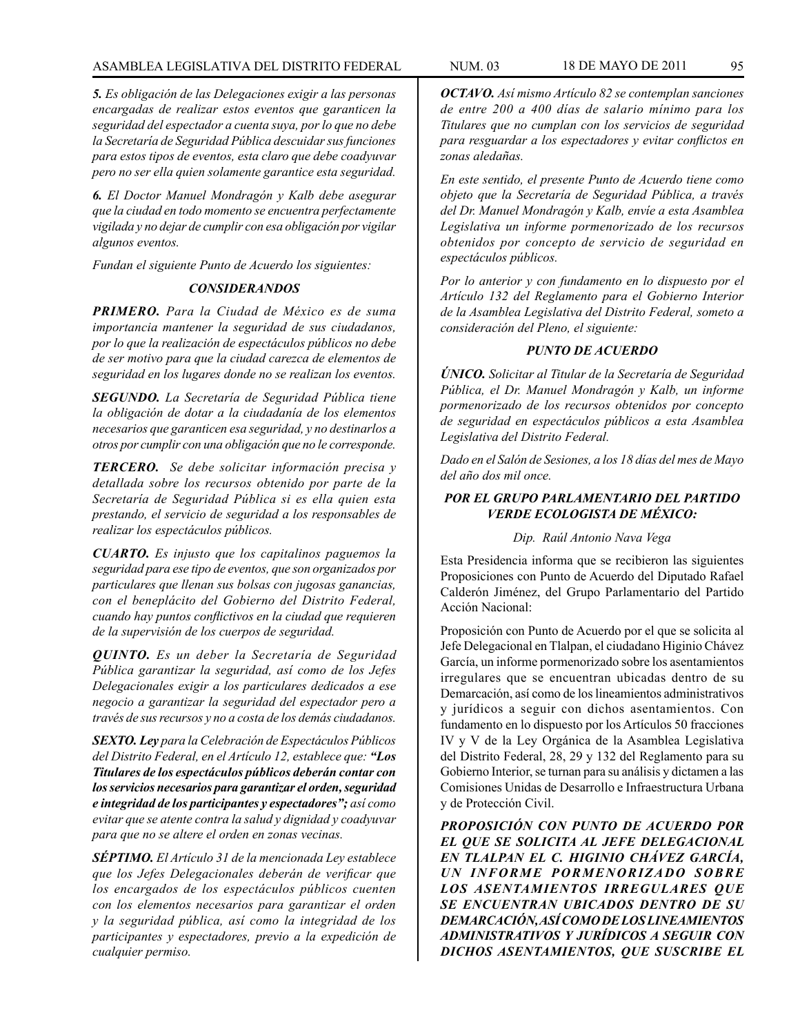***5.*** *Es obligación de las Delegaciones exigir a las personas encargadas de realizar estos eventos que garanticen la seguridad del espectador a cuenta suya, por lo que no debe la Secretaría de Seguridad Pública descuidar sus funciones para estos tipos de eventos, esta claro que debe coadyuvar pero no ser ella quien solamente garantice esta seguridad.*

***6.*** *El Doctor Manuel Mondragón y Kalb debe asegurar que la ciudad en todo momento se encuentra perfectamente vigilada y no dejar de cumplir con esa obligación por vigilar algunos eventos.*

*Fundan el siguiente Punto de Acuerdo los siguientes:*

### *CONSIDERANDOS*

***PRIMERO.*** *Para la Ciudad de México es de suma importancia mantener la seguridad de sus ciudadanos, por lo que la realización de espectáculos públicos no debe de ser motivo para que la ciudad carezca de elementos de seguridad en los lugares donde no se realizan los eventos.*

***SEGUNDO.*** *La Secretaría de Seguridad Pública tiene la obligación de dotar a la ciudadanía de los elementos necesarios que garanticen esa seguridad, y no destinarlos a otros por cumplir con una obligación que no le corresponde.*

***TERCERO.*** *Se debe solicitar información precisa y detallada sobre los recursos obtenido por parte de la Secretaría de Seguridad Pública si es ella quien esta prestando, el servicio de seguridad a los responsables de realizar los espectáculos públicos.*

***CUARTO.*** *Es injusto que los capitalinos paguemos la seguridad para ese tipo de eventos, que son organizados por particulares que llenan sus bolsas con jugosas ganancias, con el beneplácito del Gobierno del Distrito Federal, cuando hay puntos conflictivos en la ciudad que requieren de la supervisión de los cuerpos de seguridad.*

***QUINTO.*** *Es un deber la Secretaría de Seguridad Pública garantizar la seguridad, así como de los Jefes Delegacionales exigir a los particulares dedicados a ese negocio a garantizar la seguridad del espectador pero a través de sus recursos y no a costa de los demás ciudadanos.*

***SEXTO. Ley*** *para la Celebración de Espectáculos Públicos del Distrito Federal, en el Artículo 12, establece que:* ***"Los Titulares de los espectáculos públicos deberán contar con los servicios necesarios para garantizar el orden, seguridad e integridad de los participantes y espectadores";*** *así como evitar que se atente contra la salud y dignidad y coadyuvar para que no se altere el orden en zonas vecinas.*

***SÉPTIMO.*** *El Artículo 31 de la mencionada Ley establece que los Jefes Delegacionales deberán de verificar que los encargados de los espectáculos públicos cuenten con los elementos necesarios para garantizar el orden y la seguridad pública, así como la integridad de los participantes y espectadores, previo a la expedición de cualquier permiso.*

***OCTAVO.*** *Así mismo Artículo 82 se contemplan sanciones de entre 200 a 400 días de salario mínimo para los Titulares que no cumplan con los servicios de seguridad para resguardar a los espectadores y evitar conflictos en zonas aledañas.*

*En este sentido, el presente Punto de Acuerdo tiene como objeto que la Secretaría de Seguridad Pública, a través del Dr. Manuel Mondragón y Kalb, envíe a esta Asamblea Legislativa un informe pormenorizado de los recursos obtenidos por concepto de servicio de seguridad en espectáculos públicos.*

*Por lo anterior y con fundamento en lo dispuesto por el Artículo 132 del Reglamento para el Gobierno Interior de la Asamblea Legislativa del Distrito Federal, someto a consideración del Pleno, el siguiente:*

### *PUNTO DE ACUERDO*

***ÚNICO.*** *Solicitar al Titular de la Secretaría de Seguridad Pública, el Dr. Manuel Mondragón y Kalb, un informe pormenorizado de los recursos obtenidos por concepto de seguridad en espectáculos públicos a esta Asamblea Legislativa del Distrito Federal.*

*Dado en el Salón de Sesiones, a los 18 días del mes de Mayo del año dos mil once.*

***POR EL GRUPO PARLAMENTARIO DEL PARTIDO VERDE ECOLOGISTA DE MÉXICO:***

*Dip. Raúl Antonio Nava Vega*

Esta Presidencia informa que se recibieron las siguientes Proposiciones con Punto de Acuerdo del Diputado Rafael Calderón Jiménez, del Grupo Parlamentario del Partido Acción Nacional:

Proposición con Punto de Acuerdo por el que se solicita al Jefe Delegacional en Tlalpan, el ciudadano Higinio Chávez García, un informe pormenorizado sobre los asentamientos irregulares que se encuentran ubicadas dentro de su Demarcación, así como de los lineamientos administrativos y jurídicos a seguir con dichos asentamientos. Con fundamento en lo dispuesto por los Artículos 50 fracciones IV y V de la Ley Orgánica de la Asamblea Legislativa del Distrito Federal, 28, 29 y 132 del Reglamento para su Gobierno Interior, se turnan para su análisis y dictamen a las Comisiones Unidas de Desarrollo e Infraestructura Urbana y de Protección Civil.

***PROPOSICIÓN CON PUNTO DE ACUERDO POR EL QUE SE SOLICITA AL JEFE DELEGACIONAL EN TLALPAN EL C. HIGINIO CHÁVEZ GARCÍA, UN INFORME PORMENORIZADO SOBRE LOS ASENTAMIENTOS IRREGULARES QUE SE ENCUENTRAN UBICADOS DENTRO DE SU DEMARCACIÓN, ASÍ COMO DE LOS LINEAMIENTOS ADMINISTRATIVOS Y JURÍDICOS A SEGUIR CON DICHOS ASENTAMIENTOS, QUE SUSCRIBE EL***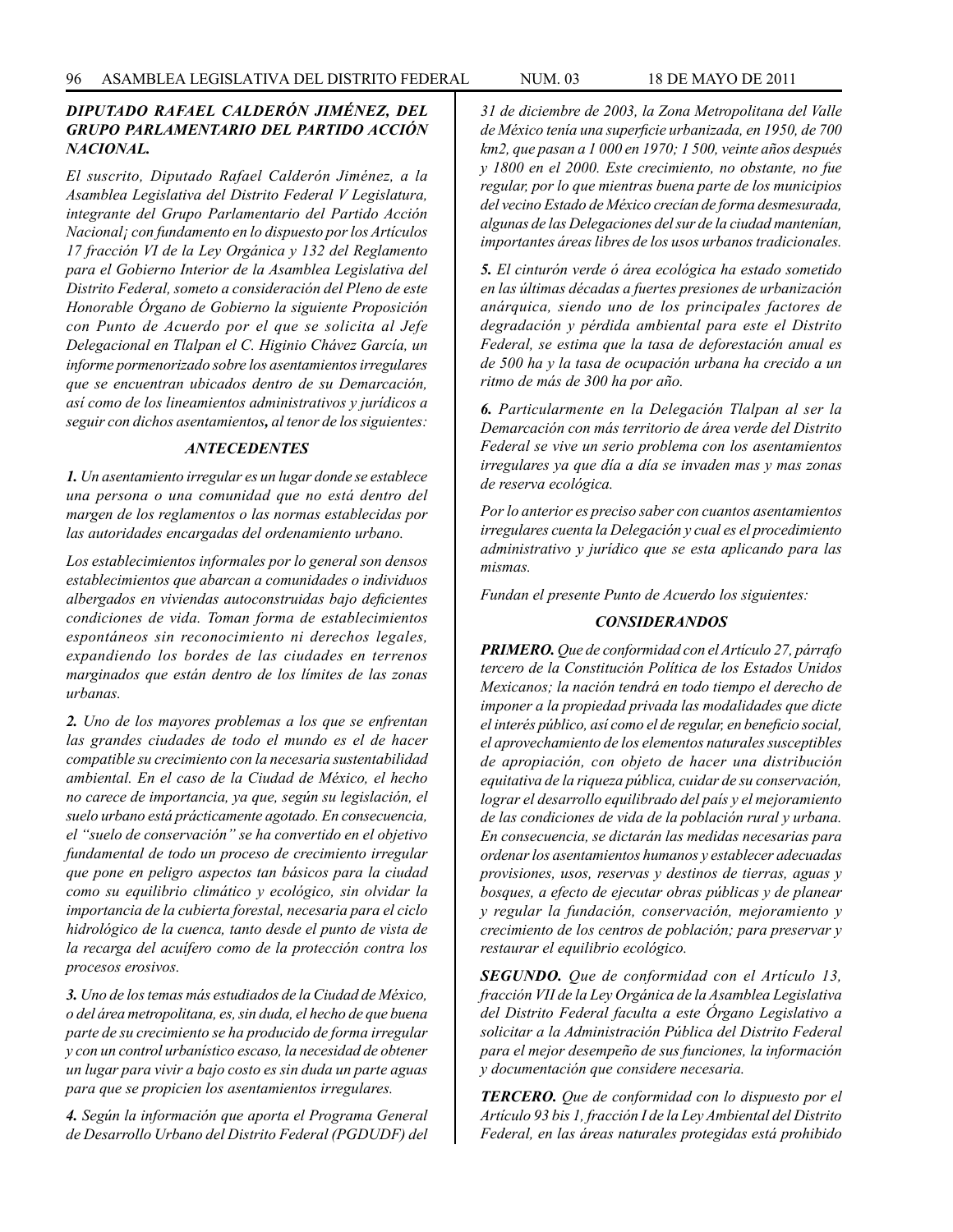***DIPUTADO RAFAEL CALDERÓN JIMÉNEZ, DEL GRUPO PARLAMENTARIO DEL PARTIDO ACCIÓN NACIONAL.***

*El suscrito, Diputado Rafael Calderón Jiménez, a la Asamblea Legislativa del Distrito Federal V Legislatura, integrante del Grupo Parlamentario del Partido Acción Nacional¡ con fundamento en lo dispuesto por los Artículos 17 fracción VI de la Ley Orgánica y 132 del Reglamento para el Gobierno Interior de la Asamblea Legislativa del Distrito Federal, someto a consideración del Pleno de este Honorable Órgano de Gobierno la siguiente Proposición con Punto de Acuerdo por el que se solicita al Jefe Delegacional en Tlalpan el C. Higinio Chávez García, un informe pormenorizado sobre los asentamientos irregulares que se encuentran ubicados dentro de su Demarcación, así como de los lineamientos administrativos y jurídicos a seguir con dichos asentamientos**,** al tenor de los siguientes:*

***ANTECEDENTES***

***1.*** *Un asentamiento irregular es un lugar donde se establece una persona o una comunidad que no está dentro del margen de los reglamentos o las normas establecidas por las autoridades encargadas del ordenamiento urbano.*

*Los establecimientos informales por lo general son densos establecimientos que abarcan a comunidades o individuos albergados en viviendas autoconstruidas bajo deficientes condiciones de vida. Toman forma de establecimientos espontáneos sin reconocimiento ni derechos legales, expandiendo los bordes de las ciudades en terrenos marginados que están dentro de los límites de las zonas urbanas.*

***2.*** *Uno de los mayores problemas a los que se enfrentan las grandes ciudades de todo el mundo es el de hacer compatible su crecimiento con la necesaria sustentabilidad ambiental. En el caso de la Ciudad de México, el hecho no carece de importancia, ya que, según su legislación, el suelo urbano está prácticamente agotado. En consecuencia, el "suelo de conservación" se ha convertido en el objetivo fundamental de todo un proceso de crecimiento irregular que pone en peligro aspectos tan básicos para la ciudad como su equilibrio climático y ecológico, sin olvidar la importancia de la cubierta forestal, necesaria para el ciclo hidrológico de la cuenca, tanto desde el punto de vista de la recarga del acuífero como de la protección contra los procesos erosivos.*

***3.*** *Uno de los temas más estudiados de la Ciudad de México, o del área metropolitana, es, sin duda, el hecho de que buena parte de su crecimiento se ha producido de forma irregular y con un control urbanístico escaso, la necesidad de obtener un lugar para vivir a bajo costo es sin duda un parte aguas para que se propicien los asentamientos irregulares.*

***4.*** *Según la información que aporta el Programa General de Desarrollo Urbano del Distrito Federal (PGDUDF) del 31 de diciembre de 2003, la Zona Metropolitana del Valle de México tenía una superficie urbanizada, en 1950, de 700 km2, que pasan a 1 000 en 1970; 1 500, veinte años después y 1800 en el 2000. Este crecimiento, no obstante, no fue regular, por lo que mientras buena parte de los municipios del vecino Estado de México crecían de forma desmesurada, algunas de las Delegaciones del sur de la ciudad mantenían, importantes áreas libres de los usos urbanos tradicionales.*

***5.*** *El cinturón verde ó área ecológica ha estado sometido en las últimas décadas a fuertes presiones de urbanización anárquica, siendo uno de los principales factores de degradación y pérdida ambiental para este el Distrito Federal, se estima que la tasa de deforestación anual es de 500 ha y la tasa de ocupación urbana ha crecido a un ritmo de más de 300 ha por año.*

***6.*** *Particularmente en la Delegación Tlalpan al ser la Demarcación con más territorio de área verde del Distrito Federal se vive un serio problema con los asentamientos irregulares ya que día a día se invaden mas y mas zonas de reserva ecológica.*

*Por lo anterior es preciso saber con cuantos asentamientos irregulares cuenta la Delegación y cual es el procedimiento administrativo y jurídico que se esta aplicando para las mismas.*

*Fundan el presente Punto de Acuerdo los siguientes:*

***CONSIDERANDOS***

***PRIMERO.*** *Que de conformidad con el Artículo 27, párrafo tercero de la Constitución Política de los Estados Unidos Mexicanos; la nación tendrá en todo tiempo el derecho de imponer a la propiedad privada las modalidades que dicte el interés público, así como el de regular, en beneficio social, el aprovechamiento de los elementos naturales susceptibles de apropiación, con objeto de hacer una distribución equitativa de la riqueza pública, cuidar de su conservación, lograr el desarrollo equilibrado del país y el mejoramiento de las condiciones de vida de la población rural y urbana. En consecuencia, se dictarán las medidas necesarias para ordenar los asentamientos humanos y establecer adecuadas provisiones, usos, reservas y destinos de tierras, aguas y bosques, a efecto de ejecutar obras públicas y de planear y regular la fundación, conservación, mejoramiento y crecimiento de los centros de población; para preservar y restaurar el equilibrio ecológico.*

***SEGUNDO.*** *Que de conformidad con el Artículo 13, fracción VII de la Ley Orgánica de la Asamblea Legislativa del Distrito Federal faculta a este Órgano Legislativo a solicitar a la Administración Pública del Distrito Federal para el mejor desempeño de sus funciones, la información y documentación que considere necesaria.*

***TERCERO.*** *Que de conformidad con lo dispuesto por el Artículo 93 bis 1, fracción I de la Ley Ambiental del Distrito Federal, en las áreas naturales protegidas está prohibido*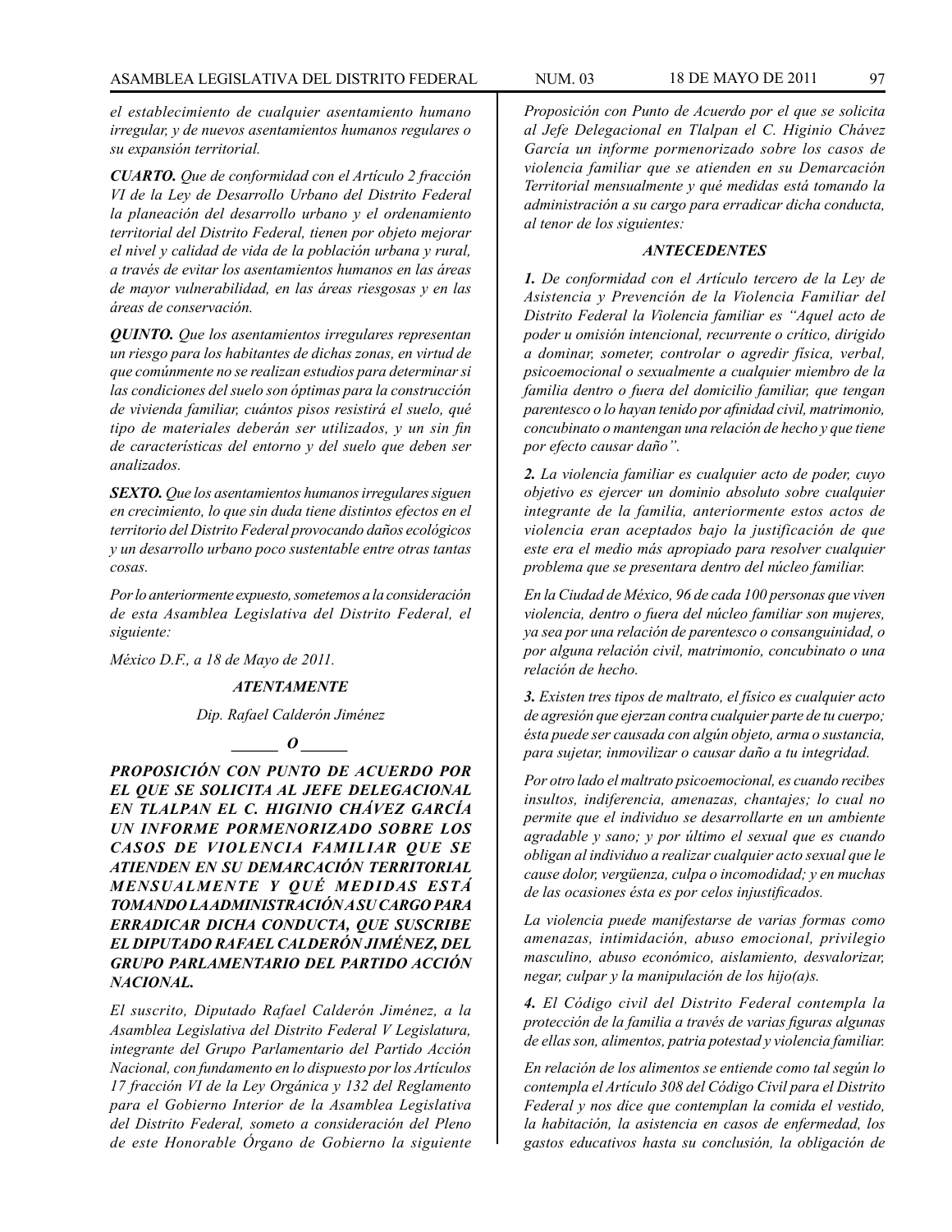*el establecimiento de cualquier asentamiento humano irregular, y de nuevos asentamientos humanos regulares o su expansión territorial.*

***CUARTO.*** *Que de conformidad con el Artículo 2 fracción VI de la Ley de Desarrollo Urbano del Distrito Federal la planeación del desarrollo urbano y el ordenamiento territorial del Distrito Federal, tienen por objeto mejorar el nivel y calidad de vida de la población urbana y rural, a través de evitar los asentamientos humanos en las áreas de mayor vulnerabilidad, en las áreas riesgosas y en las áreas de conservación.*

***QUINTO.*** *Que los asentamientos irregulares representan un riesgo para los habitantes de dichas zonas, en virtud de que comúnmente no se realizan estudios para determinar si las condiciones del suelo son óptimas para la construcción de vivienda familiar, cuántos pisos resistirá el suelo, qué tipo de materiales deberán ser utilizados, y un sin fin de características del entorno y del suelo que deben ser analizados.*

***SEXTO.*** *Que los asentamientos humanos irregulares siguen en crecimiento, lo que sin duda tiene distintos efectos en el territorio del Distrito Federal provocando daños ecológicos y un desarrollo urbano poco sustentable entre otras tantas cosas.*

*Por lo anteriormente expuesto, sometemos a la consideración de esta Asamblea Legislativa del Distrito Federal, el siguiente:*

*México D.F., a 18 de Mayo de 2011.*

***ATENTAMENTE***

*Dip. Rafael Calderón Jiménez*

***\_\_\_\_\_\_ O \_\_\_\_\_\_***

***PROPOSICIÓN CON PUNTO DE ACUERDO POR EL QUE SE SOLICITA AL JEFE DELEGACIONAL EN TLALPAN EL C. HIGINIO CHÁVEZ GARCÍA UN INFORME PORMENORIZADO SOBRE LOS CASOS DE VIOLENCIA FAMILIAR QUE SE ATIENDEN EN SU DEMARCACIÓN TERRITORIAL MENSUALMENTE Y QUÉ MEDIDAS ESTÁ TOMANDO LA ADMINISTRACIÓN A SU CARGO PARA ERRADICAR DICHA CONDUCTA, QUE SUSCRIBE EL DIPUTADO RAFAEL CALDERÓN JIMÉNEZ, DEL GRUPO PARLAMENTARIO DEL PARTIDO ACCIÓN NACIONAL.***

*El suscrito, Diputado Rafael Calderón Jiménez, a la Asamblea Legislativa del Distrito Federal V Legislatura, integrante del Grupo Parlamentario del Partido Acción Nacional, con fundamento en lo dispuesto por los Artículos 17 fracción VI de la Ley Orgánica y 132 del Reglamento para el Gobierno Interior de la Asamblea Legislativa del Distrito Federal, someto a consideración del Pleno de este Honorable Órgano de Gobierno la siguiente Proposición con Punto de Acuerdo por el que se solicita al Jefe Delegacional en Tlalpan el C. Higinio Chávez García un informe pormenorizado sobre los casos de violencia familiar que se atienden en su Demarcación Territorial mensualmente y qué medidas está tomando la administración a su cargo para erradicar dicha conducta, al tenor de los siguientes:*

***ANTECEDENTES***

***1.*** *De conformidad con el Artículo tercero de la Ley de Asistencia y Prevención de la Violencia Familiar del Distrito Federal la Violencia familiar es "Aquel acto de poder u omisión intencional, recurrente o crítico, dirigido a dominar, someter, controlar o agredir física, verbal, psicoemocional o sexualmente a cualquier miembro de la familia dentro o fuera del domicilio familiar, que tengan parentesco o lo hayan tenido por afinidad civil, matrimonio, concubinato o mantengan una relación de hecho y que tiene por efecto causar daño".*

***2.*** *La violencia familiar es cualquier acto de poder, cuyo objetivo es ejercer un dominio absoluto sobre cualquier integrante de la familia, anteriormente estos actos de violencia eran aceptados bajo la justificación de que este era el medio más apropiado para resolver cualquier problema que se presentara dentro del núcleo familiar.*

*En la Ciudad de México, 96 de cada 100 personas que viven violencia, dentro o fuera del núcleo familiar son mujeres, ya sea por una relación de parentesco o consanguinidad, o por alguna relación civil, matrimonio, concubinato o una relación de hecho.*

***3.*** *Existen tres tipos de maltrato, el físico es cualquier acto de agresión que ejerzan contra cualquier parte de tu cuerpo; ésta puede ser causada con algún objeto, arma o sustancia, para sujetar, inmovilizar o causar daño a tu integridad.*

*Por otro lado el maltrato psicoemocional, es cuando recibes insultos, indiferencia, amenazas, chantajes; lo cual no permite que el individuo se desarrollarte en un ambiente agradable y sano; y por último el sexual que es cuando obligan al individuo a realizar cualquier acto sexual que le cause dolor, vergüenza, culpa o incomodidad; y en muchas de las ocasiones ésta es por celos injustificados.*

*La violencia puede manifestarse de varias formas como amenazas, intimidación, abuso emocional, privilegio masculino, abuso económico, aislamiento, desvalorizar, negar, culpar y la manipulación de los hijo(a)s.*

***4.*** *El Código civil del Distrito Federal contempla la protección de la familia a través de varias figuras algunas de ellas son, alimentos, patria potestad y violencia familiar.*

*En relación de los alimentos se entiende como tal según lo contempla el Artículo 308 del Código Civil para el Distrito Federal y nos dice que contemplan la comida el vestido, la habitación, la asistencia en casos de enfermedad, los gastos educativos hasta su conclusión, la obligación de*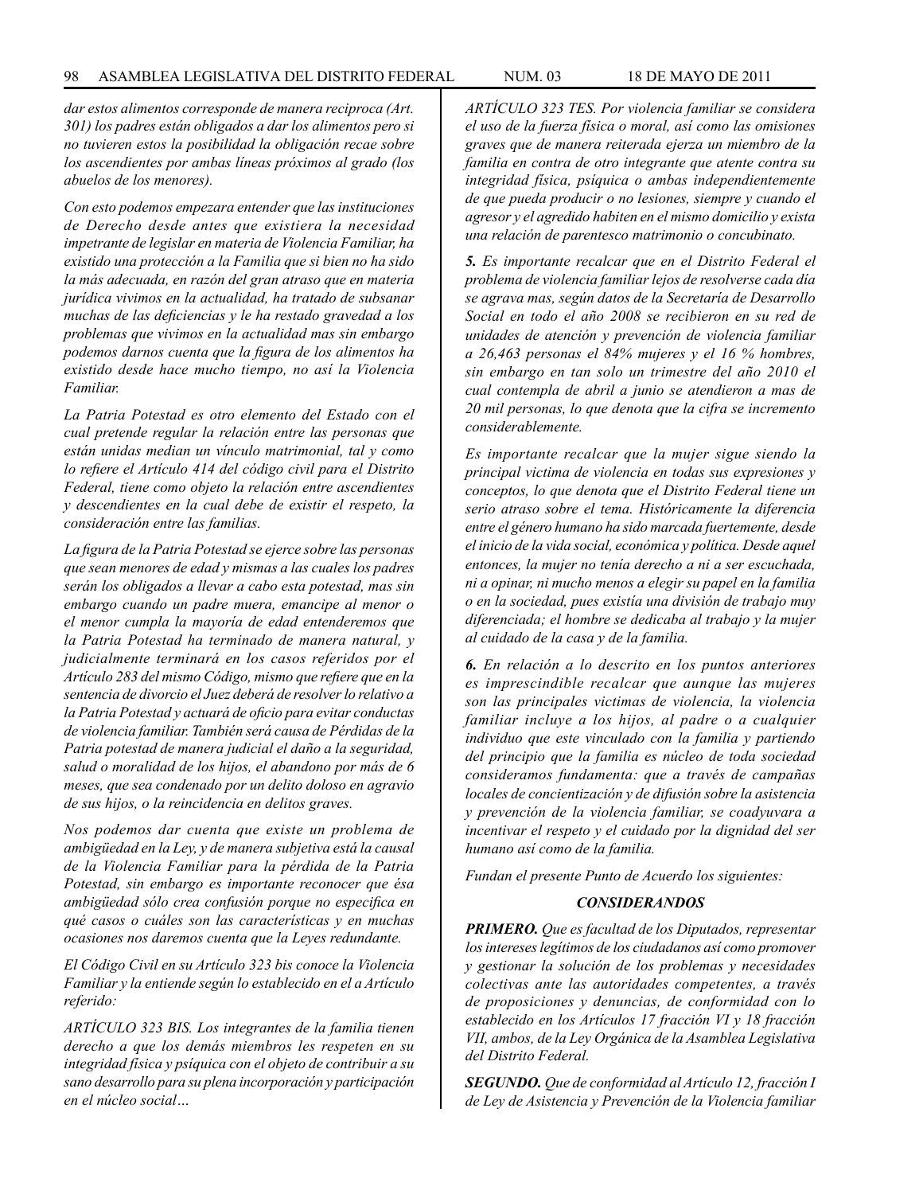*dar estos alimentos corresponde de manera reciproca (Art. 301) los padres están obligados a dar los alimentos pero si no tuvieren estos la posibilidad la obligación recae sobre los ascendientes por ambas líneas próximos al grado (los abuelos de los menores).*

*Con esto podemos empezara entender que las instituciones de Derecho desde antes que existiera la necesidad impetrante de legislar en materia de Violencia Familiar, ha existido una protección a la Familia que si bien no ha sido la más adecuada, en razón del gran atraso que en materia jurídica vivimos en la actualidad, ha tratado de subsanar muchas de las deficiencias y le ha restado gravedad a los problemas que vivimos en la actualidad mas sin embargo podemos darnos cuenta que la figura de los alimentos ha existido desde hace mucho tiempo, no así la Violencia Familiar.*

*La Patria Potestad es otro elemento del Estado con el cual pretende regular la relación entre las personas que están unidas median un vínculo matrimonial, tal y como lo refiere el Artículo 414 del código civil para el Distrito Federal, tiene como objeto la relación entre ascendientes y descendientes en la cual debe de existir el respeto, la consideración entre las familias.*

*La figura de la Patria Potestad se ejerce sobre las personas que sean menores de edad y mismas a las cuales los padres serán los obligados a llevar a cabo esta potestad, mas sin embargo cuando un padre muera, emancipe al menor o el menor cumpla la mayoría de edad entenderemos que la Patria Potestad ha terminado de manera natural, y judicialmente terminará en los casos referidos por el Artículo 283 del mismo Código, mismo que refiere que en la sentencia de divorcio el Juez deberá de resolver lo relativo a la Patria Potestad y actuará de oficio para evitar conductas de violencia familiar. También será causa de Pérdidas de la Patria potestad de manera judicial el daño a la seguridad, salud o moralidad de los hijos, el abandono por más de 6 meses, que sea condenado por un delito doloso en agravio de sus hijos, o la reincidencia en delitos graves.*

*Nos podemos dar cuenta que existe un problema de ambigüedad en la Ley, y de manera subjetiva está la causal de la Violencia Familiar para la pérdida de la Patria Potestad, sin embargo es importante reconocer que ésa ambigüedad sólo crea confusión porque no especifica en qué casos o cuáles son las características y en muchas ocasiones nos daremos cuenta que la Leyes redundante.*

*El Código Civil en su Artículo 323 bis conoce la Violencia Familiar y la entiende según lo establecido en el a Artículo referido:*

*ARTÍCULO 323 BIS. Los integrantes de la familia tienen derecho a que los demás miembros les respeten en su integridad física y psíquica con el objeto de contribuir a su sano desarrollo para su plena incorporación y participación en el núcleo social…*

*ARTÍCULO 323 TES. Por violencia familiar se considera el uso de la fuerza física o moral, así como las omisiones graves que de manera reiterada ejerza un miembro de la familia en contra de otro integrante que atente contra su integridad física, psíquica o ambas independientemente de que pueda producir o no lesiones, siempre y cuando el agresor y el agredido habiten en el mismo domicilio y exista una relación de parentesco matrimonio o concubinato.*

***5.** Es importante recalcar que en el Distrito Federal el problema de violencia familiar lejos de resolverse cada día se agrava mas, según datos de la Secretaría de Desarrollo Social en todo el año 2008 se recibieron en su red de unidades de atención y prevención de violencia familiar a 26,463 personas el 84% mujeres y el 16 % hombres, sin embargo en tan solo un trimestre del año 2010 el cual contempla de abril a junio se atendieron a mas de 20 mil personas, lo que denota que la cifra se incremento considerablemente.*

*Es importante recalcar que la mujer sigue siendo la principal victima de violencia en todas sus expresiones y conceptos, lo que denota que el Distrito Federal tiene un serio atraso sobre el tema. Históricamente la diferencia entre el género humano ha sido marcada fuertemente, desde el inicio de la vida social, económica y política. Desde aquel entonces, la mujer no tenía derecho a ni a ser escuchada, ni a opinar, ni mucho menos a elegir su papel en la familia o en la sociedad, pues existía una división de trabajo muy diferenciada; el hombre se dedicaba al trabajo y la mujer al cuidado de la casa y de la familia.*

***6.** En relación a lo descrito en los puntos anteriores es imprescindible recalcar que aunque las mujeres son las principales victimas de violencia, la violencia familiar incluye a los hijos, al padre o a cualquier individuo que este vinculado con la familia y partiendo del principio que la familia es núcleo de toda sociedad consideramos fundamenta: que a través de campañas locales de concientización y de difusión sobre la asistencia y prevención de la violencia familiar, se coadyuvara a incentivar el respeto y el cuidado por la dignidad del ser humano así como de la familia.*

*Fundan el presente Punto de Acuerdo los siguientes:*

***CONSIDERANDOS***

***PRIMERO.** Que es facultad de los Diputados, representar los intereses legítimos de los ciudadanos así como promover y gestionar la solución de los problemas y necesidades colectivas ante las autoridades competentes, a través de proposiciones y denuncias, de conformidad con lo establecido en los Artículos 17 fracción VI y 18 fracción VII, ambos, de la Ley Orgánica de la Asamblea Legislativa del Distrito Federal.*

***SEGUNDO.** Que de conformidad al Artículo 12, fracción I de Ley de Asistencia y Prevención de la Violencia familiar*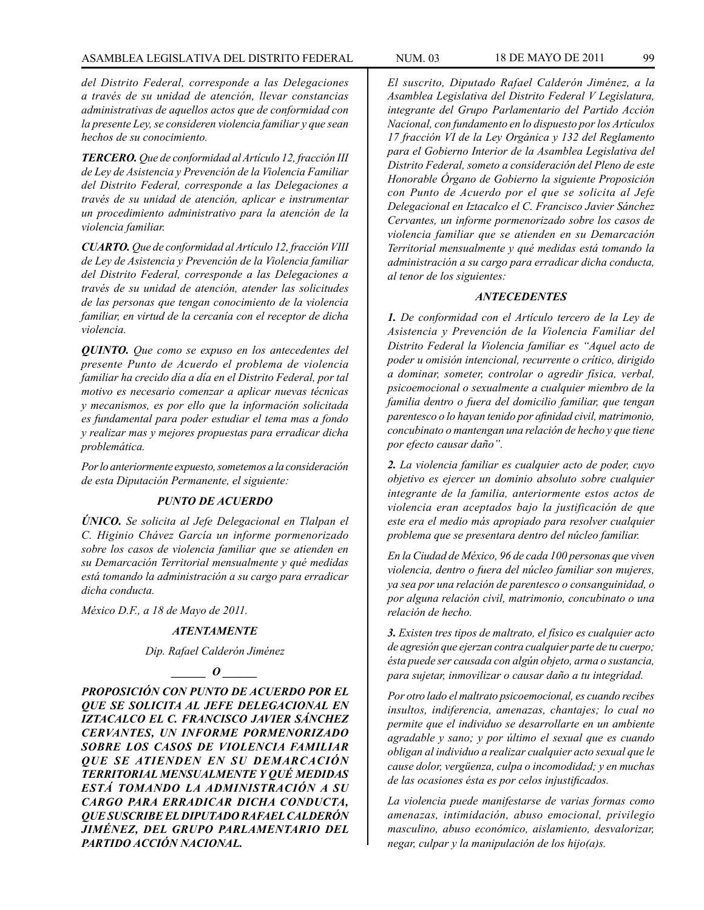*del Distrito Federal, corresponde a las Delegaciones a través de su unidad de atención, llevar constancias administrativas de aquellos actos que de conformidad con la presente Ley, se consideren violencia familiar y que sean hechos de su conocimiento.*

***TERCERO.*** *Que de conformidad al Artículo 12, fracción III de Ley de Asistencia y Prevención de la Violencia Familiar del Distrito Federal, corresponde a las Delegaciones a través de su unidad de atención, aplicar e instrumentar un procedimiento administrativo para la atención de la violencia familiar.*

***CUARTO.*** *Que de conformidad al Artículo 12, fracción VIII de Ley de Asistencia y Prevención de la Violencia familiar del Distrito Federal, corresponde a las Delegaciones a través de su unidad de atención, atender las solicitudes de las personas que tengan conocimiento de la violencia familiar, en virtud de la cercanía con el receptor de dicha violencia.*

***QUINTO.*** *Que como se expuso en los antecedentes del presente Punto de Acuerdo el problema de violencia familiar ha crecido día a día en el Distrito Federal, por tal motivo es necesario comenzar a aplicar nuevas técnicas y mecanismos, es por ello que la información solicitada es fundamental para poder estudiar el tema mas a fondo y realizar mas y mejores propuestas para erradicar dicha problemática.*

*Por lo anteriormente expuesto, sometemos a la consideración de esta Diputación Permanente, el siguiente:*

***PUNTO DE ACUERDO***

***ÚNICO.*** *Se solicita al Jefe Delegacional en Tlalpan el C. Higinio Chávez García un informe pormenorizado sobre los casos de violencia familiar que se atienden en su Demarcación Territorial mensualmente y qué medidas está tomando la administración a su cargo para erradicar dicha conducta.*

*México D.F., a 18 de Mayo de 2011.*

***ATENTAMENTE***

*Dip. Rafael Calderón Jiménez*

***\_\_\_\_\_\_ O \_\_\_\_\_\_***

***PROPOSICIÓN CON PUNTO DE ACUERDO POR EL QUE SE SOLICITA AL JEFE DELEGACIONAL EN IZTACALCO EL C. FRANCISCO JAVIER SÁNCHEZ CERVANTES, UN INFORME PORMENORIZADO SOBRE LOS CASOS DE VIOLENCIA FAMILIAR QUE SE ATIENDEN EN SU DEMARCACIÓN TERRITORIAL MENSUALMENTE Y QUÉ MEDIDAS ESTÁ TOMANDO LA ADMINISTRACIÓN A SU CARGO PARA ERRADICAR DICHA CONDUCTA, QUE SUSCRIBE EL DIPUTADO RAFAEL CALDERÓN JIMÉNEZ, DEL GRUPO PARLAMENTARIO DEL PARTIDO ACCIÓN NACIONAL.***

*El suscrito, Diputado Rafael Calderón Jiménez, a la Asamblea Legislativa del Distrito Federal V Legislatura, integrante del Grupo Parlamentario del Partido Acción Nacional, con fundamento en lo dispuesto por los Artículos 17 fracción VI de la Ley Orgánica y 132 del Reglamento para el Gobierno Interior de la Asamblea Legislativa del Distrito Federal, someto a consideración del Pleno de este Honorable Órgano de Gobierno la siguiente Proposición con Punto de Acuerdo por el que se solicita al Jefe Delegacional en Iztacalco el C. Francisco Javier Sánchez Cervantes, un informe pormenorizado sobre los casos de violencia familiar que se atienden en su Demarcación Territorial mensualmente y qué medidas está tomando la administración a su cargo para erradicar dicha conducta, al tenor de los siguientes:*

***ANTECEDENTES***

***1.*** *De conformidad con el Artículo tercero de la Ley de Asistencia y Prevención de la Violencia Familiar del Distrito Federal la Violencia familiar es "Aquel acto de poder u omisión intencional, recurrente o crítico, dirigido a dominar, someter, controlar o agredir física, verbal, psicoemocional o sexualmente a cualquier miembro de la familia dentro o fuera del domicilio familiar, que tengan parentesco o lo hayan tenido por afinidad civil, matrimonio, concubinato o mantengan una relación de hecho y que tiene por efecto causar daño".*

***2.*** *La violencia familiar es cualquier acto de poder, cuyo objetivo es ejercer un dominio absoluto sobre cualquier integrante de la familia, anteriormente estos actos de violencia eran aceptados bajo la justificación de que este era el medio más apropiado para resolver cualquier problema que se presentara dentro del núcleo familiar.*

*En la Ciudad de México, 96 de cada 100 personas que viven violencia, dentro o fuera del núcleo familiar son mujeres, ya sea por una relación de parentesco o consanguinidad, o por alguna relación civil, matrimonio, concubinato o una relación de hecho.*

***3.*** *Existen tres tipos de maltrato, el físico es cualquier acto de agresión que ejerzan contra cualquier parte de tu cuerpo; ésta puede ser causada con algún objeto, arma o sustancia, para sujetar, inmovilizar o causar daño a tu integridad.*

*Por otro lado el maltrato psicoemocional, es cuando recibes insultos, indiferencia, amenazas, chantajes; lo cual no permite que el individuo se desarrollarte en un ambiente agradable y sano; y por último el sexual que es cuando obligan al individuo a realizar cualquier acto sexual que le cause dolor, vergüenza, culpa o incomodidad; y en muchas de las ocasiones ésta es por celos injustificados.*

*La violencia puede manifestarse de varias formas como amenazas, intimidación, abuso emocional, privilegio masculino, abuso económico, aislamiento, desvalorizar, negar, culpar y la manipulación de los hijo(a)s.*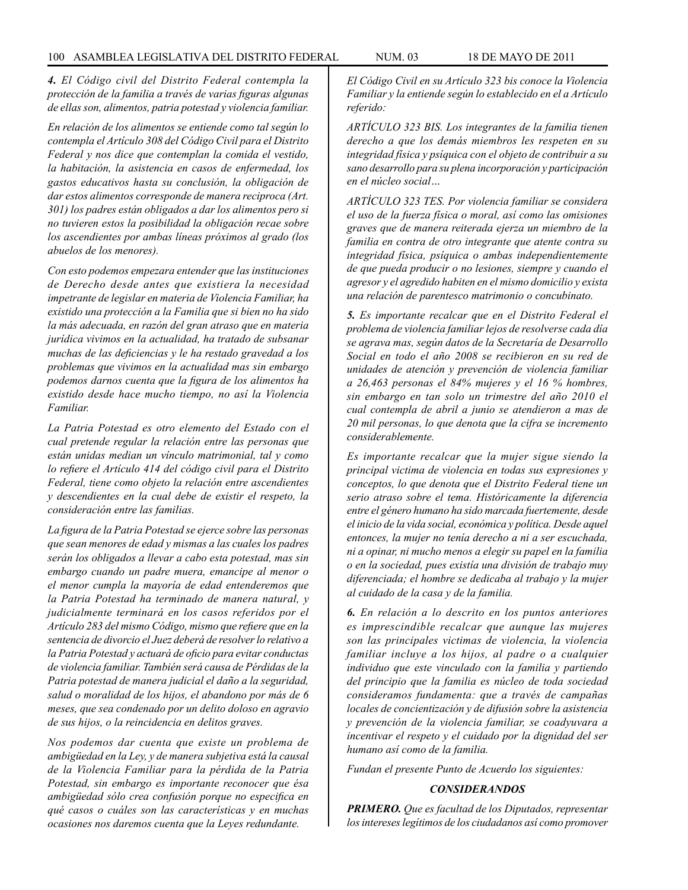*4. El Código civil del Distrito Federal contempla la protección de la familia a través de varias figuras algunas de ellas son, alimentos, patria potestad y violencia familiar.*

*En relación de los alimentos se entiende como tal según lo contempla el Artículo 308 del Código Civil para el Distrito Federal y nos dice que contemplan la comida el vestido, la habitación, la asistencia en casos de enfermedad, los gastos educativos hasta su conclusión, la obligación de dar estos alimentos corresponde de manera reciproca (Art. 301) los padres están obligados a dar los alimentos pero si no tuvieren estos la posibilidad la obligación recae sobre los ascendientes por ambas líneas próximos al grado (los abuelos de los menores).*

*Con esto podemos empezara entender que las instituciones de Derecho desde antes que existiera la necesidad impetrante de legislar en materia de Violencia Familiar, ha existido una protección a la Familia que si bien no ha sido la más adecuada, en razón del gran atraso que en materia jurídica vivimos en la actualidad, ha tratado de subsanar muchas de las deficiencias y le ha restado gravedad a los problemas que vivimos en la actualidad mas sin embargo podemos darnos cuenta que la figura de los alimentos ha existido desde hace mucho tiempo, no así la Violencia Familiar.*

*La Patria Potestad es otro elemento del Estado con el cual pretende regular la relación entre las personas que están unidas median un vínculo matrimonial, tal y como lo refiere el Artículo 414 del código civil para el Distrito Federal, tiene como objeto la relación entre ascendientes y descendientes en la cual debe de existir el respeto, la consideración entre las familias.*

*La figura de la Patria Potestad se ejerce sobre las personas que sean menores de edad y mismas a las cuales los padres serán los obligados a llevar a cabo esta potestad, mas sin embargo cuando un padre muera, emancipe al menor o el menor cumpla la mayoría de edad entenderemos que la Patria Potestad ha terminado de manera natural, y judicialmente terminará en los casos referidos por el Artículo 283 del mismo Código, mismo que refiere que en la sentencia de divorcio el Juez deberá de resolver lo relativo a la Patria Potestad y actuará de oficio para evitar conductas de violencia familiar. También será causa de Pérdidas de la Patria potestad de manera judicial el daño a la seguridad, salud o moralidad de los hijos, el abandono por más de 6 meses, que sea condenado por un delito doloso en agravio de sus hijos, o la reincidencia en delitos graves.*

*Nos podemos dar cuenta que existe un problema de ambigüedad en la Ley, y de manera subjetiva está la causal de la Violencia Familiar para la pérdida de la Patria Potestad, sin embargo es importante reconocer que ésa ambigüedad sólo crea confusión porque no especifica en qué casos o cuáles son las características y en muchas ocasiones nos daremos cuenta que la Leyes redundante.*

*El Código Civil en su Artículo 323 bis conoce la Violencia Familiar y la entiende según lo establecido en el a Artículo referido:*

*ARTÍCULO 323 BIS. Los integrantes de la familia tienen derecho a que los demás miembros les respeten en su integridad física y psíquica con el objeto de contribuir a su sano desarrollo para su plena incorporación y participación en el núcleo social…*

*ARTÍCULO 323 TES. Por violencia familiar se considera el uso de la fuerza física o moral, así como las omisiones graves que de manera reiterada ejerza un miembro de la familia en contra de otro integrante que atente contra su integridad física, psíquica o ambas independientemente de que pueda producir o no lesiones, siempre y cuando el agresor y el agredido habiten en el mismo domicilio y exista una relación de parentesco matrimonio o concubinato.*

***5.** Es importante recalcar que en el Distrito Federal el problema de violencia familiar lejos de resolverse cada día se agrava mas, según datos de la Secretaría de Desarrollo Social en todo el año 2008 se recibieron en su red de unidades de atención y prevención de violencia familiar a 26,463 personas el 84% mujeres y el 16 % hombres, sin embargo en tan solo un trimestre del año 2010 el cual contempla de abril a junio se atendieron a mas de 20 mil personas, lo que denota que la cifra se incremento considerablemente.*

*Es importante recalcar que la mujer sigue siendo la principal victima de violencia en todas sus expresiones y conceptos, lo que denota que el Distrito Federal tiene un serio atraso sobre el tema. Históricamente la diferencia entre el género humano ha sido marcada fuertemente, desde el inicio de la vida social, económica y política. Desde aquel entonces, la mujer no tenía derecho a ni a ser escuchada, ni a opinar, ni mucho menos a elegir su papel en la familia o en la sociedad, pues existía una división de trabajo muy diferenciada; el hombre se dedicaba al trabajo y la mujer al cuidado de la casa y de la familia.*

***6.** En relación a lo descrito en los puntos anteriores es imprescindible recalcar que aunque las mujeres son las principales victimas de violencia, la violencia familiar incluye a los hijos, al padre o a cualquier individuo que este vinculado con la familia y partiendo del principio que la familia es núcleo de toda sociedad consideramos fundamenta: que a través de campañas locales de concientización y de difusión sobre la asistencia y prevención de la violencia familiar, se coadyuvara a incentivar el respeto y el cuidado por la dignidad del ser humano así como de la familia.*

*Fundan el presente Punto de Acuerdo los siguientes:*

### *CONSIDERANDOS*

***PRIMERO.** Que es facultad de los Diputados, representar los intereses legítimos de los ciudadanos así como promover*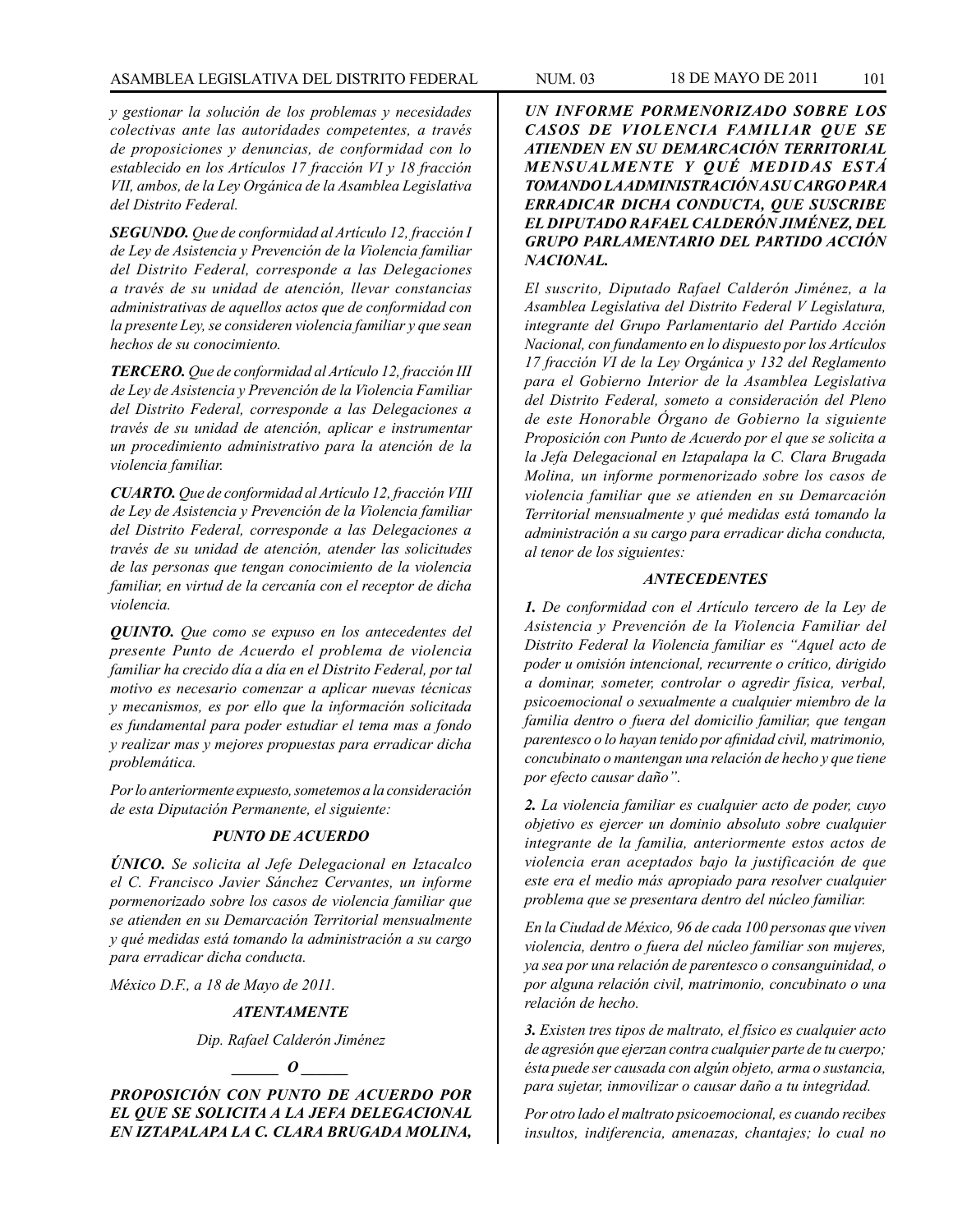*y gestionar la solución de los problemas y necesidades colectivas ante las autoridades competentes, a través de proposiciones y denuncias, de conformidad con lo establecido en los Artículos 17 fracción VI y 18 fracción VII, ambos, de la Ley Orgánica de la Asamblea Legislativa del Distrito Federal.*

***SEGUNDO.*** *Que de conformidad al Artículo 12, fracción I de Ley de Asistencia y Prevención de la Violencia familiar del Distrito Federal, corresponde a las Delegaciones a través de su unidad de atención, llevar constancias administrativas de aquellos actos que de conformidad con la presente Ley, se consideren violencia familiar y que sean hechos de su conocimiento.*

***TERCERO.*** *Que de conformidad al Artículo 12, fracción III de Ley de Asistencia y Prevención de la Violencia Familiar del Distrito Federal, corresponde a las Delegaciones a través de su unidad de atención, aplicar e instrumentar un procedimiento administrativo para la atención de la violencia familiar.*

***CUARTO.*** *Que de conformidad al Artículo 12, fracción VIII de Ley de Asistencia y Prevención de la Violencia familiar del Distrito Federal, corresponde a las Delegaciones a través de su unidad de atención, atender las solicitudes de las personas que tengan conocimiento de la violencia familiar, en virtud de la cercanía con el receptor de dicha violencia.*

***QUINTO.*** *Que como se expuso en los antecedentes del presente Punto de Acuerdo el problema de violencia familiar ha crecido día a día en el Distrito Federal, por tal motivo es necesario comenzar a aplicar nuevas técnicas y mecanismos, es por ello que la información solicitada es fundamental para poder estudiar el tema mas a fondo y realizar mas y mejores propuestas para erradicar dicha problemática.*

*Por lo anteriormente expuesto, sometemos a la consideración de esta Diputación Permanente, el siguiente:*

***PUNTO DE ACUERDO***

***ÚNICO.*** *Se solicita al Jefe Delegacional en Iztacalco el C. Francisco Javier Sánchez Cervantes, un informe pormenorizado sobre los casos de violencia familiar que se atienden en su Demarcación Territorial mensualmente y qué medidas está tomando la administración a su cargo para erradicar dicha conducta.*

*México D.F., a 18 de Mayo de 2011.*

***ATENTAMENTE***

*Dip. Rafael Calderón Jiménez*

***\_\_\_\_\_\_ O \_\_\_\_\_\_***

***PROPOSICIÓN CON PUNTO DE ACUERDO POR EL QUE SE SOLICITA A LA JEFA DELEGACIONAL EN IZTAPALAPA LA C. CLARA BRUGADA MOLINA, UN INFORME PORMENORIZADO SOBRE LOS CASOS DE VIOLENCIA FAMILIAR QUE SE ATIENDEN EN SU DEMARCACIÓN TERRITORIAL MENSUALMENTE Y QUÉ MEDIDAS ESTÁ TOMANDO LA ADMINISTRACIÓN A SU CARGO PARA ERRADICAR DICHA CONDUCTA, QUE SUSCRIBE EL DIPUTADO RAFAEL CALDERÓN JIMÉNEZ, DEL GRUPO PARLAMENTARIO DEL PARTIDO ACCIÓN NACIONAL.***

*El suscrito, Diputado Rafael Calderón Jiménez, a la Asamblea Legislativa del Distrito Federal V Legislatura, integrante del Grupo Parlamentario del Partido Acción Nacional, con fundamento en lo dispuesto por los Artículos 17 fracción VI de la Ley Orgánica y 132 del Reglamento para el Gobierno Interior de la Asamblea Legislativa del Distrito Federal, someto a consideración del Pleno de este Honorable Órgano de Gobierno la siguiente Proposición con Punto de Acuerdo por el que se solicita a la Jefa Delegacional en Iztapalapa la C. Clara Brugada Molina, un informe pormenorizado sobre los casos de violencia familiar que se atienden en su Demarcación Territorial mensualmente y qué medidas está tomando la administración a su cargo para erradicar dicha conducta, al tenor de los siguientes:*

***ANTECEDENTES***

***1.*** *De conformidad con el Artículo tercero de la Ley de Asistencia y Prevención de la Violencia Familiar del Distrito Federal la Violencia familiar es "Aquel acto de poder u omisión intencional, recurrente o crítico, dirigido a dominar, someter, controlar o agredir física, verbal, psicoemocional o sexualmente a cualquier miembro de la familia dentro o fuera del domicilio familiar, que tengan parentesco o lo hayan tenido por afinidad civil, matrimonio, concubinato o mantengan una relación de hecho y que tiene por efecto causar daño".*

***2.*** *La violencia familiar es cualquier acto de poder, cuyo objetivo es ejercer un dominio absoluto sobre cualquier integrante de la familia, anteriormente estos actos de violencia eran aceptados bajo la justificación de que este era el medio más apropiado para resolver cualquier problema que se presentara dentro del núcleo familiar.*

*En la Ciudad de México, 96 de cada 100 personas que viven violencia, dentro o fuera del núcleo familiar son mujeres, ya sea por una relación de parentesco o consanguinidad, o por alguna relación civil, matrimonio, concubinato o una relación de hecho.*

***3.*** *Existen tres tipos de maltrato, el físico es cualquier acto de agresión que ejerzan contra cualquier parte de tu cuerpo; ésta puede ser causada con algún objeto, arma o sustancia, para sujetar, inmovilizar o causar daño a tu integridad.*

*Por otro lado el maltrato psicoemocional, es cuando recibes insultos, indiferencia, amenazas, chantajes; lo cual no*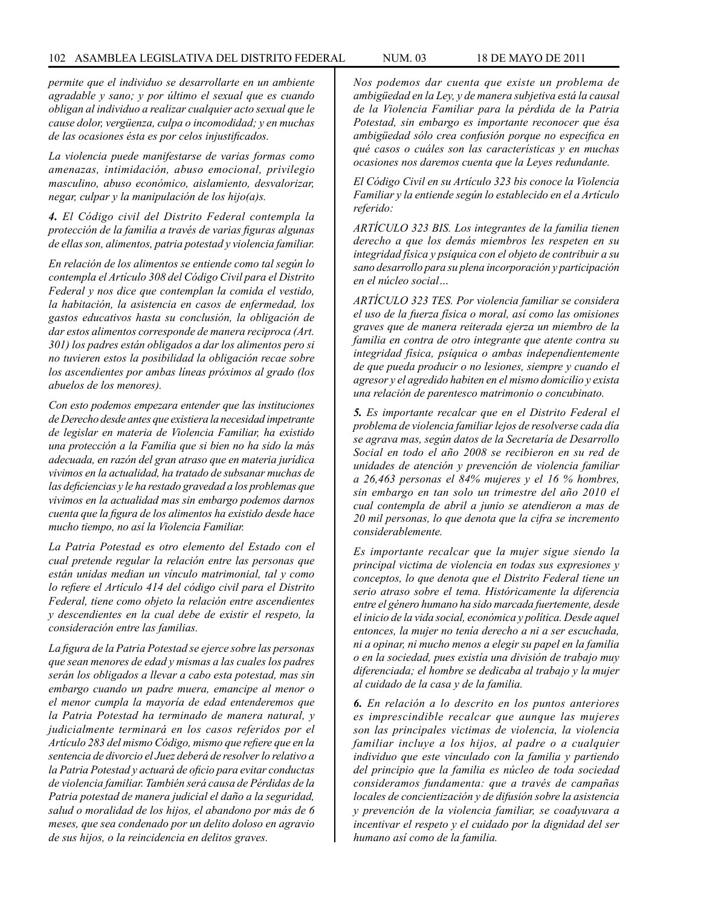*permite que el individuo se desarrollarte en un ambiente agradable y sano; y por último el sexual que es cuando obligan al individuo a realizar cualquier acto sexual que le cause dolor, vergüenza, culpa o incomodidad; y en muchas de las ocasiones ésta es por celos injustificados.*

*La violencia puede manifestarse de varias formas como amenazas, intimidación, abuso emocional, privilegio masculino, abuso económico, aislamiento, desvalorizar, negar, culpar y la manipulación de los hijo(a)s.*

***4.** El Código civil del Distrito Federal contempla la protección de la familia a través de varias figuras algunas de ellas son, alimentos, patria potestad y violencia familiar.*

*En relación de los alimentos se entiende como tal según lo contempla el Artículo 308 del Código Civil para el Distrito Federal y nos dice que contemplan la comida el vestido, la habitación, la asistencia en casos de enfermedad, los gastos educativos hasta su conclusión, la obligación de dar estos alimentos corresponde de manera reciproca (Art. 301) los padres están obligados a dar los alimentos pero si no tuvieren estos la posibilidad la obligación recae sobre los ascendientes por ambas líneas próximos al grado (los abuelos de los menores).*

*Con esto podemos empezara entender que las instituciones de Derecho desde antes que existiera la necesidad impetrante de legislar en materia de Violencia Familiar, ha existido una protección a la Familia que si bien no ha sido la más adecuada, en razón del gran atraso que en materia jurídica vivimos en la actualidad, ha tratado de subsanar muchas de las deficiencias y le ha restado gravedad a los problemas que vivimos en la actualidad mas sin embargo podemos darnos cuenta que la figura de los alimentos ha existido desde hace mucho tiempo, no así la Violencia Familiar.*

*La Patria Potestad es otro elemento del Estado con el cual pretende regular la relación entre las personas que están unidas median un vínculo matrimonial, tal y como lo refiere el Artículo 414 del código civil para el Distrito Federal, tiene como objeto la relación entre ascendientes y descendientes en la cual debe de existir el respeto, la consideración entre las familias.*

*La figura de la Patria Potestad se ejerce sobre las personas que sean menores de edad y mismas a las cuales los padres serán los obligados a llevar a cabo esta potestad, mas sin embargo cuando un padre muera, emancipe al menor o el menor cumpla la mayoría de edad entenderemos que la Patria Potestad ha terminado de manera natural, y judicialmente terminará en los casos referidos por el Artículo 283 del mismo Código, mismo que refiere que en la sentencia de divorcio el Juez deberá de resolver lo relativo a la Patria Potestad y actuará de oficio para evitar conductas de violencia familiar. También será causa de Pérdidas de la Patria potestad de manera judicial el daño a la seguridad, salud o moralidad de los hijos, el abandono por más de 6 meses, que sea condenado por un delito doloso en agravio de sus hijos, o la reincidencia en delitos graves.*

*Nos podemos dar cuenta que existe un problema de ambigüedad en la Ley, y de manera subjetiva está la causal de la Violencia Familiar para la pérdida de la Patria Potestad, sin embargo es importante reconocer que ésa ambigüedad sólo crea confusión porque no especifica en qué casos o cuáles son las características y en muchas ocasiones nos daremos cuenta que la Leyes redundante.*

*El Código Civil en su Artículo 323 bis conoce la Violencia Familiar y la entiende según lo establecido en el a Artículo referido:*

*ARTÍCULO 323 BIS. Los integrantes de la familia tienen derecho a que los demás miembros les respeten en su integridad física y psíquica con el objeto de contribuir a su sano desarrollo para su plena incorporación y participación en el núcleo social…*

*ARTÍCULO 323 TES. Por violencia familiar se considera el uso de la fuerza física o moral, así como las omisiones graves que de manera reiterada ejerza un miembro de la familia en contra de otro integrante que atente contra su integridad física, psíquica o ambas independientemente de que pueda producir o no lesiones, siempre y cuando el agresor y el agredido habiten en el mismo domicilio y exista una relación de parentesco matrimonio o concubinato.*

***5.** Es importante recalcar que en el Distrito Federal el problema de violencia familiar lejos de resolverse cada día se agrava mas, según datos de la Secretaría de Desarrollo Social en todo el año 2008 se recibieron en su red de unidades de atención y prevención de violencia familiar a 26,463 personas el 84% mujeres y el 16 % hombres, sin embargo en tan solo un trimestre del año 2010 el cual contempla de abril a junio se atendieron a mas de 20 mil personas, lo que denota que la cifra se incremento considerablemente.*

*Es importante recalcar que la mujer sigue siendo la principal victima de violencia en todas sus expresiones y conceptos, lo que denota que el Distrito Federal tiene un serio atraso sobre el tema. Históricamente la diferencia entre el género humano ha sido marcada fuertemente, desde el inicio de la vida social, económica y política. Desde aquel entonces, la mujer no tenía derecho a ni a ser escuchada, ni a opinar, ni mucho menos a elegir su papel en la familia o en la sociedad, pues existía una división de trabajo muy diferenciada; el hombre se dedicaba al trabajo y la mujer al cuidado de la casa y de la familia.*

***6.** En relación a lo descrito en los puntos anteriores es imprescindible recalcar que aunque las mujeres son las principales victimas de violencia, la violencia familiar incluye a los hijos, al padre o a cualquier individuo que este vinculado con la familia y partiendo del principio que la familia es núcleo de toda sociedad consideramos fundamenta: que a través de campañas locales de concientización y de difusión sobre la asistencia y prevención de la violencia familiar, se coadyuvara a incentivar el respeto y el cuidado por la dignidad del ser humano así como de la familia.*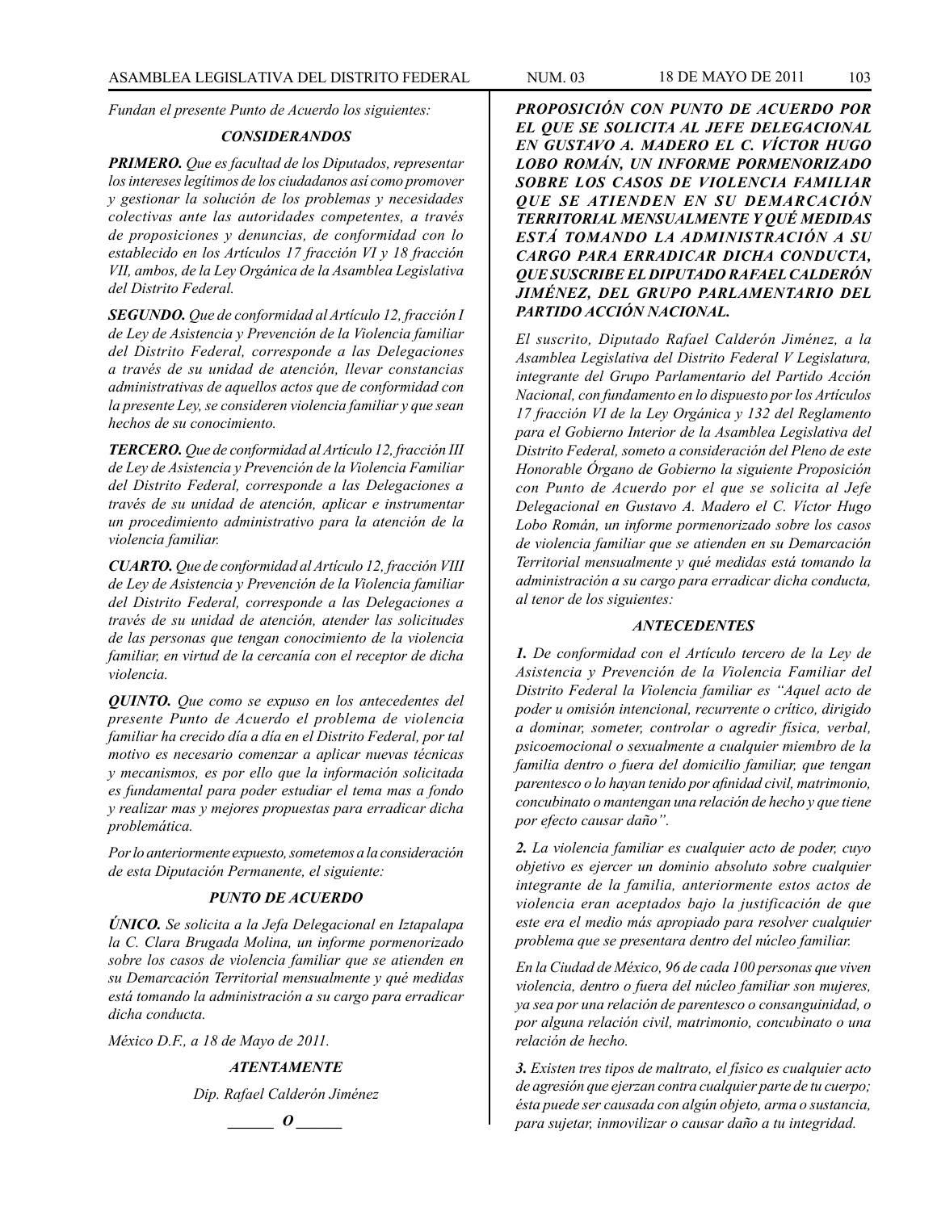*Fundan el presente Punto de Acuerdo los siguientes:*

## *CONSIDERANDOS*

***PRIMERO.*** *Que es facultad de los Diputados, representar los intereses legítimos de los ciudadanos así como promover y gestionar la solución de los problemas y necesidades colectivas ante las autoridades competentes, a través de proposiciones y denuncias, de conformidad con lo establecido en los Artículos 17 fracción VI y 18 fracción VII, ambos, de la Ley Orgánica de la Asamblea Legislativa del Distrito Federal.*

***SEGUNDO.*** *Que de conformidad al Artículo 12, fracción I de Ley de Asistencia y Prevención de la Violencia familiar del Distrito Federal, corresponde a las Delegaciones a través de su unidad de atención, llevar constancias administrativas de aquellos actos que de conformidad con la presente Ley, se consideren violencia familiar y que sean hechos de su conocimiento.*

***TERCERO.*** *Que de conformidad al Artículo 12, fracción III de Ley de Asistencia y Prevención de la Violencia Familiar del Distrito Federal, corresponde a las Delegaciones a través de su unidad de atención, aplicar e instrumentar un procedimiento administrativo para la atención de la violencia familiar.*

***CUARTO.*** *Que de conformidad al Artículo 12, fracción VIII de Ley de Asistencia y Prevención de la Violencia familiar del Distrito Federal, corresponde a las Delegaciones a través de su unidad de atención, atender las solicitudes de las personas que tengan conocimiento de la violencia familiar, en virtud de la cercanía con el receptor de dicha violencia.*

***QUINTO.*** *Que como se expuso en los antecedentes del presente Punto de Acuerdo el problema de violencia familiar ha crecido día a día en el Distrito Federal, por tal motivo es necesario comenzar a aplicar nuevas técnicas y mecanismos, es por ello que la información solicitada es fundamental para poder estudiar el tema mas a fondo y realizar mas y mejores propuestas para erradicar dicha problemática.*

*Por lo anteriormente expuesto, sometemos a la consideración de esta Diputación Permanente, el siguiente:*

## *PUNTO DE ACUERDO*

***ÚNICO.*** *Se solicita a la Jefa Delegacional en Iztapalapa la C. Clara Brugada Molina, un informe pormenorizado sobre los casos de violencia familiar que se atienden en su Demarcación Territorial mensualmente y qué medidas está tomando la administración a su cargo para erradicar dicha conducta.*

*México D.F., a 18 de Mayo de 2011.*

***ATENTAMENTE***

*Dip. Rafael Calderón Jiménez*

*\_\_\_\_\_\_ O \_\_\_\_\_\_*

## ***PROPOSICIÓN CON PUNTO DE ACUERDO POR EL QUE SE SOLICITA AL JEFE DELEGACIONAL EN GUSTAVO A. MADERO EL C. VÍCTOR HUGO LOBO ROMÁN, UN INFORME PORMENORIZADO SOBRE LOS CASOS DE VIOLENCIA FAMILIAR QUE SE ATIENDEN EN SU DEMARCACIÓN TERRITORIAL MENSUALMENTE Y QUÉ MEDIDAS ESTÁ TOMANDO LA ADMINISTRACIÓN A SU CARGO PARA ERRADICAR DICHA CONDUCTA, QUE SUSCRIBE EL DIPUTADO RAFAEL CALDERÓN JIMÉNEZ, DEL GRUPO PARLAMENTARIO DEL PARTIDO ACCIÓN NACIONAL.***

*El suscrito, Diputado Rafael Calderón Jiménez, a la Asamblea Legislativa del Distrito Federal V Legislatura, integrante del Grupo Parlamentario del Partido Acción Nacional, con fundamento en lo dispuesto por los Artículos 17 fracción VI de la Ley Orgánica y 132 del Reglamento para el Gobierno Interior de la Asamblea Legislativa del Distrito Federal, someto a consideración del Pleno de este Honorable Órgano de Gobierno la siguiente Proposición con Punto de Acuerdo por el que se solicita al Jefe Delegacional en Gustavo A. Madero el C. Víctor Hugo Lobo Román, un informe pormenorizado sobre los casos de violencia familiar que se atienden en su Demarcación Territorial mensualmente y qué medidas está tomando la administración a su cargo para erradicar dicha conducta, al tenor de los siguientes:*

## *ANTECEDENTES*

***1.*** *De conformidad con el Artículo tercero de la Ley de Asistencia y Prevención de la Violencia Familiar del Distrito Federal la Violencia familiar es "Aquel acto de poder u omisión intencional, recurrente o crítico, dirigido a dominar, someter, controlar o agredir física, verbal, psicoemocional o sexualmente a cualquier miembro de la familia dentro o fuera del domicilio familiar, que tengan parentesco o lo hayan tenido por afinidad civil, matrimonio, concubinato o mantengan una relación de hecho y que tiene por efecto causar daño".*

***2.*** *La violencia familiar es cualquier acto de poder, cuyo objetivo es ejercer un dominio absoluto sobre cualquier integrante de la familia, anteriormente estos actos de violencia eran aceptados bajo la justificación de que este era el medio más apropiado para resolver cualquier problema que se presentara dentro del núcleo familiar.*

*En la Ciudad de México, 96 de cada 100 personas que viven violencia, dentro o fuera del núcleo familiar son mujeres, ya sea por una relación de parentesco o consanguinidad, o por alguna relación civil, matrimonio, concubinato o una relación de hecho.*

***3.*** *Existen tres tipos de maltrato, el físico es cualquier acto de agresión que ejerzan contra cualquier parte de tu cuerpo; ésta puede ser causada con algún objeto, arma o sustancia, para sujetar, inmovilizar o causar daño a tu integridad.*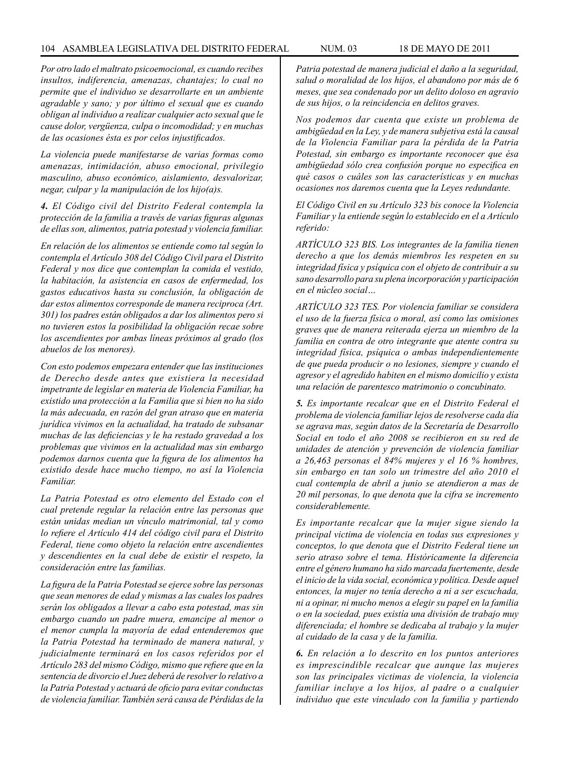*Por otro lado el maltrato psicoemocional, es cuando recibes insultos, indiferencia, amenazas, chantajes; lo cual no permite que el individuo se desarrollarte en un ambiente agradable y sano; y por último el sexual que es cuando obligan al individuo a realizar cualquier acto sexual que le cause dolor, vergüenza, culpa o incomodidad; y en muchas de las ocasiones ésta es por celos injustificados.*

*La violencia puede manifestarse de varias formas como amenazas, intimidación, abuso emocional, privilegio masculino, abuso económico, aislamiento, desvalorizar, negar, culpar y la manipulación de los hijo(a)s.*

***4.** El Código civil del Distrito Federal contempla la protección de la familia a través de varias figuras algunas de ellas son, alimentos, patria potestad y violencia familiar.*

*En relación de los alimentos se entiende como tal según lo contempla el Artículo 308 del Código Civil para el Distrito Federal y nos dice que contemplan la comida el vestido, la habitación, la asistencia en casos de enfermedad, los gastos educativos hasta su conclusión, la obligación de dar estos alimentos corresponde de manera reciproca (Art. 301) los padres están obligados a dar los alimentos pero si no tuvieren estos la posibilidad la obligación recae sobre los ascendientes por ambas líneas próximos al grado (los abuelos de los menores).*

*Con esto podemos empezara entender que las instituciones de Derecho desde antes que existiera la necesidad impetrante de legislar en materia de Violencia Familiar, ha existido una protección a la Familia que si bien no ha sido la más adecuada, en razón del gran atraso que en materia jurídica vivimos en la actualidad, ha tratado de subsanar muchas de las deficiencias y le ha restado gravedad a los problemas que vivimos en la actualidad mas sin embargo podemos darnos cuenta que la figura de los alimentos ha existido desde hace mucho tiempo, no así la Violencia Familiar.*

*La Patria Potestad es otro elemento del Estado con el cual pretende regular la relación entre las personas que están unidas median un vínculo matrimonial, tal y como lo refiere el Artículo 414 del código civil para el Distrito Federal, tiene como objeto la relación entre ascendientes y descendientes en la cual debe de existir el respeto, la consideración entre las familias.*

*La figura de la Patria Potestad se ejerce sobre las personas que sean menores de edad y mismas a las cuales los padres serán los obligados a llevar a cabo esta potestad, mas sin embargo cuando un padre muera, emancipe al menor o el menor cumpla la mayoría de edad entenderemos que la Patria Potestad ha terminado de manera natural, y judicialmente terminará en los casos referidos por el Artículo 283 del mismo Código, mismo que refiere que en la sentencia de divorcio el Juez deberá de resolver lo relativo a la Patria Potestad y actuará de oficio para evitar conductas de violencia familiar. También será causa de Pérdidas de la Patria potestad de manera judicial el daño a la seguridad, salud o moralidad de los hijos, el abandono por más de 6 meses, que sea condenado por un delito doloso en agravio de sus hijos, o la reincidencia en delitos graves.*

*Nos podemos dar cuenta que existe un problema de ambigüedad en la Ley, y de manera subjetiva está la causal de la Violencia Familiar para la pérdida de la Patria Potestad, sin embargo es importante reconocer que ésa ambigüedad sólo crea confusión porque no especifica en qué casos o cuáles son las características y en muchas ocasiones nos daremos cuenta que la Leyes redundante.*

*El Código Civil en su Artículo 323 bis conoce la Violencia Familiar y la entiende según lo establecido en el a Artículo referido:*

*ARTÍCULO 323 BIS. Los integrantes de la familia tienen derecho a que los demás miembros les respeten en su integridad física y psíquica con el objeto de contribuir a su sano desarrollo para su plena incorporación y participación en el núcleo social…*

*ARTÍCULO 323 TES. Por violencia familiar se considera el uso de la fuerza física o moral, así como las omisiones graves que de manera reiterada ejerza un miembro de la familia en contra de otro integrante que atente contra su integridad física, psíquica o ambas independientemente de que pueda producir o no lesiones, siempre y cuando el agresor y el agredido habiten en el mismo domicilio y exista una relación de parentesco matrimonio o concubinato.*

***5.** Es importante recalcar que en el Distrito Federal el problema de violencia familiar lejos de resolverse cada día se agrava mas, según datos de la Secretaría de Desarrollo Social en todo el año 2008 se recibieron en su red de unidades de atención y prevención de violencia familiar a 26,463 personas el 84% mujeres y el 16 % hombres, sin embargo en tan solo un trimestre del año 2010 el cual contempla de abril a junio se atendieron a mas de 20 mil personas, lo que denota que la cifra se incremento considerablemente.*

*Es importante recalcar que la mujer sigue siendo la principal victima de violencia en todas sus expresiones y conceptos, lo que denota que el Distrito Federal tiene un serio atraso sobre el tema. Históricamente la diferencia entre el género humano ha sido marcada fuertemente, desde el inicio de la vida social, económica y política. Desde aquel entonces, la mujer no tenía derecho a ni a ser escuchada, ni a opinar, ni mucho menos a elegir su papel en la familia o en la sociedad, pues existía una división de trabajo muy diferenciada; el hombre se dedicaba al trabajo y la mujer al cuidado de la casa y de la familia.*

***6.** En relación a lo descrito en los puntos anteriores es imprescindible recalcar que aunque las mujeres son las principales victimas de violencia, la violencia familiar incluye a los hijos, al padre o a cualquier individuo que este vinculado con la familia y partiendo*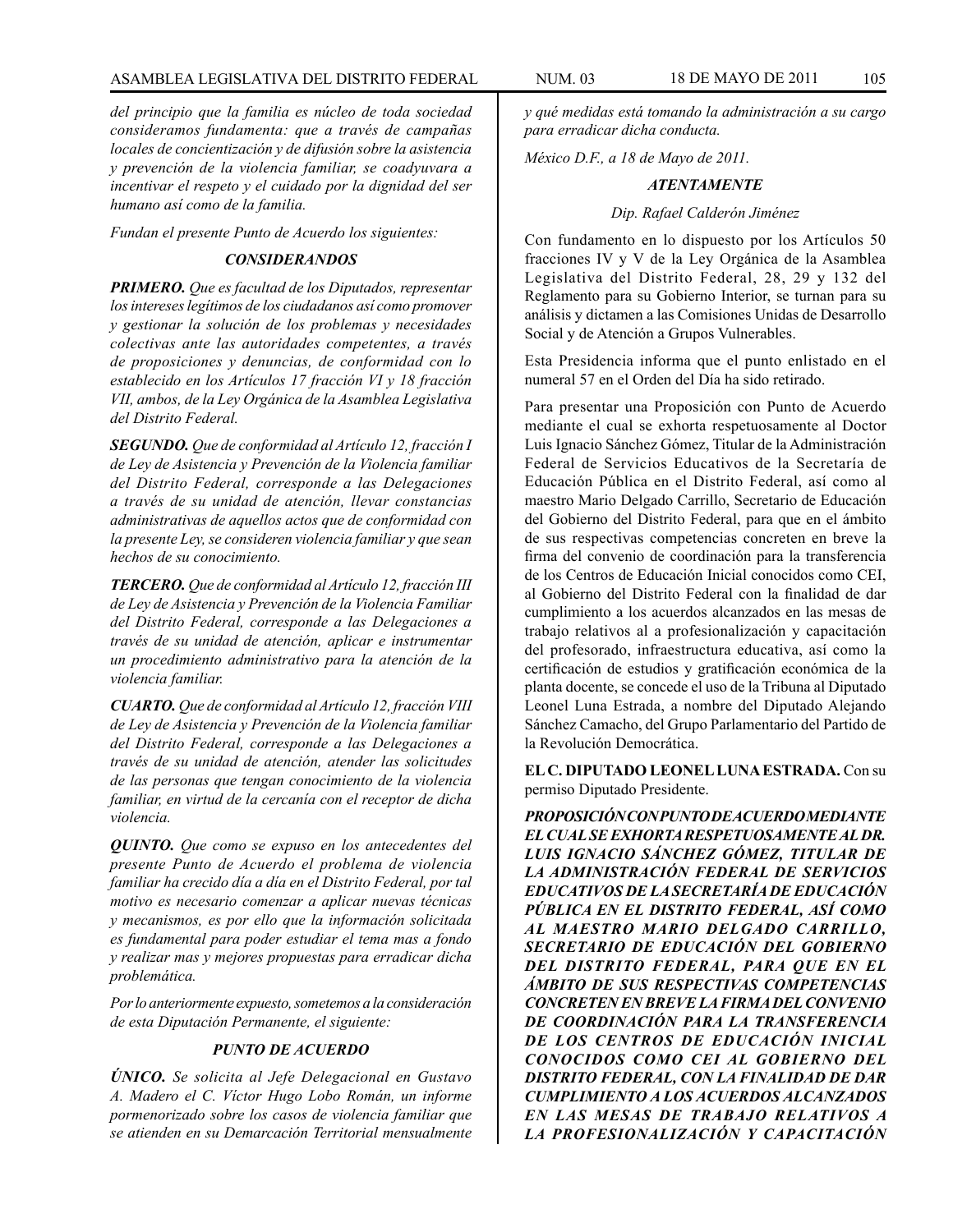*del principio que la familia es núcleo de toda sociedad consideramos fundamenta: que a través de campañas locales de concientización y de difusión sobre la asistencia y prevención de la violencia familiar, se coadyuvara a incentivar el respeto y el cuidado por la dignidad del ser humano así como de la familia.*

*Fundan el presente Punto de Acuerdo los siguientes:*

***CONSIDERANDOS***

***PRIMERO.*** *Que es facultad de los Diputados, representar los intereses legítimos de los ciudadanos así como promover y gestionar la solución de los problemas y necesidades colectivas ante las autoridades competentes, a través de proposiciones y denuncias, de conformidad con lo establecido en los Artículos 17 fracción VI y 18 fracción VII, ambos, de la Ley Orgánica de la Asamblea Legislativa del Distrito Federal.*

***SEGUNDO.*** *Que de conformidad al Artículo 12, fracción I de Ley de Asistencia y Prevención de la Violencia familiar del Distrito Federal, corresponde a las Delegaciones a través de su unidad de atención, llevar constancias administrativas de aquellos actos que de conformidad con la presente Ley, se consideren violencia familiar y que sean hechos de su conocimiento.*

***TERCERO.*** *Que de conformidad al Artículo 12, fracción III de Ley de Asistencia y Prevención de la Violencia Familiar del Distrito Federal, corresponde a las Delegaciones a través de su unidad de atención, aplicar e instrumentar un procedimiento administrativo para la atención de la violencia familiar.*

***CUARTO.*** *Que de conformidad al Artículo 12, fracción VIII de Ley de Asistencia y Prevención de la Violencia familiar del Distrito Federal, corresponde a las Delegaciones a través de su unidad de atención, atender las solicitudes de las personas que tengan conocimiento de la violencia familiar, en virtud de la cercanía con el receptor de dicha violencia.*

***QUINTO.*** *Que como se expuso en los antecedentes del presente Punto de Acuerdo el problema de violencia familiar ha crecido día a día en el Distrito Federal, por tal motivo es necesario comenzar a aplicar nuevas técnicas y mecanismos, es por ello que la información solicitada es fundamental para poder estudiar el tema mas a fondo y realizar mas y mejores propuestas para erradicar dicha problemática.*

*Por lo anteriormente expuesto, sometemos a la consideración de esta Diputación Permanente, el siguiente:*

***PUNTO DE ACUERDO***

***ÚNICO.*** *Se solicita al Jefe Delegacional en Gustavo A. Madero el C. Víctor Hugo Lobo Román, un informe pormenorizado sobre los casos de violencia familiar que se atienden en su Demarcación Territorial mensualmente y qué medidas está tomando la administración a su cargo para erradicar dicha conducta.*

*México D.F., a 18 de Mayo de 2011.*

***ATENTAMENTE***

*Dip. Rafael Calderón Jiménez*

Con fundamento en lo dispuesto por los Artículos 50 fracciones IV y V de la Ley Orgánica de la Asamblea Legislativa del Distrito Federal, 28, 29 y 132 del Reglamento para su Gobierno Interior, se turnan para su análisis y dictamen a las Comisiones Unidas de Desarrollo Social y de Atención a Grupos Vulnerables.

Esta Presidencia informa que el punto enlistado en el numeral 57 en el Orden del Día ha sido retirado.

Para presentar una Proposición con Punto de Acuerdo mediante el cual se exhorta respetuosamente al Doctor Luis Ignacio Sánchez Gómez, Titular de la Administración Federal de Servicios Educativos de la Secretaría de Educación Pública en el Distrito Federal, así como al maestro Mario Delgado Carrillo, Secretario de Educación del Gobierno del Distrito Federal, para que en el ámbito de sus respectivas competencias concreten en breve la firma del convenio de coordinación para la transferencia de los Centros de Educación Inicial conocidos como CEI, al Gobierno del Distrito Federal con la finalidad de dar cumplimiento a los acuerdos alcanzados en las mesas de trabajo relativos al a profesionalización y capacitación del profesorado, infraestructura educativa, así como la certificación de estudios y gratificación económica de la planta docente, se concede el uso de la Tribuna al Diputado Leonel Luna Estrada, a nombre del Diputado Alejando Sánchez Camacho, del Grupo Parlamentario del Partido de la Revolución Democrática.

**EL C. DIPUTADO LEONEL LUNA ESTRADA.** Con su permiso Diputado Presidente.

***PROPOSICIÓN CON PUNTO DE ACUERDO MEDIANTE EL CUAL SE EXHORTA RESPETUOSAMENTE AL DR. LUIS IGNACIO SÁNCHEZ GÓMEZ, TITULAR DE LA ADMINISTRACIÓN FEDERAL DE SERVICIOS EDUCATIVOS DE LA SECRETARÍA DE EDUCACIÓN PÚBLICA EN EL DISTRITO FEDERAL, ASÍ COMO AL MAESTRO MARIO DELGADO CARRILLO, SECRETARIO DE EDUCACIÓN DEL GOBIERNO DEL DISTRITO FEDERAL, PARA QUE EN EL ÁMBITO DE SUS RESPECTIVAS COMPETENCIAS CONCRETEN EN BREVE LA FIRMA DEL CONVENIO DE COORDINACIÓN PARA LA TRANSFERENCIA DE LOS CENTROS DE EDUCACIÓN INICIAL CONOCIDOS COMO CEI AL GOBIERNO DEL DISTRITO FEDERAL, CON LA FINALIDAD DE DAR CUMPLIMIENTO A LOS ACUERDOS ALCANZADOS EN LAS MESAS DE TRABAJO RELATIVOS A LA PROFESIONALIZACIÓN Y CAPACITACIÓN***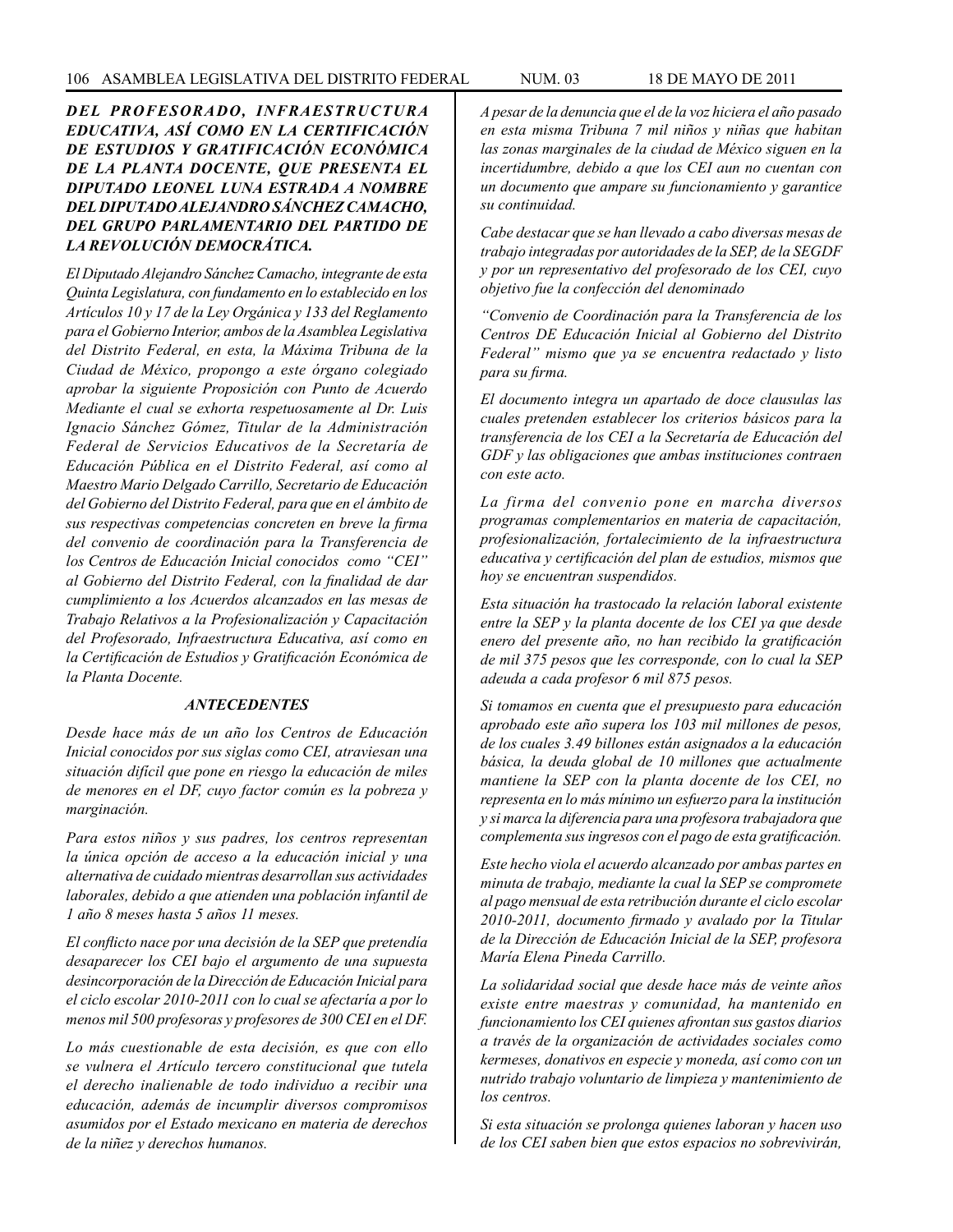***DEL PROFESORADO, INFRAESTRUCTURA EDUCATIVA, ASÍ COMO EN LA CERTIFICACIÓN DE ESTUDIOS Y GRATIFICACIÓN ECONÓMICA DE LA PLANTA DOCENTE, QUE PRESENTA EL DIPUTADO LEONEL LUNA ESTRADA A NOMBRE DEL DIPUTADO ALEJANDRO SÁNCHEZ CAMACHO, DEL GRUPO PARLAMENTARIO DEL PARTIDO DE LA REVOLUCIÓN DEMOCRÁTICA.***

*El Diputado Alejandro Sánchez Camacho, integrante de esta Quinta Legislatura, con fundamento en lo establecido en los Artículos 10 y 17 de la Ley Orgánica y 133 del Reglamento para el Gobierno Interior, ambos de la Asamblea Legislativa del Distrito Federal, en esta, la Máxima Tribuna de la Ciudad de México, propongo a este órgano colegiado aprobar la siguiente Proposición con Punto de Acuerdo Mediante el cual se exhorta respetuosamente al Dr. Luis Ignacio Sánchez Gómez, Titular de la Administración Federal de Servicios Educativos de la Secretaría de Educación Pública en el Distrito Federal, así como al Maestro Mario Delgado Carrillo, Secretario de Educación del Gobierno del Distrito Federal, para que en el ámbito de sus respectivas competencias concreten en breve la firma del convenio de coordinación para la Transferencia de los Centros de Educación Inicial conocidos como "CEI" al Gobierno del Distrito Federal, con la finalidad de dar cumplimiento a los Acuerdos alcanzados en las mesas de Trabajo Relativos a la Profesionalización y Capacitación del Profesorado, Infraestructura Educativa, así como en la Certificación de Estudios y Gratificación Económica de la Planta Docente.*

***ANTECEDENTES***

*Desde hace más de un año los Centros de Educación Inicial conocidos por sus siglas como CEI, atraviesan una situación difícil que pone en riesgo la educación de miles de menores en el DF, cuyo factor común es la pobreza y marginación.*

*Para estos niños y sus padres, los centros representan la única opción de acceso a la educación inicial y una alternativa de cuidado mientras desarrollan sus actividades laborales, debido a que atienden una población infantil de 1 año 8 meses hasta 5 años 11 meses.*

*El conflicto nace por una decisión de la SEP que pretendía desaparecer los CEI bajo el argumento de una supuesta desincorporación de la Dirección de Educación Inicial para el ciclo escolar 2010-2011 con lo cual se afectaría a por lo menos mil 500 profesoras y profesores de 300 CEI en el DF.*

*Lo más cuestionable de esta decisión, es que con ello se vulnera el Artículo tercero constitucional que tutela el derecho inalienable de todo individuo a recibir una educación, además de incumplir diversos compromisos asumidos por el Estado mexicano en materia de derechos de la niñez y derechos humanos.*

*A pesar de la denuncia que el de la voz hiciera el año pasado en esta misma Tribuna 7 mil niños y niñas que habitan las zonas marginales de la ciudad de México siguen en la incertidumbre, debido a que los CEI aun no cuentan con un documento que ampare su funcionamiento y garantice su continuidad.*

*Cabe destacar que se han llevado a cabo diversas mesas de trabajo integradas por autoridades de la SEP, de la SEGDF y por un representativo del profesorado de los CEI, cuyo objetivo fue la confección del denominado*

*"Convenio de Coordinación para la Transferencia de los Centros DE Educación Inicial al Gobierno del Distrito Federal" mismo que ya se encuentra redactado y listo para su firma.*

*El documento integra un apartado de doce clausulas las cuales pretenden establecer los criterios básicos para la transferencia de los CEI a la Secretaría de Educación del GDF y las obligaciones que ambas instituciones contraen con este acto.*

*La firma del convenio pone en marcha diversos programas complementarios en materia de capacitación, profesionalización, fortalecimiento de la infraestructura educativa y certificación del plan de estudios, mismos que hoy se encuentran suspendidos.*

*Esta situación ha trastocado la relación laboral existente entre la SEP y la planta docente de los CEI ya que desde enero del presente año, no han recibido la gratificación de mil 375 pesos que les corresponde, con lo cual la SEP adeuda a cada profesor 6 mil 875 pesos.*

*Si tomamos en cuenta que el presupuesto para educación aprobado este año supera los 103 mil millones de pesos, de los cuales 3.49 billones están asignados a la educación básica, la deuda global de 10 millones que actualmente mantiene la SEP con la planta docente de los CEI, no representa en lo más mínimo un esfuerzo para la institución y si marca la diferencia para una profesora trabajadora que complementa sus ingresos con el pago de esta gratificación.*

*Este hecho viola el acuerdo alcanzado por ambas partes en minuta de trabajo, mediante la cual la SEP se compromete al pago mensual de esta retribución durante el ciclo escolar 2010-2011, documento firmado y avalado por la Titular de la Dirección de Educación Inicial de la SEP, profesora María Elena Pineda Carrillo.*

*La solidaridad social que desde hace más de veinte años existe entre maestras y comunidad, ha mantenido en funcionamiento los CEI quienes afrontan sus gastos diarios a través de la organización de actividades sociales como kermeses, donativos en especie y moneda, así como con un nutrido trabajo voluntario de limpieza y mantenimiento de los centros.*

*Si esta situación se prolonga quienes laboran y hacen uso de los CEI saben bien que estos espacios no sobrevivirán,*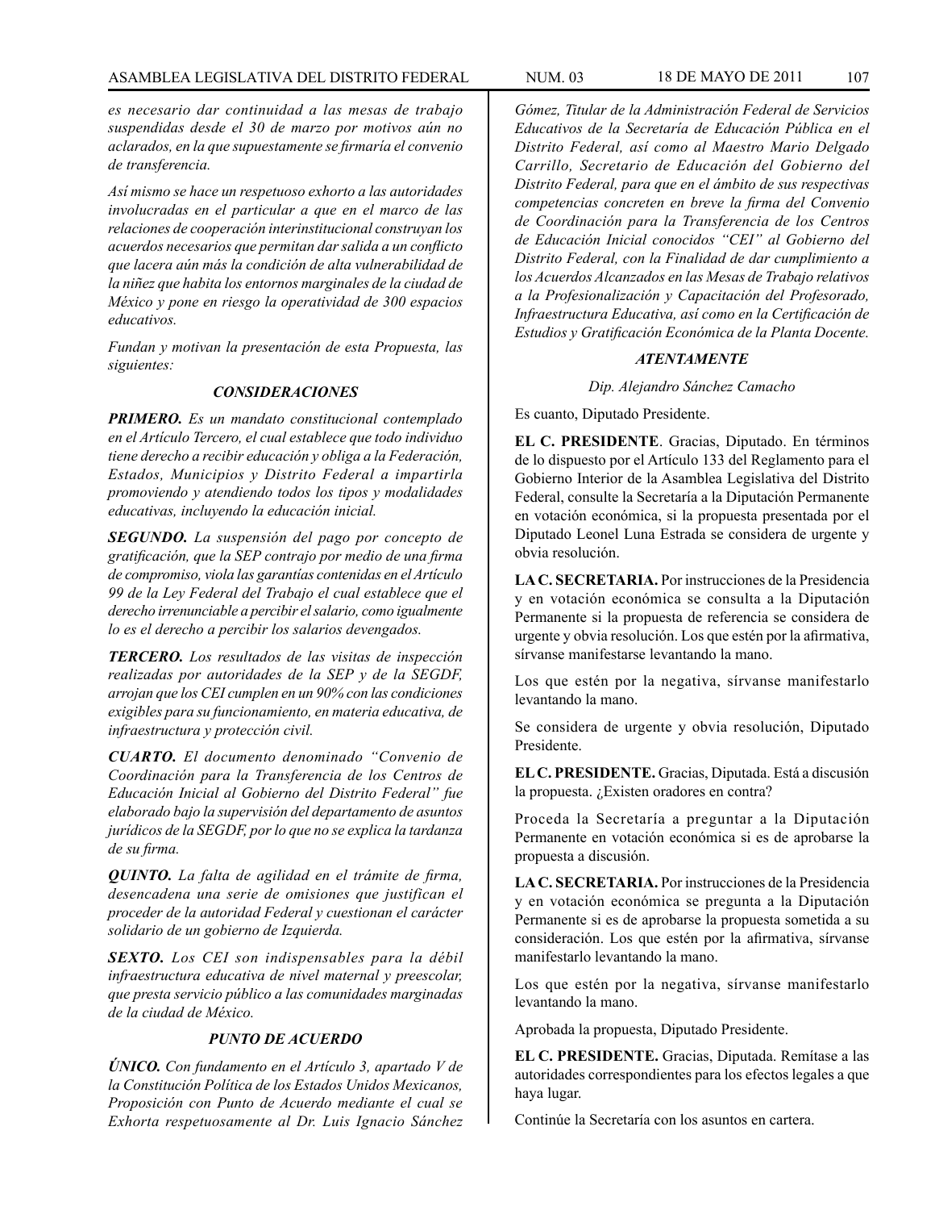*es necesario dar continuidad a las mesas de trabajo suspendidas desde el 30 de marzo por motivos aún no aclarados, en la que supuestamente se firmaría el convenio de transferencia.*

*Así mismo se hace un respetuoso exhorto a las autoridades involucradas en el particular a que en el marco de las relaciones de cooperación interinstitucional construyan los acuerdos necesarios que permitan dar salida a un conflicto que lacera aún más la condición de alta vulnerabilidad de la niñez que habita los entornos marginales de la ciudad de México y pone en riesgo la operatividad de 300 espacios educativos.*

*Fundan y motivan la presentación de esta Propuesta, las siguientes:*

### *CONSIDERACIONES*

***PRIMERO.*** *Es un mandato constitucional contemplado en el Artículo Tercero, el cual establece que todo individuo tiene derecho a recibir educación y obliga a la Federación, Estados, Municipios y Distrito Federal a impartirla promoviendo y atendiendo todos los tipos y modalidades educativas, incluyendo la educación inicial.*

***SEGUNDO.*** *La suspensión del pago por concepto de gratificación, que la SEP contrajo por medio de una firma de compromiso, viola las garantías contenidas en el Artículo 99 de la Ley Federal del Trabajo el cual establece que el derecho irrenunciable a percibir el salario, como igualmente lo es el derecho a percibir los salarios devengados.*

***TERCERO.*** *Los resultados de las visitas de inspección realizadas por autoridades de la SEP y de la SEGDF, arrojan que los CEI cumplen en un 90% con las condiciones exigibles para su funcionamiento, en materia educativa, de infraestructura y protección civil.*

***CUARTO.*** *El documento denominado "Convenio de Coordinación para la Transferencia de los Centros de Educación Inicial al Gobierno del Distrito Federal" fue elaborado bajo la supervisión del departamento de asuntos jurídicos de la SEGDF, por lo que no se explica la tardanza de su firma.*

***QUINTO.*** *La falta de agilidad en el trámite de firma, desencadena una serie de omisiones que justifican el proceder de la autoridad Federal y cuestionan el carácter solidario de un gobierno de Izquierda.*

***SEXTO.*** *Los CEI son indispensables para la débil infraestructura educativa de nivel maternal y preescolar, que presta servicio público a las comunidades marginadas de la ciudad de México.*

### *PUNTO DE ACUERDO*

***ÚNICO.*** *Con fundamento en el Artículo 3, apartado V de la Constitución Política de los Estados Unidos Mexicanos, Proposición con Punto de Acuerdo mediante el cual se Exhorta respetuosamente al Dr. Luis Ignacio Sánchez Gómez, Titular de la Administración Federal de Servicios Educativos de la Secretaría de Educación Pública en el Distrito Federal, así como al Maestro Mario Delgado Carrillo, Secretario de Educación del Gobierno del Distrito Federal, para que en el ámbito de sus respectivas competencias concreten en breve la firma del Convenio de Coordinación para la Transferencia de los Centros de Educación Inicial conocidos "CEI" al Gobierno del Distrito Federal, con la Finalidad de dar cumplimiento a los Acuerdos Alcanzados en las Mesas de Trabajo relativos a la Profesionalización y Capacitación del Profesorado, Infraestructura Educativa, así como en la Certificación de Estudios y Gratificación Económica de la Planta Docente.*

***ATENTAMENTE***

*Dip. Alejandro Sánchez Camacho*

Es cuanto, Diputado Presidente.

**EL C. PRESIDENTE**. Gracias, Diputado. En términos de lo dispuesto por el Artículo 133 del Reglamento para el Gobierno Interior de la Asamblea Legislativa del Distrito Federal, consulte la Secretaría a la Diputación Permanente en votación económica, si la propuesta presentada por el Diputado Leonel Luna Estrada se considera de urgente y obvia resolución.

**LA C. SECRETARIA.** Por instrucciones de la Presidencia y en votación económica se consulta a la Diputación Permanente si la propuesta de referencia se considera de urgente y obvia resolución. Los que estén por la afirmativa, sírvanse manifestarse levantando la mano.

Los que estén por la negativa, sírvanse manifestarlo levantando la mano.

Se considera de urgente y obvia resolución, Diputado Presidente.

**EL C. PRESIDENTE.** Gracias, Diputada. Está a discusión la propuesta. ¿Existen oradores en contra?

Proceda la Secretaría a preguntar a la Diputación Permanente en votación económica si es de aprobarse la propuesta a discusión.

**LA C. SECRETARIA.** Por instrucciones de la Presidencia y en votación económica se pregunta a la Diputación Permanente si es de aprobarse la propuesta sometida a su consideración. Los que estén por la afirmativa, sírvanse manifestarlo levantando la mano.

Los que estén por la negativa, sírvanse manifestarlo levantando la mano.

Aprobada la propuesta, Diputado Presidente.

**EL C. PRESIDENTE.** Gracias, Diputada. Remítase a las autoridades correspondientes para los efectos legales a que haya lugar.

Continúe la Secretaría con los asuntos en cartera.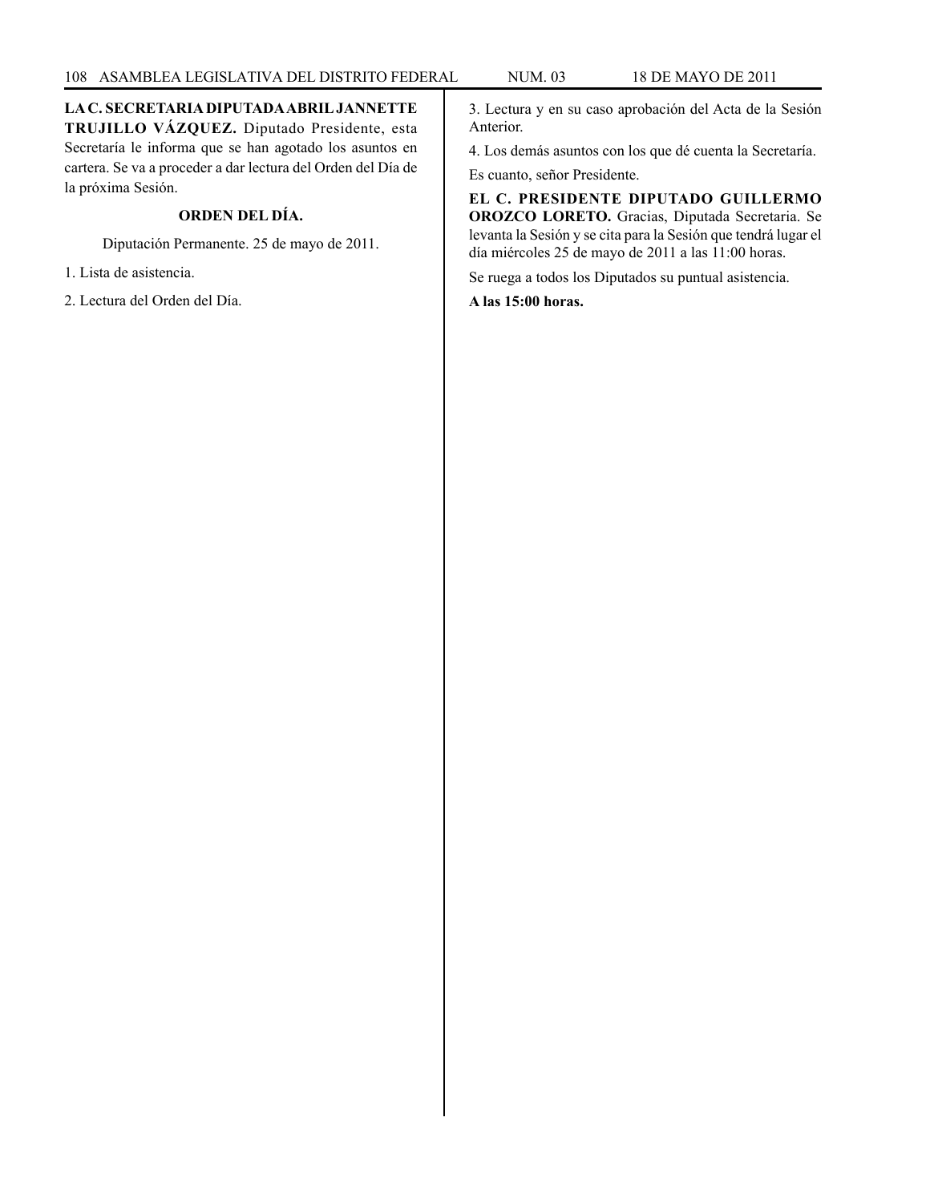**LA C. SECRETARIA DIPUTADA ABRIL JANNETTE TRUJILLO VÁZQUEZ.** Diputado Presidente, esta Secretaría le informa que se han agotado los asuntos en cartera. Se va a proceder a dar lectura del Orden del Día de la próxima Sesión.

**ORDEN DEL DÍA.**

Diputación Permanente. 25 de mayo de 2011.

1. Lista de asistencia.

2. Lectura del Orden del Día.

3. Lectura y en su caso aprobación del Acta de la Sesión Anterior.

4. Los demás asuntos con los que dé cuenta la Secretaría.

Es cuanto, señor Presidente.

**EL C. PRESIDENTE DIPUTADO GUILLERMO OROZCO LORETO.** Gracias, Diputada Secretaria. Se levanta la Sesión y se cita para la Sesión que tendrá lugar el día miércoles 25 de mayo de 2011 a las 11:00 horas.

Se ruega a todos los Diputados su puntual asistencia.

**A las 15:00 horas.**